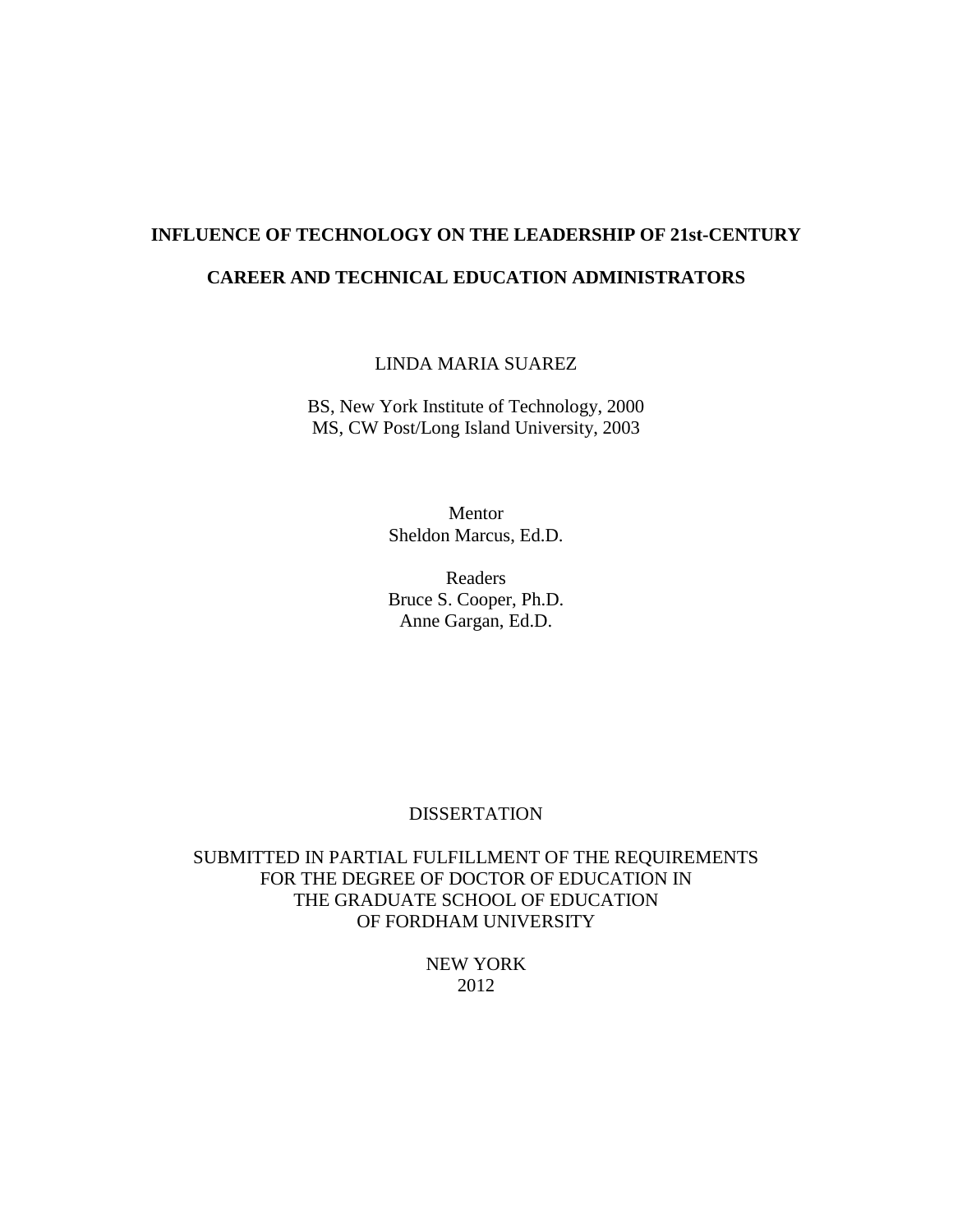# INFLUENCE OF TECHNOLOGY ON THE LEADERSHIP OF 21st-CENTURY CAREER AND TECHNICAL EDUCATION ADMINISTRATORS

LINDA MARIA SUAREZ

BS, New York Institute of Technology, 2000
MS, CW Post/Long Island University, 2003

Mentor
Sheldon Marcus, Ed.D.

Readers
Bruce S. Cooper, Ph.D.
Anne Gargan, Ed.D.

DISSERTATION

SUBMITTED IN PARTIAL FULFILLMENT OF THE REQUIREMENTS
FOR THE DEGREE OF DOCTOR OF EDUCATION IN
THE GRADUATE SCHOOL OF EDUCATION
OF FORDHAM UNIVERSITY

NEW YORK
2012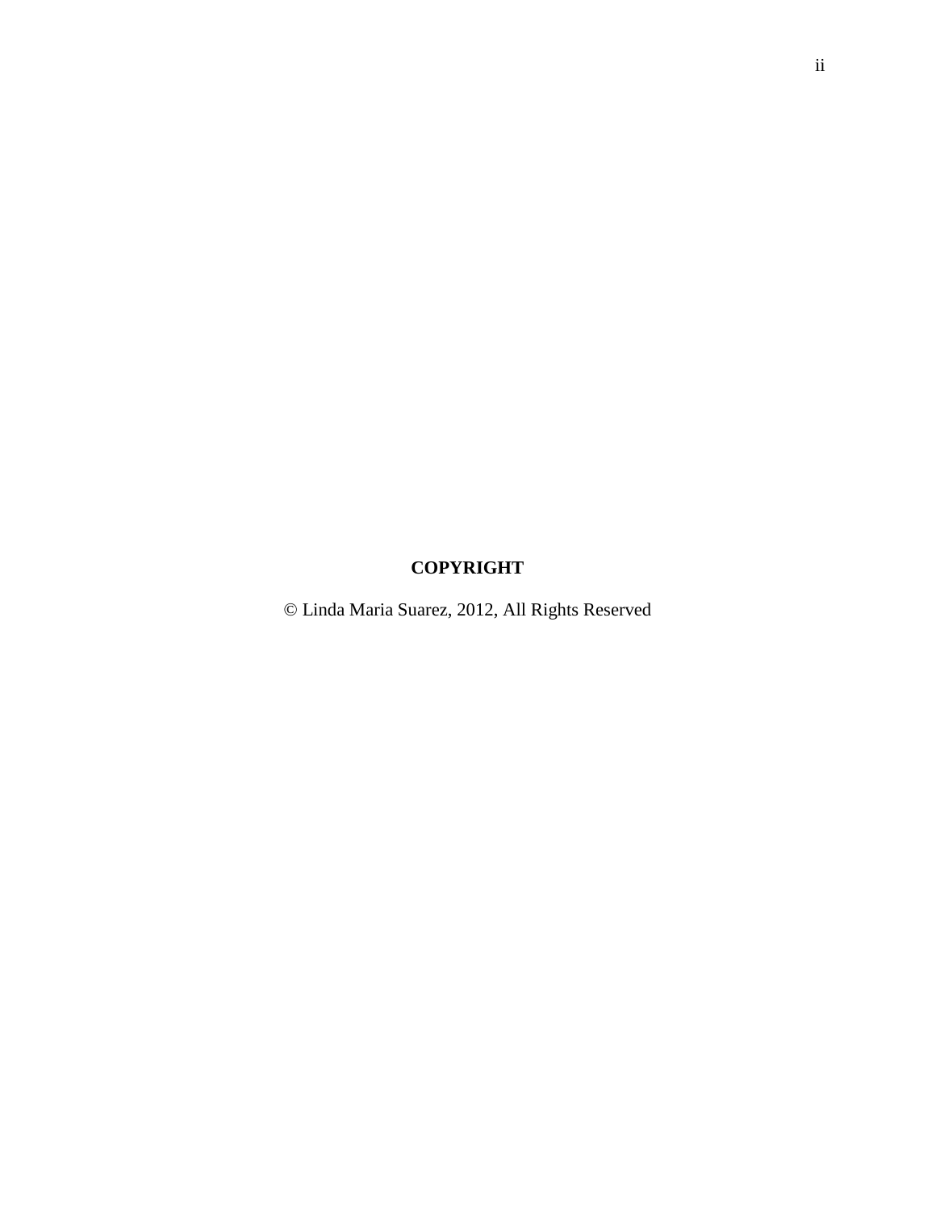**COPYRIGHT**

© Linda Maria Suarez, 2012, All Rights Reserved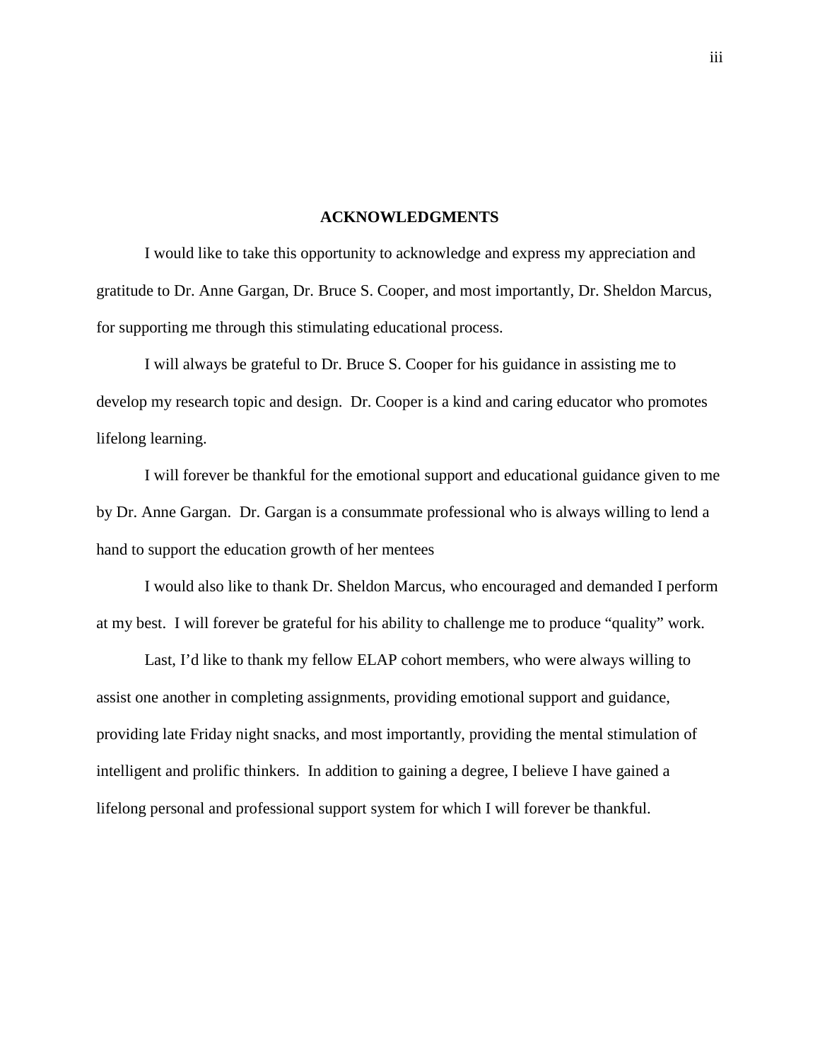# ACKNOWLEDGMENTS

I would like to take this opportunity to acknowledge and express my appreciation and gratitude to Dr. Anne Gargan, Dr. Bruce S. Cooper, and most importantly, Dr. Sheldon Marcus, for supporting me through this stimulating educational process.

I will always be grateful to Dr. Bruce S. Cooper for his guidance in assisting me to develop my research topic and design. Dr. Cooper is a kind and caring educator who promotes lifelong learning.

I will forever be thankful for the emotional support and educational guidance given to me by Dr. Anne Gargan. Dr. Gargan is a consummate professional who is always willing to lend a hand to support the education growth of her mentees

I would also like to thank Dr. Sheldon Marcus, who encouraged and demanded I perform at my best. I will forever be grateful for his ability to challenge me to produce "quality" work.

Last, I'd like to thank my fellow ELAP cohort members, who were always willing to assist one another in completing assignments, providing emotional support and guidance, providing late Friday night snacks, and most importantly, providing the mental stimulation of intelligent and prolific thinkers. In addition to gaining a degree, I believe I have gained a lifelong personal and professional support system for which I will forever be thankful.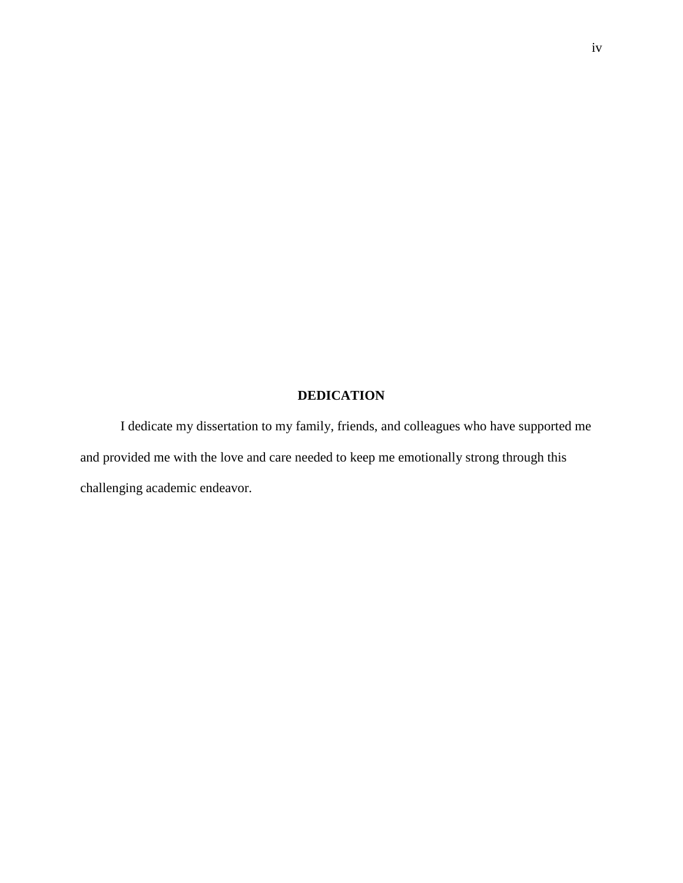## DEDICATION

I dedicate my dissertation to my family, friends, and colleagues who have supported me and provided me with the love and care needed to keep me emotionally strong through this challenging academic endeavor.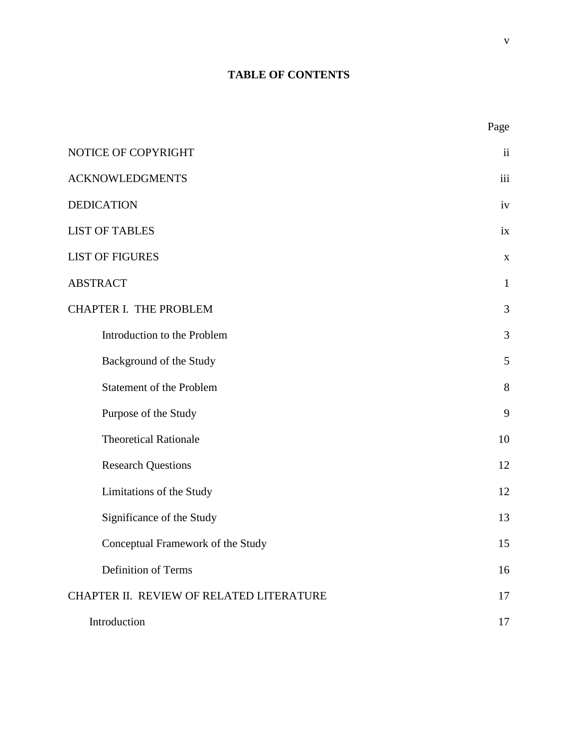# TABLE OF CONTENTS

| | Page |
|---|---|
| NOTICE OF COPYRIGHT | ii |
| ACKNOWLEDGMENTS | iii |
| DEDICATION | iv |
| LIST OF TABLES | ix |
| LIST OF FIGURES | x |
| ABSTRACT | 1 |
| CHAPTER I. THE PROBLEM | 3 |
| Introduction to the Problem | 3 |
| Background of the Study | 5 |
| Statement of the Problem | 8 |
| Purpose of the Study | 9 |
| Theoretical Rationale | 10 |
| Research Questions | 12 |
| Limitations of the Study | 12 |
| Significance of the Study | 13 |
| Conceptual Framework of the Study | 15 |
| Definition of Terms | 16 |
| CHAPTER II. REVIEW OF RELATED LITERATURE | 17 |
| Introduction | 17 |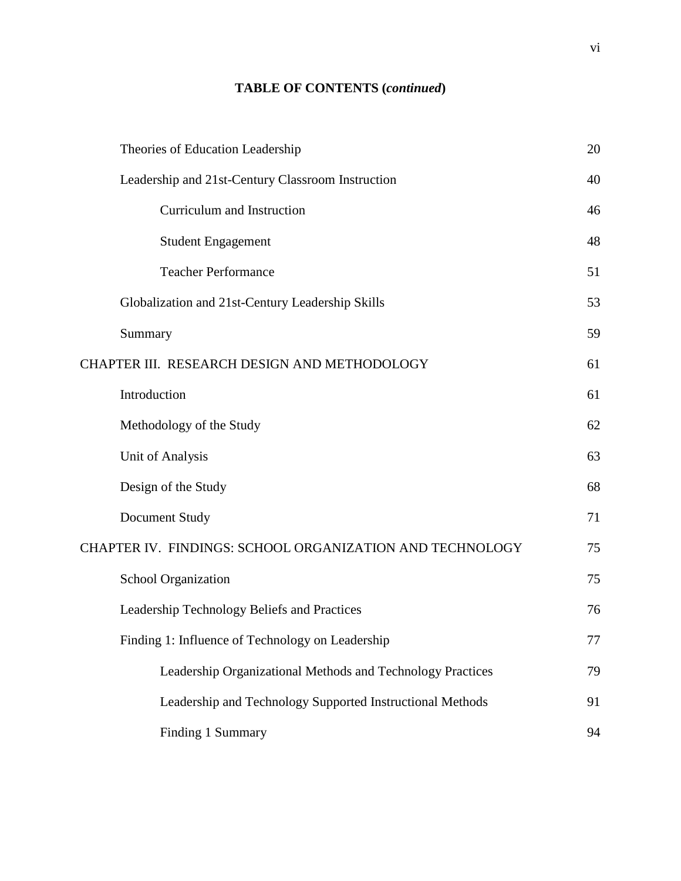**TABLE OF CONTENTS (*continued*)**

| | |
|---|---|
| Theories of Education Leadership | 20 |
| Leadership and 21st-Century Classroom Instruction | 40 |
| &nbsp;&nbsp;&nbsp;&nbsp;Curriculum and Instruction | 46 |
| &nbsp;&nbsp;&nbsp;&nbsp;Student Engagement | 48 |
| &nbsp;&nbsp;&nbsp;&nbsp;Teacher Performance | 51 |
| Globalization and 21st-Century Leadership Skills | 53 |
| Summary | 59 |
| CHAPTER III. RESEARCH DESIGN AND METHODOLOGY | 61 |
| Introduction | 61 |
| Methodology of the Study | 62 |
| Unit of Analysis | 63 |
| Design of the Study | 68 |
| Document Study | 71 |
| CHAPTER IV. FINDINGS: SCHOOL ORGANIZATION AND TECHNOLOGY | 75 |
| School Organization | 75 |
| Leadership Technology Beliefs and Practices | 76 |
| Finding 1: Influence of Technology on Leadership | 77 |
| &nbsp;&nbsp;&nbsp;&nbsp;Leadership Organizational Methods and Technology Practices | 79 |
| &nbsp;&nbsp;&nbsp;&nbsp;Leadership and Technology Supported Instructional Methods | 91 |
| &nbsp;&nbsp;&nbsp;&nbsp;Finding 1 Summary | 94 |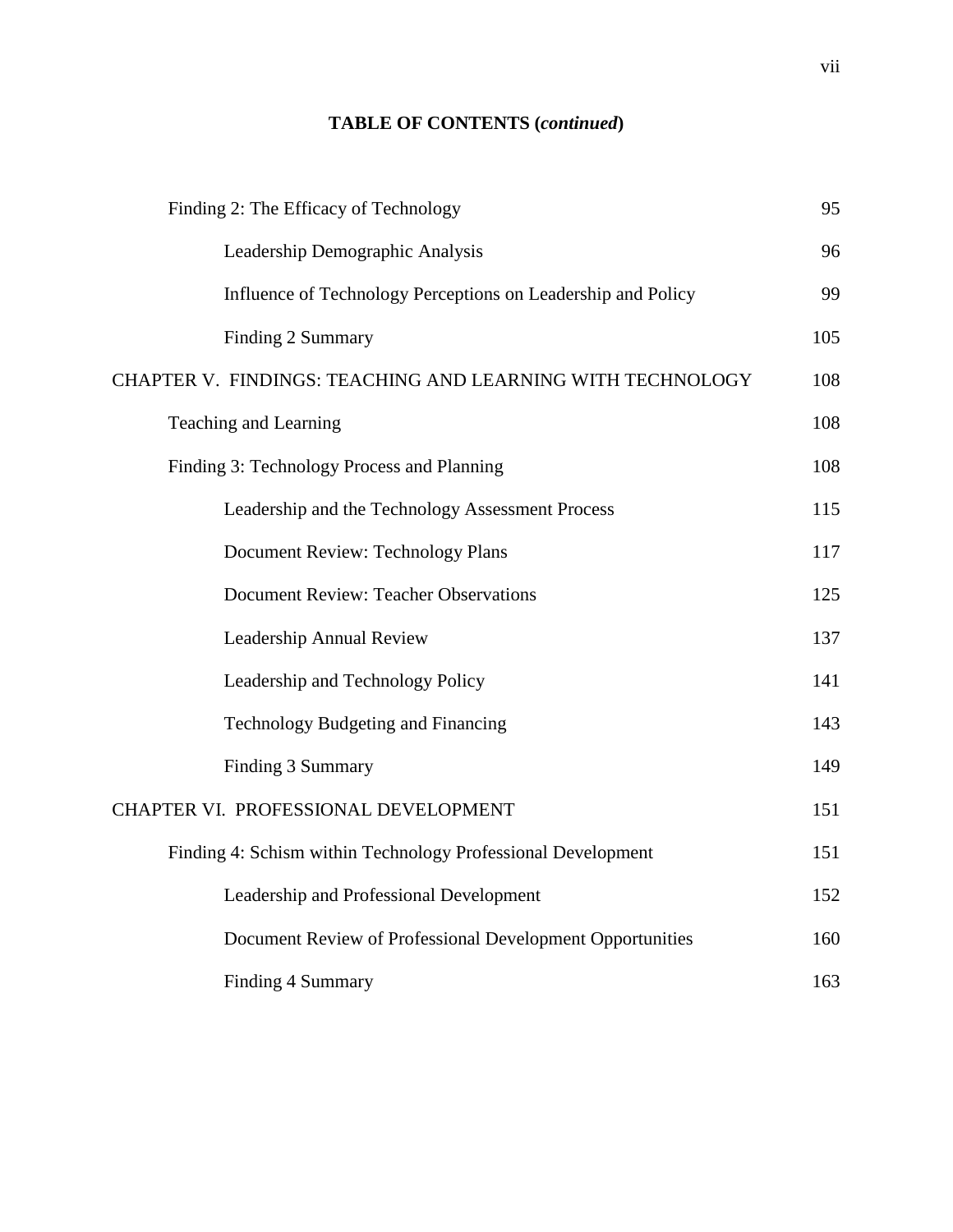**TABLE OF CONTENTS (*continued*)**

| | |
|---|---|
| Finding 2: The Efficacy of Technology | 95 |
| Leadership Demographic Analysis | 96 |
| Influence of Technology Perceptions on Leadership and Policy | 99 |
| Finding 2 Summary | 105 |
| CHAPTER V. FINDINGS: TEACHING AND LEARNING WITH TECHNOLOGY | 108 |
| Teaching and Learning | 108 |
| Finding 3: Technology Process and Planning | 108 |
| Leadership and the Technology Assessment Process | 115 |
| Document Review: Technology Plans | 117 |
| Document Review: Teacher Observations | 125 |
| Leadership Annual Review | 137 |
| Leadership and Technology Policy | 141 |
| Technology Budgeting and Financing | 143 |
| Finding 3 Summary | 149 |
| CHAPTER VI. PROFESSIONAL DEVELOPMENT | 151 |
| Finding 4: Schism within Technology Professional Development | 151 |
| Leadership and Professional Development | 152 |
| Document Review of Professional Development Opportunities | 160 |
| Finding 4 Summary | 163 |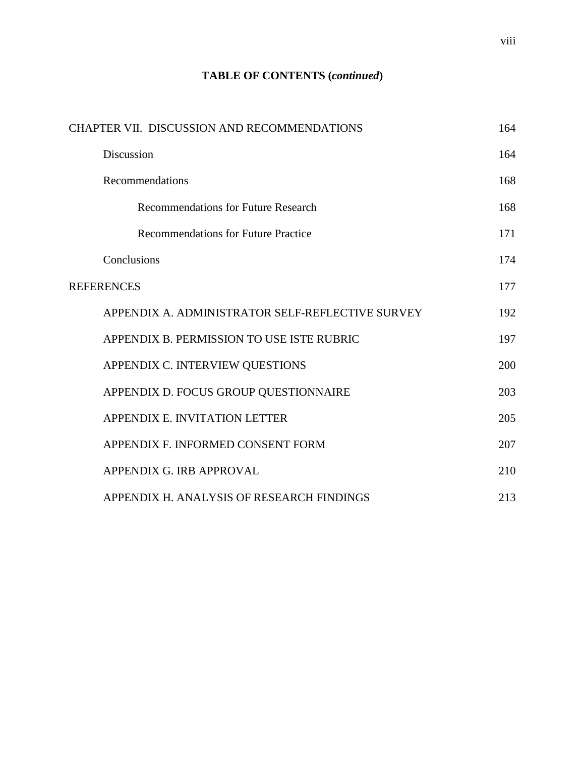# TABLE OF CONTENTS (*continued*)

| | |
|---|---|
| CHAPTER VII. DISCUSSION AND RECOMMENDATIONS | 164 |
| Discussion | 164 |
| Recommendations | 168 |
| Recommendations for Future Research | 168 |
| Recommendations for Future Practice | 171 |
| Conclusions | 174 |
| REFERENCES | 177 |
| APPENDIX A. ADMINISTRATOR SELF-REFLECTIVE SURVEY | 192 |
| APPENDIX B. PERMISSION TO USE ISTE RUBRIC | 197 |
| APPENDIX C. INTERVIEW QUESTIONS | 200 |
| APPENDIX D. FOCUS GROUP QUESTIONNAIRE | 203 |
| APPENDIX E. INVITATION LETTER | 205 |
| APPENDIX F. INFORMED CONSENT FORM | 207 |
| APPENDIX G. IRB APPROVAL | 210 |
| APPENDIX H. ANALYSIS OF RESEARCH FINDINGS | 213 |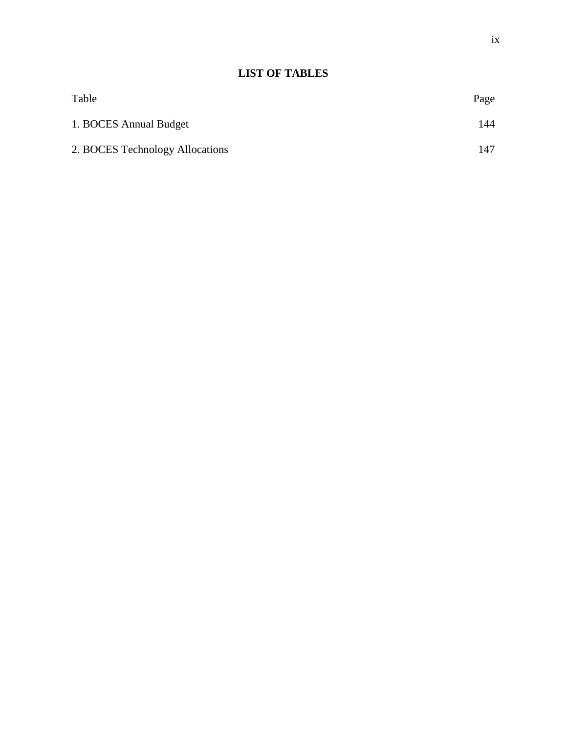# LIST OF TABLES

| Table | Page |
|---|---|
| 1. BOCES Annual Budget | 144 |
| 2. BOCES Technology Allocations | 147 |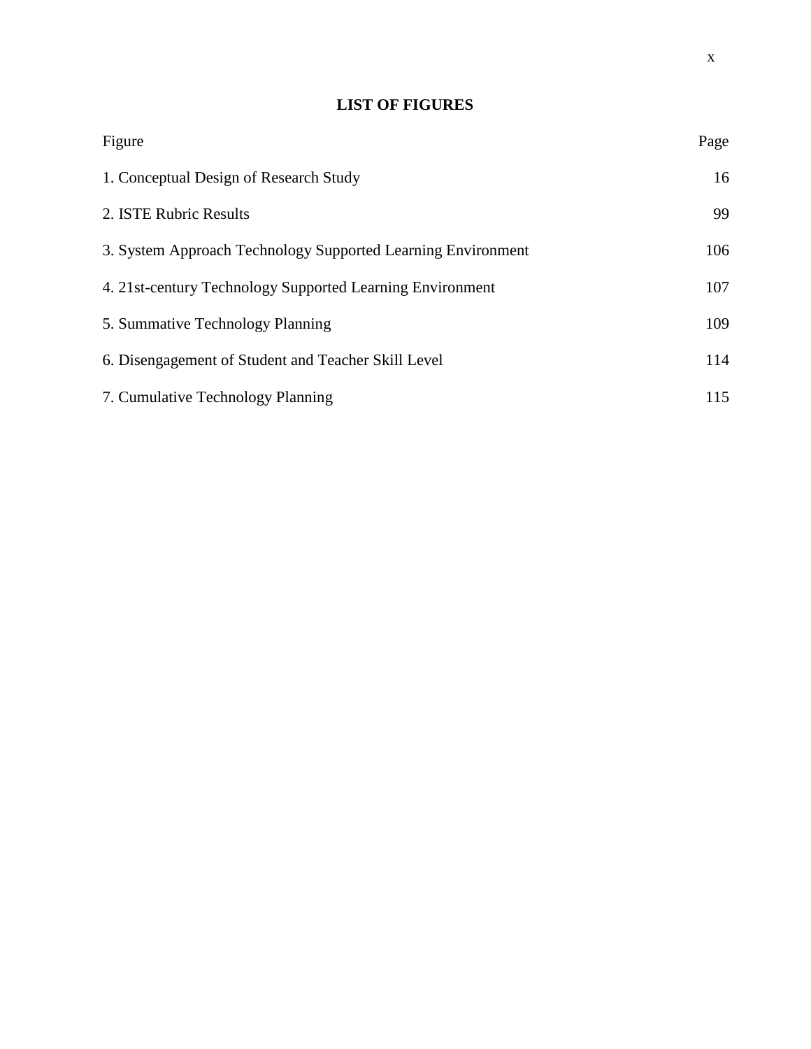# LIST OF FIGURES

| Figure | Page |
|---|---|
| 1. Conceptual Design of Research Study | 16 |
| 2. ISTE Rubric Results | 99 |
| 3. System Approach Technology Supported Learning Environment | 106 |
| 4. 21st-century Technology Supported Learning Environment | 107 |
| 5. Summative Technology Planning | 109 |
| 6. Disengagement of Student and Teacher Skill Level | 114 |
| 7. Cumulative Technology Planning | 115 |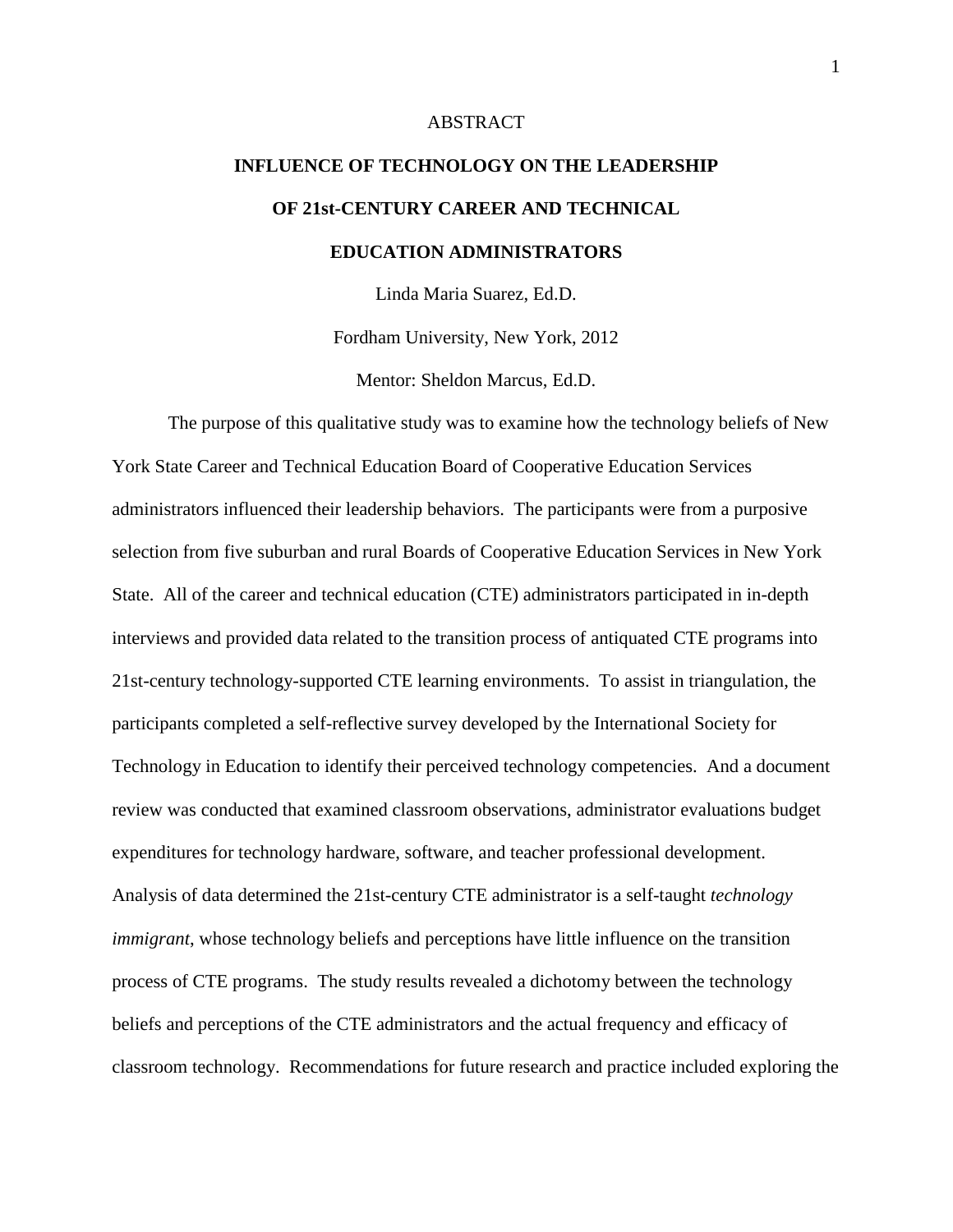ABSTRACT

# INFLUENCE OF TECHNOLOGY ON THE LEADERSHIP OF 21st-CENTURY CAREER AND TECHNICAL EDUCATION ADMINISTRATORS

Linda Maria Suarez, Ed.D.

Fordham University, New York, 2012

Mentor: Sheldon Marcus, Ed.D.

The purpose of this qualitative study was to examine how the technology beliefs of New York State Career and Technical Education Board of Cooperative Education Services administrators influenced their leadership behaviors. The participants were from a purposive selection from five suburban and rural Boards of Cooperative Education Services in New York State. All of the career and technical education (CTE) administrators participated in in-depth interviews and provided data related to the transition process of antiquated CTE programs into 21st-century technology-supported CTE learning environments. To assist in triangulation, the participants completed a self-reflective survey developed by the International Society for Technology in Education to identify their perceived technology competencies. And a document review was conducted that examined classroom observations, administrator evaluations budget expenditures for technology hardware, software, and teacher professional development. Analysis of data determined the 21st-century CTE administrator is a self-taught *technology immigrant*, whose technology beliefs and perceptions have little influence on the transition process of CTE programs. The study results revealed a dichotomy between the technology beliefs and perceptions of the CTE administrators and the actual frequency and efficacy of classroom technology. Recommendations for future research and practice included exploring the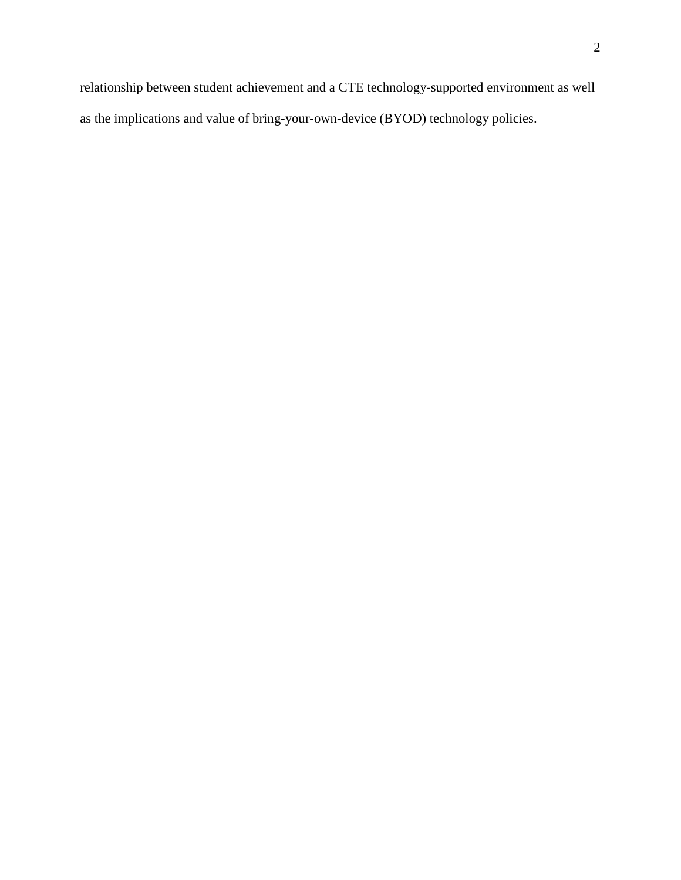relationship between student achievement and a CTE technology-supported environment as well as the implications and value of bring-your-own-device (BYOD) technology policies.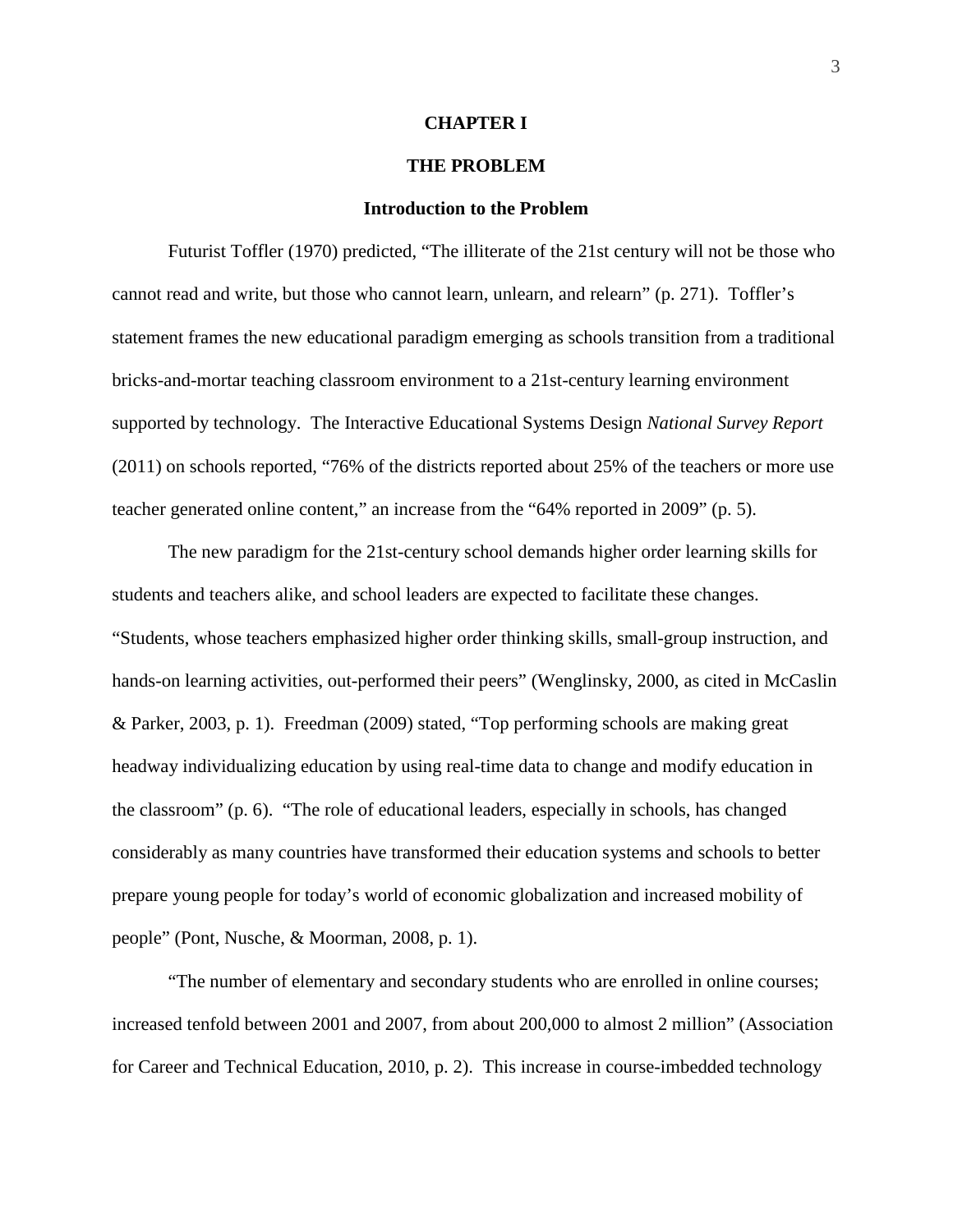# CHAPTER I

# THE PROBLEM

## Introduction to the Problem

Futurist Toffler (1970) predicted, "The illiterate of the 21st century will not be those who cannot read and write, but those who cannot learn, unlearn, and relearn" (p. 271). Toffler's statement frames the new educational paradigm emerging as schools transition from a traditional bricks-and-mortar teaching classroom environment to a 21st-century learning environment supported by technology. The Interactive Educational Systems Design *National Survey Report* (2011) on schools reported, "76% of the districts reported about 25% of the teachers or more use teacher generated online content," an increase from the "64% reported in 2009" (p. 5).

The new paradigm for the 21st-century school demands higher order learning skills for students and teachers alike, and school leaders are expected to facilitate these changes. "Students, whose teachers emphasized higher order thinking skills, small-group instruction, and hands-on learning activities, out-performed their peers" (Wenglinsky, 2000, as cited in McCaslin & Parker, 2003, p. 1). Freedman (2009) stated, "Top performing schools are making great headway individualizing education by using real-time data to change and modify education in the classroom" (p. 6). "The role of educational leaders, especially in schools, has changed considerably as many countries have transformed their education systems and schools to better prepare young people for today's world of economic globalization and increased mobility of people" (Pont, Nusche, & Moorman, 2008, p. 1).

"The number of elementary and secondary students who are enrolled in online courses; increased tenfold between 2001 and 2007, from about 200,000 to almost 2 million" (Association for Career and Technical Education, 2010, p. 2). This increase in course-imbedded technology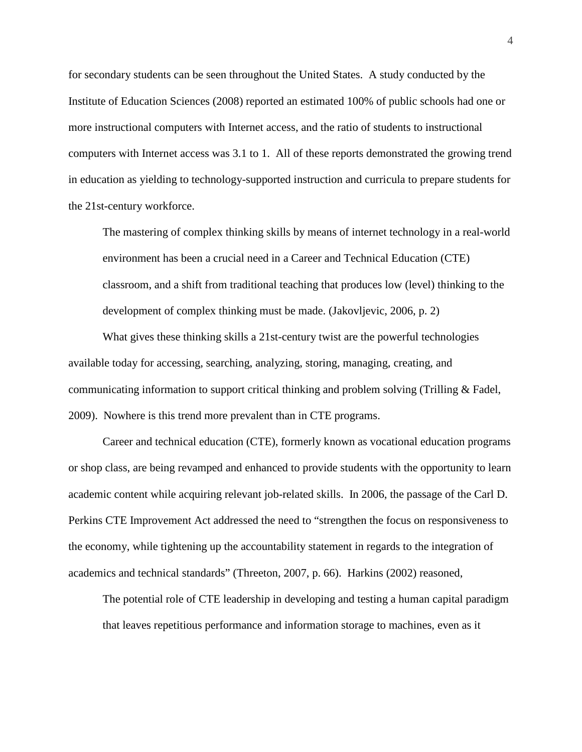for secondary students can be seen throughout the United States. A study conducted by the Institute of Education Sciences (2008) reported an estimated 100% of public schools had one or more instructional computers with Internet access, and the ratio of students to instructional computers with Internet access was 3.1 to 1. All of these reports demonstrated the growing trend in education as yielding to technology-supported instruction and curricula to prepare students for the 21st-century workforce.

> The mastering of complex thinking skills by means of internet technology in a real-world environment has been a crucial need in a Career and Technical Education (CTE) classroom, and a shift from traditional teaching that produces low (level) thinking to the development of complex thinking must be made. (Jakovljevic, 2006, p. 2)

What gives these thinking skills a 21st-century twist are the powerful technologies available today for accessing, searching, analyzing, storing, managing, creating, and communicating information to support critical thinking and problem solving (Trilling & Fadel, 2009). Nowhere is this trend more prevalent than in CTE programs.

Career and technical education (CTE), formerly known as vocational education programs or shop class, are being revamped and enhanced to provide students with the opportunity to learn academic content while acquiring relevant job-related skills. In 2006, the passage of the Carl D. Perkins CTE Improvement Act addressed the need to "strengthen the focus on responsiveness to the economy, while tightening up the accountability statement in regards to the integration of academics and technical standards" (Threeton, 2007, p. 66). Harkins (2002) reasoned,

> The potential role of CTE leadership in developing and testing a human capital paradigm that leaves repetitious performance and information storage to machines, even as it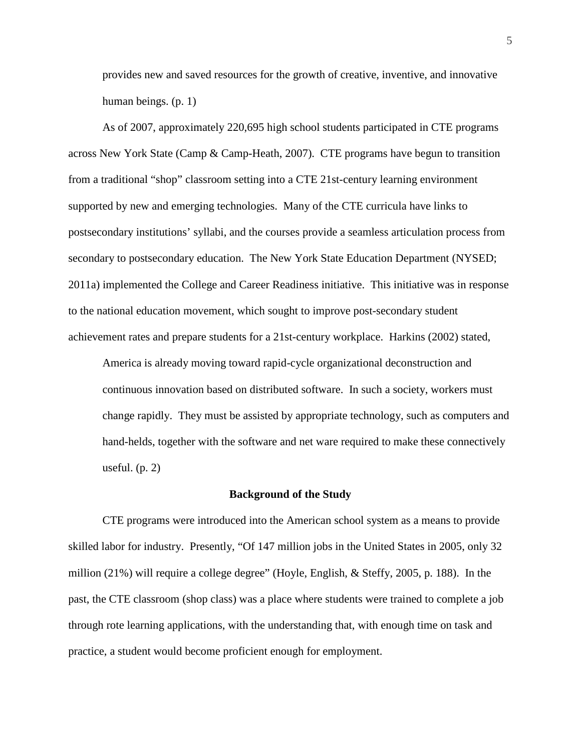> provides new and saved resources for the growth of creative, inventive, and innovative human beings. (p. 1)

As of 2007, approximately 220,695 high school students participated in CTE programs across New York State (Camp & Camp-Heath, 2007). CTE programs have begun to transition from a traditional "shop" classroom setting into a CTE 21st-century learning environment supported by new and emerging technologies. Many of the CTE curricula have links to postsecondary institutions' syllabi, and the courses provide a seamless articulation process from secondary to postsecondary education. The New York State Education Department (NYSED; 2011a) implemented the College and Career Readiness initiative. This initiative was in response to the national education movement, which sought to improve post-secondary student achievement rates and prepare students for a 21st-century workplace. Harkins (2002) stated,

> America is already moving toward rapid-cycle organizational deconstruction and continuous innovation based on distributed software. In such a society, workers must change rapidly. They must be assisted by appropriate technology, such as computers and hand-helds, together with the software and net ware required to make these connectively useful. (p. 2)

## Background of the Study

CTE programs were introduced into the American school system as a means to provide skilled labor for industry. Presently, "Of 147 million jobs in the United States in 2005, only 32 million (21%) will require a college degree" (Hoyle, English, & Steffy, 2005, p. 188). In the past, the CTE classroom (shop class) was a place where students were trained to complete a job through rote learning applications, with the understanding that, with enough time on task and practice, a student would become proficient enough for employment.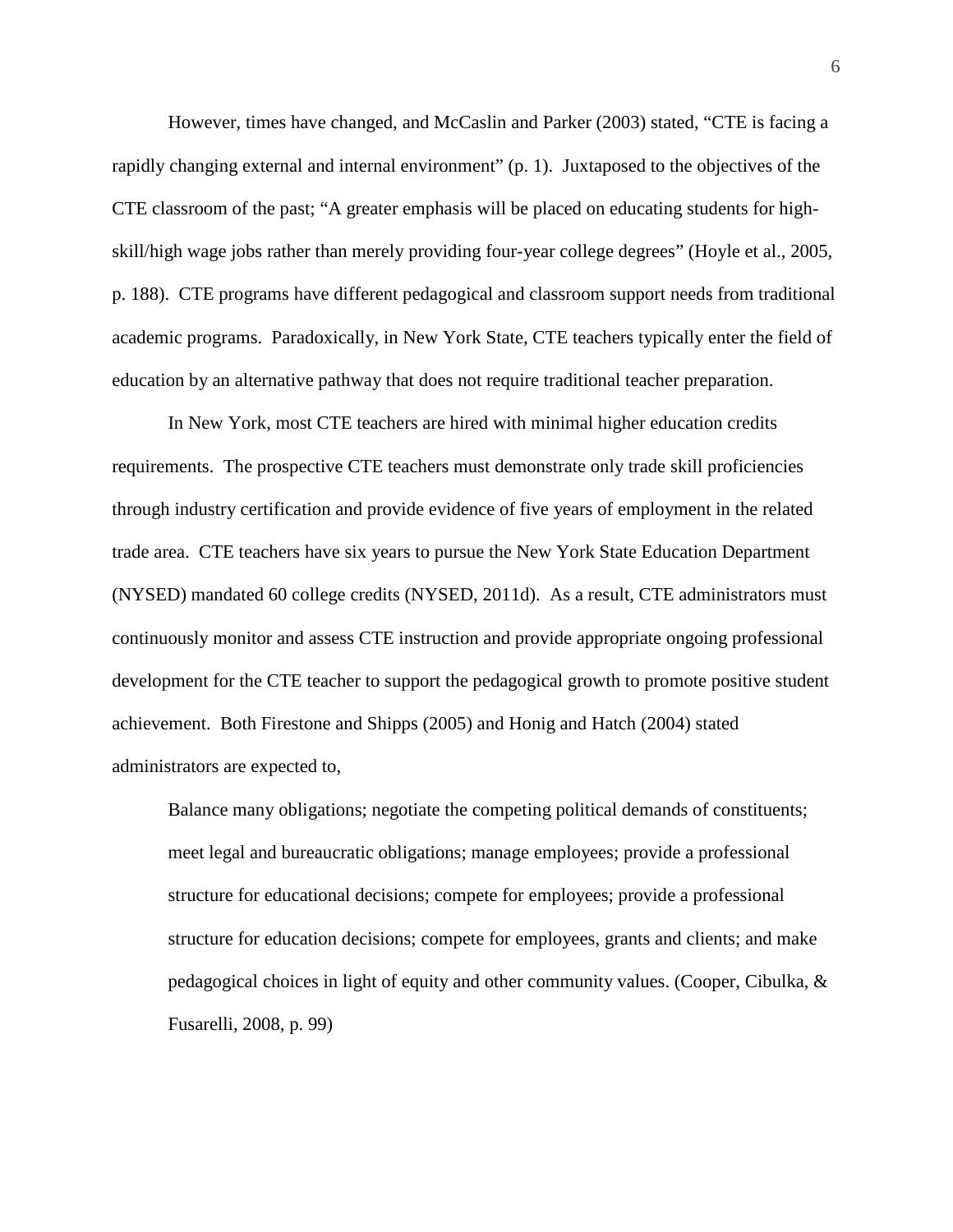However, times have changed, and McCaslin and Parker (2003) stated, "CTE is facing a rapidly changing external and internal environment" (p. 1). Juxtaposed to the objectives of the CTE classroom of the past; "A greater emphasis will be placed on educating students for high-skill/high wage jobs rather than merely providing four-year college degrees" (Hoyle et al., 2005, p. 188). CTE programs have different pedagogical and classroom support needs from traditional academic programs. Paradoxically, in New York State, CTE teachers typically enter the field of education by an alternative pathway that does not require traditional teacher preparation.

In New York, most CTE teachers are hired with minimal higher education credits requirements. The prospective CTE teachers must demonstrate only trade skill proficiencies through industry certification and provide evidence of five years of employment in the related trade area. CTE teachers have six years to pursue the New York State Education Department (NYSED) mandated 60 college credits (NYSED, 2011d). As a result, CTE administrators must continuously monitor and assess CTE instruction and provide appropriate ongoing professional development for the CTE teacher to support the pedagogical growth to promote positive student achievement. Both Firestone and Shipps (2005) and Honig and Hatch (2004) stated administrators are expected to,

> Balance many obligations; negotiate the competing political demands of constituents; meet legal and bureaucratic obligations; manage employees; provide a professional structure for educational decisions; compete for employees; provide a professional structure for education decisions; compete for employees, grants and clients; and make pedagogical choices in light of equity and other community values. (Cooper, Cibulka, & Fusarelli, 2008, p. 99)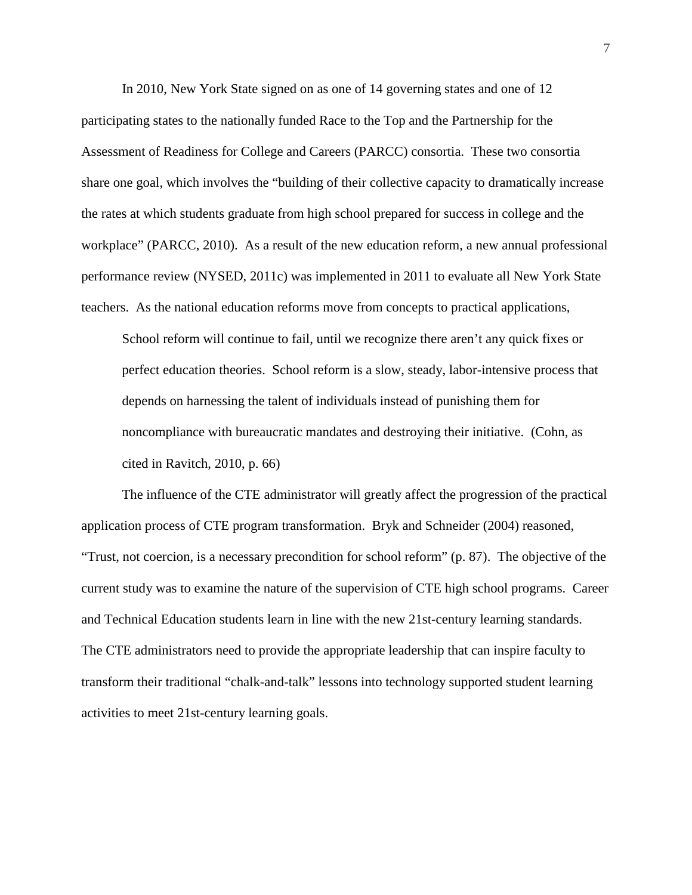In 2010, New York State signed on as one of 14 governing states and one of 12 participating states to the nationally funded Race to the Top and the Partnership for the Assessment of Readiness for College and Careers (PARCC) consortia. These two consortia share one goal, which involves the "building of their collective capacity to dramatically increase the rates at which students graduate from high school prepared for success in college and the workplace" (PARCC, 2010). As a result of the new education reform, a new annual professional performance review (NYSED, 2011c) was implemented in 2011 to evaluate all New York State teachers. As the national education reforms move from concepts to practical applications,

> School reform will continue to fail, until we recognize there aren't any quick fixes or perfect education theories. School reform is a slow, steady, labor-intensive process that depends on harnessing the talent of individuals instead of punishing them for noncompliance with bureaucratic mandates and destroying their initiative. (Cohn, as cited in Ravitch, 2010, p. 66)

The influence of the CTE administrator will greatly affect the progression of the practical application process of CTE program transformation. Bryk and Schneider (2004) reasoned, "Trust, not coercion, is a necessary precondition for school reform" (p. 87). The objective of the current study was to examine the nature of the supervision of CTE high school programs. Career and Technical Education students learn in line with the new 21st-century learning standards. The CTE administrators need to provide the appropriate leadership that can inspire faculty to transform their traditional "chalk-and-talk" lessons into technology supported student learning activities to meet 21st-century learning goals.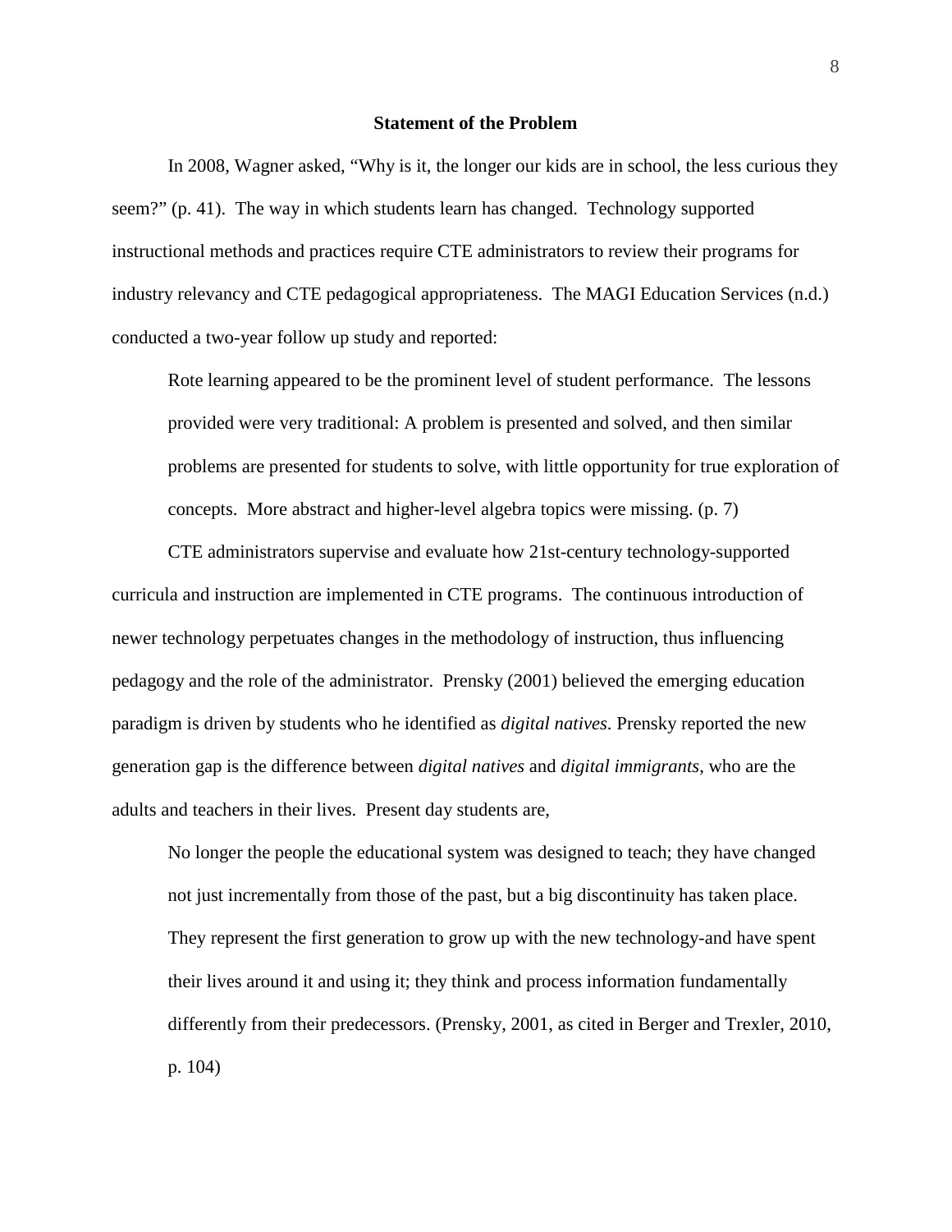## Statement of the Problem

In 2008, Wagner asked, "Why is it, the longer our kids are in school, the less curious they seem?" (p. 41). The way in which students learn has changed. Technology supported instructional methods and practices require CTE administrators to review their programs for industry relevancy and CTE pedagogical appropriateness. The MAGI Education Services (n.d.) conducted a two-year follow up study and reported:

> Rote learning appeared to be the prominent level of student performance. The lessons provided were very traditional: A problem is presented and solved, and then similar problems are presented for students to solve, with little opportunity for true exploration of concepts. More abstract and higher-level algebra topics were missing. (p. 7)

CTE administrators supervise and evaluate how 21st-century technology-supported curricula and instruction are implemented in CTE programs. The continuous introduction of newer technology perpetuates changes in the methodology of instruction, thus influencing pedagogy and the role of the administrator. Prensky (2001) believed the emerging education paradigm is driven by students who he identified as *digital natives*. Prensky reported the new generation gap is the difference between *digital natives* and *digital immigrants*, who are the adults and teachers in their lives. Present day students are,

> No longer the people the educational system was designed to teach; they have changed not just incrementally from those of the past, but a big discontinuity has taken place. They represent the first generation to grow up with the new technology-and have spent their lives around it and using it; they think and process information fundamentally differently from their predecessors. (Prensky, 2001, as cited in Berger and Trexler, 2010, p. 104)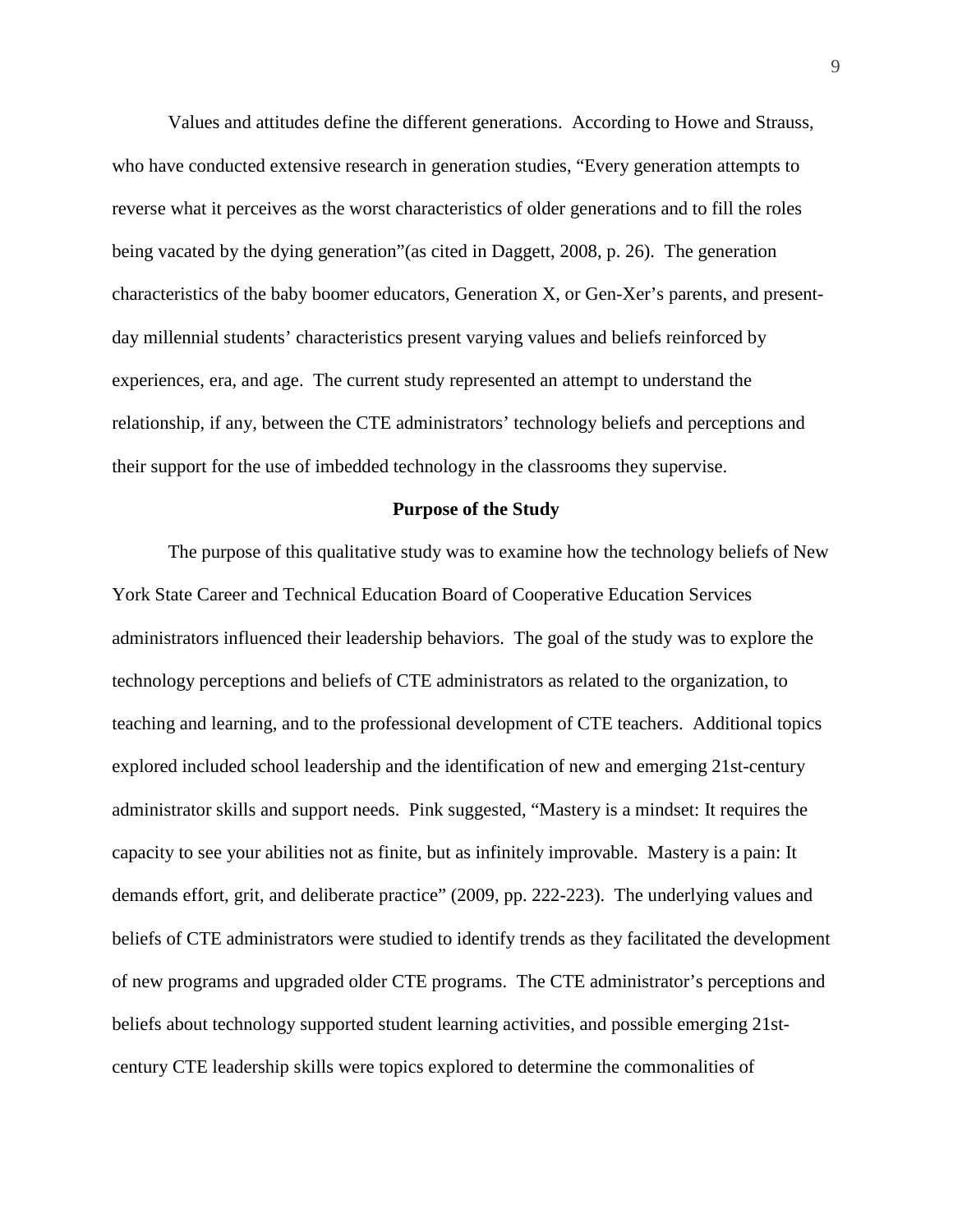Values and attitudes define the different generations. According to Howe and Strauss, who have conducted extensive research in generation studies, “Every generation attempts to reverse what it perceives as the worst characteristics of older generations and to fill the roles being vacated by the dying generation”(as cited in Daggett, 2008, p. 26). The generation characteristics of the baby boomer educators, Generation X, or Gen-Xer’s parents, and present-day millennial students’ characteristics present varying values and beliefs reinforced by experiences, era, and age. The current study represented an attempt to understand the relationship, if any, between the CTE administrators’ technology beliefs and perceptions and their support for the use of imbedded technology in the classrooms they supervise.

## Purpose of the Study

The purpose of this qualitative study was to examine how the technology beliefs of New York State Career and Technical Education Board of Cooperative Education Services administrators influenced their leadership behaviors. The goal of the study was to explore the technology perceptions and beliefs of CTE administrators as related to the organization, to teaching and learning, and to the professional development of CTE teachers. Additional topics explored included school leadership and the identification of new and emerging 21st-century administrator skills and support needs. Pink suggested, “Mastery is a mindset: It requires the capacity to see your abilities not as finite, but as infinitely improvable. Mastery is a pain: It demands effort, grit, and deliberate practice” (2009, pp. 222-223). The underlying values and beliefs of CTE administrators were studied to identify trends as they facilitated the development of new programs and upgraded older CTE programs. The CTE administrator’s perceptions and beliefs about technology supported student learning activities, and possible emerging 21st-century CTE leadership skills were topics explored to determine the commonalities of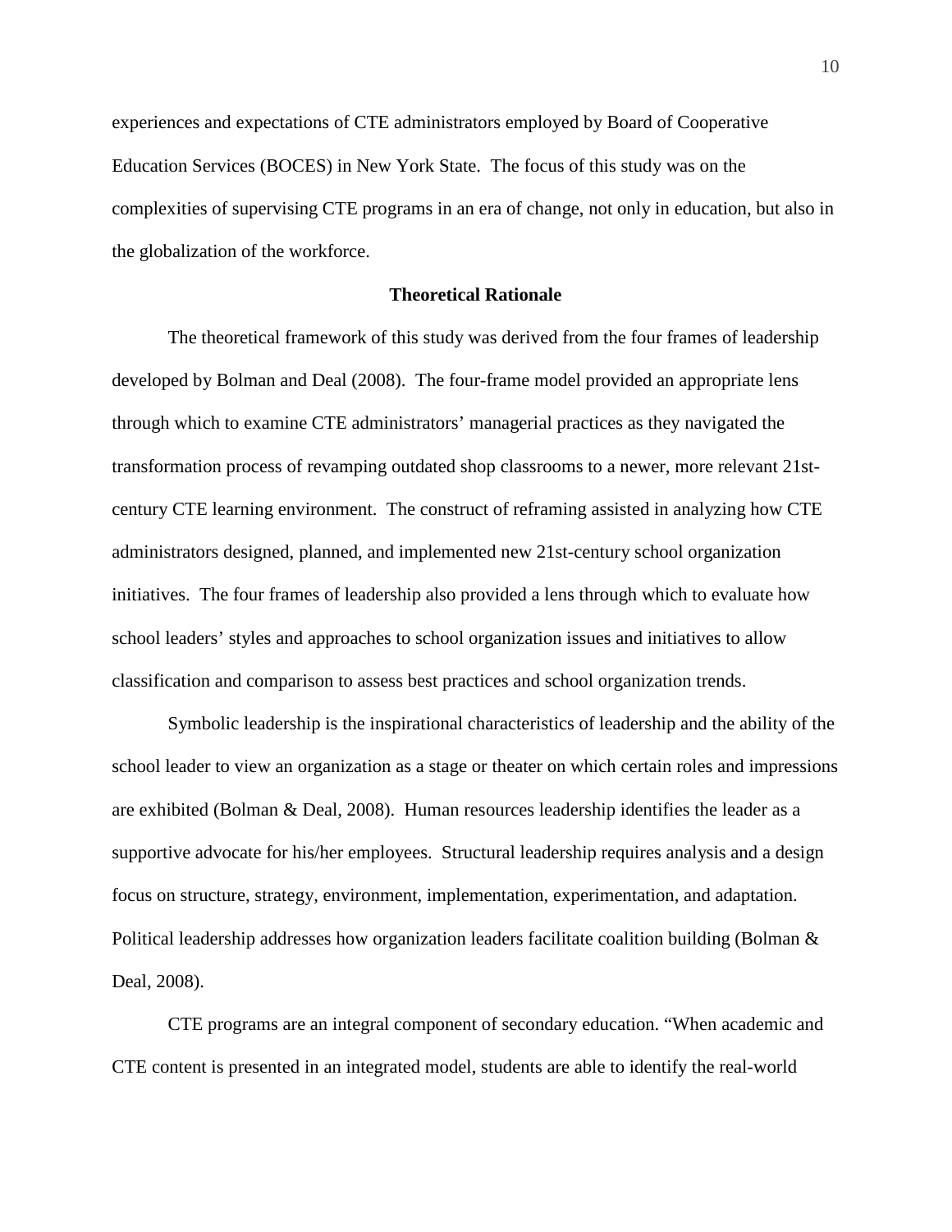experiences and expectations of CTE administrators employed by Board of Cooperative Education Services (BOCES) in New York State. The focus of this study was on the complexities of supervising CTE programs in an era of change, not only in education, but also in the globalization of the workforce.

## Theoretical Rationale

The theoretical framework of this study was derived from the four frames of leadership developed by Bolman and Deal (2008). The four-frame model provided an appropriate lens through which to examine CTE administrators' managerial practices as they navigated the transformation process of revamping outdated shop classrooms to a newer, more relevant 21st-century CTE learning environment. The construct of reframing assisted in analyzing how CTE administrators designed, planned, and implemented new 21st-century school organization initiatives. The four frames of leadership also provided a lens through which to evaluate how school leaders' styles and approaches to school organization issues and initiatives to allow classification and comparison to assess best practices and school organization trends.

Symbolic leadership is the inspirational characteristics of leadership and the ability of the school leader to view an organization as a stage or theater on which certain roles and impressions are exhibited (Bolman & Deal, 2008). Human resources leadership identifies the leader as a supportive advocate for his/her employees. Structural leadership requires analysis and a design focus on structure, strategy, environment, implementation, experimentation, and adaptation. Political leadership addresses how organization leaders facilitate coalition building (Bolman & Deal, 2008).

CTE programs are an integral component of secondary education. "When academic and CTE content is presented in an integrated model, students are able to identify the real-world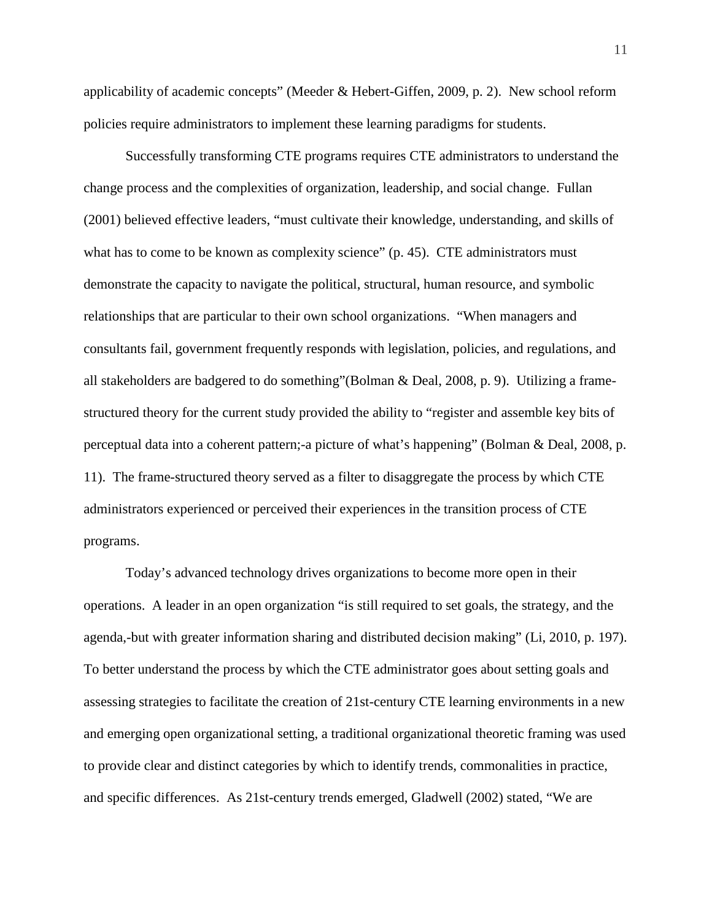applicability of academic concepts" (Meeder & Hebert-Giffen, 2009, p. 2). New school reform policies require administrators to implement these learning paradigms for students.

Successfully transforming CTE programs requires CTE administrators to understand the change process and the complexities of organization, leadership, and social change. Fullan (2001) believed effective leaders, "must cultivate their knowledge, understanding, and skills of what has to come to be known as complexity science" (p. 45). CTE administrators must demonstrate the capacity to navigate the political, structural, human resource, and symbolic relationships that are particular to their own school organizations. "When managers and consultants fail, government frequently responds with legislation, policies, and regulations, and all stakeholders are badgered to do something"(Bolman & Deal, 2008, p. 9). Utilizing a frame-structured theory for the current study provided the ability to "register and assemble key bits of perceptual data into a coherent pattern;-a picture of what's happening" (Bolman & Deal, 2008, p. 11). The frame-structured theory served as a filter to disaggregate the process by which CTE administrators experienced or perceived their experiences in the transition process of CTE programs.

Today's advanced technology drives organizations to become more open in their operations. A leader in an open organization "is still required to set goals, the strategy, and the agenda,-but with greater information sharing and distributed decision making" (Li, 2010, p. 197). To better understand the process by which the CTE administrator goes about setting goals and assessing strategies to facilitate the creation of 21st-century CTE learning environments in a new and emerging open organizational setting, a traditional organizational theoretic framing was used to provide clear and distinct categories by which to identify trends, commonalities in practice, and specific differences. As 21st-century trends emerged, Gladwell (2002) stated, "We are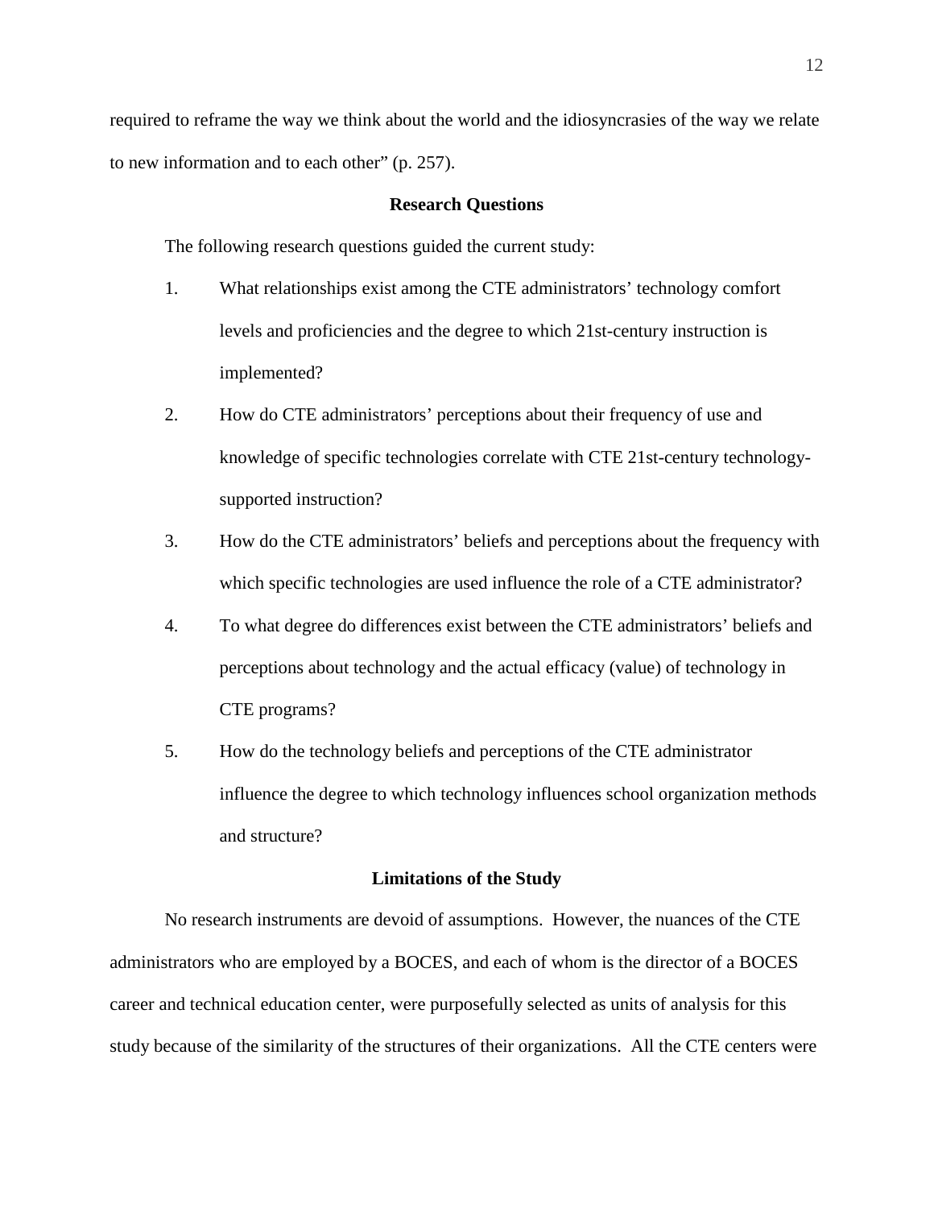required to reframe the way we think about the world and the idiosyncrasies of the way we relate to new information and to each other" (p. 257).

## Research Questions

The following research questions guided the current study:

1. What relationships exist among the CTE administrators' technology comfort levels and proficiencies and the degree to which 21st-century instruction is implemented?
2. How do CTE administrators' perceptions about their frequency of use and knowledge of specific technologies correlate with CTE 21st-century technology-supported instruction?
3. How do the CTE administrators' beliefs and perceptions about the frequency with which specific technologies are used influence the role of a CTE administrator?
4. To what degree do differences exist between the CTE administrators' beliefs and perceptions about technology and the actual efficacy (value) of technology in CTE programs?
5. How do the technology beliefs and perceptions of the CTE administrator influence the degree to which technology influences school organization methods and structure?

## Limitations of the Study

No research instruments are devoid of assumptions. However, the nuances of the CTE administrators who are employed by a BOCES, and each of whom is the director of a BOCES career and technical education center, were purposefully selected as units of analysis for this study because of the similarity of the structures of their organizations. All the CTE centers were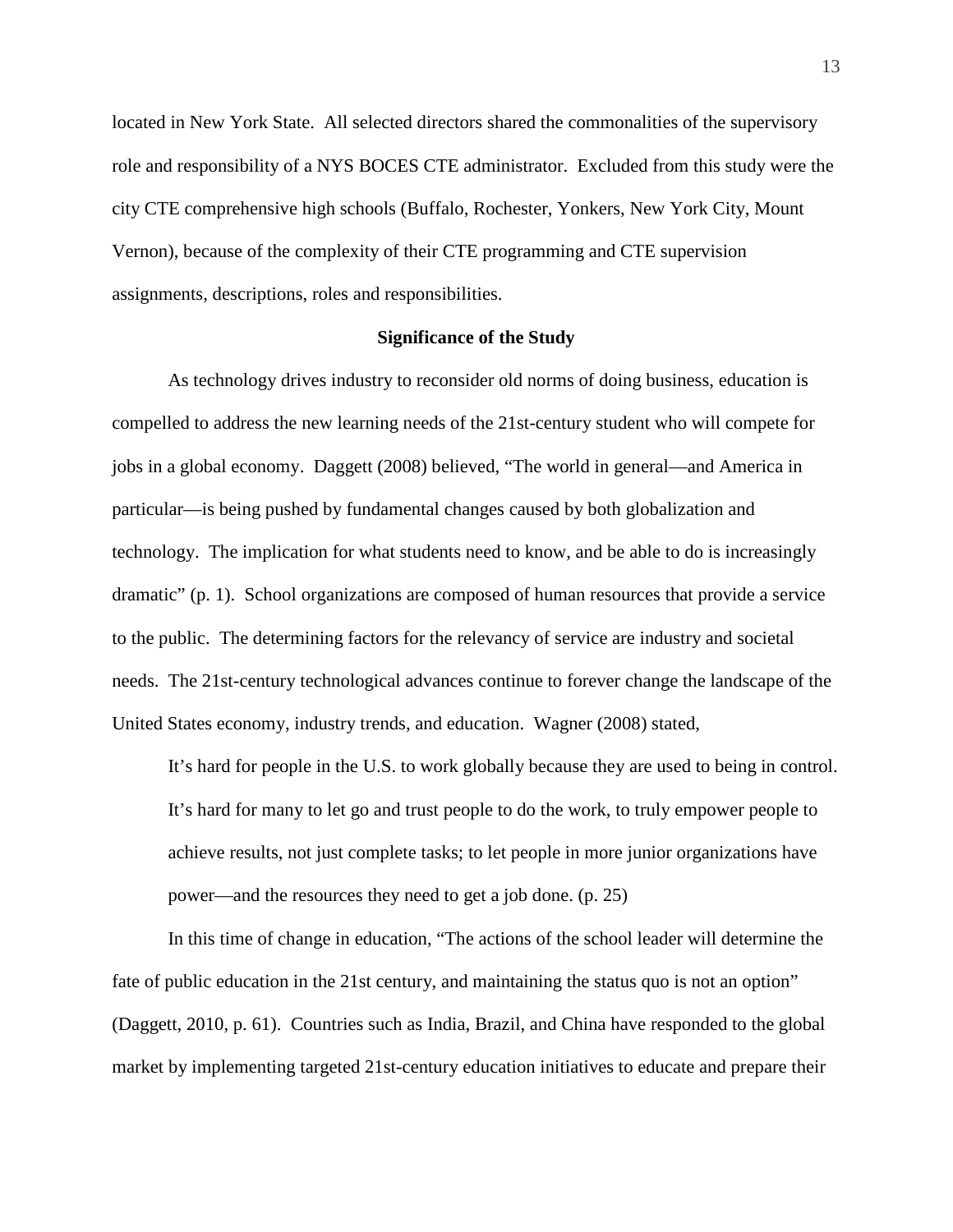located in New York State. All selected directors shared the commonalities of the supervisory role and responsibility of a NYS BOCES CTE administrator. Excluded from this study were the city CTE comprehensive high schools (Buffalo, Rochester, Yonkers, New York City, Mount Vernon), because of the complexity of their CTE programming and CTE supervision assignments, descriptions, roles and responsibilities.

## Significance of the Study

As technology drives industry to reconsider old norms of doing business, education is compelled to address the new learning needs of the 21st-century student who will compete for jobs in a global economy. Daggett (2008) believed, "The world in general—and America in particular—is being pushed by fundamental changes caused by both globalization and technology. The implication for what students need to know, and be able to do is increasingly dramatic" (p. 1). School organizations are composed of human resources that provide a service to the public. The determining factors for the relevancy of service are industry and societal needs. The 21st-century technological advances continue to forever change the landscape of the United States economy, industry trends, and education. Wagner (2008) stated,

> It's hard for people in the U.S. to work globally because they are used to being in control. It's hard for many to let go and trust people to do the work, to truly empower people to achieve results, not just complete tasks; to let people in more junior organizations have power—and the resources they need to get a job done. (p. 25)

In this time of change in education, "The actions of the school leader will determine the fate of public education in the 21st century, and maintaining the status quo is not an option" (Daggett, 2010, p. 61). Countries such as India, Brazil, and China have responded to the global market by implementing targeted 21st-century education initiatives to educate and prepare their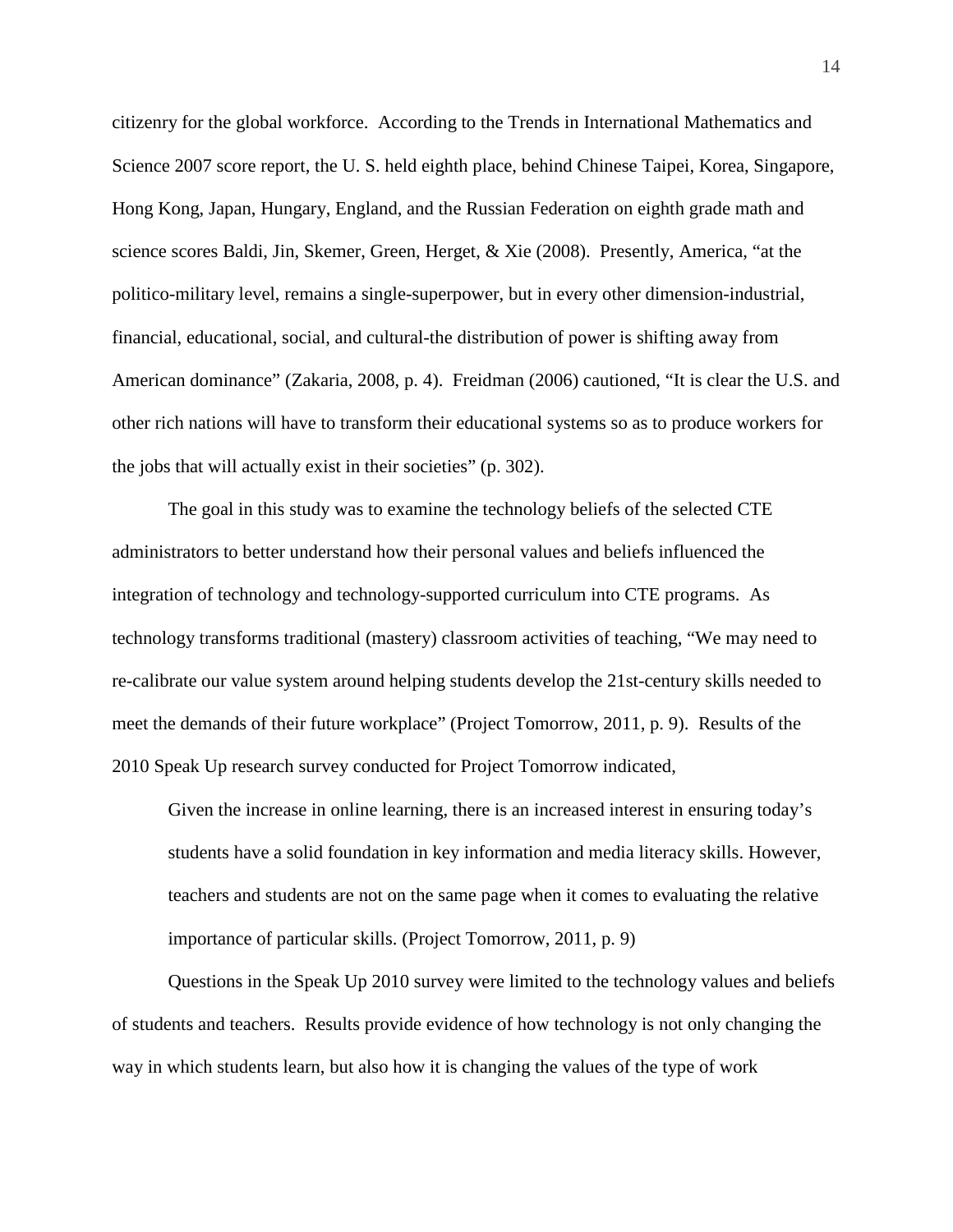citizenry for the global workforce. According to the Trends in International Mathematics and Science 2007 score report, the U. S. held eighth place, behind Chinese Taipei, Korea, Singapore, Hong Kong, Japan, Hungary, England, and the Russian Federation on eighth grade math and science scores Baldi, Jin, Skemer, Green, Herget, & Xie (2008). Presently, America, "at the politico-military level, remains a single-superpower, but in every other dimension-industrial, financial, educational, social, and cultural-the distribution of power is shifting away from American dominance" (Zakaria, 2008, p. 4). Freidman (2006) cautioned, "It is clear the U.S. and other rich nations will have to transform their educational systems so as to produce workers for the jobs that will actually exist in their societies" (p. 302).

The goal in this study was to examine the technology beliefs of the selected CTE administrators to better understand how their personal values and beliefs influenced the integration of technology and technology-supported curriculum into CTE programs. As technology transforms traditional (mastery) classroom activities of teaching, "We may need to re-calibrate our value system around helping students develop the 21st-century skills needed to meet the demands of their future workplace" (Project Tomorrow, 2011, p. 9). Results of the 2010 Speak Up research survey conducted for Project Tomorrow indicated,

> Given the increase in online learning, there is an increased interest in ensuring today's students have a solid foundation in key information and media literacy skills. However, teachers and students are not on the same page when it comes to evaluating the relative importance of particular skills. (Project Tomorrow, 2011, p. 9)

Questions in the Speak Up 2010 survey were limited to the technology values and beliefs of students and teachers. Results provide evidence of how technology is not only changing the way in which students learn, but also how it is changing the values of the type of work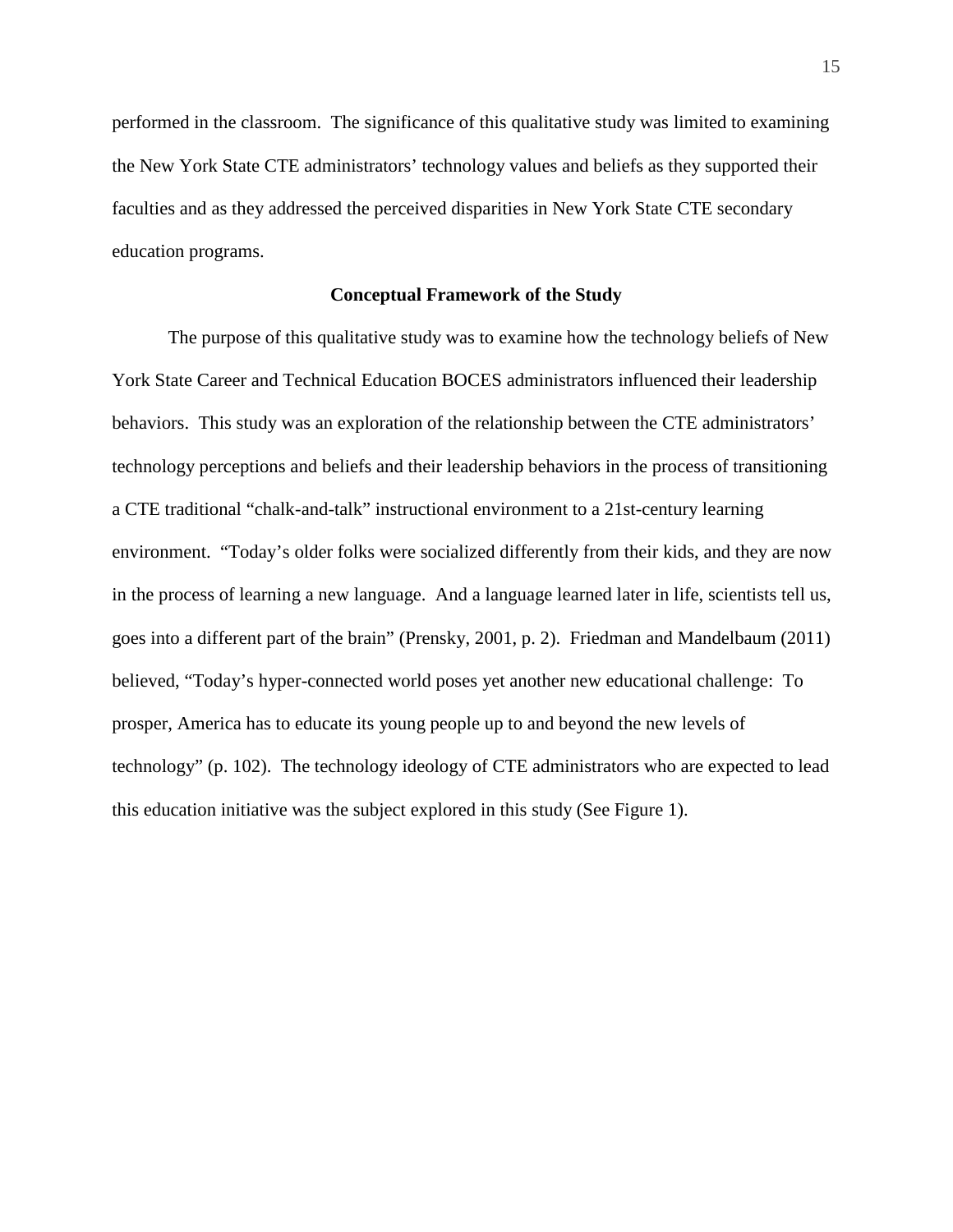performed in the classroom. The significance of this qualitative study was limited to examining the New York State CTE administrators' technology values and beliefs as they supported their faculties and as they addressed the perceived disparities in New York State CTE secondary education programs.

## Conceptual Framework of the Study

The purpose of this qualitative study was to examine how the technology beliefs of New York State Career and Technical Education BOCES administrators influenced their leadership behaviors. This study was an exploration of the relationship between the CTE administrators' technology perceptions and beliefs and their leadership behaviors in the process of transitioning a CTE traditional "chalk-and-talk" instructional environment to a 21st-century learning environment. "Today's older folks were socialized differently from their kids, and they are now in the process of learning a new language. And a language learned later in life, scientists tell us, goes into a different part of the brain" (Prensky, 2001, p. 2). Friedman and Mandelbaum (2011) believed, "Today's hyper-connected world poses yet another new educational challenge: To prosper, America has to educate its young people up to and beyond the new levels of technology" (p. 102). The technology ideology of CTE administrators who are expected to lead this education initiative was the subject explored in this study (See Figure 1).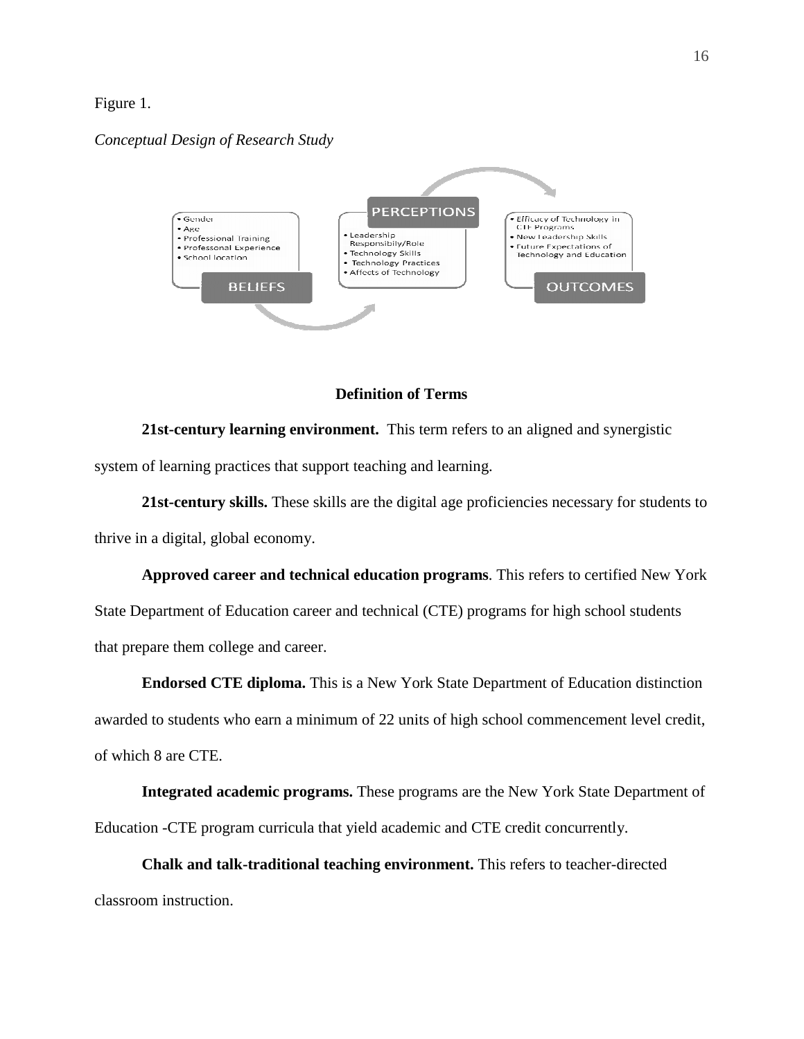Figure 1.

*Conceptual Design of Research Study*

**BELIEFS**
- Gender
- Age
- Professional Training
- Professonal Experience
- School location

**PERCEPTIONS**
- Leadership Responsibily/Role
- Technology Skills
- Technology Practices
- Affects of Technology

**OUTCOMES**
- *Efficacy of Technology in CTE Programs*
- New Leadership Skills
- Future Expectations of Technology and Education

## Definition of Terms

**21st-century learning environment.** This term refers to an aligned and synergistic system of learning practices that support teaching and learning.

**21st-century skills.** These skills are the digital age proficiencies necessary for students to thrive in a digital, global economy.

**Approved career and technical education programs**. This refers to certified New York State Department of Education career and technical (CTE) programs for high school students that prepare them college and career.

**Endorsed CTE diploma.** This is a New York State Department of Education distinction awarded to students who earn a minimum of 22 units of high school commencement level credit, of which 8 are CTE.

**Integrated academic programs.** These programs are the New York State Department of Education -CTE program curricula that yield academic and CTE credit concurrently.

**Chalk and talk-traditional teaching environment.** This refers to teacher-directed classroom instruction.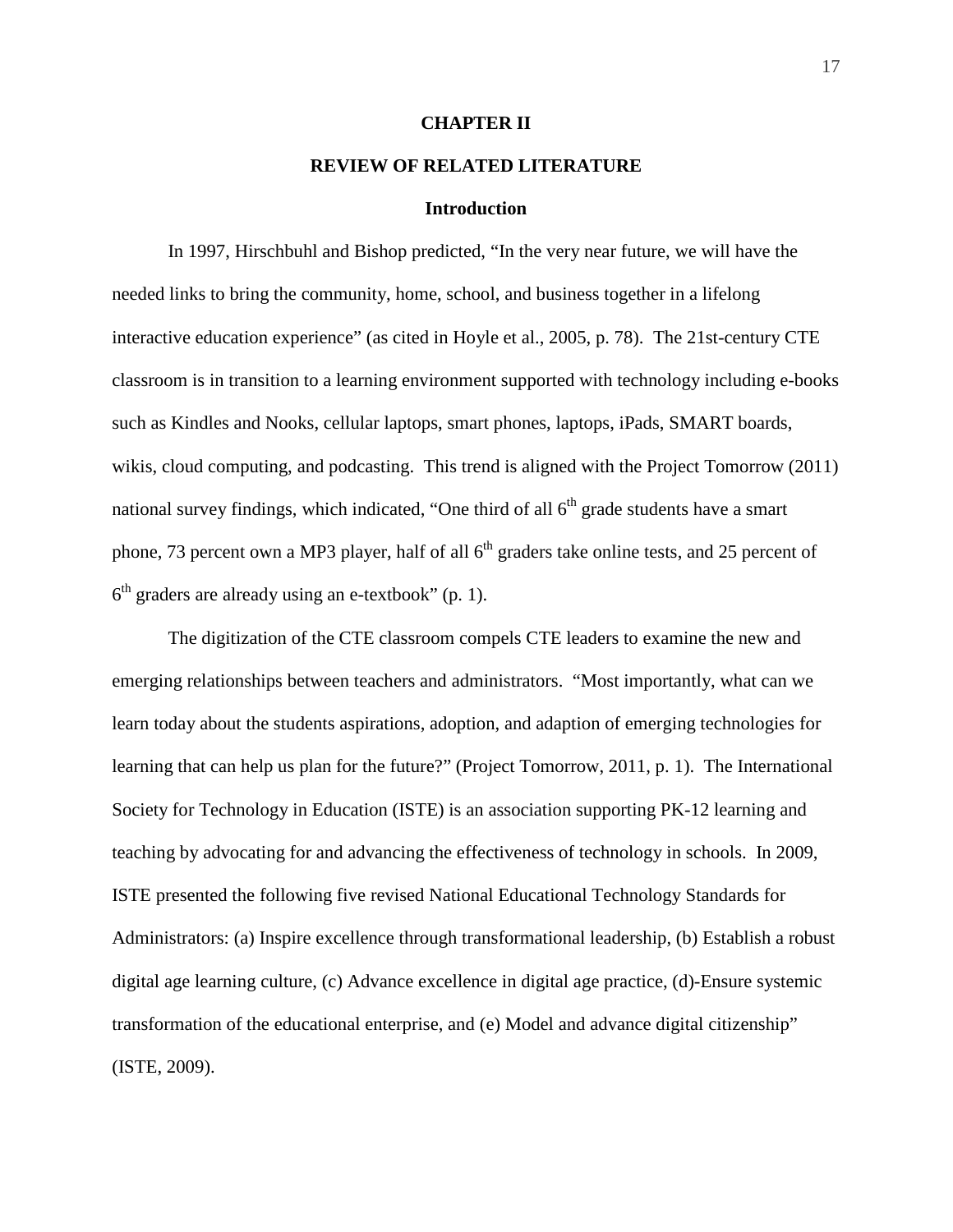# CHAPTER II

## REVIEW OF RELATED LITERATURE

### Introduction

In 1997, Hirschbuhl and Bishop predicted, "In the very near future, we will have the needed links to bring the community, home, school, and business together in a lifelong interactive education experience" (as cited in Hoyle et al., 2005, p. 78). The 21st-century CTE classroom is in transition to a learning environment supported with technology including e-books such as Kindles and Nooks, cellular laptops, smart phones, laptops, iPads, SMART boards, wikis, cloud computing, and podcasting. This trend is aligned with the Project Tomorrow (2011) national survey findings, which indicated, "One third of all 6th grade students have a smart phone, 73 percent own a MP3 player, half of all 6th graders take online tests, and 25 percent of 6th graders are already using an e-textbook" (p. 1).

The digitization of the CTE classroom compels CTE leaders to examine the new and emerging relationships between teachers and administrators. "Most importantly, what can we learn today about the students aspirations, adoption, and adaption of emerging technologies for learning that can help us plan for the future?" (Project Tomorrow, 2011, p. 1). The International Society for Technology in Education (ISTE) is an association supporting PK-12 learning and teaching by advocating for and advancing the effectiveness of technology in schools. In 2009, ISTE presented the following five revised National Educational Technology Standards for Administrators: (a) Inspire excellence through transformational leadership, (b) Establish a robust digital age learning culture, (c) Advance excellence in digital age practice, (d)-Ensure systemic transformation of the educational enterprise, and (e) Model and advance digital citizenship" (ISTE, 2009).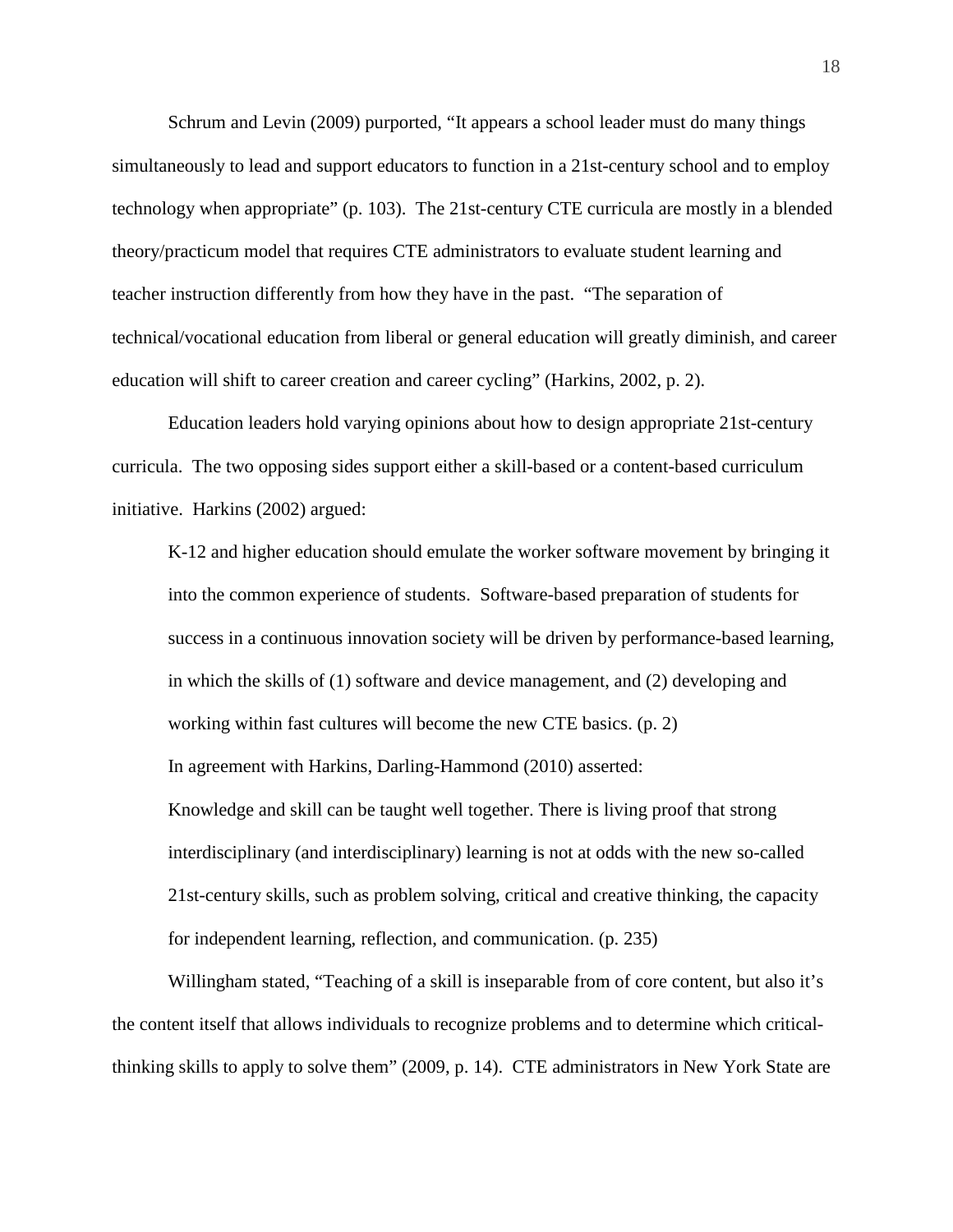Schrum and Levin (2009) purported, "It appears a school leader must do many things simultaneously to lead and support educators to function in a 21st-century school and to employ technology when appropriate" (p. 103). The 21st-century CTE curricula are mostly in a blended theory/practicum model that requires CTE administrators to evaluate student learning and teacher instruction differently from how they have in the past. "The separation of technical/vocational education from liberal or general education will greatly diminish, and career education will shift to career creation and career cycling" (Harkins, 2002, p. 2).

Education leaders hold varying opinions about how to design appropriate 21st-century curricula. The two opposing sides support either a skill-based or a content-based curriculum initiative. Harkins (2002) argued:

> K-12 and higher education should emulate the worker software movement by bringing it into the common experience of students. Software-based preparation of students for success in a continuous innovation society will be driven by performance-based learning, in which the skills of (1) software and device management, and (2) developing and working within fast cultures will become the new CTE basics. (p. 2)

In agreement with Harkins, Darling-Hammond (2010) asserted:

> Knowledge and skill can be taught well together. There is living proof that strong interdisciplinary (and interdisciplinary) learning is not at odds with the new so-called 21st-century skills, such as problem solving, critical and creative thinking, the capacity for independent learning, reflection, and communication. (p. 235)

Willingham stated, "Teaching of a skill is inseparable from of core content, but also it's the content itself that allows individuals to recognize problems and to determine which critical-thinking skills to apply to solve them" (2009, p. 14). CTE administrators in New York State are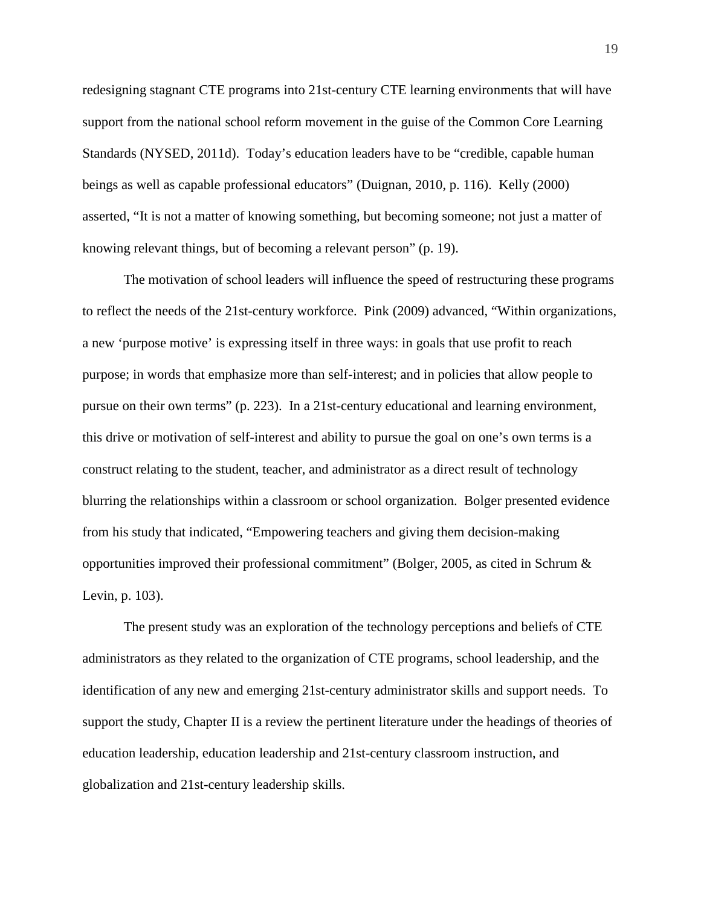redesigning stagnant CTE programs into 21st-century CTE learning environments that will have support from the national school reform movement in the guise of the Common Core Learning Standards (NYSED, 2011d). Today's education leaders have to be "credible, capable human beings as well as capable professional educators" (Duignan, 2010, p. 116). Kelly (2000) asserted, "It is not a matter of knowing something, but becoming someone; not just a matter of knowing relevant things, but of becoming a relevant person" (p. 19).

The motivation of school leaders will influence the speed of restructuring these programs to reflect the needs of the 21st-century workforce. Pink (2009) advanced, "Within organizations, a new 'purpose motive' is expressing itself in three ways: in goals that use profit to reach purpose; in words that emphasize more than self-interest; and in policies that allow people to pursue on their own terms" (p. 223). In a 21st-century educational and learning environment, this drive or motivation of self-interest and ability to pursue the goal on one's own terms is a construct relating to the student, teacher, and administrator as a direct result of technology blurring the relationships within a classroom or school organization. Bolger presented evidence from his study that indicated, "Empowering teachers and giving them decision-making opportunities improved their professional commitment" (Bolger, 2005, as cited in Schrum & Levin, p. 103).

The present study was an exploration of the technology perceptions and beliefs of CTE administrators as they related to the organization of CTE programs, school leadership, and the identification of any new and emerging 21st-century administrator skills and support needs. To support the study, Chapter II is a review the pertinent literature under the headings of theories of education leadership, education leadership and 21st-century classroom instruction, and globalization and 21st-century leadership skills.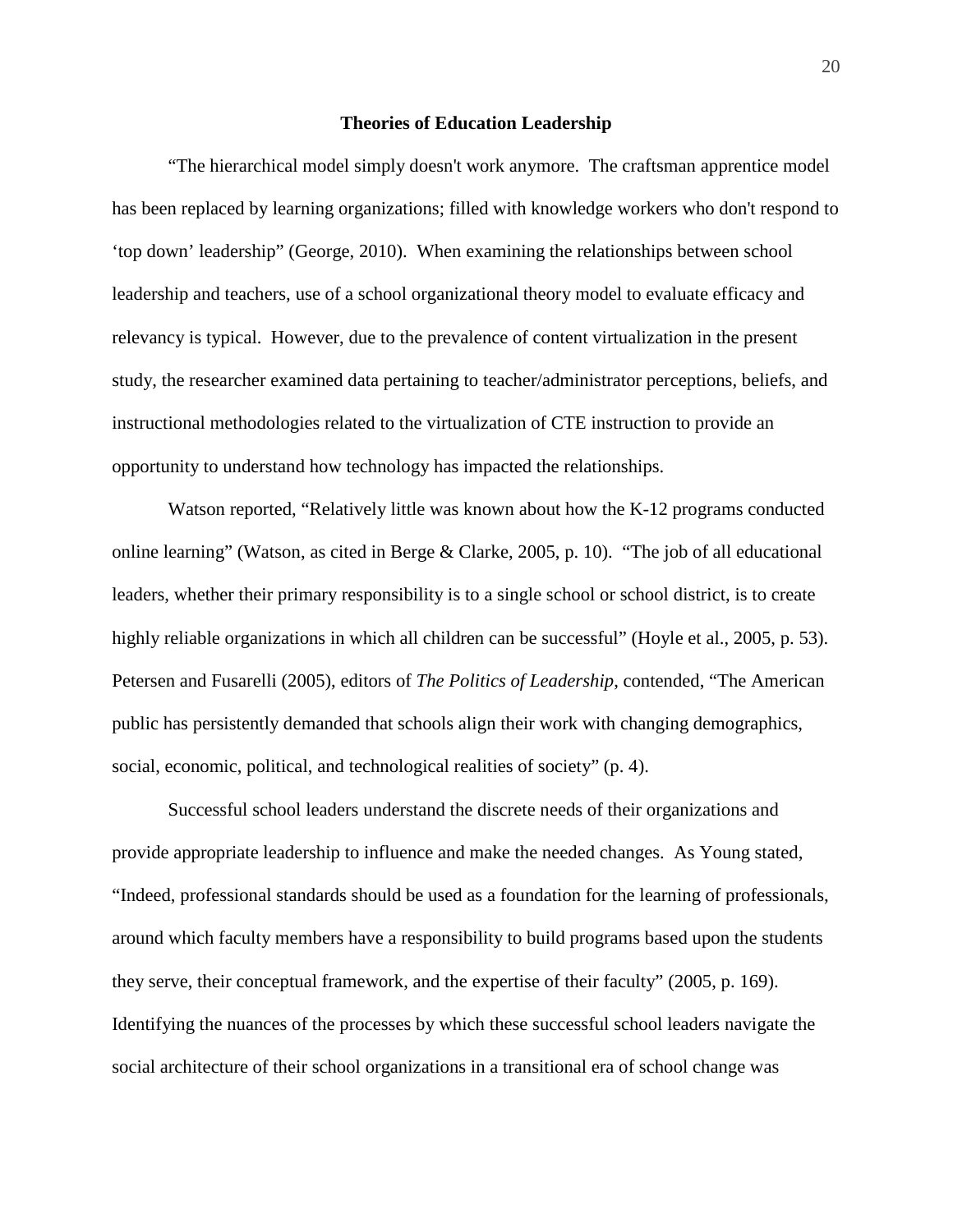## Theories of Education Leadership

"The hierarchical model simply doesn't work anymore. The craftsman apprentice model has been replaced by learning organizations; filled with knowledge workers who don't respond to 'top down' leadership" (George, 2010). When examining the relationships between school leadership and teachers, use of a school organizational theory model to evaluate efficacy and relevancy is typical. However, due to the prevalence of content virtualization in the present study, the researcher examined data pertaining to teacher/administrator perceptions, beliefs, and instructional methodologies related to the virtualization of CTE instruction to provide an opportunity to understand how technology has impacted the relationships.

Watson reported, "Relatively little was known about how the K-12 programs conducted online learning" (Watson, as cited in Berge & Clarke, 2005, p. 10). "The job of all educational leaders, whether their primary responsibility is to a single school or school district, is to create highly reliable organizations in which all children can be successful" (Hoyle et al., 2005, p. 53). Petersen and Fusarelli (2005), editors of *The Politics of Leadership*, contended, "The American public has persistently demanded that schools align their work with changing demographics, social, economic, political, and technological realities of society" (p. 4).

Successful school leaders understand the discrete needs of their organizations and provide appropriate leadership to influence and make the needed changes. As Young stated, "Indeed, professional standards should be used as a foundation for the learning of professionals, around which faculty members have a responsibility to build programs based upon the students they serve, their conceptual framework, and the expertise of their faculty" (2005, p. 169). Identifying the nuances of the processes by which these successful school leaders navigate the social architecture of their school organizations in a transitional era of school change was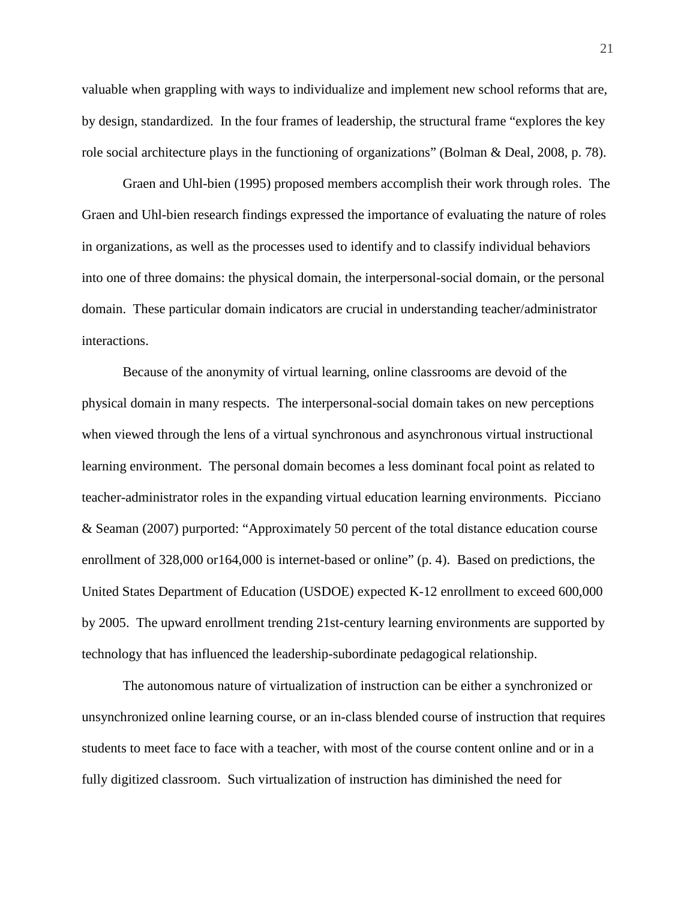valuable when grappling with ways to individualize and implement new school reforms that are, by design, standardized. In the four frames of leadership, the structural frame "explores the key role social architecture plays in the functioning of organizations" (Bolman & Deal, 2008, p. 78).

Graen and Uhl-bien (1995) proposed members accomplish their work through roles. The Graen and Uhl-bien research findings expressed the importance of evaluating the nature of roles in organizations, as well as the processes used to identify and to classify individual behaviors into one of three domains: the physical domain, the interpersonal-social domain, or the personal domain. These particular domain indicators are crucial in understanding teacher/administrator interactions.

Because of the anonymity of virtual learning, online classrooms are devoid of the physical domain in many respects. The interpersonal-social domain takes on new perceptions when viewed through the lens of a virtual synchronous and asynchronous virtual instructional learning environment. The personal domain becomes a less dominant focal point as related to teacher-administrator roles in the expanding virtual education learning environments. Picciano & Seaman (2007) purported: "Approximately 50 percent of the total distance education course enrollment of 328,000 or164,000 is internet-based or online" (p. 4). Based on predictions, the United States Department of Education (USDOE) expected K-12 enrollment to exceed 600,000 by 2005. The upward enrollment trending 21st-century learning environments are supported by technology that has influenced the leadership-subordinate pedagogical relationship.

The autonomous nature of virtualization of instruction can be either a synchronized or unsynchronized online learning course, or an in-class blended course of instruction that requires students to meet face to face with a teacher, with most of the course content online and or in a fully digitized classroom. Such virtualization of instruction has diminished the need for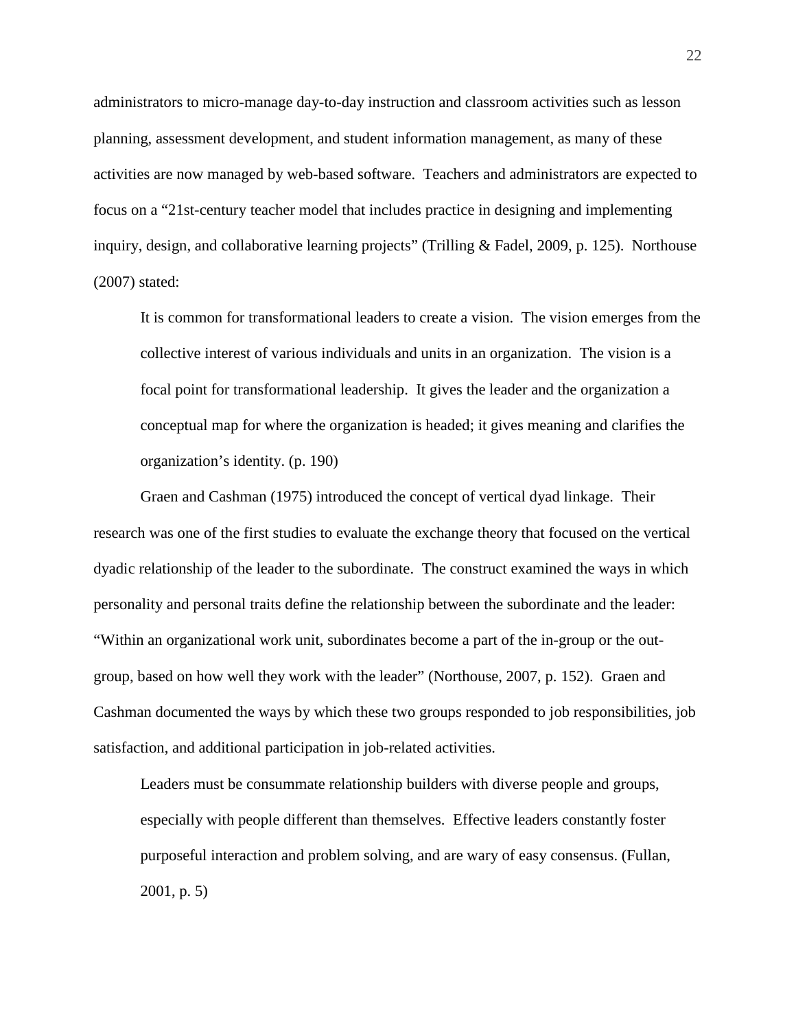administrators to micro-manage day-to-day instruction and classroom activities such as lesson planning, assessment development, and student information management, as many of these activities are now managed by web-based software. Teachers and administrators are expected to focus on a "21st-century teacher model that includes practice in designing and implementing inquiry, design, and collaborative learning projects" (Trilling & Fadel, 2009, p. 125). Northouse (2007) stated:

> It is common for transformational leaders to create a vision. The vision emerges from the collective interest of various individuals and units in an organization. The vision is a focal point for transformational leadership. It gives the leader and the organization a conceptual map for where the organization is headed; it gives meaning and clarifies the organization's identity. (p. 190)

Graen and Cashman (1975) introduced the concept of vertical dyad linkage. Their research was one of the first studies to evaluate the exchange theory that focused on the vertical dyadic relationship of the leader to the subordinate. The construct examined the ways in which personality and personal traits define the relationship between the subordinate and the leader: "Within an organizational work unit, subordinates become a part of the in-group or the out-group, based on how well they work with the leader" (Northouse, 2007, p. 152). Graen and Cashman documented the ways by which these two groups responded to job responsibilities, job satisfaction, and additional participation in job-related activities.

> Leaders must be consummate relationship builders with diverse people and groups, especially with people different than themselves. Effective leaders constantly foster purposeful interaction and problem solving, and are wary of easy consensus. (Fullan, 2001, p. 5)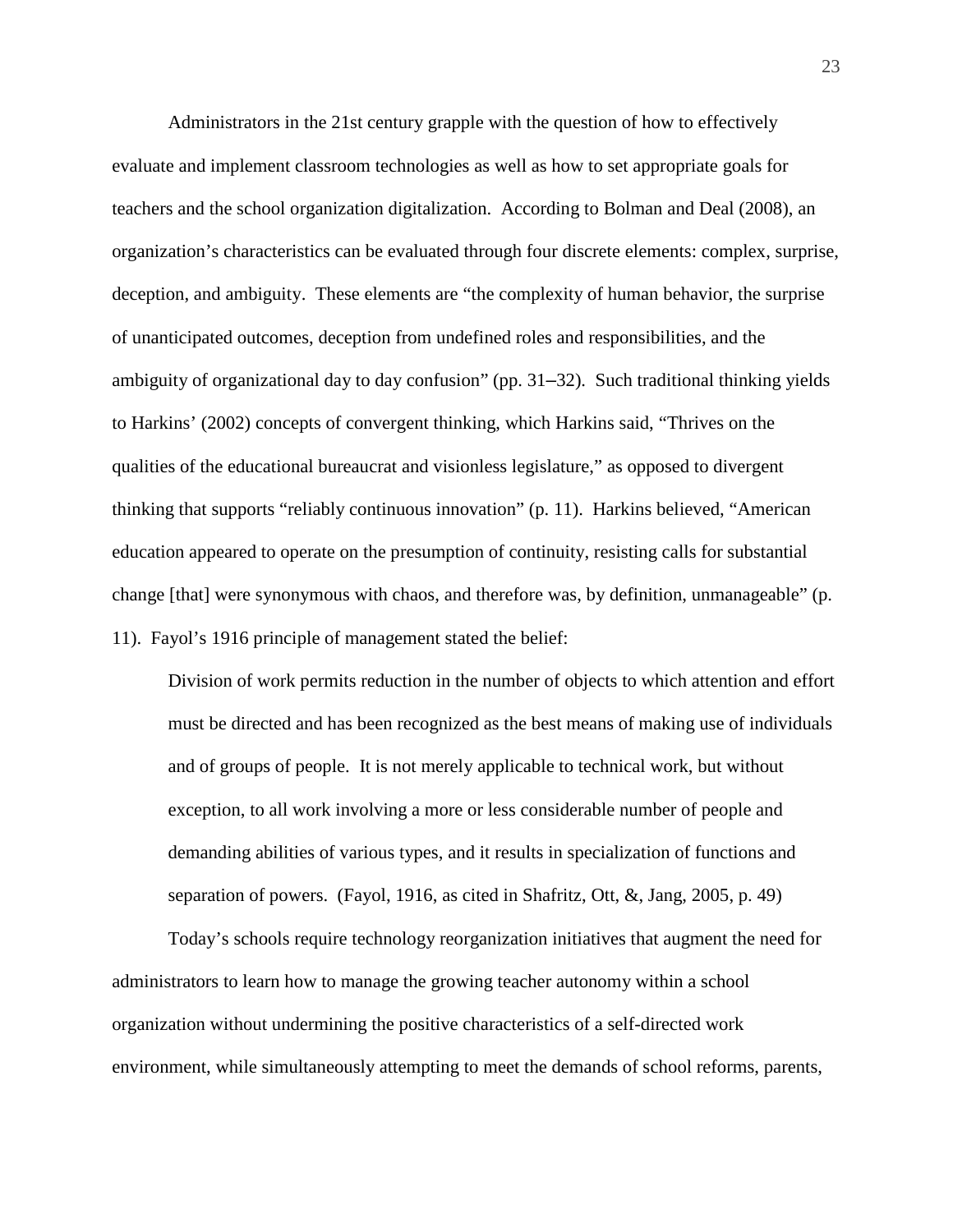Administrators in the 21st century grapple with the question of how to effectively evaluate and implement classroom technologies as well as how to set appropriate goals for teachers and the school organization digitalization. According to Bolman and Deal (2008), an organization's characteristics can be evaluated through four discrete elements: complex, surprise, deception, and ambiguity. These elements are "the complexity of human behavior, the surprise of unanticipated outcomes, deception from undefined roles and responsibilities, and the ambiguity of organizational day to day confusion" (pp. 31–32). Such traditional thinking yields to Harkins' (2002) concepts of convergent thinking, which Harkins said, "Thrives on the qualities of the educational bureaucrat and visionless legislature," as opposed to divergent thinking that supports "reliably continuous innovation" (p. 11). Harkins believed, "American education appeared to operate on the presumption of continuity, resisting calls for substantial change [that] were synonymous with chaos, and therefore was, by definition, unmanageable" (p. 11). Fayol's 1916 principle of management stated the belief:

> Division of work permits reduction in the number of objects to which attention and effort must be directed and has been recognized as the best means of making use of individuals and of groups of people. It is not merely applicable to technical work, but without exception, to all work involving a more or less considerable number of people and demanding abilities of various types, and it results in specialization of functions and separation of powers. (Fayol, 1916, as cited in Shafritz, Ott, &, Jang, 2005, p. 49)

Today's schools require technology reorganization initiatives that augment the need for administrators to learn how to manage the growing teacher autonomy within a school organization without undermining the positive characteristics of a self-directed work environment, while simultaneously attempting to meet the demands of school reforms, parents,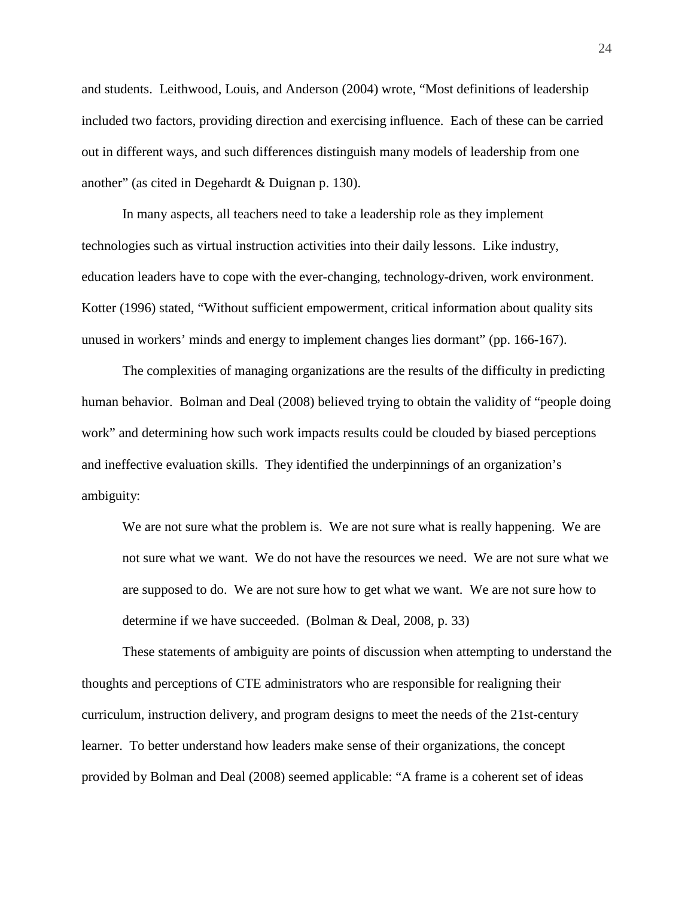and students. Leithwood, Louis, and Anderson (2004) wrote, "Most definitions of leadership included two factors, providing direction and exercising influence. Each of these can be carried out in different ways, and such differences distinguish many models of leadership from one another" (as cited in Degehardt & Duignan p. 130).

In many aspects, all teachers need to take a leadership role as they implement technologies such as virtual instruction activities into their daily lessons. Like industry, education leaders have to cope with the ever-changing, technology-driven, work environment. Kotter (1996) stated, "Without sufficient empowerment, critical information about quality sits unused in workers' minds and energy to implement changes lies dormant" (pp. 166-167).

The complexities of managing organizations are the results of the difficulty in predicting human behavior. Bolman and Deal (2008) believed trying to obtain the validity of "people doing work" and determining how such work impacts results could be clouded by biased perceptions and ineffective evaluation skills. They identified the underpinnings of an organization's ambiguity:

> We are not sure what the problem is. We are not sure what is really happening. We are not sure what we want. We do not have the resources we need. We are not sure what we are supposed to do. We are not sure how to get what we want. We are not sure how to determine if we have succeeded. (Bolman & Deal, 2008, p. 33)

These statements of ambiguity are points of discussion when attempting to understand the thoughts and perceptions of CTE administrators who are responsible for realigning their curriculum, instruction delivery, and program designs to meet the needs of the 21st-century learner. To better understand how leaders make sense of their organizations, the concept provided by Bolman and Deal (2008) seemed applicable: "A frame is a coherent set of ideas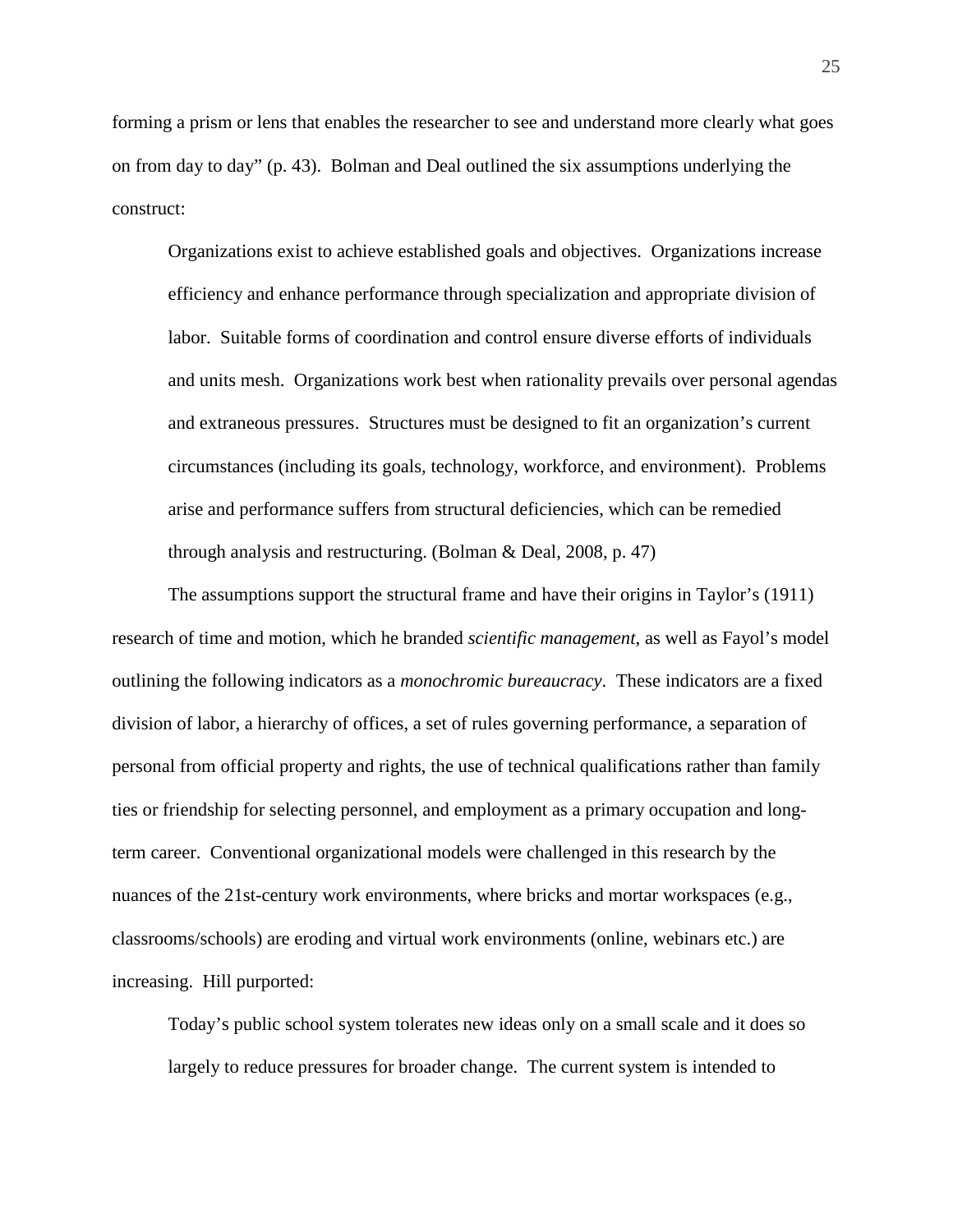forming a prism or lens that enables the researcher to see and understand more clearly what goes on from day to day" (p. 43). Bolman and Deal outlined the six assumptions underlying the construct:

> Organizations exist to achieve established goals and objectives. Organizations increase efficiency and enhance performance through specialization and appropriate division of labor. Suitable forms of coordination and control ensure diverse efforts of individuals and units mesh. Organizations work best when rationality prevails over personal agendas and extraneous pressures. Structures must be designed to fit an organization's current circumstances (including its goals, technology, workforce, and environment). Problems arise and performance suffers from structural deficiencies, which can be remedied through analysis and restructuring. (Bolman & Deal, 2008, p. 47)

The assumptions support the structural frame and have their origins in Taylor's (1911) research of time and motion, which he branded *scientific management*, as well as Fayol's model outlining the following indicators as a *monochromic bureaucracy*. These indicators are a fixed division of labor, a hierarchy of offices, a set of rules governing performance, a separation of personal from official property and rights, the use of technical qualifications rather than family ties or friendship for selecting personnel, and employment as a primary occupation and long-term career. Conventional organizational models were challenged in this research by the nuances of the 21st-century work environments, where bricks and mortar workspaces (e.g., classrooms/schools) are eroding and virtual work environments (online, webinars etc.) are increasing. Hill purported:

> Today's public school system tolerates new ideas only on a small scale and it does so largely to reduce pressures for broader change. The current system is intended to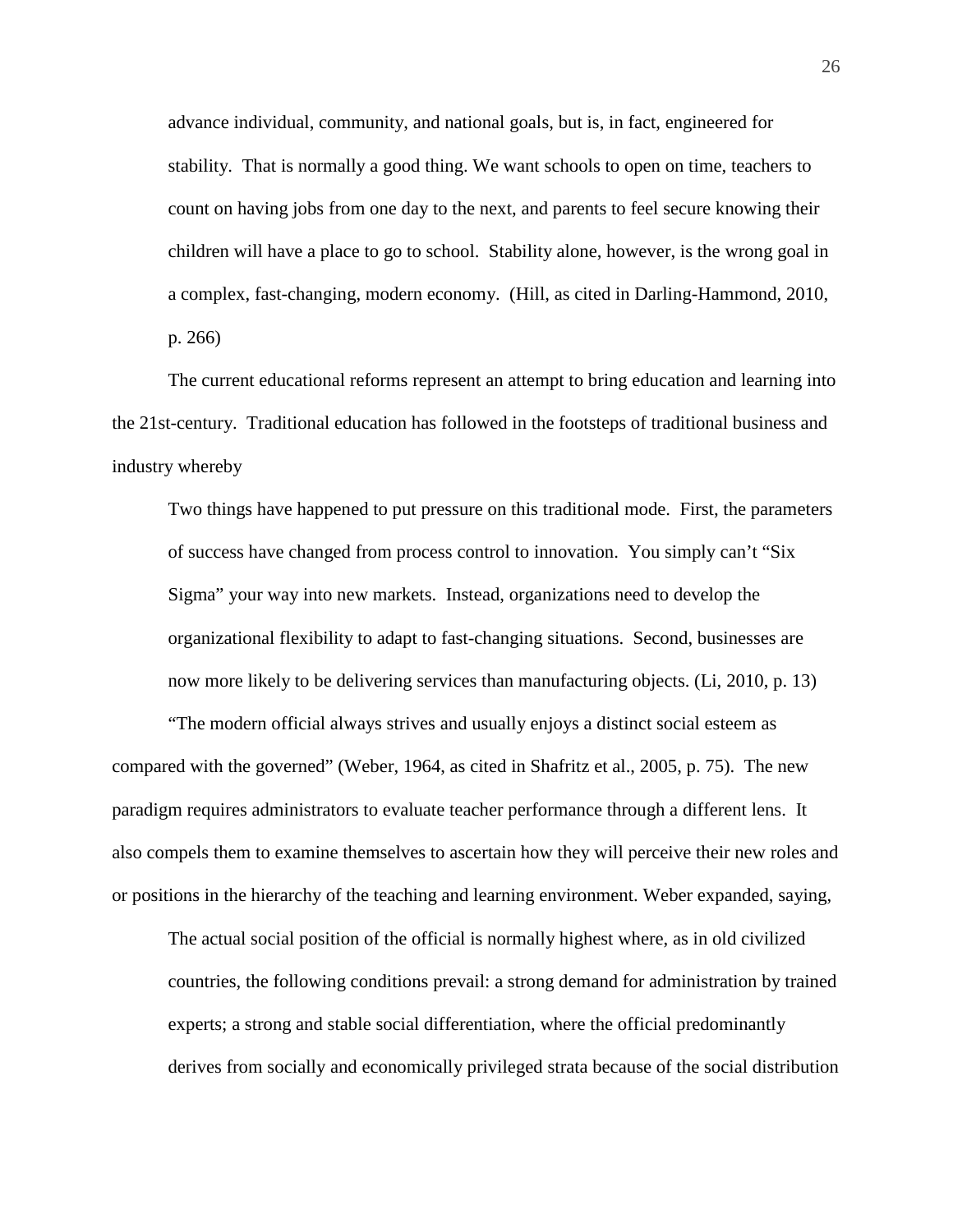> advance individual, community, and national goals, but is, in fact, engineered for stability. That is normally a good thing. We want schools to open on time, teachers to count on having jobs from one day to the next, and parents to feel secure knowing their children will have a place to go to school. Stability alone, however, is the wrong goal in a complex, fast-changing, modern economy. (Hill, as cited in Darling-Hammond, 2010, p. 266)

The current educational reforms represent an attempt to bring education and learning into the 21st-century. Traditional education has followed in the footsteps of traditional business and industry whereby

> Two things have happened to put pressure on this traditional mode. First, the parameters of success have changed from process control to innovation. You simply can't "Six Sigma" your way into new markets. Instead, organizations need to develop the organizational flexibility to adapt to fast-changing situations. Second, businesses are now more likely to be delivering services than manufacturing objects. (Li, 2010, p. 13)

"The modern official always strives and usually enjoys a distinct social esteem as compared with the governed" (Weber, 1964, as cited in Shafritz et al., 2005, p. 75). The new paradigm requires administrators to evaluate teacher performance through a different lens. It also compels them to examine themselves to ascertain how they will perceive their new roles and or positions in the hierarchy of the teaching and learning environment. Weber expanded, saying,

> The actual social position of the official is normally highest where, as in old civilized countries, the following conditions prevail: a strong demand for administration by trained experts; a strong and stable social differentiation, where the official predominantly derives from socially and economically privileged strata because of the social distribution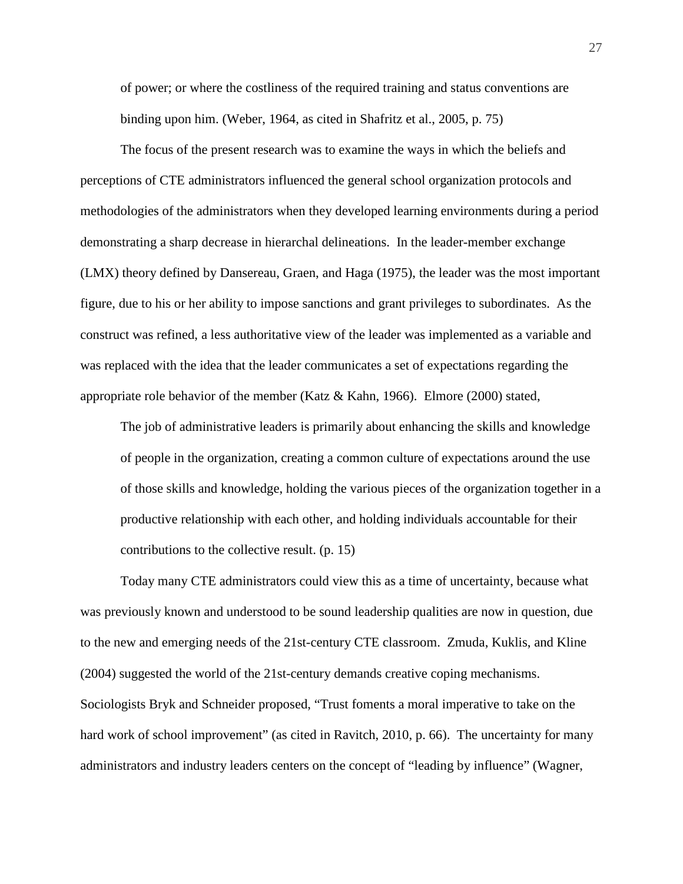> of power; or where the costliness of the required training and status conventions are binding upon him. (Weber, 1964, as cited in Shafritz et al., 2005, p. 75)

The focus of the present research was to examine the ways in which the beliefs and perceptions of CTE administrators influenced the general school organization protocols and methodologies of the administrators when they developed learning environments during a period demonstrating a sharp decrease in hierarchal delineations. In the leader-member exchange (LMX) theory defined by Dansereau, Graen, and Haga (1975), the leader was the most important figure, due to his or her ability to impose sanctions and grant privileges to subordinates. As the construct was refined, a less authoritative view of the leader was implemented as a variable and was replaced with the idea that the leader communicates a set of expectations regarding the appropriate role behavior of the member (Katz & Kahn, 1966). Elmore (2000) stated,

> The job of administrative leaders is primarily about enhancing the skills and knowledge of people in the organization, creating a common culture of expectations around the use of those skills and knowledge, holding the various pieces of the organization together in a productive relationship with each other, and holding individuals accountable for their contributions to the collective result. (p. 15)

Today many CTE administrators could view this as a time of uncertainty, because what was previously known and understood to be sound leadership qualities are now in question, due to the new and emerging needs of the 21st-century CTE classroom. Zmuda, Kuklis, and Kline (2004) suggested the world of the 21st-century demands creative coping mechanisms. Sociologists Bryk and Schneider proposed, "Trust foments a moral imperative to take on the hard work of school improvement" (as cited in Ravitch, 2010, p. 66). The uncertainty for many administrators and industry leaders centers on the concept of "leading by influence" (Wagner,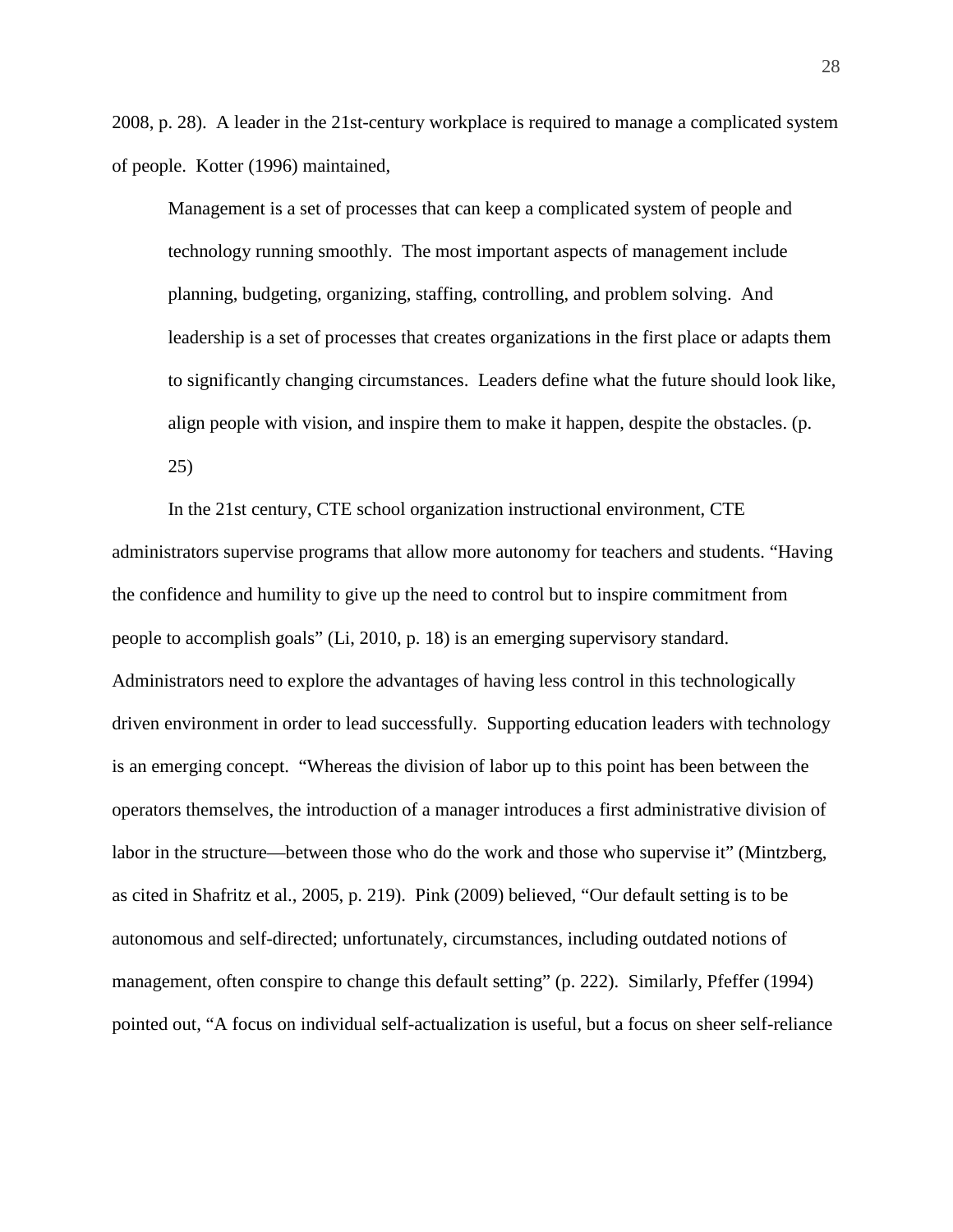2008, p. 28). A leader in the 21st-century workplace is required to manage a complicated system of people. Kotter (1996) maintained,

> Management is a set of processes that can keep a complicated system of people and technology running smoothly. The most important aspects of management include planning, budgeting, organizing, staffing, controlling, and problem solving. And leadership is a set of processes that creates organizations in the first place or adapts them to significantly changing circumstances. Leaders define what the future should look like, align people with vision, and inspire them to make it happen, despite the obstacles. (p. 25)

In the 21st century, CTE school organization instructional environment, CTE administrators supervise programs that allow more autonomy for teachers and students. "Having the confidence and humility to give up the need to control but to inspire commitment from people to accomplish goals" (Li, 2010, p. 18) is an emerging supervisory standard. Administrators need to explore the advantages of having less control in this technologically driven environment in order to lead successfully. Supporting education leaders with technology is an emerging concept. "Whereas the division of labor up to this point has been between the operators themselves, the introduction of a manager introduces a first administrative division of labor in the structure—between those who do the work and those who supervise it" (Mintzberg, as cited in Shafritz et al., 2005, p. 219). Pink (2009) believed, "Our default setting is to be autonomous and self-directed; unfortunately, circumstances, including outdated notions of management, often conspire to change this default setting" (p. 222). Similarly, Pfeffer (1994) pointed out, "A focus on individual self-actualization is useful, but a focus on sheer self-reliance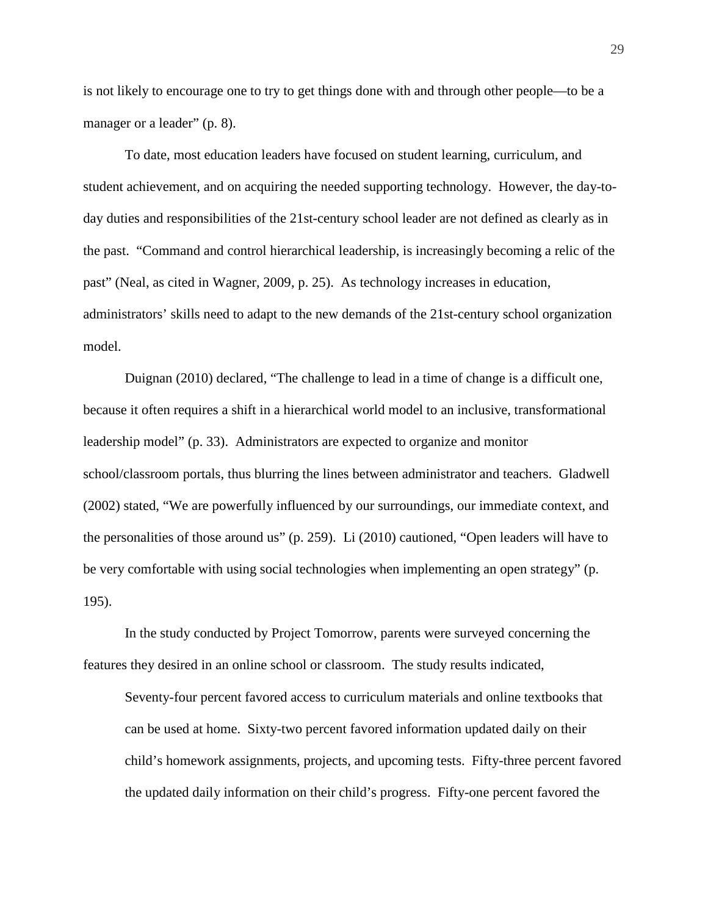is not likely to encourage one to try to get things done with and through other people—to be a manager or a leader" (p. 8).

To date, most education leaders have focused on student learning, curriculum, and student achievement, and on acquiring the needed supporting technology. However, the day-to-day duties and responsibilities of the 21st-century school leader are not defined as clearly as in the past. "Command and control hierarchical leadership, is increasingly becoming a relic of the past" (Neal, as cited in Wagner, 2009, p. 25). As technology increases in education, administrators' skills need to adapt to the new demands of the 21st-century school organization model.

Duignan (2010) declared, "The challenge to lead in a time of change is a difficult one, because it often requires a shift in a hierarchical world model to an inclusive, transformational leadership model" (p. 33). Administrators are expected to organize and monitor school/classroom portals, thus blurring the lines between administrator and teachers. Gladwell (2002) stated, "We are powerfully influenced by our surroundings, our immediate context, and the personalities of those around us" (p. 259). Li (2010) cautioned, "Open leaders will have to be very comfortable with using social technologies when implementing an open strategy" (p. 195).

In the study conducted by Project Tomorrow, parents were surveyed concerning the features they desired in an online school or classroom. The study results indicated,

> Seventy-four percent favored access to curriculum materials and online textbooks that can be used at home. Sixty-two percent favored information updated daily on their child's homework assignments, projects, and upcoming tests. Fifty-three percent favored the updated daily information on their child's progress. Fifty-one percent favored the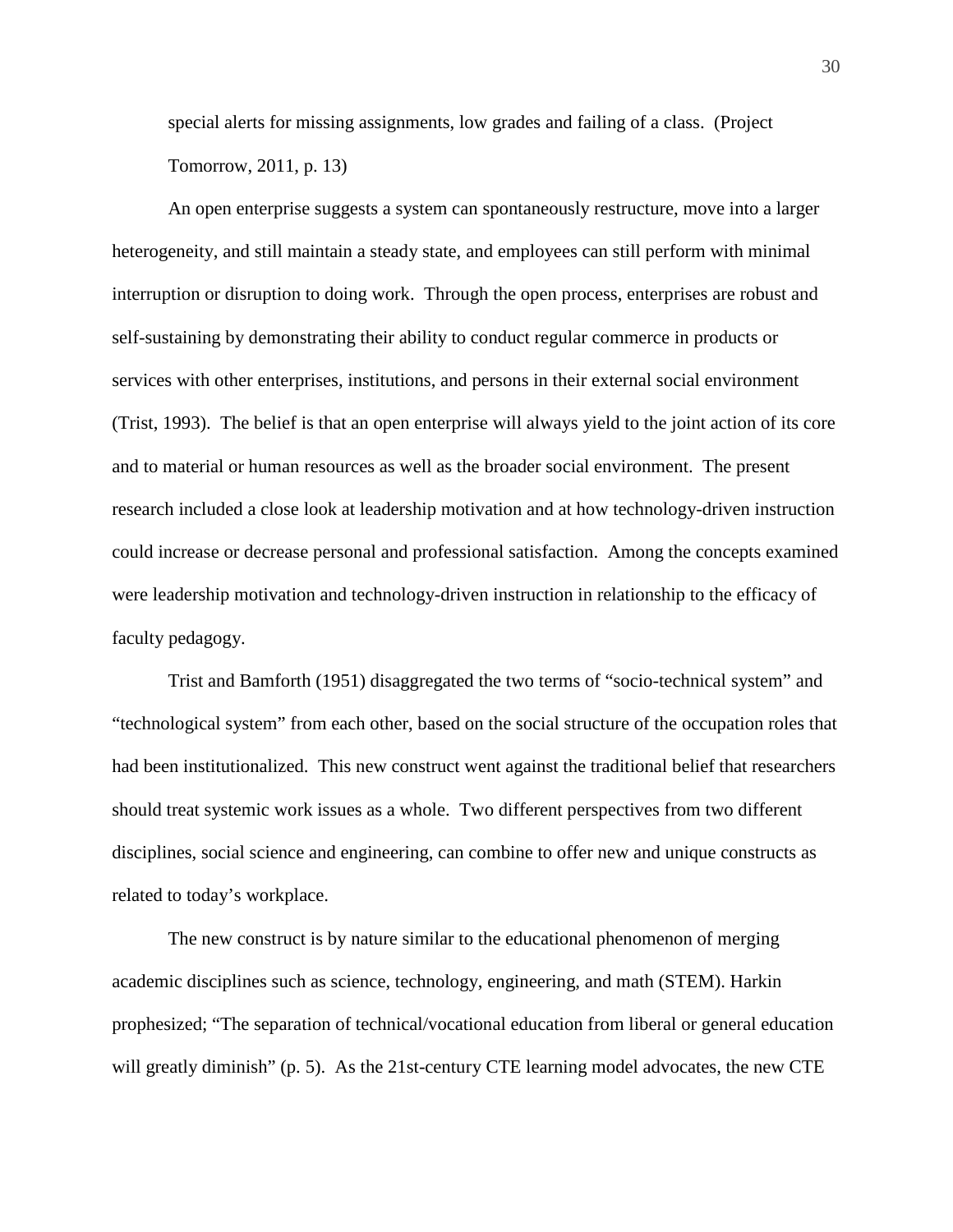special alerts for missing assignments, low grades and failing of a class. (Project Tomorrow, 2011, p. 13)

An open enterprise suggests a system can spontaneously restructure, move into a larger heterogeneity, and still maintain a steady state, and employees can still perform with minimal interruption or disruption to doing work. Through the open process, enterprises are robust and self-sustaining by demonstrating their ability to conduct regular commerce in products or services with other enterprises, institutions, and persons in their external social environment (Trist, 1993). The belief is that an open enterprise will always yield to the joint action of its core and to material or human resources as well as the broader social environment. The present research included a close look at leadership motivation and at how technology-driven instruction could increase or decrease personal and professional satisfaction. Among the concepts examined were leadership motivation and technology-driven instruction in relationship to the efficacy of faculty pedagogy.

Trist and Bamforth (1951) disaggregated the two terms of "socio-technical system" and "technological system" from each other, based on the social structure of the occupation roles that had been institutionalized. This new construct went against the traditional belief that researchers should treat systemic work issues as a whole. Two different perspectives from two different disciplines, social science and engineering, can combine to offer new and unique constructs as related to today's workplace.

The new construct is by nature similar to the educational phenomenon of merging academic disciplines such as science, technology, engineering, and math (STEM). Harkin prophesized; "The separation of technical/vocational education from liberal or general education will greatly diminish" (p. 5). As the 21st-century CTE learning model advocates, the new CTE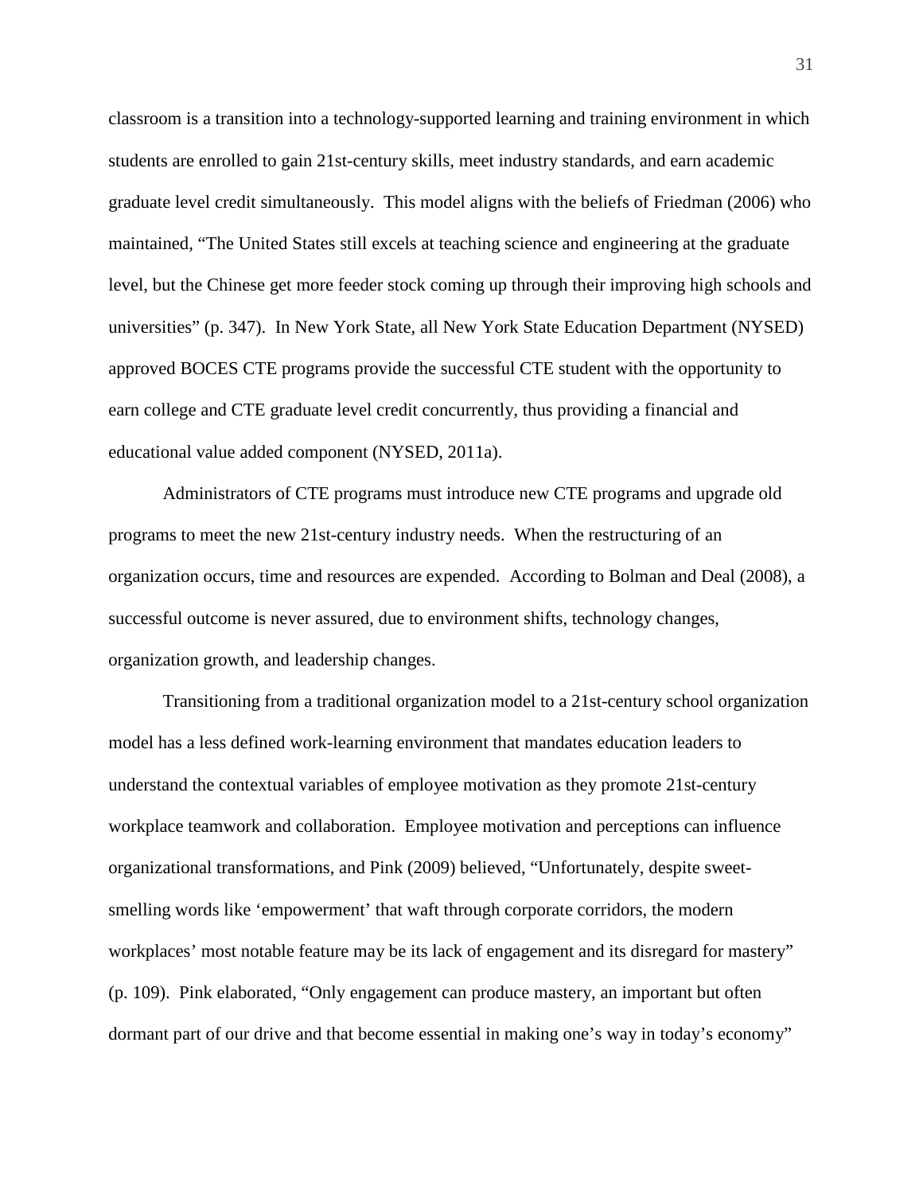classroom is a transition into a technology-supported learning and training environment in which students are enrolled to gain 21st-century skills, meet industry standards, and earn academic graduate level credit simultaneously. This model aligns with the beliefs of Friedman (2006) who maintained, "The United States still excels at teaching science and engineering at the graduate level, but the Chinese get more feeder stock coming up through their improving high schools and universities" (p. 347). In New York State, all New York State Education Department (NYSED) approved BOCES CTE programs provide the successful CTE student with the opportunity to earn college and CTE graduate level credit concurrently, thus providing a financial and educational value added component (NYSED, 2011a).

Administrators of CTE programs must introduce new CTE programs and upgrade old programs to meet the new 21st-century industry needs. When the restructuring of an organization occurs, time and resources are expended. According to Bolman and Deal (2008), a successful outcome is never assured, due to environment shifts, technology changes, organization growth, and leadership changes.

Transitioning from a traditional organization model to a 21st-century school organization model has a less defined work-learning environment that mandates education leaders to understand the contextual variables of employee motivation as they promote 21st-century workplace teamwork and collaboration. Employee motivation and perceptions can influence organizational transformations, and Pink (2009) believed, "Unfortunately, despite sweet-smelling words like 'empowerment' that waft through corporate corridors, the modern workplaces' most notable feature may be its lack of engagement and its disregard for mastery" (p. 109). Pink elaborated, "Only engagement can produce mastery, an important but often dormant part of our drive and that become essential in making one's way in today's economy"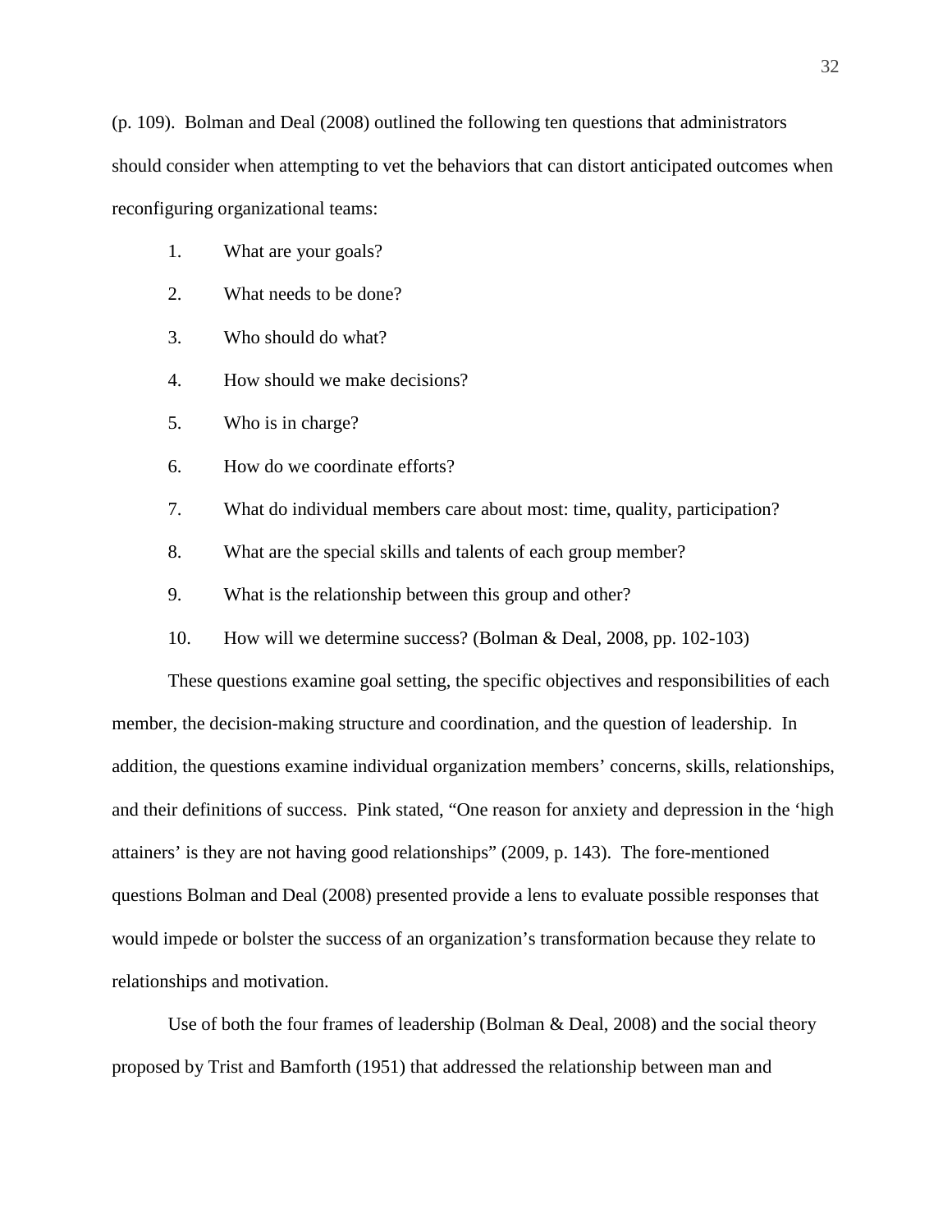(p. 109). Bolman and Deal (2008) outlined the following ten questions that administrators should consider when attempting to vet the behaviors that can distort anticipated outcomes when reconfiguring organizational teams:

1. What are your goals?
2. What needs to be done?
3. Who should do what?
4. How should we make decisions?
5. Who is in charge?
6. How do we coordinate efforts?
7. What do individual members care about most: time, quality, participation?
8. What are the special skills and talents of each group member?
9. What is the relationship between this group and other?
10. How will we determine success? (Bolman & Deal, 2008, pp. 102-103)

These questions examine goal setting, the specific objectives and responsibilities of each member, the decision-making structure and coordination, and the question of leadership. In addition, the questions examine individual organization members' concerns, skills, relationships, and their definitions of success. Pink stated, "One reason for anxiety and depression in the 'high attainers' is they are not having good relationships" (2009, p. 143). The fore-mentioned questions Bolman and Deal (2008) presented provide a lens to evaluate possible responses that would impede or bolster the success of an organization's transformation because they relate to relationships and motivation.

Use of both the four frames of leadership (Bolman & Deal, 2008) and the social theory proposed by Trist and Bamforth (1951) that addressed the relationship between man and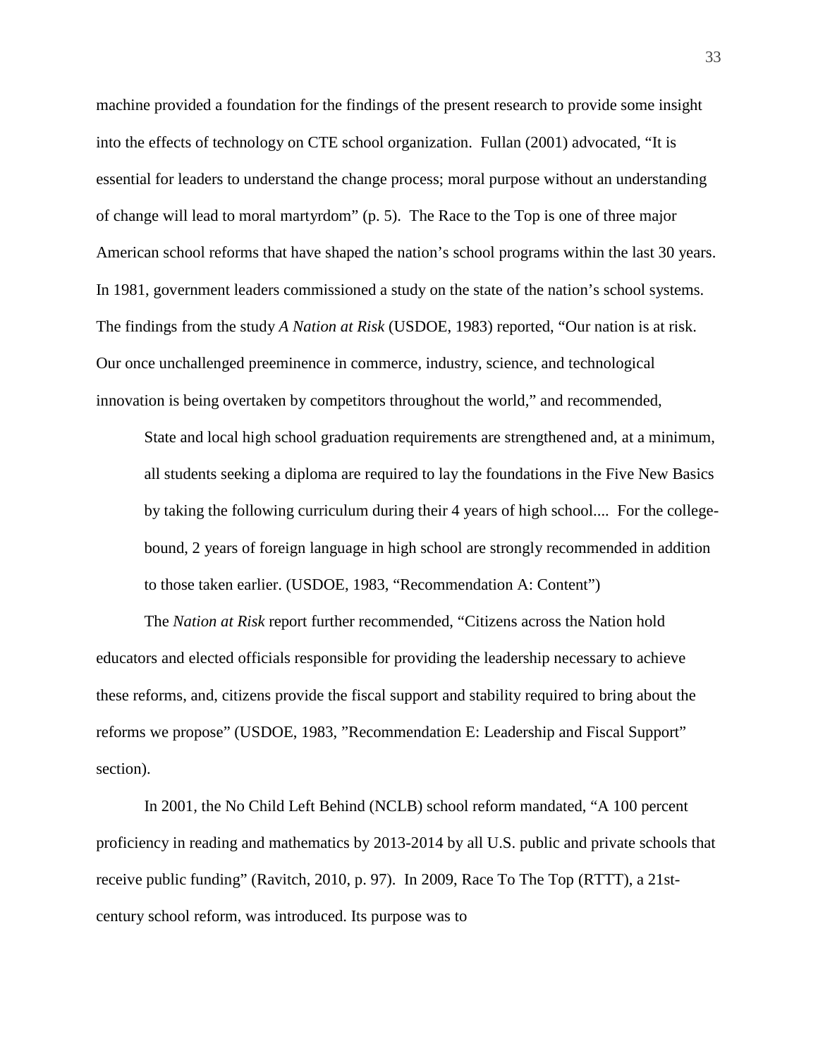machine provided a foundation for the findings of the present research to provide some insight into the effects of technology on CTE school organization. Fullan (2001) advocated, "It is essential for leaders to understand the change process; moral purpose without an understanding of change will lead to moral martyrdom" (p. 5). The Race to the Top is one of three major American school reforms that have shaped the nation's school programs within the last 30 years. In 1981, government leaders commissioned a study on the state of the nation's school systems. The findings from the study *A Nation at Risk* (USDOE, 1983) reported, "Our nation is at risk. Our once unchallenged preeminence in commerce, industry, science, and technological innovation is being overtaken by competitors throughout the world," and recommended,

> State and local high school graduation requirements are strengthened and, at a minimum, all students seeking a diploma are required to lay the foundations in the Five New Basics by taking the following curriculum during their 4 years of high school.... For the college-bound, 2 years of foreign language in high school are strongly recommended in addition to those taken earlier. (USDOE, 1983, "Recommendation A: Content")

The *Nation at Risk* report further recommended, "Citizens across the Nation hold educators and elected officials responsible for providing the leadership necessary to achieve these reforms, and, citizens provide the fiscal support and stability required to bring about the reforms we propose" (USDOE, 1983, "Recommendation E: Leadership and Fiscal Support" section).

In 2001, the No Child Left Behind (NCLB) school reform mandated, "A 100 percent proficiency in reading and mathematics by 2013-2014 by all U.S. public and private schools that receive public funding" (Ravitch, 2010, p. 97). In 2009, Race To The Top (RTTT), a 21st-century school reform, was introduced. Its purpose was to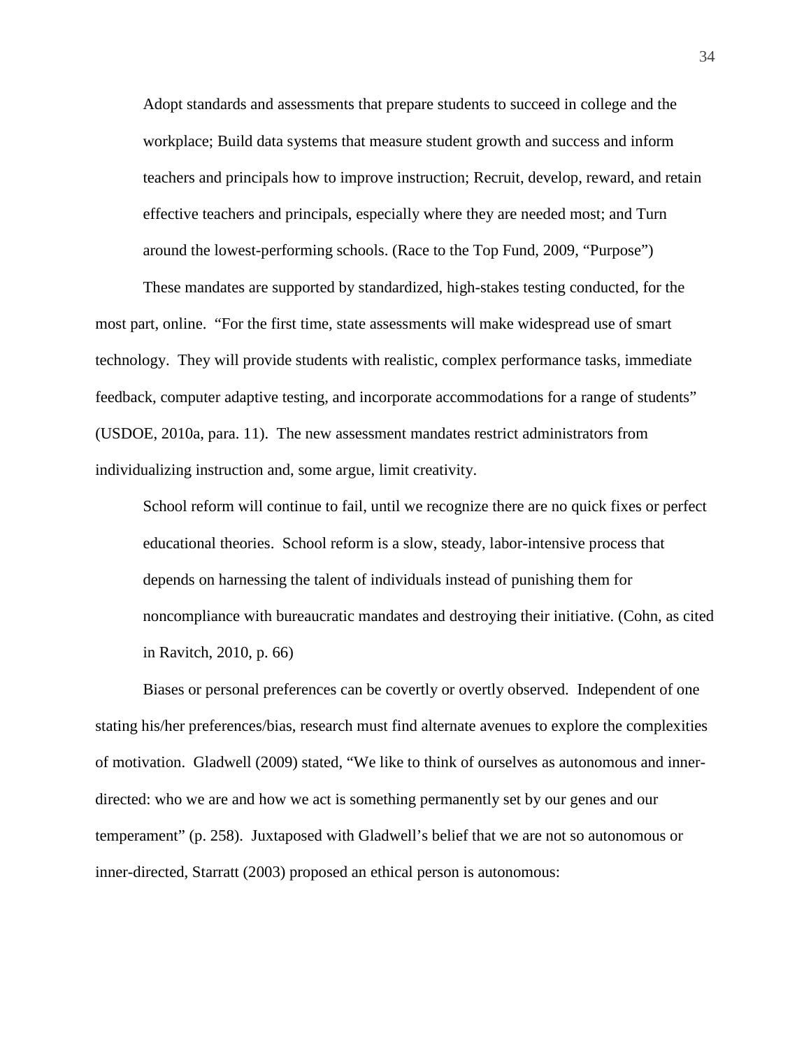> Adopt standards and assessments that prepare students to succeed in college and the workplace; Build data systems that measure student growth and success and inform teachers and principals how to improve instruction; Recruit, develop, reward, and retain effective teachers and principals, especially where they are needed most; and Turn around the lowest-performing schools. (Race to the Top Fund, 2009, "Purpose")

These mandates are supported by standardized, high-stakes testing conducted, for the most part, online. "For the first time, state assessments will make widespread use of smart technology. They will provide students with realistic, complex performance tasks, immediate feedback, computer adaptive testing, and incorporate accommodations for a range of students" (USDOE, 2010a, para. 11). The new assessment mandates restrict administrators from individualizing instruction and, some argue, limit creativity.

> School reform will continue to fail, until we recognize there are no quick fixes or perfect educational theories. School reform is a slow, steady, labor-intensive process that depends on harnessing the talent of individuals instead of punishing them for noncompliance with bureaucratic mandates and destroying their initiative. (Cohn, as cited in Ravitch, 2010, p. 66)

Biases or personal preferences can be covertly or overtly observed. Independent of one stating his/her preferences/bias, research must find alternate avenues to explore the complexities of motivation. Gladwell (2009) stated, "We like to think of ourselves as autonomous and inner-directed: who we are and how we act is something permanently set by our genes and our temperament" (p. 258). Juxtaposed with Gladwell's belief that we are not so autonomous or inner-directed, Starratt (2003) proposed an ethical person is autonomous: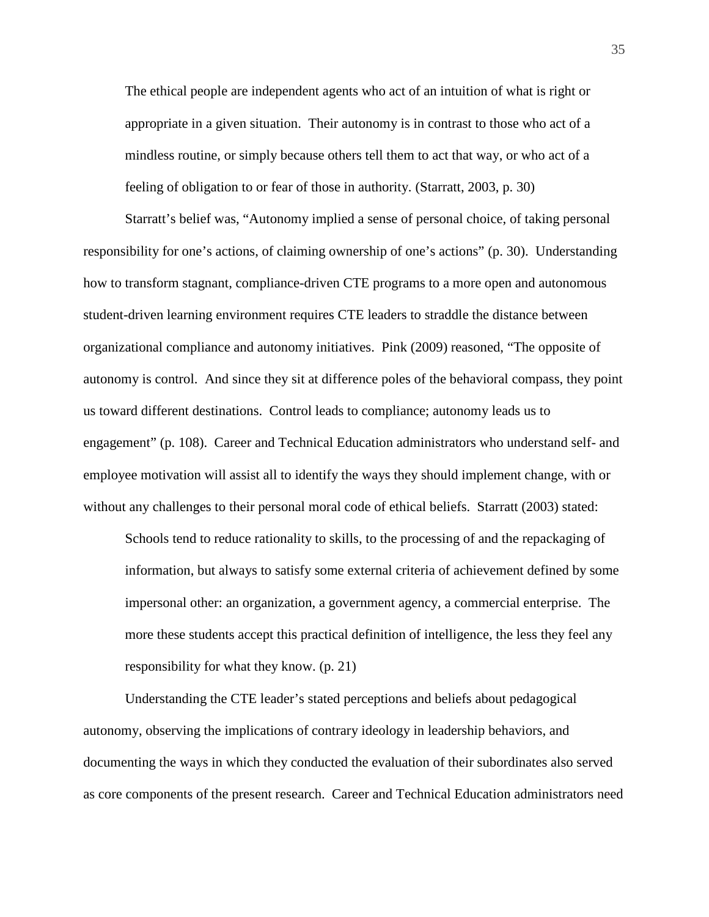> The ethical people are independent agents who act of an intuition of what is right or appropriate in a given situation. Their autonomy is in contrast to those who act of a mindless routine, or simply because others tell them to act that way, or who act of a feeling of obligation to or fear of those in authority. (Starratt, 2003, p. 30)

Starratt's belief was, "Autonomy implied a sense of personal choice, of taking personal responsibility for one's actions, of claiming ownership of one's actions" (p. 30). Understanding how to transform stagnant, compliance-driven CTE programs to a more open and autonomous student-driven learning environment requires CTE leaders to straddle the distance between organizational compliance and autonomy initiatives. Pink (2009) reasoned, "The opposite of autonomy is control. And since they sit at difference poles of the behavioral compass, they point us toward different destinations. Control leads to compliance; autonomy leads us to engagement" (p. 108). Career and Technical Education administrators who understand self- and employee motivation will assist all to identify the ways they should implement change, with or without any challenges to their personal moral code of ethical beliefs. Starratt (2003) stated:

> Schools tend to reduce rationality to skills, to the processing of and the repackaging of information, but always to satisfy some external criteria of achievement defined by some impersonal other: an organization, a government agency, a commercial enterprise. The more these students accept this practical definition of intelligence, the less they feel any responsibility for what they know. (p. 21)

Understanding the CTE leader's stated perceptions and beliefs about pedagogical autonomy, observing the implications of contrary ideology in leadership behaviors, and documenting the ways in which they conducted the evaluation of their subordinates also served as core components of the present research. Career and Technical Education administrators need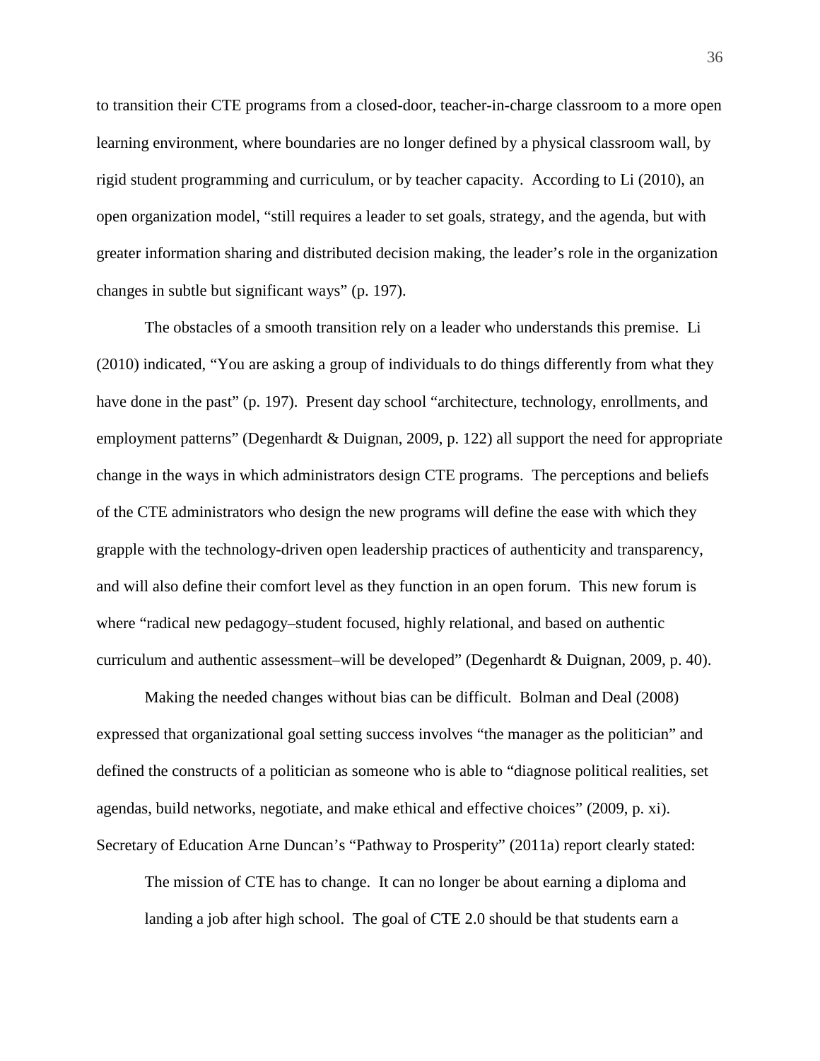to transition their CTE programs from a closed-door, teacher-in-charge classroom to a more open learning environment, where boundaries are no longer defined by a physical classroom wall, by rigid student programming and curriculum, or by teacher capacity. According to Li (2010), an open organization model, "still requires a leader to set goals, strategy, and the agenda, but with greater information sharing and distributed decision making, the leader's role in the organization changes in subtle but significant ways" (p. 197).

The obstacles of a smooth transition rely on a leader who understands this premise. Li (2010) indicated, "You are asking a group of individuals to do things differently from what they have done in the past" (p. 197). Present day school "architecture, technology, enrollments, and employment patterns" (Degenhardt & Duignan, 2009, p. 122) all support the need for appropriate change in the ways in which administrators design CTE programs. The perceptions and beliefs of the CTE administrators who design the new programs will define the ease with which they grapple with the technology-driven open leadership practices of authenticity and transparency, and will also define their comfort level as they function in an open forum. This new forum is where "radical new pedagogy–student focused, highly relational, and based on authentic curriculum and authentic assessment–will be developed" (Degenhardt & Duignan, 2009, p. 40).

Making the needed changes without bias can be difficult. Bolman and Deal (2008) expressed that organizational goal setting success involves "the manager as the politician" and defined the constructs of a politician as someone who is able to "diagnose political realities, set agendas, build networks, negotiate, and make ethical and effective choices" (2009, p. xi). Secretary of Education Arne Duncan's "Pathway to Prosperity" (2011a) report clearly stated:

> The mission of CTE has to change. It can no longer be about earning a diploma and landing a job after high school. The goal of CTE 2.0 should be that students earn a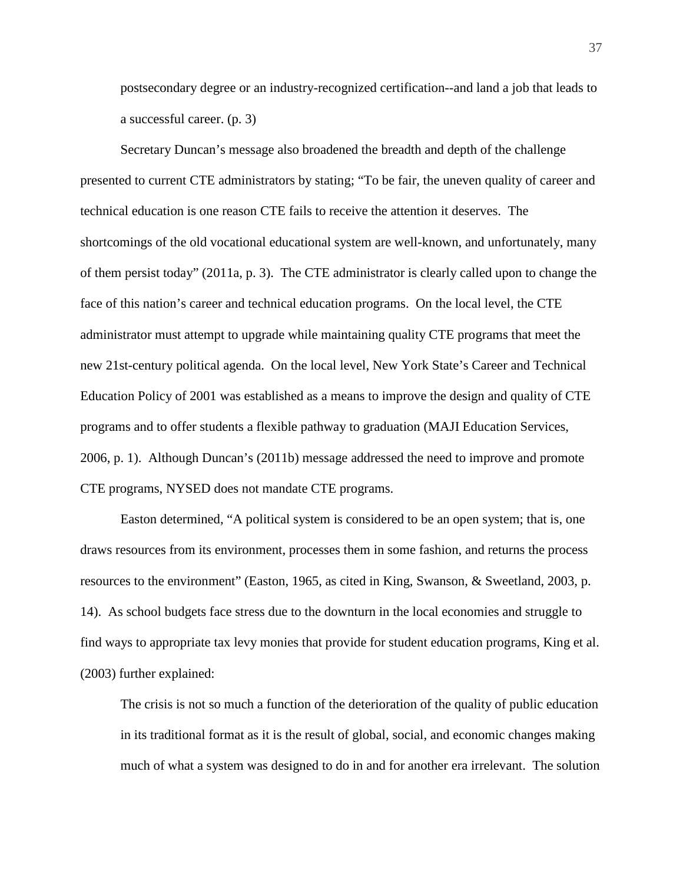> postsecondary degree or an industry-recognized certification--and land a job that leads to a successful career. (p. 3)

Secretary Duncan's message also broadened the breadth and depth of the challenge presented to current CTE administrators by stating; "To be fair, the uneven quality of career and technical education is one reason CTE fails to receive the attention it deserves. The shortcomings of the old vocational educational system are well-known, and unfortunately, many of them persist today" (2011a, p. 3). The CTE administrator is clearly called upon to change the face of this nation's career and technical education programs. On the local level, the CTE administrator must attempt to upgrade while maintaining quality CTE programs that meet the new 21st-century political agenda. On the local level, New York State's Career and Technical Education Policy of 2001 was established as a means to improve the design and quality of CTE programs and to offer students a flexible pathway to graduation (MAJI Education Services, 2006, p. 1). Although Duncan's (2011b) message addressed the need to improve and promote CTE programs, NYSED does not mandate CTE programs.

Easton determined, "A political system is considered to be an open system; that is, one draws resources from its environment, processes them in some fashion, and returns the process resources to the environment" (Easton, 1965, as cited in King, Swanson, & Sweetland, 2003, p. 14). As school budgets face stress due to the downturn in the local economies and struggle to find ways to appropriate tax levy monies that provide for student education programs, King et al. (2003) further explained:

> The crisis is not so much a function of the deterioration of the quality of public education in its traditional format as it is the result of global, social, and economic changes making much of what a system was designed to do in and for another era irrelevant. The solution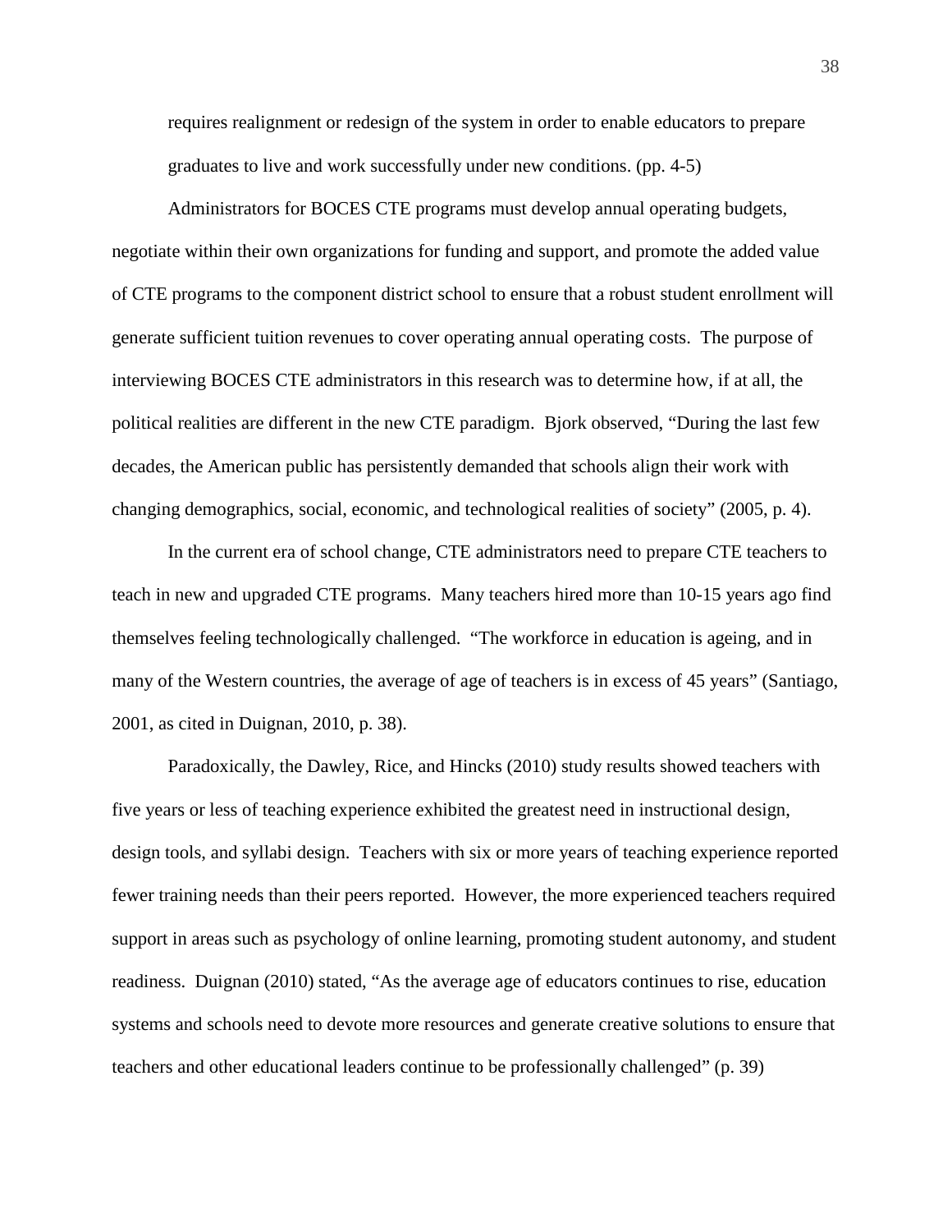> requires realignment or redesign of the system in order to enable educators to prepare graduates to live and work successfully under new conditions. (pp. 4-5)

Administrators for BOCES CTE programs must develop annual operating budgets, negotiate within their own organizations for funding and support, and promote the added value of CTE programs to the component district school to ensure that a robust student enrollment will generate sufficient tuition revenues to cover operating annual operating costs. The purpose of interviewing BOCES CTE administrators in this research was to determine how, if at all, the political realities are different in the new CTE paradigm. Bjork observed, "During the last few decades, the American public has persistently demanded that schools align their work with changing demographics, social, economic, and technological realities of society" (2005, p. 4).

In the current era of school change, CTE administrators need to prepare CTE teachers to teach in new and upgraded CTE programs. Many teachers hired more than 10-15 years ago find themselves feeling technologically challenged. "The workforce in education is ageing, and in many of the Western countries, the average of age of teachers is in excess of 45 years" (Santiago, 2001, as cited in Duignan, 2010, p. 38).

Paradoxically, the Dawley, Rice, and Hincks (2010) study results showed teachers with five years or less of teaching experience exhibited the greatest need in instructional design, design tools, and syllabi design. Teachers with six or more years of teaching experience reported fewer training needs than their peers reported. However, the more experienced teachers required support in areas such as psychology of online learning, promoting student autonomy, and student readiness. Duignan (2010) stated, "As the average age of educators continues to rise, education systems and schools need to devote more resources and generate creative solutions to ensure that teachers and other educational leaders continue to be professionally challenged" (p. 39)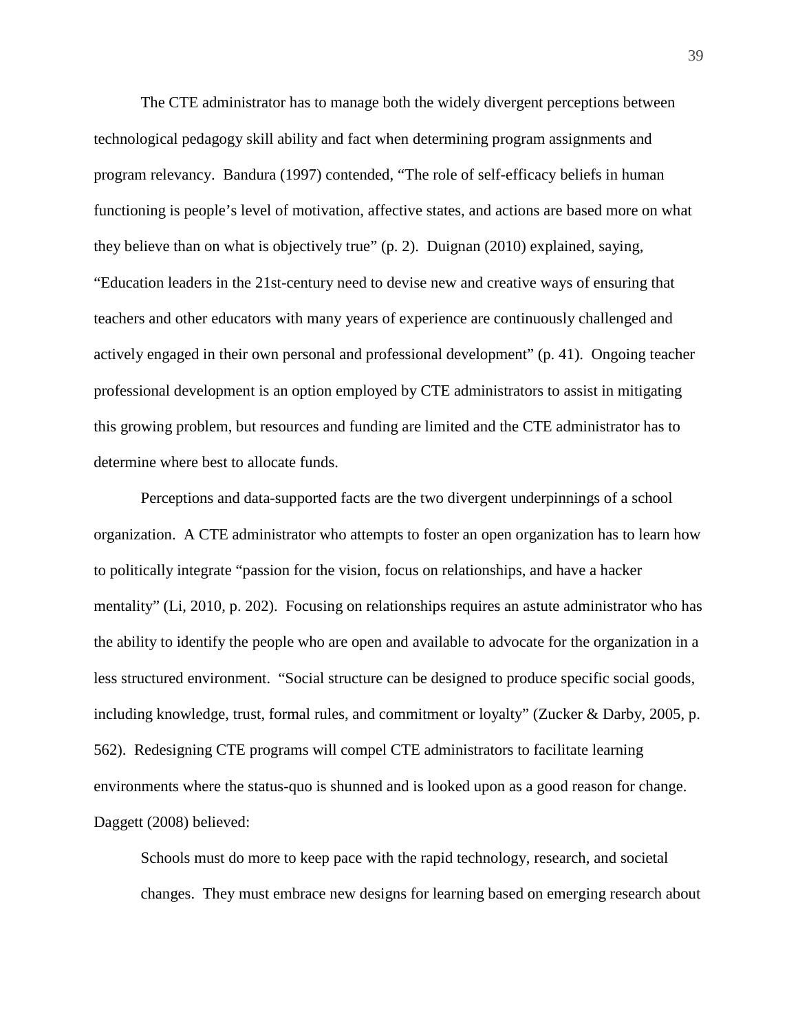The CTE administrator has to manage both the widely divergent perceptions between technological pedagogy skill ability and fact when determining program assignments and program relevancy. Bandura (1997) contended, "The role of self-efficacy beliefs in human functioning is people's level of motivation, affective states, and actions are based more on what they believe than on what is objectively true" (p. 2). Duignan (2010) explained, saying, "Education leaders in the 21st-century need to devise new and creative ways of ensuring that teachers and other educators with many years of experience are continuously challenged and actively engaged in their own personal and professional development" (p. 41). Ongoing teacher professional development is an option employed by CTE administrators to assist in mitigating this growing problem, but resources and funding are limited and the CTE administrator has to determine where best to allocate funds.

Perceptions and data-supported facts are the two divergent underpinnings of a school organization. A CTE administrator who attempts to foster an open organization has to learn how to politically integrate "passion for the vision, focus on relationships, and have a hacker mentality" (Li, 2010, p. 202). Focusing on relationships requires an astute administrator who has the ability to identify the people who are open and available to advocate for the organization in a less structured environment. "Social structure can be designed to produce specific social goods, including knowledge, trust, formal rules, and commitment or loyalty" (Zucker & Darby, 2005, p. 562). Redesigning CTE programs will compel CTE administrators to facilitate learning environments where the status-quo is shunned and is looked upon as a good reason for change. Daggett (2008) believed:

> Schools must do more to keep pace with the rapid technology, research, and societal changes. They must embrace new designs for learning based on emerging research about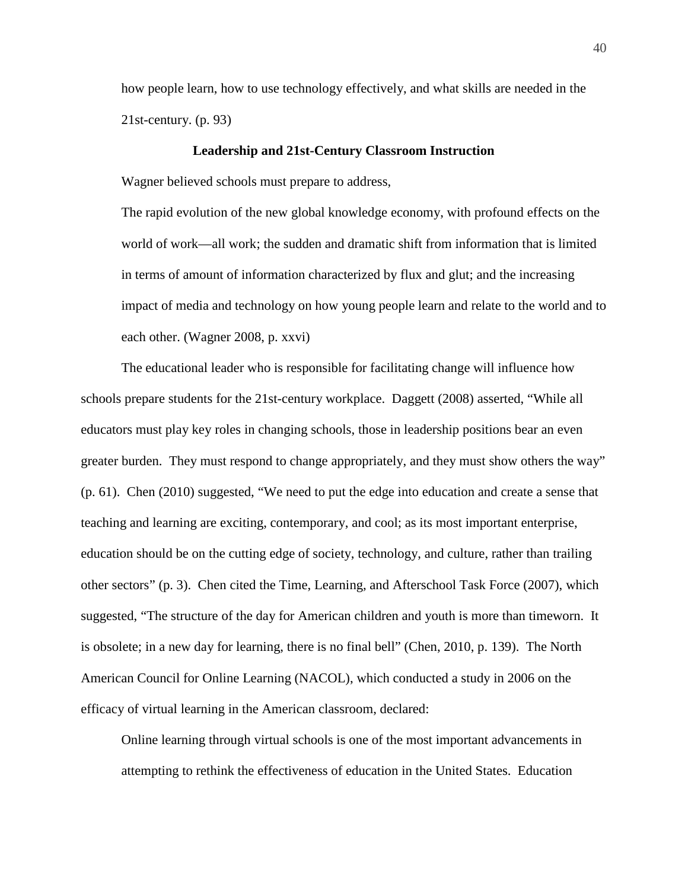how people learn, how to use technology effectively, and what skills are needed in the 21st-century. (p. 93)

### Leadership and 21st-Century Classroom Instruction

Wagner believed schools must prepare to address,

> The rapid evolution of the new global knowledge economy, with profound effects on the world of work—all work; the sudden and dramatic shift from information that is limited in terms of amount of information characterized by flux and glut; and the increasing impact of media and technology on how young people learn and relate to the world and to each other. (Wagner 2008, p. xxvi)

The educational leader who is responsible for facilitating change will influence how schools prepare students for the 21st-century workplace. Daggett (2008) asserted, "While all educators must play key roles in changing schools, those in leadership positions bear an even greater burden. They must respond to change appropriately, and they must show others the way" (p. 61). Chen (2010) suggested, "We need to put the edge into education and create a sense that teaching and learning are exciting, contemporary, and cool; as its most important enterprise, education should be on the cutting edge of society, technology, and culture, rather than trailing other sectors" (p. 3). Chen cited the Time, Learning, and Afterschool Task Force (2007), which suggested, "The structure of the day for American children and youth is more than timeworn. It is obsolete; in a new day for learning, there is no final bell" (Chen, 2010, p. 139). The North American Council for Online Learning (NACOL), which conducted a study in 2006 on the efficacy of virtual learning in the American classroom, declared:

> Online learning through virtual schools is one of the most important advancements in attempting to rethink the effectiveness of education in the United States. Education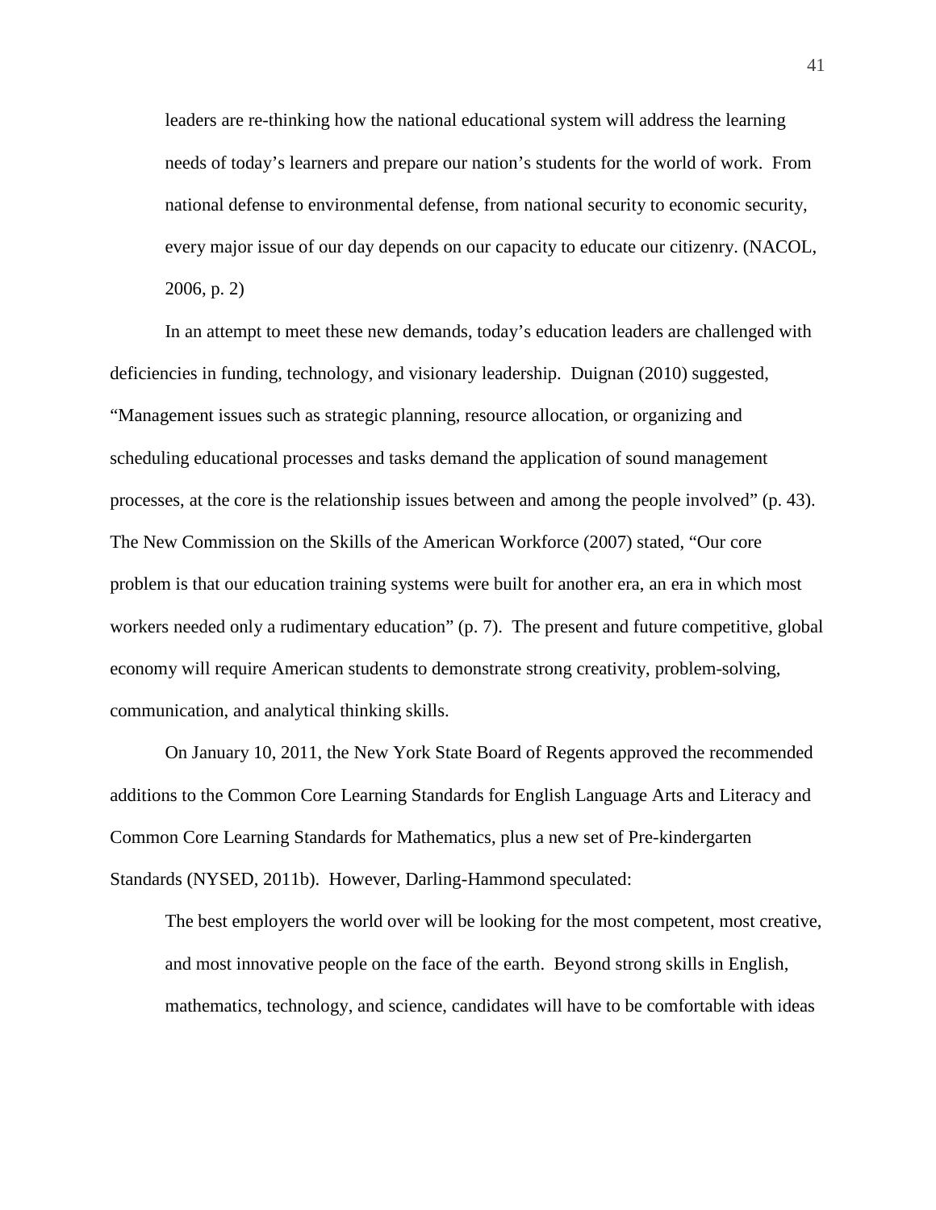> leaders are re-thinking how the national educational system will address the learning needs of today's learners and prepare our nation's students for the world of work. From national defense to environmental defense, from national security to economic security, every major issue of our day depends on our capacity to educate our citizenry. (NACOL, 2006, p. 2)

In an attempt to meet these new demands, today's education leaders are challenged with deficiencies in funding, technology, and visionary leadership. Duignan (2010) suggested, "Management issues such as strategic planning, resource allocation, or organizing and scheduling educational processes and tasks demand the application of sound management processes, at the core is the relationship issues between and among the people involved" (p. 43). The New Commission on the Skills of the American Workforce (2007) stated, "Our core problem is that our education training systems were built for another era, an era in which most workers needed only a rudimentary education" (p. 7). The present and future competitive, global economy will require American students to demonstrate strong creativity, problem-solving, communication, and analytical thinking skills.

On January 10, 2011, the New York State Board of Regents approved the recommended additions to the Common Core Learning Standards for English Language Arts and Literacy and Common Core Learning Standards for Mathematics, plus a new set of Pre-kindergarten Standards (NYSED, 2011b). However, Darling-Hammond speculated:

> The best employers the world over will be looking for the most competent, most creative, and most innovative people on the face of the earth. Beyond strong skills in English, mathematics, technology, and science, candidates will have to be comfortable with ideas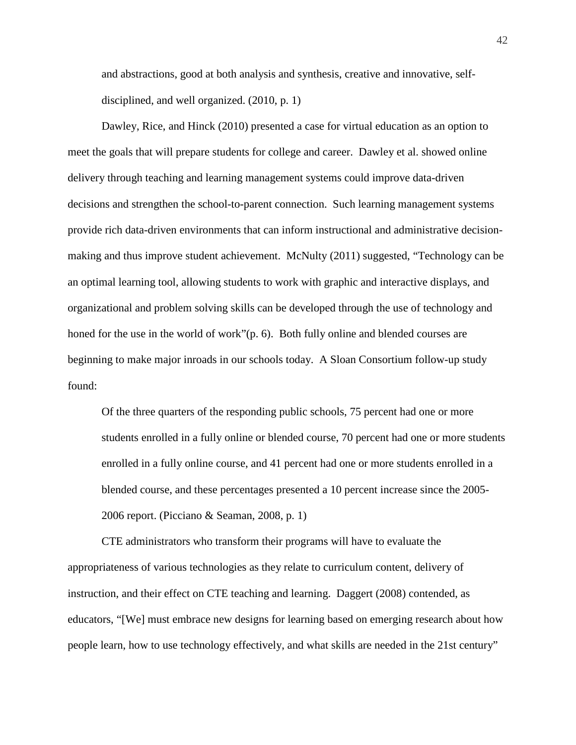> and abstractions, good at both analysis and synthesis, creative and innovative, self-disciplined, and well organized. (2010, p. 1)

Dawley, Rice, and Hinck (2010) presented a case for virtual education as an option to meet the goals that will prepare students for college and career. Dawley et al. showed online delivery through teaching and learning management systems could improve data-driven decisions and strengthen the school-to-parent connection. Such learning management systems provide rich data-driven environments that can inform instructional and administrative decision-making and thus improve student achievement. McNulty (2011) suggested, "Technology can be an optimal learning tool, allowing students to work with graphic and interactive displays, and organizational and problem solving skills can be developed through the use of technology and honed for the use in the world of work"(p. 6). Both fully online and blended courses are beginning to make major inroads in our schools today. A Sloan Consortium follow-up study found:

> Of the three quarters of the responding public schools, 75 percent had one or more students enrolled in a fully online or blended course, 70 percent had one or more students enrolled in a fully online course, and 41 percent had one or more students enrolled in a blended course, and these percentages presented a 10 percent increase since the 2005-2006 report. (Picciano & Seaman, 2008, p. 1)

CTE administrators who transform their programs will have to evaluate the appropriateness of various technologies as they relate to curriculum content, delivery of instruction, and their effect on CTE teaching and learning. Daggert (2008) contended, as educators, "[We] must embrace new designs for learning based on emerging research about how people learn, how to use technology effectively, and what skills are needed in the 21st century"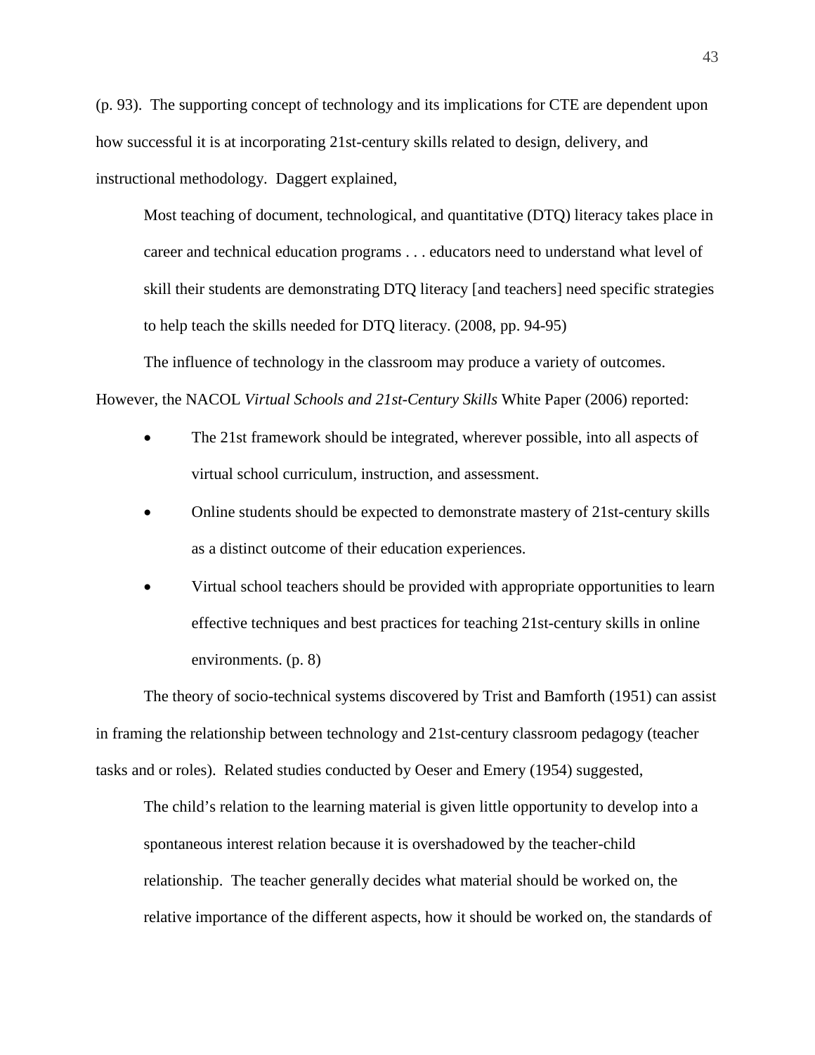(p. 93). The supporting concept of technology and its implications for CTE are dependent upon how successful it is at incorporating 21st-century skills related to design, delivery, and instructional methodology. Daggert explained,

> Most teaching of document, technological, and quantitative (DTQ) literacy takes place in career and technical education programs . . . educators need to understand what level of skill their students are demonstrating DTQ literacy [and teachers] need specific strategies to help teach the skills needed for DTQ literacy. (2008, pp. 94-95)

The influence of technology in the classroom may produce a variety of outcomes. However, the NACOL *Virtual Schools and 21st-Century Skills* White Paper (2006) reported:

- The 21st framework should be integrated, wherever possible, into all aspects of virtual school curriculum, instruction, and assessment.
- Online students should be expected to demonstrate mastery of 21st-century skills as a distinct outcome of their education experiences.
- Virtual school teachers should be provided with appropriate opportunities to learn effective techniques and best practices for teaching 21st-century skills in online environments. (p. 8)

The theory of socio-technical systems discovered by Trist and Bamforth (1951) can assist in framing the relationship between technology and 21st-century classroom pedagogy (teacher tasks and or roles). Related studies conducted by Oeser and Emery (1954) suggested,

> The child's relation to the learning material is given little opportunity to develop into a spontaneous interest relation because it is overshadowed by the teacher-child relationship. The teacher generally decides what material should be worked on, the relative importance of the different aspects, how it should be worked on, the standards of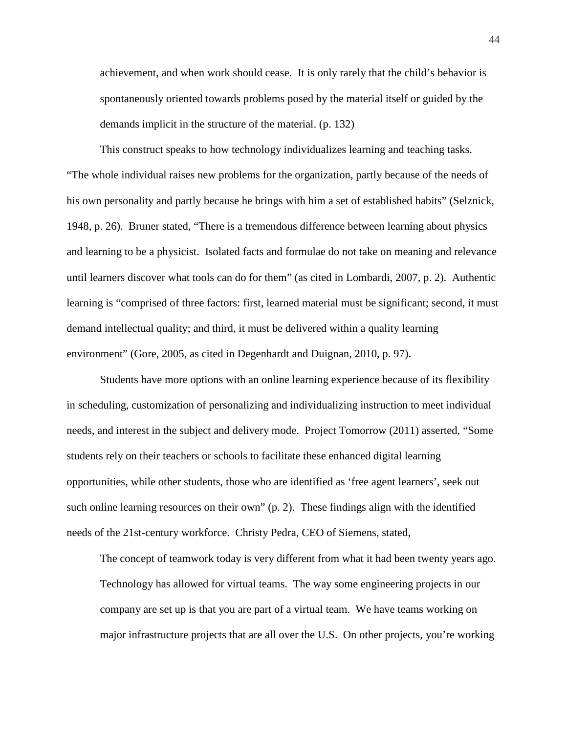> achievement, and when work should cease. It is only rarely that the child's behavior is spontaneously oriented towards problems posed by the material itself or guided by the demands implicit in the structure of the material. (p. 132)

This construct speaks to how technology individualizes learning and teaching tasks. "The whole individual raises new problems for the organization, partly because of the needs of his own personality and partly because he brings with him a set of established habits" (Selznick, 1948, p. 26). Bruner stated, "There is a tremendous difference between learning about physics and learning to be a physicist. Isolated facts and formulae do not take on meaning and relevance until learners discover what tools can do for them" (as cited in Lombardi, 2007, p. 2). Authentic learning is "comprised of three factors: first, learned material must be significant; second, it must demand intellectual quality; and third, it must be delivered within a quality learning environment" (Gore, 2005, as cited in Degenhardt and Duignan, 2010, p. 97).

Students have more options with an online learning experience because of its flexibility in scheduling, customization of personalizing and individualizing instruction to meet individual needs, and interest in the subject and delivery mode. Project Tomorrow (2011) asserted, "Some students rely on their teachers or schools to facilitate these enhanced digital learning opportunities, while other students, those who are identified as 'free agent learners', seek out such online learning resources on their own" (p. 2). These findings align with the identified needs of the 21st-century workforce. Christy Pedra, CEO of Siemens, stated,

> The concept of teamwork today is very different from what it had been twenty years ago. Technology has allowed for virtual teams. The way some engineering projects in our company are set up is that you are part of a virtual team. We have teams working on major infrastructure projects that are all over the U.S. On other projects, you're working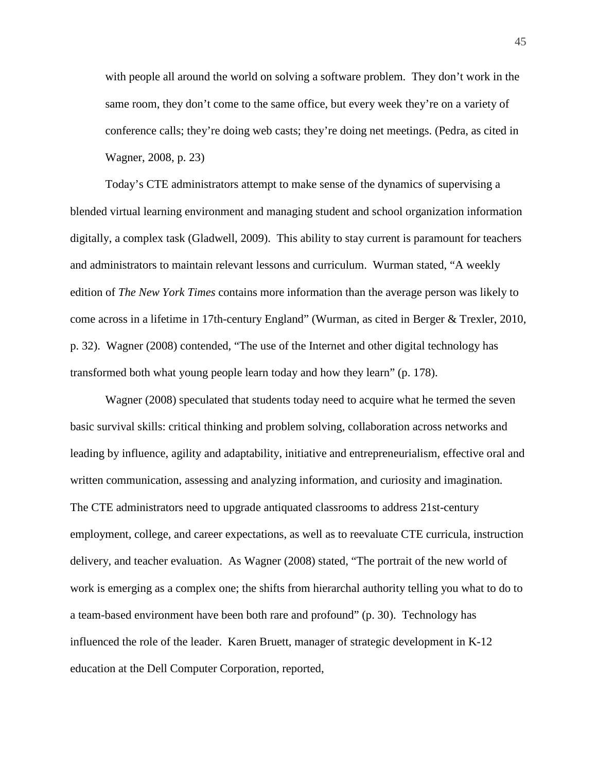> with people all around the world on solving a software problem. They don't work in the same room, they don't come to the same office, but every week they're on a variety of conference calls; they're doing web casts; they're doing net meetings. (Pedra, as cited in Wagner, 2008, p. 23)

Today's CTE administrators attempt to make sense of the dynamics of supervising a blended virtual learning environment and managing student and school organization information digitally, a complex task (Gladwell, 2009). This ability to stay current is paramount for teachers and administrators to maintain relevant lessons and curriculum. Wurman stated, "A weekly edition of *The New York Times* contains more information than the average person was likely to come across in a lifetime in 17th-century England" (Wurman, as cited in Berger & Trexler, 2010, p. 32). Wagner (2008) contended, "The use of the Internet and other digital technology has transformed both what young people learn today and how they learn" (p. 178).

Wagner (2008) speculated that students today need to acquire what he termed the seven basic survival skills: critical thinking and problem solving, collaboration across networks and leading by influence, agility and adaptability, initiative and entrepreneurialism, effective oral and written communication, assessing and analyzing information, and curiosity and imagination. The CTE administrators need to upgrade antiquated classrooms to address 21st-century employment, college, and career expectations, as well as to reevaluate CTE curricula, instruction delivery, and teacher evaluation. As Wagner (2008) stated, "The portrait of the new world of work is emerging as a complex one; the shifts from hierarchal authority telling you what to do to a team-based environment have been both rare and profound" (p. 30). Technology has influenced the role of the leader. Karen Bruett, manager of strategic development in K-12 education at the Dell Computer Corporation, reported,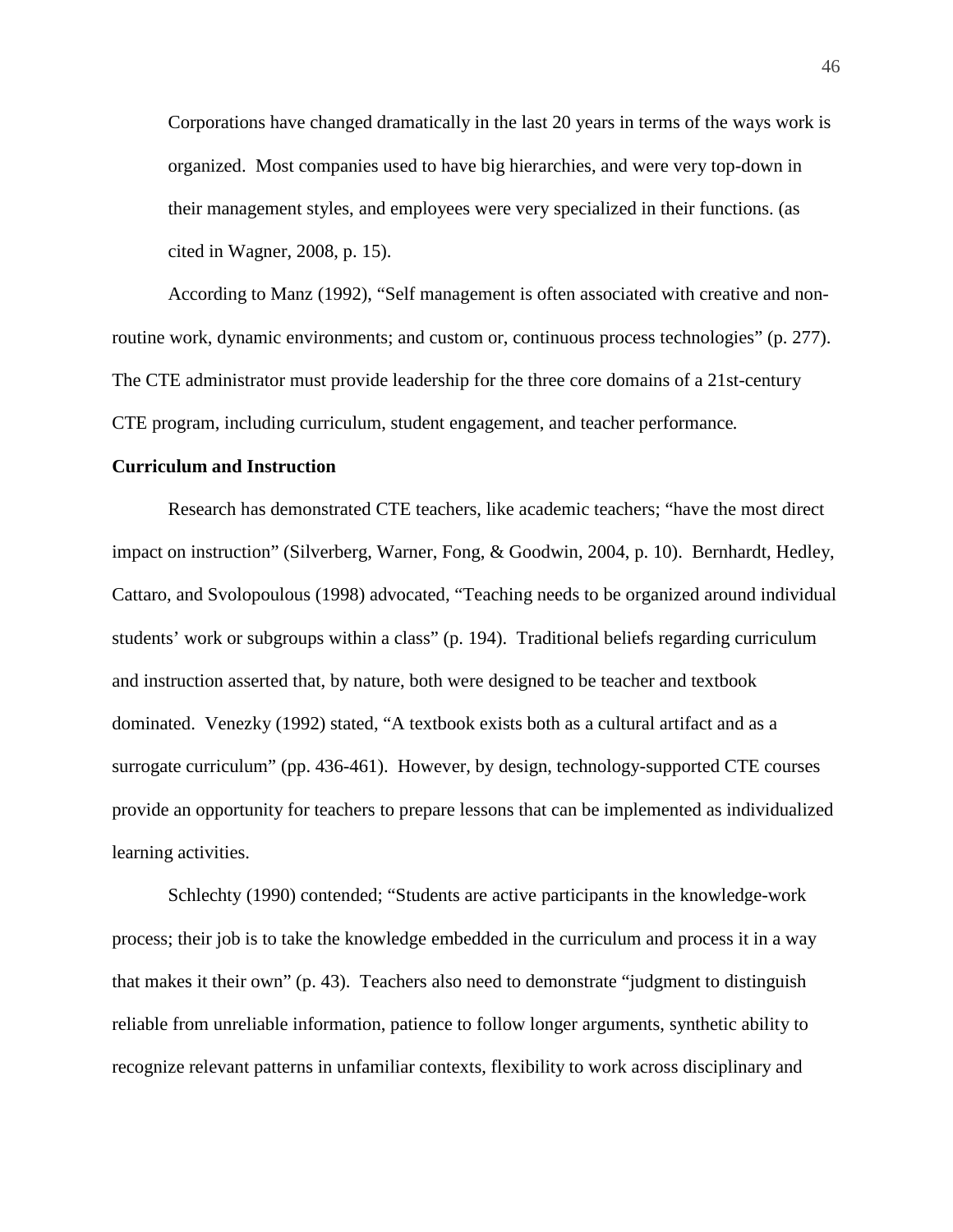> Corporations have changed dramatically in the last 20 years in terms of the ways work is organized. Most companies used to have big hierarchies, and were very top-down in their management styles, and employees were very specialized in their functions. (as cited in Wagner, 2008, p. 15).

According to Manz (1992), "Self management is often associated with creative and non-routine work, dynamic environments; and custom or, continuous process technologies" (p. 277). The CTE administrator must provide leadership for the three core domains of a 21st-century CTE program, including curriculum, student engagement, and teacher performance.

**Curriculum and Instruction**

Research has demonstrated CTE teachers, like academic teachers; "have the most direct impact on instruction" (Silverberg, Warner, Fong, & Goodwin, 2004, p. 10). Bernhardt, Hedley, Cattaro, and Svolopoulous (1998) advocated, "Teaching needs to be organized around individual students' work or subgroups within a class" (p. 194). Traditional beliefs regarding curriculum and instruction asserted that, by nature, both were designed to be teacher and textbook dominated. Venezky (1992) stated, "A textbook exists both as a cultural artifact and as a surrogate curriculum" (pp. 436-461). However, by design, technology-supported CTE courses provide an opportunity for teachers to prepare lessons that can be implemented as individualized learning activities.

Schlechty (1990) contended; "Students are active participants in the knowledge-work process; their job is to take the knowledge embedded in the curriculum and process it in a way that makes it their own" (p. 43). Teachers also need to demonstrate "judgment to distinguish reliable from unreliable information, patience to follow longer arguments, synthetic ability to recognize relevant patterns in unfamiliar contexts, flexibility to work across disciplinary and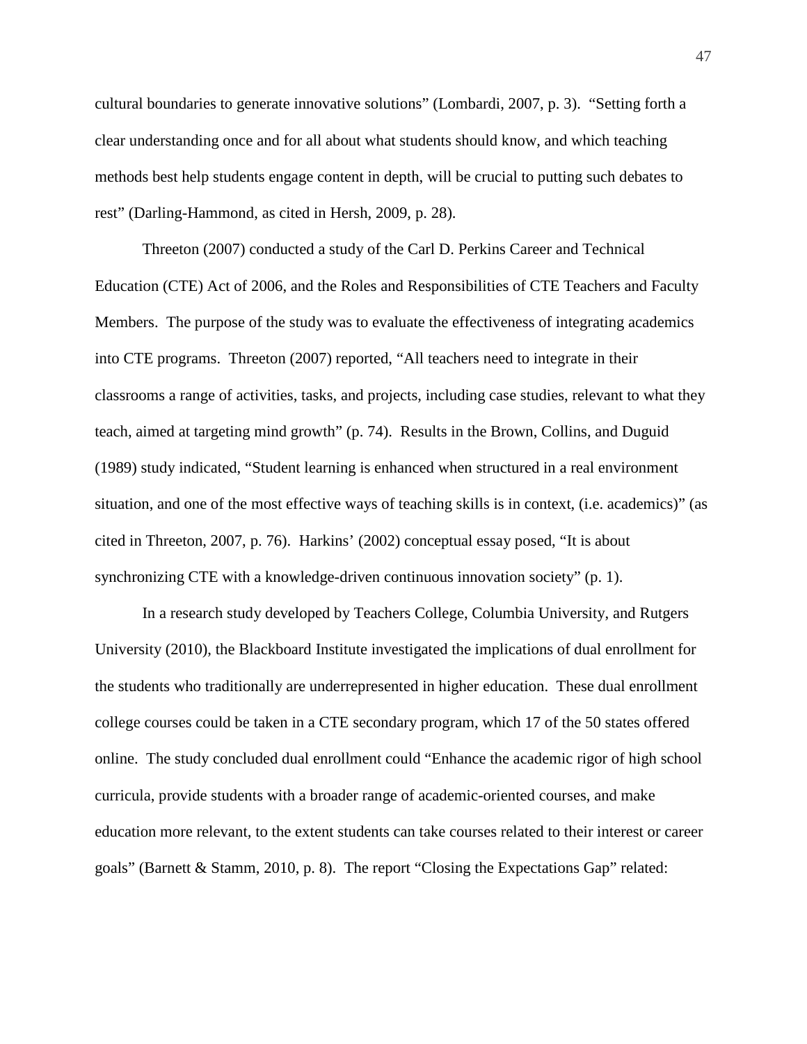cultural boundaries to generate innovative solutions" (Lombardi, 2007, p. 3). "Setting forth a clear understanding once and for all about what students should know, and which teaching methods best help students engage content in depth, will be crucial to putting such debates to rest" (Darling-Hammond, as cited in Hersh, 2009, p. 28).

Threeton (2007) conducted a study of the Carl D. Perkins Career and Technical Education (CTE) Act of 2006, and the Roles and Responsibilities of CTE Teachers and Faculty Members. The purpose of the study was to evaluate the effectiveness of integrating academics into CTE programs. Threeton (2007) reported, "All teachers need to integrate in their classrooms a range of activities, tasks, and projects, including case studies, relevant to what they teach, aimed at targeting mind growth" (p. 74). Results in the Brown, Collins, and Duguid (1989) study indicated, "Student learning is enhanced when structured in a real environment situation, and one of the most effective ways of teaching skills is in context, (i.e. academics)" (as cited in Threeton, 2007, p. 76). Harkins' (2002) conceptual essay posed, "It is about synchronizing CTE with a knowledge-driven continuous innovation society" (p. 1).

In a research study developed by Teachers College, Columbia University, and Rutgers University (2010), the Blackboard Institute investigated the implications of dual enrollment for the students who traditionally are underrepresented in higher education. These dual enrollment college courses could be taken in a CTE secondary program, which 17 of the 50 states offered online. The study concluded dual enrollment could "Enhance the academic rigor of high school curricula, provide students with a broader range of academic-oriented courses, and make education more relevant, to the extent students can take courses related to their interest or career goals" (Barnett & Stamm, 2010, p. 8). The report "Closing the Expectations Gap" related: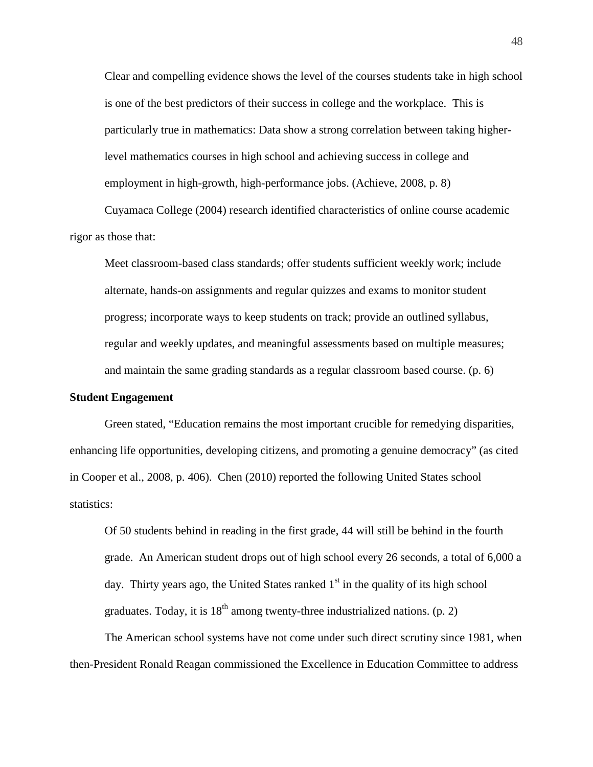> Clear and compelling evidence shows the level of the courses students take in high school is one of the best predictors of their success in college and the workplace. This is particularly true in mathematics: Data show a strong correlation between taking higher-level mathematics courses in high school and achieving success in college and employment in high-growth, high-performance jobs. (Achieve, 2008, p. 8)

Cuyamaca College (2004) research identified characteristics of online course academic rigor as those that:

> Meet classroom-based class standards; offer students sufficient weekly work; include alternate, hands-on assignments and regular quizzes and exams to monitor student progress; incorporate ways to keep students on track; provide an outlined syllabus, regular and weekly updates, and meaningful assessments based on multiple measures; and maintain the same grading standards as a regular classroom based course. (p. 6)

**Student Engagement**

Green stated, "Education remains the most important crucible for remedying disparities, enhancing life opportunities, developing citizens, and promoting a genuine democracy" (as cited in Cooper et al., 2008, p. 406). Chen (2010) reported the following United States school statistics:

> Of 50 students behind in reading in the first grade, 44 will still be behind in the fourth grade. An American student drops out of high school every 26 seconds, a total of 6,000 a day. Thirty years ago, the United States ranked 1st in the quality of its high school graduates. Today, it is 18th among twenty-three industrialized nations. (p. 2)

The American school systems have not come under such direct scrutiny since 1981, when then-President Ronald Reagan commissioned the Excellence in Education Committee to address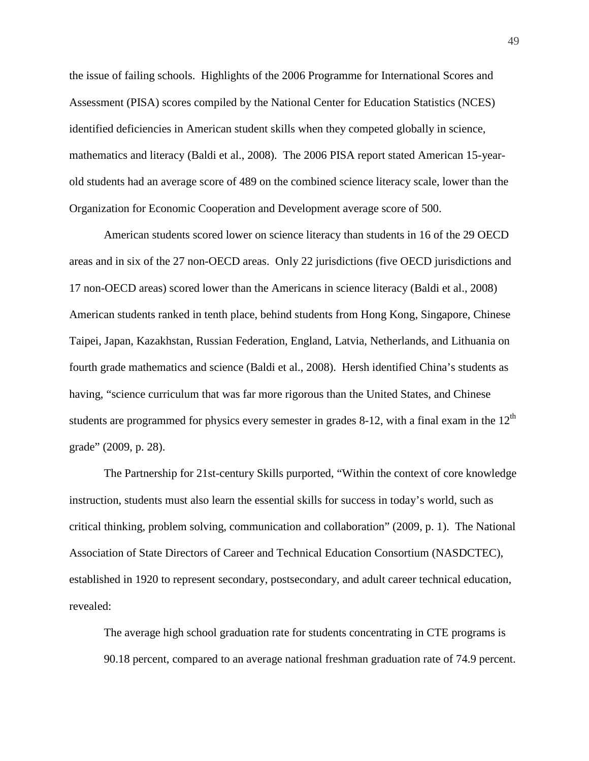the issue of failing schools. Highlights of the 2006 Programme for International Scores and Assessment (PISA) scores compiled by the National Center for Education Statistics (NCES) identified deficiencies in American student skills when they competed globally in science, mathematics and literacy (Baldi et al., 2008). The 2006 PISA report stated American 15-year-old students had an average score of 489 on the combined science literacy scale, lower than the Organization for Economic Cooperation and Development average score of 500.

American students scored lower on science literacy than students in 16 of the 29 OECD areas and in six of the 27 non-OECD areas. Only 22 jurisdictions (five OECD jurisdictions and 17 non-OECD areas) scored lower than the Americans in science literacy (Baldi et al., 2008) American students ranked in tenth place, behind students from Hong Kong, Singapore, Chinese Taipei, Japan, Kazakhstan, Russian Federation, England, Latvia, Netherlands, and Lithuania on fourth grade mathematics and science (Baldi et al., 2008). Hersh identified China's students as having, "science curriculum that was far more rigorous than the United States, and Chinese students are programmed for physics every semester in grades 8-12, with a final exam in the 12th grade" (2009, p. 28).

The Partnership for 21st-century Skills purported, "Within the context of core knowledge instruction, students must also learn the essential skills for success in today's world, such as critical thinking, problem solving, communication and collaboration" (2009, p. 1). The National Association of State Directors of Career and Technical Education Consortium (NASDCTEC), established in 1920 to represent secondary, postsecondary, and adult career technical education, revealed:

> The average high school graduation rate for students concentrating in CTE programs is 90.18 percent, compared to an average national freshman graduation rate of 74.9 percent.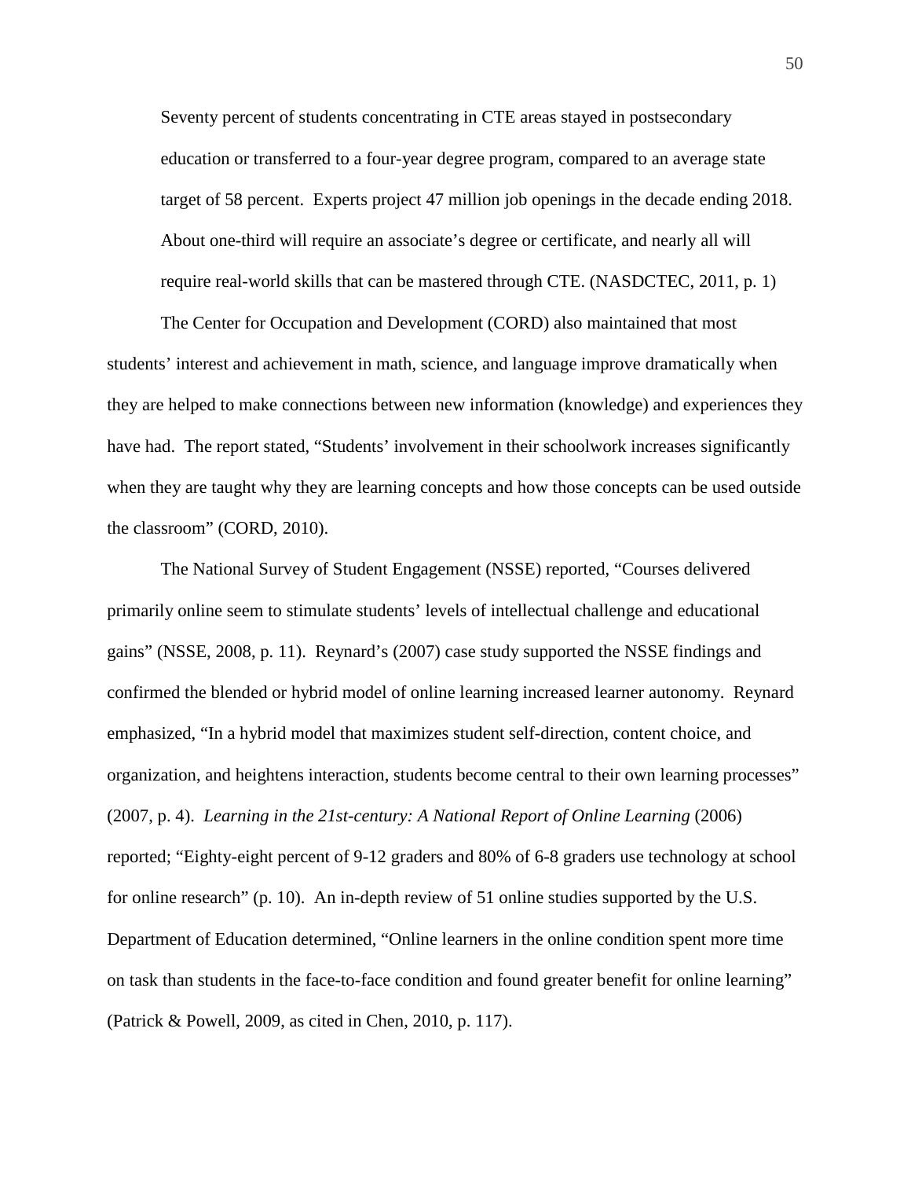> Seventy percent of students concentrating in CTE areas stayed in postsecondary education or transferred to a four-year degree program, compared to an average state target of 58 percent. Experts project 47 million job openings in the decade ending 2018. About one-third will require an associate's degree or certificate, and nearly all will require real-world skills that can be mastered through CTE. (NASDCTEC, 2011, p. 1)

The Center for Occupation and Development (CORD) also maintained that most students' interest and achievement in math, science, and language improve dramatically when they are helped to make connections between new information (knowledge) and experiences they have had. The report stated, "Students' involvement in their schoolwork increases significantly when they are taught why they are learning concepts and how those concepts can be used outside the classroom" (CORD, 2010).

The National Survey of Student Engagement (NSSE) reported, "Courses delivered primarily online seem to stimulate students' levels of intellectual challenge and educational gains" (NSSE, 2008, p. 11). Reynard's (2007) case study supported the NSSE findings and confirmed the blended or hybrid model of online learning increased learner autonomy. Reynard emphasized, "In a hybrid model that maximizes student self-direction, content choice, and organization, and heightens interaction, students become central to their own learning processes" (2007, p. 4). *Learning in the 21st-century: A National Report of Online Learning* (2006) reported; "Eighty-eight percent of 9-12 graders and 80% of 6-8 graders use technology at school for online research" (p. 10). An in-depth review of 51 online studies supported by the U.S. Department of Education determined, "Online learners in the online condition spent more time on task than students in the face-to-face condition and found greater benefit for online learning" (Patrick & Powell, 2009, as cited in Chen, 2010, p. 117).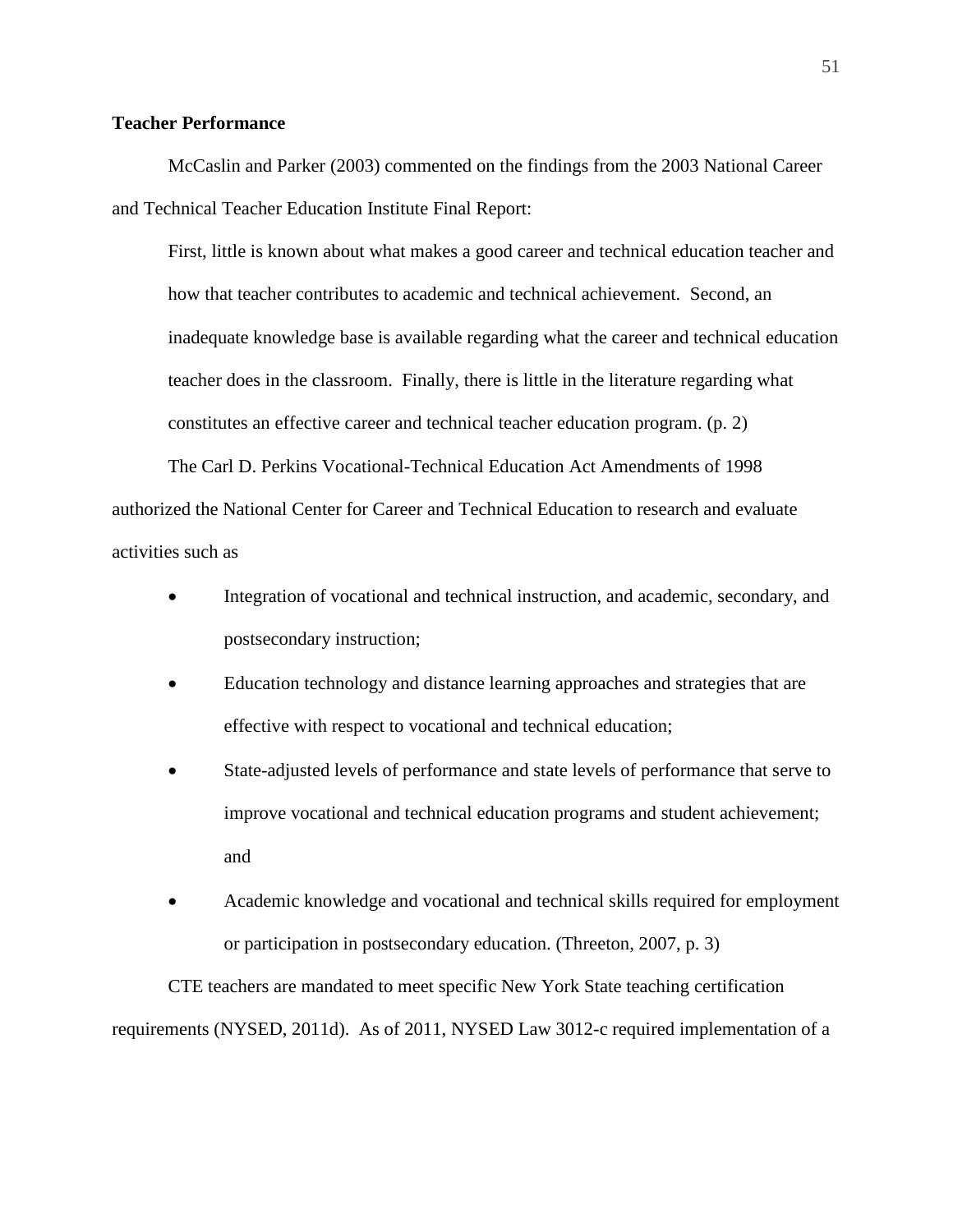**Teacher Performance**

McCaslin and Parker (2003) commented on the findings from the 2003 National Career and Technical Teacher Education Institute Final Report:

> First, little is known about what makes a good career and technical education teacher and how that teacher contributes to academic and technical achievement. Second, an inadequate knowledge base is available regarding what the career and technical education teacher does in the classroom. Finally, there is little in the literature regarding what constitutes an effective career and technical teacher education program. (p. 2)

The Carl D. Perkins Vocational-Technical Education Act Amendments of 1998 authorized the National Center for Career and Technical Education to research and evaluate activities such as

- Integration of vocational and technical instruction, and academic, secondary, and postsecondary instruction;
- Education technology and distance learning approaches and strategies that are effective with respect to vocational and technical education;
- State-adjusted levels of performance and state levels of performance that serve to improve vocational and technical education programs and student achievement; and
- Academic knowledge and vocational and technical skills required for employment or participation in postsecondary education. (Threeton, 2007, p. 3)

CTE teachers are mandated to meet specific New York State teaching certification requirements (NYSED, 2011d). As of 2011, NYSED Law 3012-c required implementation of a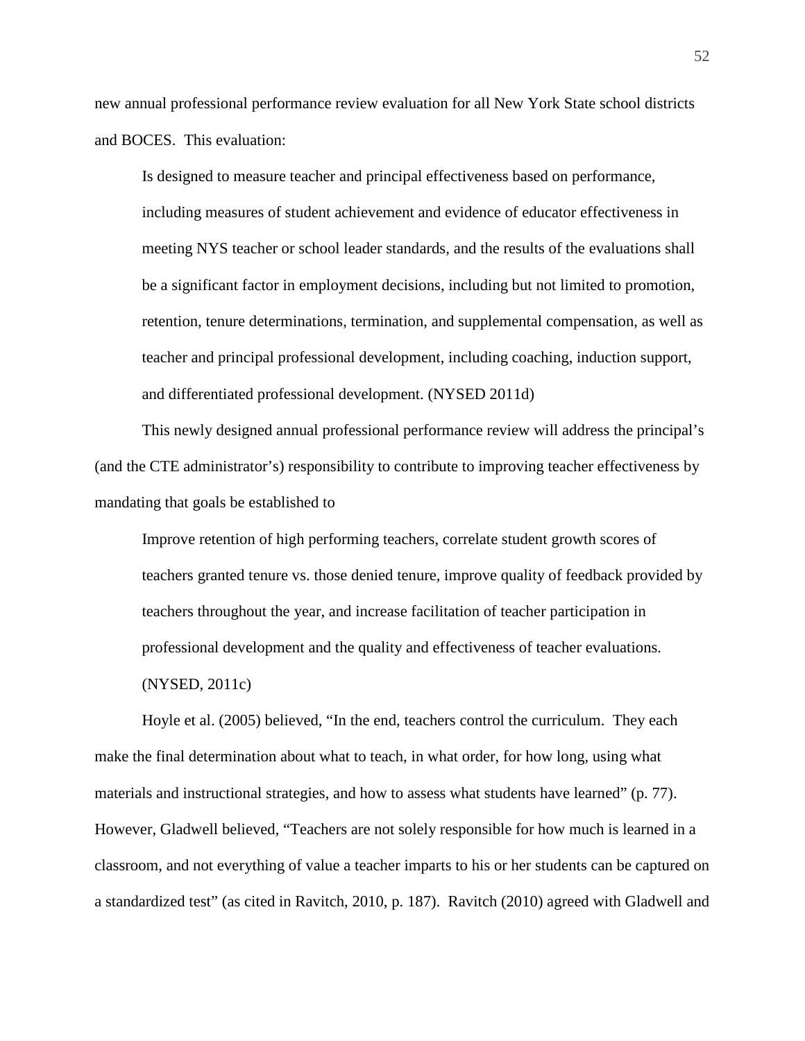new annual professional performance review evaluation for all New York State school districts and BOCES. This evaluation:

> Is designed to measure teacher and principal effectiveness based on performance, including measures of student achievement and evidence of educator effectiveness in meeting NYS teacher or school leader standards, and the results of the evaluations shall be a significant factor in employment decisions, including but not limited to promotion, retention, tenure determinations, termination, and supplemental compensation, as well as teacher and principal professional development, including coaching, induction support, and differentiated professional development. (NYSED 2011d)

This newly designed annual professional performance review will address the principal's (and the CTE administrator's) responsibility to contribute to improving teacher effectiveness by mandating that goals be established to

> Improve retention of high performing teachers, correlate student growth scores of teachers granted tenure vs. those denied tenure, improve quality of feedback provided by teachers throughout the year, and increase facilitation of teacher participation in professional development and the quality and effectiveness of teacher evaluations. (NYSED, 2011c)

Hoyle et al. (2005) believed, "In the end, teachers control the curriculum. They each make the final determination about what to teach, in what order, for how long, using what materials and instructional strategies, and how to assess what students have learned" (p. 77). However, Gladwell believed, "Teachers are not solely responsible for how much is learned in a classroom, and not everything of value a teacher imparts to his or her students can be captured on a standardized test" (as cited in Ravitch, 2010, p. 187). Ravitch (2010) agreed with Gladwell and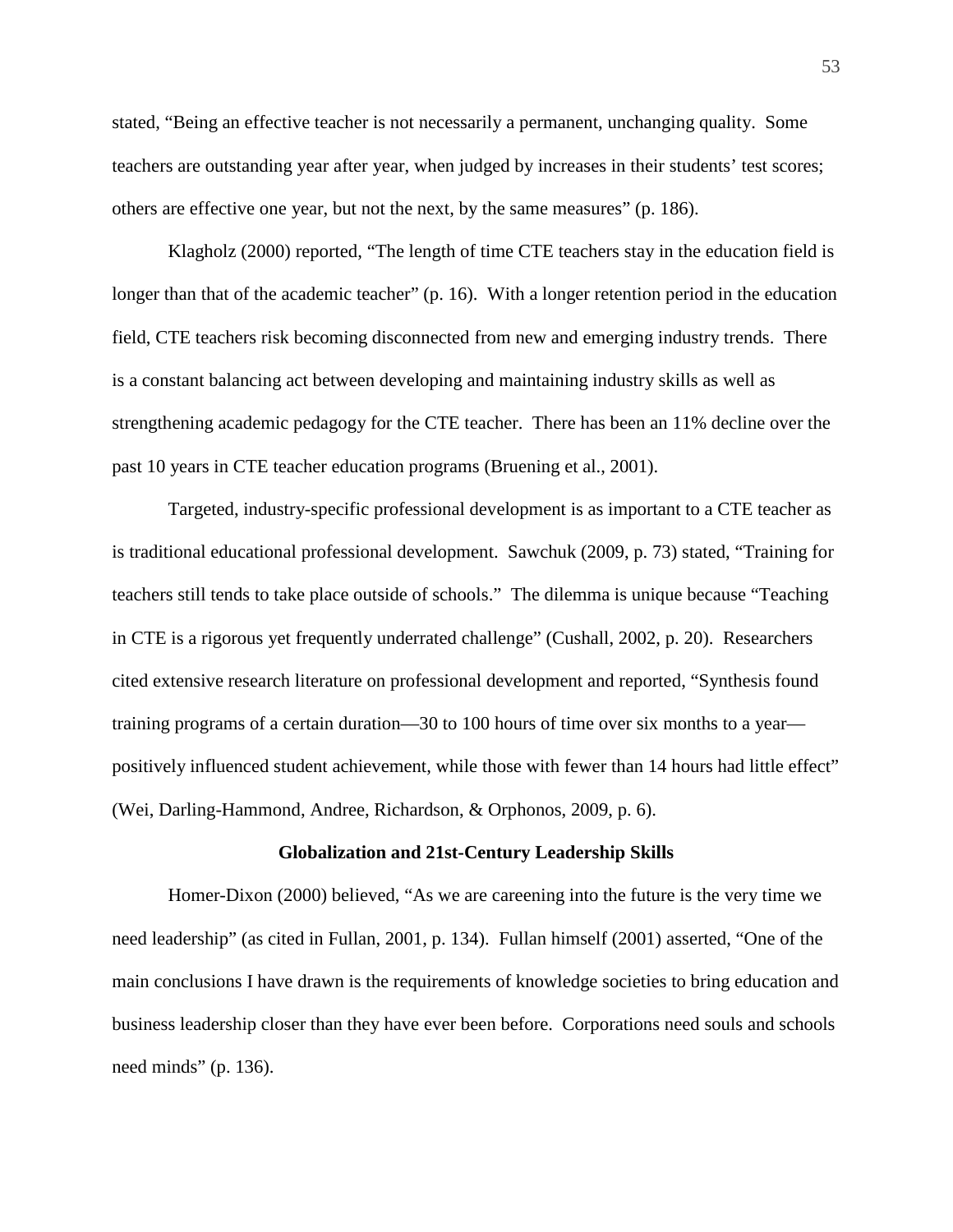stated, “Being an effective teacher is not necessarily a permanent, unchanging quality. Some teachers are outstanding year after year, when judged by increases in their students’ test scores; others are effective one year, but not the next, by the same measures” (p. 186).

Klagholz (2000) reported, “The length of time CTE teachers stay in the education field is longer than that of the academic teacher” (p. 16). With a longer retention period in the education field, CTE teachers risk becoming disconnected from new and emerging industry trends. There is a constant balancing act between developing and maintaining industry skills as well as strengthening academic pedagogy for the CTE teacher. There has been an 11% decline over the past 10 years in CTE teacher education programs (Bruening et al., 2001).

Targeted, industry-specific professional development is as important to a CTE teacher as is traditional educational professional development. Sawchuk (2009, p. 73) stated, “Training for teachers still tends to take place outside of schools.” The dilemma is unique because “Teaching in CTE is a rigorous yet frequently underrated challenge” (Cushall, 2002, p. 20). Researchers cited extensive research literature on professional development and reported, “Synthesis found training programs of a certain duration—30 to 100 hours of time over six months to a year—positively influenced student achievement, while those with fewer than 14 hours had little effect” (Wei, Darling-Hammond, Andree, Richardson, & Orphonos, 2009, p. 6).

## Globalization and 21st-Century Leadership Skills

Homer-Dixon (2000) believed, “As we are careening into the future is the very time we need leadership” (as cited in Fullan, 2001, p. 134). Fullan himself (2001) asserted, “One of the main conclusions I have drawn is the requirements of knowledge societies to bring education and business leadership closer than they have ever been before. Corporations need souls and schools need minds” (p. 136).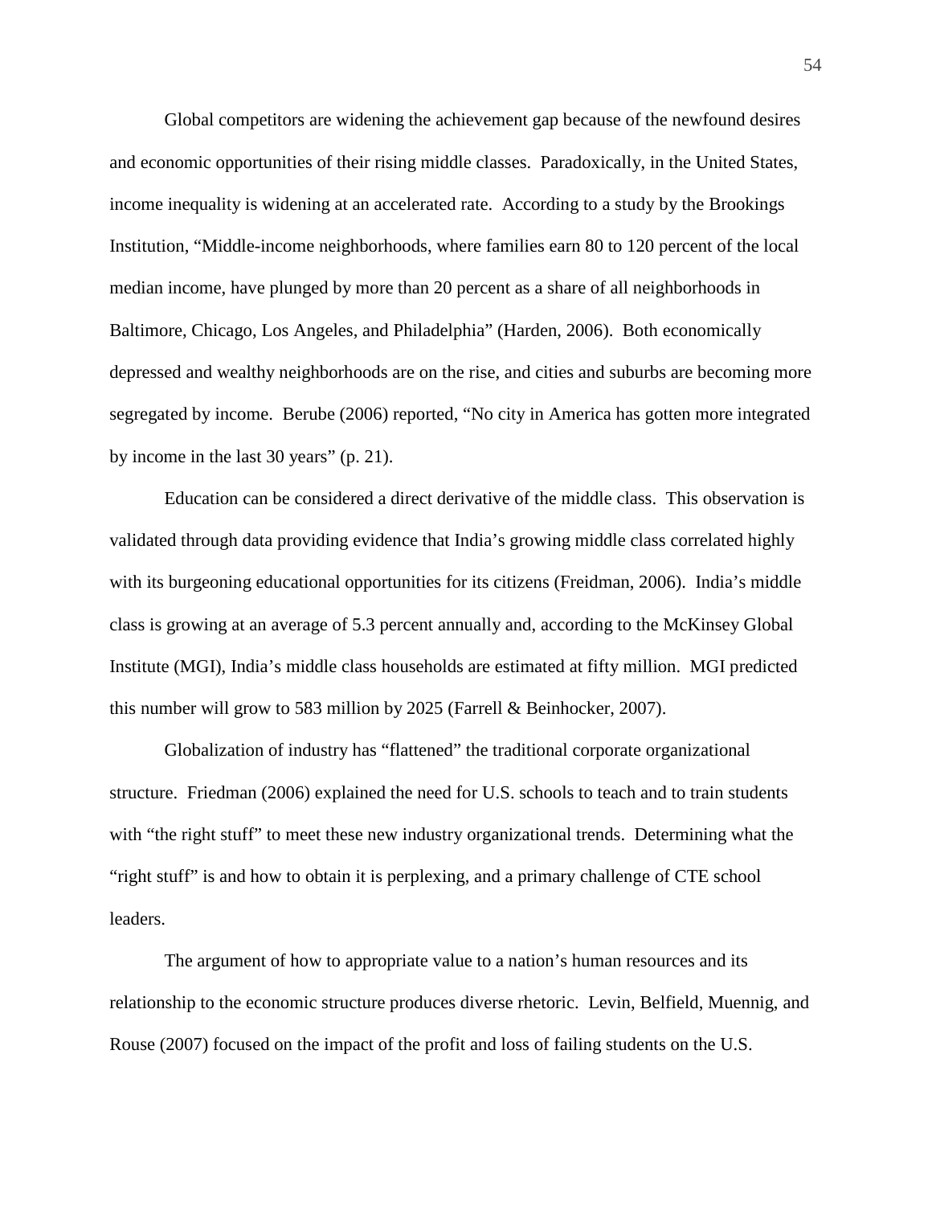Global competitors are widening the achievement gap because of the newfound desires and economic opportunities of their rising middle classes. Paradoxically, in the United States, income inequality is widening at an accelerated rate. According to a study by the Brookings Institution, "Middle-income neighborhoods, where families earn 80 to 120 percent of the local median income, have plunged by more than 20 percent as a share of all neighborhoods in Baltimore, Chicago, Los Angeles, and Philadelphia" (Harden, 2006). Both economically depressed and wealthy neighborhoods are on the rise, and cities and suburbs are becoming more segregated by income. Berube (2006) reported, "No city in America has gotten more integrated by income in the last 30 years" (p. 21).

Education can be considered a direct derivative of the middle class. This observation is validated through data providing evidence that India's growing middle class correlated highly with its burgeoning educational opportunities for its citizens (Freidman, 2006). India's middle class is growing at an average of 5.3 percent annually and, according to the McKinsey Global Institute (MGI), India's middle class households are estimated at fifty million. MGI predicted this number will grow to 583 million by 2025 (Farrell & Beinhocker, 2007).

Globalization of industry has "flattened" the traditional corporate organizational structure. Friedman (2006) explained the need for U.S. schools to teach and to train students with "the right stuff" to meet these new industry organizational trends. Determining what the "right stuff" is and how to obtain it is perplexing, and a primary challenge of CTE school leaders.

The argument of how to appropriate value to a nation's human resources and its relationship to the economic structure produces diverse rhetoric. Levin, Belfield, Muennig, and Rouse (2007) focused on the impact of the profit and loss of failing students on the U.S.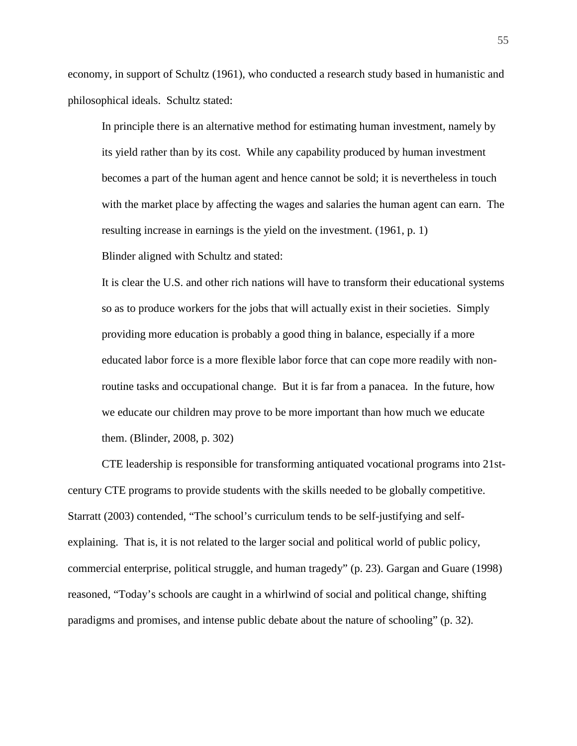economy, in support of Schultz (1961), who conducted a research study based in humanistic and philosophical ideals. Schultz stated:

> In principle there is an alternative method for estimating human investment, namely by its yield rather than by its cost. While any capability produced by human investment becomes a part of the human agent and hence cannot be sold; it is nevertheless in touch with the market place by affecting the wages and salaries the human agent can earn. The resulting increase in earnings is the yield on the investment. (1961, p. 1)

Blinder aligned with Schultz and stated:

> It is clear the U.S. and other rich nations will have to transform their educational systems so as to produce workers for the jobs that will actually exist in their societies. Simply providing more education is probably a good thing in balance, especially if a more educated labor force is a more flexible labor force that can cope more readily with non-routine tasks and occupational change. But it is far from a panacea. In the future, how we educate our children may prove to be more important than how much we educate them. (Blinder, 2008, p. 302)

CTE leadership is responsible for transforming antiquated vocational programs into 21st-century CTE programs to provide students with the skills needed to be globally competitive. Starratt (2003) contended, "The school's curriculum tends to be self-justifying and self-explaining. That is, it is not related to the larger social and political world of public policy, commercial enterprise, political struggle, and human tragedy" (p. 23). Gargan and Guare (1998) reasoned, "Today's schools are caught in a whirlwind of social and political change, shifting paradigms and promises, and intense public debate about the nature of schooling" (p. 32).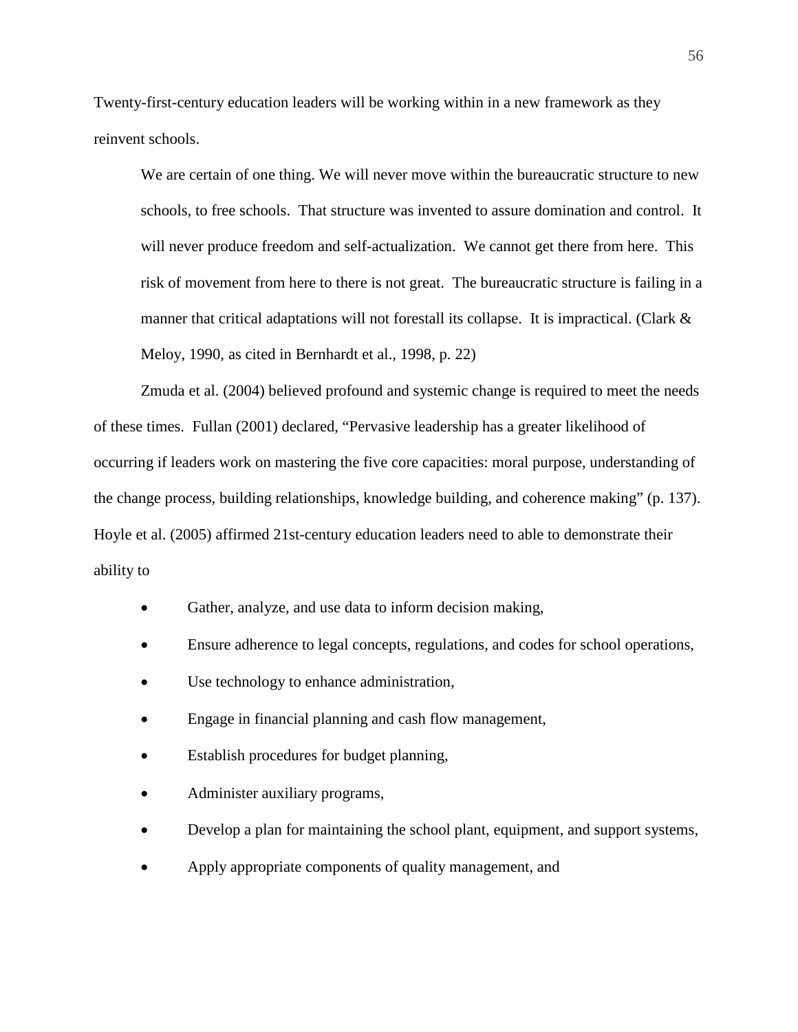Twenty-first-century education leaders will be working within in a new framework as they reinvent schools.

> We are certain of one thing. We will never move within the bureaucratic structure to new schools, to free schools. That structure was invented to assure domination and control. It will never produce freedom and self-actualization. We cannot get there from here. This risk of movement from here to there is not great. The bureaucratic structure is failing in a manner that critical adaptations will not forestall its collapse. It is impractical. (Clark & Meloy, 1990, as cited in Bernhardt et al., 1998, p. 22)

Zmuda et al. (2004) believed profound and systemic change is required to meet the needs of these times. Fullan (2001) declared, "Pervasive leadership has a greater likelihood of occurring if leaders work on mastering the five core capacities: moral purpose, understanding of the change process, building relationships, knowledge building, and coherence making" (p. 137). Hoyle et al. (2005) affirmed 21st-century education leaders need to able to demonstrate their ability to

- Gather, analyze, and use data to inform decision making,
- Ensure adherence to legal concepts, regulations, and codes for school operations,
- Use technology to enhance administration,
- Engage in financial planning and cash flow management,
- Establish procedures for budget planning,
- Administer auxiliary programs,
- Develop a plan for maintaining the school plant, equipment, and support systems,
- Apply appropriate components of quality management, and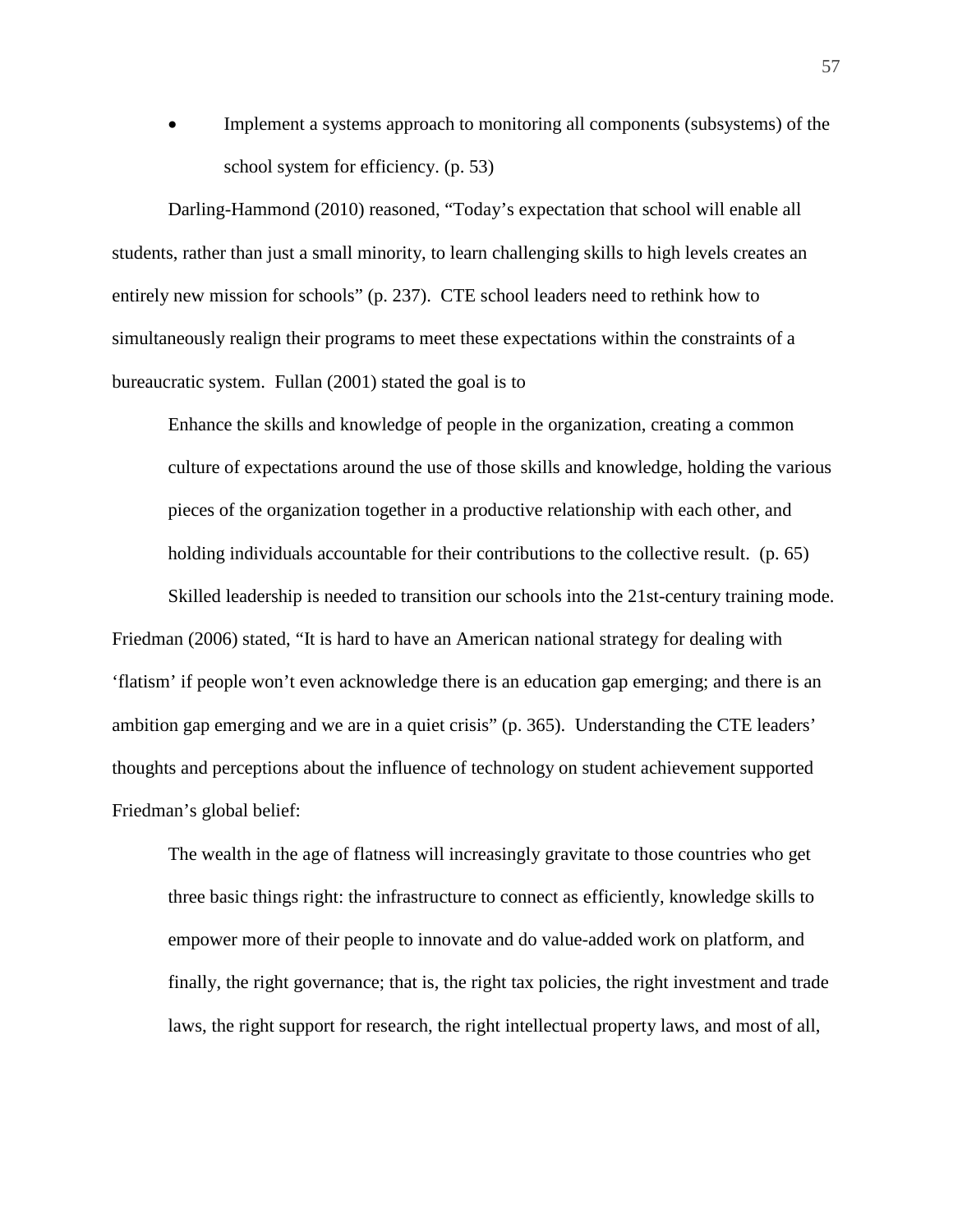- Implement a systems approach to monitoring all components (subsystems) of the school system for efficiency. (p. 53)

Darling-Hammond (2010) reasoned, "Today's expectation that school will enable all students, rather than just a small minority, to learn challenging skills to high levels creates an entirely new mission for schools" (p. 237). CTE school leaders need to rethink how to simultaneously realign their programs to meet these expectations within the constraints of a bureaucratic system. Fullan (2001) stated the goal is to

> Enhance the skills and knowledge of people in the organization, creating a common culture of expectations around the use of those skills and knowledge, holding the various pieces of the organization together in a productive relationship with each other, and holding individuals accountable for their contributions to the collective result. (p. 65)

Skilled leadership is needed to transition our schools into the 21st-century training mode. Friedman (2006) stated, "It is hard to have an American national strategy for dealing with 'flatism' if people won't even acknowledge there is an education gap emerging; and there is an ambition gap emerging and we are in a quiet crisis" (p. 365). Understanding the CTE leaders' thoughts and perceptions about the influence of technology on student achievement supported Friedman's global belief:

> The wealth in the age of flatness will increasingly gravitate to those countries who get three basic things right: the infrastructure to connect as efficiently, knowledge skills to empower more of their people to innovate and do value-added work on platform, and finally, the right governance; that is, the right tax policies, the right investment and trade laws, the right support for research, the right intellectual property laws, and most of all,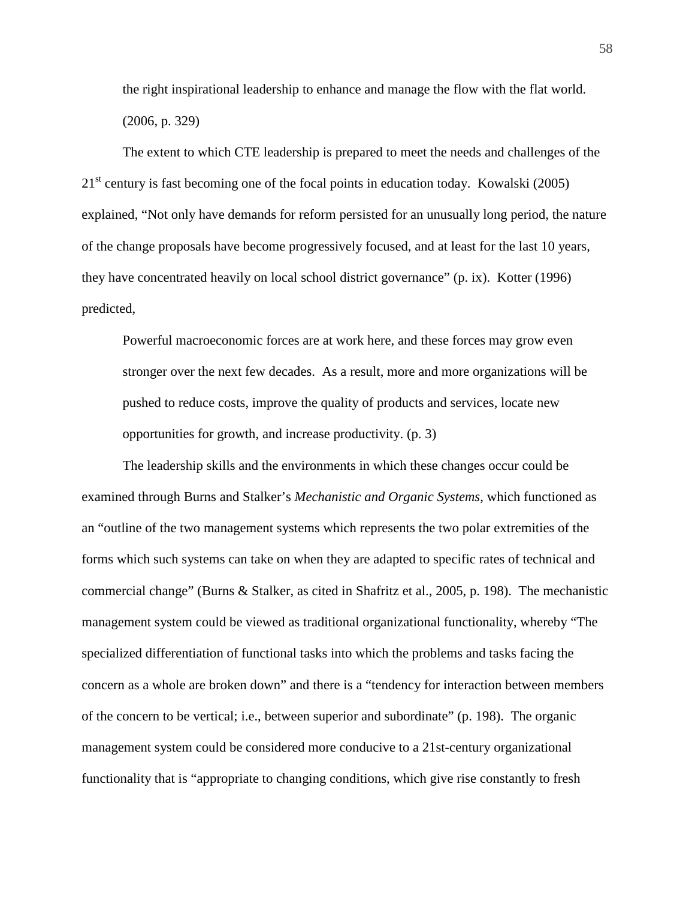> the right inspirational leadership to enhance and manage the flow with the flat world. (2006, p. 329)

The extent to which CTE leadership is prepared to meet the needs and challenges of the 21st century is fast becoming one of the focal points in education today. Kowalski (2005) explained, "Not only have demands for reform persisted for an unusually long period, the nature of the change proposals have become progressively focused, and at least for the last 10 years, they have concentrated heavily on local school district governance" (p. ix). Kotter (1996) predicted,

> Powerful macroeconomic forces are at work here, and these forces may grow even stronger over the next few decades. As a result, more and more organizations will be pushed to reduce costs, improve the quality of products and services, locate new opportunities for growth, and increase productivity. (p. 3)

The leadership skills and the environments in which these changes occur could be examined through Burns and Stalker's *Mechanistic and Organic Systems*, which functioned as an "outline of the two management systems which represents the two polar extremities of the forms which such systems can take on when they are adapted to specific rates of technical and commercial change" (Burns & Stalker, as cited in Shafritz et al., 2005, p. 198). The mechanistic management system could be viewed as traditional organizational functionality, whereby "The specialized differentiation of functional tasks into which the problems and tasks facing the concern as a whole are broken down" and there is a "tendency for interaction between members of the concern to be vertical; i.e., between superior and subordinate" (p. 198). The organic management system could be considered more conducive to a 21st-century organizational functionality that is "appropriate to changing conditions, which give rise constantly to fresh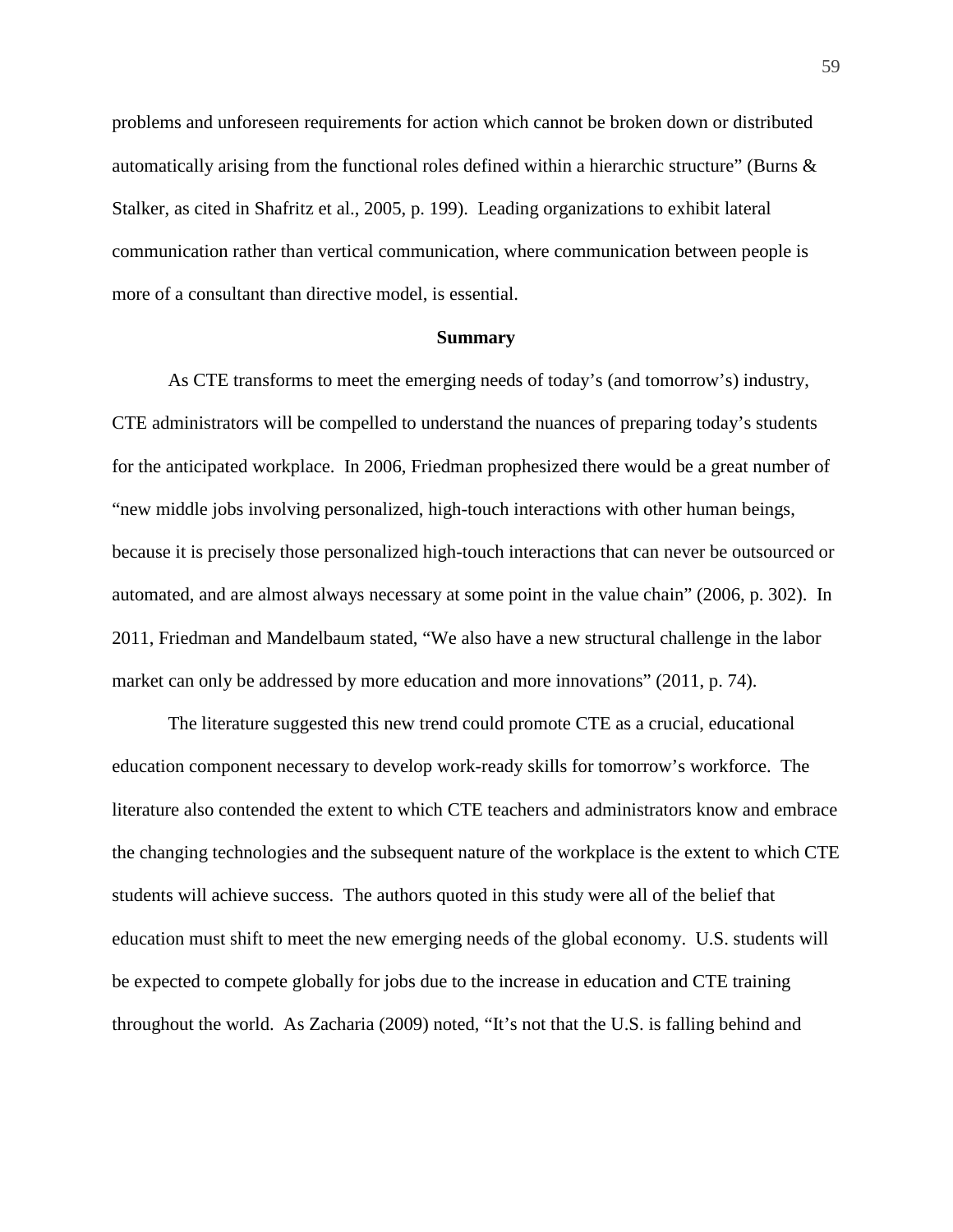problems and unforeseen requirements for action which cannot be broken down or distributed automatically arising from the functional roles defined within a hierarchic structure" (Burns & Stalker, as cited in Shafritz et al., 2005, p. 199). Leading organizations to exhibit lateral communication rather than vertical communication, where communication between people is more of a consultant than directive model, is essential.

## Summary

As CTE transforms to meet the emerging needs of today's (and tomorrow's) industry, CTE administrators will be compelled to understand the nuances of preparing today's students for the anticipated workplace. In 2006, Friedman prophesized there would be a great number of "new middle jobs involving personalized, high-touch interactions with other human beings, because it is precisely those personalized high-touch interactions that can never be outsourced or automated, and are almost always necessary at some point in the value chain" (2006, p. 302). In 2011, Friedman and Mandelbaum stated, "We also have a new structural challenge in the labor market can only be addressed by more education and more innovations" (2011, p. 74).

The literature suggested this new trend could promote CTE as a crucial, educational education component necessary to develop work-ready skills for tomorrow's workforce. The literature also contended the extent to which CTE teachers and administrators know and embrace the changing technologies and the subsequent nature of the workplace is the extent to which CTE students will achieve success. The authors quoted in this study were all of the belief that education must shift to meet the new emerging needs of the global economy. U.S. students will be expected to compete globally for jobs due to the increase in education and CTE training throughout the world. As Zacharia (2009) noted, "It's not that the U.S. is falling behind and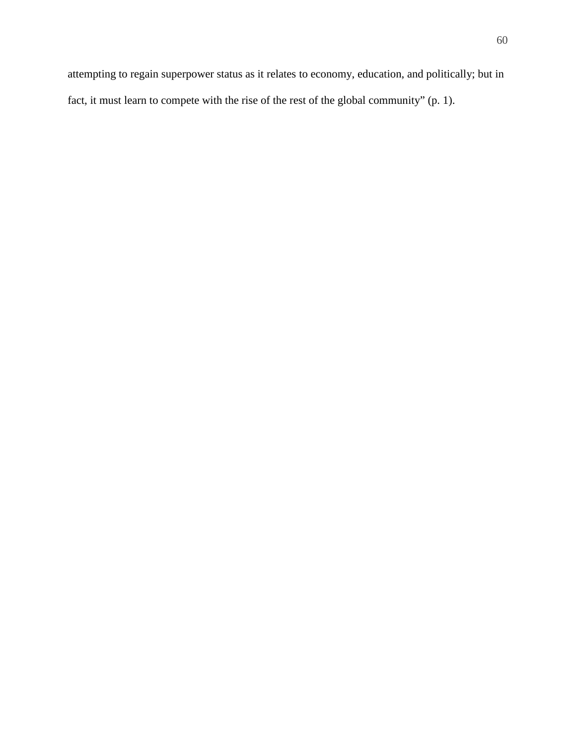attempting to regain superpower status as it relates to economy, education, and politically; but in fact, it must learn to compete with the rise of the rest of the global community" (p. 1).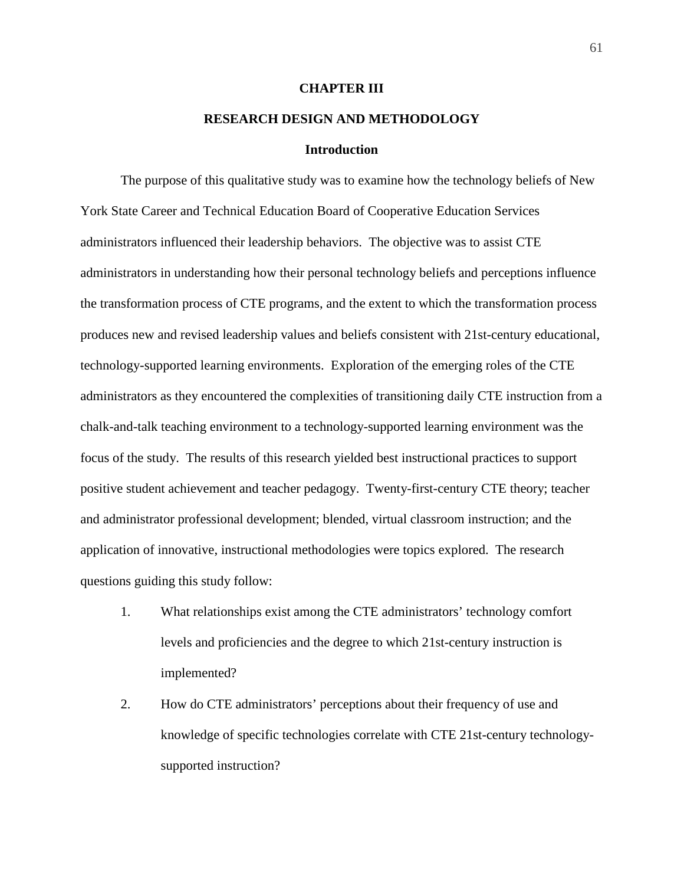# CHAPTER III

# RESEARCH DESIGN AND METHODOLOGY

## Introduction

The purpose of this qualitative study was to examine how the technology beliefs of New York State Career and Technical Education Board of Cooperative Education Services administrators influenced their leadership behaviors. The objective was to assist CTE administrators in understanding how their personal technology beliefs and perceptions influence the transformation process of CTE programs, and the extent to which the transformation process produces new and revised leadership values and beliefs consistent with 21st-century educational, technology-supported learning environments. Exploration of the emerging roles of the CTE administrators as they encountered the complexities of transitioning daily CTE instruction from a chalk-and-talk teaching environment to a technology-supported learning environment was the focus of the study. The results of this research yielded best instructional practices to support positive student achievement and teacher pedagogy. Twenty-first-century CTE theory; teacher and administrator professional development; blended, virtual classroom instruction; and the application of innovative, instructional methodologies were topics explored. The research questions guiding this study follow:

1. What relationships exist among the CTE administrators' technology comfort levels and proficiencies and the degree to which 21st-century instruction is implemented?
2. How do CTE administrators' perceptions about their frequency of use and knowledge of specific technologies correlate with CTE 21st-century technology-supported instruction?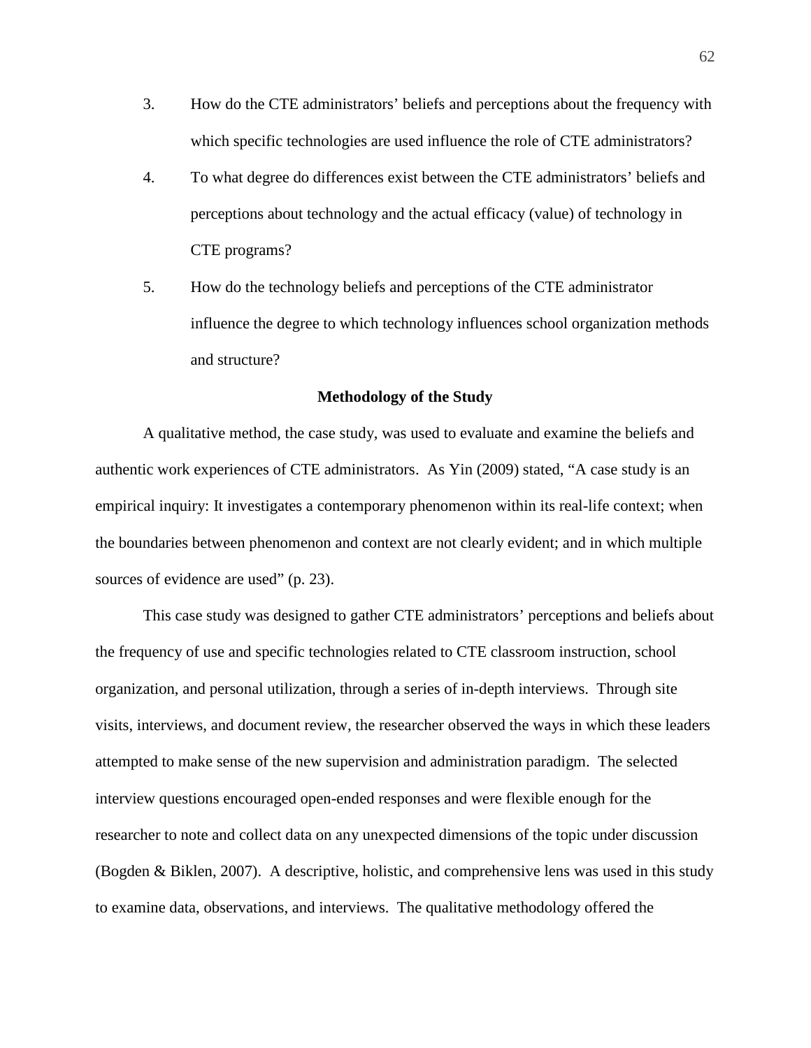3. How do the CTE administrators' beliefs and perceptions about the frequency with which specific technologies are used influence the role of CTE administrators?

4. To what degree do differences exist between the CTE administrators' beliefs and perceptions about technology and the actual efficacy (value) of technology in CTE programs?

5. How do the technology beliefs and perceptions of the CTE administrator influence the degree to which technology influences school organization methods and structure?

## Methodology of the Study

A qualitative method, the case study, was used to evaluate and examine the beliefs and authentic work experiences of CTE administrators. As Yin (2009) stated, "A case study is an empirical inquiry: It investigates a contemporary phenomenon within its real-life context; when the boundaries between phenomenon and context are not clearly evident; and in which multiple sources of evidence are used" (p. 23).

This case study was designed to gather CTE administrators' perceptions and beliefs about the frequency of use and specific technologies related to CTE classroom instruction, school organization, and personal utilization, through a series of in-depth interviews. Through site visits, interviews, and document review, the researcher observed the ways in which these leaders attempted to make sense of the new supervision and administration paradigm. The selected interview questions encouraged open-ended responses and were flexible enough for the researcher to note and collect data on any unexpected dimensions of the topic under discussion (Bogden & Biklen, 2007). A descriptive, holistic, and comprehensive lens was used in this study to examine data, observations, and interviews. The qualitative methodology offered the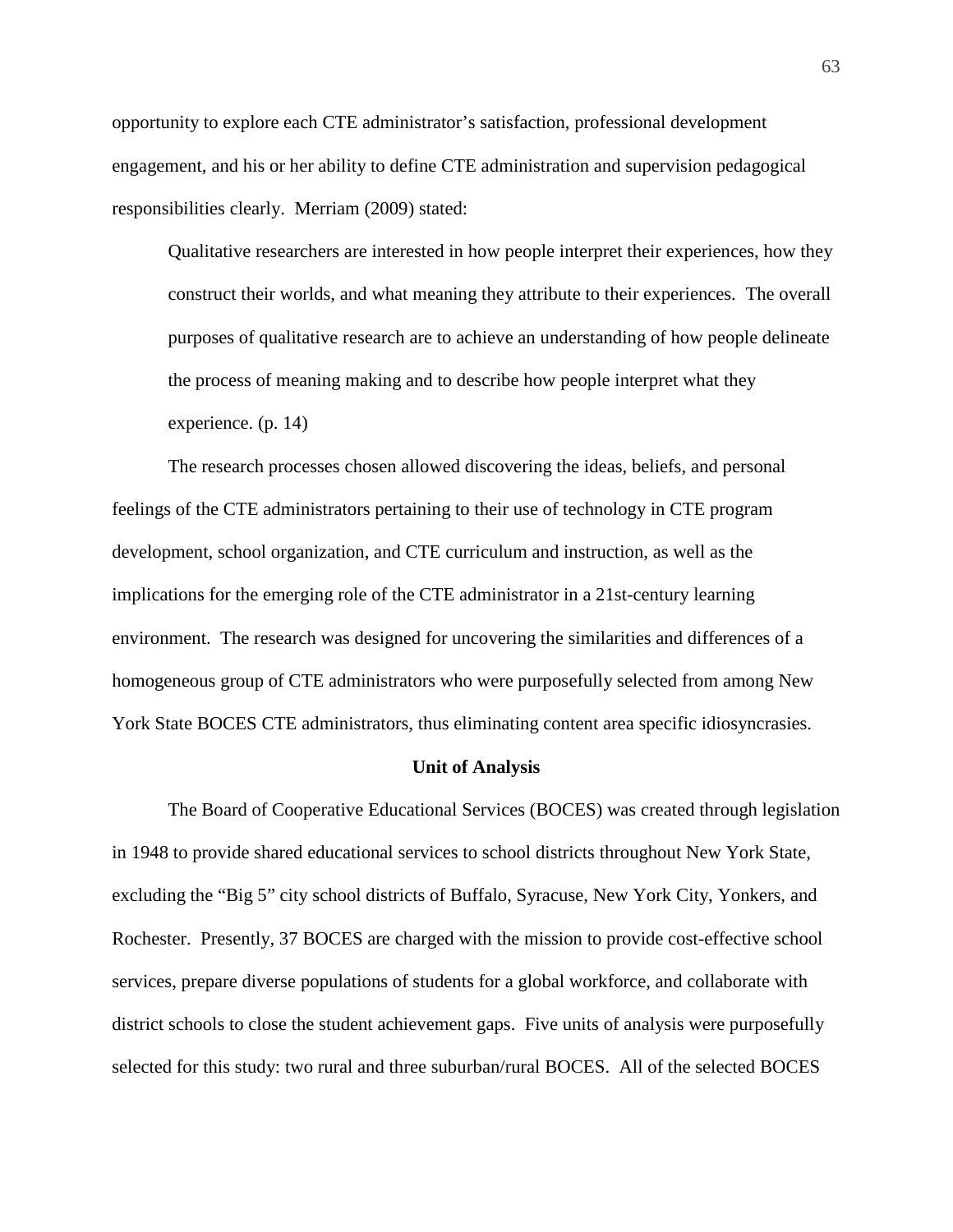opportunity to explore each CTE administrator's satisfaction, professional development engagement, and his or her ability to define CTE administration and supervision pedagogical responsibilities clearly. Merriam (2009) stated:

> Qualitative researchers are interested in how people interpret their experiences, how they construct their worlds, and what meaning they attribute to their experiences. The overall purposes of qualitative research are to achieve an understanding of how people delineate the process of meaning making and to describe how people interpret what they experience. (p. 14)

The research processes chosen allowed discovering the ideas, beliefs, and personal feelings of the CTE administrators pertaining to their use of technology in CTE program development, school organization, and CTE curriculum and instruction, as well as the implications for the emerging role of the CTE administrator in a 21st-century learning environment. The research was designed for uncovering the similarities and differences of a homogeneous group of CTE administrators who were purposefully selected from among New York State BOCES CTE administrators, thus eliminating content area specific idiosyncrasies.

## Unit of Analysis

The Board of Cooperative Educational Services (BOCES) was created through legislation in 1948 to provide shared educational services to school districts throughout New York State, excluding the "Big 5" city school districts of Buffalo, Syracuse, New York City, Yonkers, and Rochester. Presently, 37 BOCES are charged with the mission to provide cost-effective school services, prepare diverse populations of students for a global workforce, and collaborate with district schools to close the student achievement gaps. Five units of analysis were purposefully selected for this study: two rural and three suburban/rural BOCES. All of the selected BOCES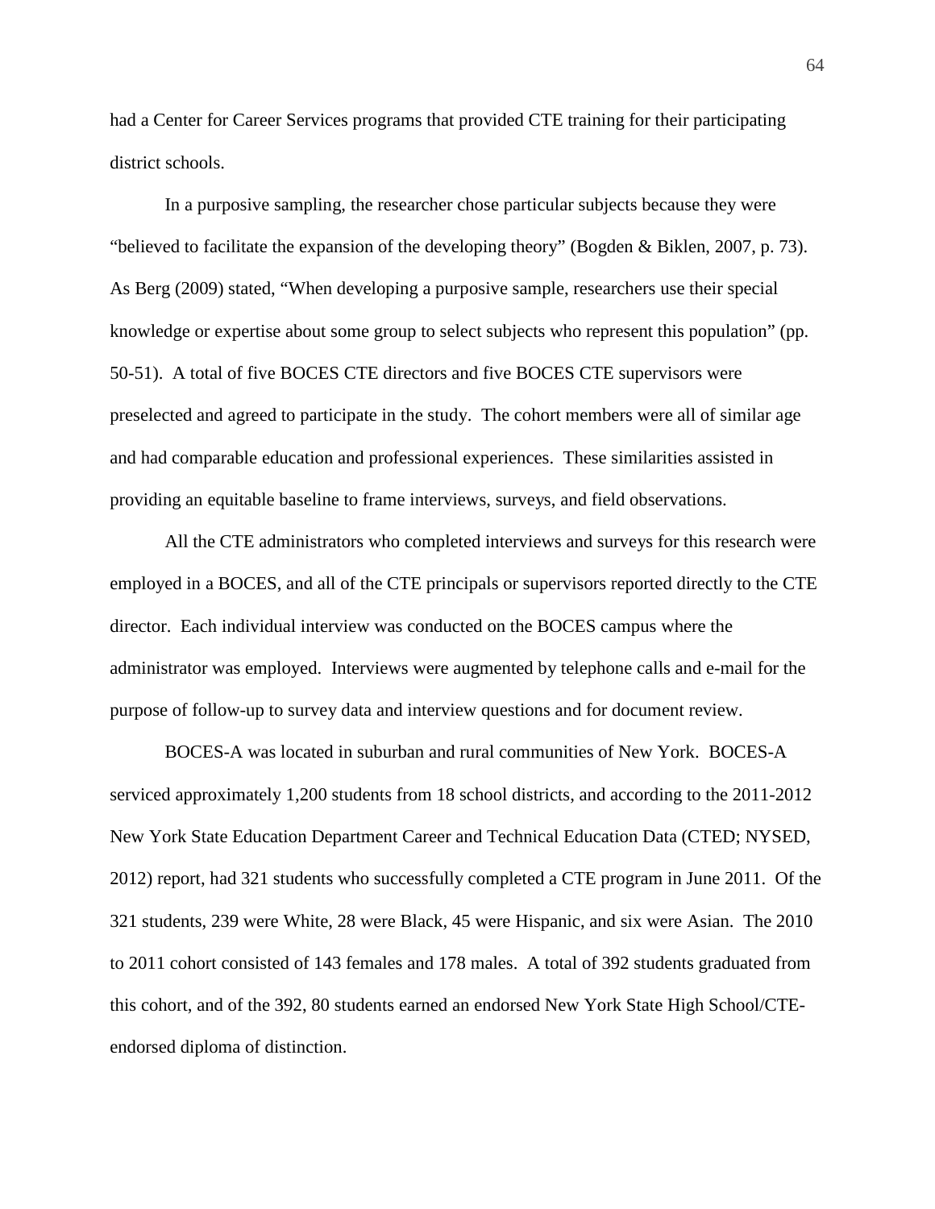had a Center for Career Services programs that provided CTE training for their participating district schools.

In a purposive sampling, the researcher chose particular subjects because they were "believed to facilitate the expansion of the developing theory" (Bogden & Biklen, 2007, p. 73). As Berg (2009) stated, "When developing a purposive sample, researchers use their special knowledge or expertise about some group to select subjects who represent this population" (pp. 50-51). A total of five BOCES CTE directors and five BOCES CTE supervisors were preselected and agreed to participate in the study. The cohort members were all of similar age and had comparable education and professional experiences. These similarities assisted in providing an equitable baseline to frame interviews, surveys, and field observations.

All the CTE administrators who completed interviews and surveys for this research were employed in a BOCES, and all of the CTE principals or supervisors reported directly to the CTE director. Each individual interview was conducted on the BOCES campus where the administrator was employed. Interviews were augmented by telephone calls and e-mail for the purpose of follow-up to survey data and interview questions and for document review.

BOCES-A was located in suburban and rural communities of New York. BOCES-A serviced approximately 1,200 students from 18 school districts, and according to the 2011-2012 New York State Education Department Career and Technical Education Data (CTED; NYSED, 2012) report, had 321 students who successfully completed a CTE program in June 2011. Of the 321 students, 239 were White, 28 were Black, 45 were Hispanic, and six were Asian. The 2010 to 2011 cohort consisted of 143 females and 178 males. A total of 392 students graduated from this cohort, and of the 392, 80 students earned an endorsed New York State High School/CTE-endorsed diploma of distinction.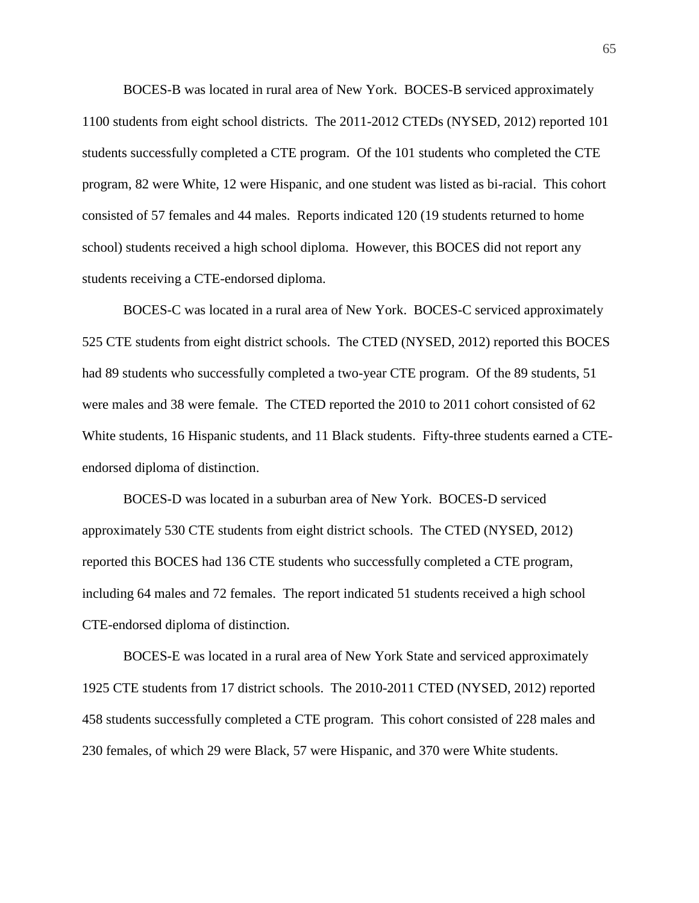BOCES-B was located in rural area of New York. BOCES-B serviced approximately 1100 students from eight school districts. The 2011-2012 CTEDs (NYSED, 2012) reported 101 students successfully completed a CTE program. Of the 101 students who completed the CTE program, 82 were White, 12 were Hispanic, and one student was listed as bi-racial. This cohort consisted of 57 females and 44 males. Reports indicated 120 (19 students returned to home school) students received a high school diploma. However, this BOCES did not report any students receiving a CTE-endorsed diploma.

BOCES-C was located in a rural area of New York. BOCES-C serviced approximately 525 CTE students from eight district schools. The CTED (NYSED, 2012) reported this BOCES had 89 students who successfully completed a two-year CTE program. Of the 89 students, 51 were males and 38 were female. The CTED reported the 2010 to 2011 cohort consisted of 62 White students, 16 Hispanic students, and 11 Black students. Fifty-three students earned a CTE-endorsed diploma of distinction.

BOCES-D was located in a suburban area of New York. BOCES-D serviced approximately 530 CTE students from eight district schools. The CTED (NYSED, 2012) reported this BOCES had 136 CTE students who successfully completed a CTE program, including 64 males and 72 females. The report indicated 51 students received a high school CTE-endorsed diploma of distinction.

BOCES-E was located in a rural area of New York State and serviced approximately 1925 CTE students from 17 district schools. The 2010-2011 CTED (NYSED, 2012) reported 458 students successfully completed a CTE program. This cohort consisted of 228 males and 230 females, of which 29 were Black, 57 were Hispanic, and 370 were White students.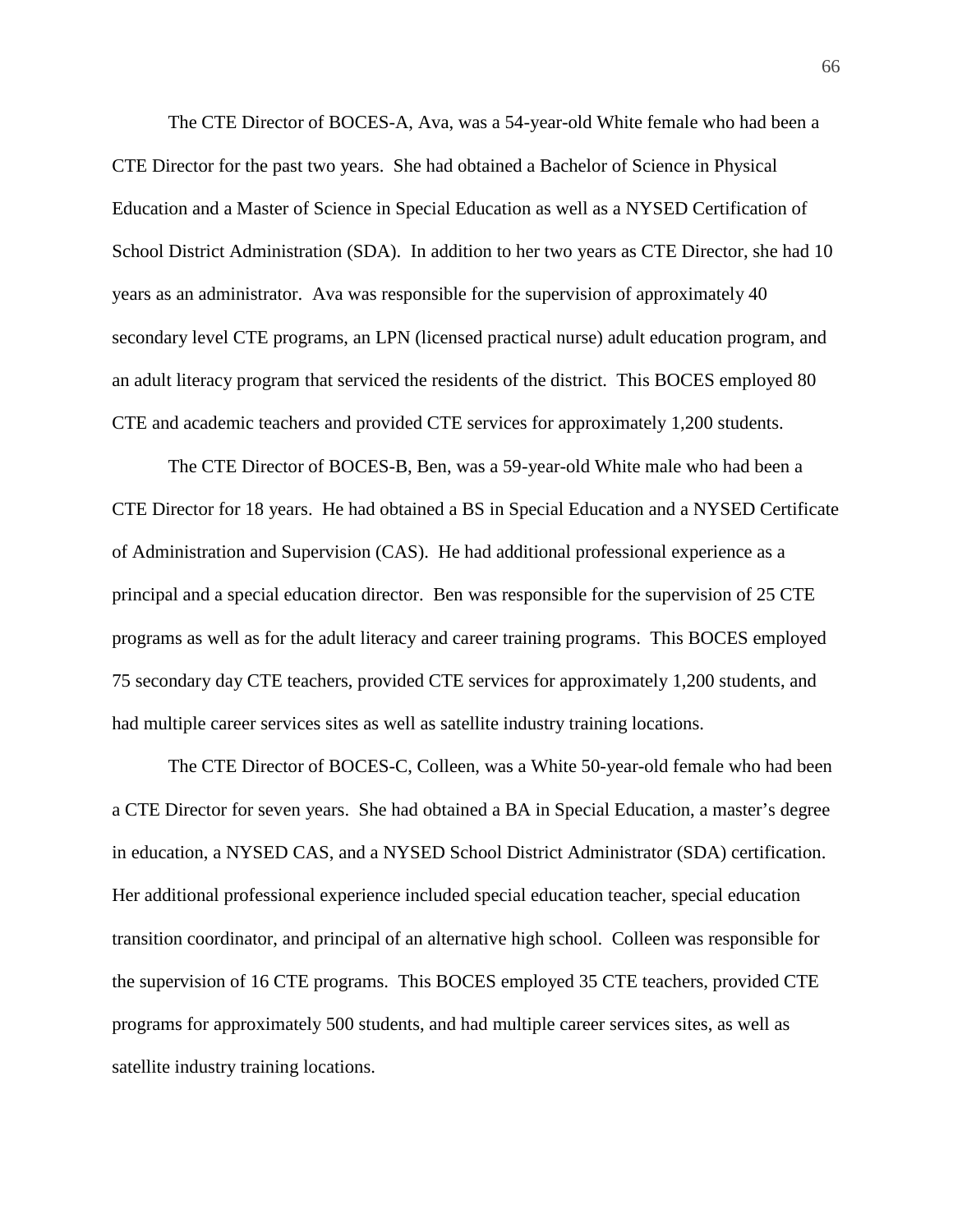The CTE Director of BOCES-A, Ava, was a 54-year-old White female who had been a CTE Director for the past two years. She had obtained a Bachelor of Science in Physical Education and a Master of Science in Special Education as well as a NYSED Certification of School District Administration (SDA). In addition to her two years as CTE Director, she had 10 years as an administrator. Ava was responsible for the supervision of approximately 40 secondary level CTE programs, an LPN (licensed practical nurse) adult education program, and an adult literacy program that serviced the residents of the district. This BOCES employed 80 CTE and academic teachers and provided CTE services for approximately 1,200 students.

The CTE Director of BOCES-B, Ben, was a 59-year-old White male who had been a CTE Director for 18 years. He had obtained a BS in Special Education and a NYSED Certificate of Administration and Supervision (CAS). He had additional professional experience as a principal and a special education director. Ben was responsible for the supervision of 25 CTE programs as well as for the adult literacy and career training programs. This BOCES employed 75 secondary day CTE teachers, provided CTE services for approximately 1,200 students, and had multiple career services sites as well as satellite industry training locations.

The CTE Director of BOCES-C, Colleen, was a White 50-year-old female who had been a CTE Director for seven years. She had obtained a BA in Special Education, a master's degree in education, a NYSED CAS, and a NYSED School District Administrator (SDA) certification. Her additional professional experience included special education teacher, special education transition coordinator, and principal of an alternative high school. Colleen was responsible for the supervision of 16 CTE programs. This BOCES employed 35 CTE teachers, provided CTE programs for approximately 500 students, and had multiple career services sites, as well as satellite industry training locations.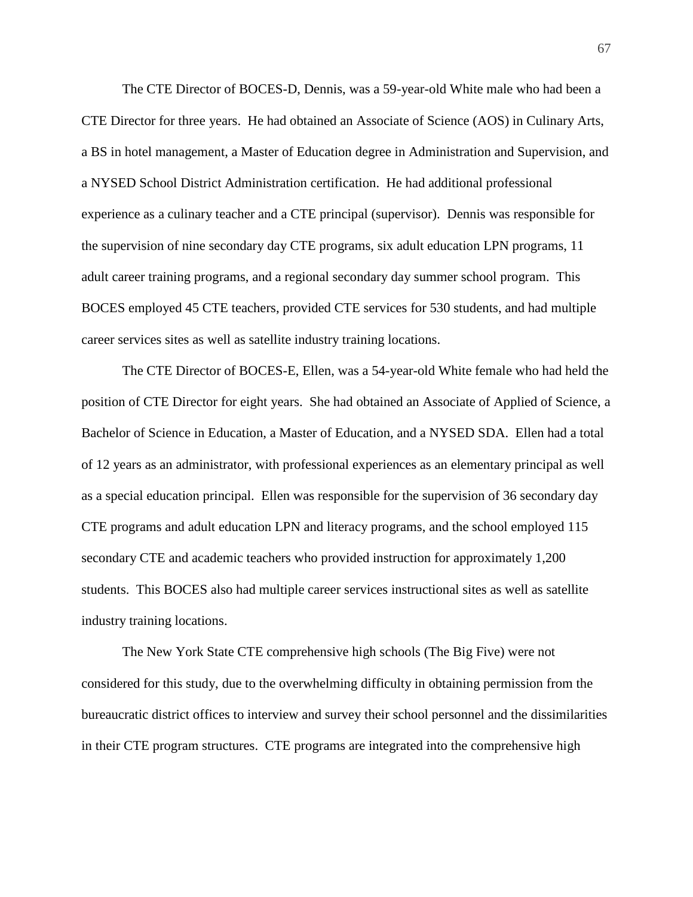The CTE Director of BOCES-D, Dennis, was a 59-year-old White male who had been a CTE Director for three years. He had obtained an Associate of Science (AOS) in Culinary Arts, a BS in hotel management, a Master of Education degree in Administration and Supervision, and a NYSED School District Administration certification. He had additional professional experience as a culinary teacher and a CTE principal (supervisor). Dennis was responsible for the supervision of nine secondary day CTE programs, six adult education LPN programs, 11 adult career training programs, and a regional secondary day summer school program. This BOCES employed 45 CTE teachers, provided CTE services for 530 students, and had multiple career services sites as well as satellite industry training locations.

The CTE Director of BOCES-E, Ellen, was a 54-year-old White female who had held the position of CTE Director for eight years. She had obtained an Associate of Applied of Science, a Bachelor of Science in Education, a Master of Education, and a NYSED SDA. Ellen had a total of 12 years as an administrator, with professional experiences as an elementary principal as well as a special education principal. Ellen was responsible for the supervision of 36 secondary day CTE programs and adult education LPN and literacy programs, and the school employed 115 secondary CTE and academic teachers who provided instruction for approximately 1,200 students. This BOCES also had multiple career services instructional sites as well as satellite industry training locations.

The New York State CTE comprehensive high schools (The Big Five) were not considered for this study, due to the overwhelming difficulty in obtaining permission from the bureaucratic district offices to interview and survey their school personnel and the dissimilarities in their CTE program structures. CTE programs are integrated into the comprehensive high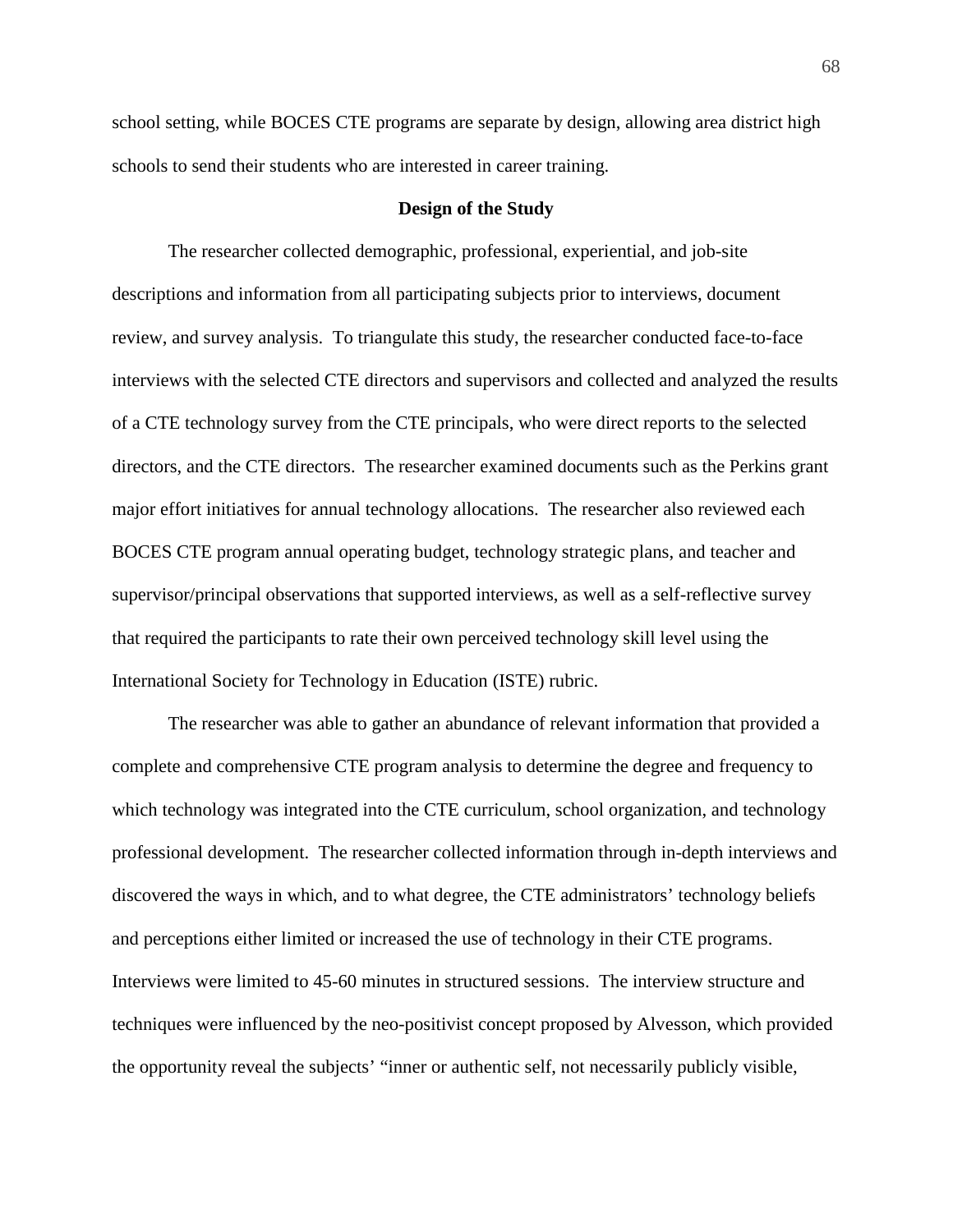school setting, while BOCES CTE programs are separate by design, allowing area district high schools to send their students who are interested in career training.

## Design of the Study

The researcher collected demographic, professional, experiential, and job-site descriptions and information from all participating subjects prior to interviews, document review, and survey analysis. To triangulate this study, the researcher conducted face-to-face interviews with the selected CTE directors and supervisors and collected and analyzed the results of a CTE technology survey from the CTE principals, who were direct reports to the selected directors, and the CTE directors. The researcher examined documents such as the Perkins grant major effort initiatives for annual technology allocations. The researcher also reviewed each BOCES CTE program annual operating budget, technology strategic plans, and teacher and supervisor/principal observations that supported interviews, as well as a self-reflective survey that required the participants to rate their own perceived technology skill level using the International Society for Technology in Education (ISTE) rubric.

The researcher was able to gather an abundance of relevant information that provided a complete and comprehensive CTE program analysis to determine the degree and frequency to which technology was integrated into the CTE curriculum, school organization, and technology professional development. The researcher collected information through in-depth interviews and discovered the ways in which, and to what degree, the CTE administrators' technology beliefs and perceptions either limited or increased the use of technology in their CTE programs. Interviews were limited to 45-60 minutes in structured sessions. The interview structure and techniques were influenced by the neo-positivist concept proposed by Alvesson, which provided the opportunity reveal the subjects' "inner or authentic self, not necessarily publicly visible,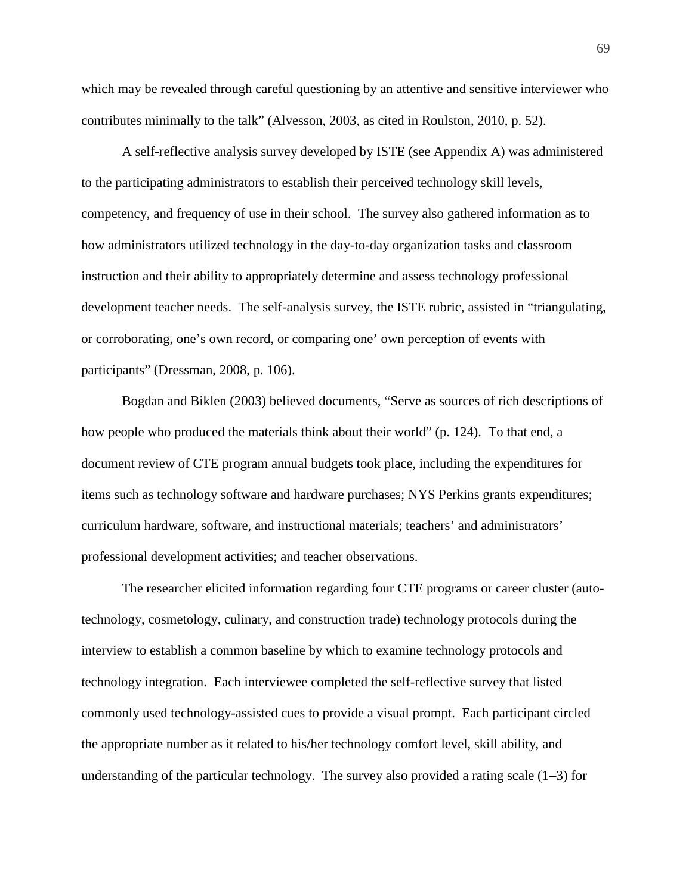which may be revealed through careful questioning by an attentive and sensitive interviewer who contributes minimally to the talk" (Alvesson, 2003, as cited in Roulston, 2010, p. 52).

A self-reflective analysis survey developed by ISTE (see Appendix A) was administered to the participating administrators to establish their perceived technology skill levels, competency, and frequency of use in their school. The survey also gathered information as to how administrators utilized technology in the day-to-day organization tasks and classroom instruction and their ability to appropriately determine and assess technology professional development teacher needs. The self-analysis survey, the ISTE rubric, assisted in "triangulating, or corroborating, one's own record, or comparing one' own perception of events with participants" (Dressman, 2008, p. 106).

Bogdan and Biklen (2003) believed documents, "Serve as sources of rich descriptions of how people who produced the materials think about their world" (p. 124). To that end, a document review of CTE program annual budgets took place, including the expenditures for items such as technology software and hardware purchases; NYS Perkins grants expenditures; curriculum hardware, software, and instructional materials; teachers' and administrators' professional development activities; and teacher observations.

The researcher elicited information regarding four CTE programs or career cluster (auto-technology, cosmetology, culinary, and construction trade) technology protocols during the interview to establish a common baseline by which to examine technology protocols and technology integration. Each interviewee completed the self-reflective survey that listed commonly used technology-assisted cues to provide a visual prompt. Each participant circled the appropriate number as it related to his/her technology comfort level, skill ability, and understanding of the particular technology. The survey also provided a rating scale (1–3) for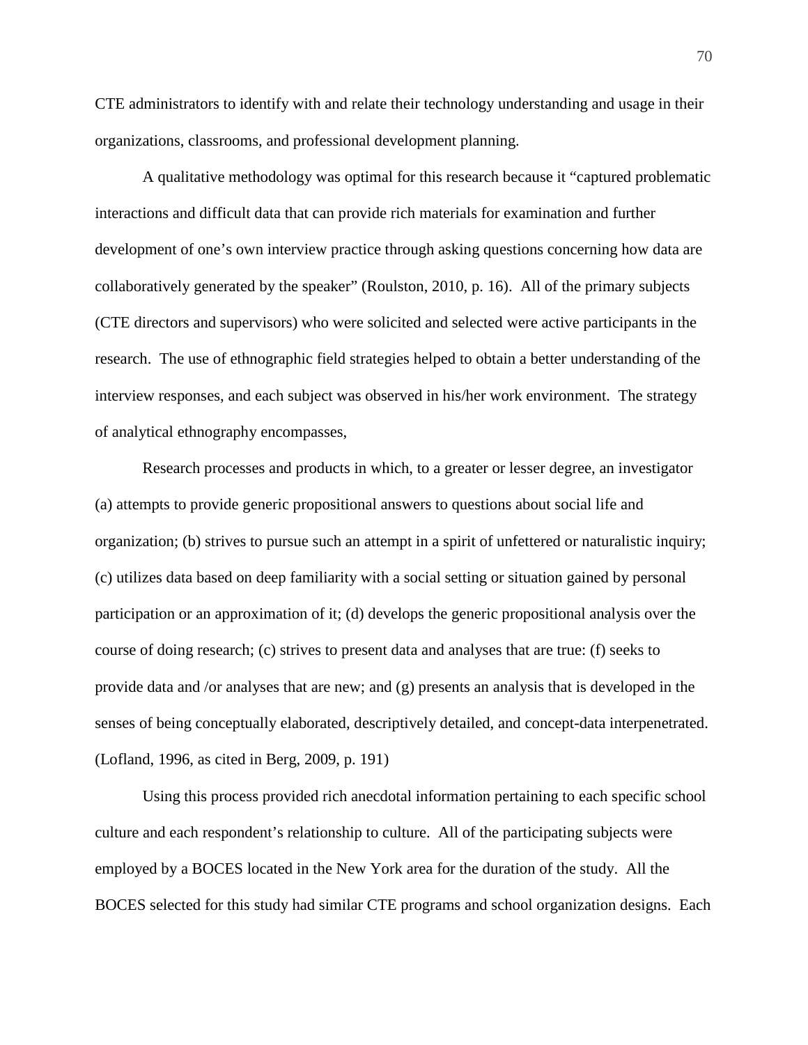CTE administrators to identify with and relate their technology understanding and usage in their organizations, classrooms, and professional development planning.

A qualitative methodology was optimal for this research because it "captured problematic interactions and difficult data that can provide rich materials for examination and further development of one's own interview practice through asking questions concerning how data are collaboratively generated by the speaker" (Roulston, 2010, p. 16). All of the primary subjects (CTE directors and supervisors) who were solicited and selected were active participants in the research. The use of ethnographic field strategies helped to obtain a better understanding of the interview responses, and each subject was observed in his/her work environment. The strategy of analytical ethnography encompasses,

> Research processes and products in which, to a greater or lesser degree, an investigator (a) attempts to provide generic propositional answers to questions about social life and organization; (b) strives to pursue such an attempt in a spirit of unfettered or naturalistic inquiry; (c) utilizes data based on deep familiarity with a social setting or situation gained by personal participation or an approximation of it; (d) develops the generic propositional analysis over the course of doing research; (c) strives to present data and analyses that are true: (f) seeks to provide data and /or analyses that are new; and (g) presents an analysis that is developed in the senses of being conceptually elaborated, descriptively detailed, and concept-data interpenetrated. (Lofland, 1996, as cited in Berg, 2009, p. 191)

Using this process provided rich anecdotal information pertaining to each specific school culture and each respondent's relationship to culture. All of the participating subjects were employed by a BOCES located in the New York area for the duration of the study. All the BOCES selected for this study had similar CTE programs and school organization designs. Each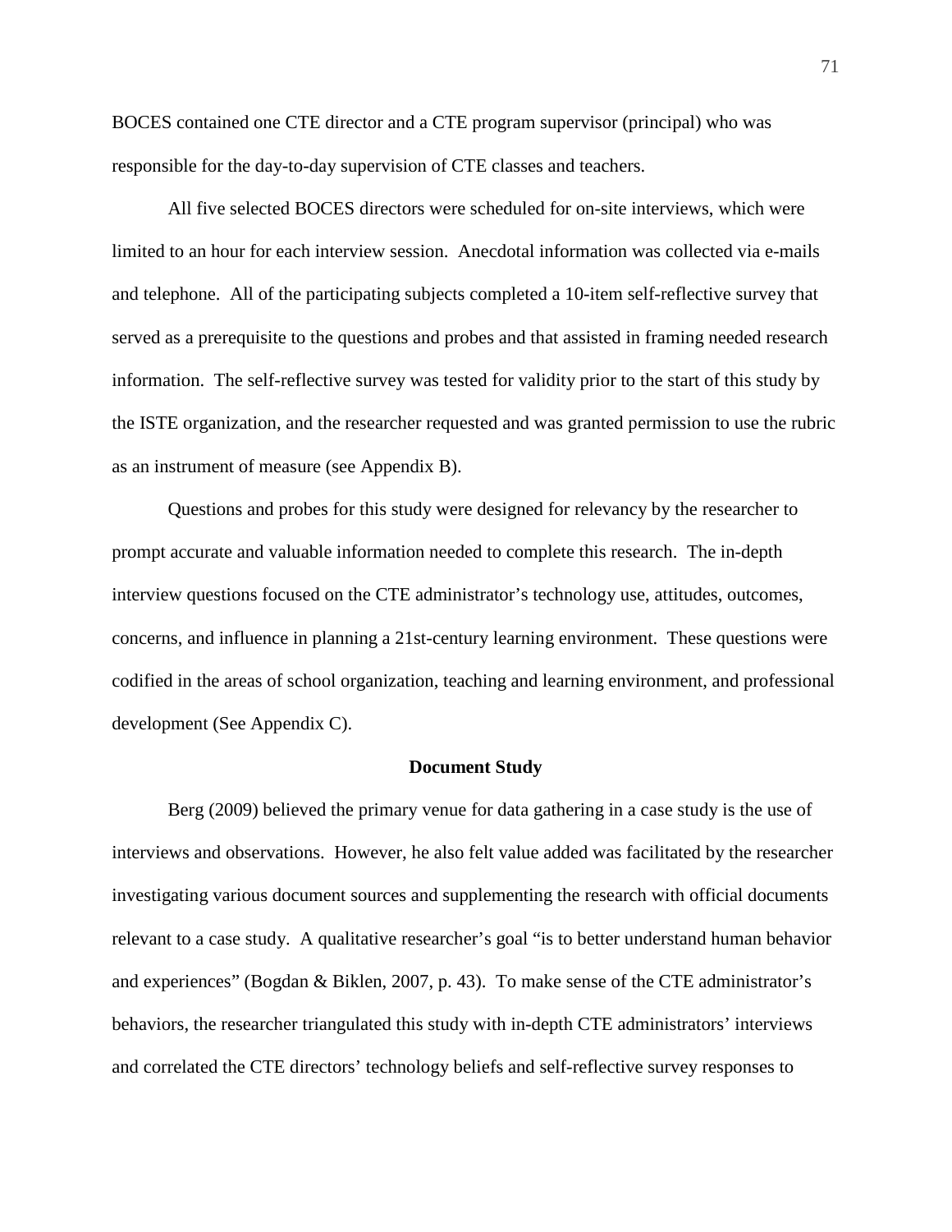BOCES contained one CTE director and a CTE program supervisor (principal) who was responsible for the day-to-day supervision of CTE classes and teachers.

All five selected BOCES directors were scheduled for on-site interviews, which were limited to an hour for each interview session. Anecdotal information was collected via e-mails and telephone. All of the participating subjects completed a 10-item self-reflective survey that served as a prerequisite to the questions and probes and that assisted in framing needed research information. The self-reflective survey was tested for validity prior to the start of this study by the ISTE organization, and the researcher requested and was granted permission to use the rubric as an instrument of measure (see Appendix B).

Questions and probes for this study were designed for relevancy by the researcher to prompt accurate and valuable information needed to complete this research. The in-depth interview questions focused on the CTE administrator's technology use, attitudes, outcomes, concerns, and influence in planning a 21st-century learning environment. These questions were codified in the areas of school organization, teaching and learning environment, and professional development (See Appendix C).

## Document Study

Berg (2009) believed the primary venue for data gathering in a case study is the use of interviews and observations. However, he also felt value added was facilitated by the researcher investigating various document sources and supplementing the research with official documents relevant to a case study. A qualitative researcher's goal "is to better understand human behavior and experiences" (Bogdan & Biklen, 2007, p. 43). To make sense of the CTE administrator's behaviors, the researcher triangulated this study with in-depth CTE administrators' interviews and correlated the CTE directors' technology beliefs and self-reflective survey responses to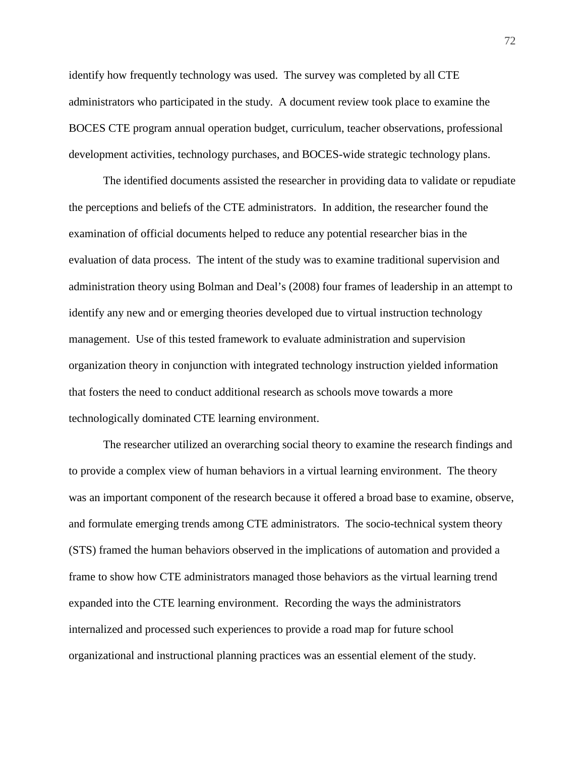identify how frequently technology was used. The survey was completed by all CTE administrators who participated in the study. A document review took place to examine the BOCES CTE program annual operation budget, curriculum, teacher observations, professional development activities, technology purchases, and BOCES-wide strategic technology plans.

The identified documents assisted the researcher in providing data to validate or repudiate the perceptions and beliefs of the CTE administrators. In addition, the researcher found the examination of official documents helped to reduce any potential researcher bias in the evaluation of data process. The intent of the study was to examine traditional supervision and administration theory using Bolman and Deal's (2008) four frames of leadership in an attempt to identify any new and or emerging theories developed due to virtual instruction technology management. Use of this tested framework to evaluate administration and supervision organization theory in conjunction with integrated technology instruction yielded information that fosters the need to conduct additional research as schools move towards a more technologically dominated CTE learning environment.

The researcher utilized an overarching social theory to examine the research findings and to provide a complex view of human behaviors in a virtual learning environment. The theory was an important component of the research because it offered a broad base to examine, observe, and formulate emerging trends among CTE administrators. The socio-technical system theory (STS) framed the human behaviors observed in the implications of automation and provided a frame to show how CTE administrators managed those behaviors as the virtual learning trend expanded into the CTE learning environment. Recording the ways the administrators internalized and processed such experiences to provide a road map for future school organizational and instructional planning practices was an essential element of the study.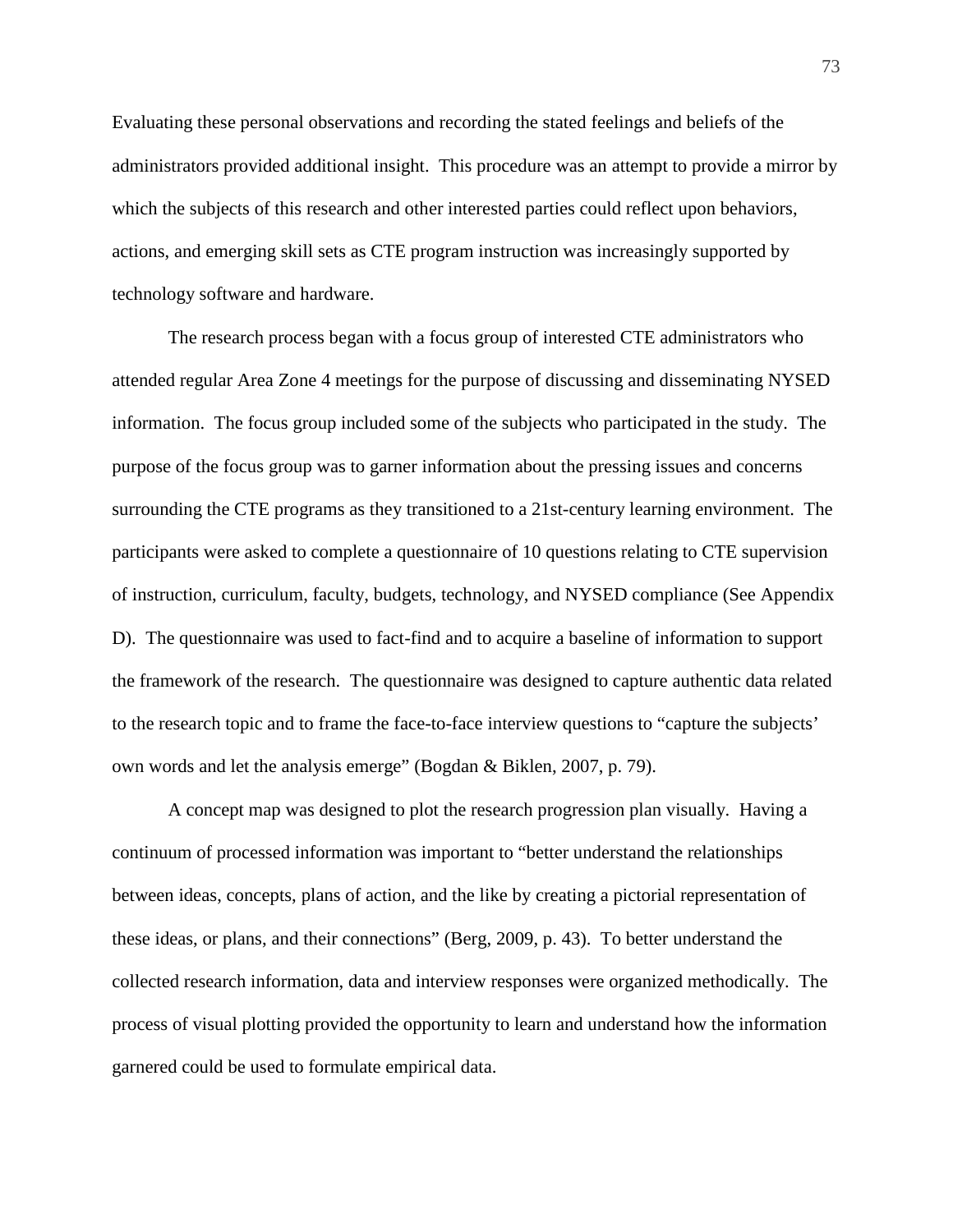Evaluating these personal observations and recording the stated feelings and beliefs of the administrators provided additional insight. This procedure was an attempt to provide a mirror by which the subjects of this research and other interested parties could reflect upon behaviors, actions, and emerging skill sets as CTE program instruction was increasingly supported by technology software and hardware.

The research process began with a focus group of interested CTE administrators who attended regular Area Zone 4 meetings for the purpose of discussing and disseminating NYSED information. The focus group included some of the subjects who participated in the study. The purpose of the focus group was to garner information about the pressing issues and concerns surrounding the CTE programs as they transitioned to a 21st-century learning environment. The participants were asked to complete a questionnaire of 10 questions relating to CTE supervision of instruction, curriculum, faculty, budgets, technology, and NYSED compliance (See Appendix D). The questionnaire was used to fact-find and to acquire a baseline of information to support the framework of the research. The questionnaire was designed to capture authentic data related to the research topic and to frame the face-to-face interview questions to "capture the subjects' own words and let the analysis emerge" (Bogdan & Biklen, 2007, p. 79).

A concept map was designed to plot the research progression plan visually. Having a continuum of processed information was important to "better understand the relationships between ideas, concepts, plans of action, and the like by creating a pictorial representation of these ideas, or plans, and their connections" (Berg, 2009, p. 43). To better understand the collected research information, data and interview responses were organized methodically. The process of visual plotting provided the opportunity to learn and understand how the information garnered could be used to formulate empirical data.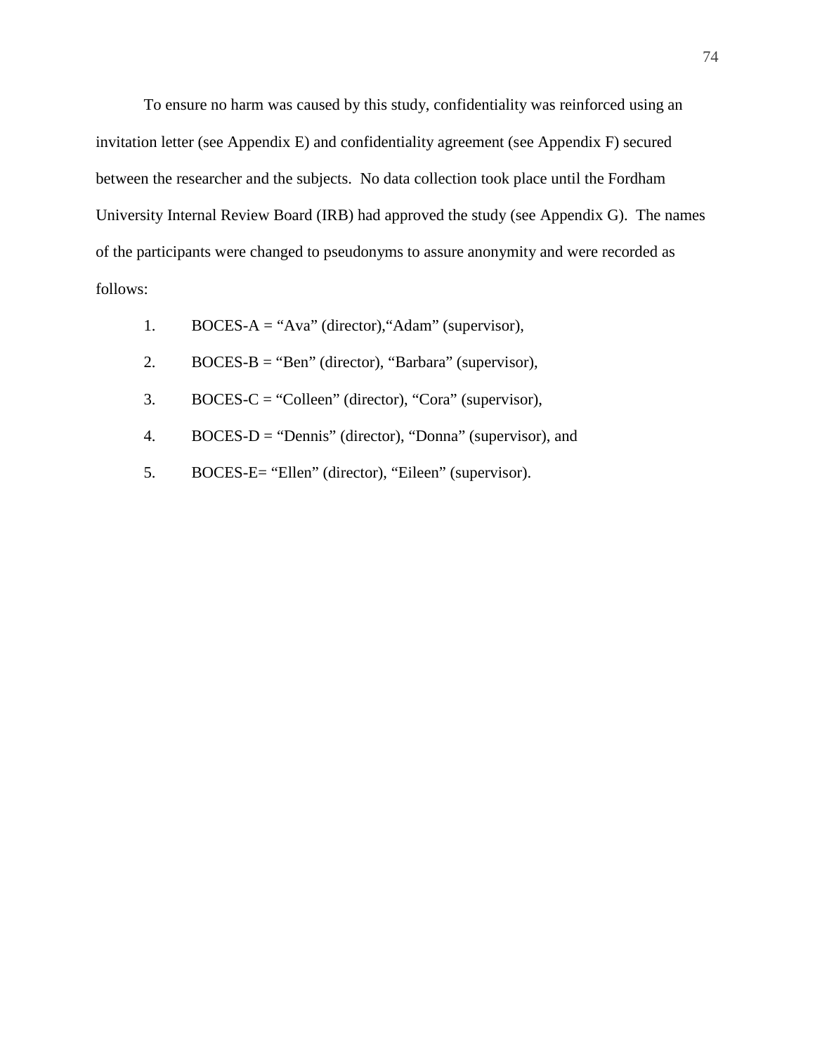To ensure no harm was caused by this study, confidentiality was reinforced using an invitation letter (see Appendix E) and confidentiality agreement (see Appendix F) secured between the researcher and the subjects. No data collection took place until the Fordham University Internal Review Board (IRB) had approved the study (see Appendix G). The names of the participants were changed to pseudonyms to assure anonymity and were recorded as follows:

1. BOCES-A = “Ava” (director),“Adam” (supervisor),
2. BOCES-B = “Ben” (director), “Barbara” (supervisor),
3. BOCES-C = “Colleen” (director), “Cora” (supervisor),
4. BOCES-D = “Dennis” (director), “Donna” (supervisor), and
5. BOCES-E= “Ellen” (director), “Eileen” (supervisor).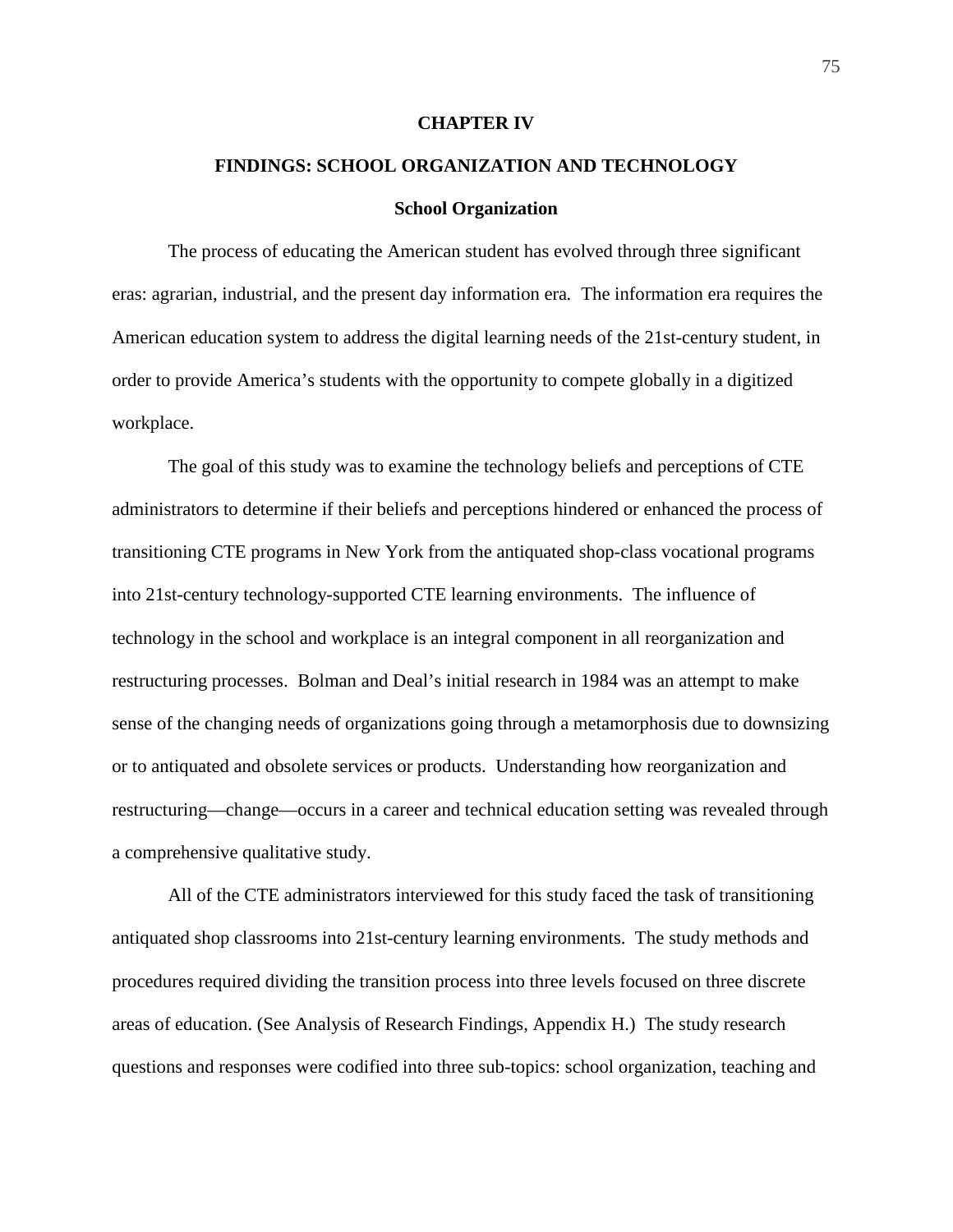# CHAPTER IV

## FINDINGS: SCHOOL ORGANIZATION AND TECHNOLOGY

### School Organization

The process of educating the American student has evolved through three significant eras: agrarian, industrial, and the present day information era. The information era requires the American education system to address the digital learning needs of the 21st-century student, in order to provide America's students with the opportunity to compete globally in a digitized workplace.

The goal of this study was to examine the technology beliefs and perceptions of CTE administrators to determine if their beliefs and perceptions hindered or enhanced the process of transitioning CTE programs in New York from the antiquated shop-class vocational programs into 21st-century technology-supported CTE learning environments. The influence of technology in the school and workplace is an integral component in all reorganization and restructuring processes. Bolman and Deal's initial research in 1984 was an attempt to make sense of the changing needs of organizations going through a metamorphosis due to downsizing or to antiquated and obsolete services or products. Understanding how reorganization and restructuring—change—occurs in a career and technical education setting was revealed through a comprehensive qualitative study.

All of the CTE administrators interviewed for this study faced the task of transitioning antiquated shop classrooms into 21st-century learning environments. The study methods and procedures required dividing the transition process into three levels focused on three discrete areas of education. (See Analysis of Research Findings, Appendix H.) The study research questions and responses were codified into three sub-topics: school organization, teaching and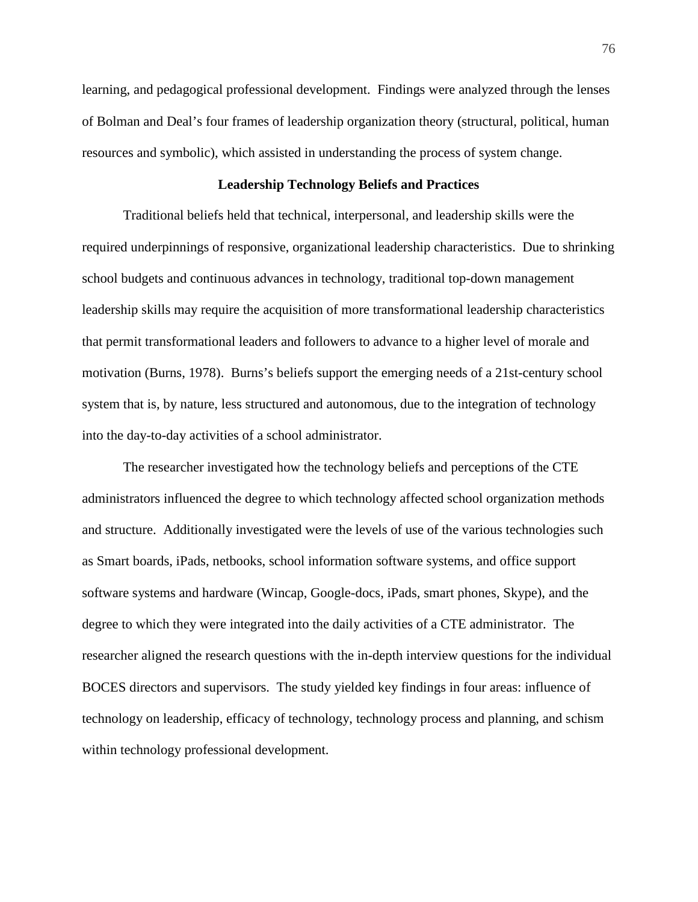learning, and pedagogical professional development. Findings were analyzed through the lenses of Bolman and Deal's four frames of leadership organization theory (structural, political, human resources and symbolic), which assisted in understanding the process of system change.

## Leadership Technology Beliefs and Practices

Traditional beliefs held that technical, interpersonal, and leadership skills were the required underpinnings of responsive, organizational leadership characteristics. Due to shrinking school budgets and continuous advances in technology, traditional top-down management leadership skills may require the acquisition of more transformational leadership characteristics that permit transformational leaders and followers to advance to a higher level of morale and motivation (Burns, 1978). Burns's beliefs support the emerging needs of a 21st-century school system that is, by nature, less structured and autonomous, due to the integration of technology into the day-to-day activities of a school administrator.

The researcher investigated how the technology beliefs and perceptions of the CTE administrators influenced the degree to which technology affected school organization methods and structure. Additionally investigated were the levels of use of the various technologies such as Smart boards, iPads, netbooks, school information software systems, and office support software systems and hardware (Wincap, Google-docs, iPads, smart phones, Skype), and the degree to which they were integrated into the daily activities of a CTE administrator. The researcher aligned the research questions with the in-depth interview questions for the individual BOCES directors and supervisors. The study yielded key findings in four areas: influence of technology on leadership, efficacy of technology, technology process and planning, and schism within technology professional development.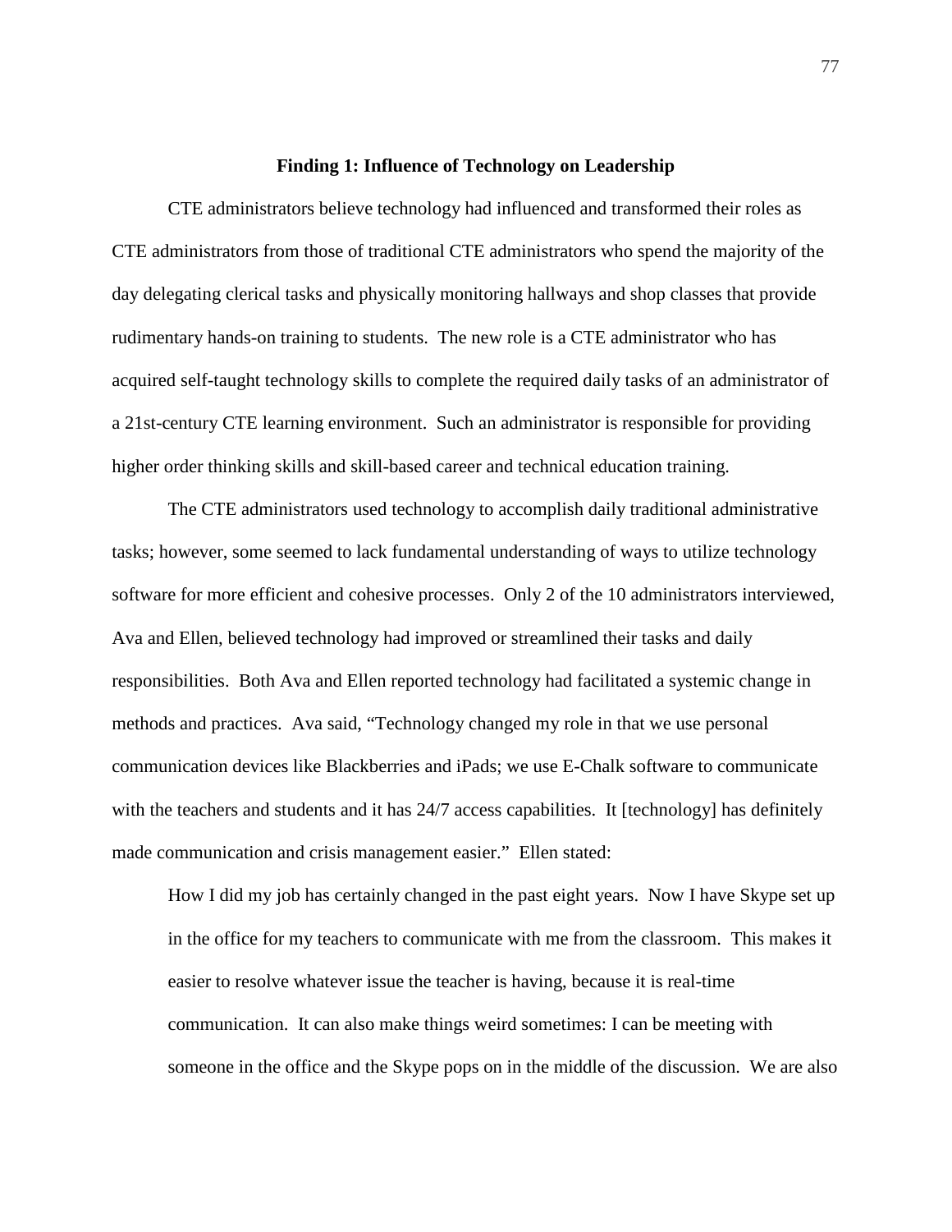### Finding 1: Influence of Technology on Leadership

CTE administrators believe technology had influenced and transformed their roles as CTE administrators from those of traditional CTE administrators who spend the majority of the day delegating clerical tasks and physically monitoring hallways and shop classes that provide rudimentary hands-on training to students. The new role is a CTE administrator who has acquired self-taught technology skills to complete the required daily tasks of an administrator of a 21st-century CTE learning environment. Such an administrator is responsible for providing higher order thinking skills and skill-based career and technical education training.

The CTE administrators used technology to accomplish daily traditional administrative tasks; however, some seemed to lack fundamental understanding of ways to utilize technology software for more efficient and cohesive processes. Only 2 of the 10 administrators interviewed, Ava and Ellen, believed technology had improved or streamlined their tasks and daily responsibilities. Both Ava and Ellen reported technology had facilitated a systemic change in methods and practices. Ava said, "Technology changed my role in that we use personal communication devices like Blackberries and iPads; we use E-Chalk software to communicate with the teachers and students and it has 24/7 access capabilities. It [technology] has definitely made communication and crisis management easier." Ellen stated:

> How I did my job has certainly changed in the past eight years. Now I have Skype set up in the office for my teachers to communicate with me from the classroom. This makes it easier to resolve whatever issue the teacher is having, because it is real-time communication. It can also make things weird sometimes: I can be meeting with someone in the office and the Skype pops on in the middle of the discussion. We are also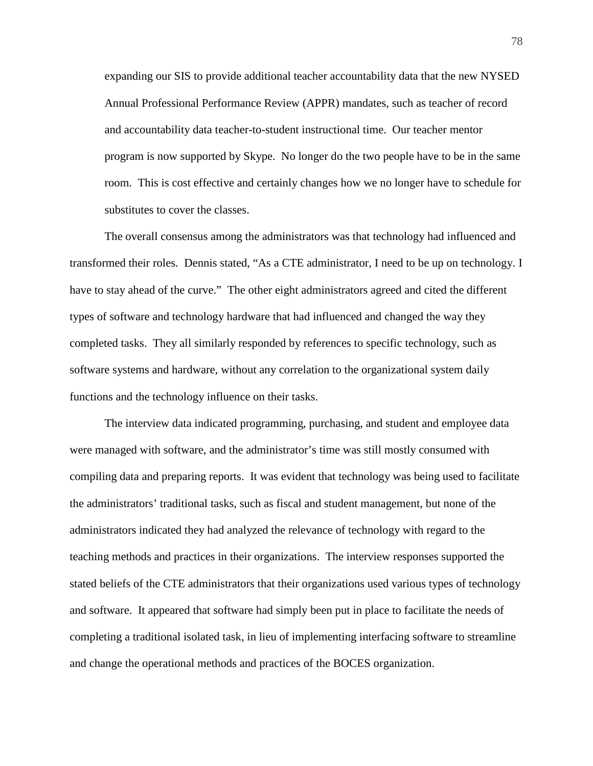> expanding our SIS to provide additional teacher accountability data that the new NYSED Annual Professional Performance Review (APPR) mandates, such as teacher of record and accountability data teacher-to-student instructional time. Our teacher mentor program is now supported by Skype. No longer do the two people have to be in the same room. This is cost effective and certainly changes how we no longer have to schedule for substitutes to cover the classes.

The overall consensus among the administrators was that technology had influenced and transformed their roles. Dennis stated, "As a CTE administrator, I need to be up on technology. I have to stay ahead of the curve." The other eight administrators agreed and cited the different types of software and technology hardware that had influenced and changed the way they completed tasks. They all similarly responded by references to specific technology, such as software systems and hardware, without any correlation to the organizational system daily functions and the technology influence on their tasks.

The interview data indicated programming, purchasing, and student and employee data were managed with software, and the administrator's time was still mostly consumed with compiling data and preparing reports. It was evident that technology was being used to facilitate the administrators' traditional tasks, such as fiscal and student management, but none of the administrators indicated they had analyzed the relevance of technology with regard to the teaching methods and practices in their organizations. The interview responses supported the stated beliefs of the CTE administrators that their organizations used various types of technology and software. It appeared that software had simply been put in place to facilitate the needs of completing a traditional isolated task, in lieu of implementing interfacing software to streamline and change the operational methods and practices of the BOCES organization.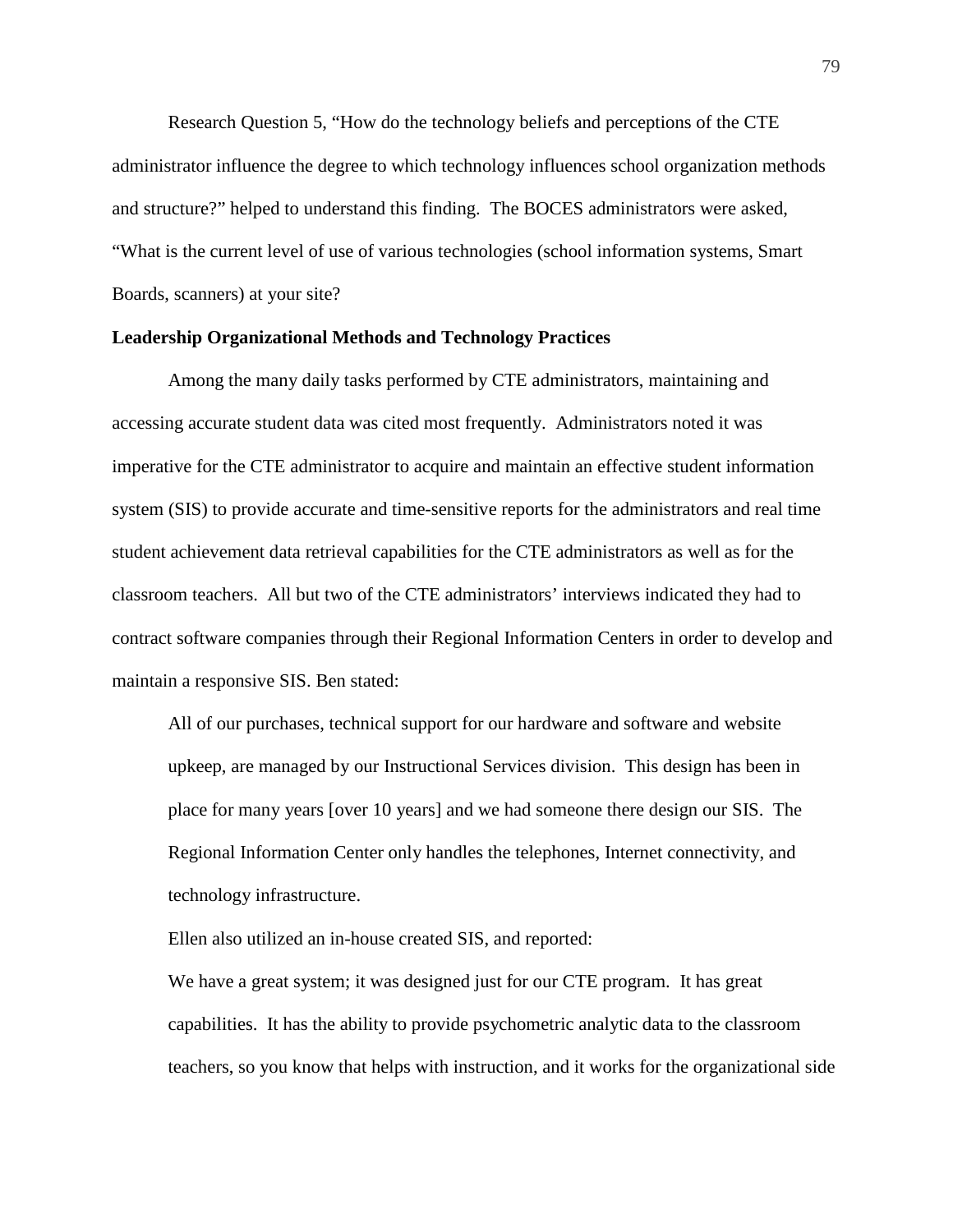Research Question 5, "How do the technology beliefs and perceptions of the CTE administrator influence the degree to which technology influences school organization methods and structure?" helped to understand this finding. The BOCES administrators were asked, "What is the current level of use of various technologies (school information systems, Smart Boards, scanners) at your site?

**Leadership Organizational Methods and Technology Practices**

Among the many daily tasks performed by CTE administrators, maintaining and accessing accurate student data was cited most frequently. Administrators noted it was imperative for the CTE administrator to acquire and maintain an effective student information system (SIS) to provide accurate and time-sensitive reports for the administrators and real time student achievement data retrieval capabilities for the CTE administrators as well as for the classroom teachers. All but two of the CTE administrators' interviews indicated they had to contract software companies through their Regional Information Centers in order to develop and maintain a responsive SIS. Ben stated:

> All of our purchases, technical support for our hardware and software and website upkeep, are managed by our Instructional Services division. This design has been in place for many years [over 10 years] and we had someone there design our SIS. The Regional Information Center only handles the telephones, Internet connectivity, and technology infrastructure.

Ellen also utilized an in-house created SIS, and reported:

> We have a great system; it was designed just for our CTE program. It has great capabilities. It has the ability to provide psychometric analytic data to the classroom teachers, so you know that helps with instruction, and it works for the organizational side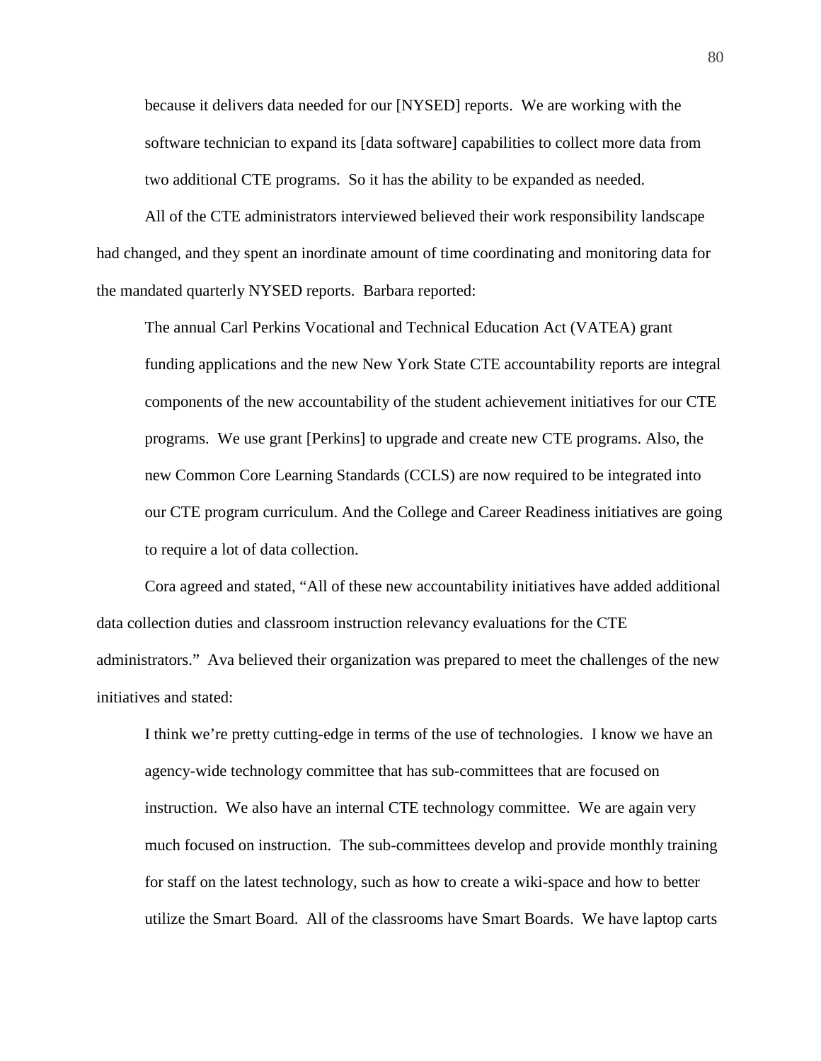because it delivers data needed for our [NYSED] reports. We are working with the software technician to expand its [data software] capabilities to collect more data from two additional CTE programs. So it has the ability to be expanded as needed.

All of the CTE administrators interviewed believed their work responsibility landscape had changed, and they spent an inordinate amount of time coordinating and monitoring data for the mandated quarterly NYSED reports. Barbara reported:

> The annual Carl Perkins Vocational and Technical Education Act (VATEA) grant funding applications and the new New York State CTE accountability reports are integral components of the new accountability of the student achievement initiatives for our CTE programs. We use grant [Perkins] to upgrade and create new CTE programs. Also, the new Common Core Learning Standards (CCLS) are now required to be integrated into our CTE program curriculum. And the College and Career Readiness initiatives are going to require a lot of data collection.

Cora agreed and stated, "All of these new accountability initiatives have added additional data collection duties and classroom instruction relevancy evaluations for the CTE administrators." Ava believed their organization was prepared to meet the challenges of the new initiatives and stated:

> I think we're pretty cutting-edge in terms of the use of technologies. I know we have an agency-wide technology committee that has sub-committees that are focused on instruction. We also have an internal CTE technology committee. We are again very much focused on instruction. The sub-committees develop and provide monthly training for staff on the latest technology, such as how to create a wiki-space and how to better utilize the Smart Board. All of the classrooms have Smart Boards. We have laptop carts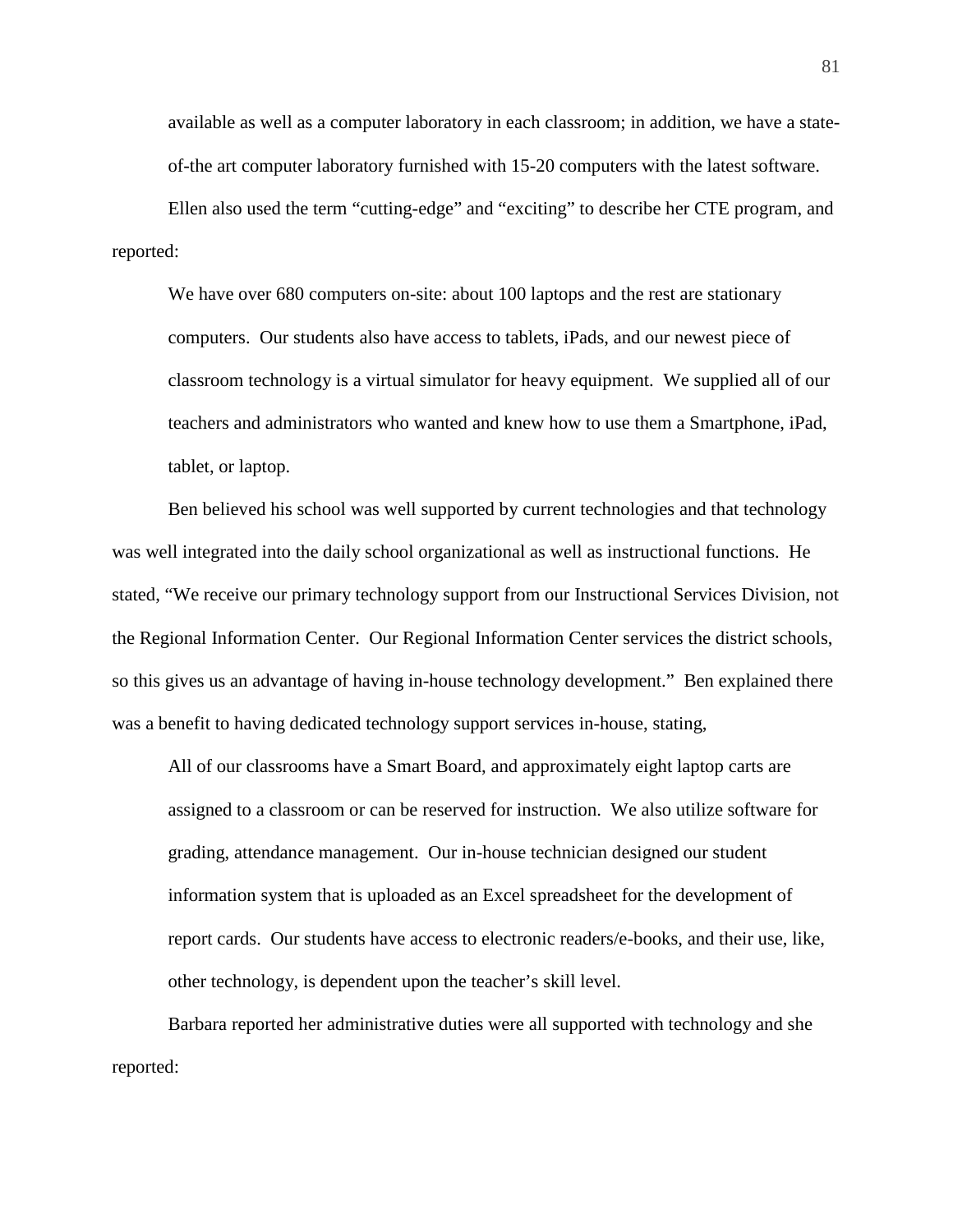available as well as a computer laboratory in each classroom; in addition, we have a state-of-the art computer laboratory furnished with 15-20 computers with the latest software.

Ellen also used the term "cutting-edge" and "exciting" to describe her CTE program, and reported:

> We have over 680 computers on-site: about 100 laptops and the rest are stationary computers. Our students also have access to tablets, iPads, and our newest piece of classroom technology is a virtual simulator for heavy equipment. We supplied all of our teachers and administrators who wanted and knew how to use them a Smartphone, iPad, tablet, or laptop.

Ben believed his school was well supported by current technologies and that technology was well integrated into the daily school organizational as well as instructional functions. He stated, "We receive our primary technology support from our Instructional Services Division, not the Regional Information Center. Our Regional Information Center services the district schools, so this gives us an advantage of having in-house technology development." Ben explained there was a benefit to having dedicated technology support services in-house, stating,

> All of our classrooms have a Smart Board, and approximately eight laptop carts are assigned to a classroom or can be reserved for instruction. We also utilize software for grading, attendance management. Our in-house technician designed our student information system that is uploaded as an Excel spreadsheet for the development of report cards. Our students have access to electronic readers/e-books, and their use, like, other technology, is dependent upon the teacher's skill level.

Barbara reported her administrative duties were all supported with technology and she reported: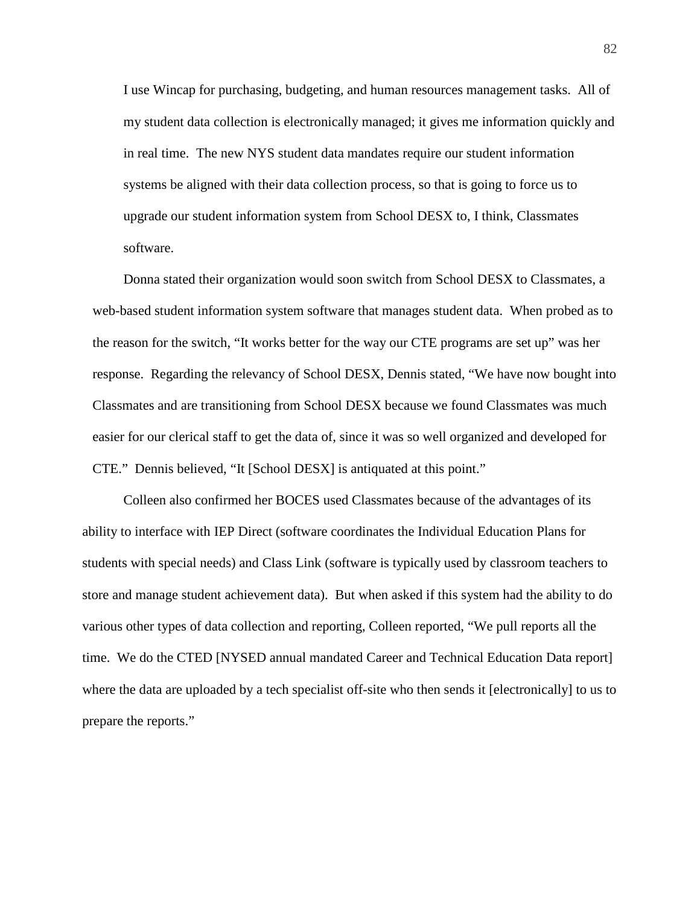> I use Wincap for purchasing, budgeting, and human resources management tasks. All of my student data collection is electronically managed; it gives me information quickly and in real time. The new NYS student data mandates require our student information systems be aligned with their data collection process, so that is going to force us to upgrade our student information system from School DESX to, I think, Classmates software.

Donna stated their organization would soon switch from School DESX to Classmates, a web-based student information system software that manages student data. When probed as to the reason for the switch, "It works better for the way our CTE programs are set up" was her response. Regarding the relevancy of School DESX, Dennis stated, "We have now bought into Classmates and are transitioning from School DESX because we found Classmates was much easier for our clerical staff to get the data of, since it was so well organized and developed for CTE." Dennis believed, "It [School DESX] is antiquated at this point."

Colleen also confirmed her BOCES used Classmates because of the advantages of its ability to interface with IEP Direct (software coordinates the Individual Education Plans for students with special needs) and Class Link (software is typically used by classroom teachers to store and manage student achievement data). But when asked if this system had the ability to do various other types of data collection and reporting, Colleen reported, "We pull reports all the time. We do the CTED [NYSED annual mandated Career and Technical Education Data report] where the data are uploaded by a tech specialist off-site who then sends it [electronically] to us to prepare the reports."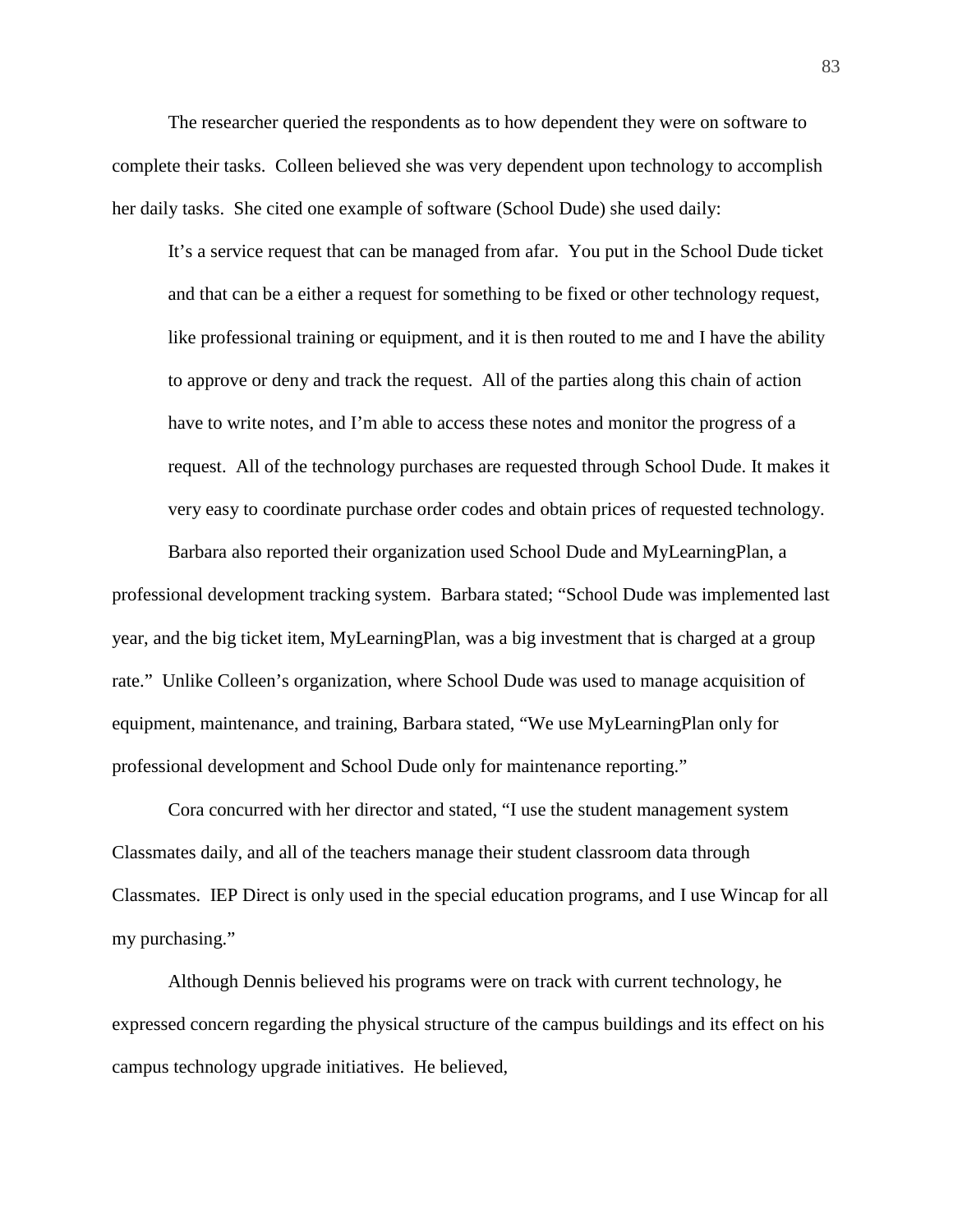The researcher queried the respondents as to how dependent they were on software to complete their tasks. Colleen believed she was very dependent upon technology to accomplish her daily tasks. She cited one example of software (School Dude) she used daily:

> It's a service request that can be managed from afar. You put in the School Dude ticket and that can be a either a request for something to be fixed or other technology request, like professional training or equipment, and it is then routed to me and I have the ability to approve or deny and track the request. All of the parties along this chain of action have to write notes, and I'm able to access these notes and monitor the progress of a request. All of the technology purchases are requested through School Dude. It makes it very easy to coordinate purchase order codes and obtain prices of requested technology.

Barbara also reported their organization used School Dude and MyLearningPlan, a professional development tracking system. Barbara stated; "School Dude was implemented last year, and the big ticket item, MyLearningPlan, was a big investment that is charged at a group rate." Unlike Colleen's organization, where School Dude was used to manage acquisition of equipment, maintenance, and training, Barbara stated, "We use MyLearningPlan only for professional development and School Dude only for maintenance reporting."

Cora concurred with her director and stated, "I use the student management system Classmates daily, and all of the teachers manage their student classroom data through Classmates. IEP Direct is only used in the special education programs, and I use Wincap for all my purchasing."

Although Dennis believed his programs were on track with current technology, he expressed concern regarding the physical structure of the campus buildings and its effect on his campus technology upgrade initiatives. He believed,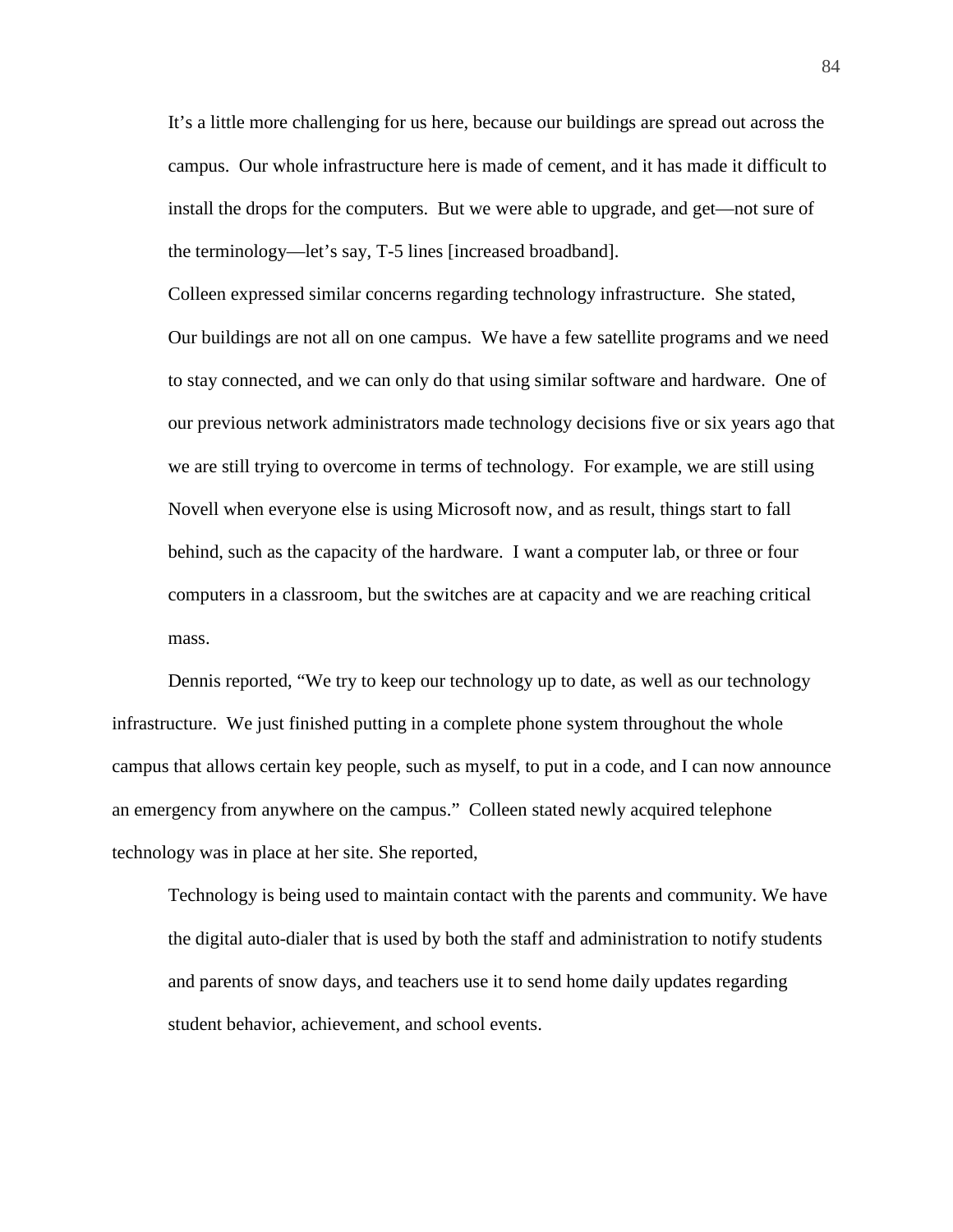> It's a little more challenging for us here, because our buildings are spread out across the campus. Our whole infrastructure here is made of cement, and it has made it difficult to install the drops for the computers. But we were able to upgrade, and get—not sure of the terminology—let's say, T-5 lines [increased broadband].

Colleen expressed similar concerns regarding technology infrastructure. She stated,

> Our buildings are not all on one campus. We have a few satellite programs and we need to stay connected, and we can only do that using similar software and hardware. One of our previous network administrators made technology decisions five or six years ago that we are still trying to overcome in terms of technology. For example, we are still using Novell when everyone else is using Microsoft now, and as result, things start to fall behind, such as the capacity of the hardware. I want a computer lab, or three or four computers in a classroom, but the switches are at capacity and we are reaching critical mass.

Dennis reported, "We try to keep our technology up to date, as well as our technology infrastructure. We just finished putting in a complete phone system throughout the whole campus that allows certain key people, such as myself, to put in a code, and I can now announce an emergency from anywhere on the campus." Colleen stated newly acquired telephone technology was in place at her site. She reported,

> Technology is being used to maintain contact with the parents and community. We have the digital auto-dialer that is used by both the staff and administration to notify students and parents of snow days, and teachers use it to send home daily updates regarding student behavior, achievement, and school events.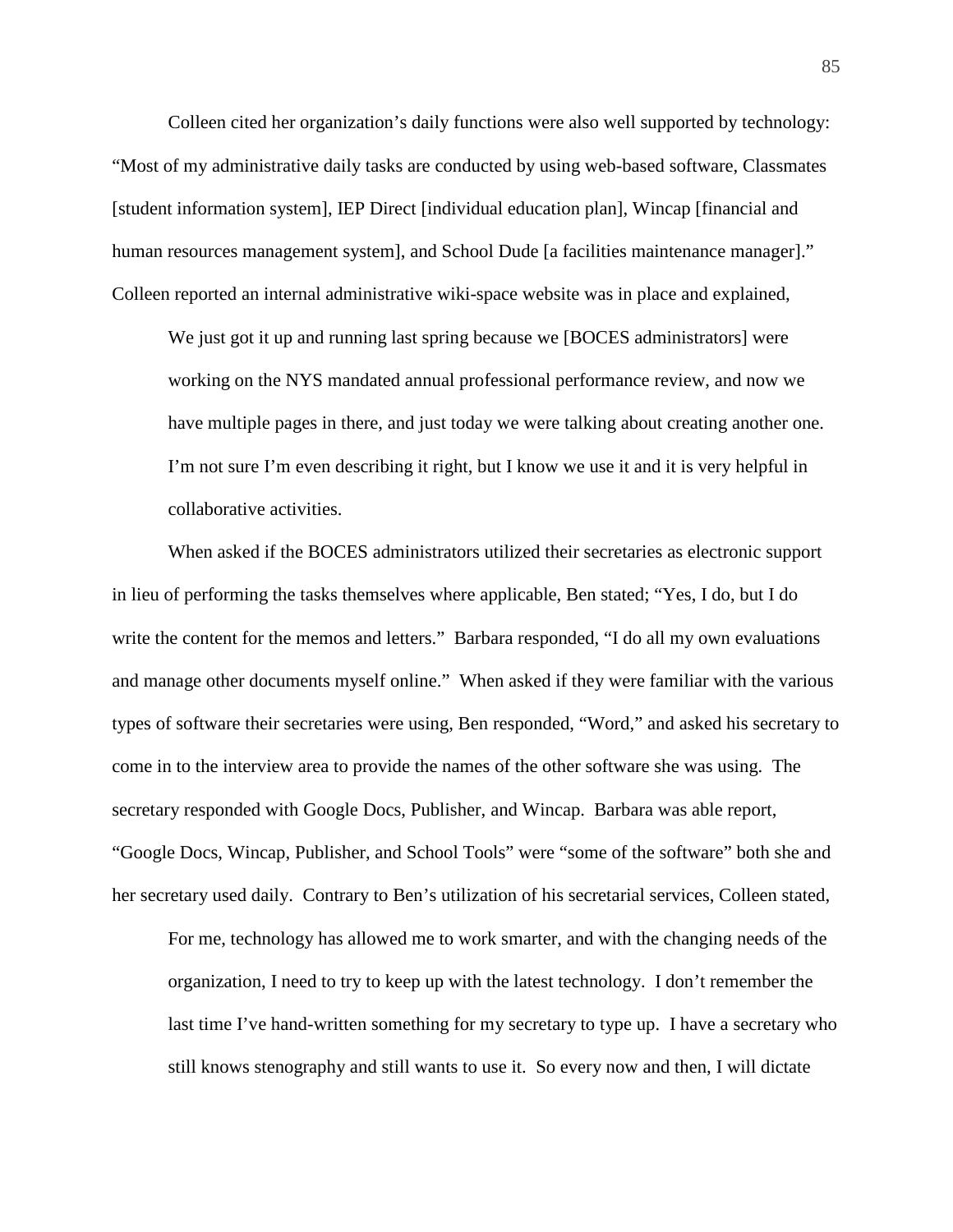Colleen cited her organization's daily functions were also well supported by technology: "Most of my administrative daily tasks are conducted by using web-based software, Classmates [student information system], IEP Direct [individual education plan], Wincap [financial and human resources management system], and School Dude [a facilities maintenance manager]." Colleen reported an internal administrative wiki-space website was in place and explained,

> We just got it up and running last spring because we [BOCES administrators] were working on the NYS mandated annual professional performance review, and now we have multiple pages in there, and just today we were talking about creating another one. I'm not sure I'm even describing it right, but I know we use it and it is very helpful in collaborative activities.

When asked if the BOCES administrators utilized their secretaries as electronic support in lieu of performing the tasks themselves where applicable, Ben stated; "Yes, I do, but I do write the content for the memos and letters." Barbara responded, "I do all my own evaluations and manage other documents myself online." When asked if they were familiar with the various types of software their secretaries were using, Ben responded, "Word," and asked his secretary to come in to the interview area to provide the names of the other software she was using. The secretary responded with Google Docs, Publisher, and Wincap. Barbara was able report, "Google Docs, Wincap, Publisher, and School Tools" were "some of the software" both she and her secretary used daily. Contrary to Ben's utilization of his secretarial services, Colleen stated,

> For me, technology has allowed me to work smarter, and with the changing needs of the organization, I need to try to keep up with the latest technology. I don't remember the last time I've hand-written something for my secretary to type up. I have a secretary who still knows stenography and still wants to use it. So every now and then, I will dictate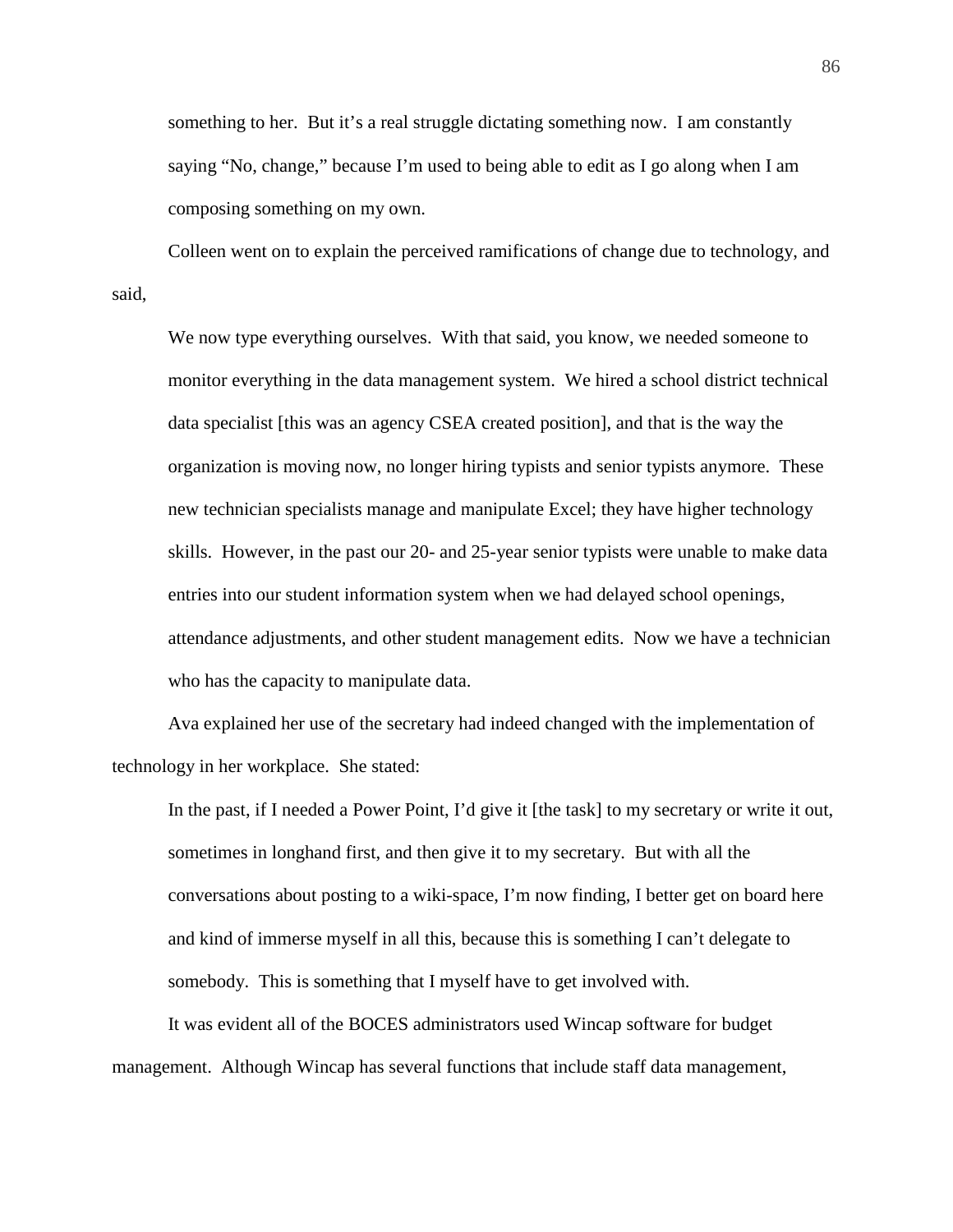> something to her. But it's a real struggle dictating something now. I am constantly saying "No, change," because I'm used to being able to edit as I go along when I am composing something on my own.

Colleen went on to explain the perceived ramifications of change due to technology, and said,

> We now type everything ourselves. With that said, you know, we needed someone to monitor everything in the data management system. We hired a school district technical data specialist [this was an agency CSEA created position], and that is the way the organization is moving now, no longer hiring typists and senior typists anymore. These new technician specialists manage and manipulate Excel; they have higher technology skills. However, in the past our 20- and 25-year senior typists were unable to make data entries into our student information system when we had delayed school openings, attendance adjustments, and other student management edits. Now we have a technician who has the capacity to manipulate data.

Ava explained her use of the secretary had indeed changed with the implementation of technology in her workplace. She stated:

> In the past, if I needed a Power Point, I'd give it [the task] to my secretary or write it out, sometimes in longhand first, and then give it to my secretary. But with all the conversations about posting to a wiki-space, I'm now finding, I better get on board here and kind of immerse myself in all this, because this is something I can't delegate to somebody. This is something that I myself have to get involved with.

It was evident all of the BOCES administrators used Wincap software for budget management. Although Wincap has several functions that include staff data management,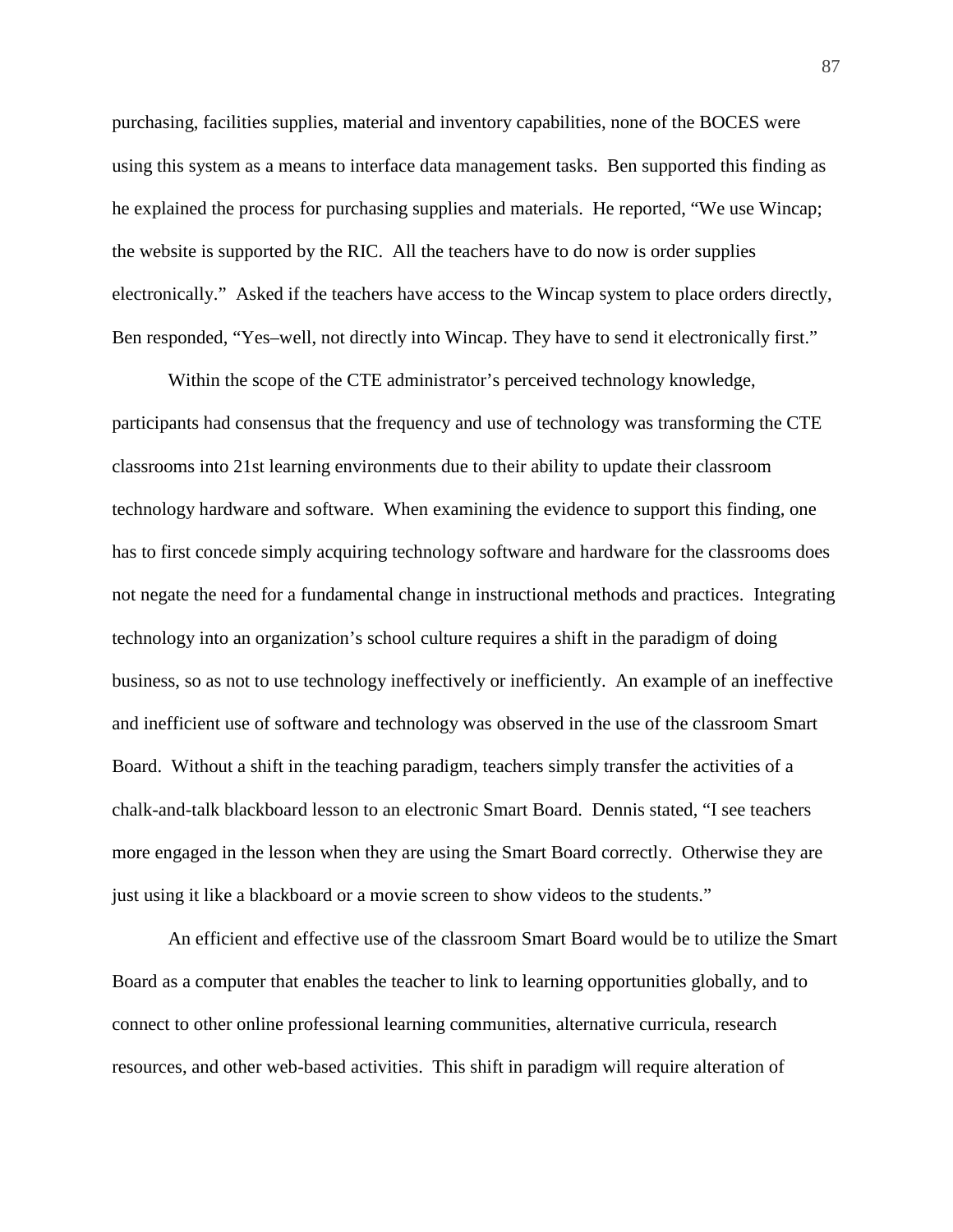purchasing, facilities supplies, material and inventory capabilities, none of the BOCES were using this system as a means to interface data management tasks. Ben supported this finding as he explained the process for purchasing supplies and materials. He reported, "We use Wincap; the website is supported by the RIC. All the teachers have to do now is order supplies electronically." Asked if the teachers have access to the Wincap system to place orders directly, Ben responded, "Yes–well, not directly into Wincap. They have to send it electronically first."

Within the scope of the CTE administrator's perceived technology knowledge, participants had consensus that the frequency and use of technology was transforming the CTE classrooms into 21st learning environments due to their ability to update their classroom technology hardware and software. When examining the evidence to support this finding, one has to first concede simply acquiring technology software and hardware for the classrooms does not negate the need for a fundamental change in instructional methods and practices. Integrating technology into an organization's school culture requires a shift in the paradigm of doing business, so as not to use technology ineffectively or inefficiently. An example of an ineffective and inefficient use of software and technology was observed in the use of the classroom Smart Board. Without a shift in the teaching paradigm, teachers simply transfer the activities of a chalk-and-talk blackboard lesson to an electronic Smart Board. Dennis stated, "I see teachers more engaged in the lesson when they are using the Smart Board correctly. Otherwise they are just using it like a blackboard or a movie screen to show videos to the students."

An efficient and effective use of the classroom Smart Board would be to utilize the Smart Board as a computer that enables the teacher to link to learning opportunities globally, and to connect to other online professional learning communities, alternative curricula, research resources, and other web-based activities. This shift in paradigm will require alteration of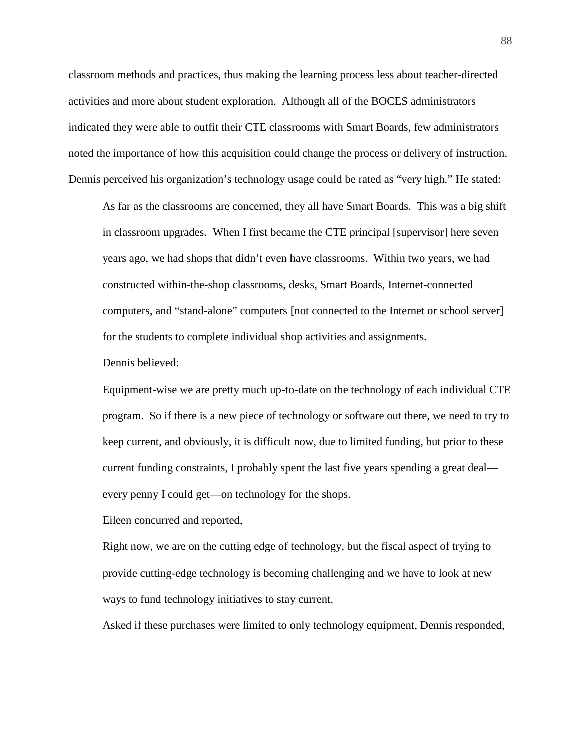classroom methods and practices, thus making the learning process less about teacher-directed activities and more about student exploration. Although all of the BOCES administrators indicated they were able to outfit their CTE classrooms with Smart Boards, few administrators noted the importance of how this acquisition could change the process or delivery of instruction. Dennis perceived his organization's technology usage could be rated as "very high." He stated:

> As far as the classrooms are concerned, they all have Smart Boards. This was a big shift in classroom upgrades. When I first became the CTE principal [supervisor] here seven years ago, we had shops that didn't even have classrooms. Within two years, we had constructed within-the-shop classrooms, desks, Smart Boards, Internet-connected computers, and "stand-alone" computers [not connected to the Internet or school server] for the students to complete individual shop activities and assignments.

Dennis believed:

> Equipment-wise we are pretty much up-to-date on the technology of each individual CTE program. So if there is a new piece of technology or software out there, we need to try to keep current, and obviously, it is difficult now, due to limited funding, but prior to these current funding constraints, I probably spent the last five years spending a great deal—every penny I could get—on technology for the shops.

Eileen concurred and reported,

> Right now, we are on the cutting edge of technology, but the fiscal aspect of trying to provide cutting-edge technology is becoming challenging and we have to look at new ways to fund technology initiatives to stay current.

Asked if these purchases were limited to only technology equipment, Dennis responded,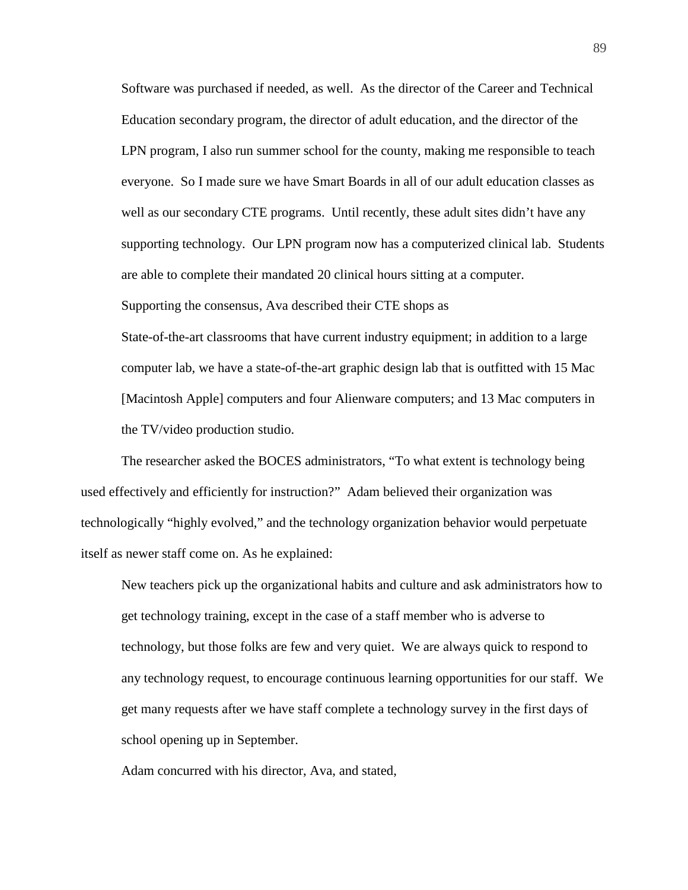> Software was purchased if needed, as well. As the director of the Career and Technical Education secondary program, the director of adult education, and the director of the LPN program, I also run summer school for the county, making me responsible to teach everyone. So I made sure we have Smart Boards in all of our adult education classes as well as our secondary CTE programs. Until recently, these adult sites didn't have any supporting technology. Our LPN program now has a computerized clinical lab. Students are able to complete their mandated 20 clinical hours sitting at a computer.

Supporting the consensus, Ava described their CTE shops as

> State-of-the-art classrooms that have current industry equipment; in addition to a large computer lab, we have a state-of-the-art graphic design lab that is outfitted with 15 Mac [Macintosh Apple] computers and four Alienware computers; and 13 Mac computers in the TV/video production studio.

The researcher asked the BOCES administrators, "To what extent is technology being used effectively and efficiently for instruction?" Adam believed their organization was technologically "highly evolved," and the technology organization behavior would perpetuate itself as newer staff come on. As he explained:

> New teachers pick up the organizational habits and culture and ask administrators how to get technology training, except in the case of a staff member who is adverse to technology, but those folks are few and very quiet. We are always quick to respond to any technology request, to encourage continuous learning opportunities for our staff. We get many requests after we have staff complete a technology survey in the first days of school opening up in September.

Adam concurred with his director, Ava, and stated,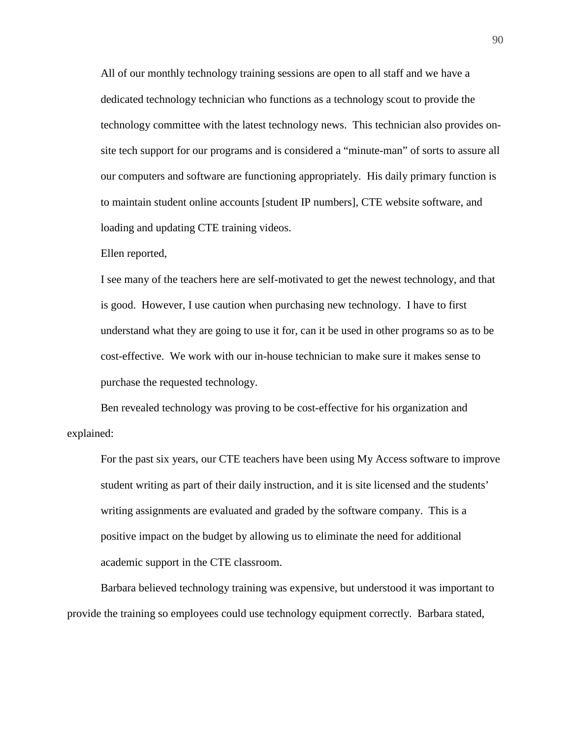All of our monthly technology training sessions are open to all staff and we have a dedicated technology technician who functions as a technology scout to provide the technology committee with the latest technology news. This technician also provides on-site tech support for our programs and is considered a "minute-man" of sorts to assure all our computers and software are functioning appropriately. His daily primary function is to maintain student online accounts [student IP numbers], CTE website software, and loading and updating CTE training videos.

Ellen reported,

I see many of the teachers here are self-motivated to get the newest technology, and that is good. However, I use caution when purchasing new technology. I have to first understand what they are going to use it for, can it be used in other programs so as to be cost-effective. We work with our in-house technician to make sure it makes sense to purchase the requested technology.

Ben revealed technology was proving to be cost-effective for his organization and explained:

For the past six years, our CTE teachers have been using My Access software to improve student writing as part of their daily instruction, and it is site licensed and the students' writing assignments are evaluated and graded by the software company. This is a positive impact on the budget by allowing us to eliminate the need for additional academic support in the CTE classroom.

Barbara believed technology training was expensive, but understood it was important to provide the training so employees could use technology equipment correctly. Barbara stated,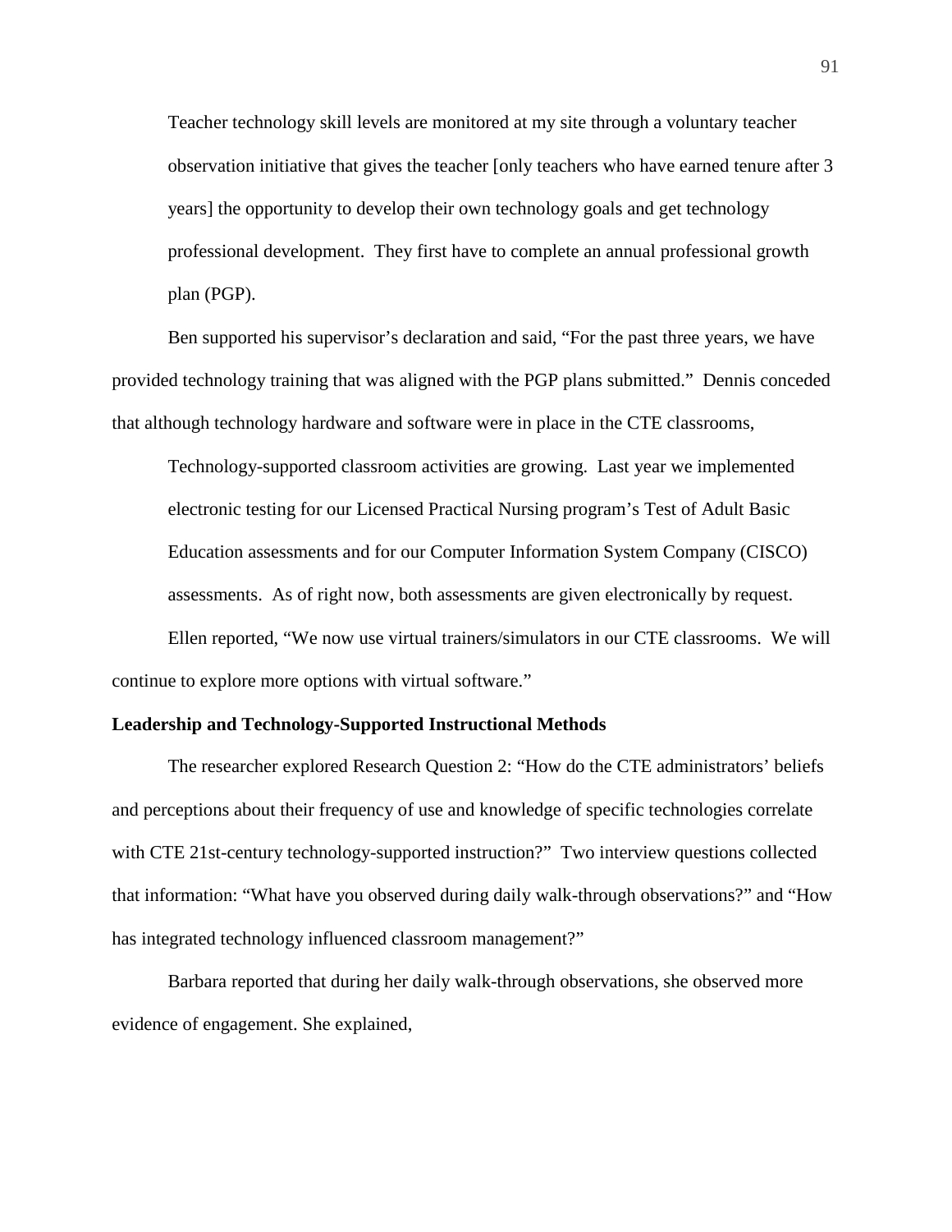> Teacher technology skill levels are monitored at my site through a voluntary teacher observation initiative that gives the teacher [only teachers who have earned tenure after 3 years] the opportunity to develop their own technology goals and get technology professional development. They first have to complete an annual professional growth plan (PGP).

Ben supported his supervisor's declaration and said, "For the past three years, we have provided technology training that was aligned with the PGP plans submitted." Dennis conceded that although technology hardware and software were in place in the CTE classrooms,

> Technology-supported classroom activities are growing. Last year we implemented electronic testing for our Licensed Practical Nursing program's Test of Adult Basic Education assessments and for our Computer Information System Company (CISCO) assessments. As of right now, both assessments are given electronically by request.

Ellen reported, "We now use virtual trainers/simulators in our CTE classrooms. We will continue to explore more options with virtual software."

**Leadership and Technology-Supported Instructional Methods**

The researcher explored Research Question 2: "How do the CTE administrators' beliefs and perceptions about their frequency of use and knowledge of specific technologies correlate with CTE 21st-century technology-supported instruction?" Two interview questions collected that information: "What have you observed during daily walk-through observations?" and "How has integrated technology influenced classroom management?"

Barbara reported that during her daily walk-through observations, she observed more evidence of engagement. She explained,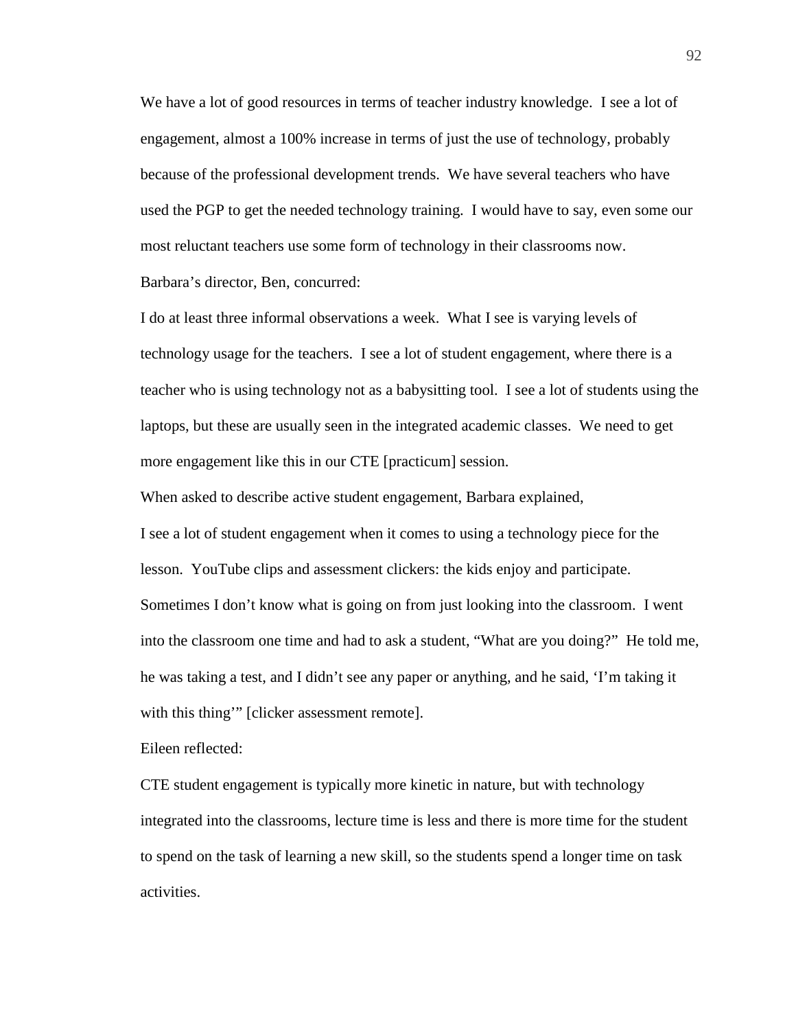We have a lot of good resources in terms of teacher industry knowledge. I see a lot of engagement, almost a 100% increase in terms of just the use of technology, probably because of the professional development trends. We have several teachers who have used the PGP to get the needed technology training. I would have to say, even some our most reluctant teachers use some form of technology in their classrooms now.

Barbara's director, Ben, concurred:

I do at least three informal observations a week. What I see is varying levels of technology usage for the teachers. I see a lot of student engagement, where there is a teacher who is using technology not as a babysitting tool. I see a lot of students using the laptops, but these are usually seen in the integrated academic classes. We need to get more engagement like this in our CTE [practicum] session.

When asked to describe active student engagement, Barbara explained,

I see a lot of student engagement when it comes to using a technology piece for the lesson. YouTube clips and assessment clickers: the kids enjoy and participate. Sometimes I don't know what is going on from just looking into the classroom. I went into the classroom one time and had to ask a student, "What are you doing?" He told me, he was taking a test, and I didn't see any paper or anything, and he said, 'I'm taking it with this thing'" [clicker assessment remote].

Eileen reflected:

CTE student engagement is typically more kinetic in nature, but with technology integrated into the classrooms, lecture time is less and there is more time for the student to spend on the task of learning a new skill, so the students spend a longer time on task activities.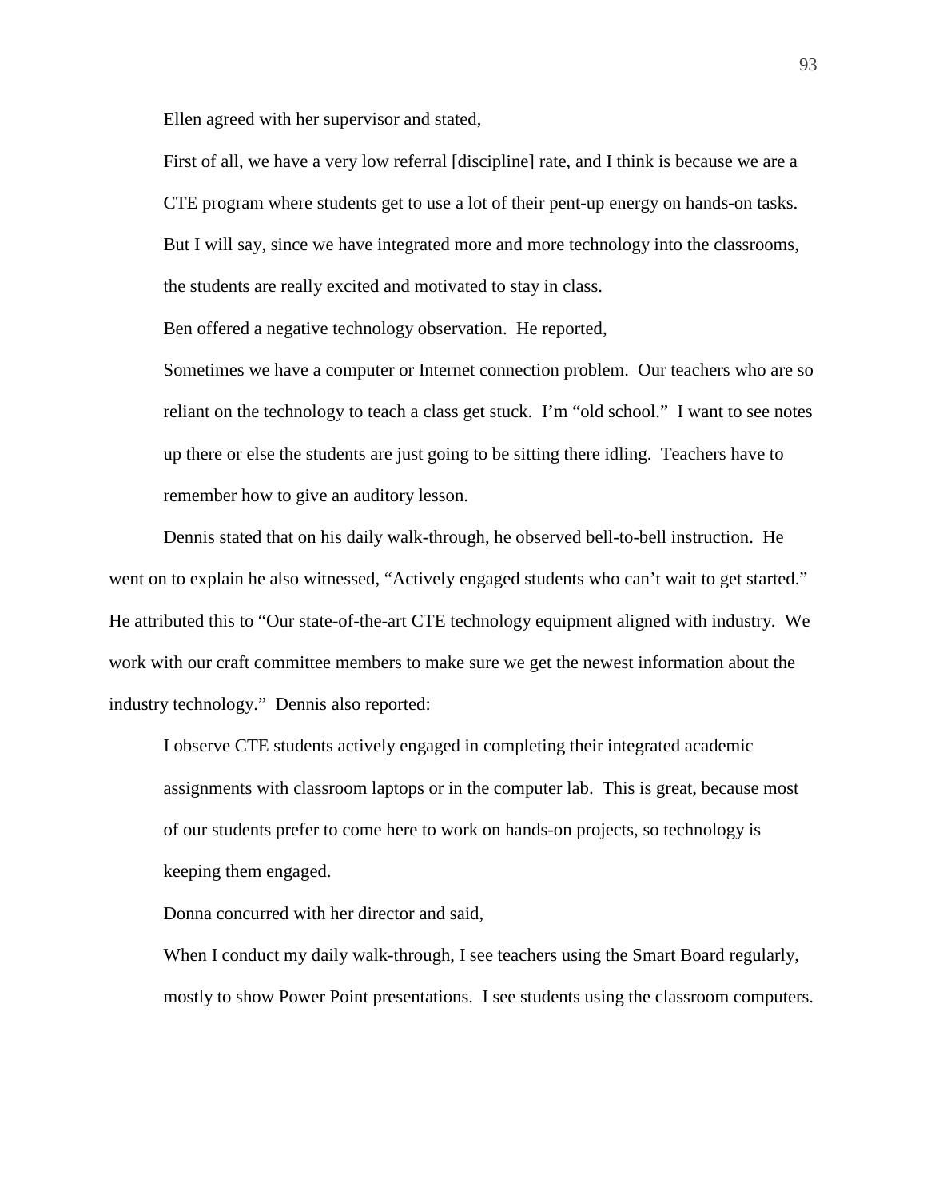Ellen agreed with her supervisor and stated,

> First of all, we have a very low referral [discipline] rate, and I think is because we are a CTE program where students get to use a lot of their pent-up energy on hands-on tasks. But I will say, since we have integrated more and more technology into the classrooms, the students are really excited and motivated to stay in class.

Ben offered a negative technology observation. He reported,

> Sometimes we have a computer or Internet connection problem. Our teachers who are so reliant on the technology to teach a class get stuck. I'm "old school." I want to see notes up there or else the students are just going to be sitting there idling. Teachers have to remember how to give an auditory lesson.

Dennis stated that on his daily walk-through, he observed bell-to-bell instruction. He went on to explain he also witnessed, "Actively engaged students who can't wait to get started." He attributed this to "Our state-of-the-art CTE technology equipment aligned with industry. We work with our craft committee members to make sure we get the newest information about the industry technology." Dennis also reported:

> I observe CTE students actively engaged in completing their integrated academic assignments with classroom laptops or in the computer lab. This is great, because most of our students prefer to come here to work on hands-on projects, so technology is keeping them engaged.

Donna concurred with her director and said,

> When I conduct my daily walk-through, I see teachers using the Smart Board regularly, mostly to show Power Point presentations. I see students using the classroom computers.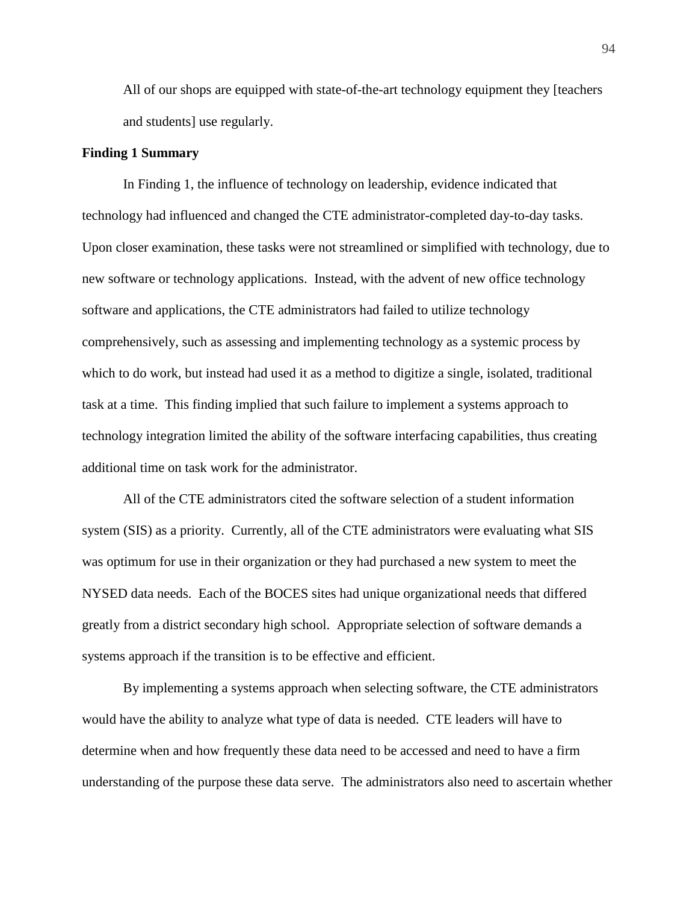> All of our shops are equipped with state-of-the-art technology equipment they [teachers and students] use regularly.

**Finding 1 Summary**

In Finding 1, the influence of technology on leadership, evidence indicated that technology had influenced and changed the CTE administrator-completed day-to-day tasks. Upon closer examination, these tasks were not streamlined or simplified with technology, due to new software or technology applications. Instead, with the advent of new office technology software and applications, the CTE administrators had failed to utilize technology comprehensively, such as assessing and implementing technology as a systemic process by which to do work, but instead had used it as a method to digitize a single, isolated, traditional task at a time. This finding implied that such failure to implement a systems approach to technology integration limited the ability of the software interfacing capabilities, thus creating additional time on task work for the administrator.

All of the CTE administrators cited the software selection of a student information system (SIS) as a priority. Currently, all of the CTE administrators were evaluating what SIS was optimum for use in their organization or they had purchased a new system to meet the NYSED data needs. Each of the BOCES sites had unique organizational needs that differed greatly from a district secondary high school. Appropriate selection of software demands a systems approach if the transition is to be effective and efficient.

By implementing a systems approach when selecting software, the CTE administrators would have the ability to analyze what type of data is needed. CTE leaders will have to determine when and how frequently these data need to be accessed and need to have a firm understanding of the purpose these data serve. The administrators also need to ascertain whether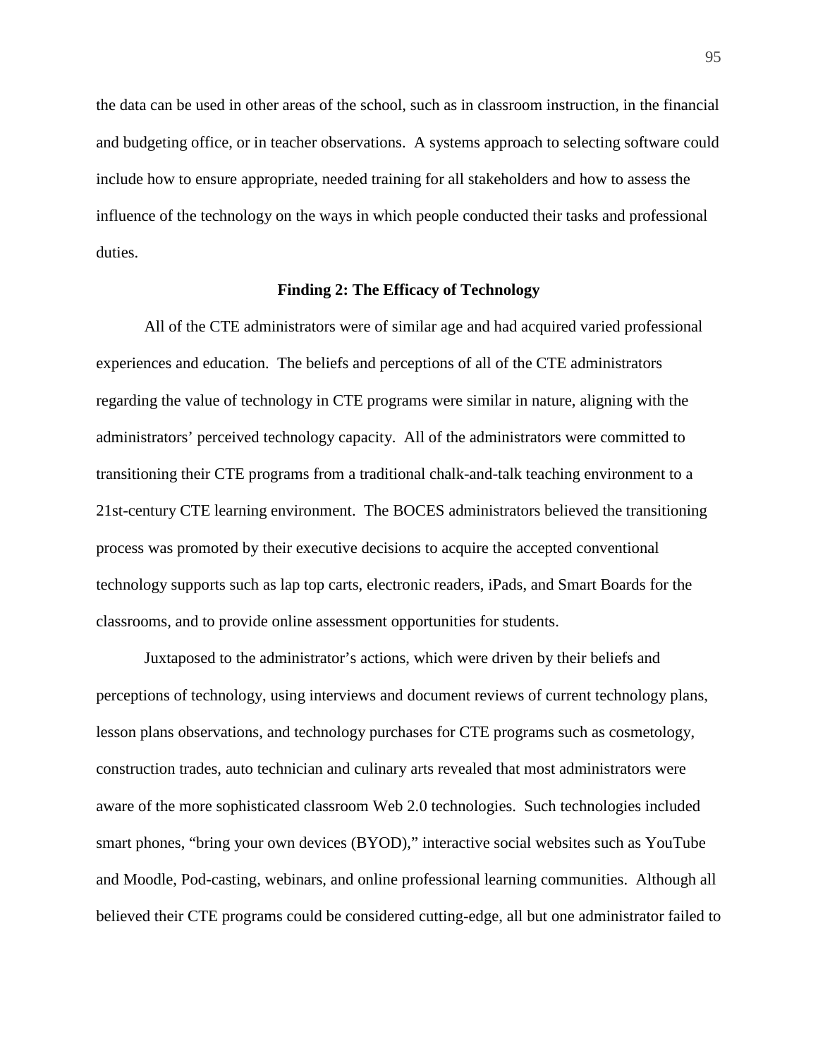the data can be used in other areas of the school, such as in classroom instruction, in the financial and budgeting office, or in teacher observations. A systems approach to selecting software could include how to ensure appropriate, needed training for all stakeholders and how to assess the influence of the technology on the ways in which people conducted their tasks and professional duties.

## Finding 2: The Efficacy of Technology

All of the CTE administrators were of similar age and had acquired varied professional experiences and education. The beliefs and perceptions of all of the CTE administrators regarding the value of technology in CTE programs were similar in nature, aligning with the administrators' perceived technology capacity. All of the administrators were committed to transitioning their CTE programs from a traditional chalk-and-talk teaching environment to a 21st-century CTE learning environment. The BOCES administrators believed the transitioning process was promoted by their executive decisions to acquire the accepted conventional technology supports such as lap top carts, electronic readers, iPads, and Smart Boards for the classrooms, and to provide online assessment opportunities for students.

Juxtaposed to the administrator's actions, which were driven by their beliefs and perceptions of technology, using interviews and document reviews of current technology plans, lesson plans observations, and technology purchases for CTE programs such as cosmetology, construction trades, auto technician and culinary arts revealed that most administrators were aware of the more sophisticated classroom Web 2.0 technologies. Such technologies included smart phones, "bring your own devices (BYOD)," interactive social websites such as YouTube and Moodle, Pod-casting, webinars, and online professional learning communities. Although all believed their CTE programs could be considered cutting-edge, all but one administrator failed to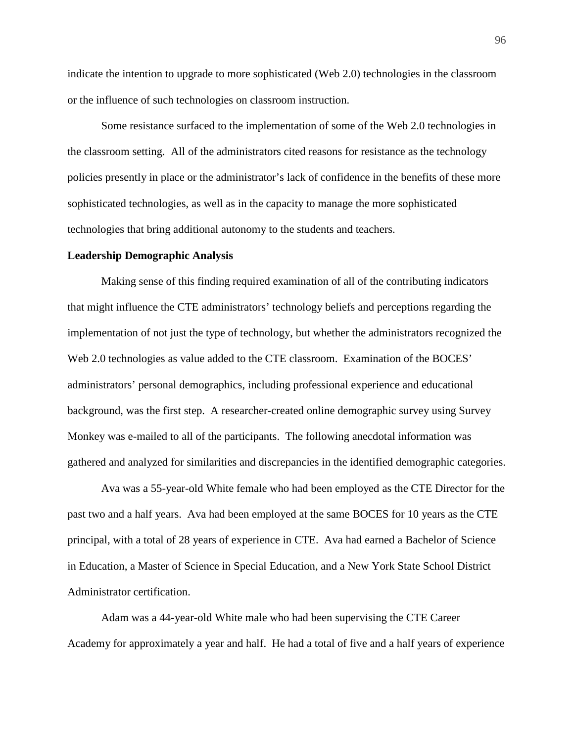indicate the intention to upgrade to more sophisticated (Web 2.0) technologies in the classroom or the influence of such technologies on classroom instruction.

Some resistance surfaced to the implementation of some of the Web 2.0 technologies in the classroom setting. All of the administrators cited reasons for resistance as the technology policies presently in place or the administrator's lack of confidence in the benefits of these more sophisticated technologies, as well as in the capacity to manage the more sophisticated technologies that bring additional autonomy to the students and teachers.

**Leadership Demographic Analysis**

Making sense of this finding required examination of all of the contributing indicators that might influence the CTE administrators' technology beliefs and perceptions regarding the implementation of not just the type of technology, but whether the administrators recognized the Web 2.0 technologies as value added to the CTE classroom. Examination of the BOCES' administrators' personal demographics, including professional experience and educational background, was the first step. A researcher-created online demographic survey using Survey Monkey was e-mailed to all of the participants. The following anecdotal information was gathered and analyzed for similarities and discrepancies in the identified demographic categories.

Ava was a 55-year-old White female who had been employed as the CTE Director for the past two and a half years. Ava had been employed at the same BOCES for 10 years as the CTE principal, with a total of 28 years of experience in CTE. Ava had earned a Bachelor of Science in Education, a Master of Science in Special Education, and a New York State School District Administrator certification.

Adam was a 44-year-old White male who had been supervising the CTE Career Academy for approximately a year and half. He had a total of five and a half years of experience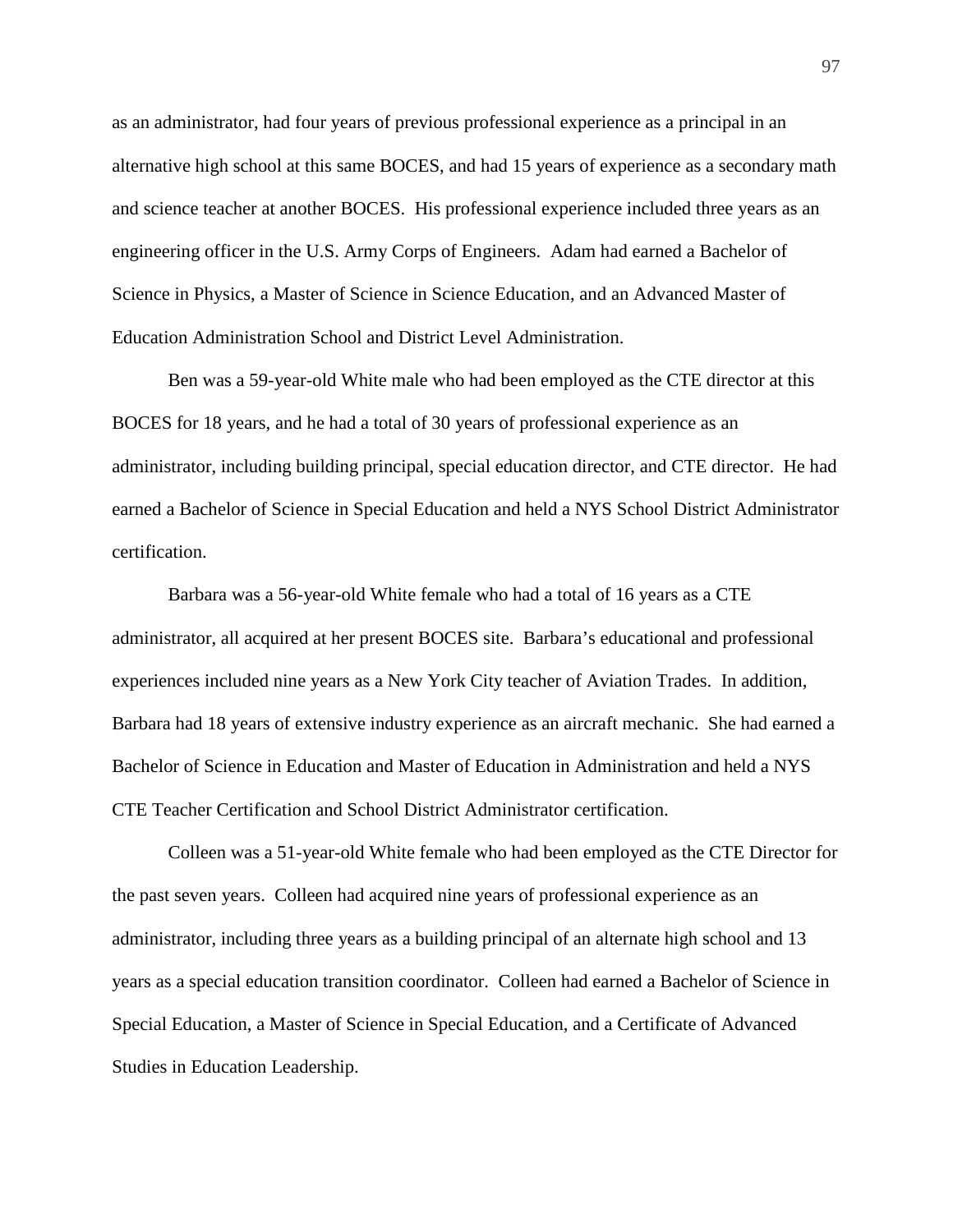as an administrator, had four years of previous professional experience as a principal in an alternative high school at this same BOCES, and had 15 years of experience as a secondary math and science teacher at another BOCES. His professional experience included three years as an engineering officer in the U.S. Army Corps of Engineers. Adam had earned a Bachelor of Science in Physics, a Master of Science in Science Education, and an Advanced Master of Education Administration School and District Level Administration.

Ben was a 59-year-old White male who had been employed as the CTE director at this BOCES for 18 years, and he had a total of 30 years of professional experience as an administrator, including building principal, special education director, and CTE director. He had earned a Bachelor of Science in Special Education and held a NYS School District Administrator certification.

Barbara was a 56-year-old White female who had a total of 16 years as a CTE administrator, all acquired at her present BOCES site. Barbara's educational and professional experiences included nine years as a New York City teacher of Aviation Trades. In addition, Barbara had 18 years of extensive industry experience as an aircraft mechanic. She had earned a Bachelor of Science in Education and Master of Education in Administration and held a NYS CTE Teacher Certification and School District Administrator certification.

Colleen was a 51-year-old White female who had been employed as the CTE Director for the past seven years. Colleen had acquired nine years of professional experience as an administrator, including three years as a building principal of an alternate high school and 13 years as a special education transition coordinator. Colleen had earned a Bachelor of Science in Special Education, a Master of Science in Special Education, and a Certificate of Advanced Studies in Education Leadership.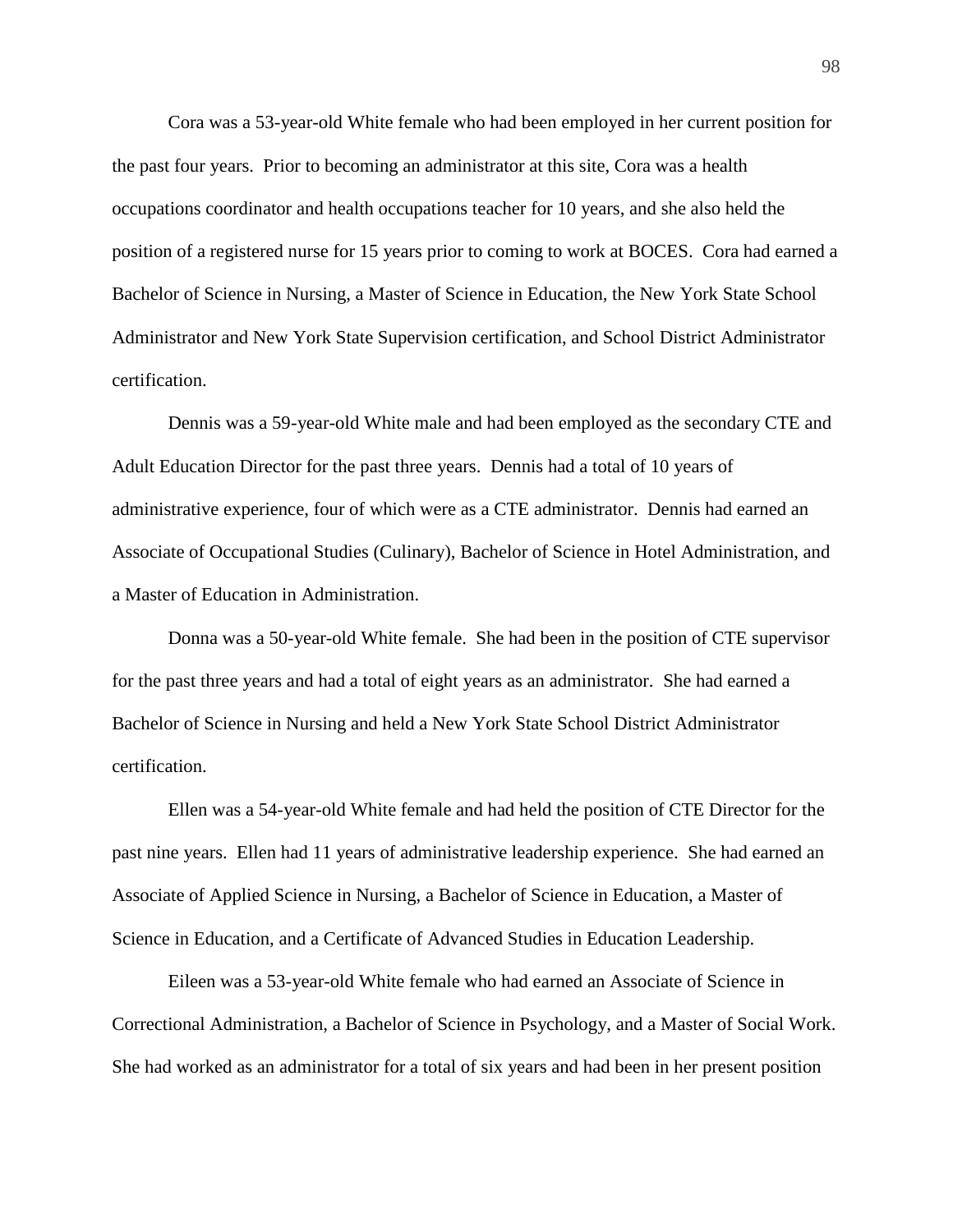Cora was a 53-year-old White female who had been employed in her current position for the past four years. Prior to becoming an administrator at this site, Cora was a health occupations coordinator and health occupations teacher for 10 years, and she also held the position of a registered nurse for 15 years prior to coming to work at BOCES. Cora had earned a Bachelor of Science in Nursing, a Master of Science in Education, the New York State School Administrator and New York State Supervision certification, and School District Administrator certification.

Dennis was a 59-year-old White male and had been employed as the secondary CTE and Adult Education Director for the past three years. Dennis had a total of 10 years of administrative experience, four of which were as a CTE administrator. Dennis had earned an Associate of Occupational Studies (Culinary), Bachelor of Science in Hotel Administration, and a Master of Education in Administration.

Donna was a 50-year-old White female. She had been in the position of CTE supervisor for the past three years and had a total of eight years as an administrator. She had earned a Bachelor of Science in Nursing and held a New York State School District Administrator certification.

Ellen was a 54-year-old White female and had held the position of CTE Director for the past nine years. Ellen had 11 years of administrative leadership experience. She had earned an Associate of Applied Science in Nursing, a Bachelor of Science in Education, a Master of Science in Education, and a Certificate of Advanced Studies in Education Leadership.

Eileen was a 53-year-old White female who had earned an Associate of Science in Correctional Administration, a Bachelor of Science in Psychology, and a Master of Social Work. She had worked as an administrator for a total of six years and had been in her present position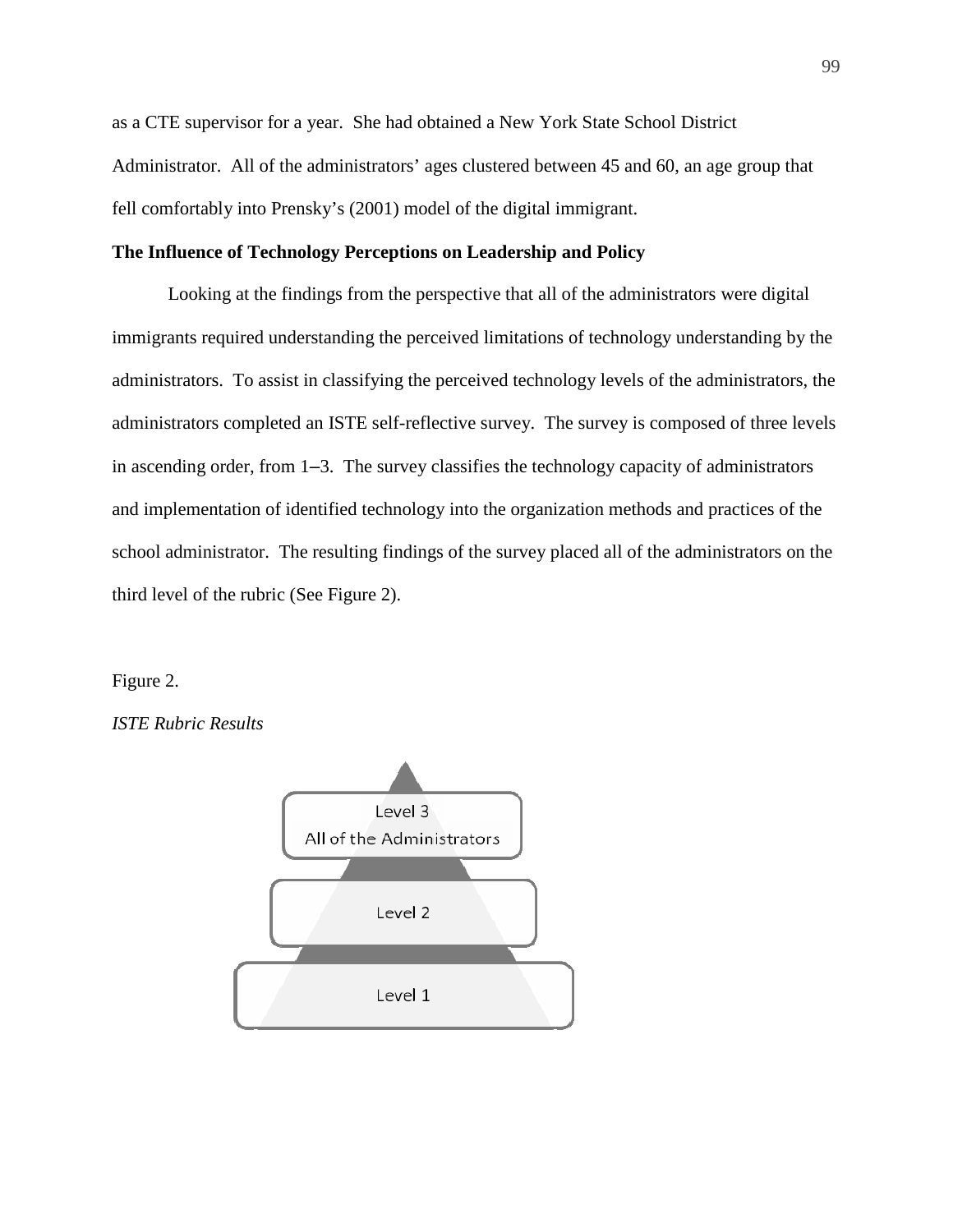as a CTE supervisor for a year. She had obtained a New York State School District Administrator. All of the administrators' ages clustered between 45 and 60, an age group that fell comfortably into Prensky's (2001) model of the digital immigrant.

**The Influence of Technology Perceptions on Leadership and Policy**

Looking at the findings from the perspective that all of the administrators were digital immigrants required understanding the perceived limitations of technology understanding by the administrators. To assist in classifying the perceived technology levels of the administrators, the administrators completed an ISTE self-reflective survey. The survey is composed of three levels in ascending order, from 1–3. The survey classifies the technology capacity of administrators and implementation of identified technology into the organization methods and practices of the school administrator. The resulting findings of the survey placed all of the administrators on the third level of the rubric (See Figure 2).

Figure 2.

*ISTE Rubric Results*

Level 3
All of the Administrators

Level 2

Level 1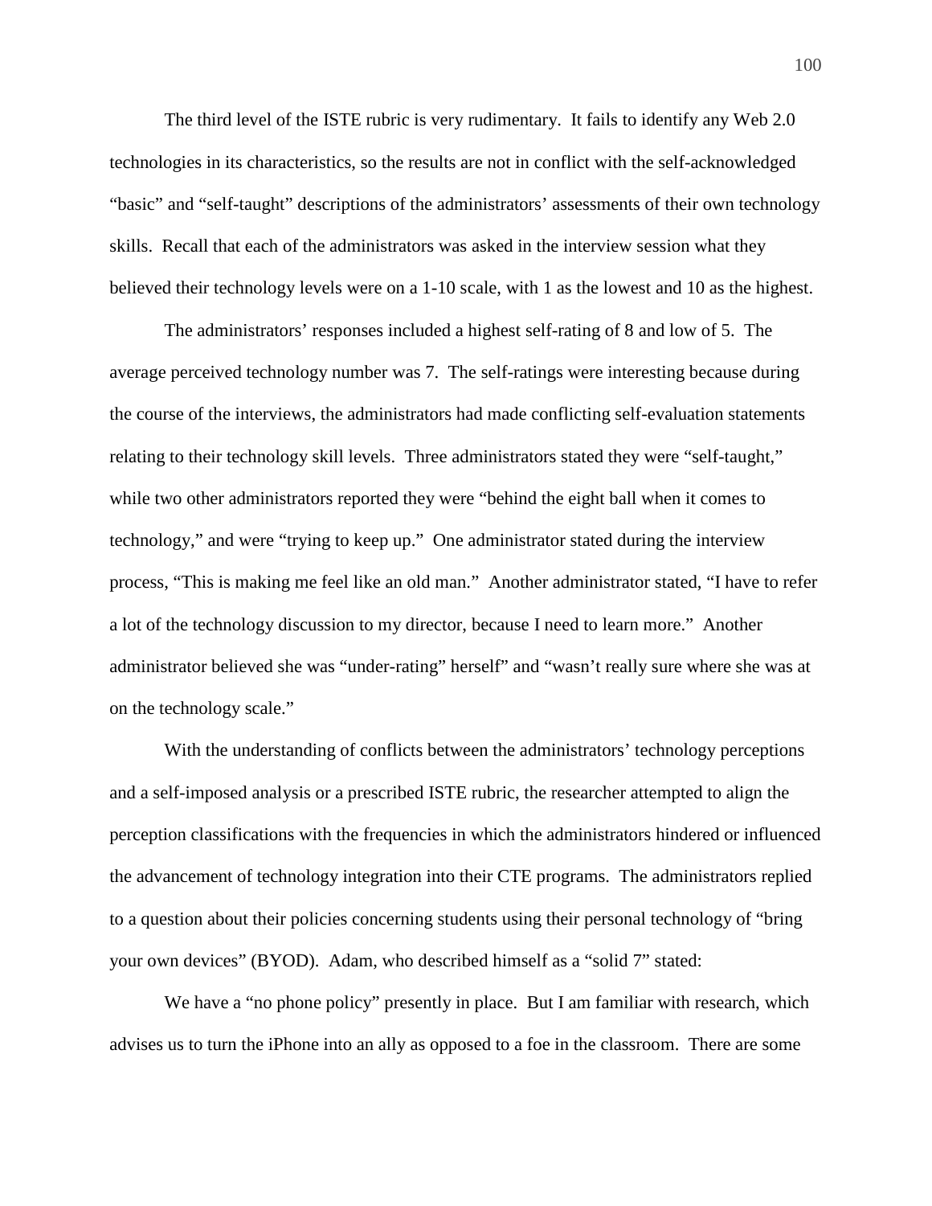The third level of the ISTE rubric is very rudimentary. It fails to identify any Web 2.0 technologies in its characteristics, so the results are not in conflict with the self-acknowledged "basic" and "self-taught" descriptions of the administrators' assessments of their own technology skills. Recall that each of the administrators was asked in the interview session what they believed their technology levels were on a 1-10 scale, with 1 as the lowest and 10 as the highest.

The administrators' responses included a highest self-rating of 8 and low of 5. The average perceived technology number was 7. The self-ratings were interesting because during the course of the interviews, the administrators had made conflicting self-evaluation statements relating to their technology skill levels. Three administrators stated they were "self-taught," while two other administrators reported they were "behind the eight ball when it comes to technology," and were "trying to keep up." One administrator stated during the interview process, "This is making me feel like an old man." Another administrator stated, "I have to refer a lot of the technology discussion to my director, because I need to learn more." Another administrator believed she was "under-rating" herself" and "wasn't really sure where she was at on the technology scale."

With the understanding of conflicts between the administrators' technology perceptions and a self-imposed analysis or a prescribed ISTE rubric, the researcher attempted to align the perception classifications with the frequencies in which the administrators hindered or influenced the advancement of technology integration into their CTE programs. The administrators replied to a question about their policies concerning students using their personal technology of "bring your own devices" (BYOD). Adam, who described himself as a "solid 7" stated:

We have a "no phone policy" presently in place. But I am familiar with research, which advises us to turn the iPhone into an ally as opposed to a foe in the classroom. There are some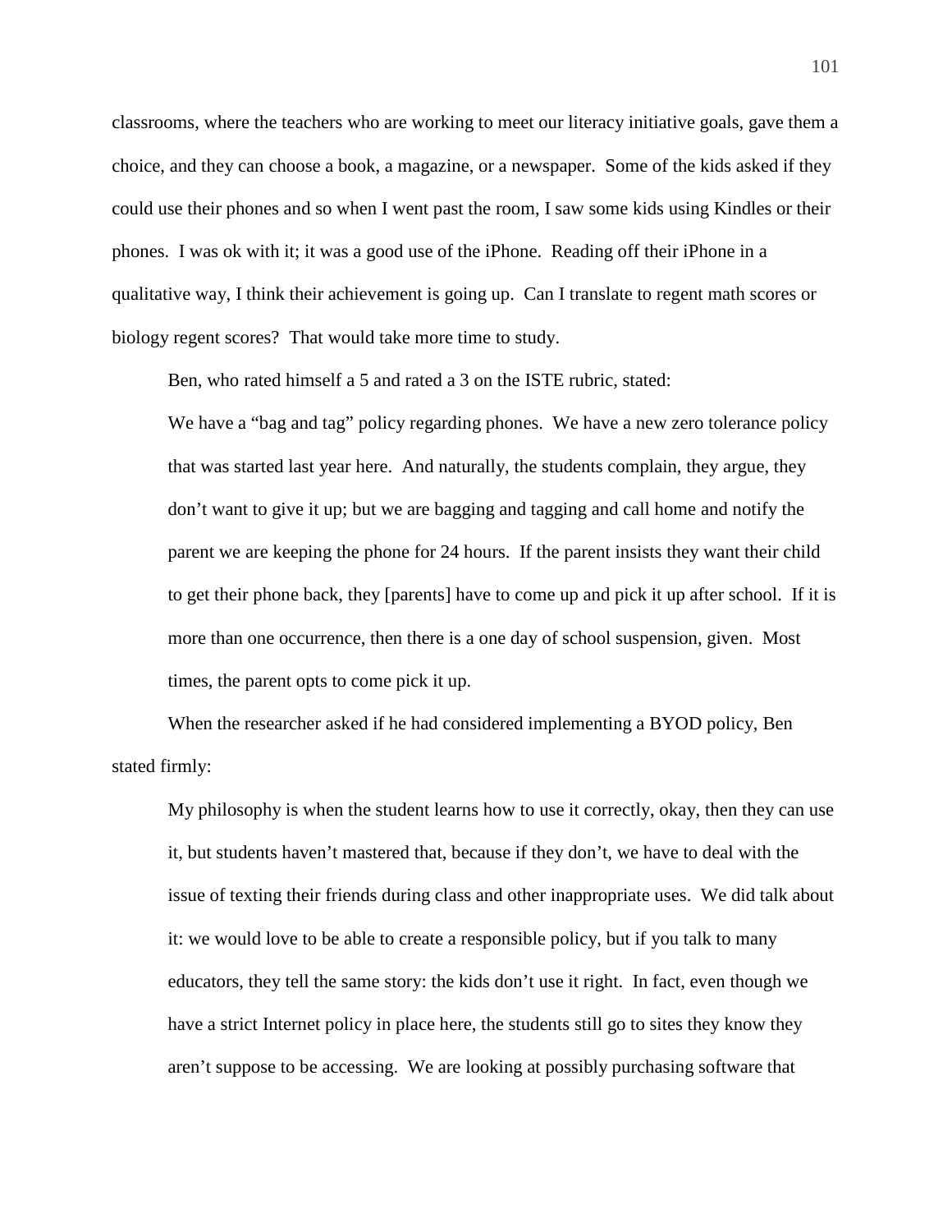classrooms, where the teachers who are working to meet our literacy initiative goals, gave them a choice, and they can choose a book, a magazine, or a newspaper. Some of the kids asked if they could use their phones and so when I went past the room, I saw some kids using Kindles or their phones. I was ok with it; it was a good use of the iPhone. Reading off their iPhone in a qualitative way, I think their achievement is going up. Can I translate to regent math scores or biology regent scores? That would take more time to study.

Ben, who rated himself a 5 and rated a 3 on the ISTE rubric, stated:

> We have a "bag and tag" policy regarding phones. We have a new zero tolerance policy that was started last year here. And naturally, the students complain, they argue, they don't want to give it up; but we are bagging and tagging and call home and notify the parent we are keeping the phone for 24 hours. If the parent insists they want their child to get their phone back, they [parents] have to come up and pick it up after school. If it is more than one occurrence, then there is a one day of school suspension, given. Most times, the parent opts to come pick it up.

When the researcher asked if he had considered implementing a BYOD policy, Ben stated firmly:

> My philosophy is when the student learns how to use it correctly, okay, then they can use it, but students haven't mastered that, because if they don't, we have to deal with the issue of texting their friends during class and other inappropriate uses. We did talk about it: we would love to be able to create a responsible policy, but if you talk to many educators, they tell the same story: the kids don't use it right. In fact, even though we have a strict Internet policy in place here, the students still go to sites they know they aren't suppose to be accessing. We are looking at possibly purchasing software that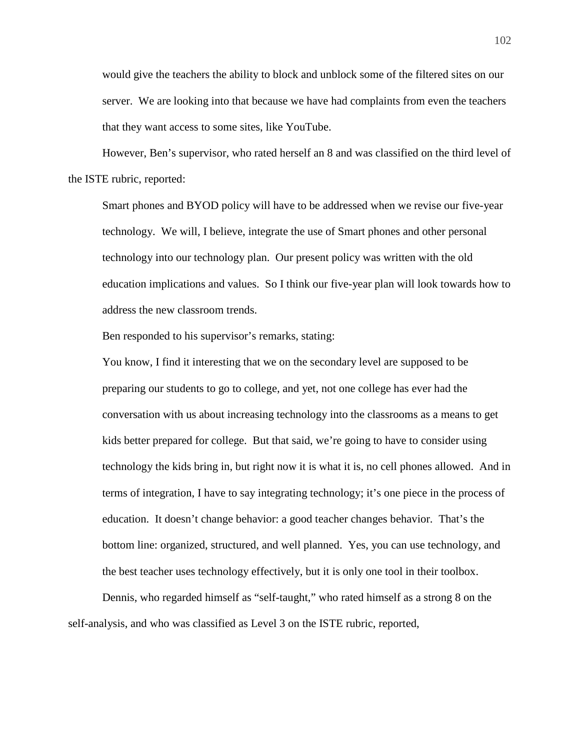> would give the teachers the ability to block and unblock some of the filtered sites on our server. We are looking into that because we have had complaints from even the teachers that they want access to some sites, like YouTube.

However, Ben's supervisor, who rated herself an 8 and was classified on the third level of the ISTE rubric, reported:

> Smart phones and BYOD policy will have to be addressed when we revise our five-year technology. We will, I believe, integrate the use of Smart phones and other personal technology into our technology plan. Our present policy was written with the old education implications and values. So I think our five-year plan will look towards how to address the new classroom trends.

Ben responded to his supervisor's remarks, stating:

> You know, I find it interesting that we on the secondary level are supposed to be preparing our students to go to college, and yet, not one college has ever had the conversation with us about increasing technology into the classrooms as a means to get kids better prepared for college. But that said, we're going to have to consider using technology the kids bring in, but right now it is what it is, no cell phones allowed. And in terms of integration, I have to say integrating technology; it's one piece in the process of education. It doesn't change behavior: a good teacher changes behavior. That's the bottom line: organized, structured, and well planned. Yes, you can use technology, and the best teacher uses technology effectively, but it is only one tool in their toolbox.

Dennis, who regarded himself as "self-taught," who rated himself as a strong 8 on the self-analysis, and who was classified as Level 3 on the ISTE rubric, reported,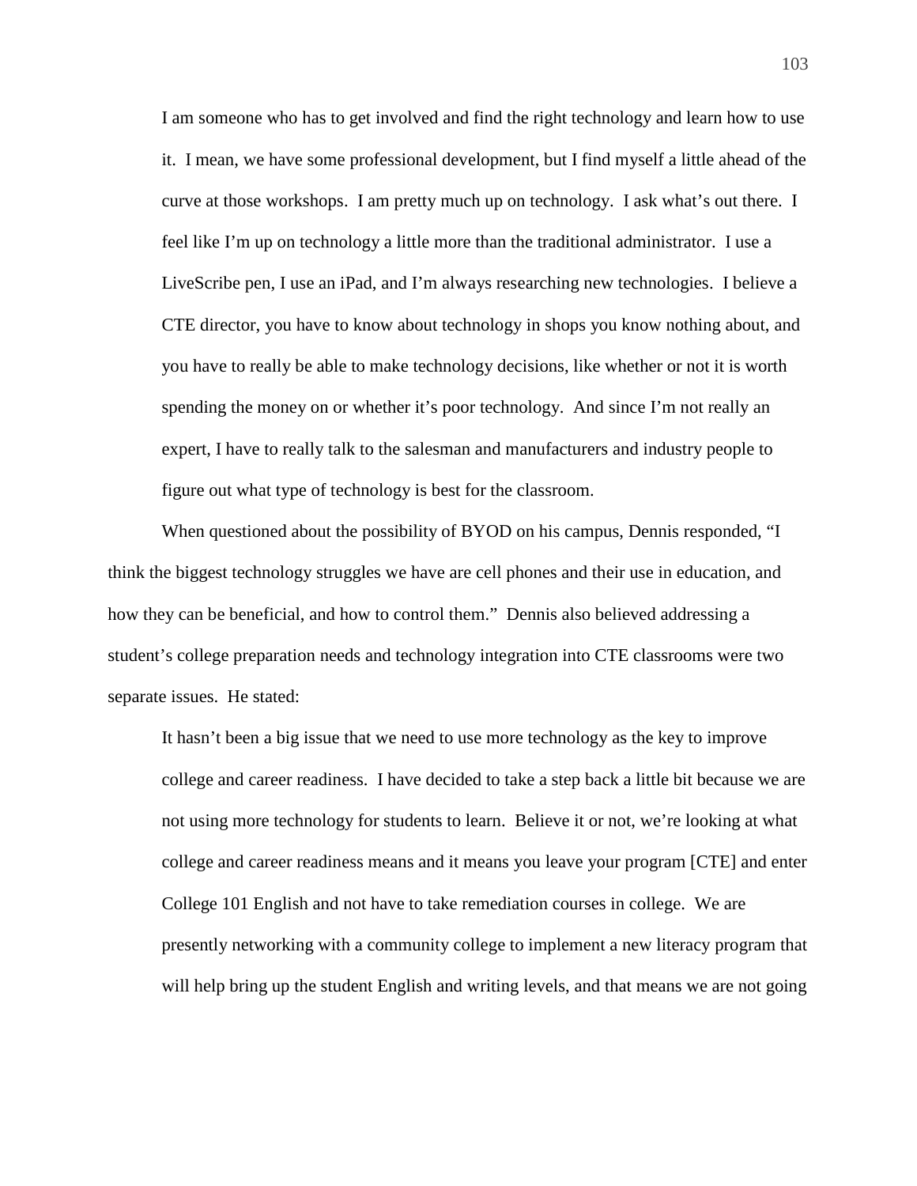> I am someone who has to get involved and find the right technology and learn how to use it. I mean, we have some professional development, but I find myself a little ahead of the curve at those workshops. I am pretty much up on technology. I ask what's out there. I feel like I'm up on technology a little more than the traditional administrator. I use a LiveScribe pen, I use an iPad, and I'm always researching new technologies. I believe a CTE director, you have to know about technology in shops you know nothing about, and you have to really be able to make technology decisions, like whether or not it is worth spending the money on or whether it's poor technology. And since I'm not really an expert, I have to really talk to the salesman and manufacturers and industry people to figure out what type of technology is best for the classroom.

When questioned about the possibility of BYOD on his campus, Dennis responded, "I think the biggest technology struggles we have are cell phones and their use in education, and how they can be beneficial, and how to control them." Dennis also believed addressing a student's college preparation needs and technology integration into CTE classrooms were two separate issues. He stated:

> It hasn't been a big issue that we need to use more technology as the key to improve college and career readiness. I have decided to take a step back a little bit because we are not using more technology for students to learn. Believe it or not, we're looking at what college and career readiness means and it means you leave your program [CTE] and enter College 101 English and not have to take remediation courses in college. We are presently networking with a community college to implement a new literacy program that will help bring up the student English and writing levels, and that means we are not going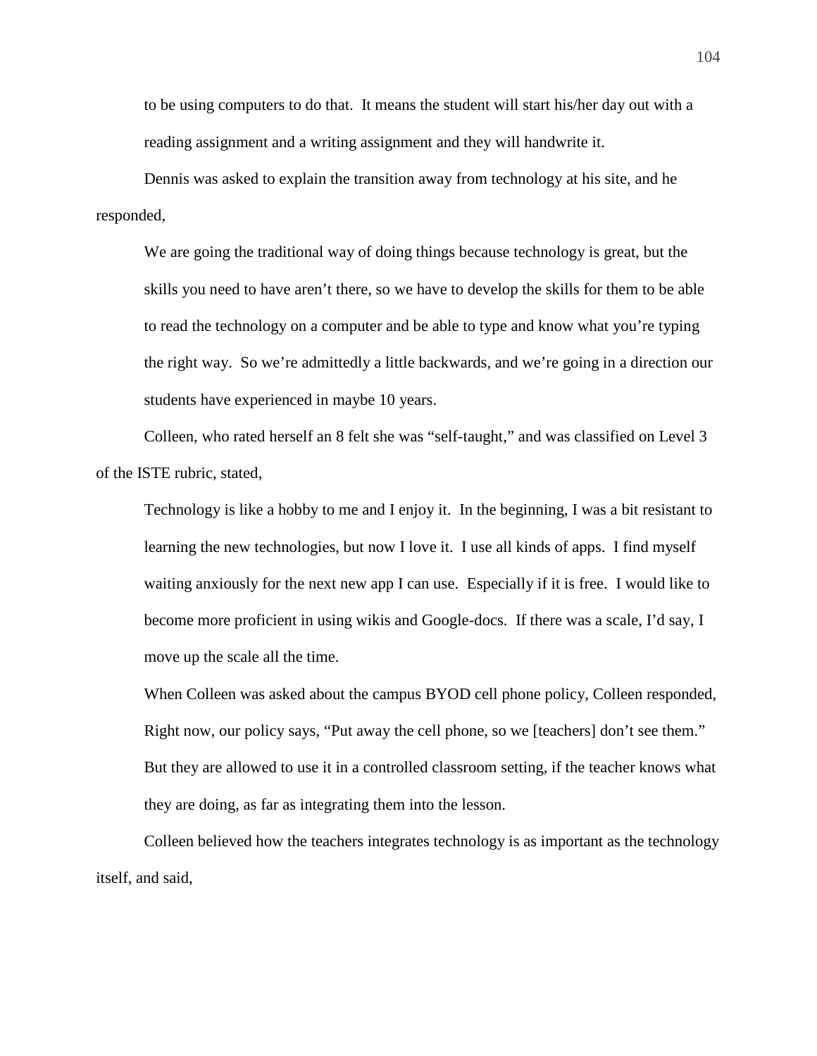to be using computers to do that. It means the student will start his/her day out with a reading assignment and a writing assignment and they will handwrite it.

Dennis was asked to explain the transition away from technology at his site, and he responded,

> We are going the traditional way of doing things because technology is great, but the skills you need to have aren't there, so we have to develop the skills for them to be able to read the technology on a computer and be able to type and know what you're typing the right way. So we're admittedly a little backwards, and we're going in a direction our students have experienced in maybe 10 years.

Colleen, who rated herself an 8 felt she was "self-taught," and was classified on Level 3 of the ISTE rubric, stated,

> Technology is like a hobby to me and I enjoy it. In the beginning, I was a bit resistant to learning the new technologies, but now I love it. I use all kinds of apps. I find myself waiting anxiously for the next new app I can use. Especially if it is free. I would like to become more proficient in using wikis and Google-docs. If there was a scale, I'd say, I move up the scale all the time.

When Colleen was asked about the campus BYOD cell phone policy, Colleen responded,

> Right now, our policy says, "Put away the cell phone, so we [teachers] don't see them." But they are allowed to use it in a controlled classroom setting, if the teacher knows what they are doing, as far as integrating them into the lesson.

Colleen believed how the teachers integrates technology is as important as the technology itself, and said,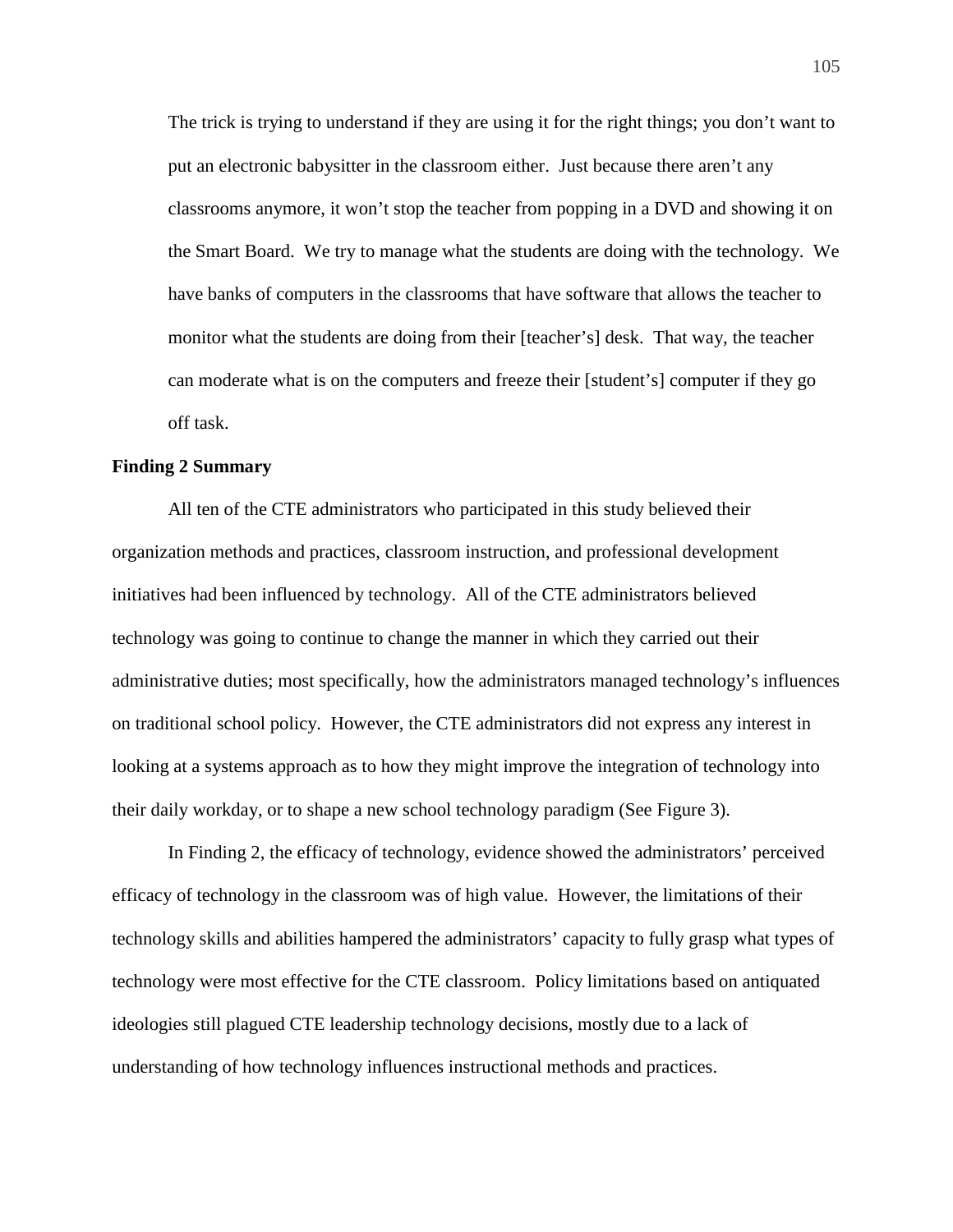> The trick is trying to understand if they are using it for the right things; you don't want to put an electronic babysitter in the classroom either. Just because there aren't any classrooms anymore, it won't stop the teacher from popping in a DVD and showing it on the Smart Board. We try to manage what the students are doing with the technology. We have banks of computers in the classrooms that have software that allows the teacher to monitor what the students are doing from their [teacher's] desk. That way, the teacher can moderate what is on the computers and freeze their [student's] computer if they go off task.

**Finding 2 Summary**

All ten of the CTE administrators who participated in this study believed their organization methods and practices, classroom instruction, and professional development initiatives had been influenced by technology. All of the CTE administrators believed technology was going to continue to change the manner in which they carried out their administrative duties; most specifically, how the administrators managed technology's influences on traditional school policy. However, the CTE administrators did not express any interest in looking at a systems approach as to how they might improve the integration of technology into their daily workday, or to shape a new school technology paradigm (See Figure 3).

In Finding 2, the efficacy of technology, evidence showed the administrators' perceived efficacy of technology in the classroom was of high value. However, the limitations of their technology skills and abilities hampered the administrators' capacity to fully grasp what types of technology were most effective for the CTE classroom. Policy limitations based on antiquated ideologies still plagued CTE leadership technology decisions, mostly due to a lack of understanding of how technology influences instructional methods and practices.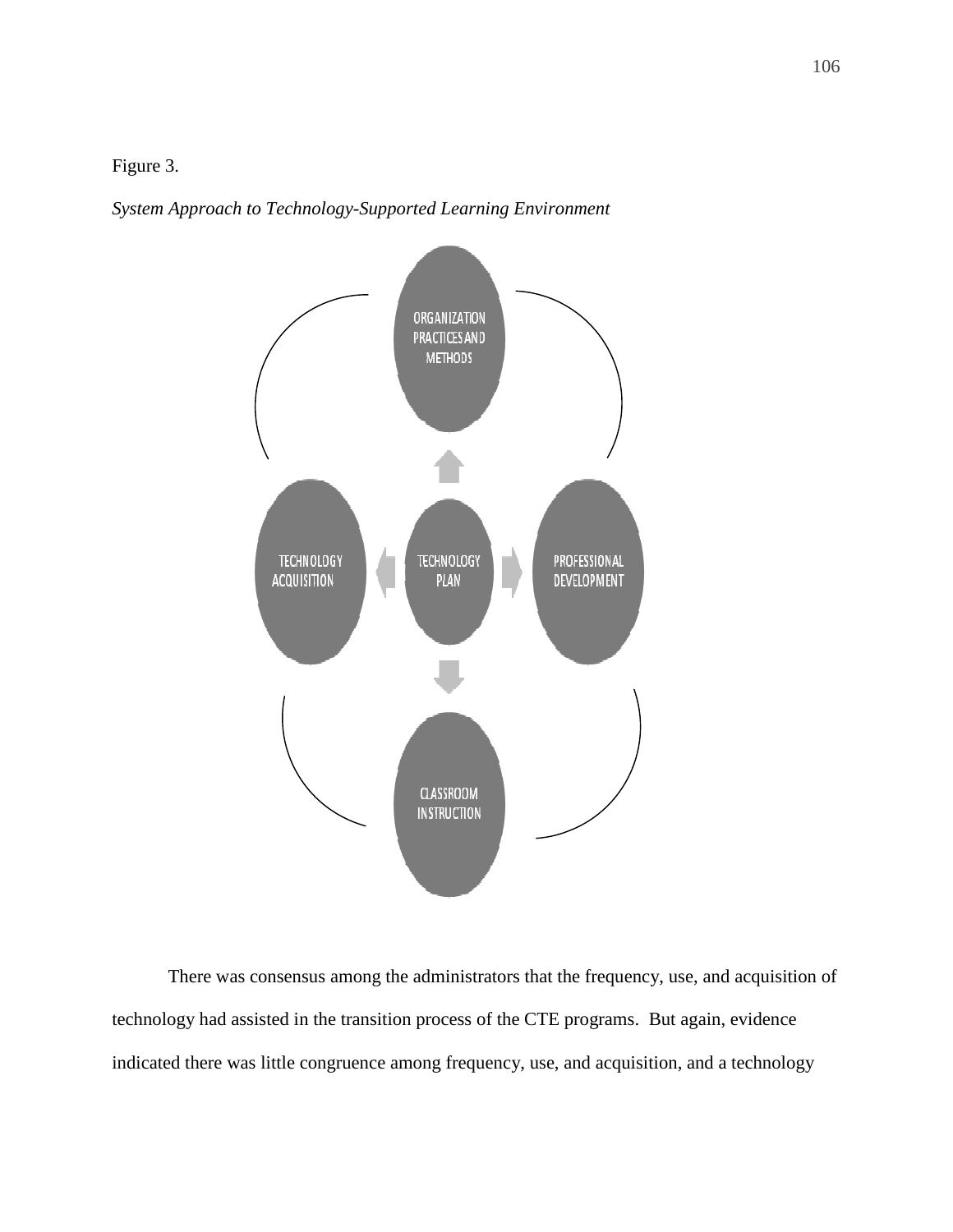Figure 3.

*System Approach to Technology-Supported Learning Environment*

ORGANIZATION PRACTICES AND METHODS

TECHNOLOGY ACQUISITION

TECHNOLOGY PLAN

PROFESSIONAL DEVELOPMENT

CLASSROOM INSTRUCTION

There was consensus among the administrators that the frequency, use, and acquisition of technology had assisted in the transition process of the CTE programs. But again, evidence indicated there was little congruence among frequency, use, and acquisition, and a technology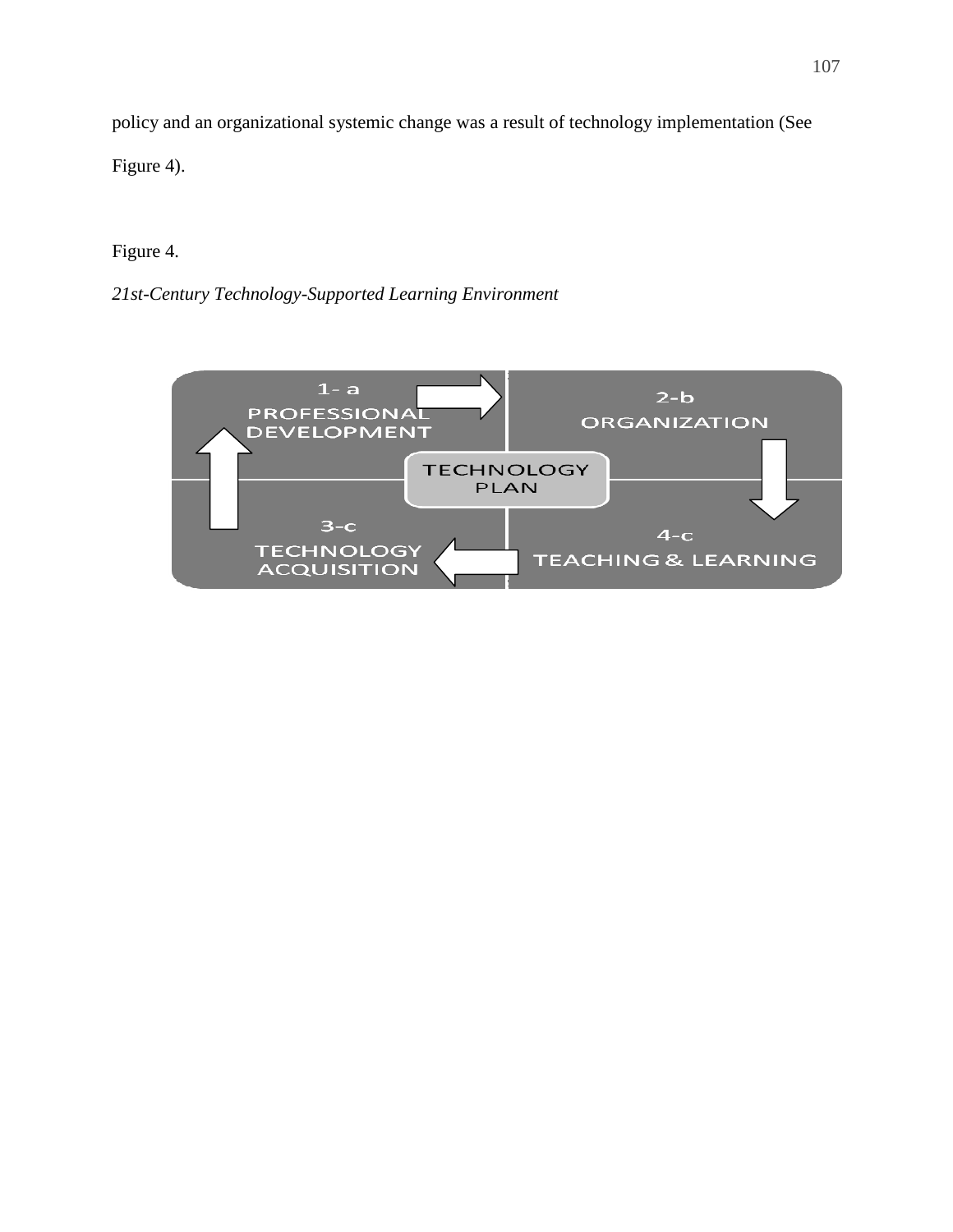policy and an organizational systemic change was a result of technology implementation (See Figure 4).

Figure 4.

*21st-Century Technology-Supported Learning Environment*

1- a
PROFESSIONAL DEVELOPMENT

2-b
ORGANIZATION

TECHNOLOGY PLAN

3-c
TECHNOLOGY ACQUISITION

4-c
TEACHING & LEARNING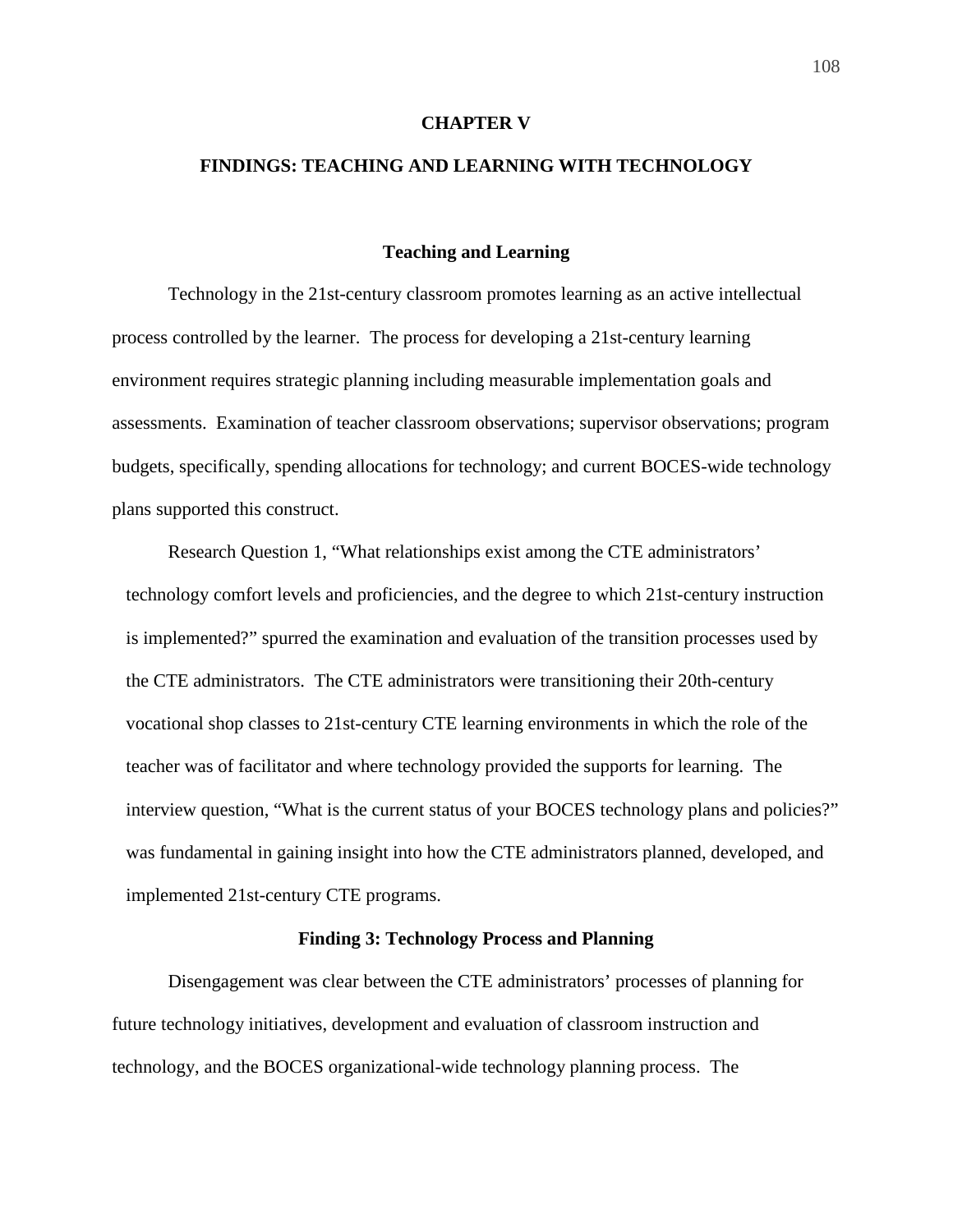# CHAPTER V

# FINDINGS: TEACHING AND LEARNING WITH TECHNOLOGY

## Teaching and Learning

Technology in the 21st-century classroom promotes learning as an active intellectual process controlled by the learner. The process for developing a 21st-century learning environment requires strategic planning including measurable implementation goals and assessments. Examination of teacher classroom observations; supervisor observations; program budgets, specifically, spending allocations for technology; and current BOCES-wide technology plans supported this construct.

> Research Question 1, "What relationships exist among the CTE administrators' technology comfort levels and proficiencies, and the degree to which 21st-century instruction is implemented?" spurred the examination and evaluation of the transition processes used by the CTE administrators. The CTE administrators were transitioning their 20th-century vocational shop classes to 21st-century CTE learning environments in which the role of the teacher was of facilitator and where technology provided the supports for learning. The interview question, "What is the current status of your BOCES technology plans and policies?" was fundamental in gaining insight into how the CTE administrators planned, developed, and implemented 21st-century CTE programs.

### Finding 3: Technology Process and Planning

Disengagement was clear between the CTE administrators' processes of planning for future technology initiatives, development and evaluation of classroom instruction and technology, and the BOCES organizational-wide technology planning process. The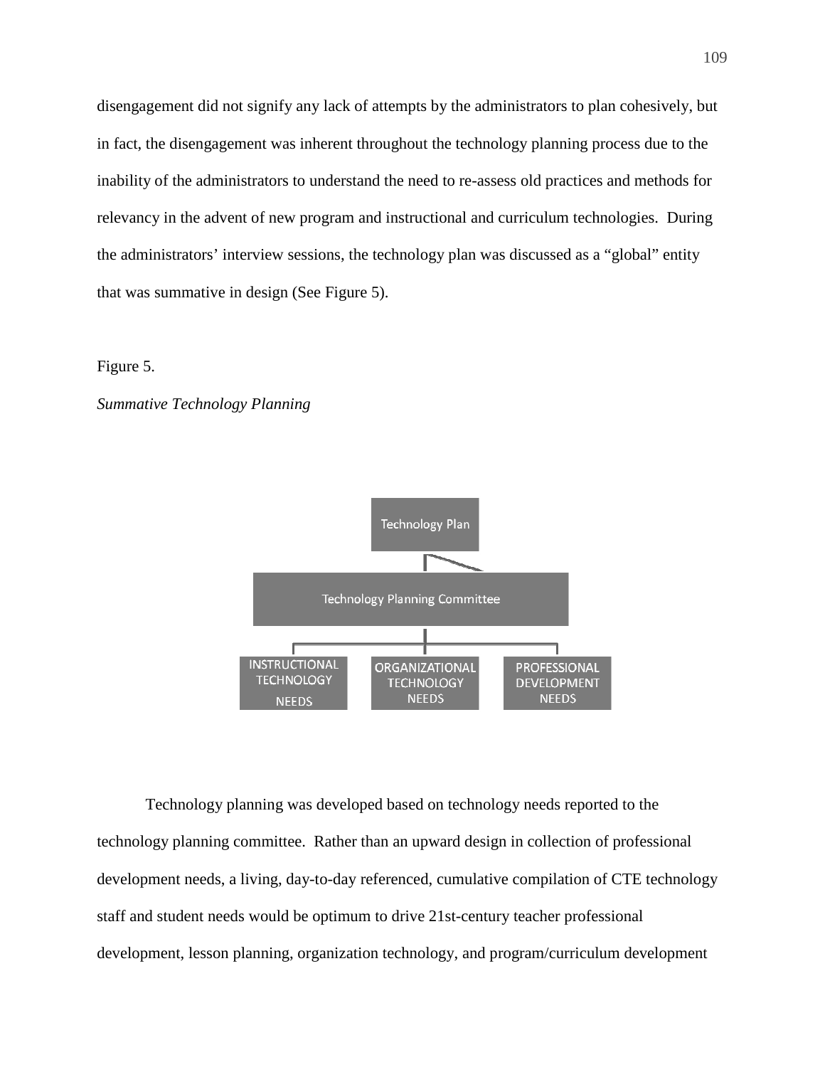disengagement did not signify any lack of attempts by the administrators to plan cohesively, but in fact, the disengagement was inherent throughout the technology planning process due to the inability of the administrators to understand the need to re-assess old practices and methods for relevancy in the advent of new program and instructional and curriculum technologies. During the administrators' interview sessions, the technology plan was discussed as a "global" entity that was summative in design (See Figure 5).

Figure 5.

*Summative Technology Planning*

Technology Plan

Technology Planning Committee

INSTRUCTIONAL TECHNOLOGY NEEDS

ORGANIZATIONAL TECHNOLOGY NEEDS

PROFESSIONAL DEVELOPMENT NEEDS

Technology planning was developed based on technology needs reported to the technology planning committee. Rather than an upward design in collection of professional development needs, a living, day-to-day referenced, cumulative compilation of CTE technology staff and student needs would be optimum to drive 21st-century teacher professional development, lesson planning, organization technology, and program/curriculum development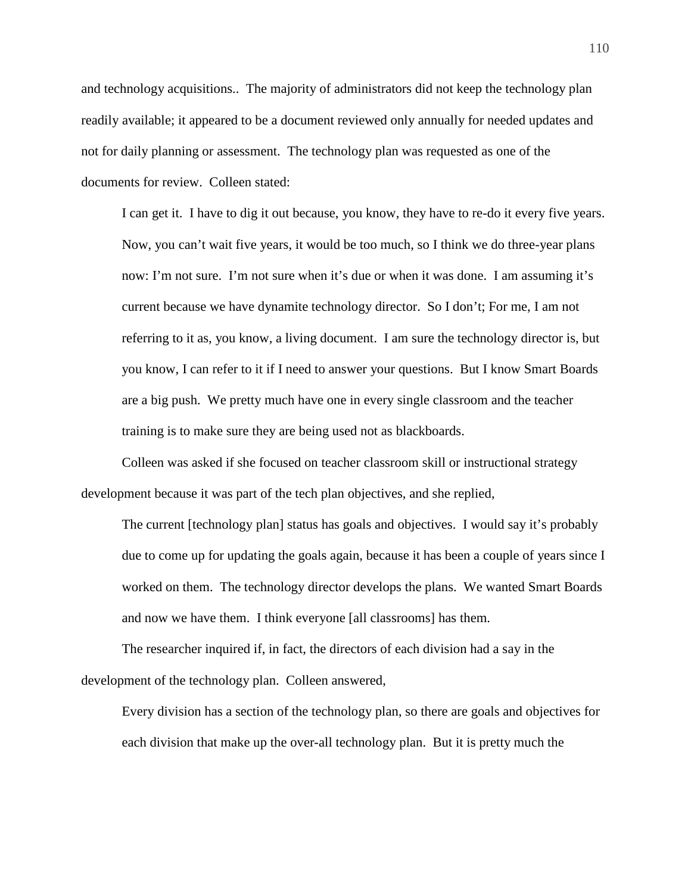and technology acquisitions.. The majority of administrators did not keep the technology plan readily available; it appeared to be a document reviewed only annually for needed updates and not for daily planning or assessment. The technology plan was requested as one of the documents for review. Colleen stated:

> I can get it. I have to dig it out because, you know, they have to re-do it every five years. Now, you can't wait five years, it would be too much, so I think we do three-year plans now: I'm not sure. I'm not sure when it's due or when it was done. I am assuming it's current because we have dynamite technology director. So I don't; For me, I am not referring to it as, you know, a living document. I am sure the technology director is, but you know, I can refer to it if I need to answer your questions. But I know Smart Boards are a big push. We pretty much have one in every single classroom and the teacher training is to make sure they are being used not as blackboards.

Colleen was asked if she focused on teacher classroom skill or instructional strategy development because it was part of the tech plan objectives, and she replied,

> The current [technology plan] status has goals and objectives. I would say it's probably due to come up for updating the goals again, because it has been a couple of years since I worked on them. The technology director develops the plans. We wanted Smart Boards and now we have them. I think everyone [all classrooms] has them.

The researcher inquired if, in fact, the directors of each division had a say in the development of the technology plan. Colleen answered,

> Every division has a section of the technology plan, so there are goals and objectives for each division that make up the over-all technology plan. But it is pretty much the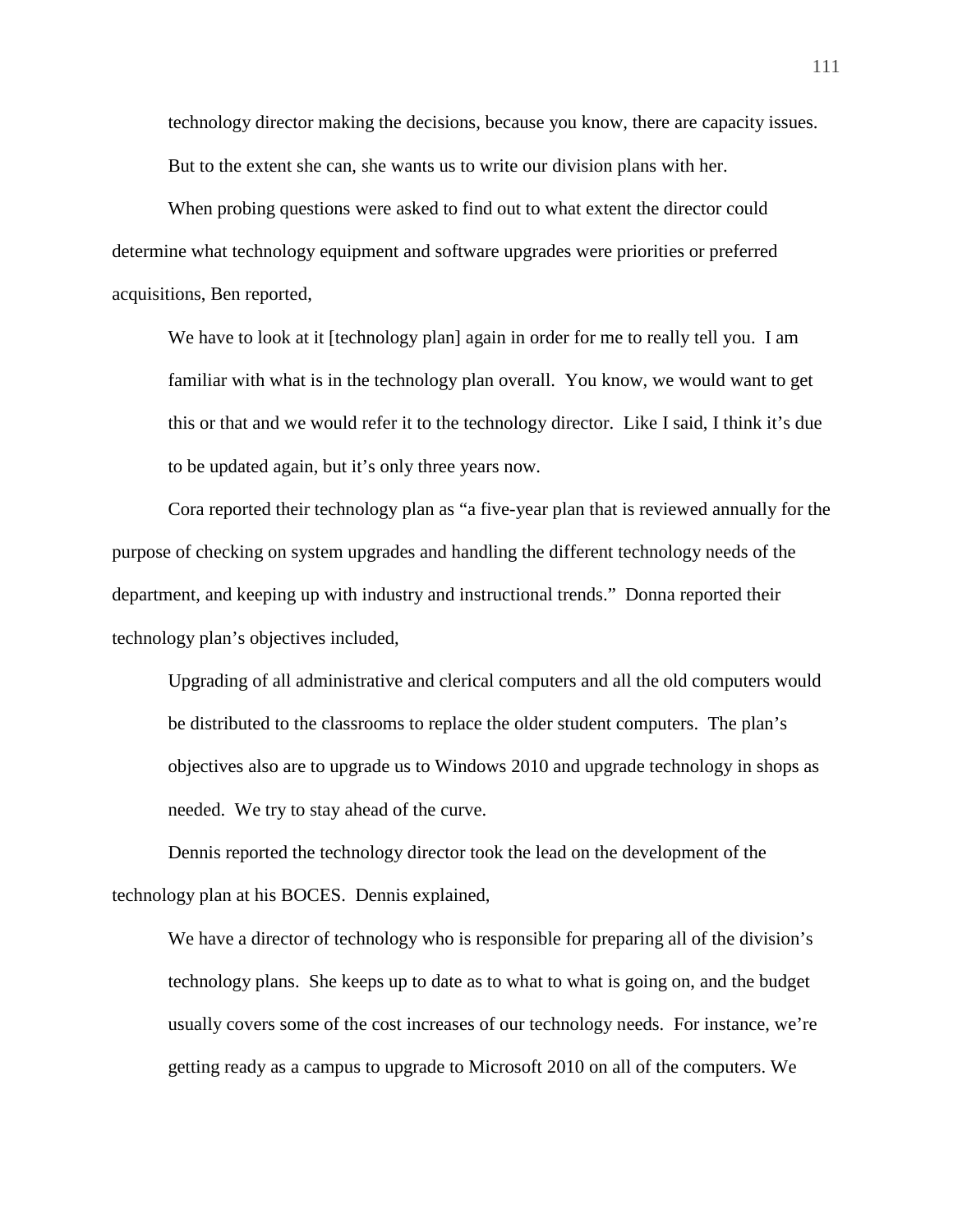technology director making the decisions, because you know, there are capacity issues. But to the extent she can, she wants us to write our division plans with her.

When probing questions were asked to find out to what extent the director could determine what technology equipment and software upgrades were priorities or preferred acquisitions, Ben reported,

> We have to look at it [technology plan] again in order for me to really tell you. I am familiar with what is in the technology plan overall. You know, we would want to get this or that and we would refer it to the technology director. Like I said, I think it's due to be updated again, but it's only three years now.

Cora reported their technology plan as "a five-year plan that is reviewed annually for the purpose of checking on system upgrades and handling the different technology needs of the department, and keeping up with industry and instructional trends." Donna reported their technology plan's objectives included,

> Upgrading of all administrative and clerical computers and all the old computers would be distributed to the classrooms to replace the older student computers. The plan's objectives also are to upgrade us to Windows 2010 and upgrade technology in shops as needed. We try to stay ahead of the curve.

Dennis reported the technology director took the lead on the development of the technology plan at his BOCES. Dennis explained,

> We have a director of technology who is responsible for preparing all of the division's technology plans. She keeps up to date as to what to what is going on, and the budget usually covers some of the cost increases of our technology needs. For instance, we're getting ready as a campus to upgrade to Microsoft 2010 on all of the computers. We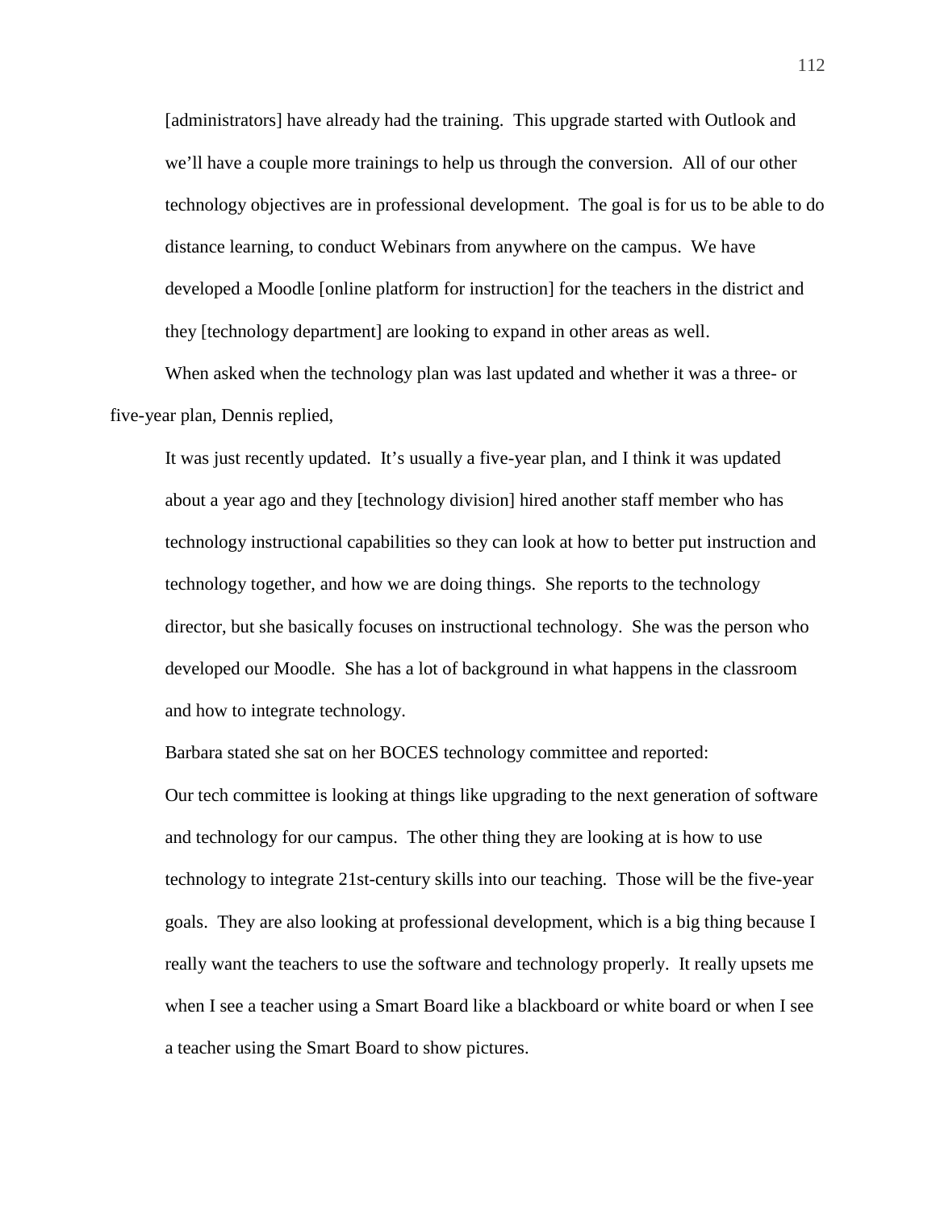> [administrators] have already had the training. This upgrade started with Outlook and we'll have a couple more trainings to help us through the conversion. All of our other technology objectives are in professional development. The goal is for us to be able to do distance learning, to conduct Webinars from anywhere on the campus. We have developed a Moodle [online platform for instruction] for the teachers in the district and they [technology department] are looking to expand in other areas as well.

When asked when the technology plan was last updated and whether it was a three- or five-year plan, Dennis replied,

> It was just recently updated. It's usually a five-year plan, and I think it was updated about a year ago and they [technology division] hired another staff member who has technology instructional capabilities so they can look at how to better put instruction and technology together, and how we are doing things. She reports to the technology director, but she basically focuses on instructional technology. She was the person who developed our Moodle. She has a lot of background in what happens in the classroom and how to integrate technology.

Barbara stated she sat on her BOCES technology committee and reported:

> Our tech committee is looking at things like upgrading to the next generation of software and technology for our campus. The other thing they are looking at is how to use technology to integrate 21st-century skills into our teaching. Those will be the five-year goals. They are also looking at professional development, which is a big thing because I really want the teachers to use the software and technology properly. It really upsets me when I see a teacher using a Smart Board like a blackboard or white board or when I see a teacher using the Smart Board to show pictures.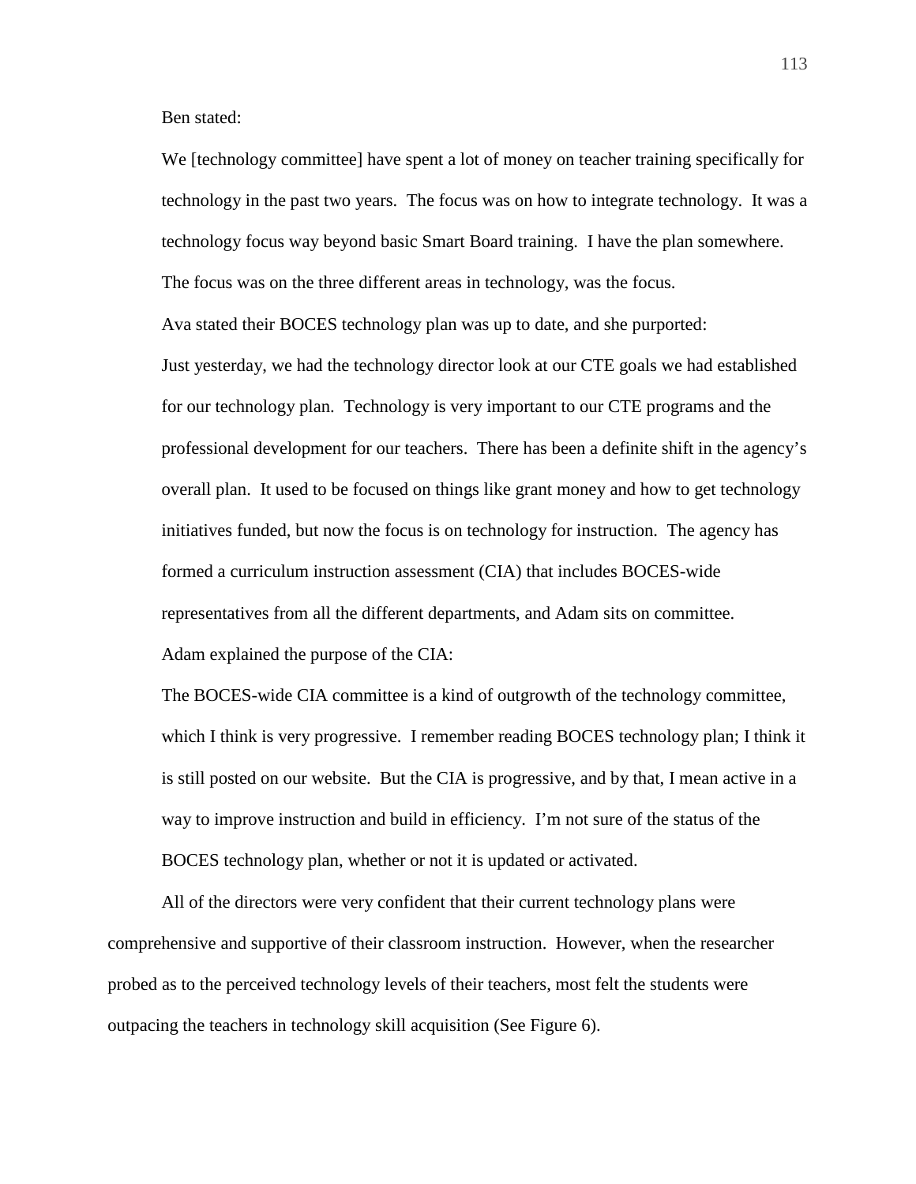Ben stated:

> We [technology committee] have spent a lot of money on teacher training specifically for technology in the past two years. The focus was on how to integrate technology. It was a technology focus way beyond basic Smart Board training. I have the plan somewhere. The focus was on the three different areas in technology, was the focus.

Ava stated their BOCES technology plan was up to date, and she purported:

> Just yesterday, we had the technology director look at our CTE goals we had established for our technology plan. Technology is very important to our CTE programs and the professional development for our teachers. There has been a definite shift in the agency's overall plan. It used to be focused on things like grant money and how to get technology initiatives funded, but now the focus is on technology for instruction. The agency has formed a curriculum instruction assessment (CIA) that includes BOCES-wide representatives from all the different departments, and Adam sits on committee.

Adam explained the purpose of the CIA:

> The BOCES-wide CIA committee is a kind of outgrowth of the technology committee, which I think is very progressive. I remember reading BOCES technology plan; I think it is still posted on our website. But the CIA is progressive, and by that, I mean active in a way to improve instruction and build in efficiency. I'm not sure of the status of the BOCES technology plan, whether or not it is updated or activated.

All of the directors were very confident that their current technology plans were comprehensive and supportive of their classroom instruction. However, when the researcher probed as to the perceived technology levels of their teachers, most felt the students were outpacing the teachers in technology skill acquisition (See Figure 6).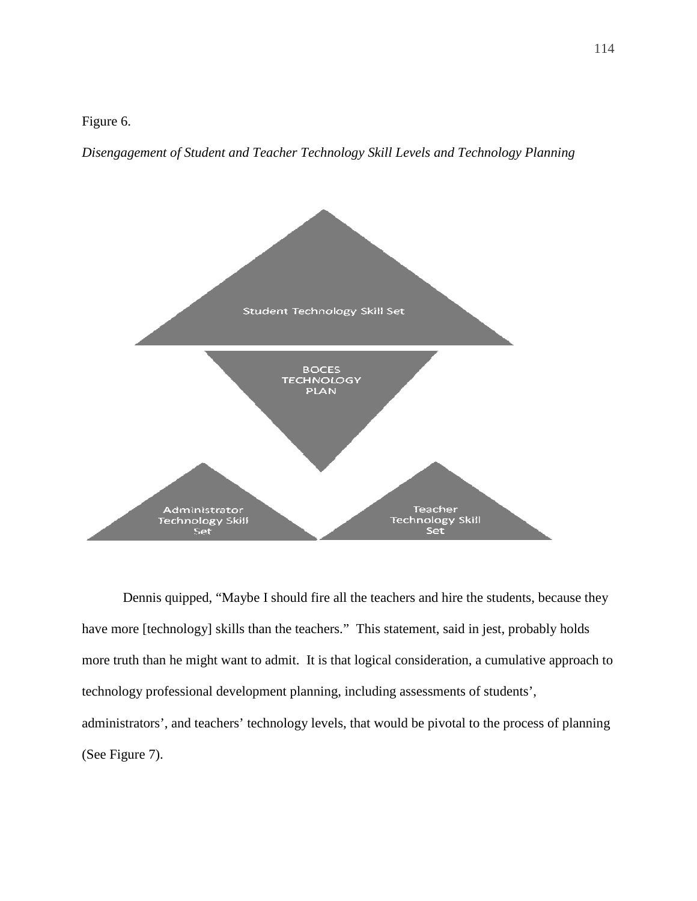Figure 6.

*Disengagement of Student and Teacher Technology Skill Levels and Technology Planning*

Student Technology Skill Set

BOCES TECHNOLOGY PLAN

Administrator Technology Skill Set

Teacher Technology Skill Set

Dennis quipped, “Maybe I should fire all the teachers and hire the students, because they have more [technology] skills than the teachers.” This statement, said in jest, probably holds more truth than he might want to admit. It is that logical consideration, a cumulative approach to technology professional development planning, including assessments of students’, administrators’, and teachers’ technology levels, that would be pivotal to the process of planning (See Figure 7).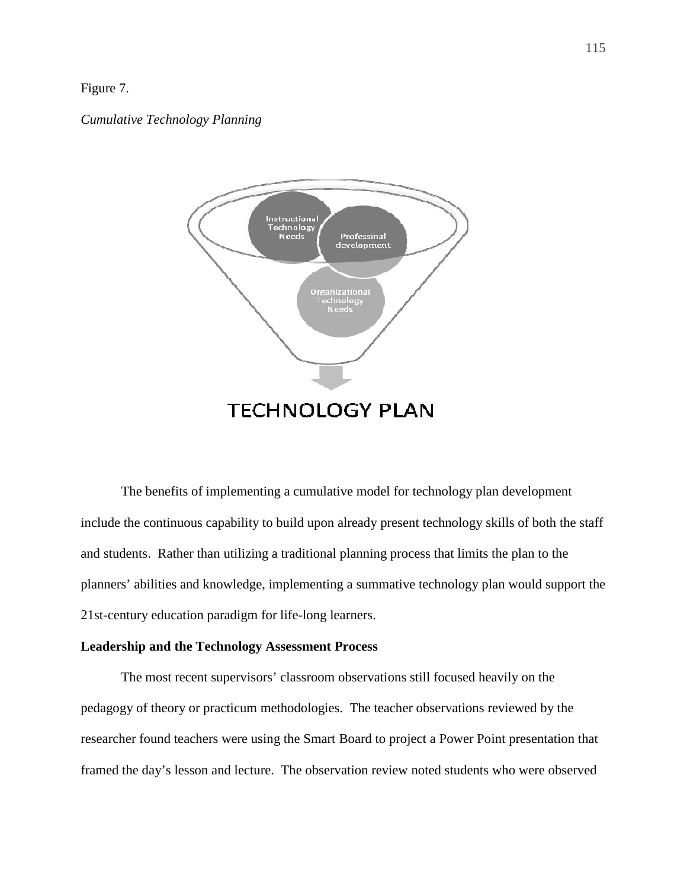Figure 7.

*Cumulative Technology Planning*

The benefits of implementing a cumulative model for technology plan development include the continuous capability to build upon already present technology skills of both the staff and students. Rather than utilizing a traditional planning process that limits the plan to the planners' abilities and knowledge, implementing a summative technology plan would support the 21st-century education paradigm for life-long learners.

**Leadership and the Technology Assessment Process**

The most recent supervisors' classroom observations still focused heavily on the pedagogy of theory or practicum methodologies. The teacher observations reviewed by the researcher found teachers were using the Smart Board to project a Power Point presentation that framed the day's lesson and lecture. The observation review noted students who were observed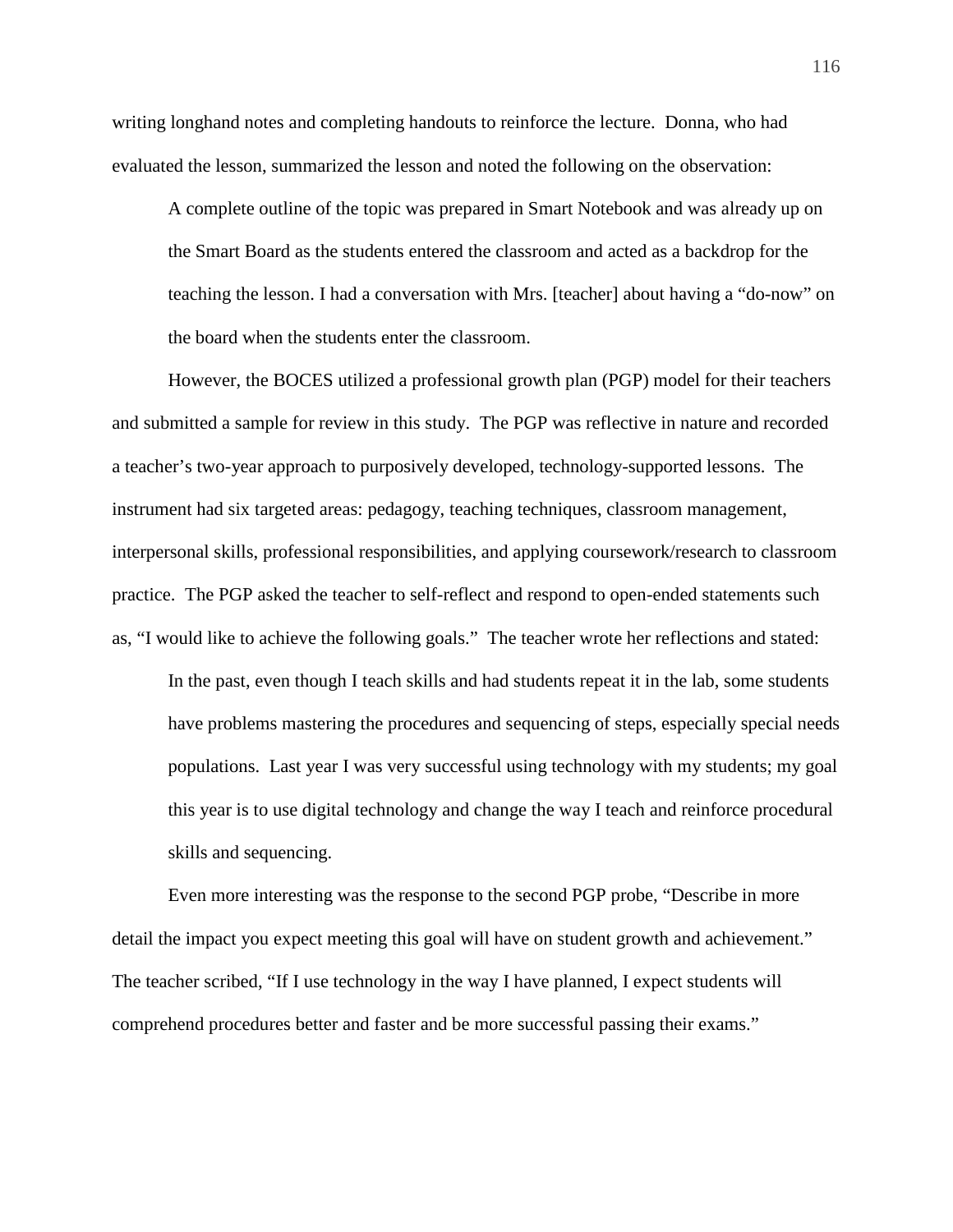writing longhand notes and completing handouts to reinforce the lecture. Donna, who had evaluated the lesson, summarized the lesson and noted the following on the observation:

> A complete outline of the topic was prepared in Smart Notebook and was already up on the Smart Board as the students entered the classroom and acted as a backdrop for the teaching the lesson. I had a conversation with Mrs. [teacher] about having a "do-now" on the board when the students enter the classroom.

However, the BOCES utilized a professional growth plan (PGP) model for their teachers and submitted a sample for review in this study. The PGP was reflective in nature and recorded a teacher's two-year approach to purposively developed, technology-supported lessons. The instrument had six targeted areas: pedagogy, teaching techniques, classroom management, interpersonal skills, professional responsibilities, and applying coursework/research to classroom practice. The PGP asked the teacher to self-reflect and respond to open-ended statements such as, "I would like to achieve the following goals." The teacher wrote her reflections and stated:

> In the past, even though I teach skills and had students repeat it in the lab, some students have problems mastering the procedures and sequencing of steps, especially special needs populations. Last year I was very successful using technology with my students; my goal this year is to use digital technology and change the way I teach and reinforce procedural skills and sequencing.

Even more interesting was the response to the second PGP probe, "Describe in more detail the impact you expect meeting this goal will have on student growth and achievement." The teacher scribed, "If I use technology in the way I have planned, I expect students will comprehend procedures better and faster and be more successful passing their exams."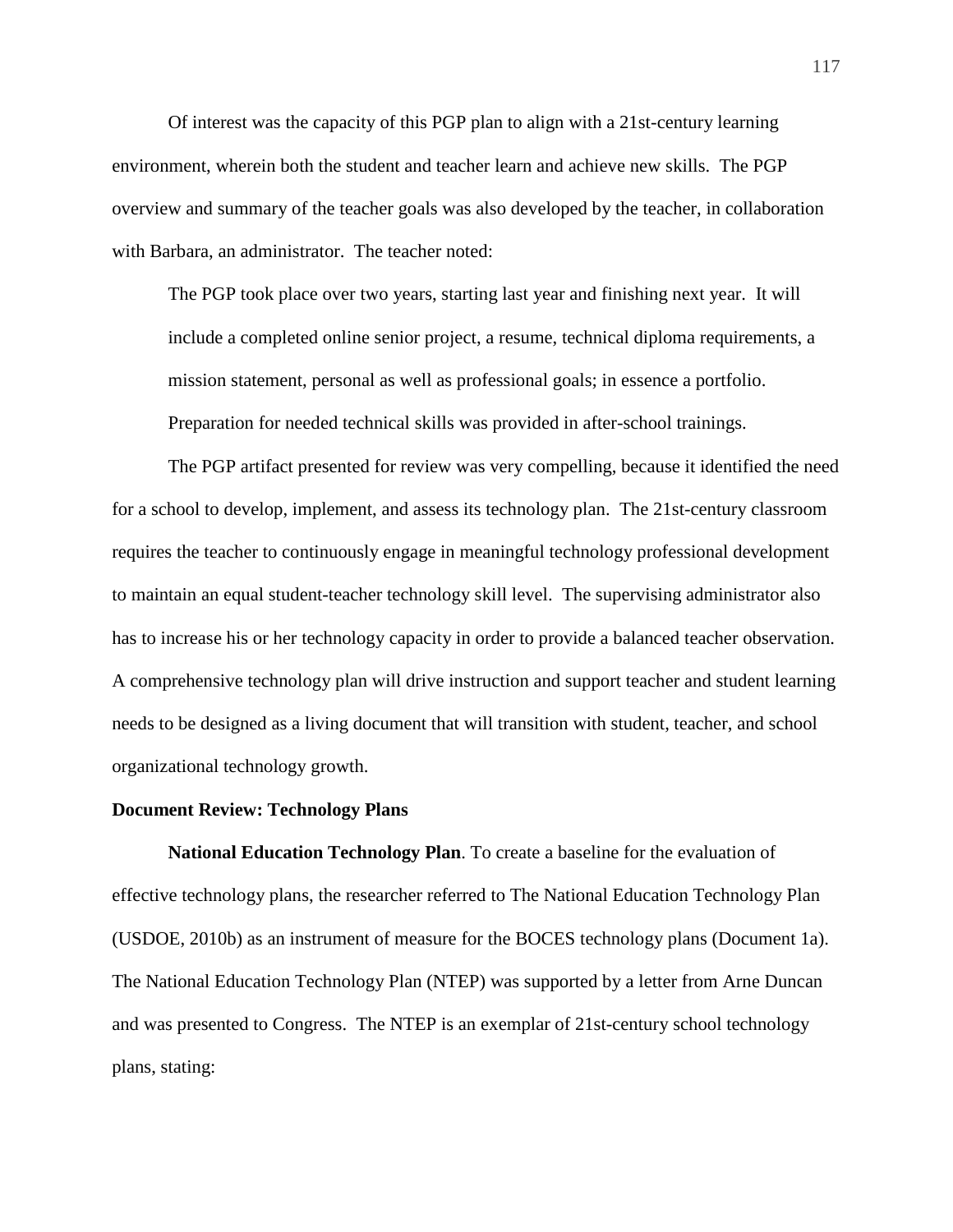Of interest was the capacity of this PGP plan to align with a 21st-century learning environment, wherein both the student and teacher learn and achieve new skills. The PGP overview and summary of the teacher goals was also developed by the teacher, in collaboration with Barbara, an administrator. The teacher noted:

> The PGP took place over two years, starting last year and finishing next year. It will include a completed online senior project, a resume, technical diploma requirements, a mission statement, personal as well as professional goals; in essence a portfolio. Preparation for needed technical skills was provided in after-school trainings.

The PGP artifact presented for review was very compelling, because it identified the need for a school to develop, implement, and assess its technology plan. The 21st-century classroom requires the teacher to continuously engage in meaningful technology professional development to maintain an equal student-teacher technology skill level. The supervising administrator also has to increase his or her technology capacity in order to provide a balanced teacher observation. A comprehensive technology plan will drive instruction and support teacher and student learning needs to be designed as a living document that will transition with student, teacher, and school organizational technology growth.

**Document Review: Technology Plans**

**National Education Technology Plan**. To create a baseline for the evaluation of effective technology plans, the researcher referred to The National Education Technology Plan (USDOE, 2010b) as an instrument of measure for the BOCES technology plans (Document 1a). The National Education Technology Plan (NTEP) was supported by a letter from Arne Duncan and was presented to Congress. The NTEP is an exemplar of 21st-century school technology plans, stating: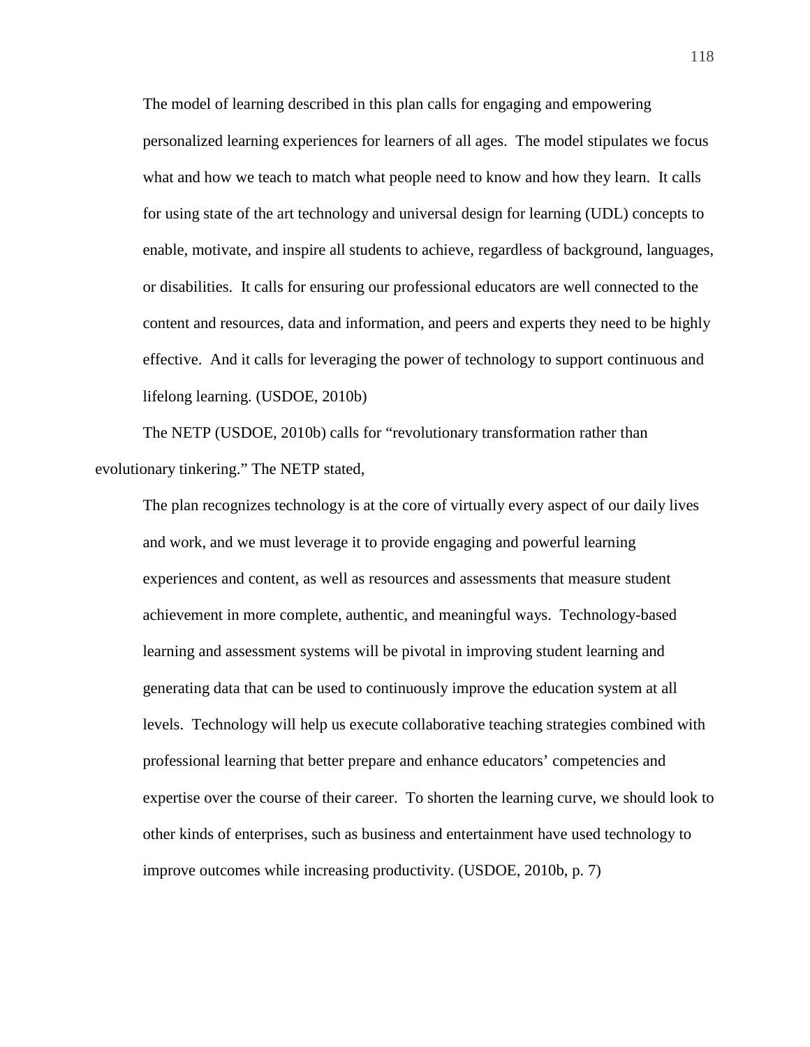> The model of learning described in this plan calls for engaging and empowering personalized learning experiences for learners of all ages. The model stipulates we focus what and how we teach to match what people need to know and how they learn. It calls for using state of the art technology and universal design for learning (UDL) concepts to enable, motivate, and inspire all students to achieve, regardless of background, languages, or disabilities. It calls for ensuring our professional educators are well connected to the content and resources, data and information, and peers and experts they need to be highly effective. And it calls for leveraging the power of technology to support continuous and lifelong learning. (USDOE, 2010b)

The NETP (USDOE, 2010b) calls for "revolutionary transformation rather than evolutionary tinkering." The NETP stated,

> The plan recognizes technology is at the core of virtually every aspect of our daily lives and work, and we must leverage it to provide engaging and powerful learning experiences and content, as well as resources and assessments that measure student achievement in more complete, authentic, and meaningful ways. Technology-based learning and assessment systems will be pivotal in improving student learning and generating data that can be used to continuously improve the education system at all levels. Technology will help us execute collaborative teaching strategies combined with professional learning that better prepare and enhance educators' competencies and expertise over the course of their career. To shorten the learning curve, we should look to other kinds of enterprises, such as business and entertainment have used technology to improve outcomes while increasing productivity. (USDOE, 2010b, p. 7)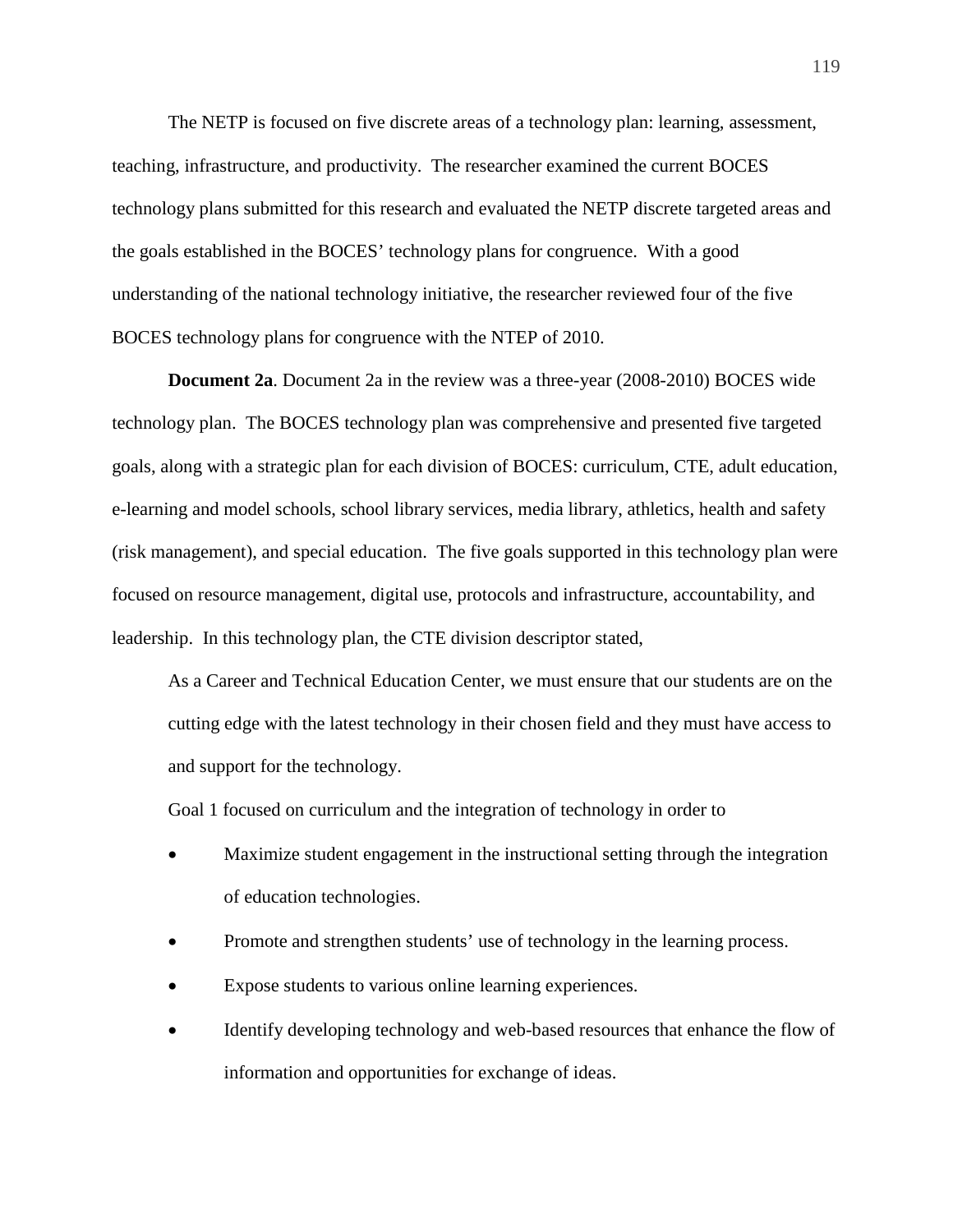The NETP is focused on five discrete areas of a technology plan: learning, assessment, teaching, infrastructure, and productivity. The researcher examined the current BOCES technology plans submitted for this research and evaluated the NETP discrete targeted areas and the goals established in the BOCES' technology plans for congruence. With a good understanding of the national technology initiative, the researcher reviewed four of the five BOCES technology plans for congruence with the NTEP of 2010.

**Document 2a**. Document 2a in the review was a three-year (2008-2010) BOCES wide technology plan. The BOCES technology plan was comprehensive and presented five targeted goals, along with a strategic plan for each division of BOCES: curriculum, CTE, adult education, e-learning and model schools, school library services, media library, athletics, health and safety (risk management), and special education. The five goals supported in this technology plan were focused on resource management, digital use, protocols and infrastructure, accountability, and leadership. In this technology plan, the CTE division descriptor stated,

> As a Career and Technical Education Center, we must ensure that our students are on the cutting edge with the latest technology in their chosen field and they must have access to and support for the technology.

Goal 1 focused on curriculum and the integration of technology in order to

- Maximize student engagement in the instructional setting through the integration of education technologies.
- Promote and strengthen students' use of technology in the learning process.
- Expose students to various online learning experiences.
- Identify developing technology and web-based resources that enhance the flow of information and opportunities for exchange of ideas.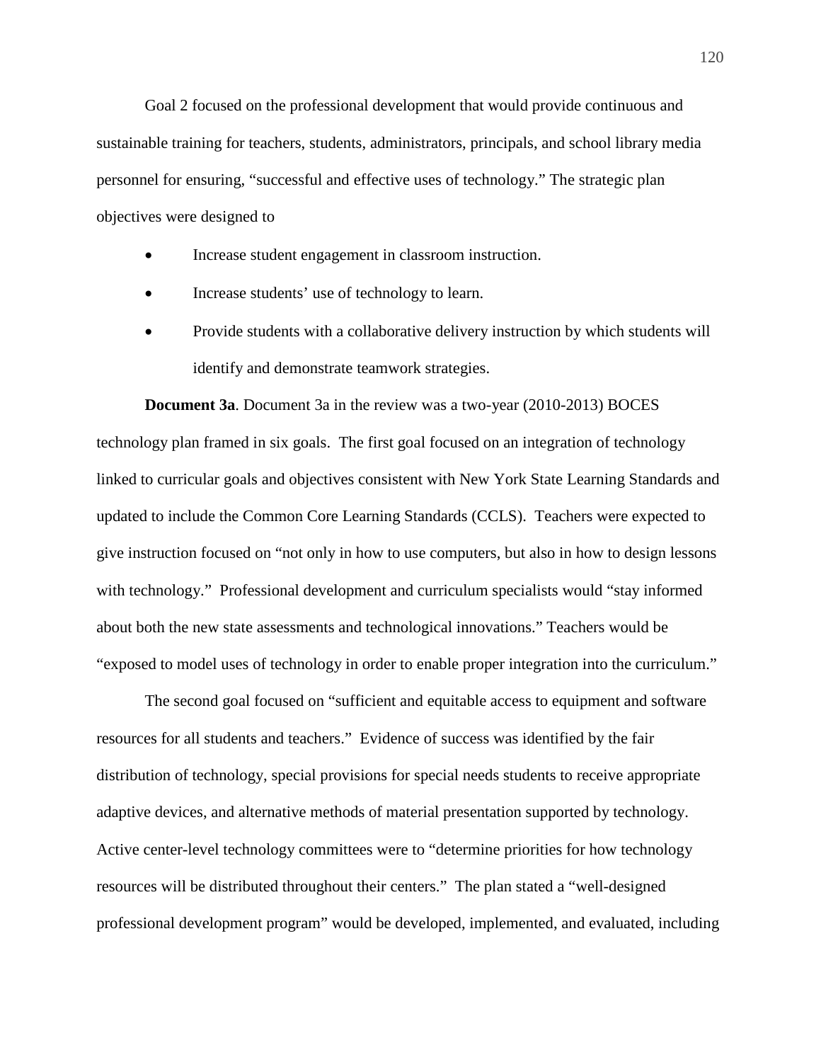Goal 2 focused on the professional development that would provide continuous and sustainable training for teachers, students, administrators, principals, and school library media personnel for ensuring, "successful and effective uses of technology." The strategic plan objectives were designed to

- Increase student engagement in classroom instruction.
- Increase students' use of technology to learn.
- Provide students with a collaborative delivery instruction by which students will identify and demonstrate teamwork strategies.

**Document 3a**. Document 3a in the review was a two-year (2010-2013) BOCES technology plan framed in six goals. The first goal focused on an integration of technology linked to curricular goals and objectives consistent with New York State Learning Standards and updated to include the Common Core Learning Standards (CCLS). Teachers were expected to give instruction focused on "not only in how to use computers, but also in how to design lessons with technology." Professional development and curriculum specialists would "stay informed about both the new state assessments and technological innovations." Teachers would be "exposed to model uses of technology in order to enable proper integration into the curriculum."

The second goal focused on "sufficient and equitable access to equipment and software resources for all students and teachers." Evidence of success was identified by the fair distribution of technology, special provisions for special needs students to receive appropriate adaptive devices, and alternative methods of material presentation supported by technology. Active center-level technology committees were to "determine priorities for how technology resources will be distributed throughout their centers." The plan stated a "well-designed professional development program" would be developed, implemented, and evaluated, including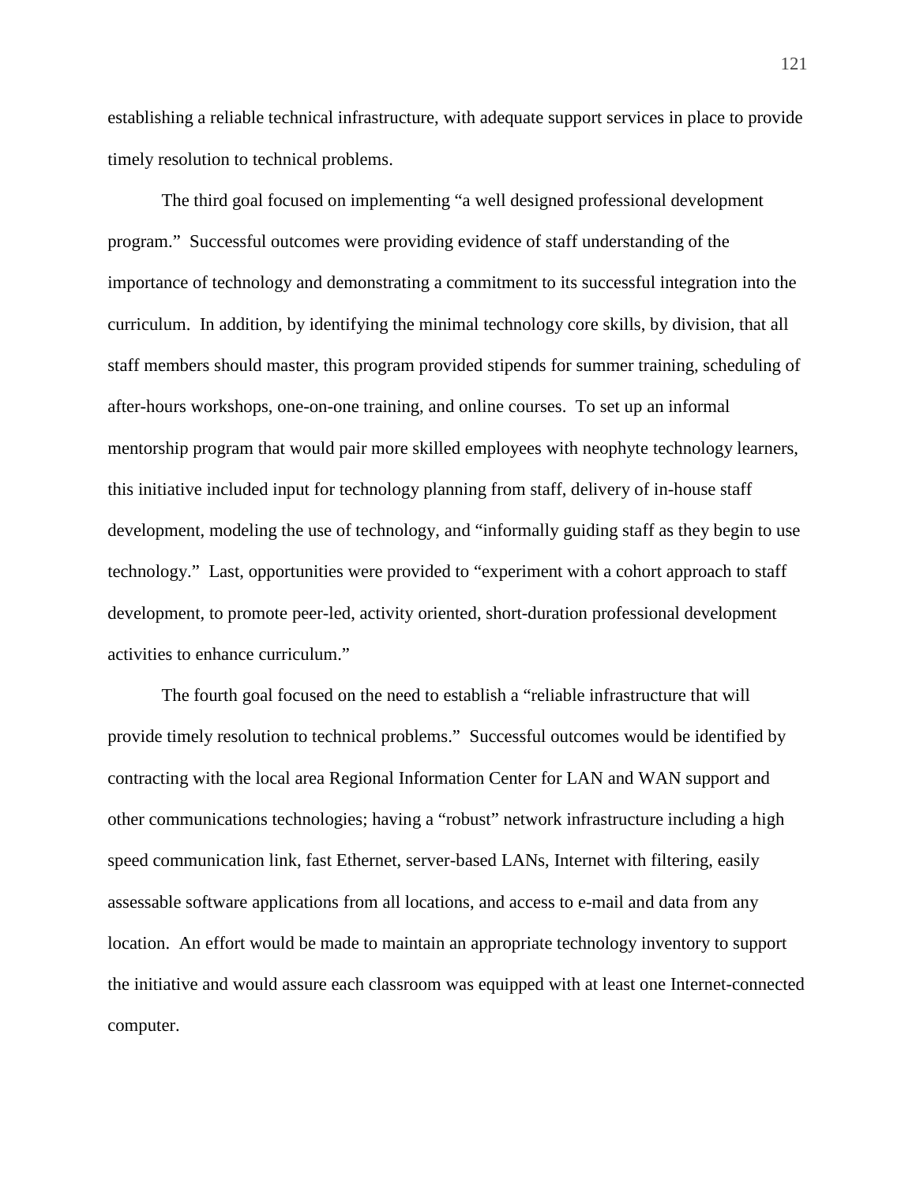establishing a reliable technical infrastructure, with adequate support services in place to provide timely resolution to technical problems.

The third goal focused on implementing "a well designed professional development program." Successful outcomes were providing evidence of staff understanding of the importance of technology and demonstrating a commitment to its successful integration into the curriculum. In addition, by identifying the minimal technology core skills, by division, that all staff members should master, this program provided stipends for summer training, scheduling of after-hours workshops, one-on-one training, and online courses. To set up an informal mentorship program that would pair more skilled employees with neophyte technology learners, this initiative included input for technology planning from staff, delivery of in-house staff development, modeling the use of technology, and "informally guiding staff as they begin to use technology." Last, opportunities were provided to "experiment with a cohort approach to staff development, to promote peer-led, activity oriented, short-duration professional development activities to enhance curriculum."

The fourth goal focused on the need to establish a "reliable infrastructure that will provide timely resolution to technical problems." Successful outcomes would be identified by contracting with the local area Regional Information Center for LAN and WAN support and other communications technologies; having a "robust" network infrastructure including a high speed communication link, fast Ethernet, server-based LANs, Internet with filtering, easily assessable software applications from all locations, and access to e-mail and data from any location. An effort would be made to maintain an appropriate technology inventory to support the initiative and would assure each classroom was equipped with at least one Internet-connected computer.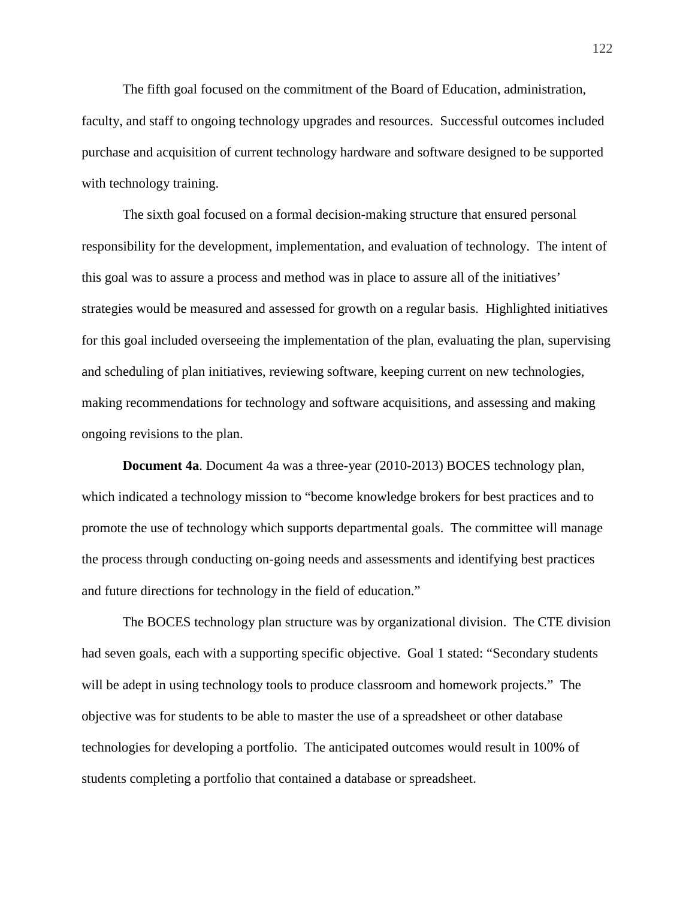The fifth goal focused on the commitment of the Board of Education, administration, faculty, and staff to ongoing technology upgrades and resources. Successful outcomes included purchase and acquisition of current technology hardware and software designed to be supported with technology training.

The sixth goal focused on a formal decision-making structure that ensured personal responsibility for the development, implementation, and evaluation of technology. The intent of this goal was to assure a process and method was in place to assure all of the initiatives' strategies would be measured and assessed for growth on a regular basis. Highlighted initiatives for this goal included overseeing the implementation of the plan, evaluating the plan, supervising and scheduling of plan initiatives, reviewing software, keeping current on new technologies, making recommendations for technology and software acquisitions, and assessing and making ongoing revisions to the plan.

**Document 4a**. Document 4a was a three-year (2010-2013) BOCES technology plan, which indicated a technology mission to "become knowledge brokers for best practices and to promote the use of technology which supports departmental goals. The committee will manage the process through conducting on-going needs and assessments and identifying best practices and future directions for technology in the field of education."

The BOCES technology plan structure was by organizational division. The CTE division had seven goals, each with a supporting specific objective. Goal 1 stated: "Secondary students will be adept in using technology tools to produce classroom and homework projects." The objective was for students to be able to master the use of a spreadsheet or other database technologies for developing a portfolio. The anticipated outcomes would result in 100% of students completing a portfolio that contained a database or spreadsheet.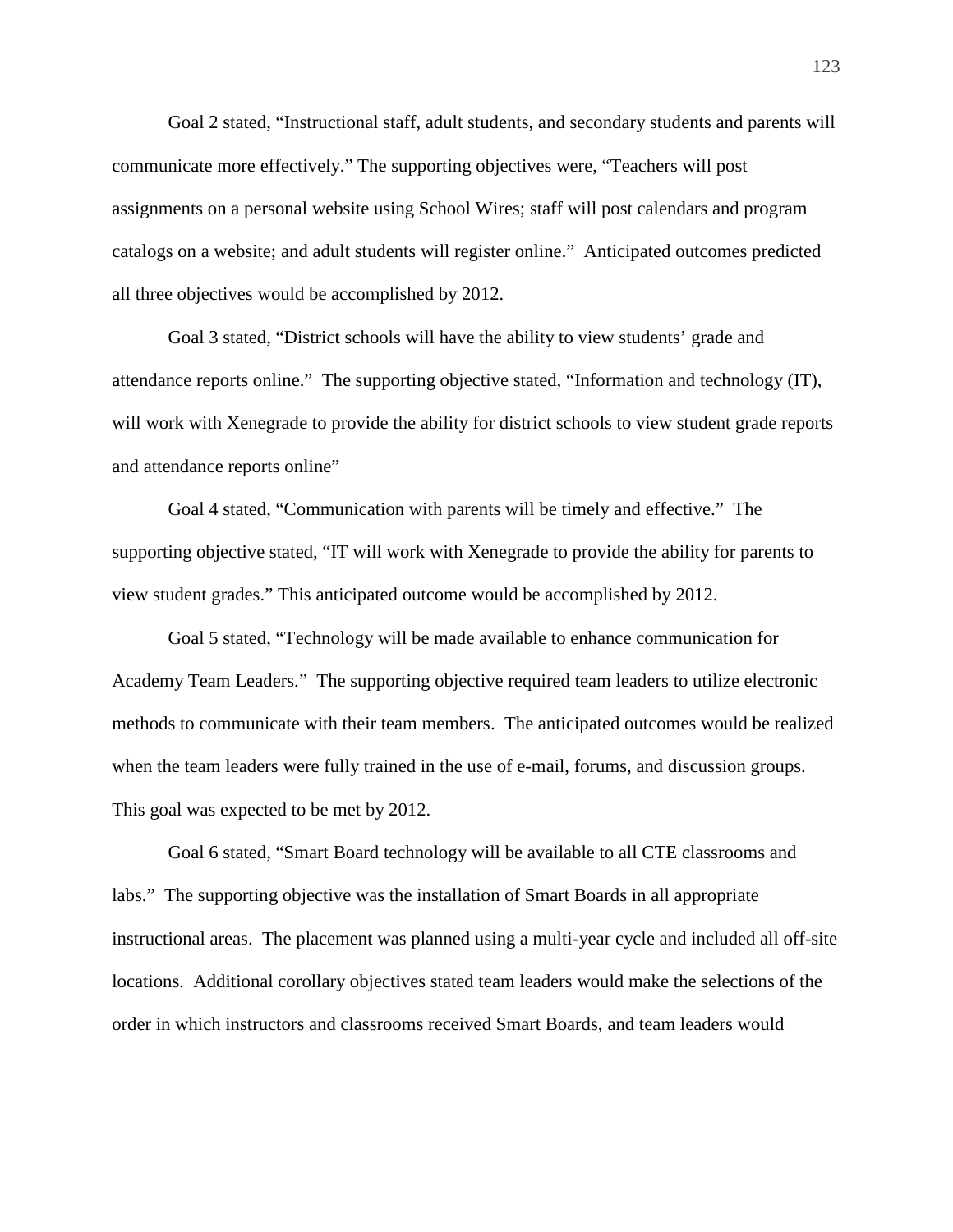Goal 2 stated, “Instructional staff, adult students, and secondary students and parents will communicate more effectively.” The supporting objectives were, “Teachers will post assignments on a personal website using School Wires; staff will post calendars and program catalogs on a website; and adult students will register online.” Anticipated outcomes predicted all three objectives would be accomplished by 2012.

Goal 3 stated, “District schools will have the ability to view students’ grade and attendance reports online.” The supporting objective stated, “Information and technology (IT), will work with Xenegrade to provide the ability for district schools to view student grade reports and attendance reports online”

Goal 4 stated, “Communication with parents will be timely and effective.” The supporting objective stated, “IT will work with Xenegrade to provide the ability for parents to view student grades.” This anticipated outcome would be accomplished by 2012.

Goal 5 stated, “Technology will be made available to enhance communication for Academy Team Leaders.” The supporting objective required team leaders to utilize electronic methods to communicate with their team members. The anticipated outcomes would be realized when the team leaders were fully trained in the use of e-mail, forums, and discussion groups. This goal was expected to be met by 2012.

Goal 6 stated, “Smart Board technology will be available to all CTE classrooms and labs.” The supporting objective was the installation of Smart Boards in all appropriate instructional areas. The placement was planned using a multi-year cycle and included all off-site locations. Additional corollary objectives stated team leaders would make the selections of the order in which instructors and classrooms received Smart Boards, and team leaders would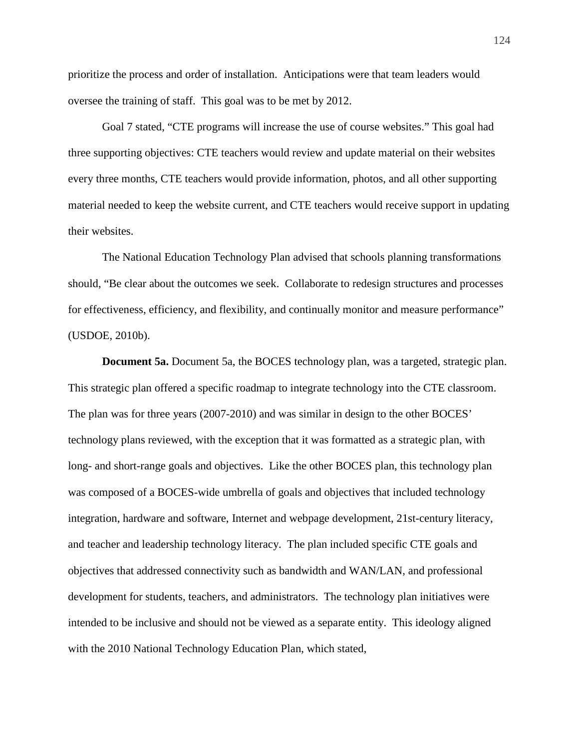prioritize the process and order of installation. Anticipations were that team leaders would oversee the training of staff. This goal was to be met by 2012.

Goal 7 stated, "CTE programs will increase the use of course websites." This goal had three supporting objectives: CTE teachers would review and update material on their websites every three months, CTE teachers would provide information, photos, and all other supporting material needed to keep the website current, and CTE teachers would receive support in updating their websites.

The National Education Technology Plan advised that schools planning transformations should, "Be clear about the outcomes we seek. Collaborate to redesign structures and processes for effectiveness, efficiency, and flexibility, and continually monitor and measure performance" (USDOE, 2010b).

**Document 5a.** Document 5a, the BOCES technology plan, was a targeted, strategic plan. This strategic plan offered a specific roadmap to integrate technology into the CTE classroom. The plan was for three years (2007-2010) and was similar in design to the other BOCES' technology plans reviewed, with the exception that it was formatted as a strategic plan, with long- and short-range goals and objectives. Like the other BOCES plan, this technology plan was composed of a BOCES-wide umbrella of goals and objectives that included technology integration, hardware and software, Internet and webpage development, 21st-century literacy, and teacher and leadership technology literacy. The plan included specific CTE goals and objectives that addressed connectivity such as bandwidth and WAN/LAN, and professional development for students, teachers, and administrators. The technology plan initiatives were intended to be inclusive and should not be viewed as a separate entity. This ideology aligned with the 2010 National Technology Education Plan, which stated,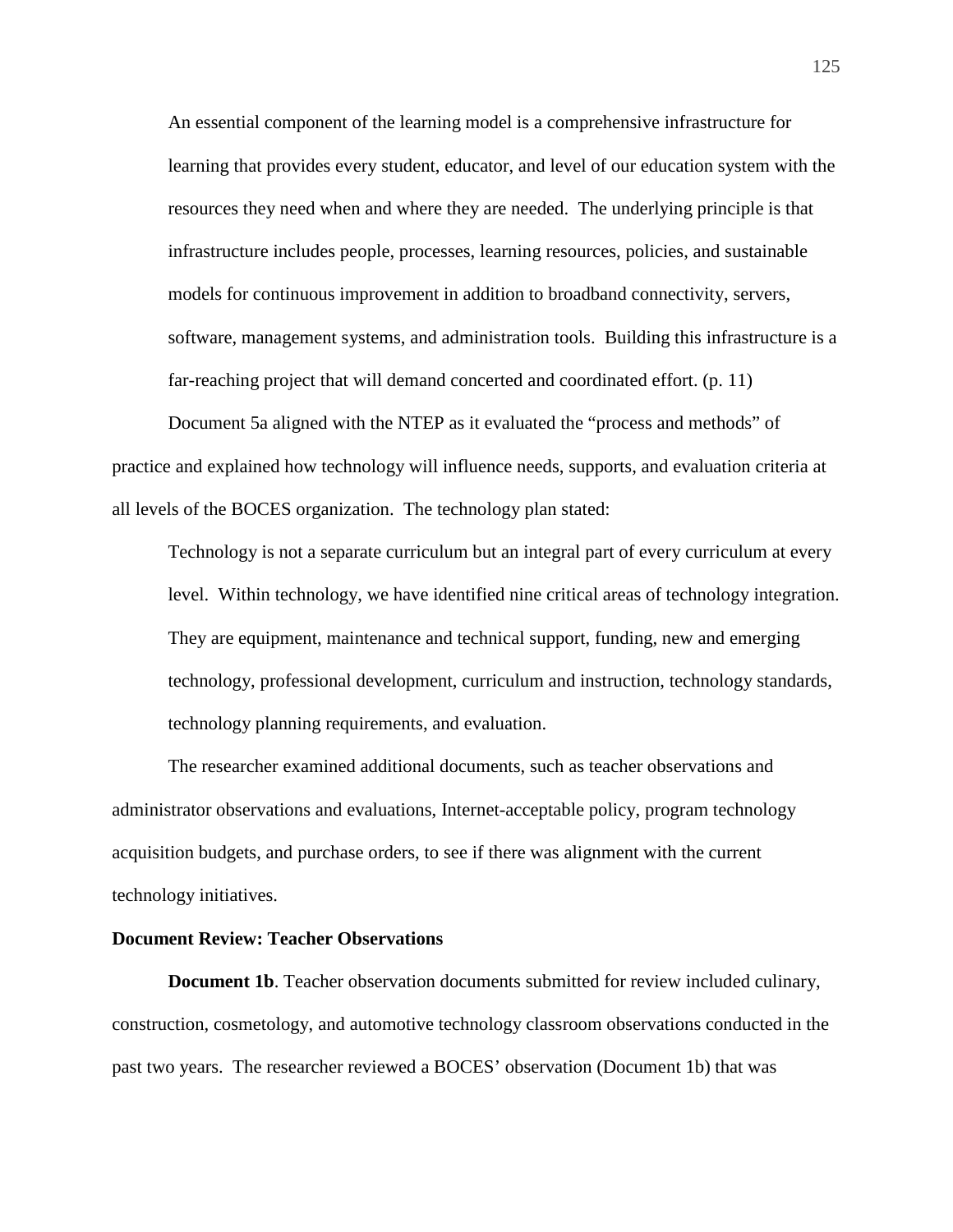> An essential component of the learning model is a comprehensive infrastructure for learning that provides every student, educator, and level of our education system with the resources they need when and where they are needed. The underlying principle is that infrastructure includes people, processes, learning resources, policies, and sustainable models for continuous improvement in addition to broadband connectivity, servers, software, management systems, and administration tools. Building this infrastructure is a far-reaching project that will demand concerted and coordinated effort. (p. 11)

Document 5a aligned with the NTEP as it evaluated the "process and methods" of practice and explained how technology will influence needs, supports, and evaluation criteria at all levels of the BOCES organization. The technology plan stated:

> Technology is not a separate curriculum but an integral part of every curriculum at every level. Within technology, we have identified nine critical areas of technology integration. They are equipment, maintenance and technical support, funding, new and emerging technology, professional development, curriculum and instruction, technology standards, technology planning requirements, and evaluation.

The researcher examined additional documents, such as teacher observations and administrator observations and evaluations, Internet-acceptable policy, program technology acquisition budgets, and purchase orders, to see if there was alignment with the current technology initiatives.

**Document Review: Teacher Observations**

**Document 1b**. Teacher observation documents submitted for review included culinary, construction, cosmetology, and automotive technology classroom observations conducted in the past two years. The researcher reviewed a BOCES' observation (Document 1b) that was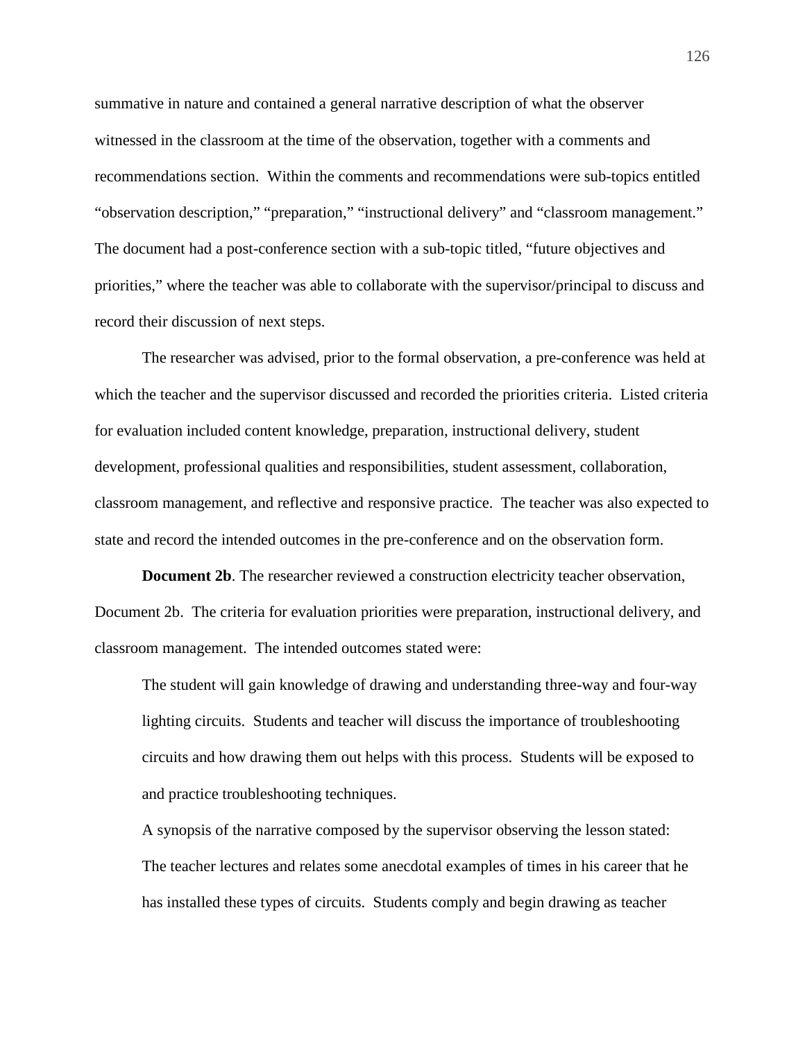summative in nature and contained a general narrative description of what the observer witnessed in the classroom at the time of the observation, together with a comments and recommendations section. Within the comments and recommendations were sub-topics entitled "observation description," "preparation," "instructional delivery" and "classroom management." The document had a post-conference section with a sub-topic titled, "future objectives and priorities," where the teacher was able to collaborate with the supervisor/principal to discuss and record their discussion of next steps.

The researcher was advised, prior to the formal observation, a pre-conference was held at which the teacher and the supervisor discussed and recorded the priorities criteria. Listed criteria for evaluation included content knowledge, preparation, instructional delivery, student development, professional qualities and responsibilities, student assessment, collaboration, classroom management, and reflective and responsive practice. The teacher was also expected to state and record the intended outcomes in the pre-conference and on the observation form.

**Document 2b**. The researcher reviewed a construction electricity teacher observation, Document 2b. The criteria for evaluation priorities were preparation, instructional delivery, and classroom management. The intended outcomes stated were:

> The student will gain knowledge of drawing and understanding three-way and four-way lighting circuits. Students and teacher will discuss the importance of troubleshooting circuits and how drawing them out helps with this process. Students will be exposed to and practice troubleshooting techniques.

A synopsis of the narrative composed by the supervisor observing the lesson stated:

> The teacher lectures and relates some anecdotal examples of times in his career that he has installed these types of circuits. Students comply and begin drawing as teacher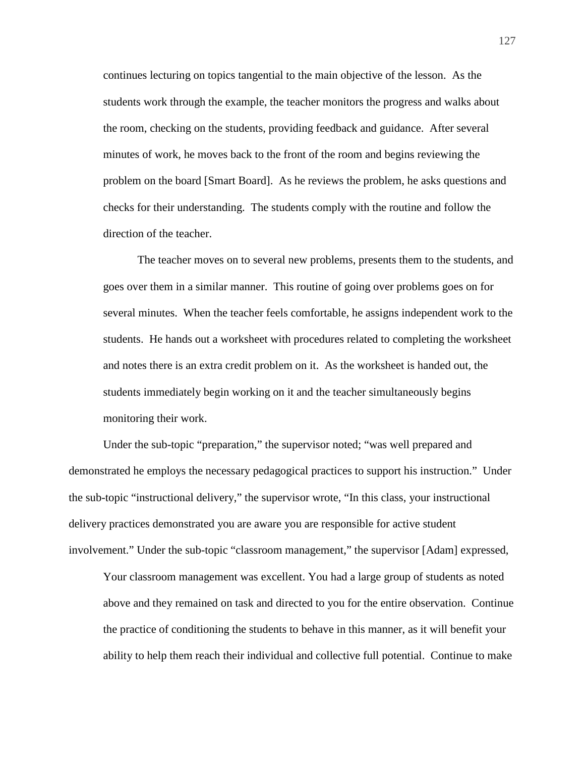> continues lecturing on topics tangential to the main objective of the lesson. As the students work through the example, the teacher monitors the progress and walks about the room, checking on the students, providing feedback and guidance. After several minutes of work, he moves back to the front of the room and begins reviewing the problem on the board [Smart Board]. As he reviews the problem, he asks questions and checks for their understanding. The students comply with the routine and follow the direction of the teacher.
>
> The teacher moves on to several new problems, presents them to the students, and goes over them in a similar manner. This routine of going over problems goes on for several minutes. When the teacher feels comfortable, he assigns independent work to the students. He hands out a worksheet with procedures related to completing the worksheet and notes there is an extra credit problem on it. As the worksheet is handed out, the students immediately begin working on it and the teacher simultaneously begins monitoring their work.

Under the sub-topic "preparation," the supervisor noted; "was well prepared and demonstrated he employs the necessary pedagogical practices to support his instruction." Under the sub-topic "instructional delivery," the supervisor wrote, "In this class, your instructional delivery practices demonstrated you are aware you are responsible for active student involvement." Under the sub-topic "classroom management," the supervisor [Adam] expressed,

> Your classroom management was excellent. You had a large group of students as noted above and they remained on task and directed to you for the entire observation. Continue the practice of conditioning the students to behave in this manner, as it will benefit your ability to help them reach their individual and collective full potential. Continue to make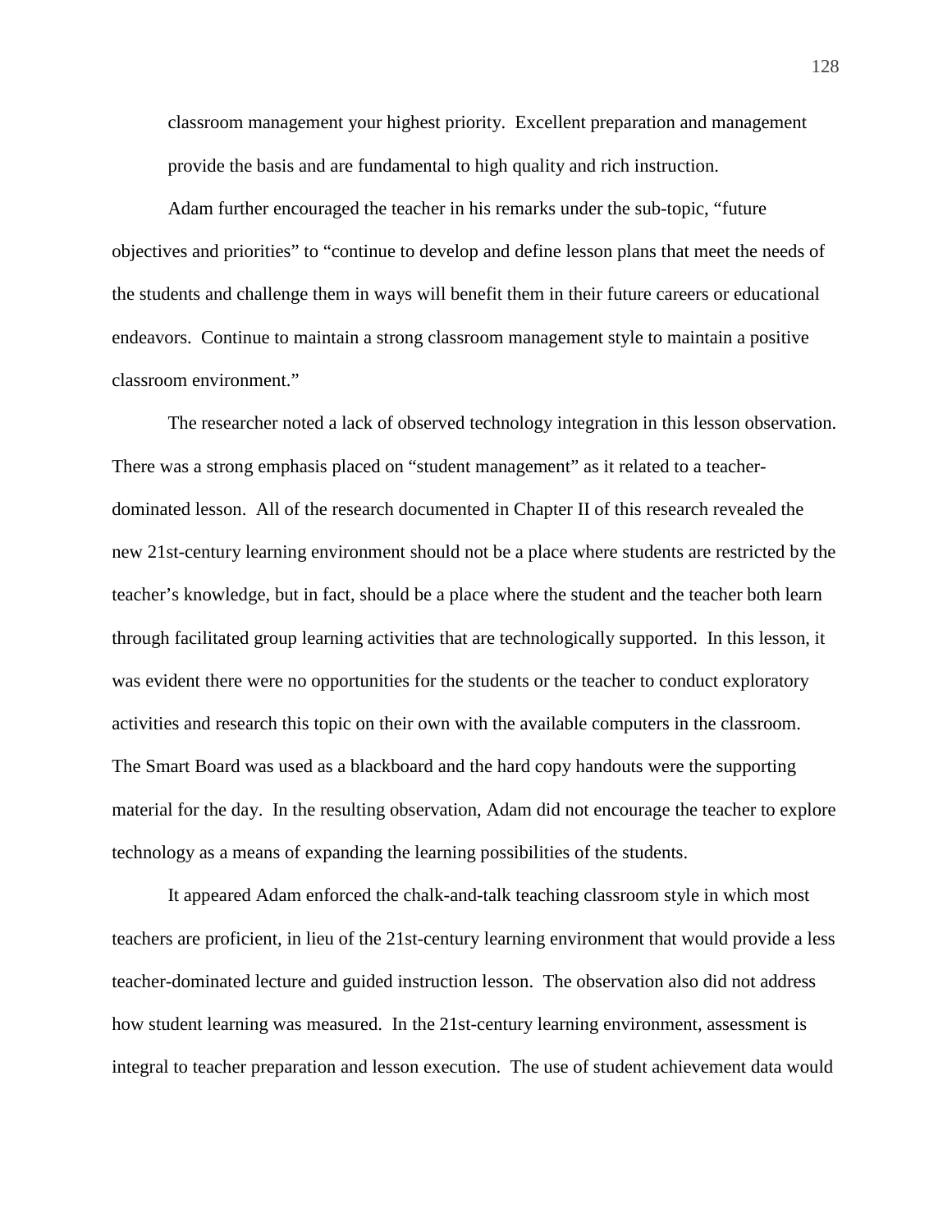classroom management your highest priority. Excellent preparation and management provide the basis and are fundamental to high quality and rich instruction.

Adam further encouraged the teacher in his remarks under the sub-topic, "future objectives and priorities" to "continue to develop and define lesson plans that meet the needs of the students and challenge them in ways will benefit them in their future careers or educational endeavors. Continue to maintain a strong classroom management style to maintain a positive classroom environment."

The researcher noted a lack of observed technology integration in this lesson observation. There was a strong emphasis placed on "student management" as it related to a teacher-dominated lesson. All of the research documented in Chapter II of this research revealed the new 21st-century learning environment should not be a place where students are restricted by the teacher's knowledge, but in fact, should be a place where the student and the teacher both learn through facilitated group learning activities that are technologically supported. In this lesson, it was evident there were no opportunities for the students or the teacher to conduct exploratory activities and research this topic on their own with the available computers in the classroom. The Smart Board was used as a blackboard and the hard copy handouts were the supporting material for the day. In the resulting observation, Adam did not encourage the teacher to explore technology as a means of expanding the learning possibilities of the students.

It appeared Adam enforced the chalk-and-talk teaching classroom style in which most teachers are proficient, in lieu of the 21st-century learning environment that would provide a less teacher-dominated lecture and guided instruction lesson. The observation also did not address how student learning was measured. In the 21st-century learning environment, assessment is integral to teacher preparation and lesson execution. The use of student achievement data would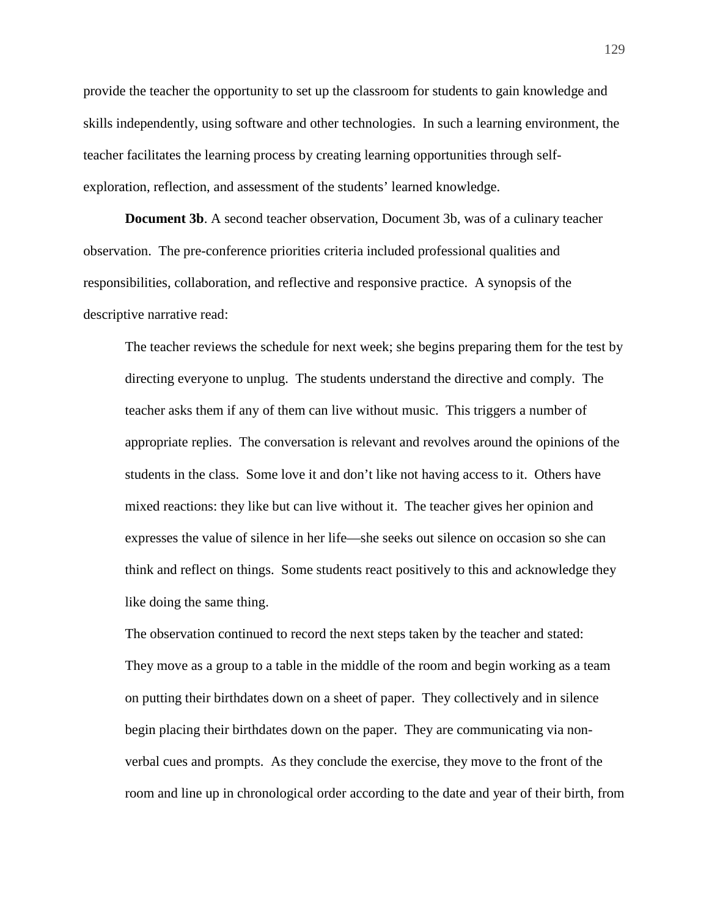provide the teacher the opportunity to set up the classroom for students to gain knowledge and skills independently, using software and other technologies. In such a learning environment, the teacher facilitates the learning process by creating learning opportunities through self-exploration, reflection, and assessment of the students' learned knowledge.

**Document 3b**. A second teacher observation, Document 3b, was of a culinary teacher observation. The pre-conference priorities criteria included professional qualities and responsibilities, collaboration, and reflective and responsive practice. A synopsis of the descriptive narrative read:

> The teacher reviews the schedule for next week; she begins preparing them for the test by directing everyone to unplug. The students understand the directive and comply. The teacher asks them if any of them can live without music. This triggers a number of appropriate replies. The conversation is relevant and revolves around the opinions of the students in the class. Some love it and don't like not having access to it. Others have mixed reactions: they like but can live without it. The teacher gives her opinion and expresses the value of silence in her life—she seeks out silence on occasion so she can think and reflect on things. Some students react positively to this and acknowledge they like doing the same thing.

The observation continued to record the next steps taken by the teacher and stated:

> They move as a group to a table in the middle of the room and begin working as a team on putting their birthdates down on a sheet of paper. They collectively and in silence begin placing their birthdates down on the paper. They are communicating via non-verbal cues and prompts. As they conclude the exercise, they move to the front of the room and line up in chronological order according to the date and year of their birth, from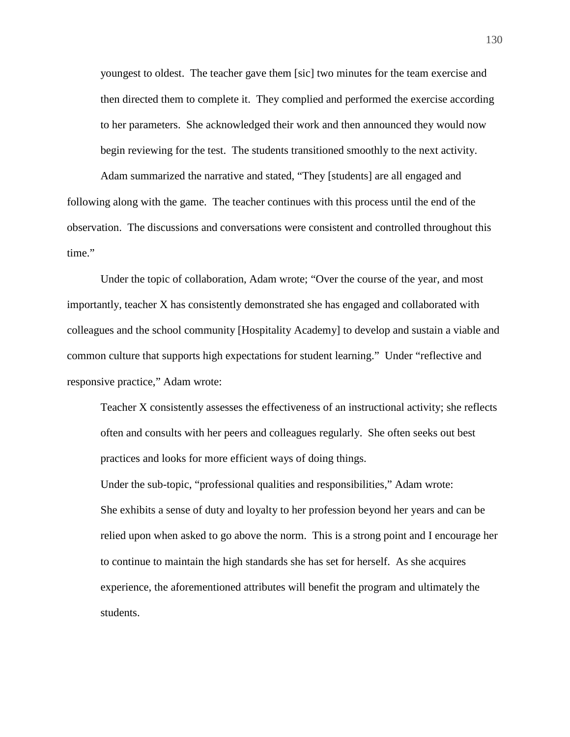youngest to oldest. The teacher gave them [sic] two minutes for the team exercise and then directed them to complete it. They complied and performed the exercise according to her parameters. She acknowledged their work and then announced they would now begin reviewing for the test. The students transitioned smoothly to the next activity.

Adam summarized the narrative and stated, "They [students] are all engaged and following along with the game. The teacher continues with this process until the end of the observation. The discussions and conversations were consistent and controlled throughout this time."

Under the topic of collaboration, Adam wrote; "Over the course of the year, and most importantly, teacher X has consistently demonstrated she has engaged and collaborated with colleagues and the school community [Hospitality Academy] to develop and sustain a viable and common culture that supports high expectations for student learning." Under "reflective and responsive practice," Adam wrote:

> Teacher X consistently assesses the effectiveness of an instructional activity; she reflects often and consults with her peers and colleagues regularly. She often seeks out best practices and looks for more efficient ways of doing things.

Under the sub-topic, "professional qualities and responsibilities," Adam wrote:

> She exhibits a sense of duty and loyalty to her profession beyond her years and can be relied upon when asked to go above the norm. This is a strong point and I encourage her to continue to maintain the high standards she has set for herself. As she acquires experience, the aforementioned attributes will benefit the program and ultimately the students.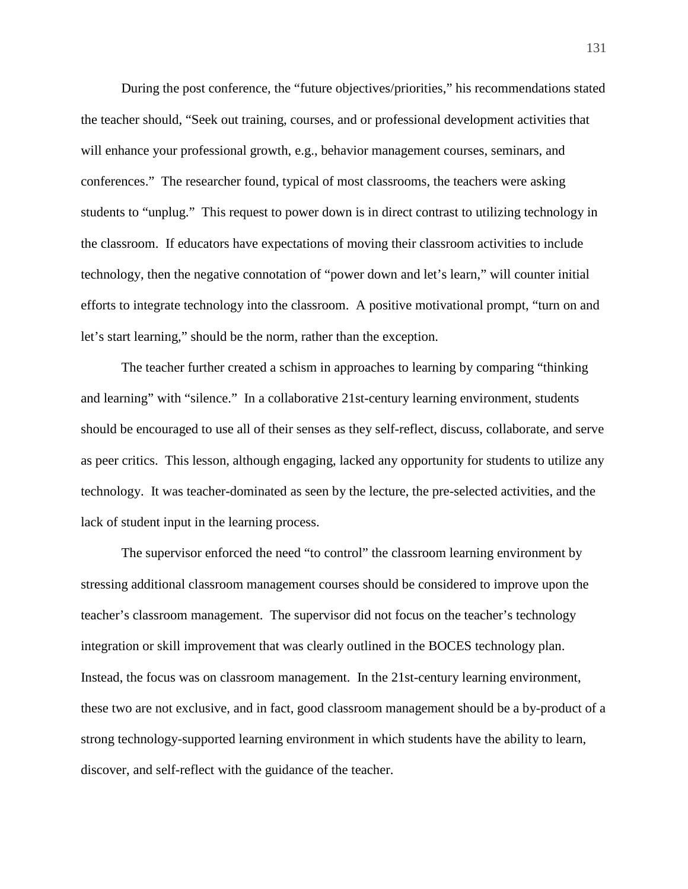During the post conference, the "future objectives/priorities," his recommendations stated the teacher should, "Seek out training, courses, and or professional development activities that will enhance your professional growth, e.g., behavior management courses, seminars, and conferences." The researcher found, typical of most classrooms, the teachers were asking students to "unplug." This request to power down is in direct contrast to utilizing technology in the classroom. If educators have expectations of moving their classroom activities to include technology, then the negative connotation of "power down and let's learn," will counter initial efforts to integrate technology into the classroom. A positive motivational prompt, "turn on and let's start learning," should be the norm, rather than the exception.

The teacher further created a schism in approaches to learning by comparing "thinking and learning" with "silence." In a collaborative 21st-century learning environment, students should be encouraged to use all of their senses as they self-reflect, discuss, collaborate, and serve as peer critics. This lesson, although engaging, lacked any opportunity for students to utilize any technology. It was teacher-dominated as seen by the lecture, the pre-selected activities, and the lack of student input in the learning process.

The supervisor enforced the need "to control" the classroom learning environment by stressing additional classroom management courses should be considered to improve upon the teacher's classroom management. The supervisor did not focus on the teacher's technology integration or skill improvement that was clearly outlined in the BOCES technology plan. Instead, the focus was on classroom management. In the 21st-century learning environment, these two are not exclusive, and in fact, good classroom management should be a by-product of a strong technology-supported learning environment in which students have the ability to learn, discover, and self-reflect with the guidance of the teacher.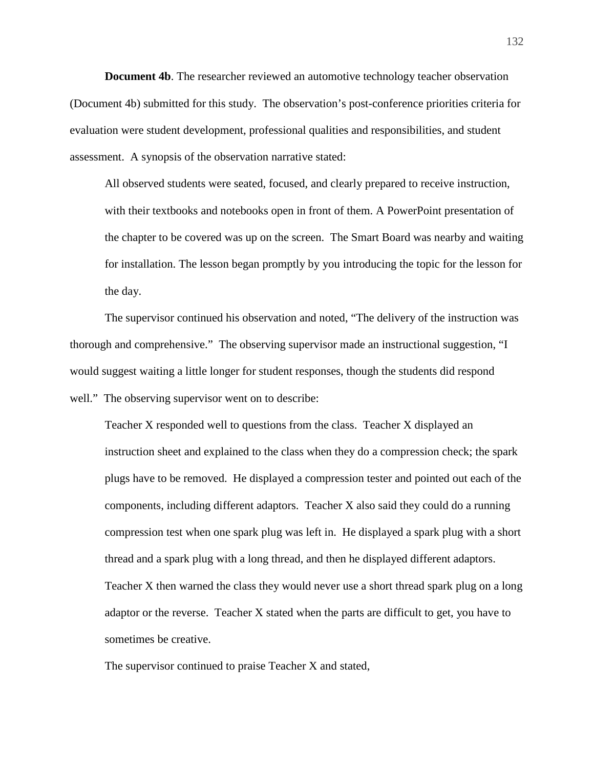**Document 4b**. The researcher reviewed an automotive technology teacher observation (Document 4b) submitted for this study. The observation's post-conference priorities criteria for evaluation were student development, professional qualities and responsibilities, and student assessment. A synopsis of the observation narrative stated:

> All observed students were seated, focused, and clearly prepared to receive instruction, with their textbooks and notebooks open in front of them. A PowerPoint presentation of the chapter to be covered was up on the screen. The Smart Board was nearby and waiting for installation. The lesson began promptly by you introducing the topic for the lesson for the day.

The supervisor continued his observation and noted, "The delivery of the instruction was thorough and comprehensive." The observing supervisor made an instructional suggestion, "I would suggest waiting a little longer for student responses, though the students did respond well." The observing supervisor went on to describe:

> Teacher X responded well to questions from the class. Teacher X displayed an instruction sheet and explained to the class when they do a compression check; the spark plugs have to be removed. He displayed a compression tester and pointed out each of the components, including different adaptors. Teacher X also said they could do a running compression test when one spark plug was left in. He displayed a spark plug with a short thread and a spark plug with a long thread, and then he displayed different adaptors. Teacher X then warned the class they would never use a short thread spark plug on a long adaptor or the reverse. Teacher X stated when the parts are difficult to get, you have to sometimes be creative.

The supervisor continued to praise Teacher X and stated,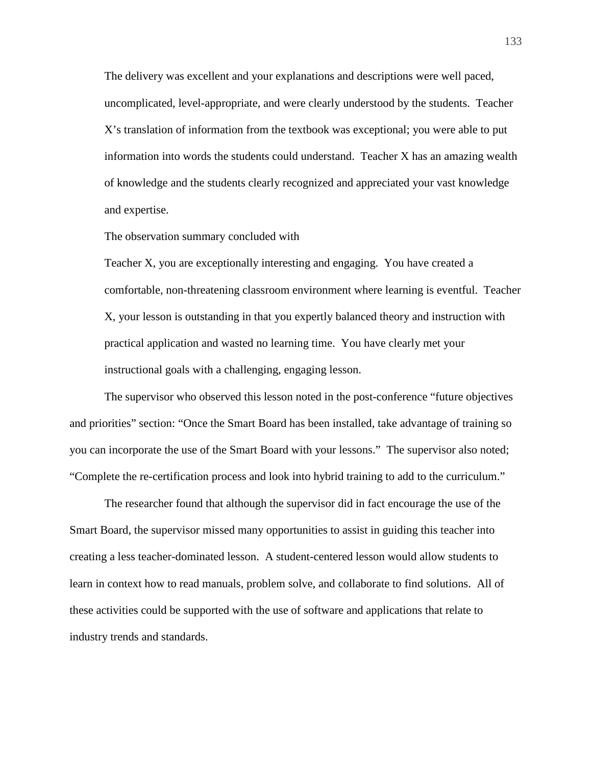> The delivery was excellent and your explanations and descriptions were well paced, uncomplicated, level-appropriate, and were clearly understood by the students. Teacher X's translation of information from the textbook was exceptional; you were able to put information into words the students could understand. Teacher X has an amazing wealth of knowledge and the students clearly recognized and appreciated your vast knowledge and expertise.

The observation summary concluded with

> Teacher X, you are exceptionally interesting and engaging. You have created a comfortable, non-threatening classroom environment where learning is eventful. Teacher X, your lesson is outstanding in that you expertly balanced theory and instruction with practical application and wasted no learning time. You have clearly met your instructional goals with a challenging, engaging lesson.

The supervisor who observed this lesson noted in the post-conference "future objectives and priorities" section: "Once the Smart Board has been installed, take advantage of training so you can incorporate the use of the Smart Board with your lessons." The supervisor also noted; "Complete the re-certification process and look into hybrid training to add to the curriculum."

The researcher found that although the supervisor did in fact encourage the use of the Smart Board, the supervisor missed many opportunities to assist in guiding this teacher into creating a less teacher-dominated lesson. A student-centered lesson would allow students to learn in context how to read manuals, problem solve, and collaborate to find solutions. All of these activities could be supported with the use of software and applications that relate to industry trends and standards.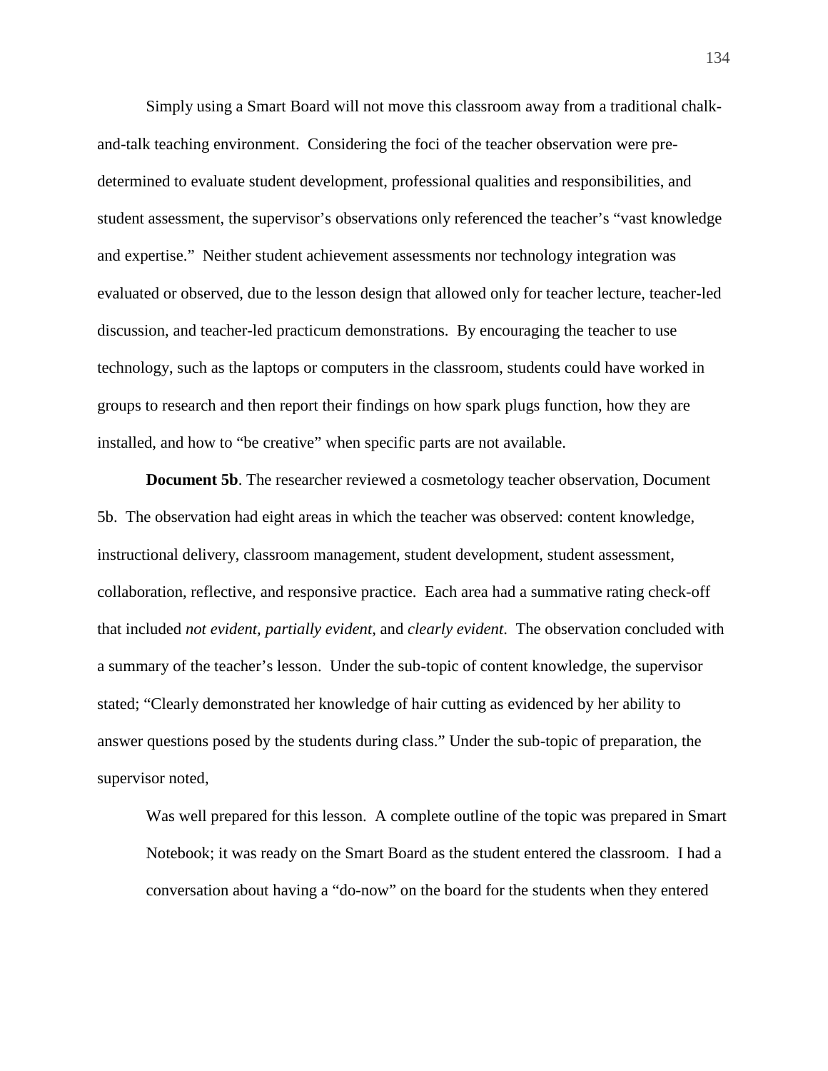Simply using a Smart Board will not move this classroom away from a traditional chalk-and-talk teaching environment. Considering the foci of the teacher observation were pre-determined to evaluate student development, professional qualities and responsibilities, and student assessment, the supervisor's observations only referenced the teacher's "vast knowledge and expertise." Neither student achievement assessments nor technology integration was evaluated or observed, due to the lesson design that allowed only for teacher lecture, teacher-led discussion, and teacher-led practicum demonstrations. By encouraging the teacher to use technology, such as the laptops or computers in the classroom, students could have worked in groups to research and then report their findings on how spark plugs function, how they are installed, and how to "be creative" when specific parts are not available.

**Document 5b**. The researcher reviewed a cosmetology teacher observation, Document 5b. The observation had eight areas in which the teacher was observed: content knowledge, instructional delivery, classroom management, student development, student assessment, collaboration, reflective, and responsive practice. Each area had a summative rating check-off that included *not evident, partially evident,* and *clearly evident*. The observation concluded with a summary of the teacher's lesson. Under the sub-topic of content knowledge, the supervisor stated; "Clearly demonstrated her knowledge of hair cutting as evidenced by her ability to answer questions posed by the students during class." Under the sub-topic of preparation, the supervisor noted,

> Was well prepared for this lesson. A complete outline of the topic was prepared in Smart Notebook; it was ready on the Smart Board as the student entered the classroom. I had a conversation about having a "do-now" on the board for the students when they entered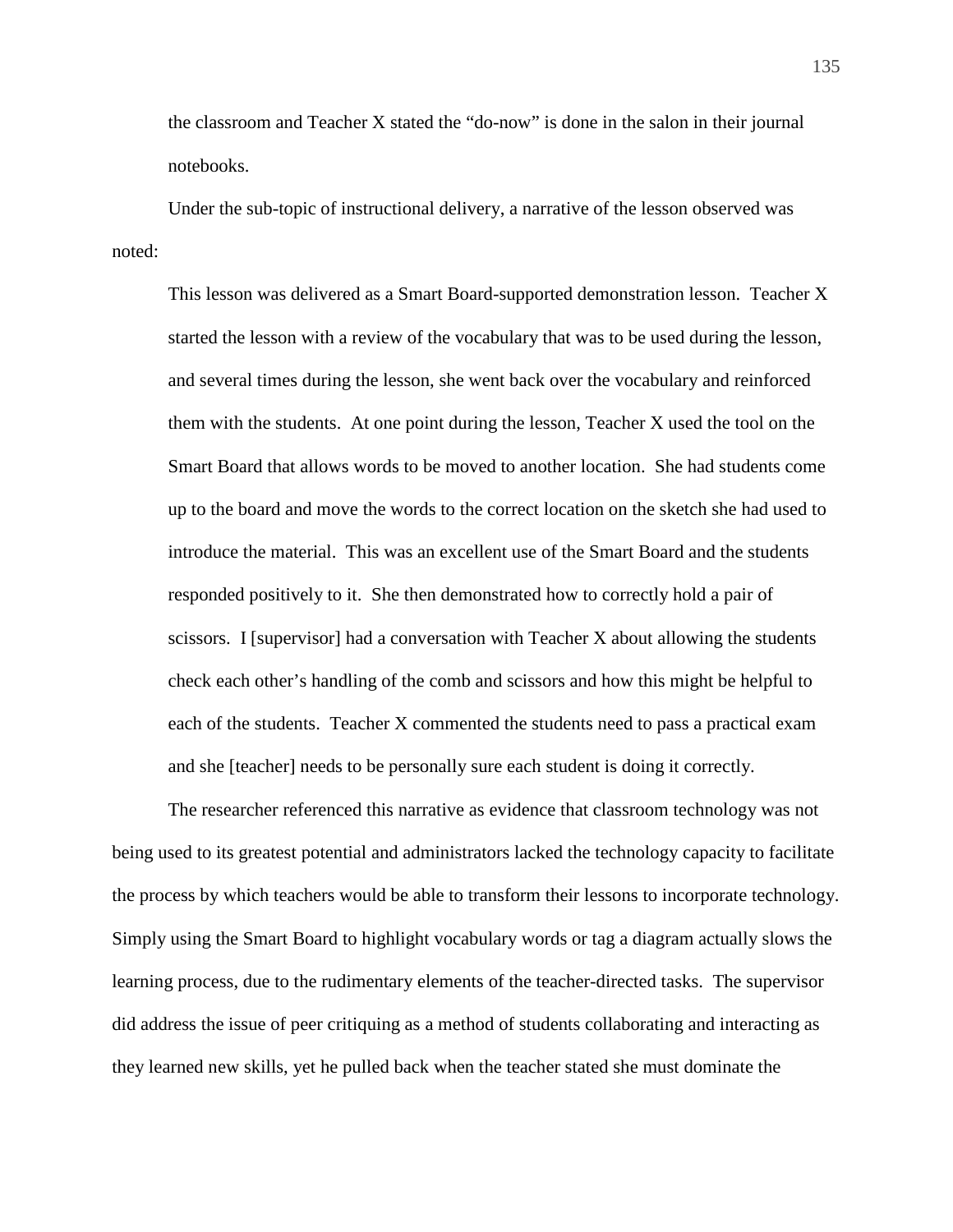the classroom and Teacher X stated the "do-now" is done in the salon in their journal notebooks.

Under the sub-topic of instructional delivery, a narrative of the lesson observed was noted:

> This lesson was delivered as a Smart Board-supported demonstration lesson. Teacher X started the lesson with a review of the vocabulary that was to be used during the lesson, and several times during the lesson, she went back over the vocabulary and reinforced them with the students. At one point during the lesson, Teacher X used the tool on the Smart Board that allows words to be moved to another location. She had students come up to the board and move the words to the correct location on the sketch she had used to introduce the material. This was an excellent use of the Smart Board and the students responded positively to it. She then demonstrated how to correctly hold a pair of scissors. I [supervisor] had a conversation with Teacher X about allowing the students check each other's handling of the comb and scissors and how this might be helpful to each of the students. Teacher X commented the students need to pass a practical exam and she [teacher] needs to be personally sure each student is doing it correctly.

The researcher referenced this narrative as evidence that classroom technology was not being used to its greatest potential and administrators lacked the technology capacity to facilitate the process by which teachers would be able to transform their lessons to incorporate technology. Simply using the Smart Board to highlight vocabulary words or tag a diagram actually slows the learning process, due to the rudimentary elements of the teacher-directed tasks. The supervisor did address the issue of peer critiquing as a method of students collaborating and interacting as they learned new skills, yet he pulled back when the teacher stated she must dominate the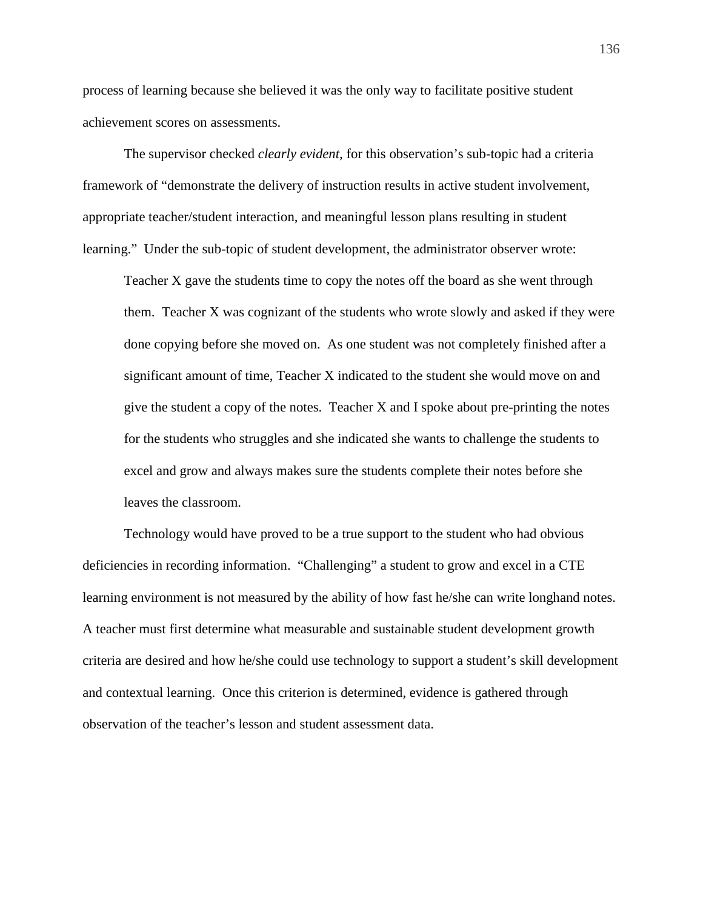process of learning because she believed it was the only way to facilitate positive student achievement scores on assessments.

The supervisor checked *clearly evident,* for this observation's sub-topic had a criteria framework of "demonstrate the delivery of instruction results in active student involvement, appropriate teacher/student interaction, and meaningful lesson plans resulting in student learning." Under the sub-topic of student development, the administrator observer wrote:

> Teacher X gave the students time to copy the notes off the board as she went through them. Teacher X was cognizant of the students who wrote slowly and asked if they were done copying before she moved on. As one student was not completely finished after a significant amount of time, Teacher X indicated to the student she would move on and give the student a copy of the notes. Teacher X and I spoke about pre-printing the notes for the students who struggles and she indicated she wants to challenge the students to excel and grow and always makes sure the students complete their notes before she leaves the classroom.

Technology would have proved to be a true support to the student who had obvious deficiencies in recording information. "Challenging" a student to grow and excel in a CTE learning environment is not measured by the ability of how fast he/she can write longhand notes. A teacher must first determine what measurable and sustainable student development growth criteria are desired and how he/she could use technology to support a student's skill development and contextual learning. Once this criterion is determined, evidence is gathered through observation of the teacher's lesson and student assessment data.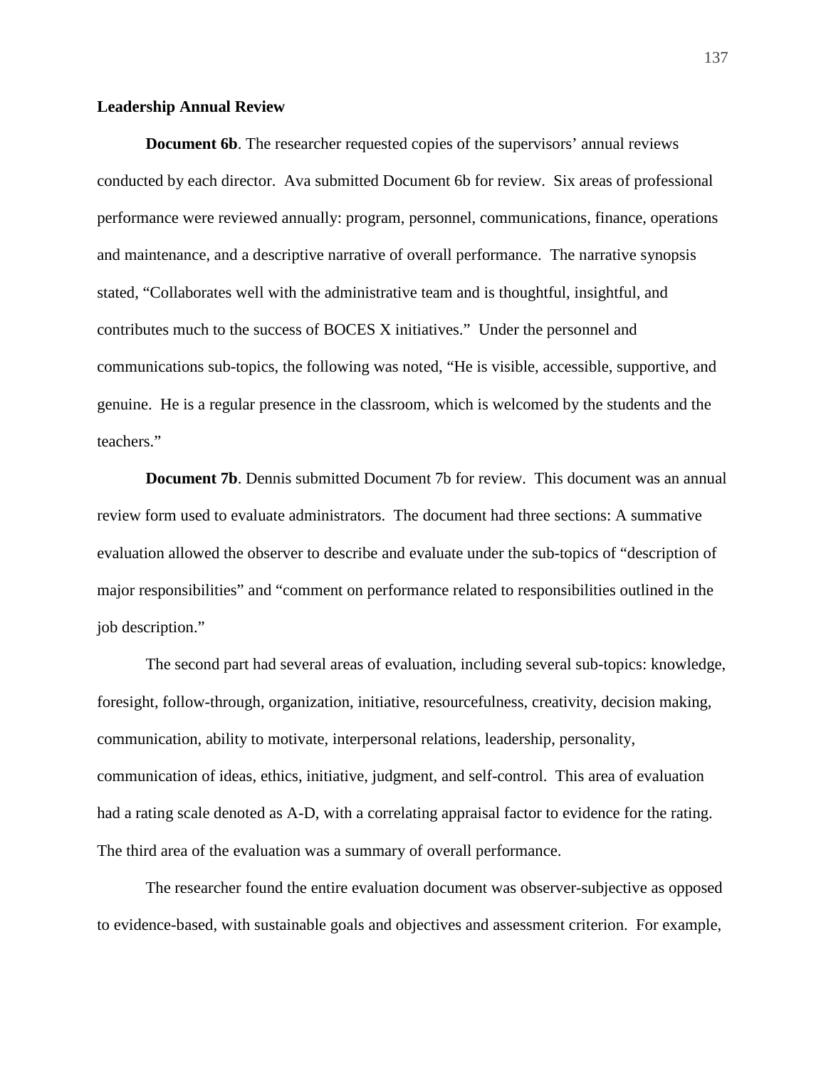**Leadership Annual Review**

**Document 6b**. The researcher requested copies of the supervisors' annual reviews conducted by each director. Ava submitted Document 6b for review. Six areas of professional performance were reviewed annually: program, personnel, communications, finance, operations and maintenance, and a descriptive narrative of overall performance. The narrative synopsis stated, "Collaborates well with the administrative team and is thoughtful, insightful, and contributes much to the success of BOCES X initiatives." Under the personnel and communications sub-topics, the following was noted, "He is visible, accessible, supportive, and genuine. He is a regular presence in the classroom, which is welcomed by the students and the teachers."

**Document 7b**. Dennis submitted Document 7b for review. This document was an annual review form used to evaluate administrators. The document had three sections: A summative evaluation allowed the observer to describe and evaluate under the sub-topics of "description of major responsibilities" and "comment on performance related to responsibilities outlined in the job description."

The second part had several areas of evaluation, including several sub-topics: knowledge, foresight, follow-through, organization, initiative, resourcefulness, creativity, decision making, communication, ability to motivate, interpersonal relations, leadership, personality, communication of ideas, ethics, initiative, judgment, and self-control. This area of evaluation had a rating scale denoted as A-D, with a correlating appraisal factor to evidence for the rating. The third area of the evaluation was a summary of overall performance.

The researcher found the entire evaluation document was observer-subjective as opposed to evidence-based, with sustainable goals and objectives and assessment criterion. For example,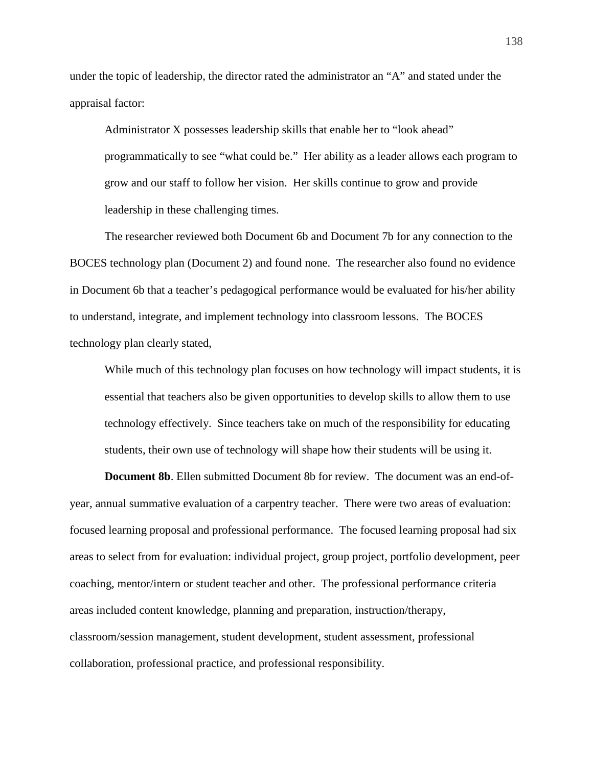under the topic of leadership, the director rated the administrator an "A" and stated under the appraisal factor:

> Administrator X possesses leadership skills that enable her to "look ahead" programmatically to see "what could be." Her ability as a leader allows each program to grow and our staff to follow her vision. Her skills continue to grow and provide leadership in these challenging times.

The researcher reviewed both Document 6b and Document 7b for any connection to the BOCES technology plan (Document 2) and found none. The researcher also found no evidence in Document 6b that a teacher's pedagogical performance would be evaluated for his/her ability to understand, integrate, and implement technology into classroom lessons. The BOCES technology plan clearly stated,

> While much of this technology plan focuses on how technology will impact students, it is essential that teachers also be given opportunities to develop skills to allow them to use technology effectively. Since teachers take on much of the responsibility for educating students, their own use of technology will shape how their students will be using it.

**Document 8b**. Ellen submitted Document 8b for review. The document was an end-of-year, annual summative evaluation of a carpentry teacher. There were two areas of evaluation: focused learning proposal and professional performance. The focused learning proposal had six areas to select from for evaluation: individual project, group project, portfolio development, peer coaching, mentor/intern or student teacher and other. The professional performance criteria areas included content knowledge, planning and preparation, instruction/therapy, classroom/session management, student development, student assessment, professional collaboration, professional practice, and professional responsibility.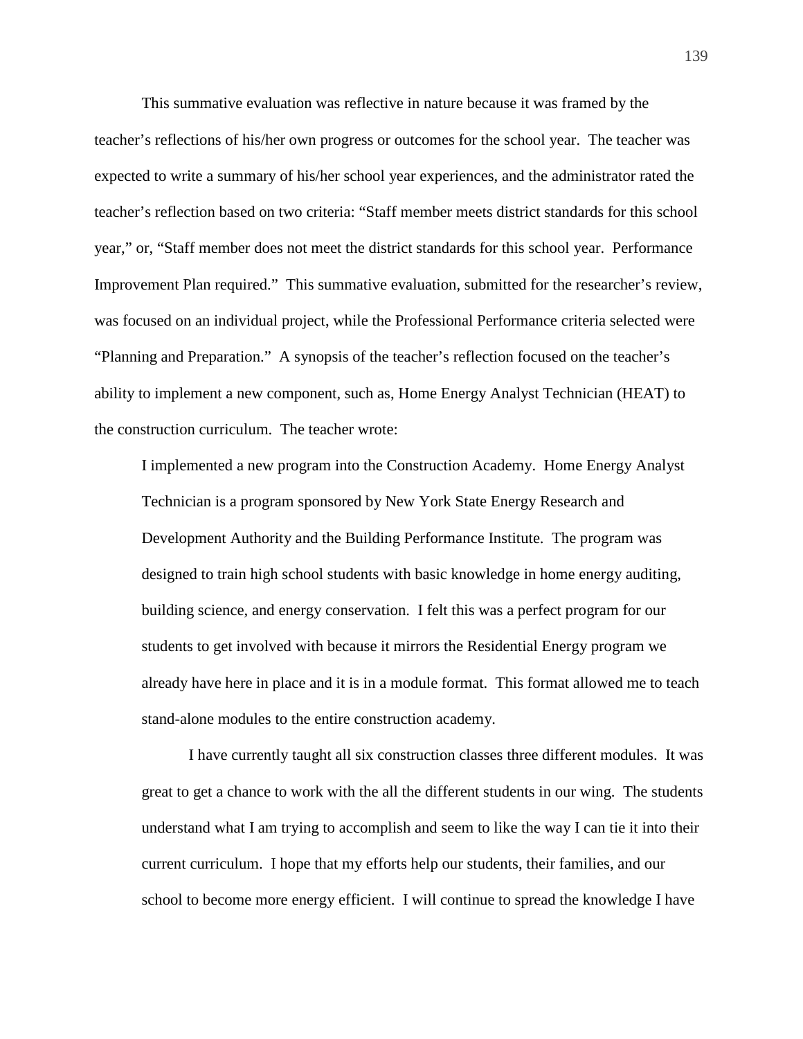This summative evaluation was reflective in nature because it was framed by the teacher's reflections of his/her own progress or outcomes for the school year. The teacher was expected to write a summary of his/her school year experiences, and the administrator rated the teacher's reflection based on two criteria: "Staff member meets district standards for this school year," or, "Staff member does not meet the district standards for this school year. Performance Improvement Plan required." This summative evaluation, submitted for the researcher's review, was focused on an individual project, while the Professional Performance criteria selected were "Planning and Preparation." A synopsis of the teacher's reflection focused on the teacher's ability to implement a new component, such as, Home Energy Analyst Technician (HEAT) to the construction curriculum. The teacher wrote:

> I implemented a new program into the Construction Academy. Home Energy Analyst Technician is a program sponsored by New York State Energy Research and Development Authority and the Building Performance Institute. The program was designed to train high school students with basic knowledge in home energy auditing, building science, and energy conservation. I felt this was a perfect program for our students to get involved with because it mirrors the Residential Energy program we already have here in place and it is in a module format. This format allowed me to teach stand-alone modules to the entire construction academy.
>
> I have currently taught all six construction classes three different modules. It was great to get a chance to work with the all the different students in our wing. The students understand what I am trying to accomplish and seem to like the way I can tie it into their current curriculum. I hope that my efforts help our students, their families, and our school to become more energy efficient. I will continue to spread the knowledge I have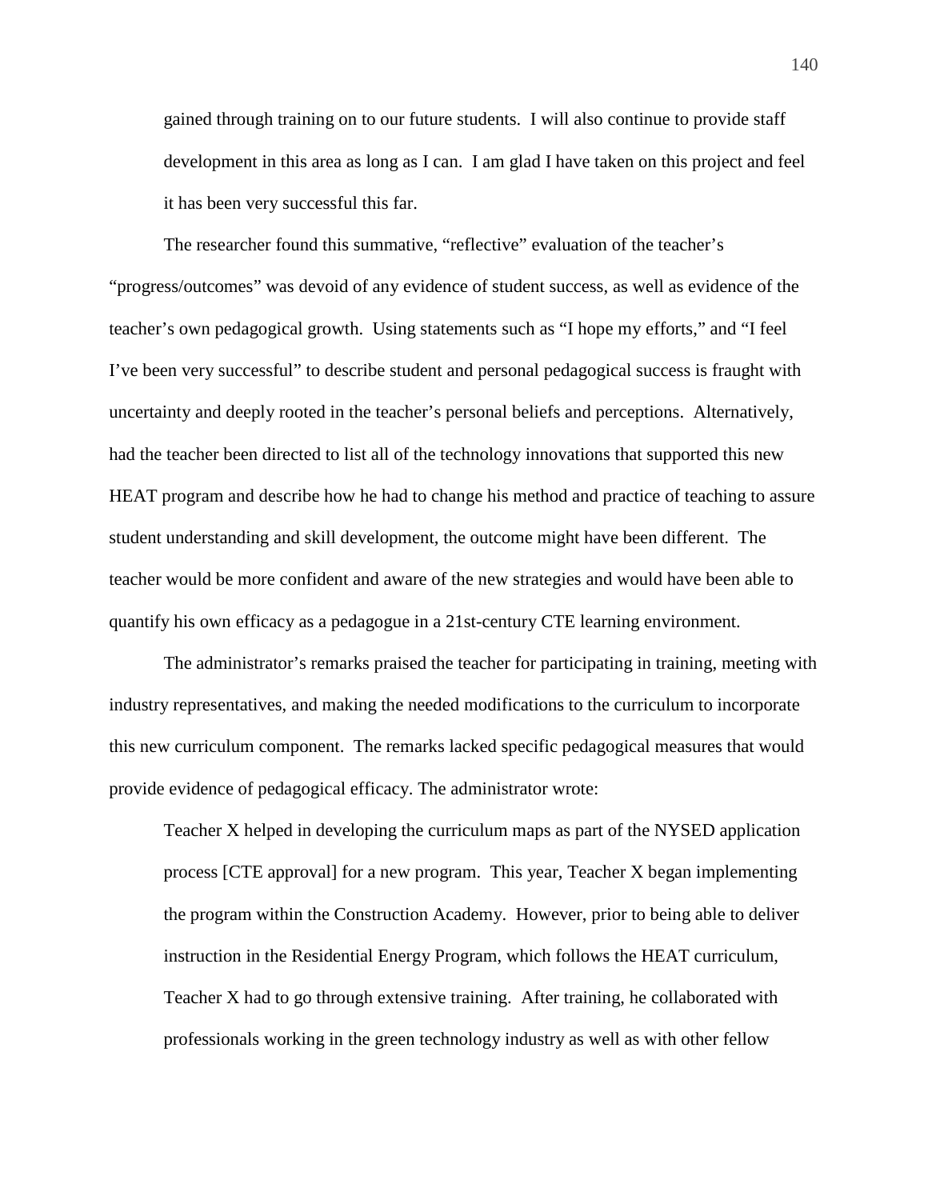> gained through training on to our future students. I will also continue to provide staff development in this area as long as I can. I am glad I have taken on this project and feel it has been very successful this far.

The researcher found this summative, "reflective" evaluation of the teacher's "progress/outcomes" was devoid of any evidence of student success, as well as evidence of the teacher's own pedagogical growth. Using statements such as "I hope my efforts," and "I feel I've been very successful" to describe student and personal pedagogical success is fraught with uncertainty and deeply rooted in the teacher's personal beliefs and perceptions. Alternatively, had the teacher been directed to list all of the technology innovations that supported this new HEAT program and describe how he had to change his method and practice of teaching to assure student understanding and skill development, the outcome might have been different. The teacher would be more confident and aware of the new strategies and would have been able to quantify his own efficacy as a pedagogue in a 21st-century CTE learning environment.

The administrator's remarks praised the teacher for participating in training, meeting with industry representatives, and making the needed modifications to the curriculum to incorporate this new curriculum component. The remarks lacked specific pedagogical measures that would provide evidence of pedagogical efficacy. The administrator wrote:

> Teacher X helped in developing the curriculum maps as part of the NYSED application process [CTE approval] for a new program. This year, Teacher X began implementing the program within the Construction Academy. However, prior to being able to deliver instruction in the Residential Energy Program, which follows the HEAT curriculum, Teacher X had to go through extensive training. After training, he collaborated with professionals working in the green technology industry as well as with other fellow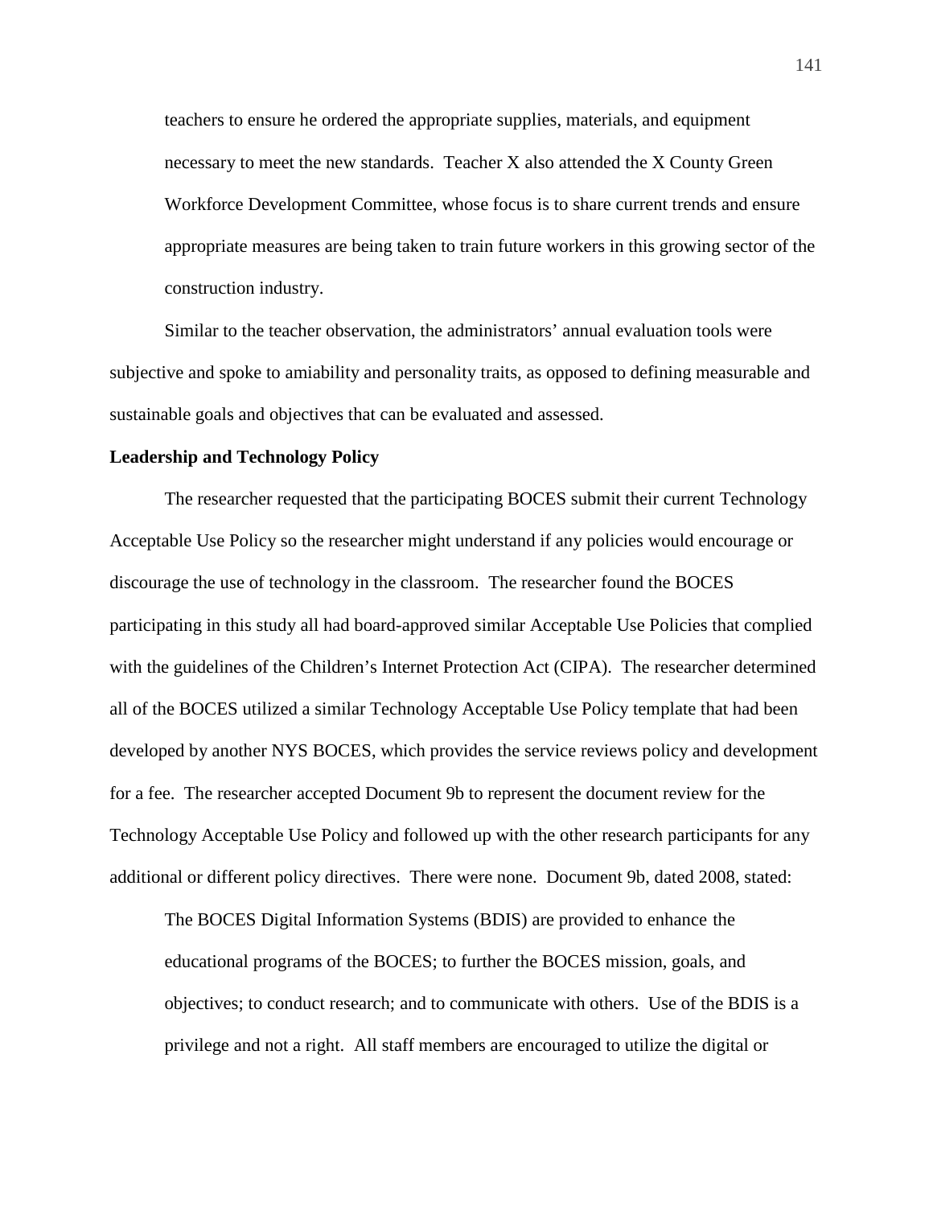teachers to ensure he ordered the appropriate supplies, materials, and equipment necessary to meet the new standards. Teacher X also attended the X County Green Workforce Development Committee, whose focus is to share current trends and ensure appropriate measures are being taken to train future workers in this growing sector of the construction industry.

Similar to the teacher observation, the administrators' annual evaluation tools were subjective and spoke to amiability and personality traits, as opposed to defining measurable and sustainable goals and objectives that can be evaluated and assessed.

**Leadership and Technology Policy**

The researcher requested that the participating BOCES submit their current Technology Acceptable Use Policy so the researcher might understand if any policies would encourage or discourage the use of technology in the classroom. The researcher found the BOCES participating in this study all had board-approved similar Acceptable Use Policies that complied with the guidelines of the Children's Internet Protection Act (CIPA). The researcher determined all of the BOCES utilized a similar Technology Acceptable Use Policy template that had been developed by another NYS BOCES, which provides the service reviews policy and development for a fee. The researcher accepted Document 9b to represent the document review for the Technology Acceptable Use Policy and followed up with the other research participants for any additional or different policy directives. There were none. Document 9b, dated 2008, stated:

> The BOCES Digital Information Systems (BDIS) are provided to enhance the educational programs of the BOCES; to further the BOCES mission, goals, and objectives; to conduct research; and to communicate with others. Use of the BDIS is a privilege and not a right. All staff members are encouraged to utilize the digital or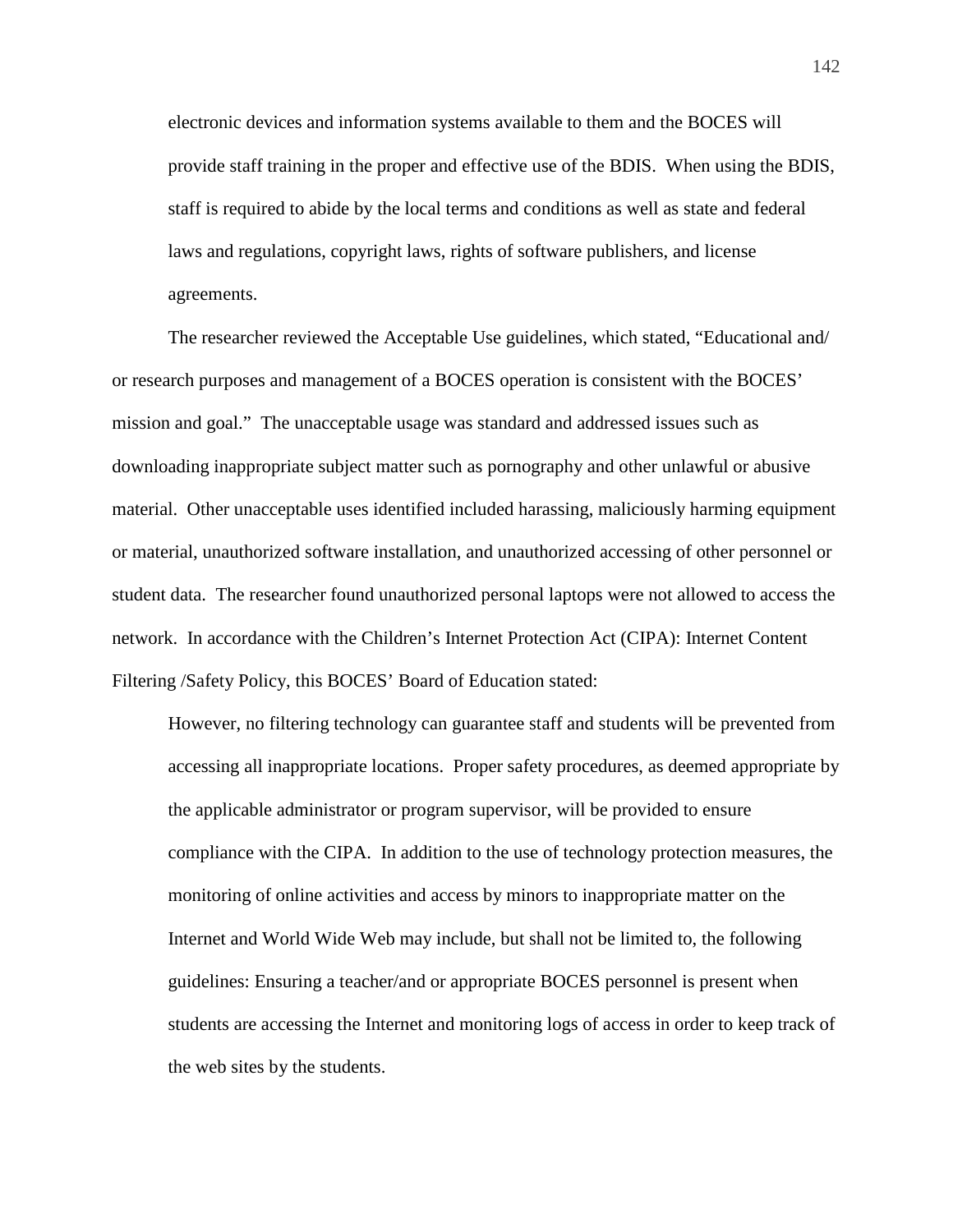electronic devices and information systems available to them and the BOCES will provide staff training in the proper and effective use of the BDIS. When using the BDIS, staff is required to abide by the local terms and conditions as well as state and federal laws and regulations, copyright laws, rights of software publishers, and license agreements.

The researcher reviewed the Acceptable Use guidelines, which stated, "Educational and/ or research purposes and management of a BOCES operation is consistent with the BOCES' mission and goal." The unacceptable usage was standard and addressed issues such as downloading inappropriate subject matter such as pornography and other unlawful or abusive material. Other unacceptable uses identified included harassing, maliciously harming equipment or material, unauthorized software installation, and unauthorized accessing of other personnel or student data. The researcher found unauthorized personal laptops were not allowed to access the network. In accordance with the Children's Internet Protection Act (CIPA): Internet Content Filtering /Safety Policy, this BOCES' Board of Education stated:

> However, no filtering technology can guarantee staff and students will be prevented from accessing all inappropriate locations. Proper safety procedures, as deemed appropriate by the applicable administrator or program supervisor, will be provided to ensure compliance with the CIPA. In addition to the use of technology protection measures, the monitoring of online activities and access by minors to inappropriate matter on the Internet and World Wide Web may include, but shall not be limited to, the following guidelines: Ensuring a teacher/and or appropriate BOCES personnel is present when students are accessing the Internet and monitoring logs of access in order to keep track of the web sites by the students.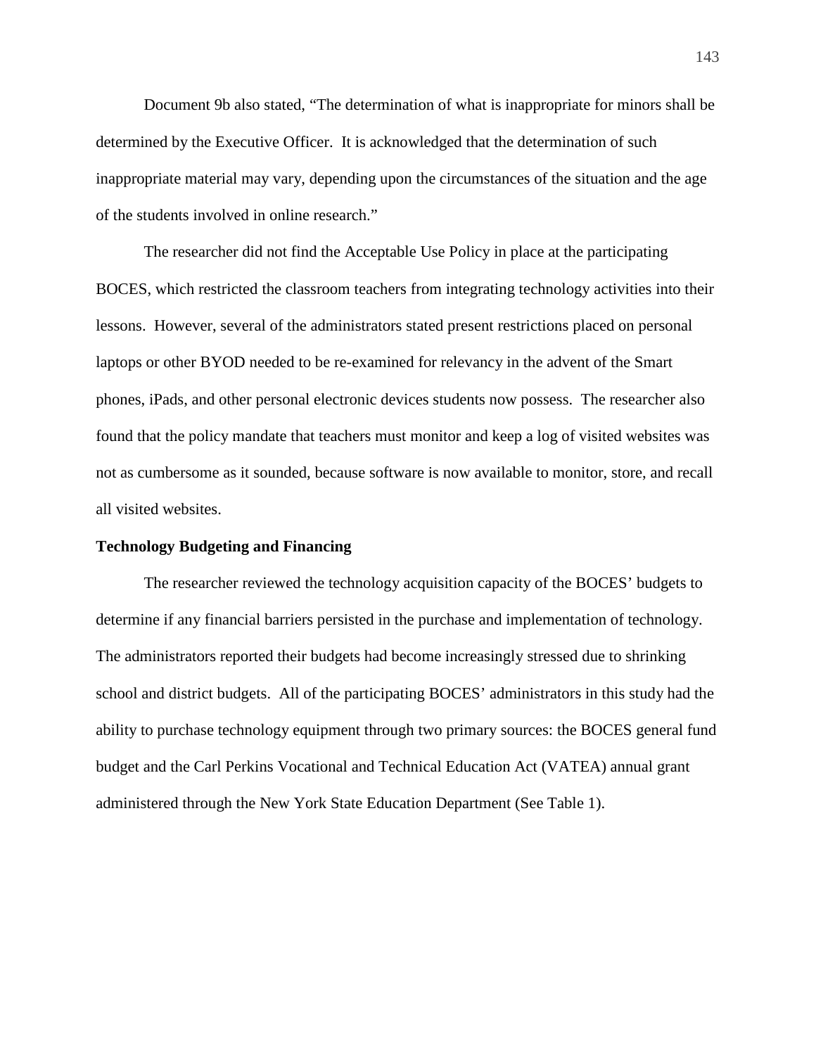Document 9b also stated, "The determination of what is inappropriate for minors shall be determined by the Executive Officer. It is acknowledged that the determination of such inappropriate material may vary, depending upon the circumstances of the situation and the age of the students involved in online research."

The researcher did not find the Acceptable Use Policy in place at the participating BOCES, which restricted the classroom teachers from integrating technology activities into their lessons. However, several of the administrators stated present restrictions placed on personal laptops or other BYOD needed to be re-examined for relevancy in the advent of the Smart phones, iPads, and other personal electronic devices students now possess. The researcher also found that the policy mandate that teachers must monitor and keep a log of visited websites was not as cumbersome as it sounded, because software is now available to monitor, store, and recall all visited websites.

**Technology Budgeting and Financing**

The researcher reviewed the technology acquisition capacity of the BOCES' budgets to determine if any financial barriers persisted in the purchase and implementation of technology. The administrators reported their budgets had become increasingly stressed due to shrinking school and district budgets. All of the participating BOCES' administrators in this study had the ability to purchase technology equipment through two primary sources: the BOCES general fund budget and the Carl Perkins Vocational and Technical Education Act (VATEA) annual grant administered through the New York State Education Department (See Table 1).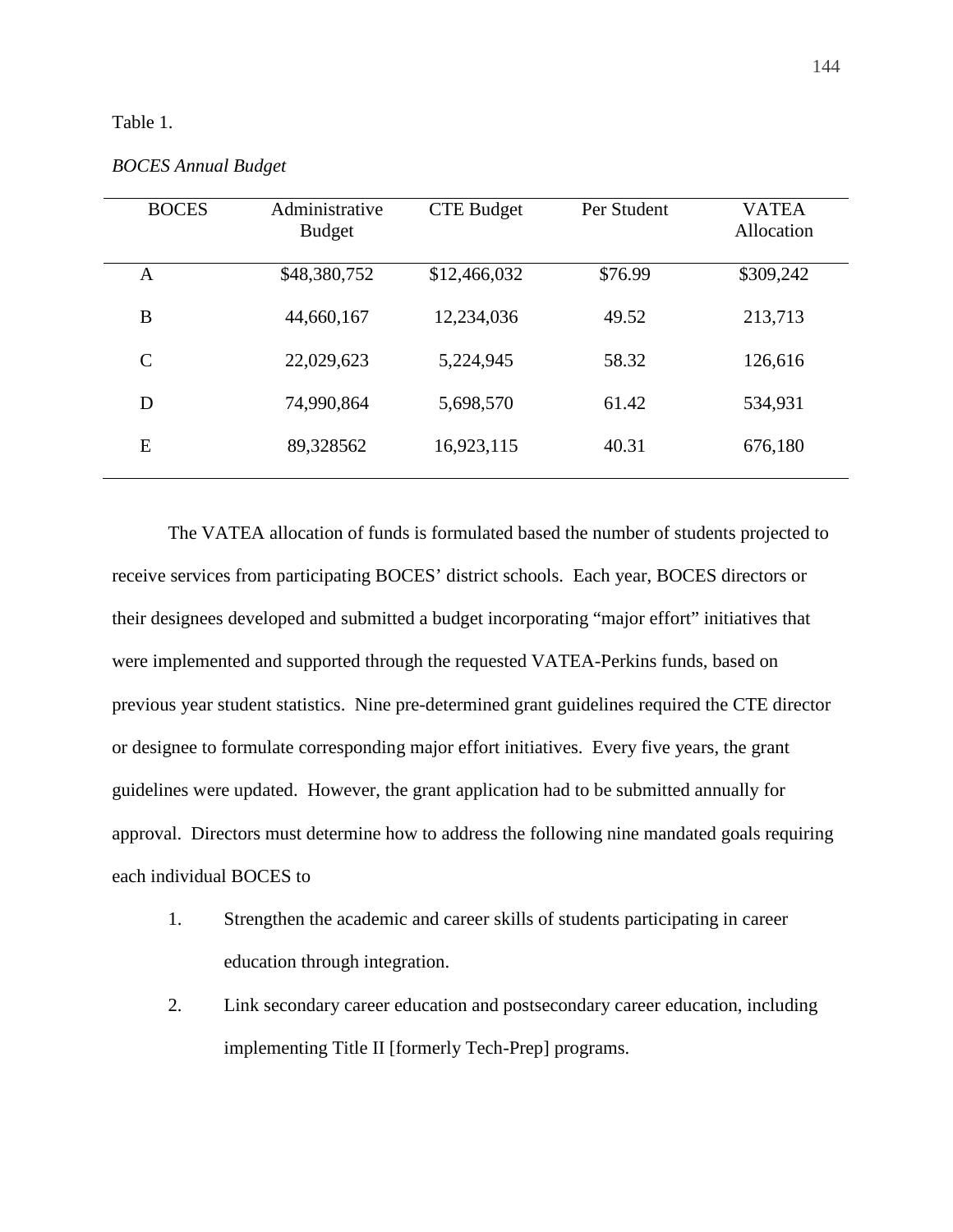Table 1.

*BOCES Annual Budget*

| BOCES | Administrative Budget | CTE Budget | Per Student | VATEA Allocation |
|---|---|---|---|---|
| A | $48,380,752 | $12,466,032 | $76.99 | $309,242 |
| B | 44,660,167 | 12,234,036 | 49.52 | 213,713 |
| C | 22,029,623 | 5,224,945 | 58.32 | 126,616 |
| D | 74,990,864 | 5,698,570 | 61.42 | 534,931 |
| E | 89,328562 | 16,923,115 | 40.31 | 676,180 |

The VATEA allocation of funds is formulated based the number of students projected to receive services from participating BOCES' district schools. Each year, BOCES directors or their designees developed and submitted a budget incorporating "major effort" initiatives that were implemented and supported through the requested VATEA-Perkins funds, based on previous year student statistics. Nine pre-determined grant guidelines required the CTE director or designee to formulate corresponding major effort initiatives. Every five years, the grant guidelines were updated. However, the grant application had to be submitted annually for approval. Directors must determine how to address the following nine mandated goals requiring each individual BOCES to

1. Strengthen the academic and career skills of students participating in career education through integration.
2. Link secondary career education and postsecondary career education, including implementing Title II [formerly Tech-Prep] programs.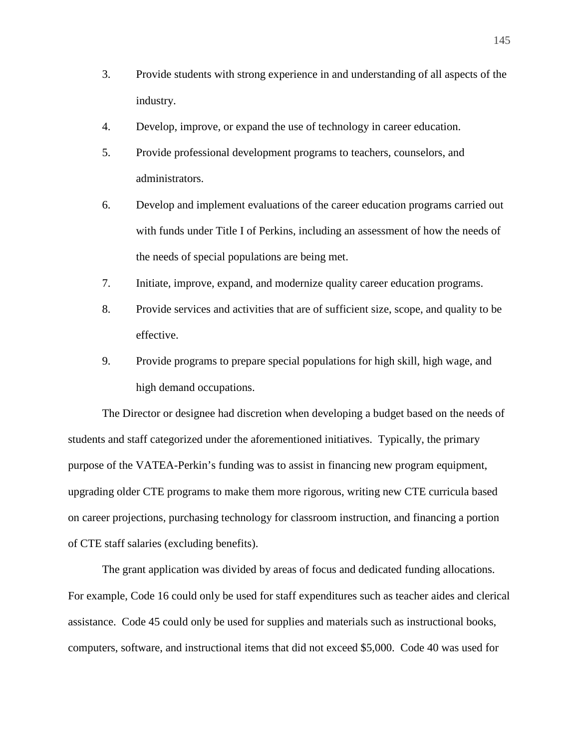3. Provide students with strong experience in and understanding of all aspects of the industry.
4. Develop, improve, or expand the use of technology in career education.
5. Provide professional development programs to teachers, counselors, and administrators.
6. Develop and implement evaluations of the career education programs carried out with funds under Title I of Perkins, including an assessment of how the needs of the needs of special populations are being met.
7. Initiate, improve, expand, and modernize quality career education programs.
8. Provide services and activities that are of sufficient size, scope, and quality to be effective.
9. Provide programs to prepare special populations for high skill, high wage, and high demand occupations.

The Director or designee had discretion when developing a budget based on the needs of students and staff categorized under the aforementioned initiatives. Typically, the primary purpose of the VATEA-Perkin's funding was to assist in financing new program equipment, upgrading older CTE programs to make them more rigorous, writing new CTE curricula based on career projections, purchasing technology for classroom instruction, and financing a portion of CTE staff salaries (excluding benefits).

The grant application was divided by areas of focus and dedicated funding allocations. For example, Code 16 could only be used for staff expenditures such as teacher aides and clerical assistance. Code 45 could only be used for supplies and materials such as instructional books, computers, software, and instructional items that did not exceed $5,000. Code 40 was used for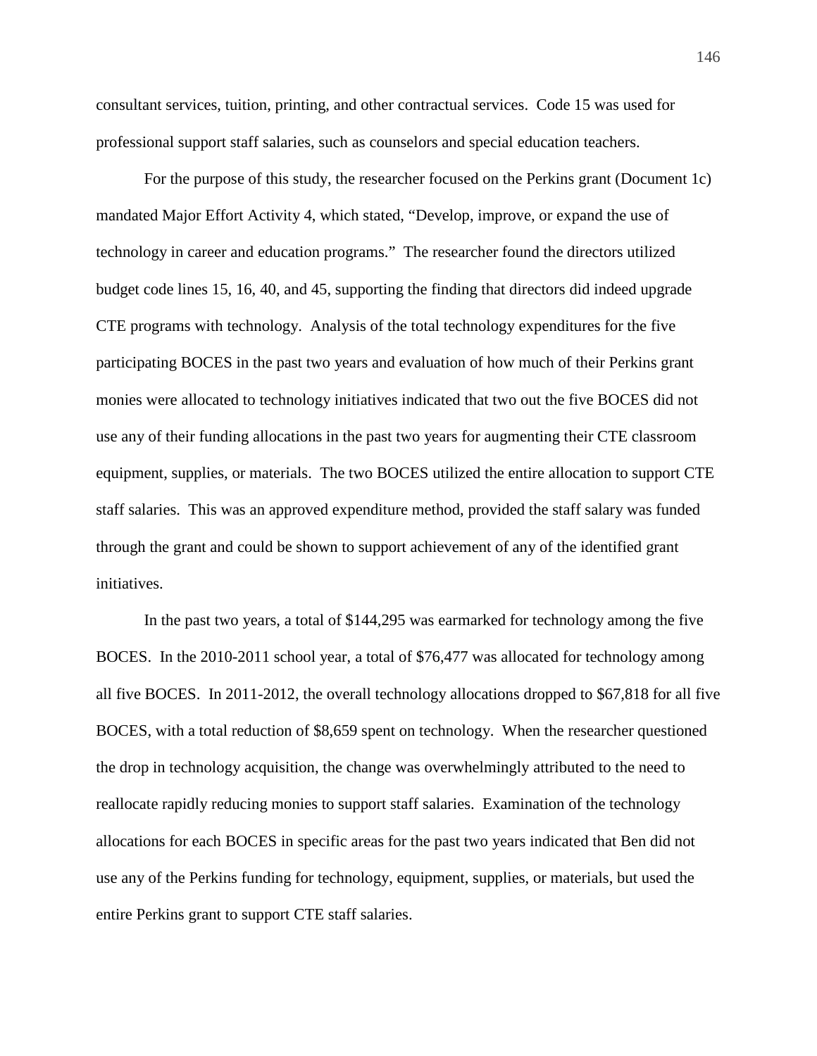consultant services, tuition, printing, and other contractual services. Code 15 was used for professional support staff salaries, such as counselors and special education teachers.

For the purpose of this study, the researcher focused on the Perkins grant (Document 1c) mandated Major Effort Activity 4, which stated, "Develop, improve, or expand the use of technology in career and education programs." The researcher found the directors utilized budget code lines 15, 16, 40, and 45, supporting the finding that directors did indeed upgrade CTE programs with technology. Analysis of the total technology expenditures for the five participating BOCES in the past two years and evaluation of how much of their Perkins grant monies were allocated to technology initiatives indicated that two out the five BOCES did not use any of their funding allocations in the past two years for augmenting their CTE classroom equipment, supplies, or materials. The two BOCES utilized the entire allocation to support CTE staff salaries. This was an approved expenditure method, provided the staff salary was funded through the grant and could be shown to support achievement of any of the identified grant initiatives.

In the past two years, a total of $144,295 was earmarked for technology among the five BOCES. In the 2010-2011 school year, a total of $76,477 was allocated for technology among all five BOCES. In 2011-2012, the overall technology allocations dropped to $67,818 for all five BOCES, with a total reduction of $8,659 spent on technology. When the researcher questioned the drop in technology acquisition, the change was overwhelmingly attributed to the need to reallocate rapidly reducing monies to support staff salaries. Examination of the technology allocations for each BOCES in specific areas for the past two years indicated that Ben did not use any of the Perkins funding for technology, equipment, supplies, or materials, but used the entire Perkins grant to support CTE staff salaries.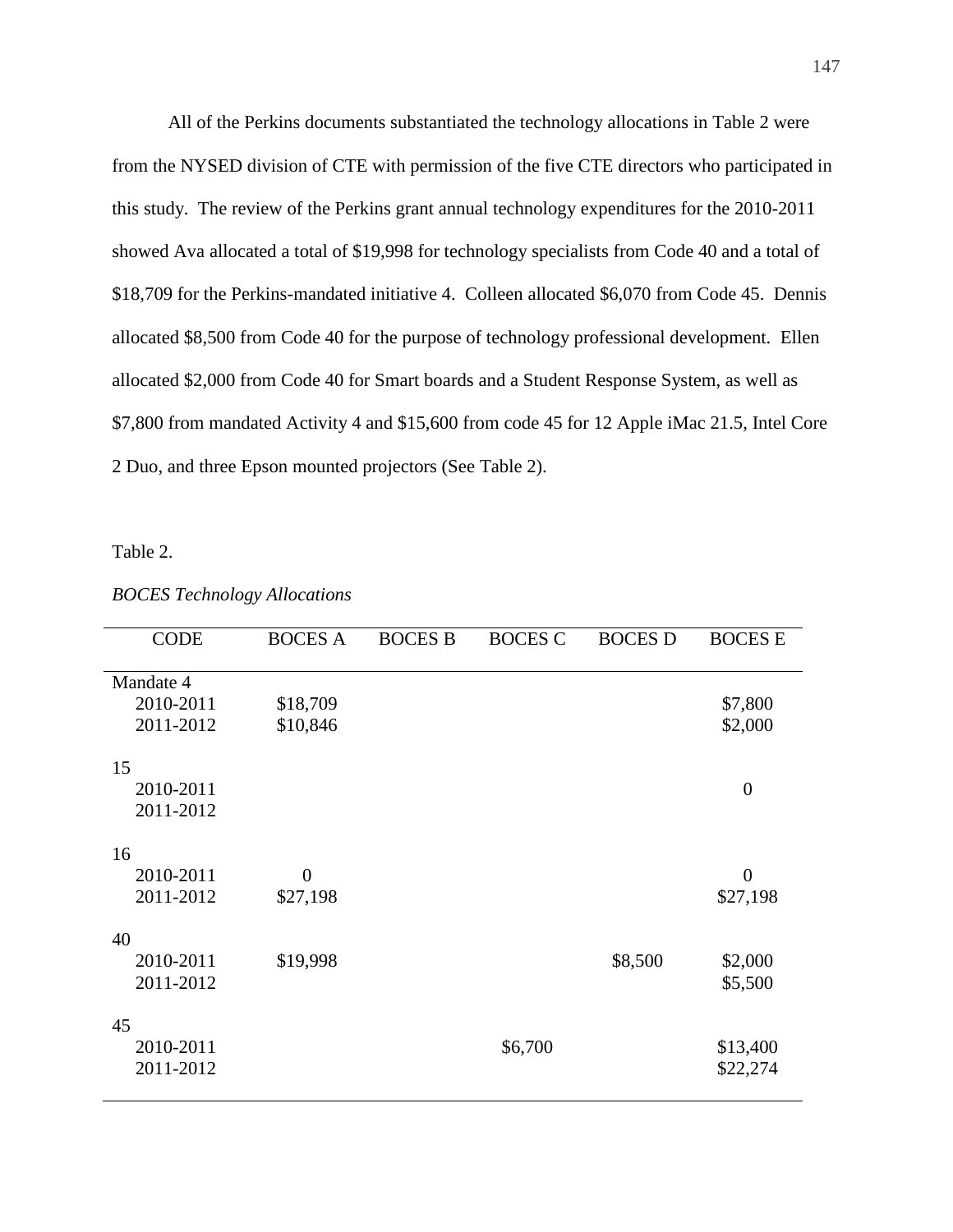All of the Perkins documents substantiated the technology allocations in Table 2 were from the NYSED division of CTE with permission of the five CTE directors who participated in this study. The review of the Perkins grant annual technology expenditures for the 2010-2011 showed Ava allocated a total of $19,998 for technology specialists from Code 40 and a total of $18,709 for the Perkins-mandated initiative 4. Colleen allocated $6,070 from Code 45. Dennis allocated $8,500 from Code 40 for the purpose of technology professional development. Ellen allocated $2,000 from Code 40 for Smart boards and a Student Response System, as well as $7,800 from mandated Activity 4 and $15,600 from code 45 for 12 Apple iMac 21.5, Intel Core 2 Duo, and three Epson mounted projectors (See Table 2).

Table 2.

*BOCES Technology Allocations*

| CODE | BOCES A | BOCES B | BOCES C | BOCES D | BOCES E |
|---|---|---|---|---|---|
| Mandate 4 | | | | | |
| 2010-2011 | $18,709 | | | | $7,800 |
| 2011-2012 | $10,846 | | | | $2,000 |
| 15 | | | | | |
| 2010-2011 | | | | | 0 |
| 2011-2012 | | | | | |
| 16 | | | | | |
| 2010-2011 | 0 | | | | 0 |
| 2011-2012 | $27,198 | | | | $27,198 |
| 40 | | | | | |
| 2010-2011 | $19,998 | | | $8,500 | $2,000 |
| 2011-2012 | | | | | $5,500 |
| 45 | | | | | |
| 2010-2011 | | | $6,700 | | $13,400 |
| 2011-2012 | | | | | $22,274 |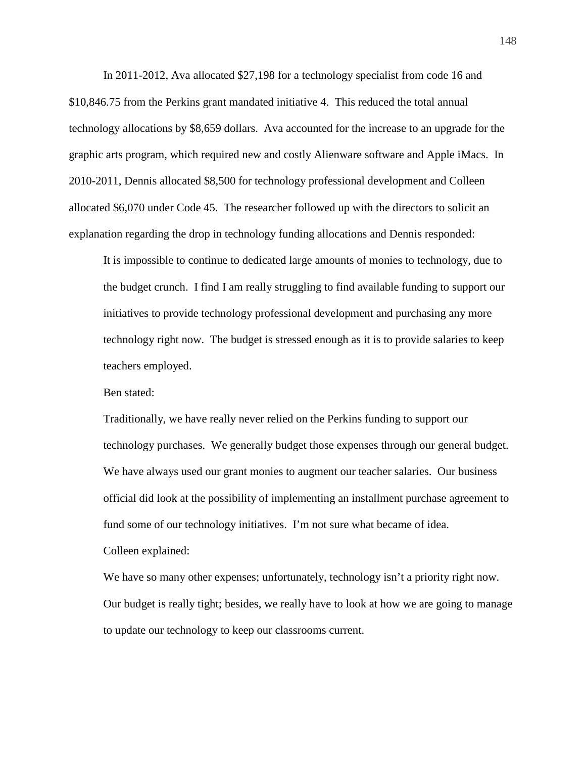In 2011-2012, Ava allocated $27,198 for a technology specialist from code 16 and $10,846.75 from the Perkins grant mandated initiative 4. This reduced the total annual technology allocations by $8,659 dollars. Ava accounted for the increase to an upgrade for the graphic arts program, which required new and costly Alienware software and Apple iMacs. In 2010-2011, Dennis allocated $8,500 for technology professional development and Colleen allocated $6,070 under Code 45. The researcher followed up with the directors to solicit an explanation regarding the drop in technology funding allocations and Dennis responded:

> It is impossible to continue to dedicated large amounts of monies to technology, due to the budget crunch. I find I am really struggling to find available funding to support our initiatives to provide technology professional development and purchasing any more technology right now. The budget is stressed enough as it is to provide salaries to keep teachers employed.

Ben stated:

> Traditionally, we have really never relied on the Perkins funding to support our technology purchases. We generally budget those expenses through our general budget. We have always used our grant monies to augment our teacher salaries. Our business official did look at the possibility of implementing an installment purchase agreement to fund some of our technology initiatives. I'm not sure what became of idea.

Colleen explained:

> We have so many other expenses; unfortunately, technology isn't a priority right now. Our budget is really tight; besides, we really have to look at how we are going to manage to update our technology to keep our classrooms current.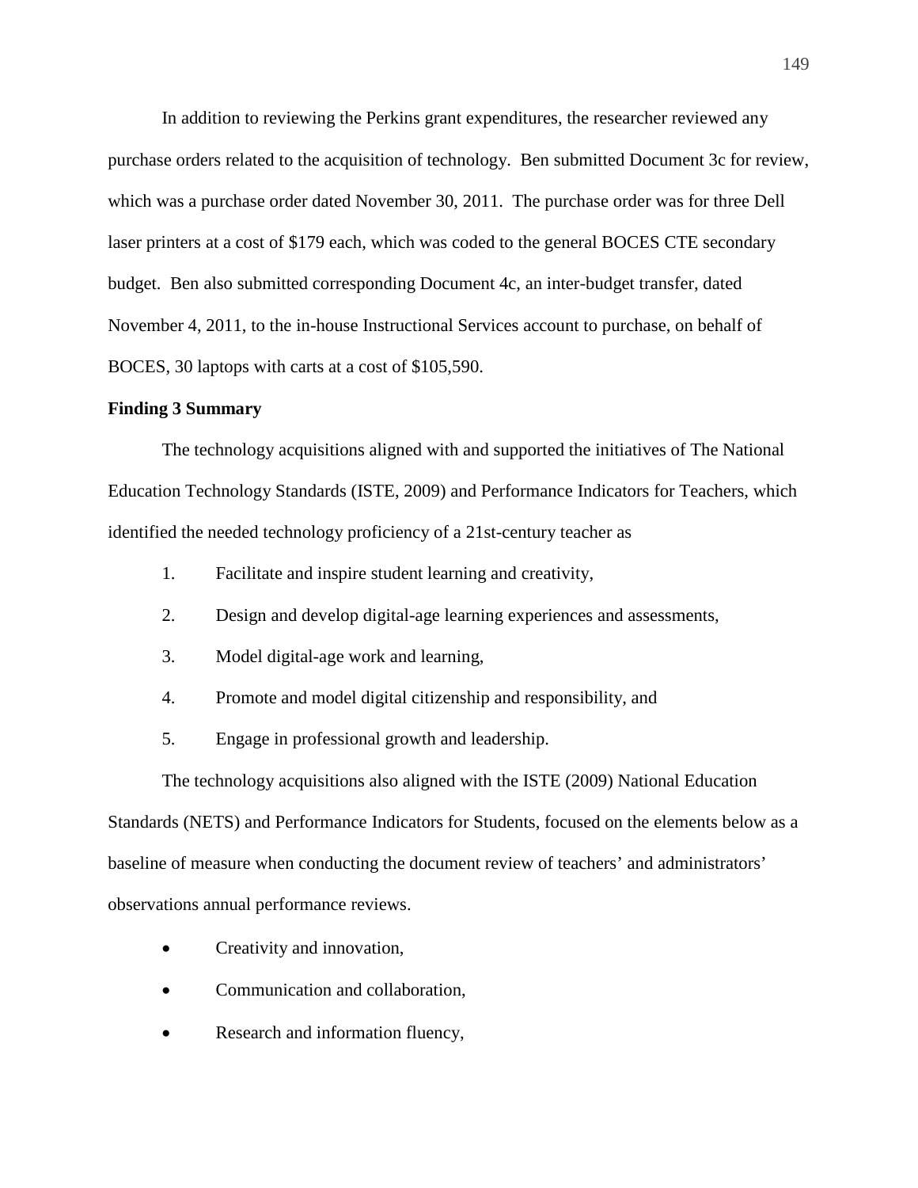In addition to reviewing the Perkins grant expenditures, the researcher reviewed any purchase orders related to the acquisition of technology. Ben submitted Document 3c for review, which was a purchase order dated November 30, 2011. The purchase order was for three Dell laser printers at a cost of $179 each, which was coded to the general BOCES CTE secondary budget. Ben also submitted corresponding Document 4c, an inter-budget transfer, dated November 4, 2011, to the in-house Instructional Services account to purchase, on behalf of BOCES, 30 laptops with carts at a cost of $105,590.

**Finding 3 Summary**

The technology acquisitions aligned with and supported the initiatives of The National Education Technology Standards (ISTE, 2009) and Performance Indicators for Teachers, which identified the needed technology proficiency of a 21st-century teacher as

1. Facilitate and inspire student learning and creativity,
2. Design and develop digital-age learning experiences and assessments,
3. Model digital-age work and learning,
4. Promote and model digital citizenship and responsibility, and
5. Engage in professional growth and leadership.

The technology acquisitions also aligned with the ISTE (2009) National Education Standards (NETS) and Performance Indicators for Students, focused on the elements below as a baseline of measure when conducting the document review of teachers' and administrators' observations annual performance reviews.

- Creativity and innovation,
- Communication and collaboration,
- Research and information fluency,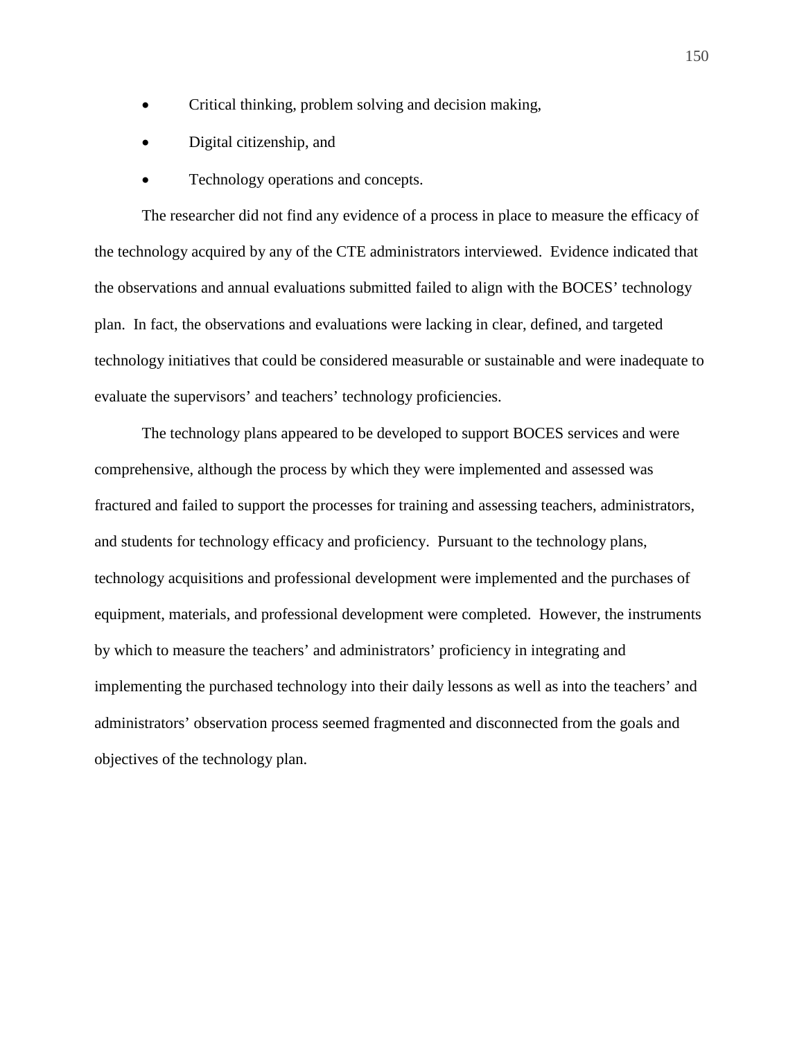- Critical thinking, problem solving and decision making,
- Digital citizenship, and
- Technology operations and concepts.

The researcher did not find any evidence of a process in place to measure the efficacy of the technology acquired by any of the CTE administrators interviewed. Evidence indicated that the observations and annual evaluations submitted failed to align with the BOCES' technology plan. In fact, the observations and evaluations were lacking in clear, defined, and targeted technology initiatives that could be considered measurable or sustainable and were inadequate to evaluate the supervisors' and teachers' technology proficiencies.

The technology plans appeared to be developed to support BOCES services and were comprehensive, although the process by which they were implemented and assessed was fractured and failed to support the processes for training and assessing teachers, administrators, and students for technology efficacy and proficiency. Pursuant to the technology plans, technology acquisitions and professional development were implemented and the purchases of equipment, materials, and professional development were completed. However, the instruments by which to measure the teachers' and administrators' proficiency in integrating and implementing the purchased technology into their daily lessons as well as into the teachers' and administrators' observation process seemed fragmented and disconnected from the goals and objectives of the technology plan.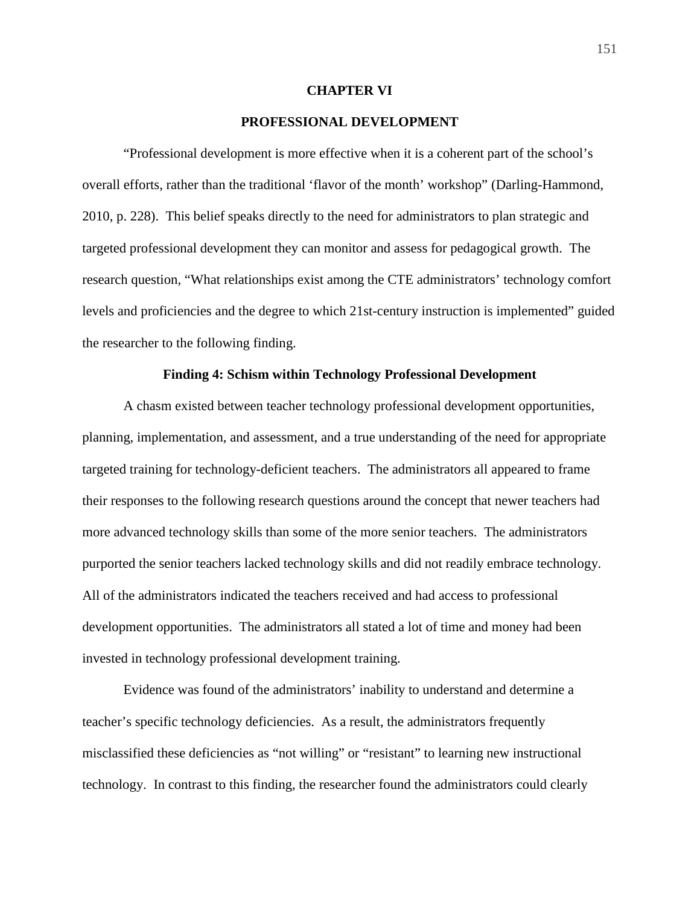# CHAPTER VI

## PROFESSIONAL DEVELOPMENT

"Professional development is more effective when it is a coherent part of the school's overall efforts, rather than the traditional 'flavor of the month' workshop" (Darling-Hammond, 2010, p. 228). This belief speaks directly to the need for administrators to plan strategic and targeted professional development they can monitor and assess for pedagogical growth. The research question, "What relationships exist among the CTE administrators' technology comfort levels and proficiencies and the degree to which 21st-century instruction is implemented" guided the researcher to the following finding.

### Finding 4: Schism within Technology Professional Development

A chasm existed between teacher technology professional development opportunities, planning, implementation, and assessment, and a true understanding of the need for appropriate targeted training for technology-deficient teachers. The administrators all appeared to frame their responses to the following research questions around the concept that newer teachers had more advanced technology skills than some of the more senior teachers. The administrators purported the senior teachers lacked technology skills and did not readily embrace technology. All of the administrators indicated the teachers received and had access to professional development opportunities. The administrators all stated a lot of time and money had been invested in technology professional development training.

Evidence was found of the administrators' inability to understand and determine a teacher's specific technology deficiencies. As a result, the administrators frequently misclassified these deficiencies as "not willing" or "resistant" to learning new instructional technology. In contrast to this finding, the researcher found the administrators could clearly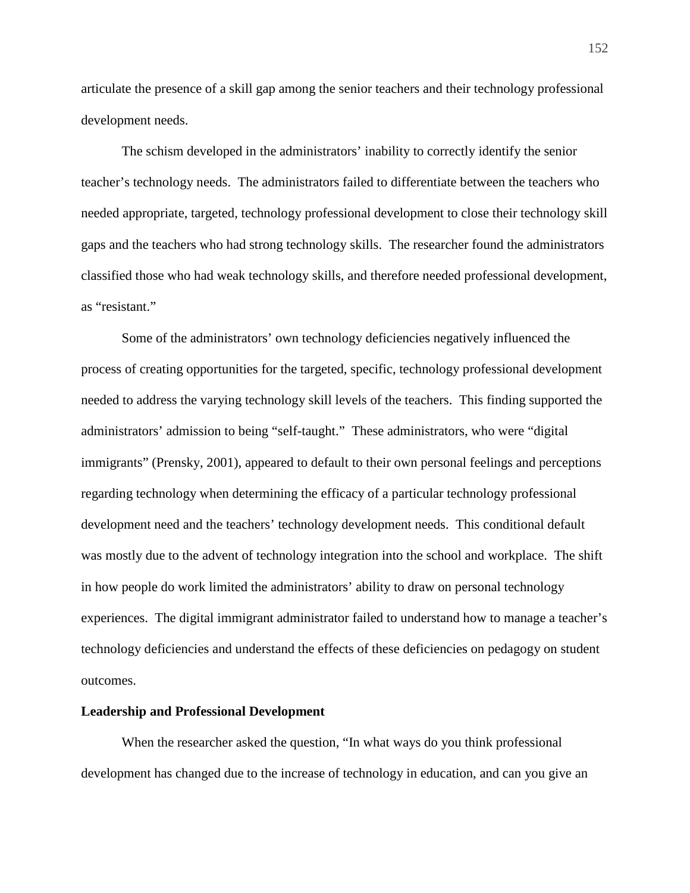articulate the presence of a skill gap among the senior teachers and their technology professional development needs.

The schism developed in the administrators' inability to correctly identify the senior teacher's technology needs. The administrators failed to differentiate between the teachers who needed appropriate, targeted, technology professional development to close their technology skill gaps and the teachers who had strong technology skills. The researcher found the administrators classified those who had weak technology skills, and therefore needed professional development, as "resistant."

Some of the administrators' own technology deficiencies negatively influenced the process of creating opportunities for the targeted, specific, technology professional development needed to address the varying technology skill levels of the teachers. This finding supported the administrators' admission to being "self-taught." These administrators, who were "digital immigrants" (Prensky, 2001), appeared to default to their own personal feelings and perceptions regarding technology when determining the efficacy of a particular technology professional development need and the teachers' technology development needs. This conditional default was mostly due to the advent of technology integration into the school and workplace. The shift in how people do work limited the administrators' ability to draw on personal technology experiences. The digital immigrant administrator failed to understand how to manage a teacher's technology deficiencies and understand the effects of these deficiencies on pedagogy on student outcomes.

**Leadership and Professional Development**

When the researcher asked the question, "In what ways do you think professional development has changed due to the increase of technology in education, and can you give an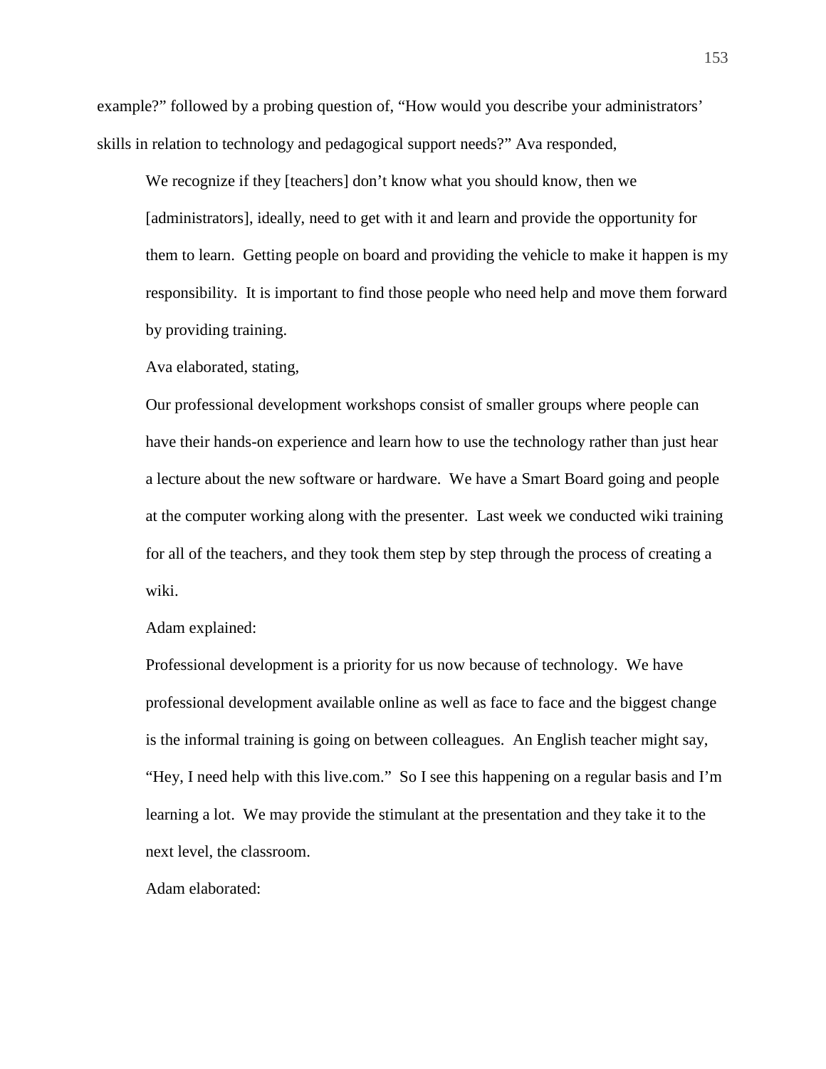example?" followed by a probing question of, "How would you describe your administrators' skills in relation to technology and pedagogical support needs?" Ava responded,

> We recognize if they [teachers] don't know what you should know, then we [administrators], ideally, need to get with it and learn and provide the opportunity for them to learn. Getting people on board and providing the vehicle to make it happen is my responsibility. It is important to find those people who need help and move them forward by providing training.

Ava elaborated, stating,

> Our professional development workshops consist of smaller groups where people can have their hands-on experience and learn how to use the technology rather than just hear a lecture about the new software or hardware. We have a Smart Board going and people at the computer working along with the presenter. Last week we conducted wiki training for all of the teachers, and they took them step by step through the process of creating a wiki.

Adam explained:

> Professional development is a priority for us now because of technology. We have professional development available online as well as face to face and the biggest change is the informal training is going on between colleagues. An English teacher might say, "Hey, I need help with this live.com." So I see this happening on a regular basis and I'm learning a lot. We may provide the stimulant at the presentation and they take it to the next level, the classroom.

Adam elaborated: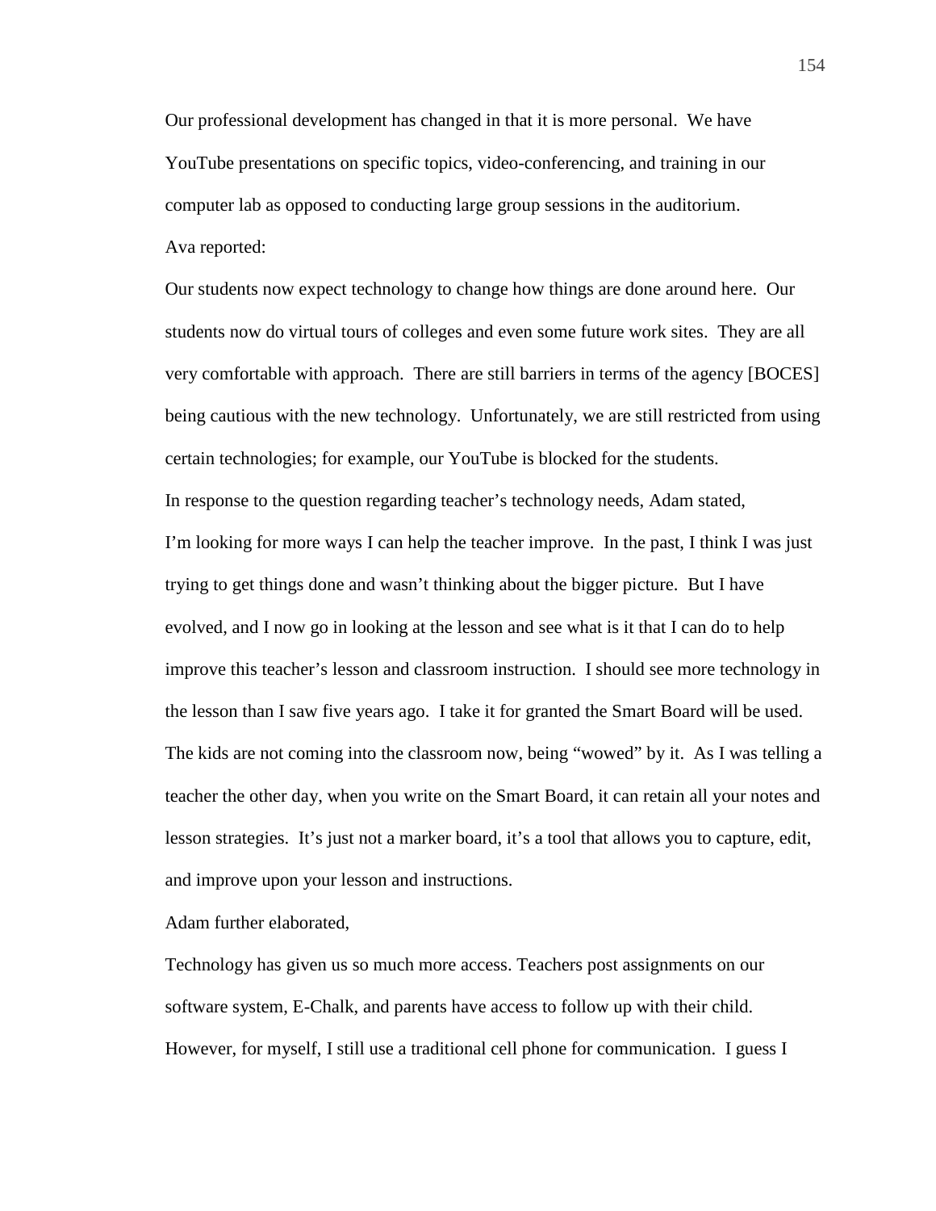Our professional development has changed in that it is more personal. We have YouTube presentations on specific topics, video-conferencing, and training in our computer lab as opposed to conducting large group sessions in the auditorium.

Ava reported:

Our students now expect technology to change how things are done around here. Our students now do virtual tours of colleges and even some future work sites. They are all very comfortable with approach. There are still barriers in terms of the agency [BOCES] being cautious with the new technology. Unfortunately, we are still restricted from using certain technologies; for example, our YouTube is blocked for the students.

In response to the question regarding teacher's technology needs, Adam stated,

I'm looking for more ways I can help the teacher improve. In the past, I think I was just trying to get things done and wasn't thinking about the bigger picture. But I have evolved, and I now go in looking at the lesson and see what is it that I can do to help improve this teacher's lesson and classroom instruction. I should see more technology in the lesson than I saw five years ago. I take it for granted the Smart Board will be used. The kids are not coming into the classroom now, being "wowed" by it. As I was telling a teacher the other day, when you write on the Smart Board, it can retain all your notes and lesson strategies. It's just not a marker board, it's a tool that allows you to capture, edit, and improve upon your lesson and instructions.

Adam further elaborated,

Technology has given us so much more access. Teachers post assignments on our software system, E-Chalk, and parents have access to follow up with their child. However, for myself, I still use a traditional cell phone for communication. I guess I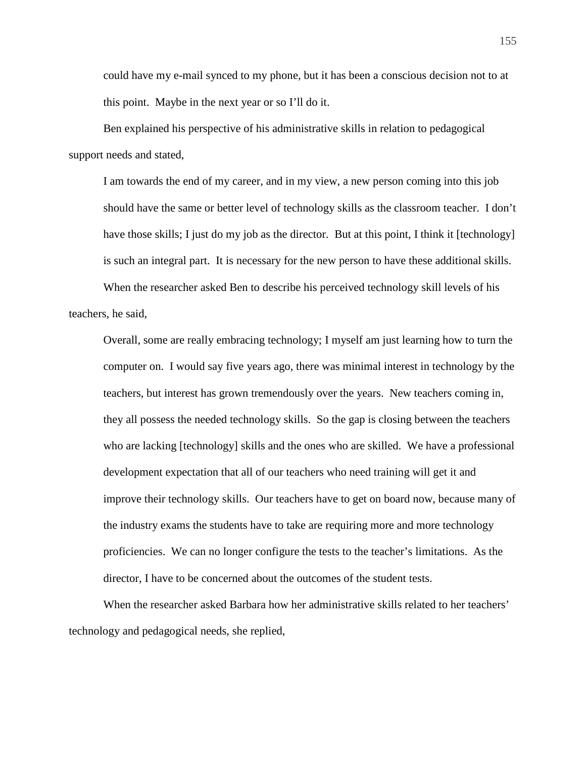could have my e-mail synced to my phone, but it has been a conscious decision not to at this point. Maybe in the next year or so I'll do it.

Ben explained his perspective of his administrative skills in relation to pedagogical support needs and stated,

> I am towards the end of my career, and in my view, a new person coming into this job should have the same or better level of technology skills as the classroom teacher. I don't have those skills; I just do my job as the director. But at this point, I think it [technology] is such an integral part. It is necessary for the new person to have these additional skills.

When the researcher asked Ben to describe his perceived technology skill levels of his teachers, he said,

> Overall, some are really embracing technology; I myself am just learning how to turn the computer on. I would say five years ago, there was minimal interest in technology by the teachers, but interest has grown tremendously over the years. New teachers coming in, they all possess the needed technology skills. So the gap is closing between the teachers who are lacking [technology] skills and the ones who are skilled. We have a professional development expectation that all of our teachers who need training will get it and improve their technology skills. Our teachers have to get on board now, because many of the industry exams the students have to take are requiring more and more technology proficiencies. We can no longer configure the tests to the teacher's limitations. As the director, I have to be concerned about the outcomes of the student tests.

When the researcher asked Barbara how her administrative skills related to her teachers' technology and pedagogical needs, she replied,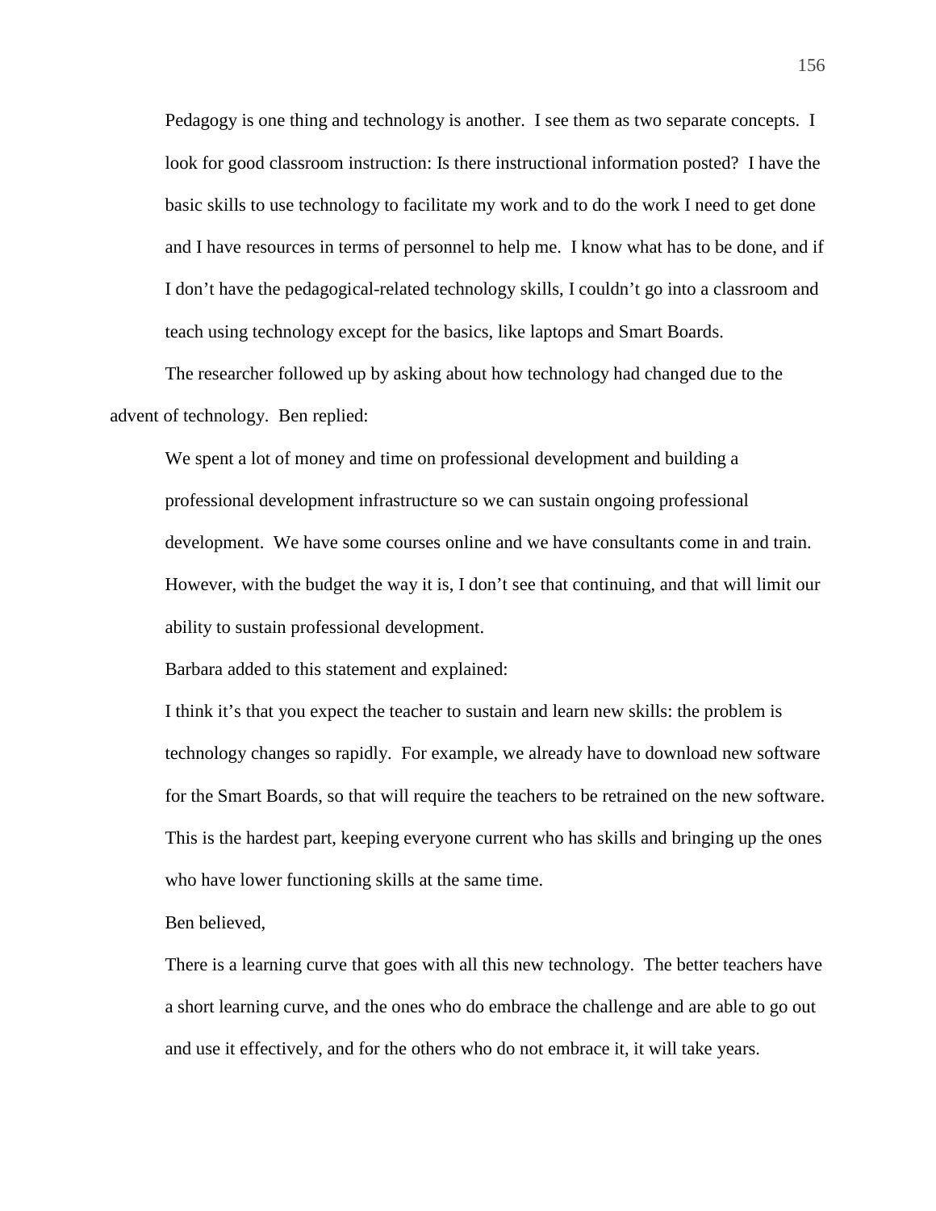> Pedagogy is one thing and technology is another. I see them as two separate concepts. I look for good classroom instruction: Is there instructional information posted? I have the basic skills to use technology to facilitate my work and to do the work I need to get done and I have resources in terms of personnel to help me. I know what has to be done, and if I don't have the pedagogical-related technology skills, I couldn't go into a classroom and teach using technology except for the basics, like laptops and Smart Boards.

The researcher followed up by asking about how technology had changed due to the advent of technology. Ben replied:

> We spent a lot of money and time on professional development and building a professional development infrastructure so we can sustain ongoing professional development. We have some courses online and we have consultants come in and train. However, with the budget the way it is, I don't see that continuing, and that will limit our ability to sustain professional development.

Barbara added to this statement and explained:

> I think it's that you expect the teacher to sustain and learn new skills: the problem is technology changes so rapidly. For example, we already have to download new software for the Smart Boards, so that will require the teachers to be retrained on the new software. This is the hardest part, keeping everyone current who has skills and bringing up the ones who have lower functioning skills at the same time.

Ben believed,

> There is a learning curve that goes with all this new technology. The better teachers have a short learning curve, and the ones who do embrace the challenge and are able to go out and use it effectively, and for the others who do not embrace it, it will take years.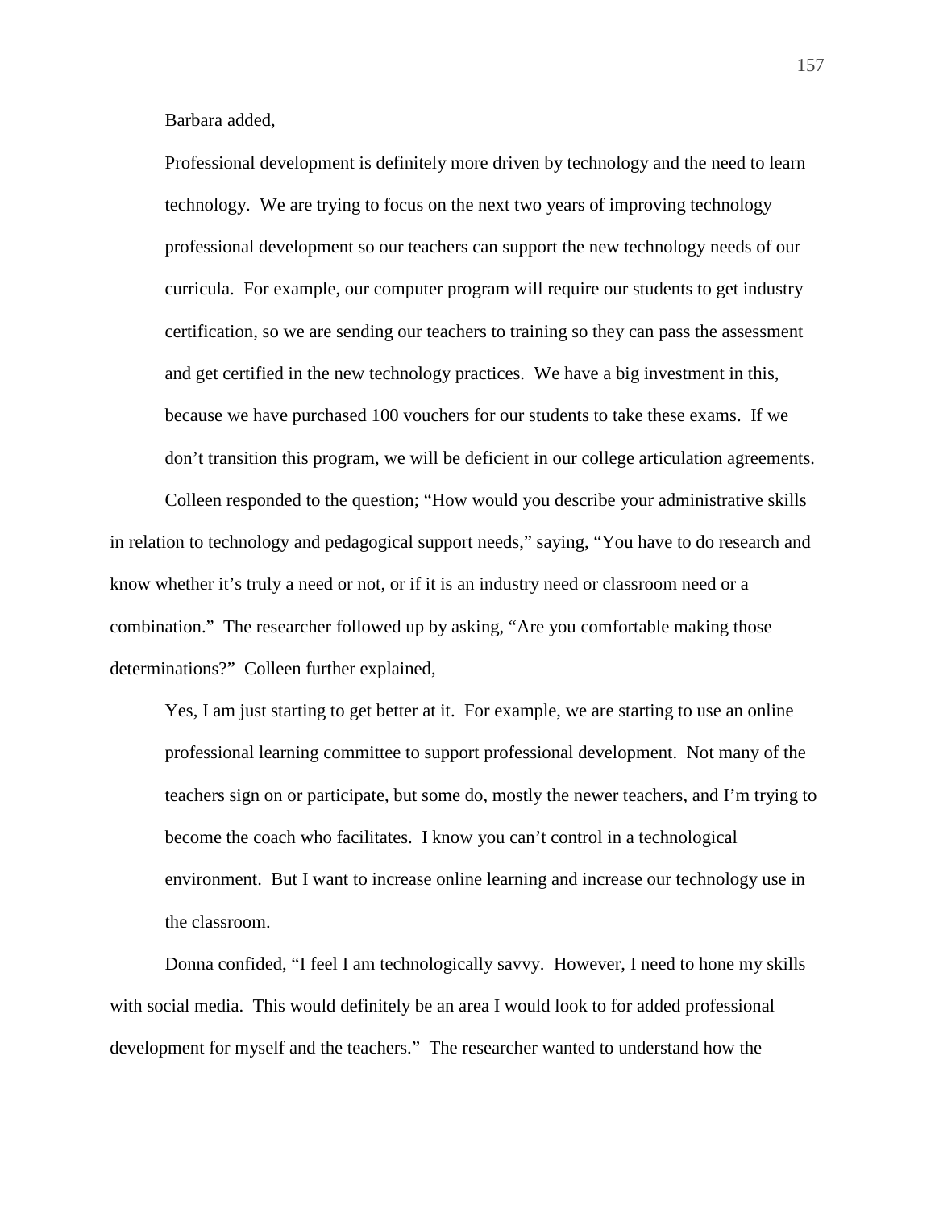Barbara added,

> Professional development is definitely more driven by technology and the need to learn technology. We are trying to focus on the next two years of improving technology professional development so our teachers can support the new technology needs of our curricula. For example, our computer program will require our students to get industry certification, so we are sending our teachers to training so they can pass the assessment and get certified in the new technology practices. We have a big investment in this, because we have purchased 100 vouchers for our students to take these exams. If we don't transition this program, we will be deficient in our college articulation agreements.

Colleen responded to the question; "How would you describe your administrative skills in relation to technology and pedagogical support needs," saying, "You have to do research and know whether it's truly a need or not, or if it is an industry need or classroom need or a combination." The researcher followed up by asking, "Are you comfortable making those determinations?" Colleen further explained,

> Yes, I am just starting to get better at it. For example, we are starting to use an online professional learning committee to support professional development. Not many of the teachers sign on or participate, but some do, mostly the newer teachers, and I'm trying to become the coach who facilitates. I know you can't control in a technological environment. But I want to increase online learning and increase our technology use in the classroom.

Donna confided, "I feel I am technologically savvy. However, I need to hone my skills with social media. This would definitely be an area I would look to for added professional development for myself and the teachers." The researcher wanted to understand how the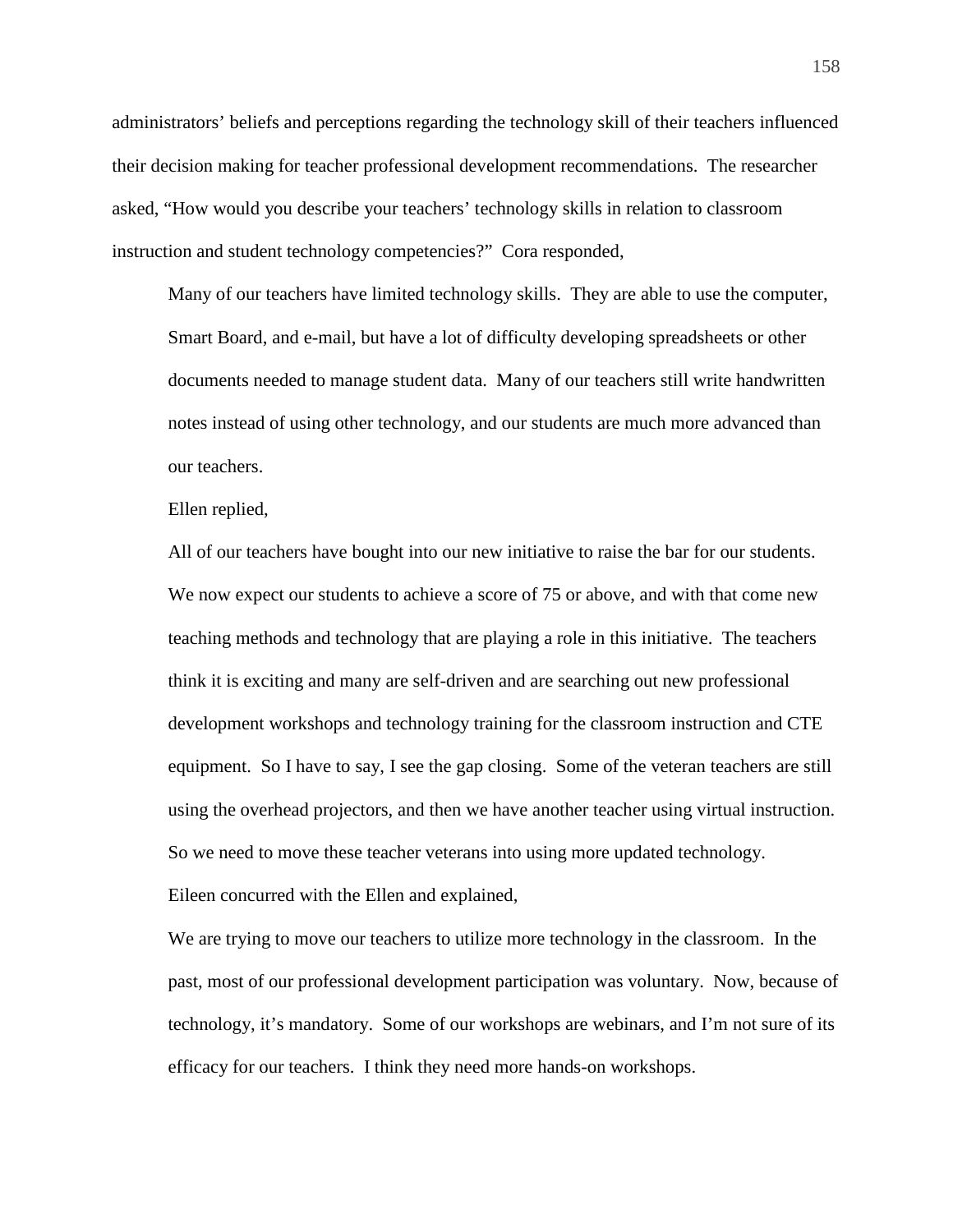administrators' beliefs and perceptions regarding the technology skill of their teachers influenced their decision making for teacher professional development recommendations. The researcher asked, "How would you describe your teachers' technology skills in relation to classroom instruction and student technology competencies?" Cora responded,

> Many of our teachers have limited technology skills. They are able to use the computer, Smart Board, and e-mail, but have a lot of difficulty developing spreadsheets or other documents needed to manage student data. Many of our teachers still write handwritten notes instead of using other technology, and our students are much more advanced than our teachers.

Ellen replied,

> All of our teachers have bought into our new initiative to raise the bar for our students. We now expect our students to achieve a score of 75 or above, and with that come new teaching methods and technology that are playing a role in this initiative. The teachers think it is exciting and many are self-driven and are searching out new professional development workshops and technology training for the classroom instruction and CTE equipment. So I have to say, I see the gap closing. Some of the veteran teachers are still using the overhead projectors, and then we have another teacher using virtual instruction. So we need to move these teacher veterans into using more updated technology.

Eileen concurred with the Ellen and explained,

> We are trying to move our teachers to utilize more technology in the classroom. In the past, most of our professional development participation was voluntary. Now, because of technology, it's mandatory. Some of our workshops are webinars, and I'm not sure of its efficacy for our teachers. I think they need more hands-on workshops.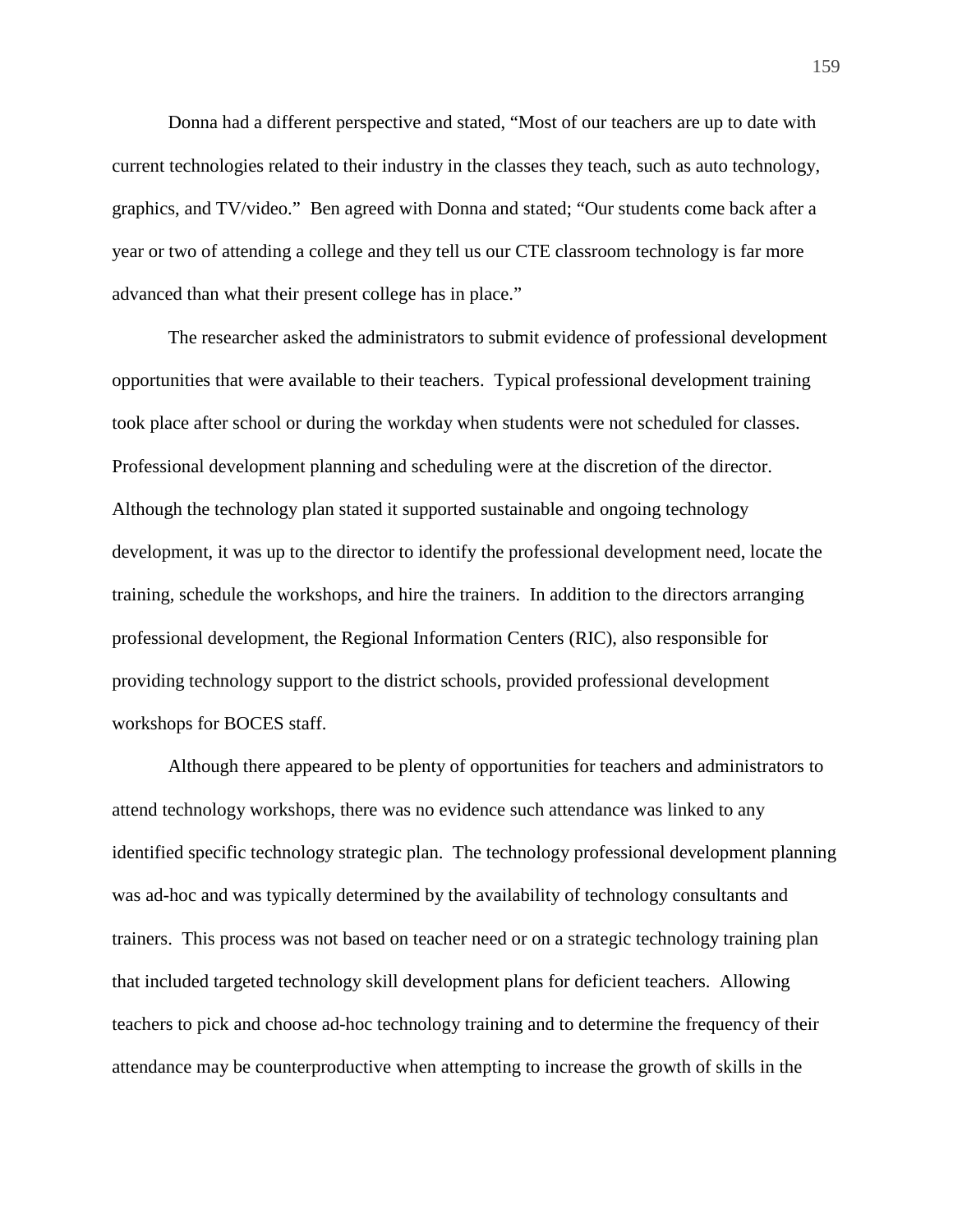Donna had a different perspective and stated, "Most of our teachers are up to date with current technologies related to their industry in the classes they teach, such as auto technology, graphics, and TV/video." Ben agreed with Donna and stated; "Our students come back after a year or two of attending a college and they tell us our CTE classroom technology is far more advanced than what their present college has in place."

The researcher asked the administrators to submit evidence of professional development opportunities that were available to their teachers. Typical professional development training took place after school or during the workday when students were not scheduled for classes. Professional development planning and scheduling were at the discretion of the director. Although the technology plan stated it supported sustainable and ongoing technology development, it was up to the director to identify the professional development need, locate the training, schedule the workshops, and hire the trainers. In addition to the directors arranging professional development, the Regional Information Centers (RIC), also responsible for providing technology support to the district schools, provided professional development workshops for BOCES staff.

Although there appeared to be plenty of opportunities for teachers and administrators to attend technology workshops, there was no evidence such attendance was linked to any identified specific technology strategic plan. The technology professional development planning was ad-hoc and was typically determined by the availability of technology consultants and trainers. This process was not based on teacher need or on a strategic technology training plan that included targeted technology skill development plans for deficient teachers. Allowing teachers to pick and choose ad-hoc technology training and to determine the frequency of their attendance may be counterproductive when attempting to increase the growth of skills in the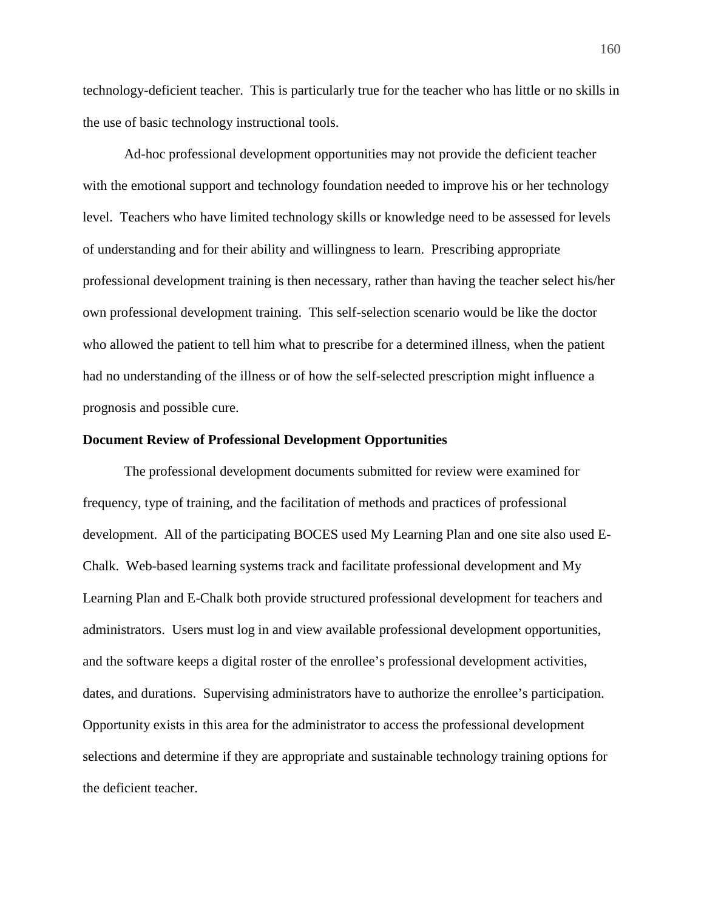technology-deficient teacher. This is particularly true for the teacher who has little or no skills in the use of basic technology instructional tools.

Ad-hoc professional development opportunities may not provide the deficient teacher with the emotional support and technology foundation needed to improve his or her technology level. Teachers who have limited technology skills or knowledge need to be assessed for levels of understanding and for their ability and willingness to learn. Prescribing appropriate professional development training is then necessary, rather than having the teacher select his/her own professional development training. This self-selection scenario would be like the doctor who allowed the patient to tell him what to prescribe for a determined illness, when the patient had no understanding of the illness or of how the self-selected prescription might influence a prognosis and possible cure.

**Document Review of Professional Development Opportunities**

The professional development documents submitted for review were examined for frequency, type of training, and the facilitation of methods and practices of professional development. All of the participating BOCES used My Learning Plan and one site also used E-Chalk. Web-based learning systems track and facilitate professional development and My Learning Plan and E-Chalk both provide structured professional development for teachers and administrators. Users must log in and view available professional development opportunities, and the software keeps a digital roster of the enrollee's professional development activities, dates, and durations. Supervising administrators have to authorize the enrollee's participation. Opportunity exists in this area for the administrator to access the professional development selections and determine if they are appropriate and sustainable technology training options for the deficient teacher.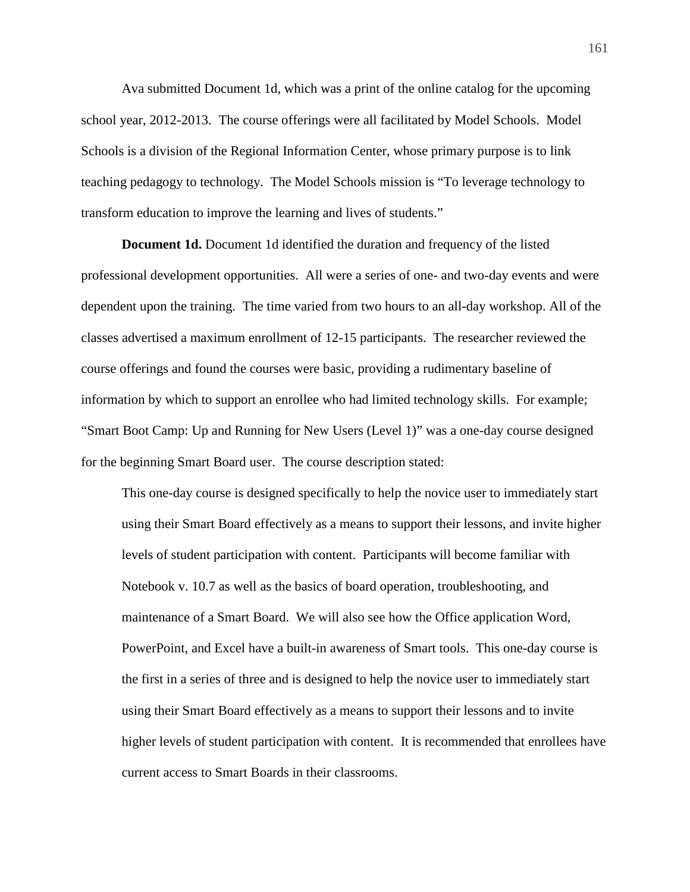Ava submitted Document 1d, which was a print of the online catalog for the upcoming school year, 2012-2013. The course offerings were all facilitated by Model Schools. Model Schools is a division of the Regional Information Center, whose primary purpose is to link teaching pedagogy to technology. The Model Schools mission is "To leverage technology to transform education to improve the learning and lives of students."

**Document 1d.** Document 1d identified the duration and frequency of the listed professional development opportunities. All were a series of one- and two-day events and were dependent upon the training. The time varied from two hours to an all-day workshop. All of the classes advertised a maximum enrollment of 12-15 participants. The researcher reviewed the course offerings and found the courses were basic, providing a rudimentary baseline of information by which to support an enrollee who had limited technology skills. For example; "Smart Boot Camp: Up and Running for New Users (Level 1)" was a one-day course designed for the beginning Smart Board user. The course description stated:

> This one-day course is designed specifically to help the novice user to immediately start using their Smart Board effectively as a means to support their lessons, and invite higher levels of student participation with content. Participants will become familiar with Notebook v. 10.7 as well as the basics of board operation, troubleshooting, and maintenance of a Smart Board. We will also see how the Office application Word, PowerPoint, and Excel have a built-in awareness of Smart tools. This one-day course is the first in a series of three and is designed to help the novice user to immediately start using their Smart Board effectively as a means to support their lessons and to invite higher levels of student participation with content. It is recommended that enrollees have current access to Smart Boards in their classrooms.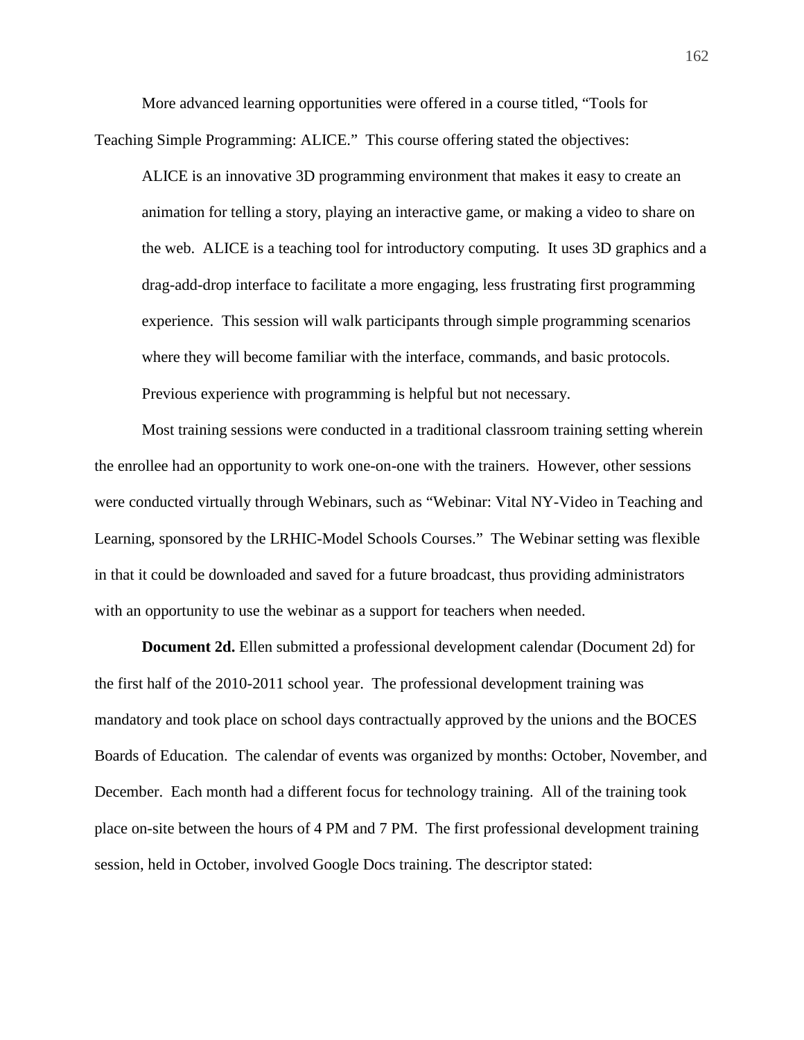More advanced learning opportunities were offered in a course titled, "Tools for Teaching Simple Programming: ALICE." This course offering stated the objectives:

> ALICE is an innovative 3D programming environment that makes it easy to create an animation for telling a story, playing an interactive game, or making a video to share on the web. ALICE is a teaching tool for introductory computing. It uses 3D graphics and a drag-add-drop interface to facilitate a more engaging, less frustrating first programming experience. This session will walk participants through simple programming scenarios where they will become familiar with the interface, commands, and basic protocols. Previous experience with programming is helpful but not necessary.

Most training sessions were conducted in a traditional classroom training setting wherein the enrollee had an opportunity to work one-on-one with the trainers. However, other sessions were conducted virtually through Webinars, such as "Webinar: Vital NY-Video in Teaching and Learning, sponsored by the LRHIC-Model Schools Courses." The Webinar setting was flexible in that it could be downloaded and saved for a future broadcast, thus providing administrators with an opportunity to use the webinar as a support for teachers when needed.

**Document 2d.** Ellen submitted a professional development calendar (Document 2d) for the first half of the 2010-2011 school year. The professional development training was mandatory and took place on school days contractually approved by the unions and the BOCES Boards of Education. The calendar of events was organized by months: October, November, and December. Each month had a different focus for technology training. All of the training took place on-site between the hours of 4 PM and 7 PM. The first professional development training session, held in October, involved Google Docs training. The descriptor stated: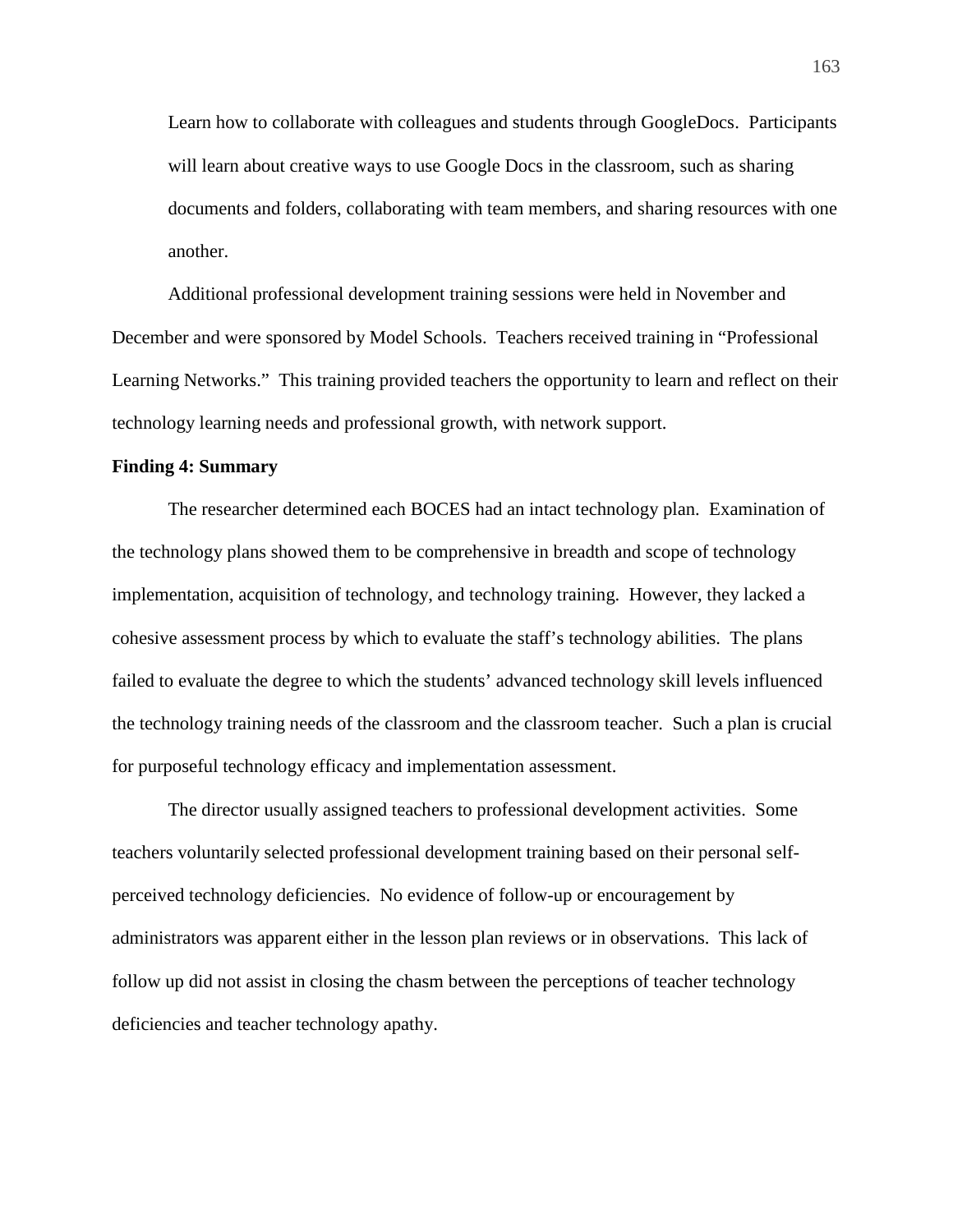Learn how to collaborate with colleagues and students through GoogleDocs. Participants will learn about creative ways to use Google Docs in the classroom, such as sharing documents and folders, collaborating with team members, and sharing resources with one another.

Additional professional development training sessions were held in November and December and were sponsored by Model Schools. Teachers received training in "Professional Learning Networks." This training provided teachers the opportunity to learn and reflect on their technology learning needs and professional growth, with network support.

**Finding 4: Summary**

The researcher determined each BOCES had an intact technology plan. Examination of the technology plans showed them to be comprehensive in breadth and scope of technology implementation, acquisition of technology, and technology training. However, they lacked a cohesive assessment process by which to evaluate the staff's technology abilities. The plans failed to evaluate the degree to which the students' advanced technology skill levels influenced the technology training needs of the classroom and the classroom teacher. Such a plan is crucial for purposeful technology efficacy and implementation assessment.

The director usually assigned teachers to professional development activities. Some teachers voluntarily selected professional development training based on their personal self-perceived technology deficiencies. No evidence of follow-up or encouragement by administrators was apparent either in the lesson plan reviews or in observations. This lack of follow up did not assist in closing the chasm between the perceptions of teacher technology deficiencies and teacher technology apathy.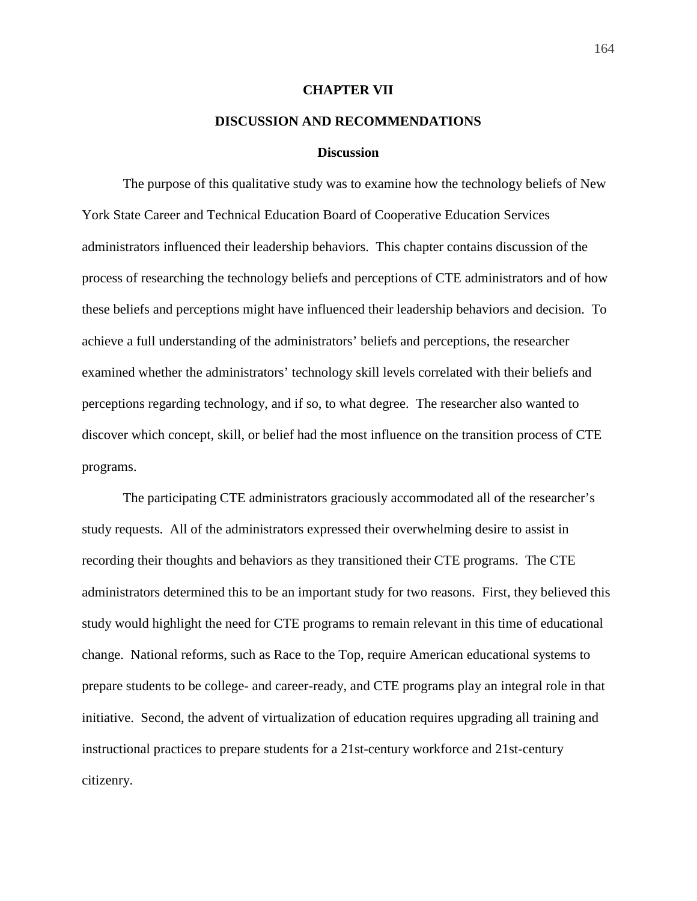# CHAPTER VII

# DISCUSSION AND RECOMMENDATIONS

## Discussion

The purpose of this qualitative study was to examine how the technology beliefs of New York State Career and Technical Education Board of Cooperative Education Services administrators influenced their leadership behaviors. This chapter contains discussion of the process of researching the technology beliefs and perceptions of CTE administrators and of how these beliefs and perceptions might have influenced their leadership behaviors and decision. To achieve a full understanding of the administrators' beliefs and perceptions, the researcher examined whether the administrators' technology skill levels correlated with their beliefs and perceptions regarding technology, and if so, to what degree. The researcher also wanted to discover which concept, skill, or belief had the most influence on the transition process of CTE programs.

The participating CTE administrators graciously accommodated all of the researcher's study requests. All of the administrators expressed their overwhelming desire to assist in recording their thoughts and behaviors as they transitioned their CTE programs. The CTE administrators determined this to be an important study for two reasons. First, they believed this study would highlight the need for CTE programs to remain relevant in this time of educational change. National reforms, such as Race to the Top, require American educational systems to prepare students to be college- and career-ready, and CTE programs play an integral role in that initiative. Second, the advent of virtualization of education requires upgrading all training and instructional practices to prepare students for a 21st-century workforce and 21st-century citizenry.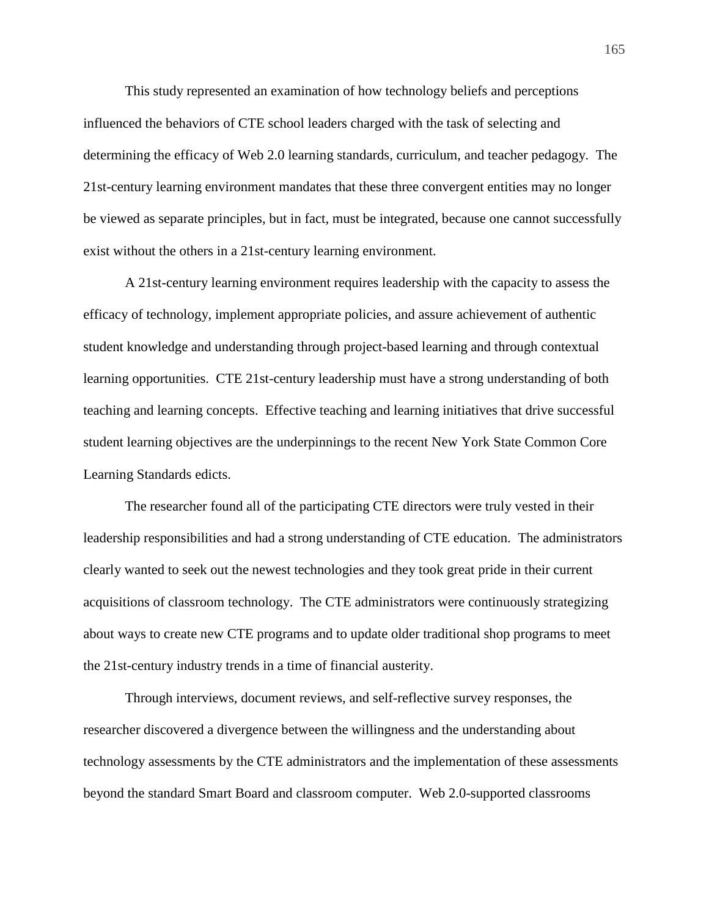This study represented an examination of how technology beliefs and perceptions influenced the behaviors of CTE school leaders charged with the task of selecting and determining the efficacy of Web 2.0 learning standards, curriculum, and teacher pedagogy. The 21st-century learning environment mandates that these three convergent entities may no longer be viewed as separate principles, but in fact, must be integrated, because one cannot successfully exist without the others in a 21st-century learning environment.

A 21st-century learning environment requires leadership with the capacity to assess the efficacy of technology, implement appropriate policies, and assure achievement of authentic student knowledge and understanding through project-based learning and through contextual learning opportunities. CTE 21st-century leadership must have a strong understanding of both teaching and learning concepts. Effective teaching and learning initiatives that drive successful student learning objectives are the underpinnings to the recent New York State Common Core Learning Standards edicts.

The researcher found all of the participating CTE directors were truly vested in their leadership responsibilities and had a strong understanding of CTE education. The administrators clearly wanted to seek out the newest technologies and they took great pride in their current acquisitions of classroom technology. The CTE administrators were continuously strategizing about ways to create new CTE programs and to update older traditional shop programs to meet the 21st-century industry trends in a time of financial austerity.

Through interviews, document reviews, and self-reflective survey responses, the researcher discovered a divergence between the willingness and the understanding about technology assessments by the CTE administrators and the implementation of these assessments beyond the standard Smart Board and classroom computer. Web 2.0-supported classrooms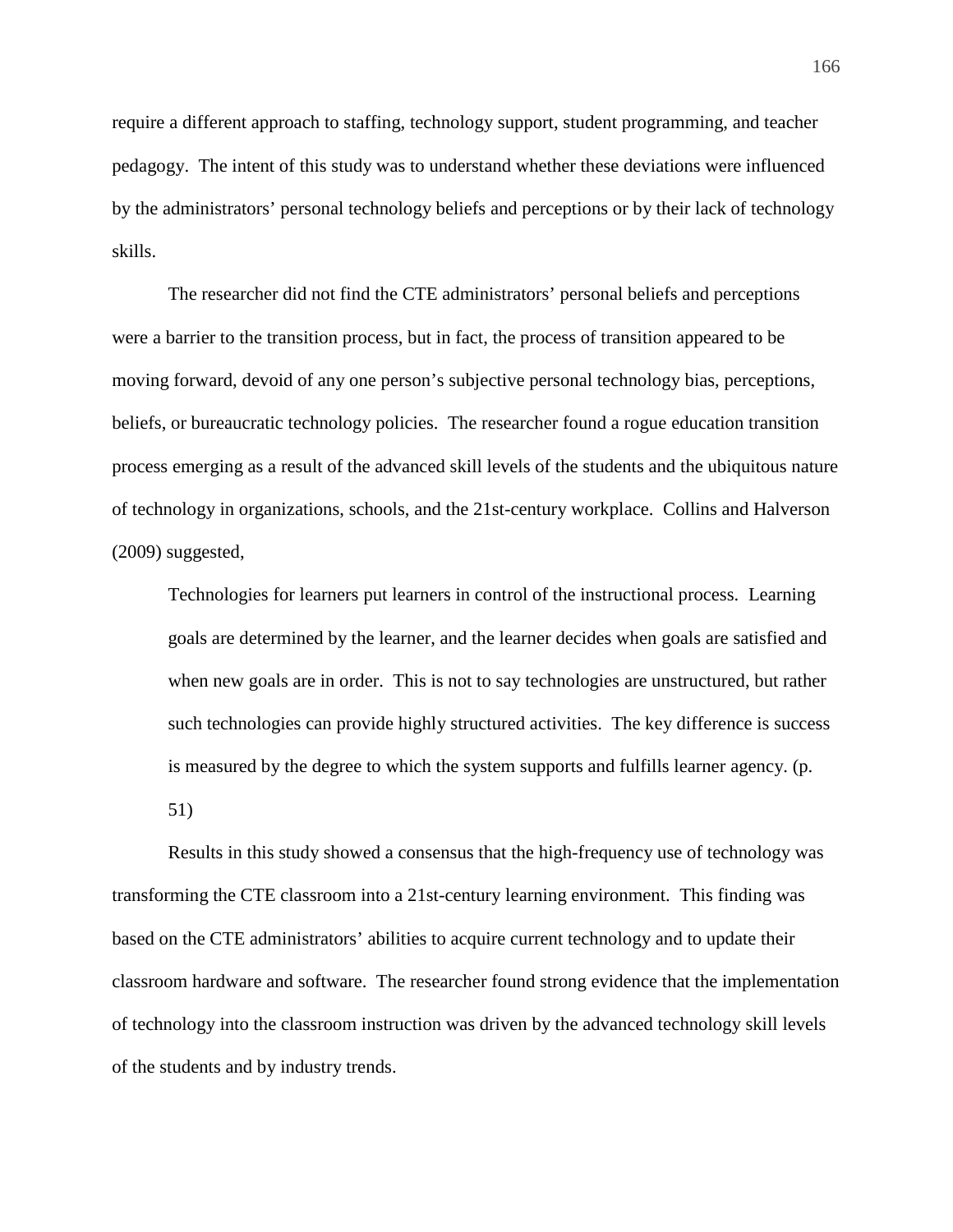require a different approach to staffing, technology support, student programming, and teacher pedagogy. The intent of this study was to understand whether these deviations were influenced by the administrators' personal technology beliefs and perceptions or by their lack of technology skills.

The researcher did not find the CTE administrators' personal beliefs and perceptions were a barrier to the transition process, but in fact, the process of transition appeared to be moving forward, devoid of any one person's subjective personal technology bias, perceptions, beliefs, or bureaucratic technology policies. The researcher found a rogue education transition process emerging as a result of the advanced skill levels of the students and the ubiquitous nature of technology in organizations, schools, and the 21st-century workplace. Collins and Halverson (2009) suggested,

> Technologies for learners put learners in control of the instructional process. Learning goals are determined by the learner, and the learner decides when goals are satisfied and when new goals are in order. This is not to say technologies are unstructured, but rather such technologies can provide highly structured activities. The key difference is success is measured by the degree to which the system supports and fulfills learner agency. (p. 51)

Results in this study showed a consensus that the high-frequency use of technology was transforming the CTE classroom into a 21st-century learning environment. This finding was based on the CTE administrators' abilities to acquire current technology and to update their classroom hardware and software. The researcher found strong evidence that the implementation of technology into the classroom instruction was driven by the advanced technology skill levels of the students and by industry trends.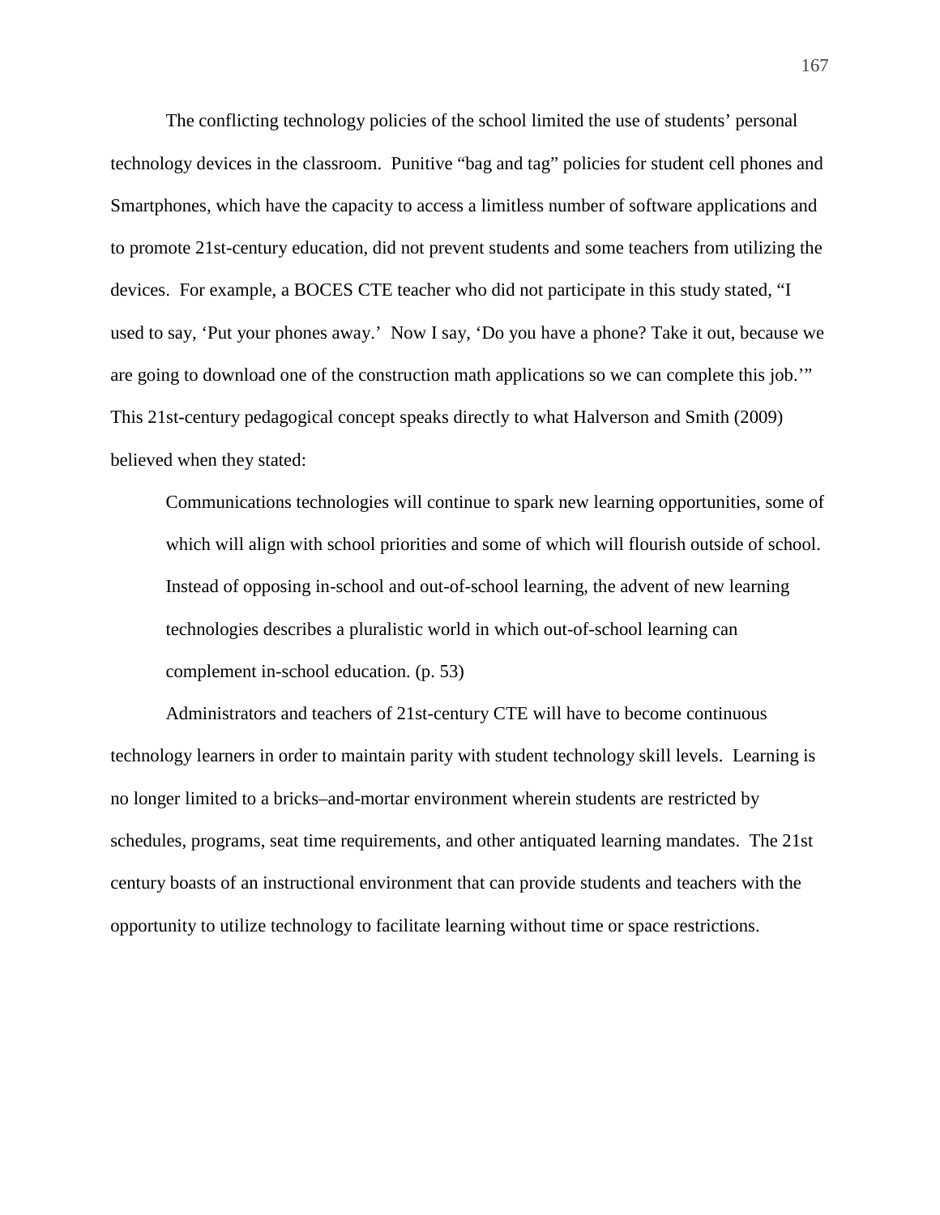The conflicting technology policies of the school limited the use of students' personal technology devices in the classroom. Punitive "bag and tag" policies for student cell phones and Smartphones, which have the capacity to access a limitless number of software applications and to promote 21st-century education, did not prevent students and some teachers from utilizing the devices. For example, a BOCES CTE teacher who did not participate in this study stated, "I used to say, 'Put your phones away.' Now I say, 'Do you have a phone? Take it out, because we are going to download one of the construction math applications so we can complete this job.'" This 21st-century pedagogical concept speaks directly to what Halverson and Smith (2009) believed when they stated:

> Communications technologies will continue to spark new learning opportunities, some of which will align with school priorities and some of which will flourish outside of school. Instead of opposing in-school and out-of-school learning, the advent of new learning technologies describes a pluralistic world in which out-of-school learning can complement in-school education. (p. 53)

Administrators and teachers of 21st-century CTE will have to become continuous technology learners in order to maintain parity with student technology skill levels. Learning is no longer limited to a bricks–and-mortar environment wherein students are restricted by schedules, programs, seat time requirements, and other antiquated learning mandates. The 21st century boasts of an instructional environment that can provide students and teachers with the opportunity to utilize technology to facilitate learning without time or space restrictions.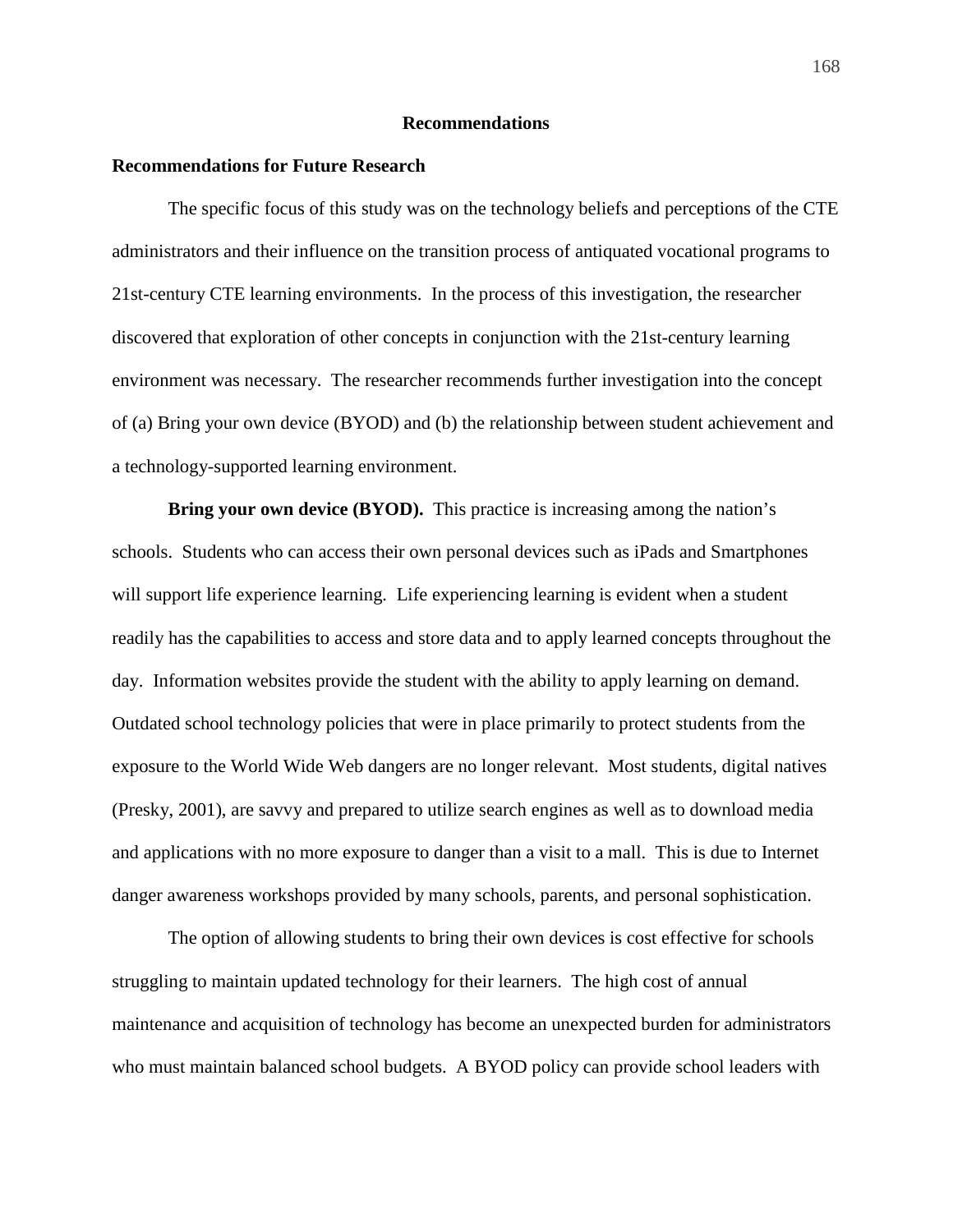## Recommendations

### Recommendations for Future Research

The specific focus of this study was on the technology beliefs and perceptions of the CTE administrators and their influence on the transition process of antiquated vocational programs to 21st-century CTE learning environments. In the process of this investigation, the researcher discovered that exploration of other concepts in conjunction with the 21st-century learning environment was necessary. The researcher recommends further investigation into the concept of (a) Bring your own device (BYOD) and (b) the relationship between student achievement and a technology-supported learning environment.

**Bring your own device (BYOD).** This practice is increasing among the nation's schools. Students who can access their own personal devices such as iPads and Smartphones will support life experience learning. Life experiencing learning is evident when a student readily has the capabilities to access and store data and to apply learned concepts throughout the day. Information websites provide the student with the ability to apply learning on demand. Outdated school technology policies that were in place primarily to protect students from the exposure to the World Wide Web dangers are no longer relevant. Most students, digital natives (Presky, 2001), are savvy and prepared to utilize search engines as well as to download media and applications with no more exposure to danger than a visit to a mall. This is due to Internet danger awareness workshops provided by many schools, parents, and personal sophistication.

The option of allowing students to bring their own devices is cost effective for schools struggling to maintain updated technology for their learners. The high cost of annual maintenance and acquisition of technology has become an unexpected burden for administrators who must maintain balanced school budgets. A BYOD policy can provide school leaders with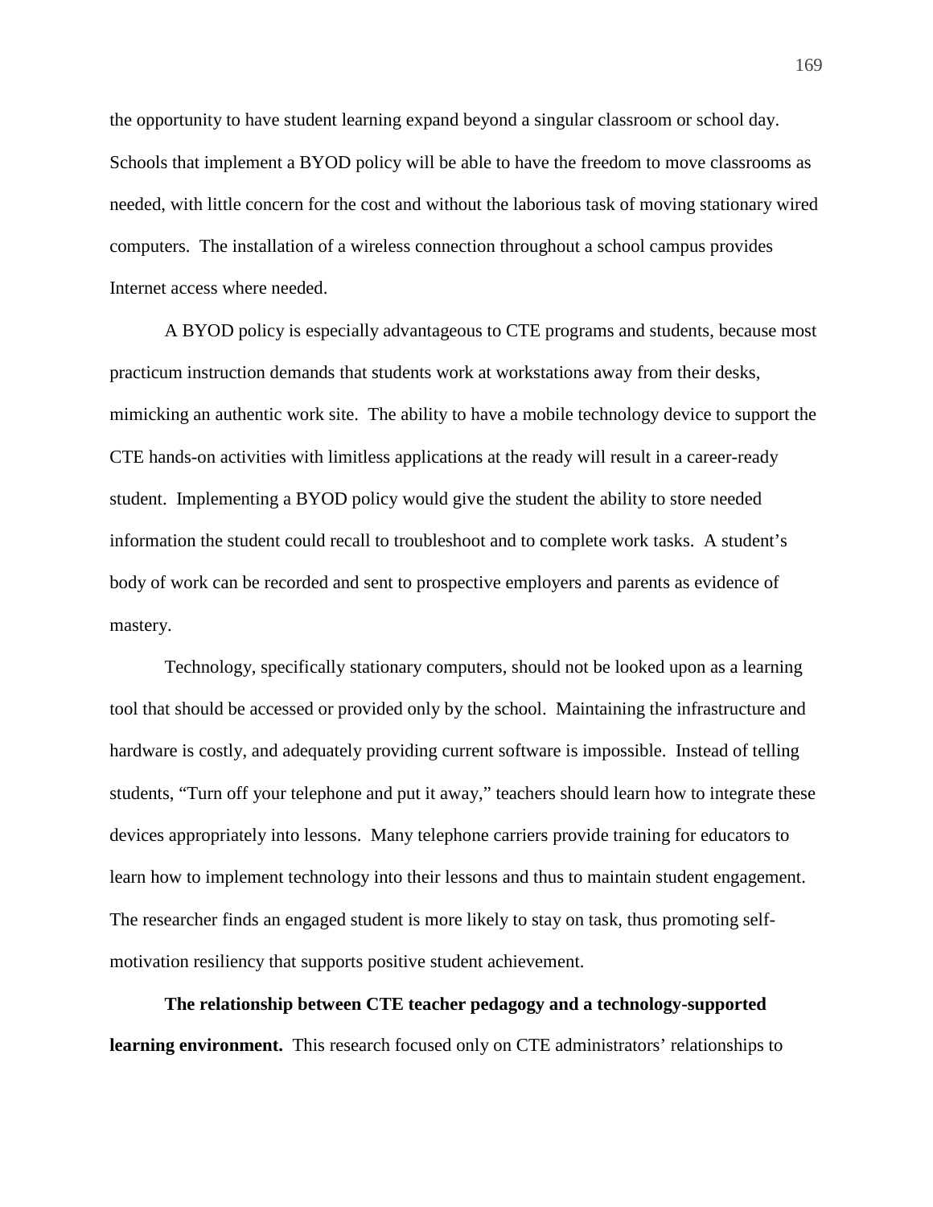the opportunity to have student learning expand beyond a singular classroom or school day. Schools that implement a BYOD policy will be able to have the freedom to move classrooms as needed, with little concern for the cost and without the laborious task of moving stationary wired computers. The installation of a wireless connection throughout a school campus provides Internet access where needed.

A BYOD policy is especially advantageous to CTE programs and students, because most practicum instruction demands that students work at workstations away from their desks, mimicking an authentic work site. The ability to have a mobile technology device to support the CTE hands-on activities with limitless applications at the ready will result in a career-ready student. Implementing a BYOD policy would give the student the ability to store needed information the student could recall to troubleshoot and to complete work tasks. A student's body of work can be recorded and sent to prospective employers and parents as evidence of mastery.

Technology, specifically stationary computers, should not be looked upon as a learning tool that should be accessed or provided only by the school. Maintaining the infrastructure and hardware is costly, and adequately providing current software is impossible. Instead of telling students, "Turn off your telephone and put it away," teachers should learn how to integrate these devices appropriately into lessons. Many telephone carriers provide training for educators to learn how to implement technology into their lessons and thus to maintain student engagement. The researcher finds an engaged student is more likely to stay on task, thus promoting self-motivation resiliency that supports positive student achievement.

**The relationship between CTE teacher pedagogy and a technology-supported learning environment.** This research focused only on CTE administrators' relationships to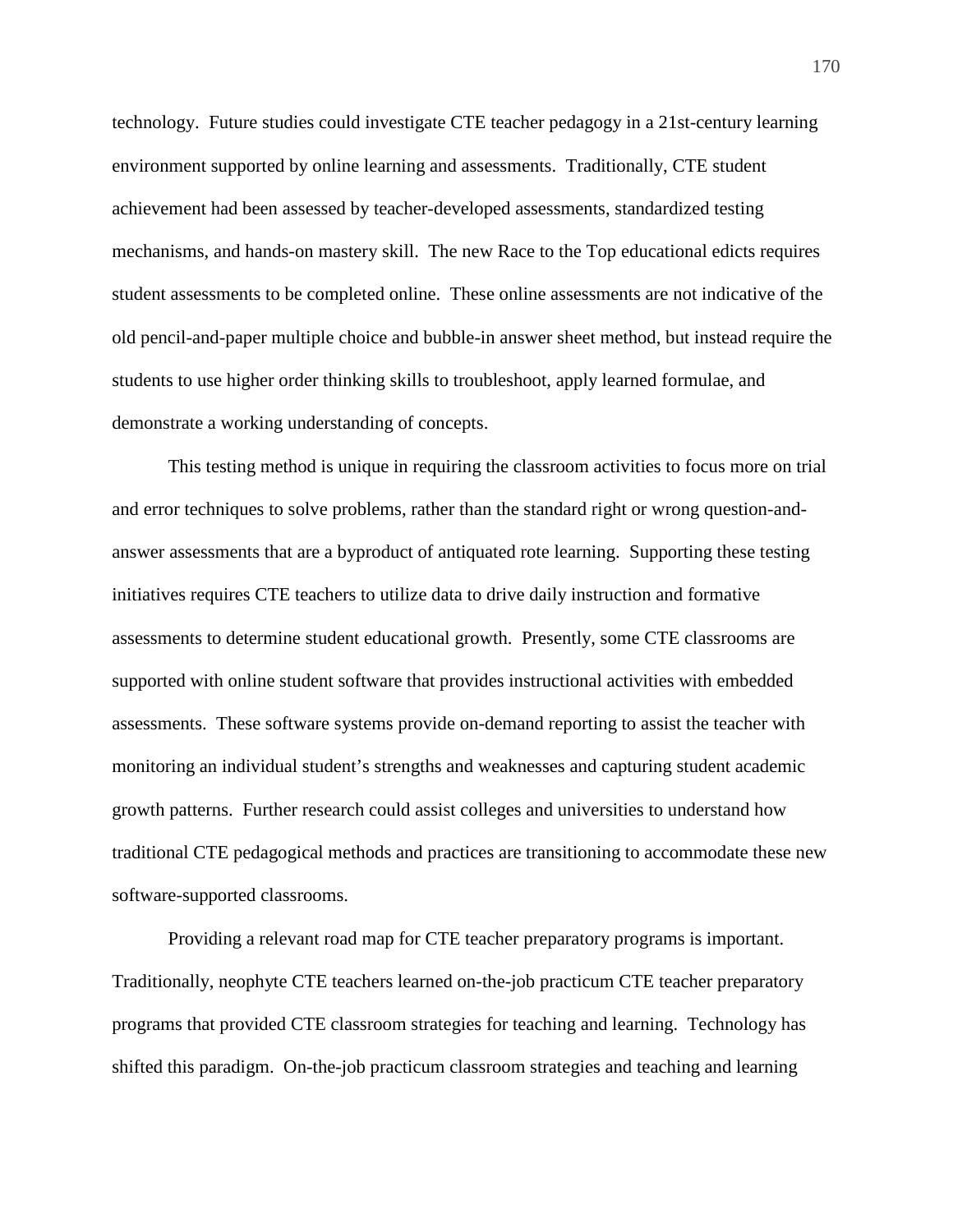technology. Future studies could investigate CTE teacher pedagogy in a 21st-century learning environment supported by online learning and assessments. Traditionally, CTE student achievement had been assessed by teacher-developed assessments, standardized testing mechanisms, and hands-on mastery skill. The new Race to the Top educational edicts requires student assessments to be completed online. These online assessments are not indicative of the old pencil-and-paper multiple choice and bubble-in answer sheet method, but instead require the students to use higher order thinking skills to troubleshoot, apply learned formulae, and demonstrate a working understanding of concepts.

This testing method is unique in requiring the classroom activities to focus more on trial and error techniques to solve problems, rather than the standard right or wrong question-and-answer assessments that are a byproduct of antiquated rote learning. Supporting these testing initiatives requires CTE teachers to utilize data to drive daily instruction and formative assessments to determine student educational growth. Presently, some CTE classrooms are supported with online student software that provides instructional activities with embedded assessments. These software systems provide on-demand reporting to assist the teacher with monitoring an individual student's strengths and weaknesses and capturing student academic growth patterns. Further research could assist colleges and universities to understand how traditional CTE pedagogical methods and practices are transitioning to accommodate these new software-supported classrooms.

Providing a relevant road map for CTE teacher preparatory programs is important. Traditionally, neophyte CTE teachers learned on-the-job practicum CTE teacher preparatory programs that provided CTE classroom strategies for teaching and learning. Technology has shifted this paradigm. On-the-job practicum classroom strategies and teaching and learning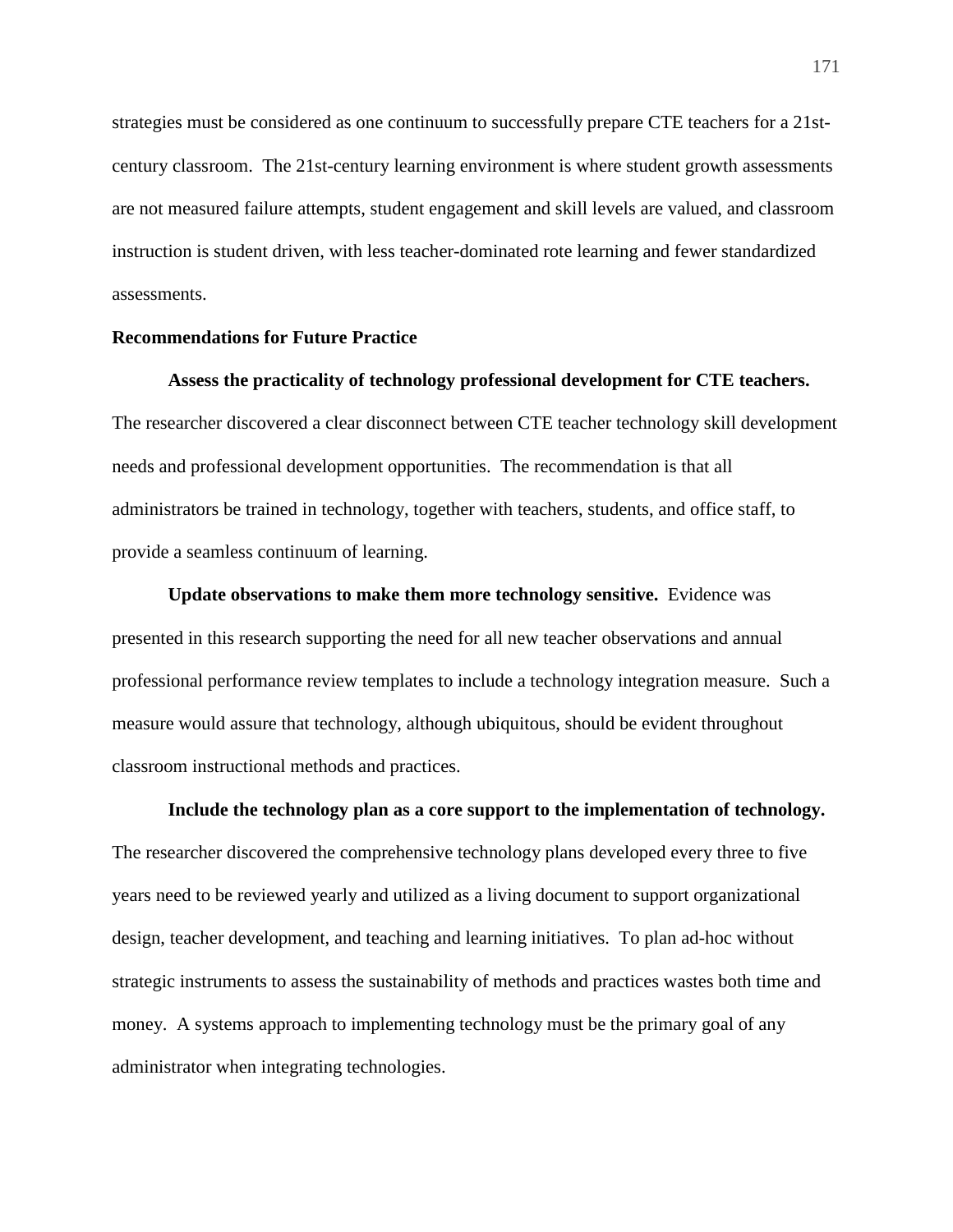strategies must be considered as one continuum to successfully prepare CTE teachers for a 21st-century classroom. The 21st-century learning environment is where student growth assessments are not measured failure attempts, student engagement and skill levels are valued, and classroom instruction is student driven, with less teacher-dominated rote learning and fewer standardized assessments.

## Recommendations for Future Practice

**Assess the practicality of technology professional development for CTE teachers.** The researcher discovered a clear disconnect between CTE teacher technology skill development needs and professional development opportunities. The recommendation is that all administrators be trained in technology, together with teachers, students, and office staff, to provide a seamless continuum of learning.

**Update observations to make them more technology sensitive.** Evidence was presented in this research supporting the need for all new teacher observations and annual professional performance review templates to include a technology integration measure. Such a measure would assure that technology, although ubiquitous, should be evident throughout classroom instructional methods and practices.

**Include the technology plan as a core support to the implementation of technology.** The researcher discovered the comprehensive technology plans developed every three to five years need to be reviewed yearly and utilized as a living document to support organizational design, teacher development, and teaching and learning initiatives. To plan ad-hoc without strategic instruments to assess the sustainability of methods and practices wastes both time and money. A systems approach to implementing technology must be the primary goal of any administrator when integrating technologies.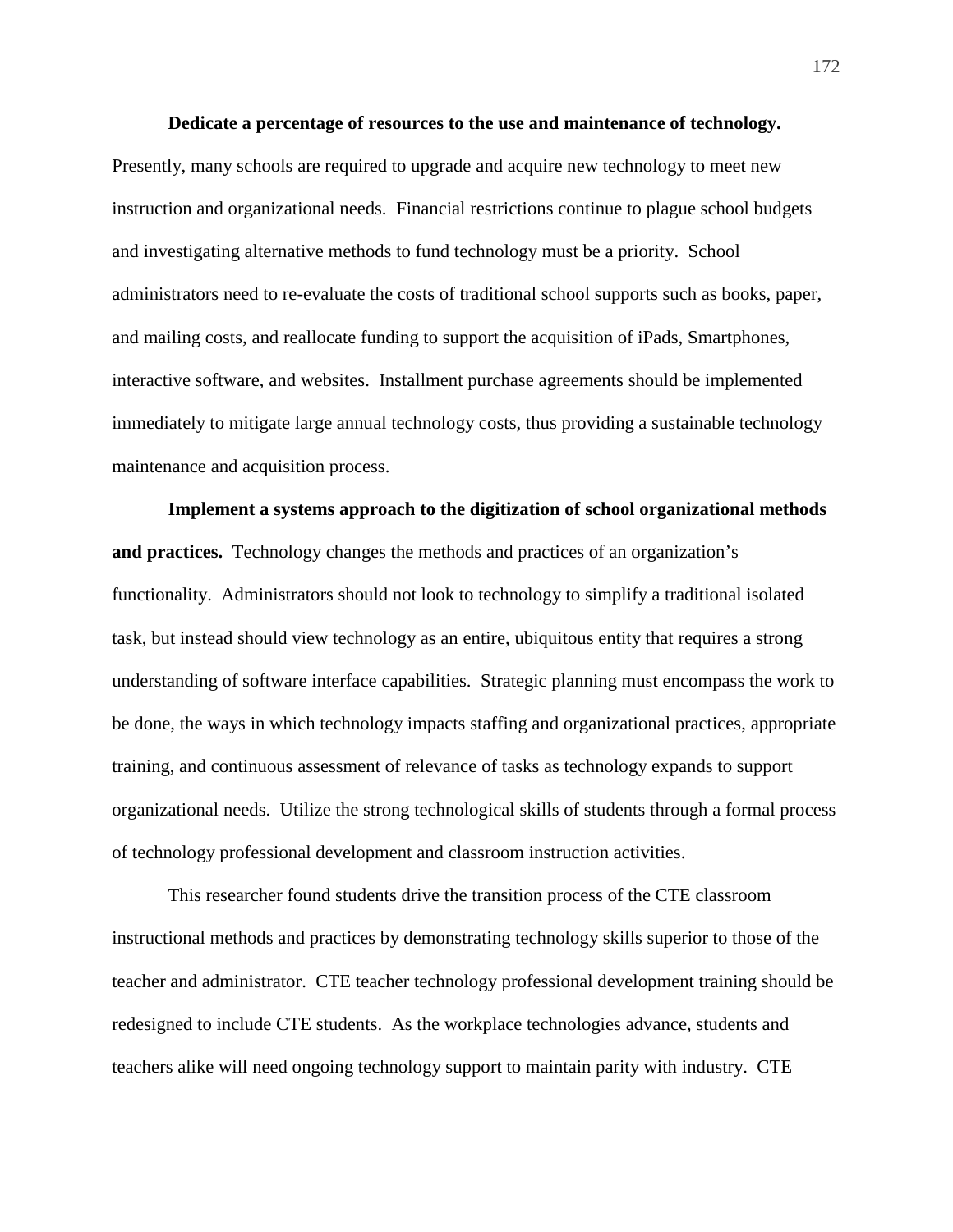**Dedicate a percentage of resources to the use and maintenance of technology.** Presently, many schools are required to upgrade and acquire new technology to meet new instruction and organizational needs. Financial restrictions continue to plague school budgets and investigating alternative methods to fund technology must be a priority. School administrators need to re-evaluate the costs of traditional school supports such as books, paper, and mailing costs, and reallocate funding to support the acquisition of iPads, Smartphones, interactive software, and websites. Installment purchase agreements should be implemented immediately to mitigate large annual technology costs, thus providing a sustainable technology maintenance and acquisition process.

**Implement a systems approach to the digitization of school organizational methods and practices.** Technology changes the methods and practices of an organization's functionality. Administrators should not look to technology to simplify a traditional isolated task, but instead should view technology as an entire, ubiquitous entity that requires a strong understanding of software interface capabilities. Strategic planning must encompass the work to be done, the ways in which technology impacts staffing and organizational practices, appropriate training, and continuous assessment of relevance of tasks as technology expands to support organizational needs. Utilize the strong technological skills of students through a formal process of technology professional development and classroom instruction activities.

This researcher found students drive the transition process of the CTE classroom instructional methods and practices by demonstrating technology skills superior to those of the teacher and administrator. CTE teacher technology professional development training should be redesigned to include CTE students. As the workplace technologies advance, students and teachers alike will need ongoing technology support to maintain parity with industry. CTE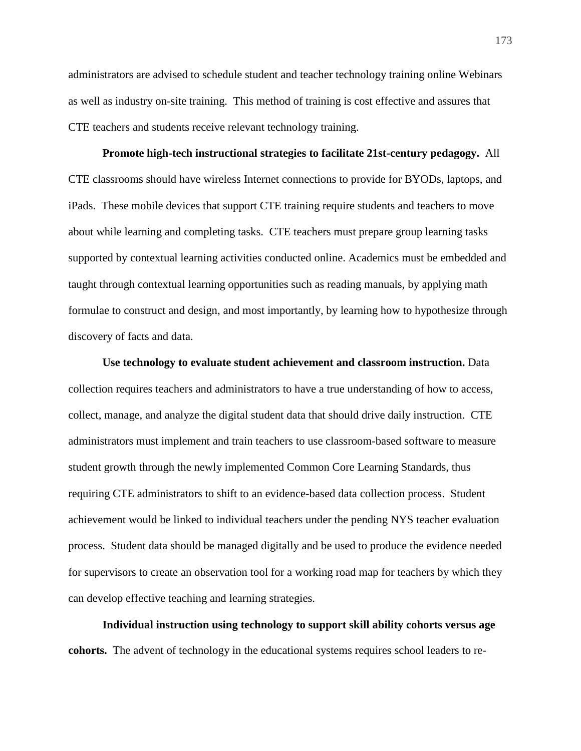administrators are advised to schedule student and teacher technology training online Webinars as well as industry on-site training. This method of training is cost effective and assures that CTE teachers and students receive relevant technology training.

**Promote high-tech instructional strategies to facilitate 21st-century pedagogy.** All CTE classrooms should have wireless Internet connections to provide for BYODs, laptops, and iPads. These mobile devices that support CTE training require students and teachers to move about while learning and completing tasks. CTE teachers must prepare group learning tasks supported by contextual learning activities conducted online. Academics must be embedded and taught through contextual learning opportunities such as reading manuals, by applying math formulae to construct and design, and most importantly, by learning how to hypothesize through discovery of facts and data.

**Use technology to evaluate student achievement and classroom instruction.** Data collection requires teachers and administrators to have a true understanding of how to access, collect, manage, and analyze the digital student data that should drive daily instruction. CTE administrators must implement and train teachers to use classroom-based software to measure student growth through the newly implemented Common Core Learning Standards, thus requiring CTE administrators to shift to an evidence-based data collection process. Student achievement would be linked to individual teachers under the pending NYS teacher evaluation process. Student data should be managed digitally and be used to produce the evidence needed for supervisors to create an observation tool for a working road map for teachers by which they can develop effective teaching and learning strategies.

**Individual instruction using technology to support skill ability cohorts versus age cohorts.** The advent of technology in the educational systems requires school leaders to re-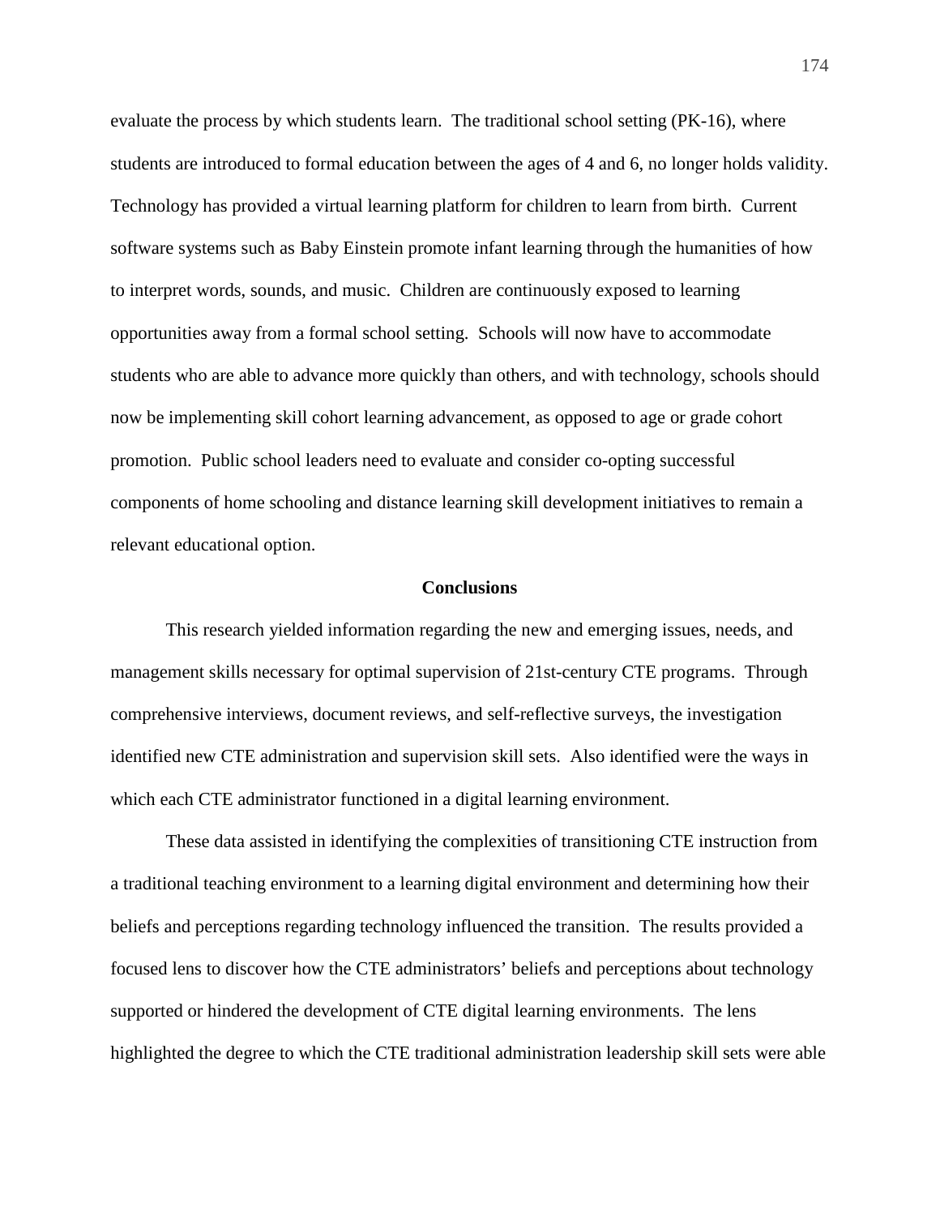evaluate the process by which students learn. The traditional school setting (PK-16), where students are introduced to formal education between the ages of 4 and 6, no longer holds validity. Technology has provided a virtual learning platform for children to learn from birth. Current software systems such as Baby Einstein promote infant learning through the humanities of how to interpret words, sounds, and music. Children are continuously exposed to learning opportunities away from a formal school setting. Schools will now have to accommodate students who are able to advance more quickly than others, and with technology, schools should now be implementing skill cohort learning advancement, as opposed to age or grade cohort promotion. Public school leaders need to evaluate and consider co-opting successful components of home schooling and distance learning skill development initiatives to remain a relevant educational option.

## Conclusions

This research yielded information regarding the new and emerging issues, needs, and management skills necessary for optimal supervision of 21st-century CTE programs. Through comprehensive interviews, document reviews, and self-reflective surveys, the investigation identified new CTE administration and supervision skill sets. Also identified were the ways in which each CTE administrator functioned in a digital learning environment.

These data assisted in identifying the complexities of transitioning CTE instruction from a traditional teaching environment to a learning digital environment and determining how their beliefs and perceptions regarding technology influenced the transition. The results provided a focused lens to discover how the CTE administrators' beliefs and perceptions about technology supported or hindered the development of CTE digital learning environments. The lens highlighted the degree to which the CTE traditional administration leadership skill sets were able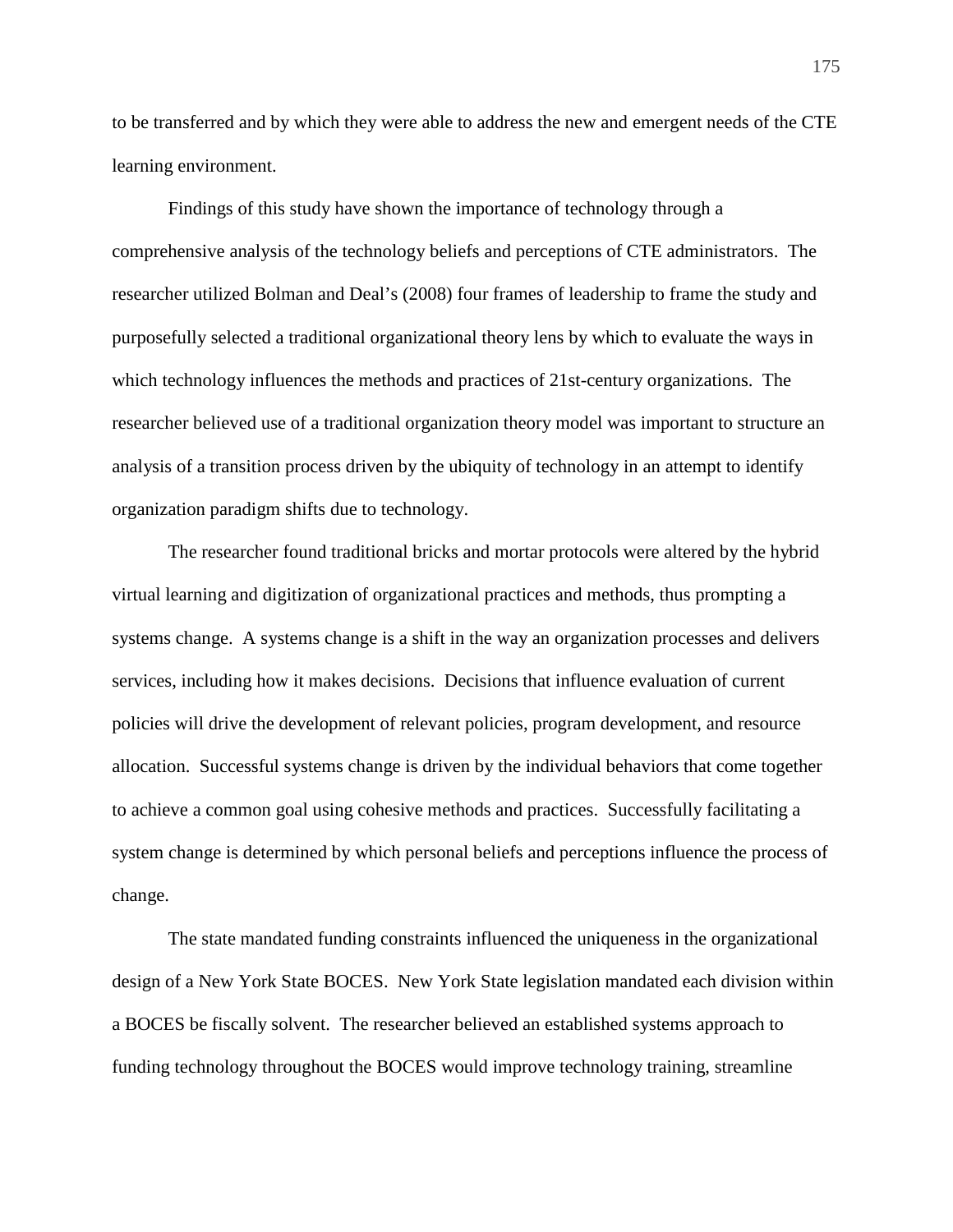to be transferred and by which they were able to address the new and emergent needs of the CTE learning environment.

Findings of this study have shown the importance of technology through a comprehensive analysis of the technology beliefs and perceptions of CTE administrators. The researcher utilized Bolman and Deal's (2008) four frames of leadership to frame the study and purposefully selected a traditional organizational theory lens by which to evaluate the ways in which technology influences the methods and practices of 21st-century organizations. The researcher believed use of a traditional organization theory model was important to structure an analysis of a transition process driven by the ubiquity of technology in an attempt to identify organization paradigm shifts due to technology.

The researcher found traditional bricks and mortar protocols were altered by the hybrid virtual learning and digitization of organizational practices and methods, thus prompting a systems change. A systems change is a shift in the way an organization processes and delivers services, including how it makes decisions. Decisions that influence evaluation of current policies will drive the development of relevant policies, program development, and resource allocation. Successful systems change is driven by the individual behaviors that come together to achieve a common goal using cohesive methods and practices. Successfully facilitating a system change is determined by which personal beliefs and perceptions influence the process of change.

The state mandated funding constraints influenced the uniqueness in the organizational design of a New York State BOCES. New York State legislation mandated each division within a BOCES be fiscally solvent. The researcher believed an established systems approach to funding technology throughout the BOCES would improve technology training, streamline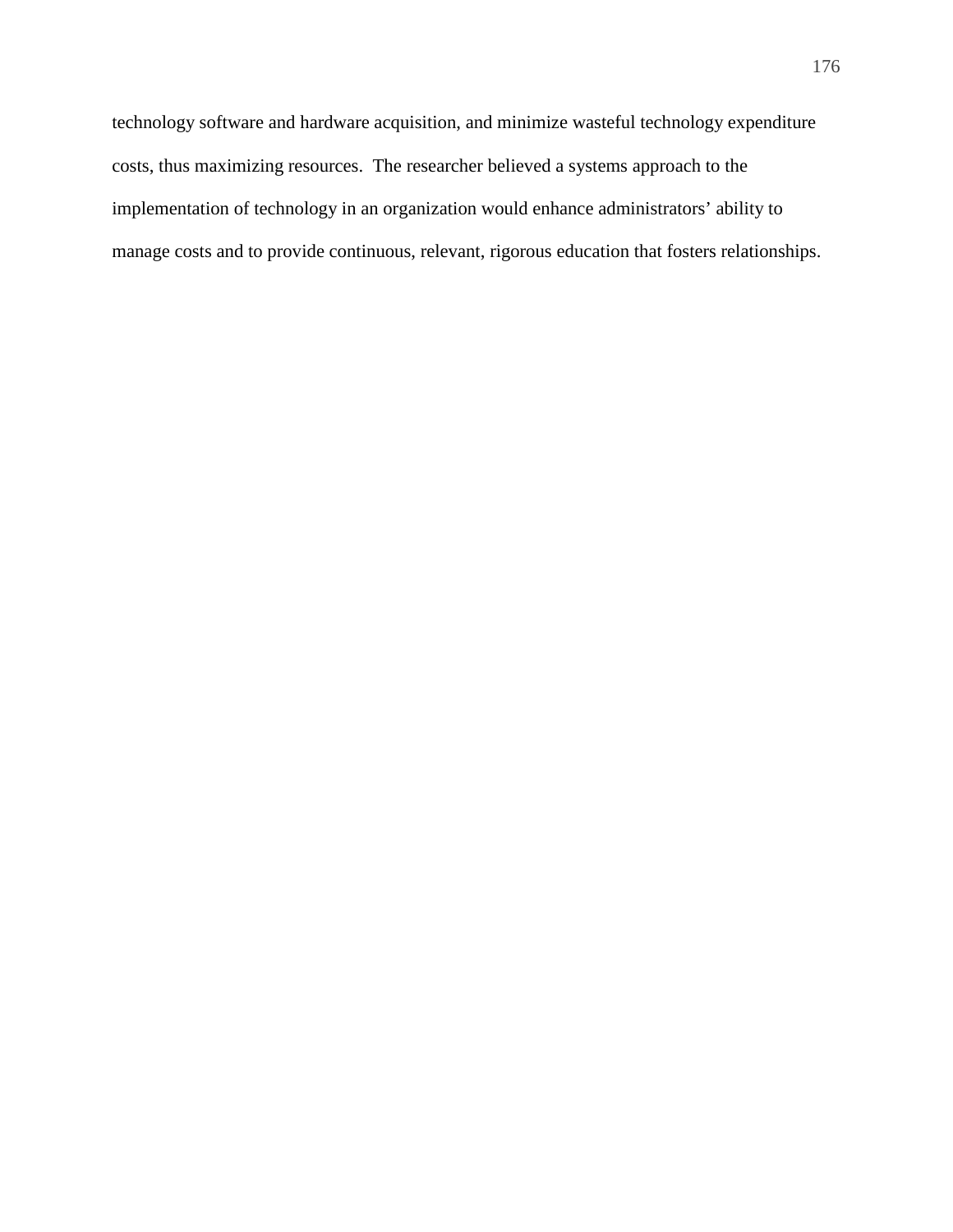technology software and hardware acquisition, and minimize wasteful technology expenditure costs, thus maximizing resources. The researcher believed a systems approach to the implementation of technology in an organization would enhance administrators' ability to manage costs and to provide continuous, relevant, rigorous education that fosters relationships.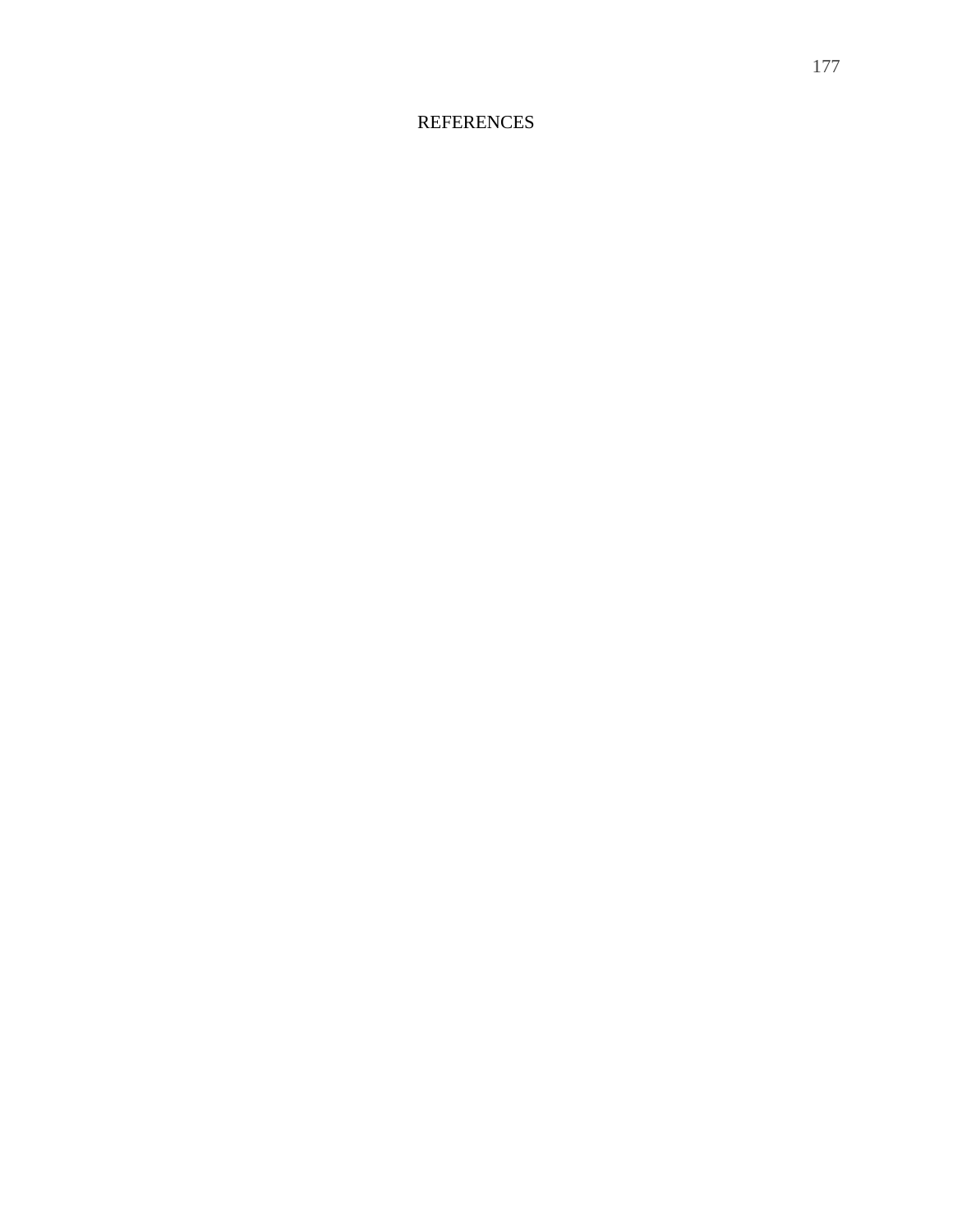# REFERENCES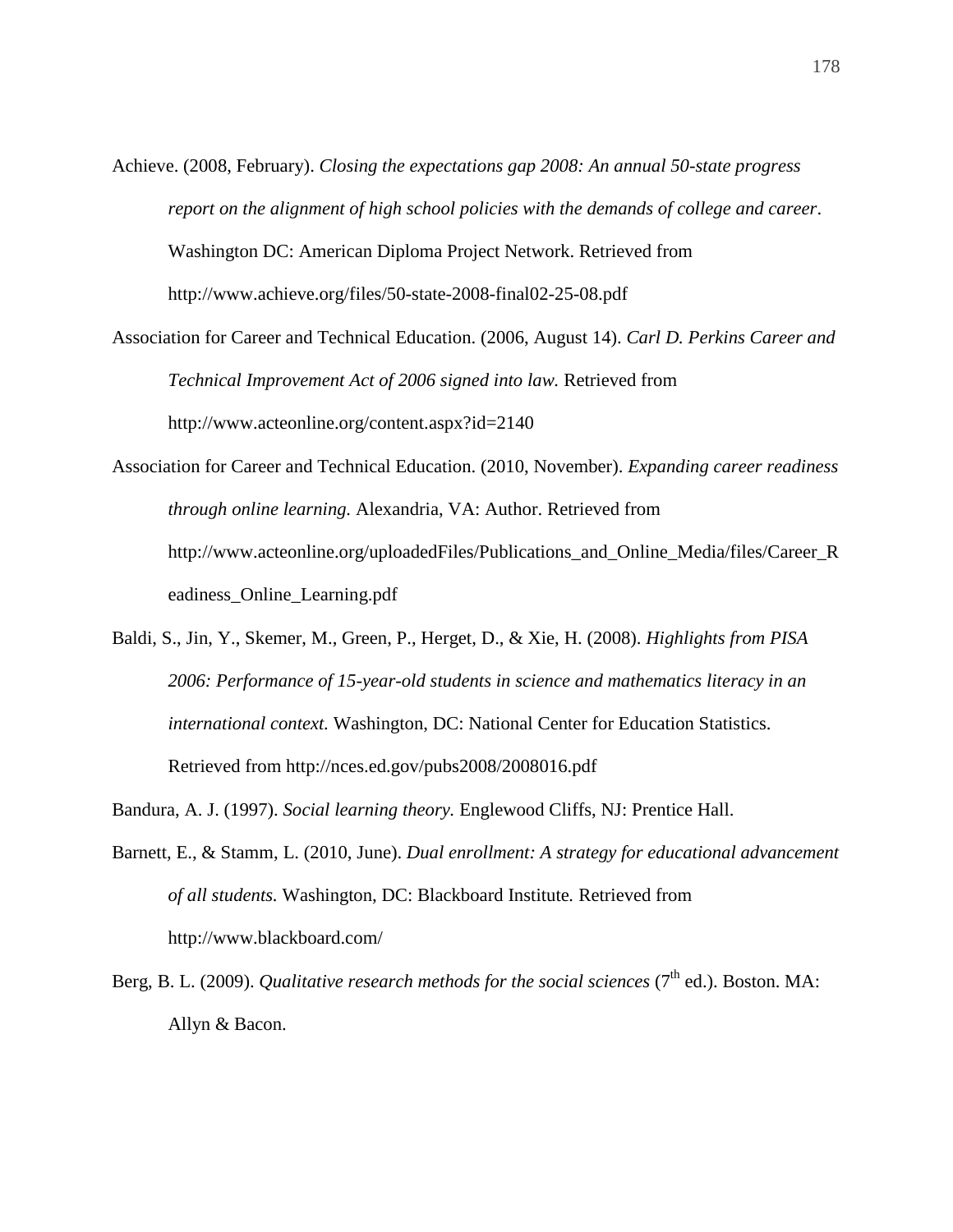Achieve. (2008, February). *Closing the expectations gap 2008: An annual 50-state progress report on the alignment of high school policies with the demands of college and career*. Washington DC: American Diploma Project Network. Retrieved from http://www.achieve.org/files/50-state-2008-final02-25-08.pdf

Association for Career and Technical Education. (2006, August 14). *Carl D. Perkins Career and Technical Improvement Act of 2006 signed into law.* Retrieved from http://www.acteonline.org/content.aspx?id=2140

Association for Career and Technical Education. (2010, November). *Expanding career readiness through online learning.* Alexandria, VA: Author. Retrieved from http://www.acteonline.org/uploadedFiles/Publications_and_Online_Media/files/Career_Readiness_Online_Learning.pdf

Baldi, S., Jin, Y., Skemer, M., Green, P., Herget, D., & Xie, H. (2008). *Highlights from PISA 2006: Performance of 15-year-old students in science and mathematics literacy in an international context.* Washington, DC: National Center for Education Statistics. Retrieved from http://nces.ed.gov/pubs2008/2008016.pdf

Bandura, A. J. (1997). *Social learning theory.* Englewood Cliffs, NJ: Prentice Hall.

Barnett, E., & Stamm, L. (2010, June). *Dual enrollment: A strategy for educational advancement of all students.* Washington, DC: Blackboard Institute. Retrieved from http://www.blackboard.com/

Berg, B. L. (2009). *Qualitative research methods for the social sciences* (7th ed.). Boston. MA: Allyn & Bacon.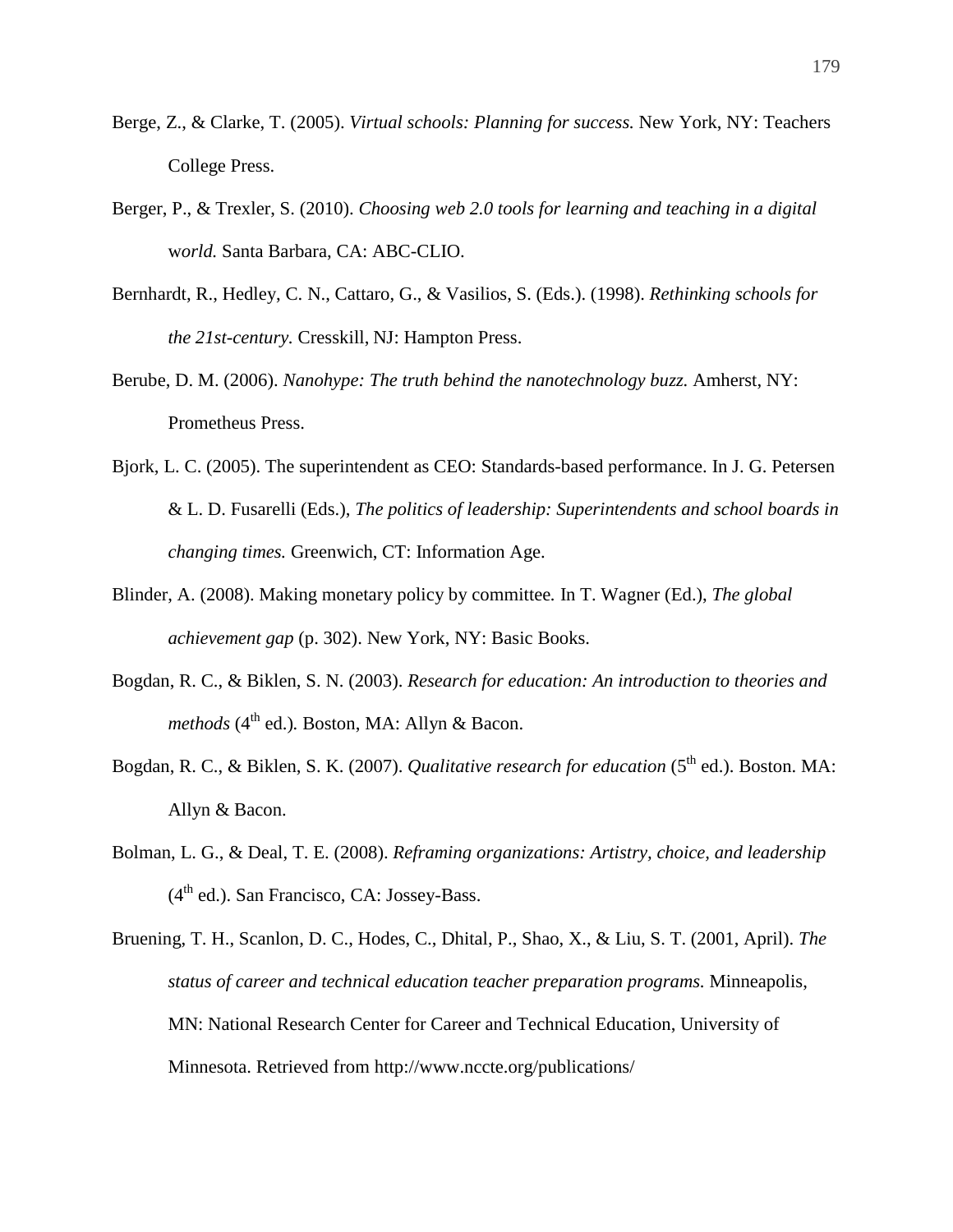Berge, Z., & Clarke, T. (2005). *Virtual schools: Planning for success.* New York, NY: Teachers College Press.

Berger, P., & Trexler, S. (2010). *Choosing web 2.0 tools for learning and teaching in a digital world.* Santa Barbara, CA: ABC-CLIO.

Bernhardt, R., Hedley, C. N., Cattaro, G., & Vasilios, S. (Eds.). (1998). *Rethinking schools for the 21st-century.* Cresskill, NJ: Hampton Press.

Berube, D. M. (2006). *Nanohype: The truth behind the nanotechnology buzz.* Amherst, NY: Prometheus Press.

Bjork, L. C. (2005). The superintendent as CEO: Standards-based performance. In J. G. Petersen & L. D. Fusarelli (Eds.), *The politics of leadership: Superintendents and school boards in changing times.* Greenwich, CT: Information Age.

Blinder, A. (2008). Making monetary policy by committee. In T. Wagner (Ed.), *The global achievement gap* (p. 302). New York, NY: Basic Books.

Bogdan, R. C., & Biklen, S. N. (2003). *Research for education: An introduction to theories and methods* (4th ed.). Boston, MA: Allyn & Bacon.

Bogdan, R. C., & Biklen, S. K. (2007). *Qualitative research for education* (5th ed.). Boston. MA: Allyn & Bacon.

Bolman, L. G., & Deal, T. E. (2008). *Reframing organizations: Artistry, choice, and leadership* (4th ed.). San Francisco, CA: Jossey-Bass.

Bruening, T. H., Scanlon, D. C., Hodes, C., Dhital, P., Shao, X., & Liu, S. T. (2001, April). *The status of career and technical education teacher preparation programs.* Minneapolis, MN: National Research Center for Career and Technical Education, University of Minnesota. Retrieved from http://www.nccte.org/publications/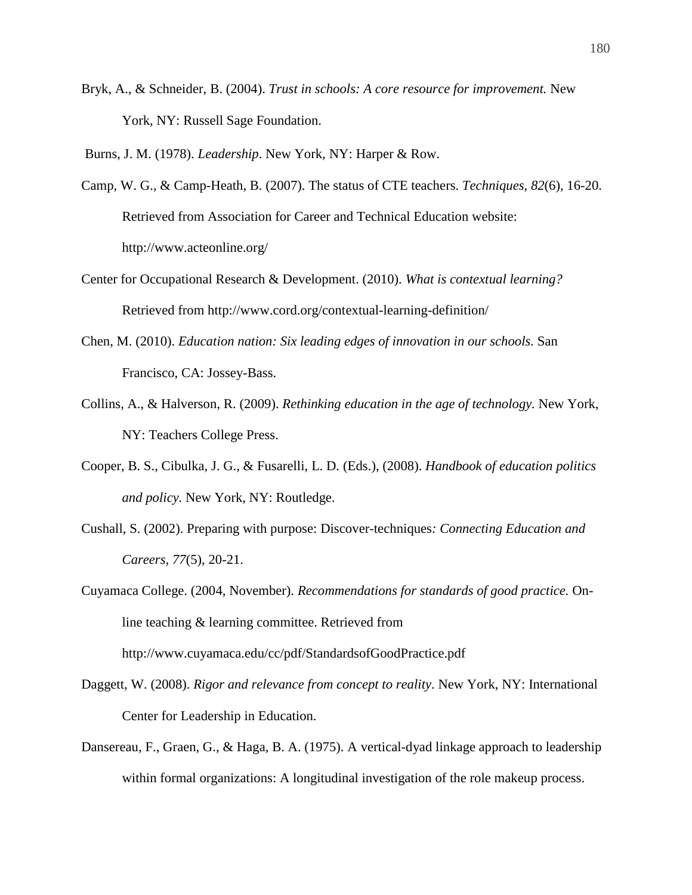Bryk, A., & Schneider, B. (2004). *Trust in schools: A core resource for improvement.* New York, NY: Russell Sage Foundation.

Burns, J. M. (1978). *Leadership*. New York, NY: Harper & Row.

Camp, W. G., & Camp-Heath, B. (2007). The status of CTE teachers. *Techniques, 82*(6), 16-20. Retrieved from Association for Career and Technical Education website: http://www.acteonline.org/

Center for Occupational Research & Development. (2010). *What is contextual learning?* Retrieved from http://www.cord.org/contextual-learning-definition/

Chen, M. (2010). *Education nation: Six leading edges of innovation in our schools.* San Francisco, CA: Jossey-Bass.

Collins, A., & Halverson, R. (2009). *Rethinking education in the age of technology*. New York, NY: Teachers College Press.

Cooper, B. S., Cibulka, J. G., & Fusarelli, L. D. (Eds.), (2008). *Handbook of education politics and policy.* New York, NY: Routledge.

Cushall, S. (2002). Preparing with purpose: Discover-techniques*: Connecting Education and Careers, 77*(5), 20-21.

Cuyamaca College. (2004, November). *Recommendations for standards of good practice.* On-line teaching & learning committee. Retrieved from http://www.cuyamaca.edu/cc/pdf/StandardsofGoodPractice.pdf

Daggett, W. (2008). *Rigor and relevance from concept to reality*. New York, NY: International Center for Leadership in Education.

Dansereau, F., Graen, G., & Haga, B. A. (1975). A vertical-dyad linkage approach to leadership within formal organizations: A longitudinal investigation of the role makeup process.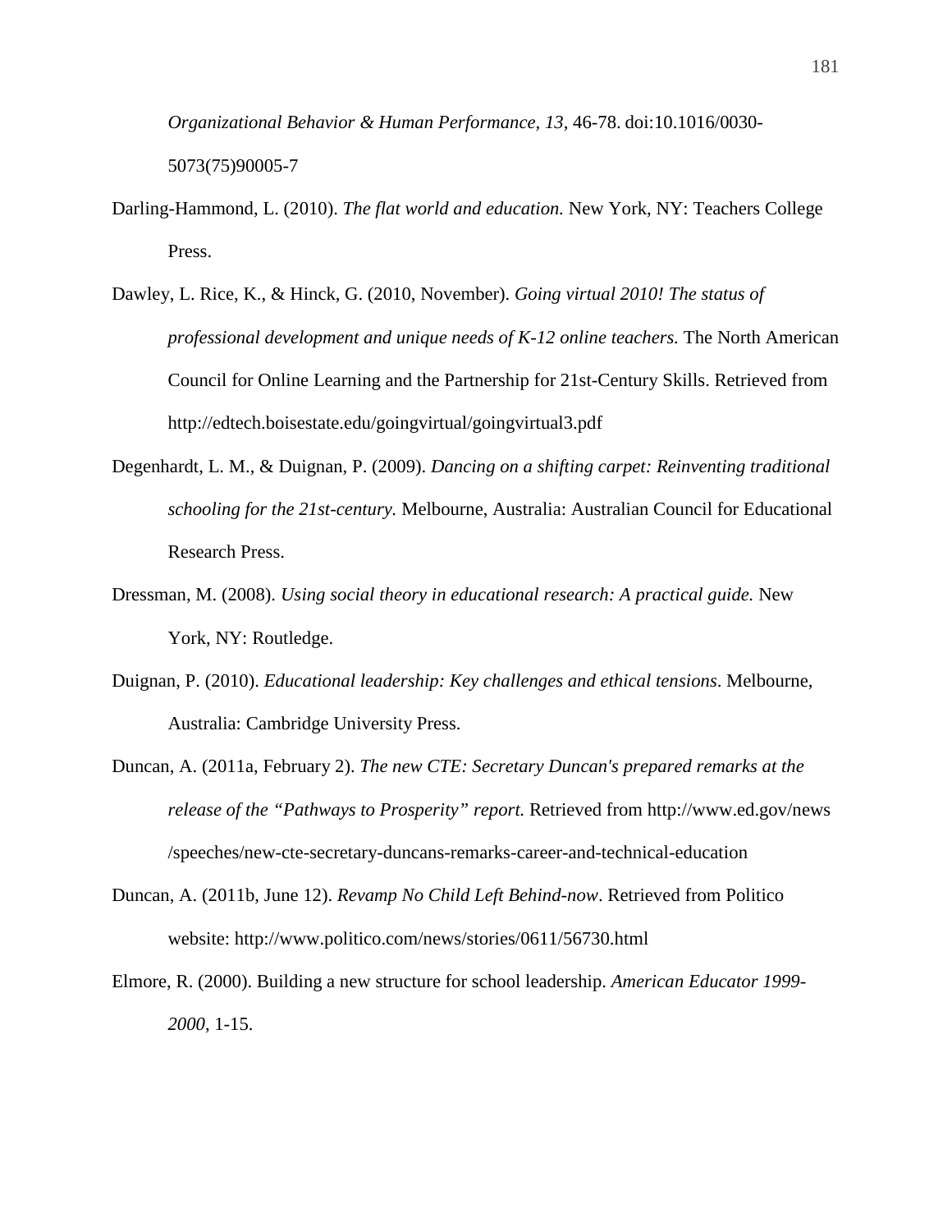*Organizational Behavior & Human Performance, 13,* 46-78. doi:10.1016/0030-5073(75)90005-7

Darling-Hammond, L. (2010). *The flat world and education.* New York, NY: Teachers College Press.

Dawley, L. Rice, K., & Hinck, G. (2010, November). *Going virtual 2010! The status of professional development and unique needs of K-12 online teachers.* The North American Council for Online Learning and the Partnership for 21st-Century Skills. Retrieved from http://edtech.boisestate.edu/goingvirtual/goingvirtual3.pdf

Degenhardt, L. M., & Duignan, P. (2009). *Dancing on a shifting carpet: Reinventing traditional schooling for the 21st-century.* Melbourne, Australia: Australian Council for Educational Research Press.

Dressman, M. (2008). *Using social theory in educational research: A practical guide.* New York, NY: Routledge.

Duignan, P. (2010). *Educational leadership: Key challenges and ethical tensions*. Melbourne, Australia: Cambridge University Press.

Duncan, A. (2011a, February 2). *The new CTE: Secretary Duncan's prepared remarks at the release of the "Pathways to Prosperity" report.* Retrieved from http://www.ed.gov/news/speeches/new-cte-secretary-duncans-remarks-career-and-technical-education

Duncan, A. (2011b, June 12). *Revamp No Child Left Behind-now*. Retrieved from Politico website: http://www.politico.com/news/stories/0611/56730.html

Elmore, R. (2000). Building a new structure for school leadership. *American Educator 1999-2000*, 1-15.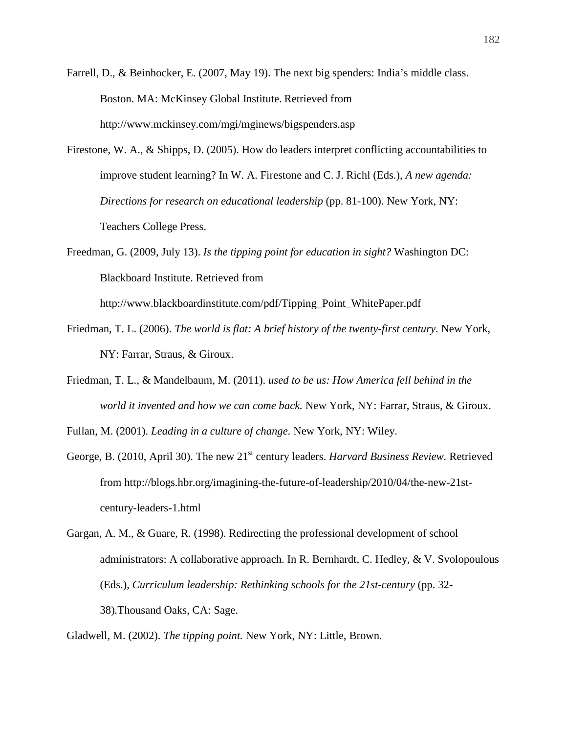Farrell, D., & Beinhocker, E. (2007, May 19). The next big spenders: India's middle class. Boston. MA: McKinsey Global Institute. Retrieved from http://www.mckinsey.com/mgi/mginews/bigspenders.asp

Firestone, W. A., & Shipps, D. (2005). How do leaders interpret conflicting accountabilities to improve student learning? In W. A. Firestone and C. J. Richl (Eds.), *A new agenda: Directions for research on educational leadership* (pp. 81-100). New York, NY: Teachers College Press.

Freedman, G. (2009, July 13). *Is the tipping point for education in sight?* Washington DC: Blackboard Institute. Retrieved from http://www.blackboardinstitute.com/pdf/Tipping_Point_WhitePaper.pdf

Friedman, T. L. (2006). *The world is flat: A brief history of the twenty-first century*. New York, NY: Farrar, Straus, & Giroux.

Friedman, T. L., & Mandelbaum, M. (2011). *used to be us: How America fell behind in the world it invented and how we can come back.* New York, NY: Farrar, Straus, & Giroux.

Fullan, M. (2001). *Leading in a culture of change.* New York, NY: Wiley.

George, B. (2010, April 30). The new 21st century leaders. *Harvard Business Review.* Retrieved from http://blogs.hbr.org/imagining-the-future-of-leadership/2010/04/the-new-21st-century-leaders-1.html

Gargan, A. M., & Guare, R. (1998). Redirecting the professional development of school administrators: A collaborative approach. In R. Bernhardt, C. Hedley, & V. Svolopoulous (Eds.), *Curriculum leadership: Rethinking schools for the 21st-century* (pp. 32-38).Thousand Oaks, CA: Sage.

Gladwell, M. (2002). *The tipping point.* New York, NY: Little, Brown.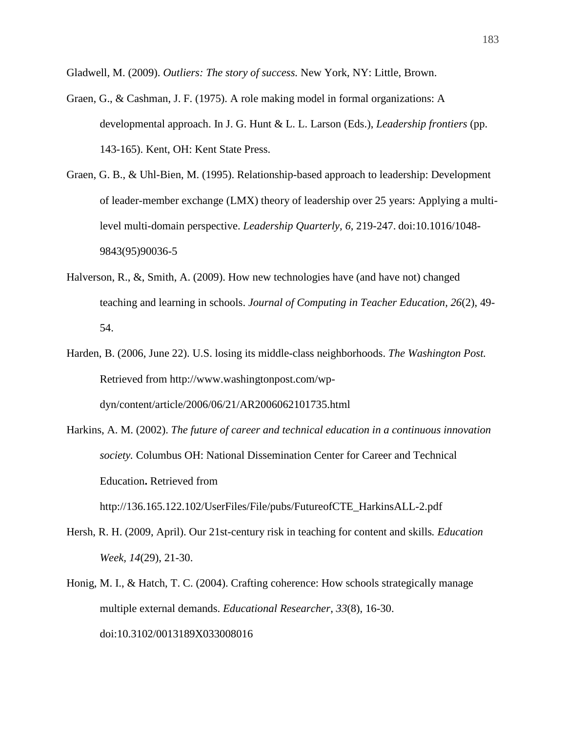Gladwell, M. (2009). *Outliers: The story of success.* New York, NY: Little, Brown.

Graen, G., & Cashman, J. F. (1975). A role making model in formal organizations: A developmental approach. In J. G. Hunt & L. L. Larson (Eds.), *Leadership frontiers* (pp. 143-165). Kent, OH: Kent State Press.

Graen, G. B., & Uhl-Bien, M. (1995). Relationship-based approach to leadership: Development of leader-member exchange (LMX) theory of leadership over 25 years: Applying a multi-level multi-domain perspective. *Leadership Quarterly, 6*, 219-247. doi:10.1016/1048-9843(95)90036-5

Halverson, R., &, Smith, A. (2009). How new technologies have (and have not) changed teaching and learning in schools. *Journal of Computing in Teacher Education*, *26*(2), 49-54.

Harden, B. (2006, June 22). U.S. losing its middle-class neighborhoods. *The Washington Post.* Retrieved from http://www.washingtonpost.com/wp-dyn/content/article/2006/06/21/AR2006062101735.html

Harkins, A. M. (2002). *The future of career and technical education in a continuous innovation society.* Columbus OH: National Dissemination Center for Career and Technical Education**.** Retrieved from http://136.165.122.102/UserFiles/File/pubs/FutureofCTE_HarkinsALL-2.pdf

Hersh, R. H. (2009, April). Our 21st-century risk in teaching for content and skills*. Education Week, 14*(29), 21-30.

Honig, M. I., & Hatch, T. C. (2004). Crafting coherence: How schools strategically manage multiple external demands. *Educational Researcher*, *33*(8), 16-30. doi:10.3102/0013189X033008016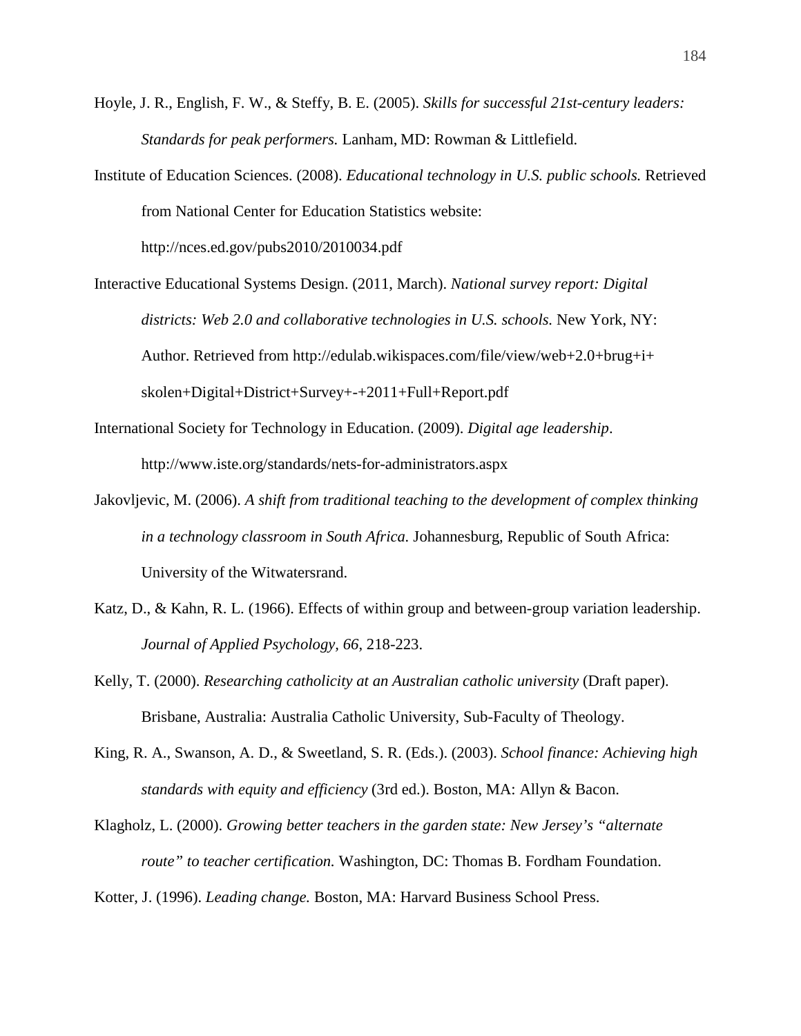Hoyle, J. R., English, F. W., & Steffy, B. E. (2005). *Skills for successful 21st-century leaders: Standards for peak performers.* Lanham, MD: Rowman & Littlefield.

Institute of Education Sciences. (2008). *Educational technology in U.S. public schools.* Retrieved from National Center for Education Statistics website: http://nces.ed.gov/pubs2010/2010034.pdf

Interactive Educational Systems Design. (2011, March). *National survey report: Digital districts: Web 2.0 and collaborative technologies in U.S. schools.* New York, NY: Author. Retrieved from http://edulab.wikispaces.com/file/view/web+2.0+brug+i+ skolen+Digital+District+Survey+-+2011+Full+Report.pdf

International Society for Technology in Education. (2009). *Digital age leadership*. http://www.iste.org/standards/nets-for-administrators.aspx

Jakovljevic, M. (2006). *A shift from traditional teaching to the development of complex thinking in a technology classroom in South Africa.* Johannesburg, Republic of South Africa: University of the Witwatersrand.

Katz, D., & Kahn, R. L. (1966). Effects of within group and between-group variation leadership. *Journal of Applied Psychology, 66*, 218-223.

Kelly, T. (2000). *Researching catholicity at an Australian catholic university* (Draft paper). Brisbane, Australia: Australia Catholic University, Sub-Faculty of Theology.

King, R. A., Swanson, A. D., & Sweetland, S. R. (Eds.). (2003). *School finance: Achieving high standards with equity and efficiency* (3rd ed.). Boston, MA: Allyn & Bacon.

Klagholz, L. (2000). *Growing better teachers in the garden state: New Jersey's "alternate route" to teacher certification.* Washington, DC: Thomas B. Fordham Foundation.

Kotter, J. (1996). *Leading change.* Boston, MA: Harvard Business School Press.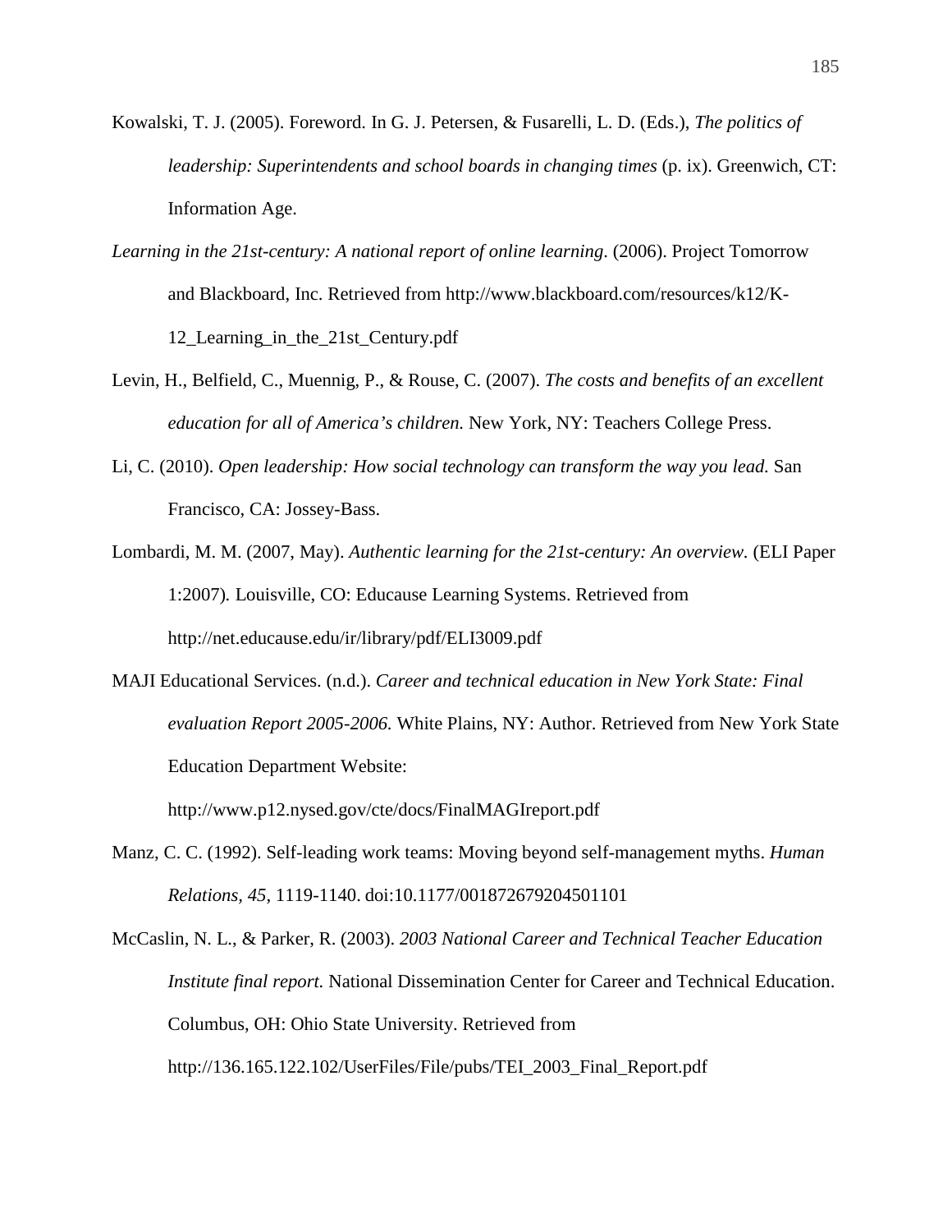Kowalski, T. J. (2005). Foreword. In G. J. Petersen, & Fusarelli, L. D. (Eds.), *The politics of leadership: Superintendents and school boards in changing times* (p. ix). Greenwich, CT: Information Age.

*Learning in the 21st-century: A national report of online learning*. (2006). Project Tomorrow and Blackboard, Inc. Retrieved from http://www.blackboard.com/resources/k12/K-12_Learning_in_the_21st_Century.pdf

Levin, H., Belfield, C., Muennig, P., & Rouse, C. (2007). *The costs and benefits of an excellent education for all of America's children.* New York, NY: Teachers College Press.

Li, C. (2010). *Open leadership: How social technology can transform the way you lead.* San Francisco, CA: Jossey-Bass.

Lombardi, M. M. (2007, May). *Authentic learning for the 21st-century: An overview.* (ELI Paper 1:2007)*.* Louisville, CO: Educause Learning Systems. Retrieved from http://net.educause.edu/ir/library/pdf/ELI3009.pdf

MAJI Educational Services. (n.d.). *Career and technical education in New York State: Final evaluation Report 2005-2006.* White Plains, NY: Author. Retrieved from New York State Education Department Website: http://www.p12.nysed.gov/cte/docs/FinalMAGIreport.pdf

Manz, C. C. (1992). Self-leading work teams: Moving beyond self-management myths. *Human Relations, 45,* 1119-1140. doi:10.1177/001872679204501101

McCaslin, N. L., & Parker, R. (2003). *2003 National Career and Technical Teacher Education Institute final report.* National Dissemination Center for Career and Technical Education. Columbus, OH: Ohio State University. Retrieved from http://136.165.122.102/UserFiles/File/pubs/TEI_2003_Final_Report.pdf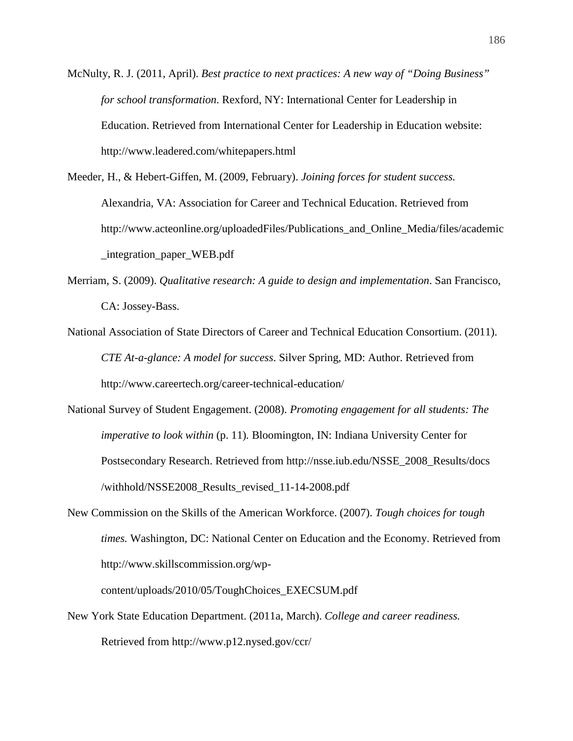McNulty, R. J. (2011, April). *Best practice to next practices: A new way of "Doing Business" for school transformation*. Rexford, NY: International Center for Leadership in Education. Retrieved from International Center for Leadership in Education website: http://www.leadered.com/whitepapers.html

Meeder, H., & Hebert-Giffen, M. (2009, February). *Joining forces for student success.* Alexandria, VA: Association for Career and Technical Education. Retrieved from http://www.acteonline.org/uploadedFiles/Publications_and_Online_Media/files/academic_integration_paper_WEB.pdf

Merriam, S. (2009). *Qualitative research: A guide to design and implementation*. San Francisco, CA: Jossey-Bass.

National Association of State Directors of Career and Technical Education Consortium. (2011). *CTE At-a-glance: A model for success*. Silver Spring, MD: Author. Retrieved from http://www.careertech.org/career-technical-education/

National Survey of Student Engagement. (2008). *Promoting engagement for all students: The imperative to look within* (p. 11)*.* Bloomington, IN: Indiana University Center for Postsecondary Research. Retrieved from http://nsse.iub.edu/NSSE_2008_Results/docs/withhold/NSSE2008_Results_revised_11-14-2008.pdf

New Commission on the Skills of the American Workforce. (2007). *Tough choices for tough times.* Washington, DC: National Center on Education and the Economy. Retrieved from http://www.skillscommission.org/wp-content/uploads/2010/05/ToughChoices_EXECSUM.pdf

New York State Education Department. (2011a, March). *College and career readiness.* Retrieved from http://www.p12.nysed.gov/ccr/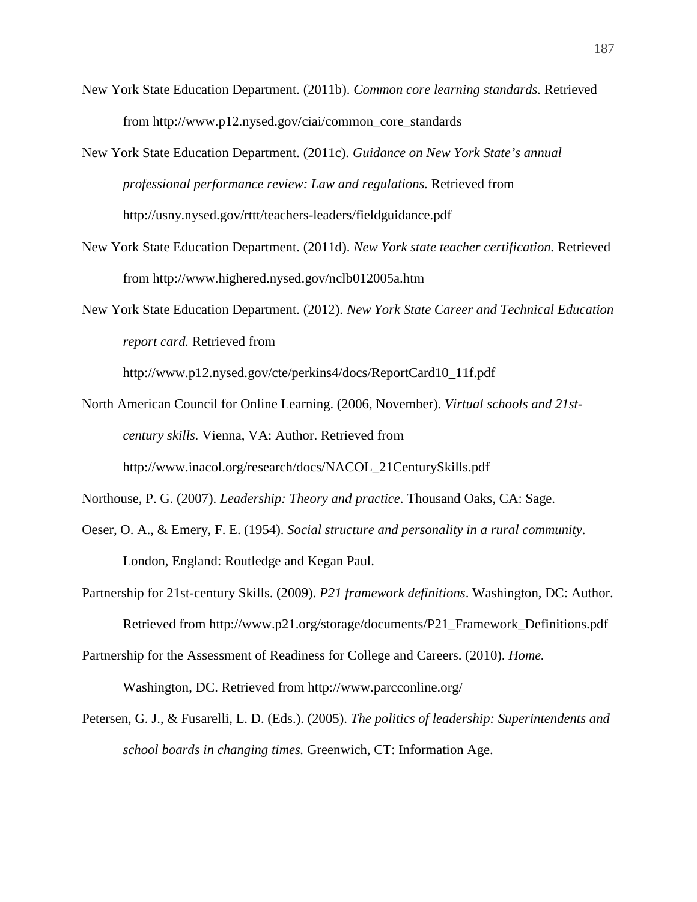New York State Education Department. (2011b). *Common core learning standards.* Retrieved from http://www.p12.nysed.gov/ciai/common_core_standards

New York State Education Department. (2011c). *Guidance on New York State's annual professional performance review: Law and regulations.* Retrieved from http://usny.nysed.gov/rttt/teachers-leaders/fieldguidance.pdf

New York State Education Department. (2011d). *New York state teacher certification.* Retrieved from http://www.highered.nysed.gov/nclb012005a.htm

New York State Education Department. (2012). *New York State Career and Technical Education report card.* Retrieved from http://www.p12.nysed.gov/cte/perkins4/docs/ReportCard10_11f.pdf

North American Council for Online Learning. (2006, November). *Virtual schools and 21st-century skills.* Vienna, VA: Author. Retrieved from http://www.inacol.org/research/docs/NACOL_21CenturySkills.pdf

Northouse, P. G. (2007). *Leadership: Theory and practice*. Thousand Oaks, CA: Sage.

Oeser, O. A., & Emery, F. E. (1954). *Social structure and personality in a rural community*. London, England: Routledge and Kegan Paul.

Partnership for 21st-century Skills. (2009). *P21 framework definitions*. Washington, DC: Author. Retrieved from http://www.p21.org/storage/documents/P21_Framework_Definitions.pdf

Partnership for the Assessment of Readiness for College and Careers. (2010). *Home.* Washington, DC. Retrieved from http://www.parcconline.org/

Petersen, G. J., & Fusarelli, L. D. (Eds.). (2005). *The politics of leadership: Superintendents and school boards in changing times.* Greenwich, CT: Information Age.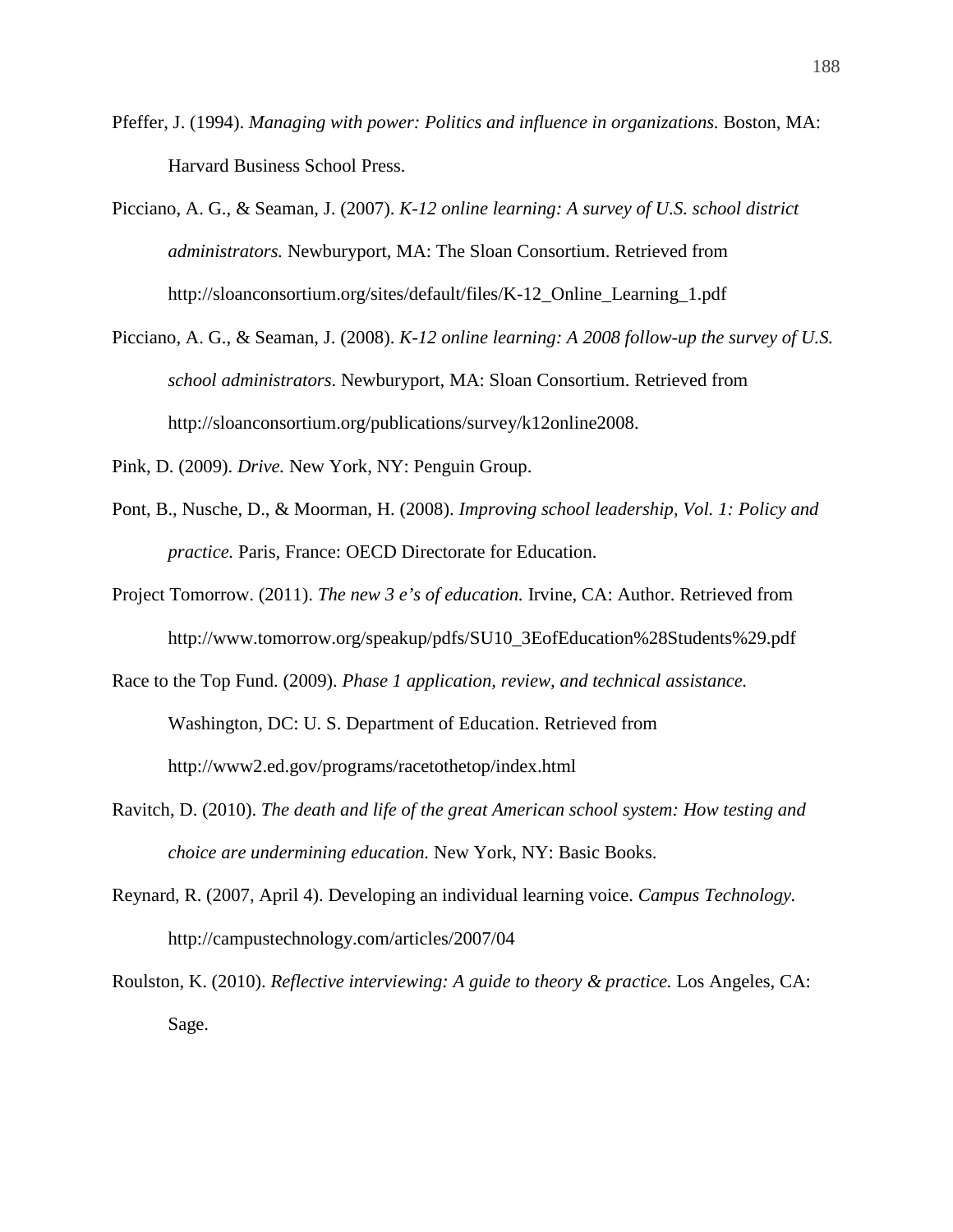Pfeffer, J. (1994). *Managing with power: Politics and influence in organizations.* Boston, MA: Harvard Business School Press.

Picciano, A. G., & Seaman, J. (2007). *K-12 online learning: A survey of U.S. school district administrators.* Newburyport, MA: The Sloan Consortium. Retrieved from http://sloanconsortium.org/sites/default/files/K-12_Online_Learning_1.pdf

Picciano, A. G., & Seaman, J. (2008). *K-12 online learning: A 2008 follow-up the survey of U.S. school administrators*. Newburyport, MA: Sloan Consortium. Retrieved from http://sloanconsortium.org/publications/survey/k12online2008.

Pink, D. (2009). *Drive.* New York, NY: Penguin Group.

Pont, B., Nusche, D., & Moorman, H. (2008). *Improving school leadership, Vol. 1: Policy and practice.* Paris, France: OECD Directorate for Education.

Project Tomorrow. (2011). *The new 3 e's of education.* Irvine, CA: Author. Retrieved from http://www.tomorrow.org/speakup/pdfs/SU10_3EofEducation%28Students%29.pdf

Race to the Top Fund. (2009). *Phase 1 application, review, and technical assistance.* Washington, DC: U. S. Department of Education. Retrieved from http://www2.ed.gov/programs/racetothetop/index.html

Ravitch, D. (2010). *The death and life of the great American school system: How testing and choice are undermining education.* New York, NY: Basic Books.

Reynard, R. (2007, April 4). Developing an individual learning voice. *Campus Technology.* http://campustechnology.com/articles/2007/04

Roulston, K. (2010). *Reflective interviewing: A guide to theory & practice.* Los Angeles, CA: Sage.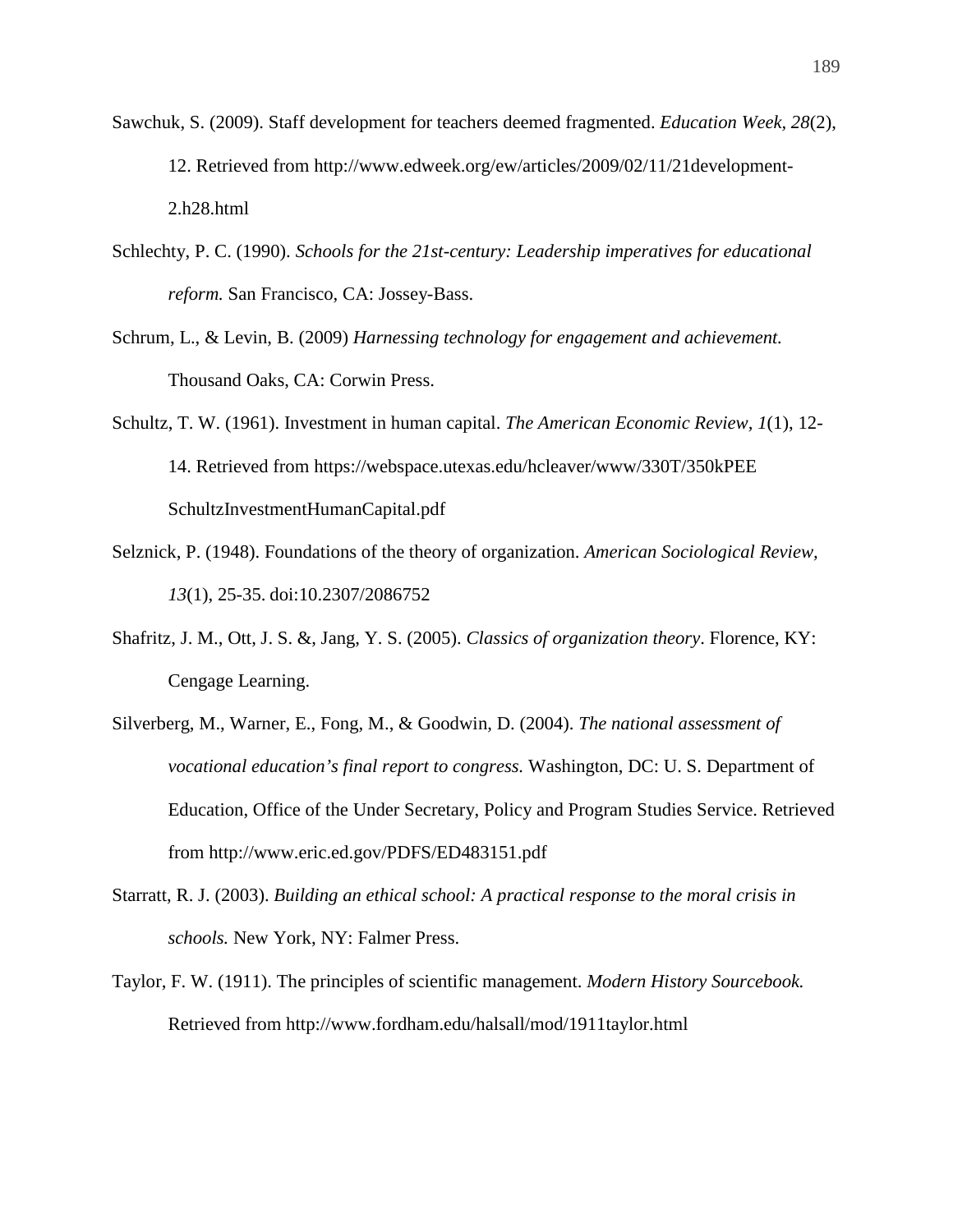Sawchuk, S. (2009). Staff development for teachers deemed fragmented. *Education Week*, *28*(2), 12. Retrieved from http://www.edweek.org/ew/articles/2009/02/11/21development-2.h28.html

Schlechty, P. C. (1990). *Schools for the 21st-century: Leadership imperatives for educational reform.* San Francisco, CA: Jossey-Bass.

Schrum, L., & Levin, B. (2009) *Harnessing technology for engagement and achievement.* Thousand Oaks, CA: Corwin Press.

Schultz, T. W. (1961). Investment in human capital. *The American Economic Review, 1*(1), 12-14. Retrieved from https://webspace.utexas.edu/hcleaver/www/330T/350kPEE SchultzInvestmentHumanCapital.pdf

Selznick, P. (1948). Foundations of the theory of organization. *American Sociological Review*, *13*(1), 25-35. doi:10.2307/2086752

Shafritz, J. M., Ott, J. S. &, Jang, Y. S. (2005). *Classics of organization theory*. Florence, KY: Cengage Learning.

Silverberg, M., Warner, E., Fong, M., & Goodwin, D. (2004). *The national assessment of vocational education's final report to congress.* Washington, DC: U. S. Department of Education, Office of the Under Secretary, Policy and Program Studies Service. Retrieved from http://www.eric.ed.gov/PDFS/ED483151.pdf

Starratt, R. J. (2003). *Building an ethical school: A practical response to the moral crisis in schools.* New York, NY: Falmer Press.

Taylor, F. W. (1911). The principles of scientific management. *Modern History Sourcebook.* Retrieved from http://www.fordham.edu/halsall/mod/1911taylor.html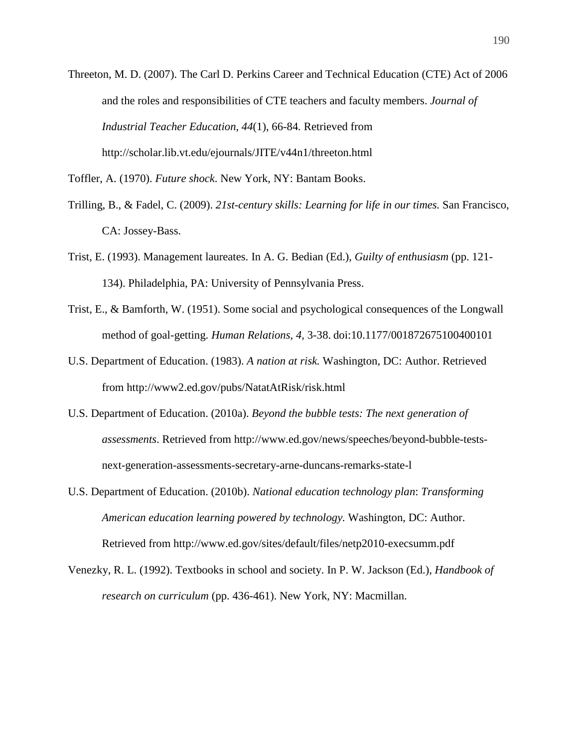Threeton, M. D. (2007). The Carl D. Perkins Career and Technical Education (CTE) Act of 2006 and the roles and responsibilities of CTE teachers and faculty members. *Journal of Industrial Teacher Education, 44*(1), 66-84. Retrieved from http://scholar.lib.vt.edu/ejournals/JITE/v44n1/threeton.html

Toffler, A. (1970). *Future shock*. New York, NY: Bantam Books.

Trilling, B., & Fadel, C. (2009). *21st-century skills: Learning for life in our times.* San Francisco, CA: Jossey-Bass.

Trist, E. (1993). Management laureates. In A. G. Bedian (Ed.), *Guilty of enthusiasm* (pp. 121-134). Philadelphia, PA: University of Pennsylvania Press.

Trist, E., & Bamforth, W. (1951). Some social and psychological consequences of the Longwall method of goal-getting. *Human Relations, 4,* 3-38. doi:10.1177/001872675100400101

U.S. Department of Education. (1983). *A nation at risk.* Washington, DC: Author. Retrieved from http://www2.ed.gov/pubs/NatatAtRisk/risk.html

U.S. Department of Education. (2010a). *Beyond the bubble tests: The next generation of assessments*. Retrieved from http://www.ed.gov/news/speeches/beyond-bubble-tests-next-generation-assessments-secretary-arne-duncans-remarks-state-l

U.S. Department of Education. (2010b). *National education technology plan*: *Transforming American education learning powered by technology.* Washington, DC: Author. Retrieved from http://www.ed.gov/sites/default/files/netp2010-execsumm.pdf

Venezky, R. L. (1992). Textbooks in school and society. In P. W. Jackson (Ed.), *Handbook of research on curriculum* (pp. 436-461). New York, NY: Macmillan.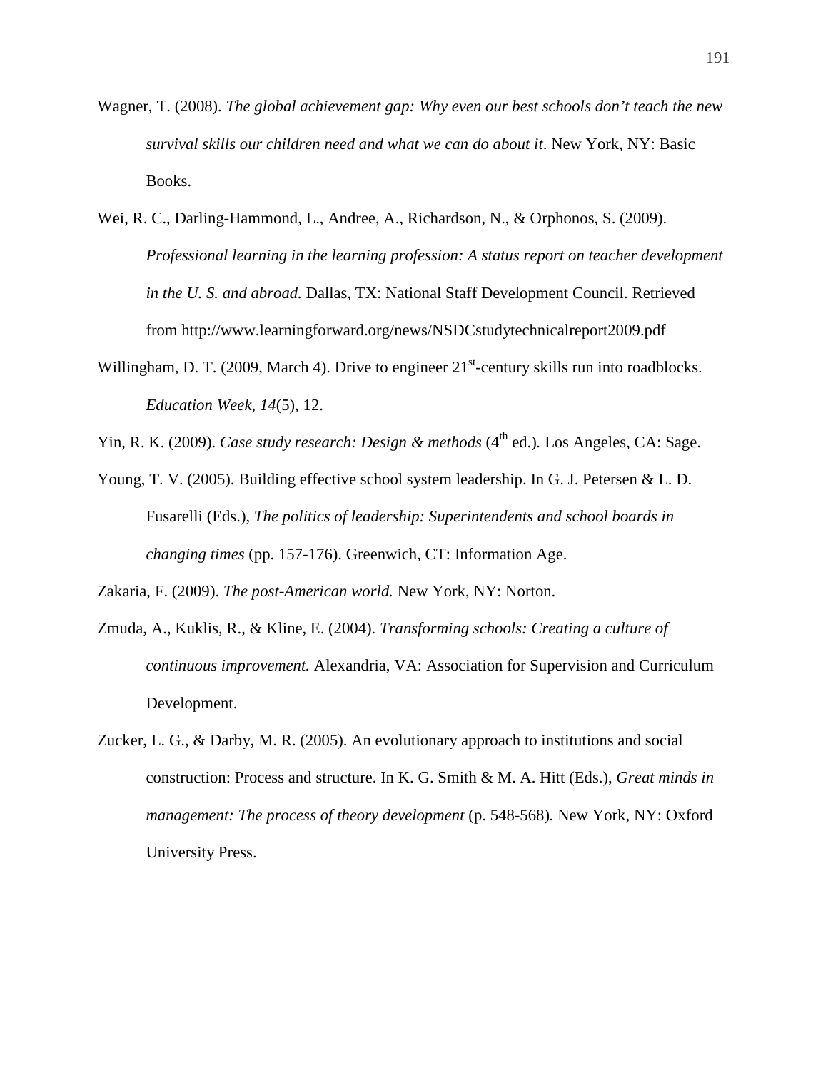Wagner, T. (2008). *The global achievement gap: Why even our best schools don't teach the new survival skills our children need and what we can do about it*. New York, NY: Basic Books.

Wei, R. C., Darling-Hammond, L., Andree, A., Richardson, N., & Orphonos, S. (2009). *Professional learning in the learning profession: A status report on teacher development in the U. S. and abroad.* Dallas, TX: National Staff Development Council. Retrieved from http://www.learningforward.org/news/NSDCstudytechnicalreport2009.pdf

Willingham, D. T. (2009, March 4). Drive to engineer 21st-century skills run into roadblocks. *Education Week*, *14*(5), 12.

Yin, R. K. (2009). *Case study research: Design & methods* (4th ed.). Los Angeles, CA: Sage.

Young, T. V. (2005). Building effective school system leadership. In G. J. Petersen & L. D. Fusarelli (Eds.), *The politics of leadership: Superintendents and school boards in changing times* (pp. 157-176). Greenwich, CT: Information Age.

Zakaria, F. (2009). *The post-American world.* New York, NY: Norton.

Zmuda, A., Kuklis, R., & Kline, E. (2004). *Transforming schools: Creating a culture of continuous improvement.* Alexandria, VA: Association for Supervision and Curriculum Development.

Zucker, L. G., & Darby, M. R. (2005). An evolutionary approach to institutions and social construction: Process and structure. In K. G. Smith & M. A. Hitt (Eds.), *Great minds in management: The process of theory development* (p. 548-568)*.* New York, NY: Oxford University Press.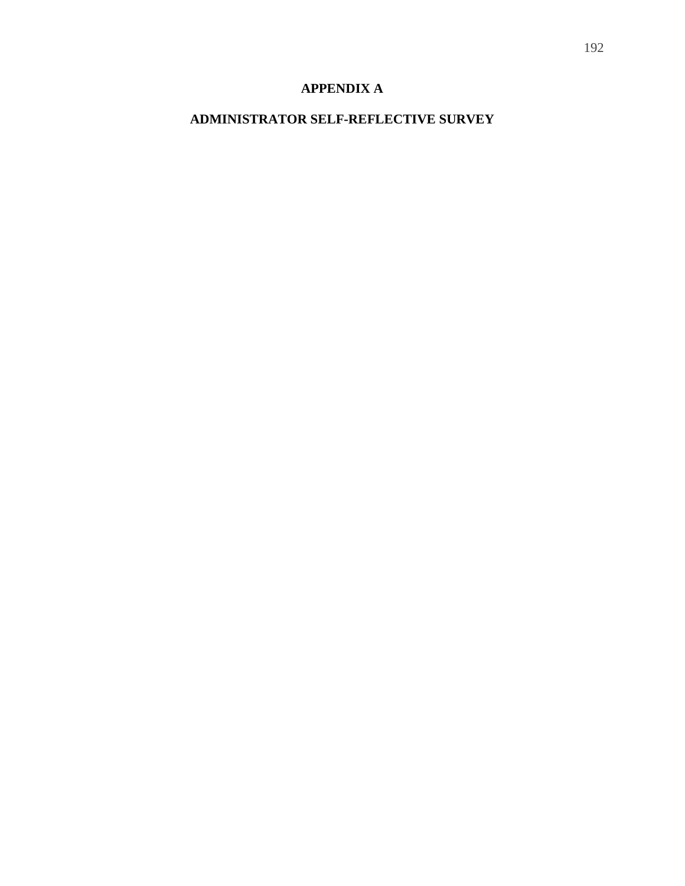# APPENDIX A

## ADMINISTRATOR SELF-REFLECTIVE SURVEY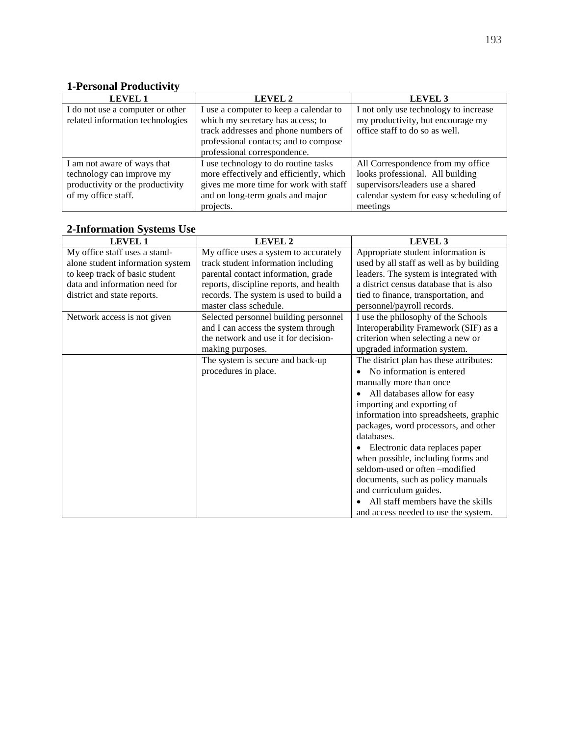## 1-Personal Productivity

| LEVEL 1 | LEVEL 2 | LEVEL 3 |
|---|---|---|
| I do not use a computer or other related information technologies | I use a computer to keep a calendar to which my secretary has access; to track addresses and phone numbers of professional contacts; and to compose professional correspondence. | I not only use technology to increase my productivity, but encourage my office staff to do so as well. |
| I am not aware of ways that technology can improve my productivity or the productivity of my office staff. | I use technology to do routine tasks more effectively and efficiently, which gives me more time for work with staff and on long-term goals and major projects. | All Correspondence from my office looks professional. All building supervisors/leaders use a shared calendar system for easy scheduling of meetings |

## 2-Information Systems Use

| LEVEL 1 | LEVEL 2 | LEVEL 3 |
|---|---|---|
| My office staff uses a stand-alone student information system to keep track of basic student data and information need for district and state reports. | My office uses a system to accurately track student information including parental contact information, grade reports, discipline reports, and health records. The system is used to build a master class schedule. | Appropriate student information is used by all staff as well as by building leaders. The system is integrated with a district census database that is also tied to finance, transportation, and personnel/payroll records. |
| Network access is not given | Selected personnel building personnel and I can access the system through the network and use it for decision-making purposes. | I use the philosophy of the Schools Interoperability Framework (SIF) as a criterion when selecting a new or upgraded information system. |
| | The system is secure and back-up procedures in place. | The district plan has these attributes: • No information is entered manually more than once • All databases allow for easy importing and exporting of information into spreadsheets, graphic packages, word processors, and other databases. • Electronic data replaces paper when possible, including forms and seldom-used or often –modified documents, such as policy manuals and curriculum guides. • All staff members have the skills and access needed to use the system. |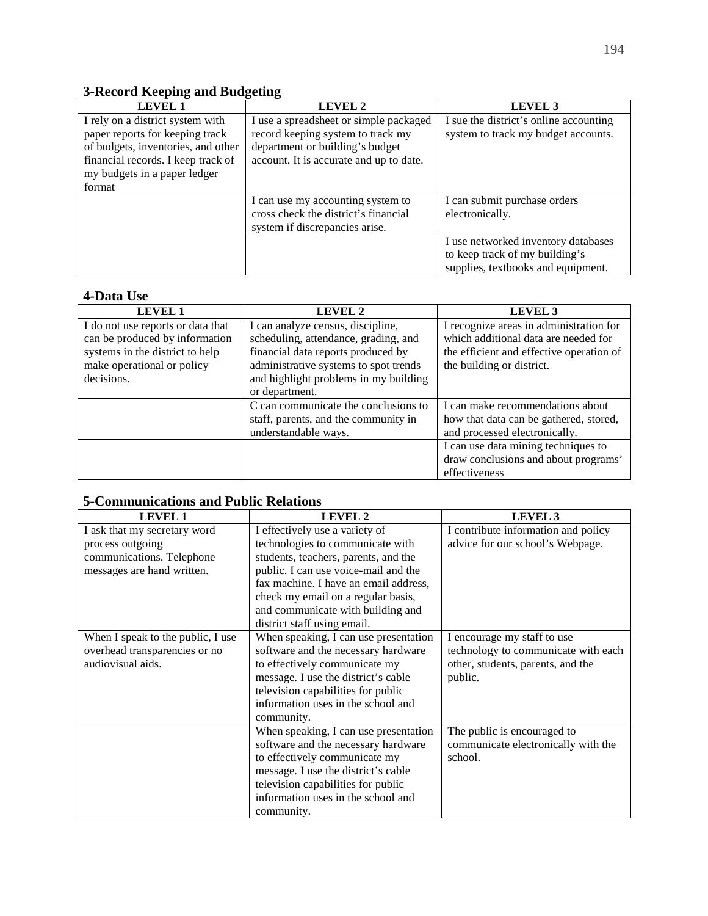### 3-Record Keeping and Budgeting

| LEVEL 1 | LEVEL 2 | LEVEL 3 |
|---|---|---|
| I rely on a district system with paper reports for keeping track of budgets, inventories, and other financial records. I keep track of my budgets in a paper ledger format | I use a spreadsheet or simple packaged record keeping system to track my department or building's budget account. It is accurate and up to date. | I sue the district's online accounting system to track my budget accounts. |
| | I can use my accounting system to cross check the district's financial system if discrepancies arise. | I can submit purchase orders electronically. |
| | | I use networked inventory databases to keep track of my building's supplies, textbooks and equipment. |

### 4-Data Use

| LEVEL 1 | LEVEL 2 | LEVEL 3 |
|---|---|---|
| I do not use reports or data that can be produced by information systems in the district to help make operational or policy decisions. | I can analyze census, discipline, scheduling, attendance, grading, and financial data reports produced by administrative systems to spot trends and highlight problems in my building or department. | I recognize areas in administration for which additional data are needed for the efficient and effective operation of the building or district. |
| | C can communicate the conclusions to staff, parents, and the community in understandable ways. | I can make recommendations about how that data can be gathered, stored, and processed electronically. |
| | | I can use data mining techniques to draw conclusions and about programs' effectiveness |

### 5-Communications and Public Relations

| LEVEL 1 | LEVEL 2 | LEVEL 3 |
|---|---|---|
| I ask that my secretary word process outgoing communications. Telephone messages are hand written. | I effectively use a variety of technologies to communicate with students, teachers, parents, and the public. I can use voice-mail and the fax machine. I have an email address, check my email on a regular basis, and communicate with building and district staff using email. | I contribute information and policy advice for our school's Webpage. |
| When I speak to the public, I use overhead transparencies or no audiovisual aids. | When speaking, I can use presentation software and the necessary hardware to effectively communicate my message. I use the district's cable television capabilities for public information uses in the school and community. | I encourage my staff to use technology to communicate with each other, students, parents, and the public. |
| | When speaking, I can use presentation software and the necessary hardware to effectively communicate my message. I use the district's cable television capabilities for public information uses in the school and community. | The public is encouraged to communicate electronically with the school. |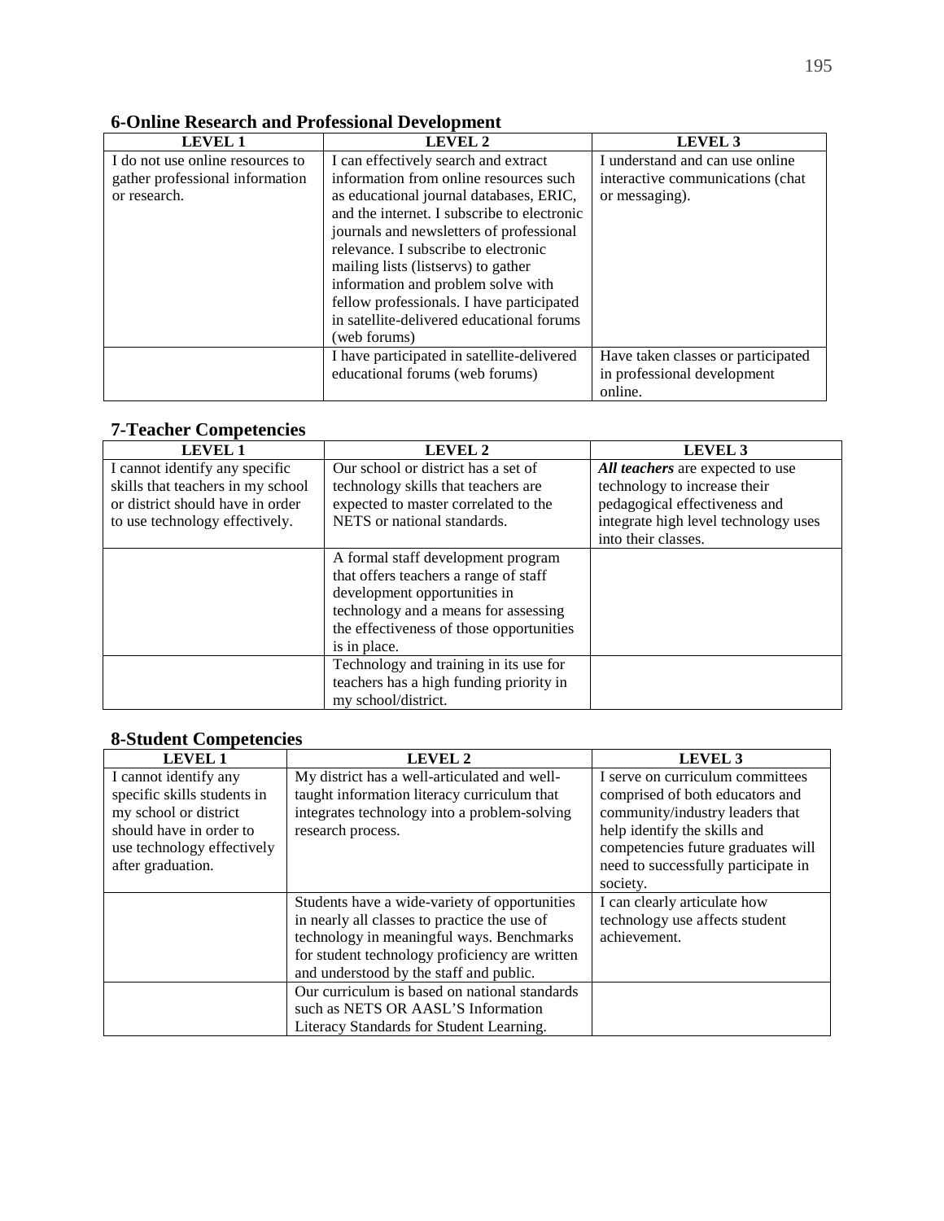### 6-Online Research and Professional Development

| LEVEL 1 | LEVEL 2 | LEVEL 3 |
|---|---|---|
| I do not use online resources to gather professional information or research. | I can effectively search and extract information from online resources such as educational journal databases, ERIC, and the internet. I subscribe to electronic journals and newsletters of professional relevance. I subscribe to electronic mailing lists (listservs) to gather information and problem solve with fellow professionals. I have participated in satellite-delivered educational forums (web forums) | I understand and can use online interactive communications (chat or messaging). |
| | I have participated in satellite-delivered educational forums (web forums) | Have taken classes or participated in professional development online. |

### 7-Teacher Competencies

| LEVEL 1 | LEVEL 2 | LEVEL 3 |
|---|---|---|
| I cannot identify any specific skills that teachers in my school or district should have in order to use technology effectively. | Our school or district has a set of technology skills that teachers are expected to master correlated to the NETS or national standards. | ***All teachers*** are expected to use technology to increase their pedagogical effectiveness and integrate high level technology uses into their classes. |
| | A formal staff development program that offers teachers a range of staff development opportunities in technology and a means for assessing the effectiveness of those opportunities is in place. | |
| | Technology and training in its use for teachers has a high funding priority in my school/district. | |

### 8-Student Competencies

| LEVEL 1 | LEVEL 2 | LEVEL 3 |
|---|---|---|
| I cannot identify any specific skills students in my school or district should have in order to use technology effectively after graduation. | My district has a well-articulated and well-taught information literacy curriculum that integrates technology into a problem-solving research process. | I serve on curriculum committees comprised of both educators and community/industry leaders that help identify the skills and competencies future graduates will need to successfully participate in society. |
| | Students have a wide-variety of opportunities in nearly all classes to practice the use of technology in meaningful ways. Benchmarks for student technology proficiency are written and understood by the staff and public. | I can clearly articulate how technology use affects student achievement. |
| | Our curriculum is based on national standards such as NETS OR AASL'S Information Literacy Standards for Student Learning. | |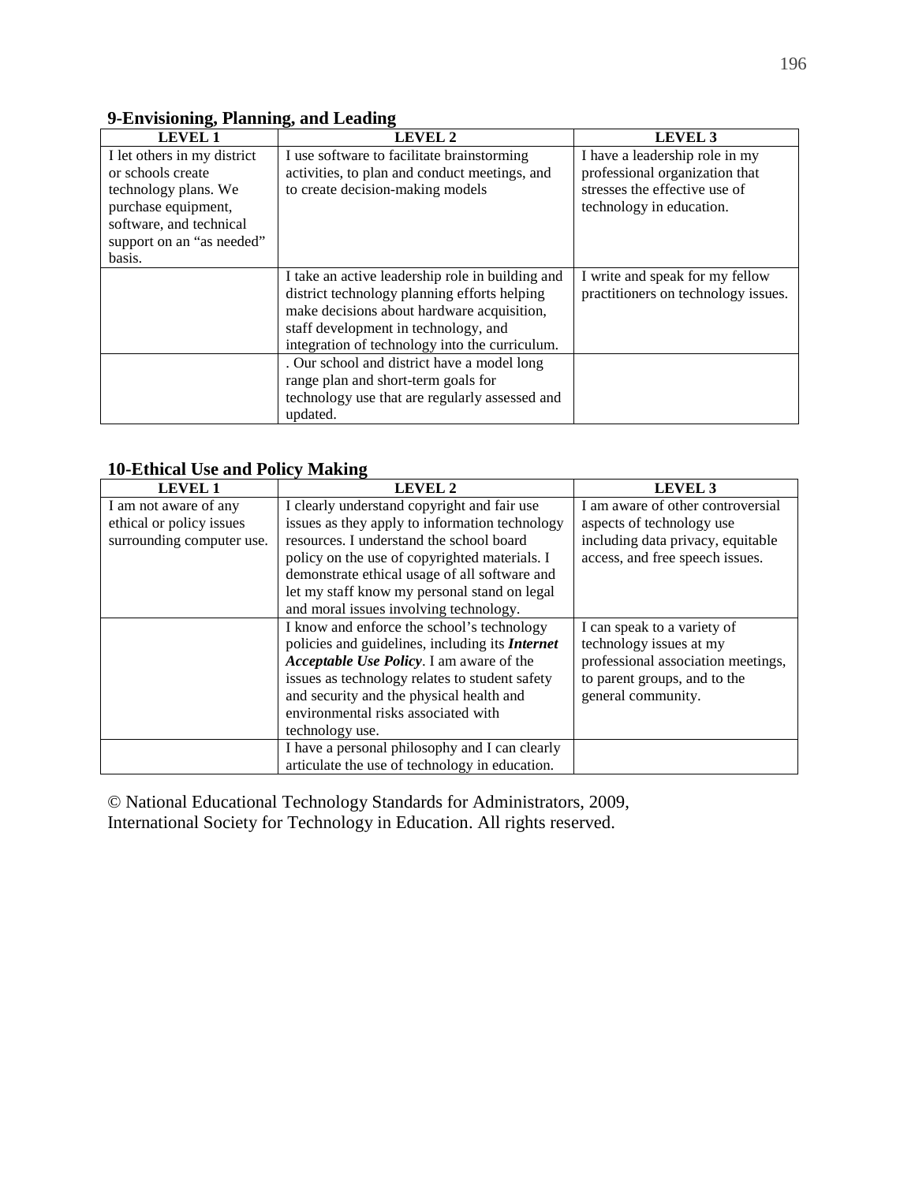### 9-Envisioning, Planning, and Leading

| LEVEL 1 | LEVEL 2 | LEVEL 3 |
|---|---|---|
| I let others in my district or schools create technology plans. We purchase equipment, software, and technical support on an “as needed” basis. | I use software to facilitate brainstorming activities, to plan and conduct meetings, and to create decision-making models | I have a leadership role in my professional organization that stresses the effective use of technology in education. |
| | I take an active leadership role in building and district technology planning efforts helping make decisions about hardware acquisition, staff development in technology, and integration of technology into the curriculum. | I write and speak for my fellow practitioners on technology issues. |
| | . Our school and district have a model long range plan and short-term goals for technology use that are regularly assessed and updated. | |

### 10-Ethical Use and Policy Making

| LEVEL 1 | LEVEL 2 | LEVEL 3 |
|---|---|---|
| I am not aware of any ethical or policy issues surrounding computer use. | I clearly understand copyright and fair use issues as they apply to information technology resources. I understand the school board policy on the use of copyrighted materials. I demonstrate ethical usage of all software and let my staff know my personal stand on legal and moral issues involving technology. | I am aware of other controversial aspects of technology use including data privacy, equitable access, and free speech issues. |
| | I know and enforce the school’s technology policies and guidelines, including its ***Internet Acceptable Use Policy***. I am aware of the issues as technology relates to student safety and security and the physical health and environmental risks associated with technology use. | I can speak to a variety of technology issues at my professional association meetings, to parent groups, and to the general community. |
| | I have a personal philosophy and I can clearly articulate the use of technology in education. | |

© National Educational Technology Standards for Administrators, 2009, International Society for Technology in Education. All rights reserved.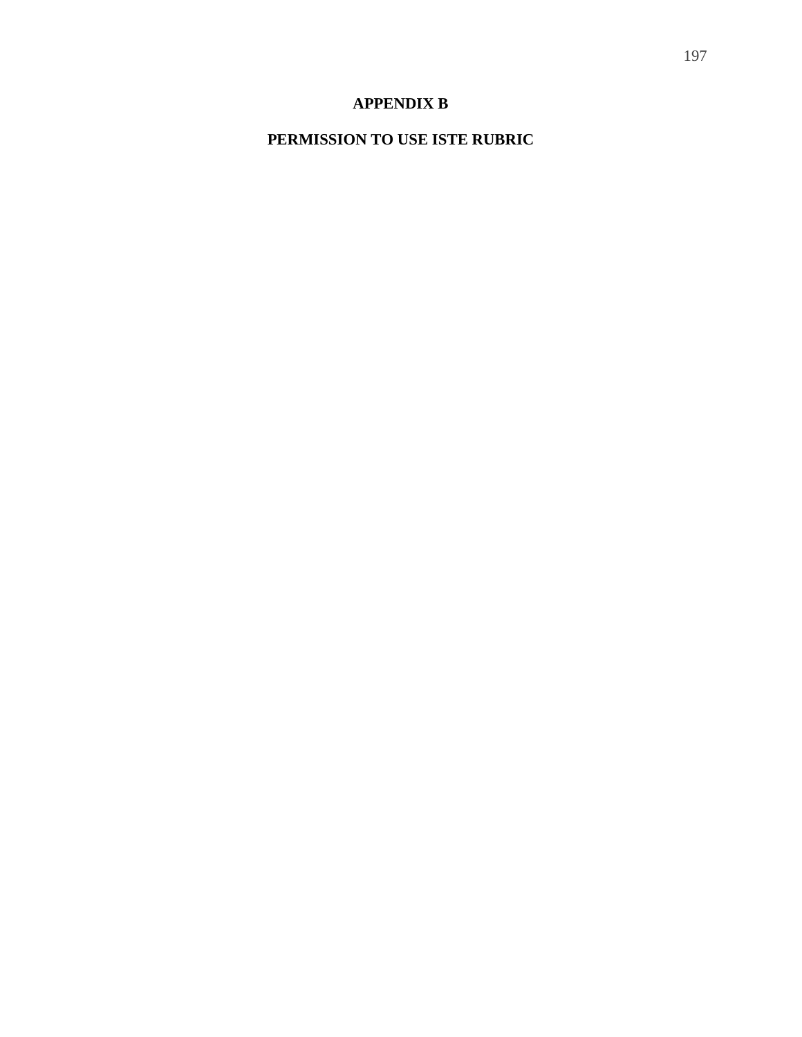# APPENDIX B

## PERMISSION TO USE ISTE RUBRIC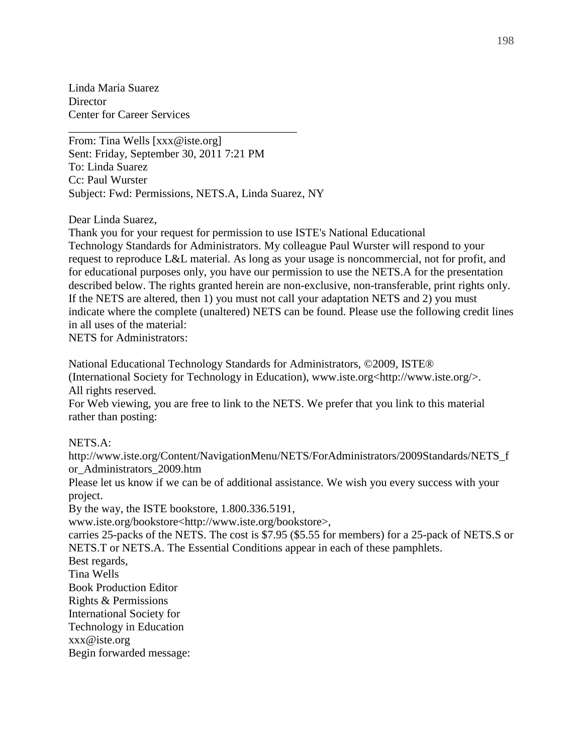Linda Maria Suarez
Director
Center for Career Services

---

From: Tina Wells [xxx@iste.org]
Sent: Friday, September 30, 2011 7:21 PM
To: Linda Suarez
Cc: Paul Wurster
Subject: Fwd: Permissions, NETS.A, Linda Suarez, NY

Dear Linda Suarez,
Thank you for your request for permission to use ISTE's National Educational Technology Standards for Administrators. My colleague Paul Wurster will respond to your request to reproduce L&L material. As long as your usage is noncommercial, not for profit, and for educational purposes only, you have our permission to use the NETS.A for the presentation described below. The rights granted herein are non-exclusive, non-transferable, print rights only. If the NETS are altered, then 1) you must not call your adaptation NETS and 2) you must indicate where the complete (unaltered) NETS can be found. Please use the following credit lines in all uses of the material:
NETS for Administrators:

National Educational Technology Standards for Administrators, ©2009, ISTE® (International Society for Technology in Education), www.iste.org<http://www.iste.org/>. All rights reserved.
For Web viewing, you are free to link to the NETS. We prefer that you link to this material rather than posting:

NETS.A:
http://www.iste.org/Content/NavigationMenu/NETS/ForAdministrators/2009Standards/NETS_for_Administrators_2009.htm
Please let us know if we can be of additional assistance. We wish you every success with your project.
By the way, the ISTE bookstore, 1.800.336.5191,
www.iste.org/bookstore<http://www.iste.org/bookstore>,
carries 25-packs of the NETS. The cost is $7.95 ($5.55 for members) for a 25-pack of NETS.S or NETS.T or NETS.A. The Essential Conditions appear in each of these pamphlets.
Best regards,
Tina Wells
Book Production Editor
Rights & Permissions
International Society for
Technology in Education
xxx@iste.org
Begin forwarded message: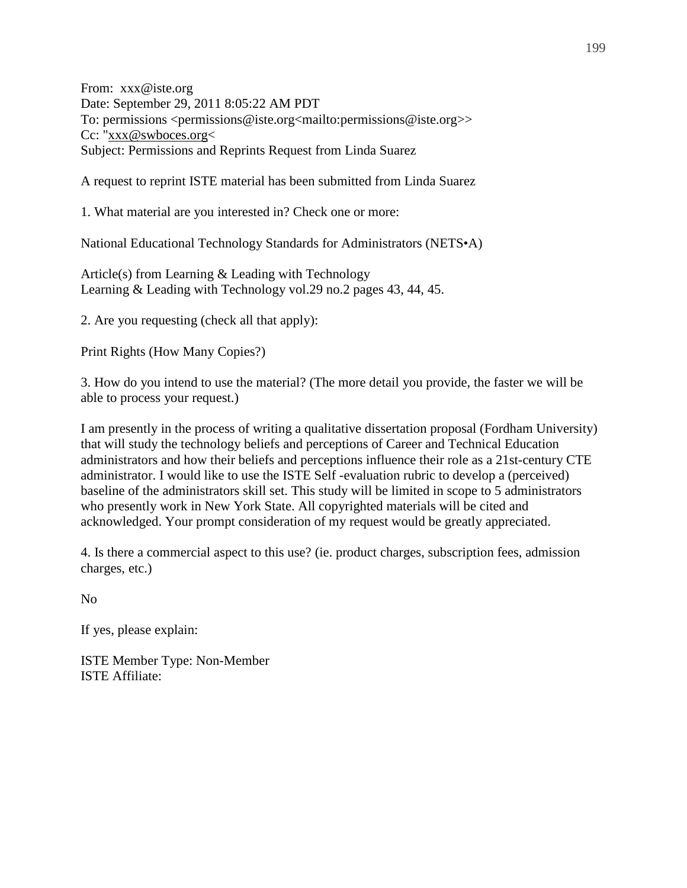From: xxx@iste.org
Date: September 29, 2011 8:05:22 AM PDT
To: permissions <permissions@iste.org<mailto:permissions@iste.org>>
Cc: "xxx@swboces.org<
Subject: Permissions and Reprints Request from Linda Suarez

A request to reprint ISTE material has been submitted from Linda Suarez

1. What material are you interested in? Check one or more:

National Educational Technology Standards for Administrators (NETS•A)

Article(s) from Learning & Leading with Technology
Learning & Leading with Technology vol.29 no.2 pages 43, 44, 45.

2. Are you requesting (check all that apply):

Print Rights (How Many Copies?)

3. How do you intend to use the material? (The more detail you provide, the faster we will be able to process your request.)

I am presently in the process of writing a qualitative dissertation proposal (Fordham University) that will study the technology beliefs and perceptions of Career and Technical Education administrators and how their beliefs and perceptions influence their role as a 21st-century CTE administrator. I would like to use the ISTE Self -evaluation rubric to develop a (perceived) baseline of the administrators skill set. This study will be limited in scope to 5 administrators who presently work in New York State. All copyrighted materials will be cited and acknowledged. Your prompt consideration of my request would be greatly appreciated.

4. Is there a commercial aspect to this use? (ie. product charges, subscription fees, admission charges, etc.)

No

If yes, please explain:

ISTE Member Type: Non-Member
ISTE Affiliate: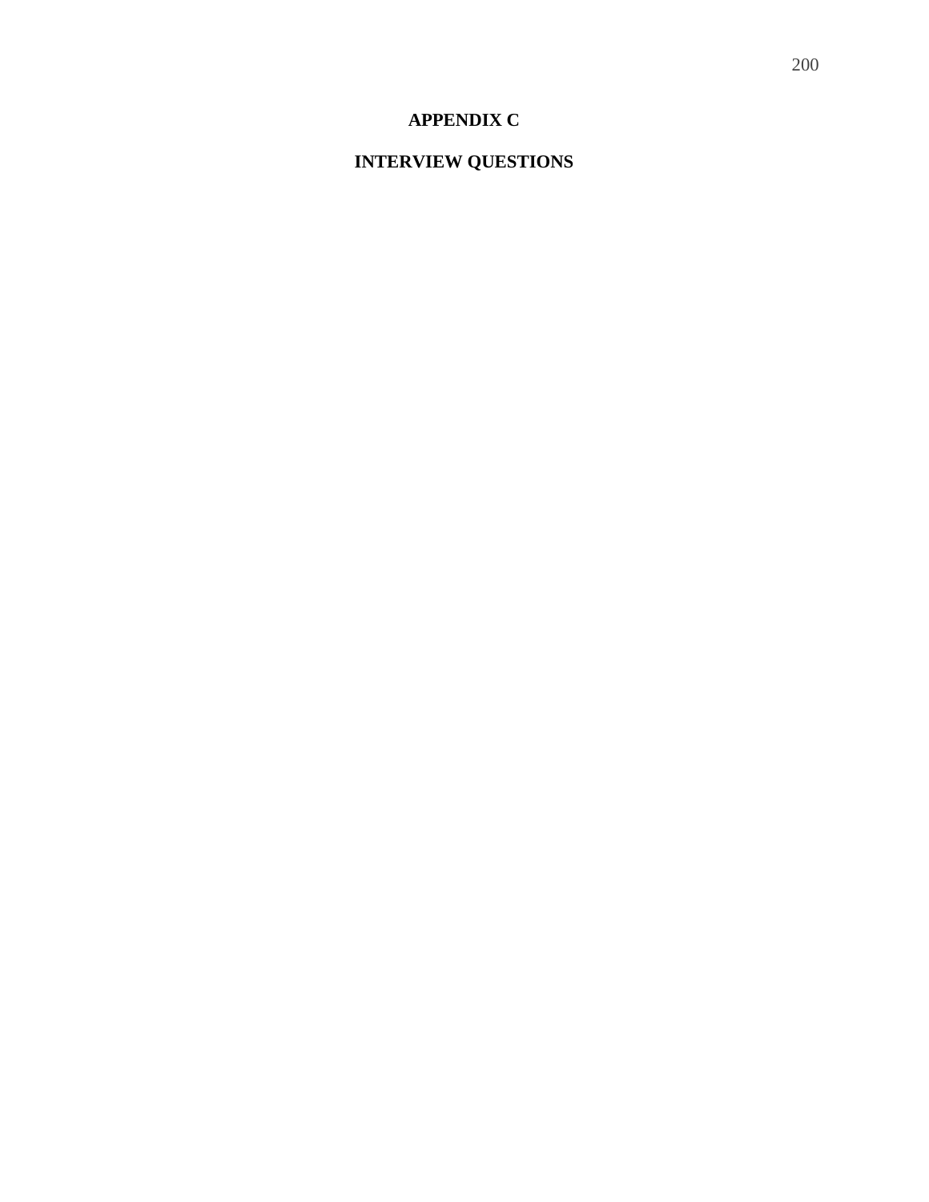# APPENDIX C

# INTERVIEW QUESTIONS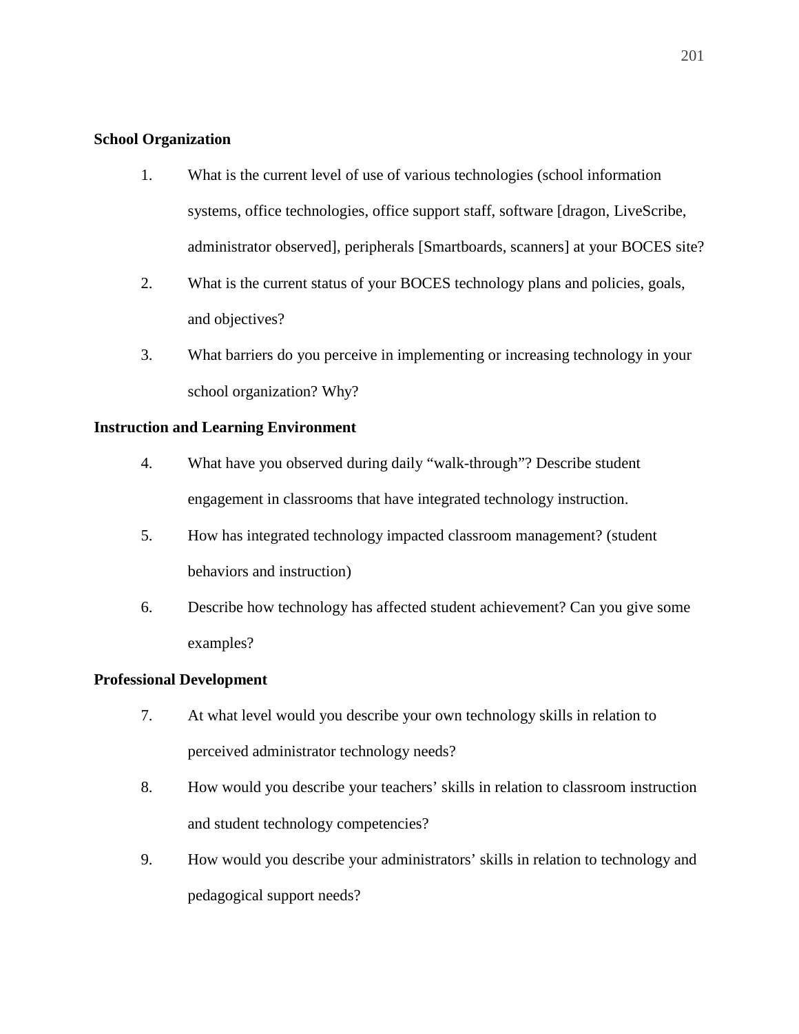**School Organization**

1. What is the current level of use of various technologies (school information systems, office technologies, office support staff, software [dragon, LiveScribe, administrator observed], peripherals [Smartboards, scanners] at your BOCES site?
2. What is the current status of your BOCES technology plans and policies, goals, and objectives?
3. What barriers do you perceive in implementing or increasing technology in your school organization? Why?

**Instruction and Learning Environment**

4. What have you observed during daily "walk-through"? Describe student engagement in classrooms that have integrated technology instruction.
5. How has integrated technology impacted classroom management? (student behaviors and instruction)
6. Describe how technology has affected student achievement? Can you give some examples?

**Professional Development**

7. At what level would you describe your own technology skills in relation to perceived administrator technology needs?
8. How would you describe your teachers' skills in relation to classroom instruction and student technology competencies?
9. How would you describe your administrators' skills in relation to technology and pedagogical support needs?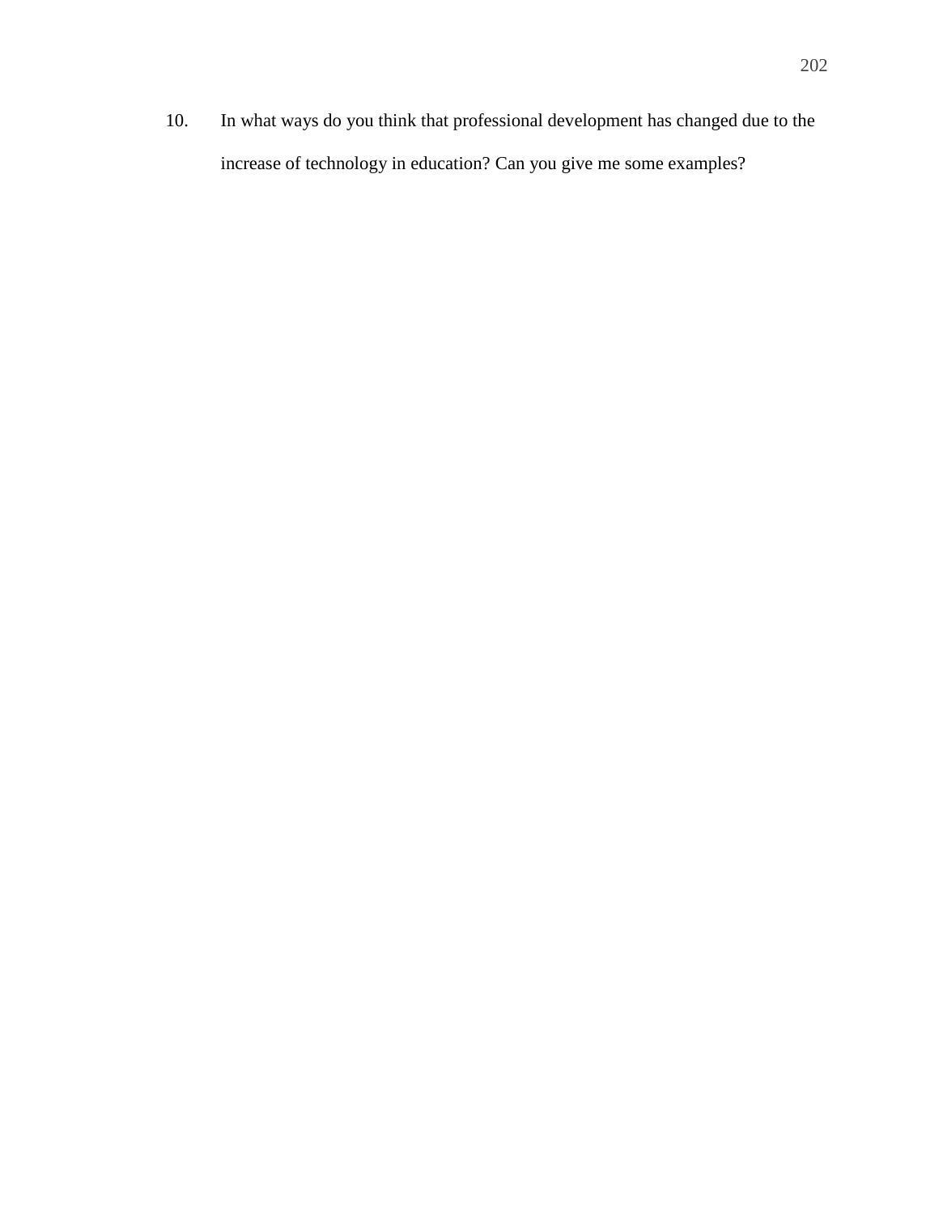10. In what ways do you think that professional development has changed due to the increase of technology in education? Can you give me some examples?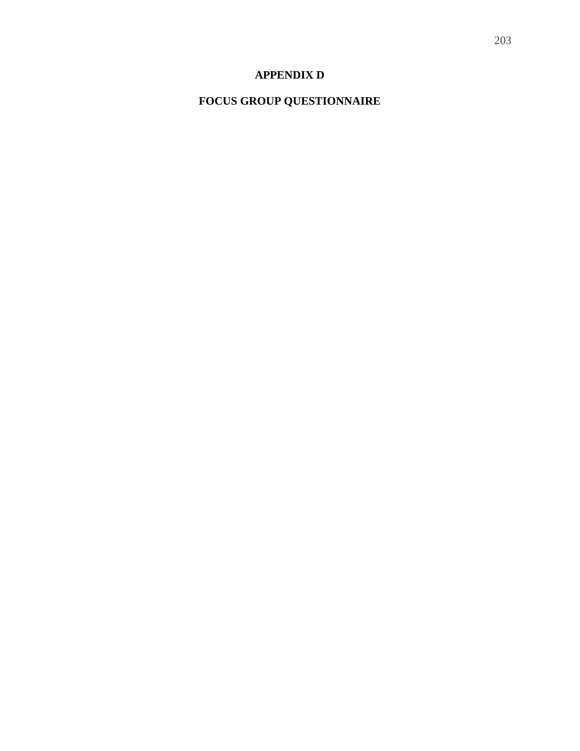# APPENDIX D

# FOCUS GROUP QUESTIONNAIRE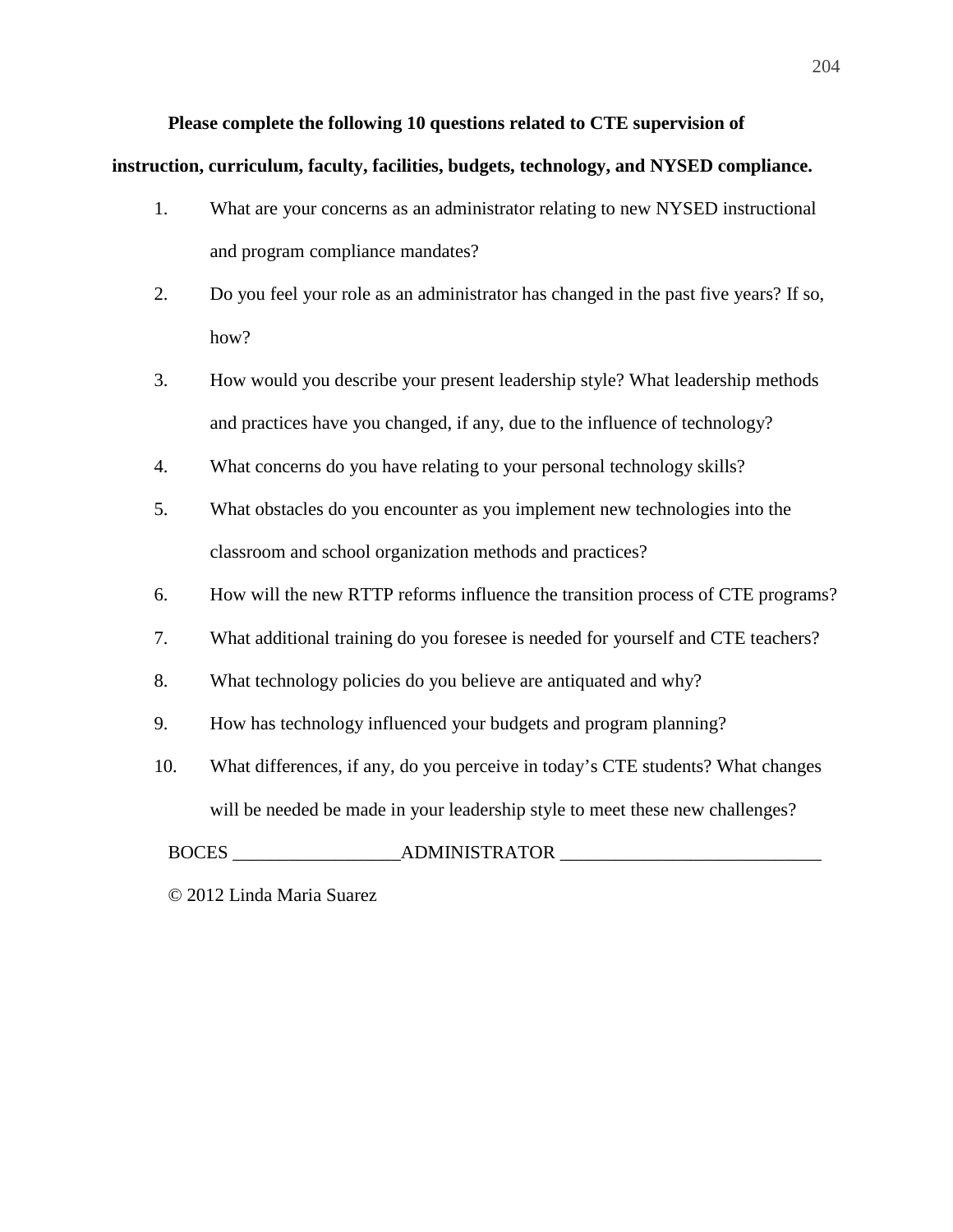**Please complete the following 10 questions related to CTE supervision of instruction, curriculum, faculty, facilities, budgets, technology, and NYSED compliance.**

1. What are your concerns as an administrator relating to new NYSED instructional and program compliance mandates?
2. Do you feel your role as an administrator has changed in the past five years? If so, how?
3. How would you describe your present leadership style? What leadership methods and practices have you changed, if any, due to the influence of technology?
4. What concerns do you have relating to your personal technology skills?
5. What obstacles do you encounter as you implement new technologies into the classroom and school organization methods and practices?
6. How will the new RTTP reforms influence the transition process of CTE programs?
7. What additional training do you foresee is needed for yourself and CTE teachers?
8. What technology policies do you believe are antiquated and why?
9. How has technology influenced your budgets and program planning?
10. What differences, if any, do you perceive in today's CTE students? What changes will be needed be made in your leadership style to meet these new challenges?

BOCES __________________ADMINISTRATOR ____________________________

© 2012 Linda Maria Suarez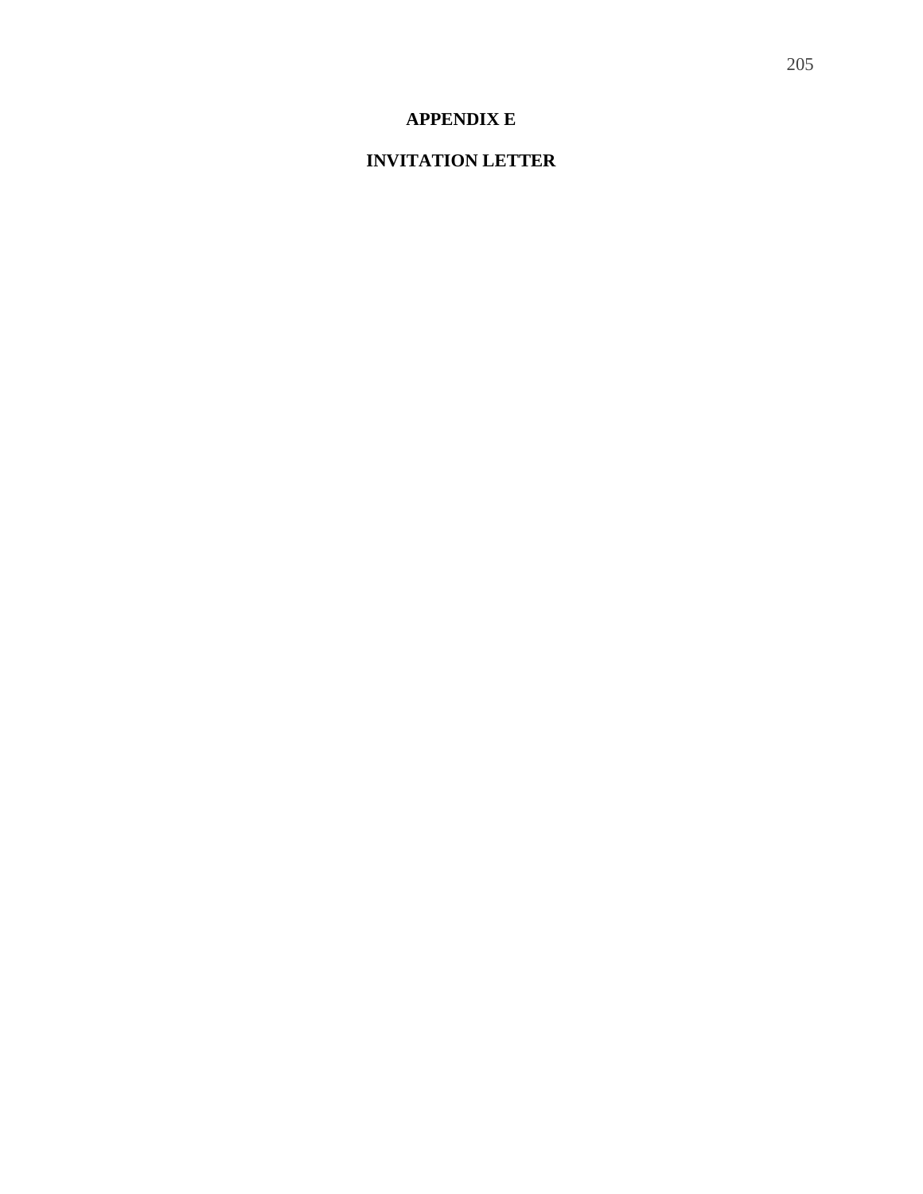# APPENDIX E

## INVITATION LETTER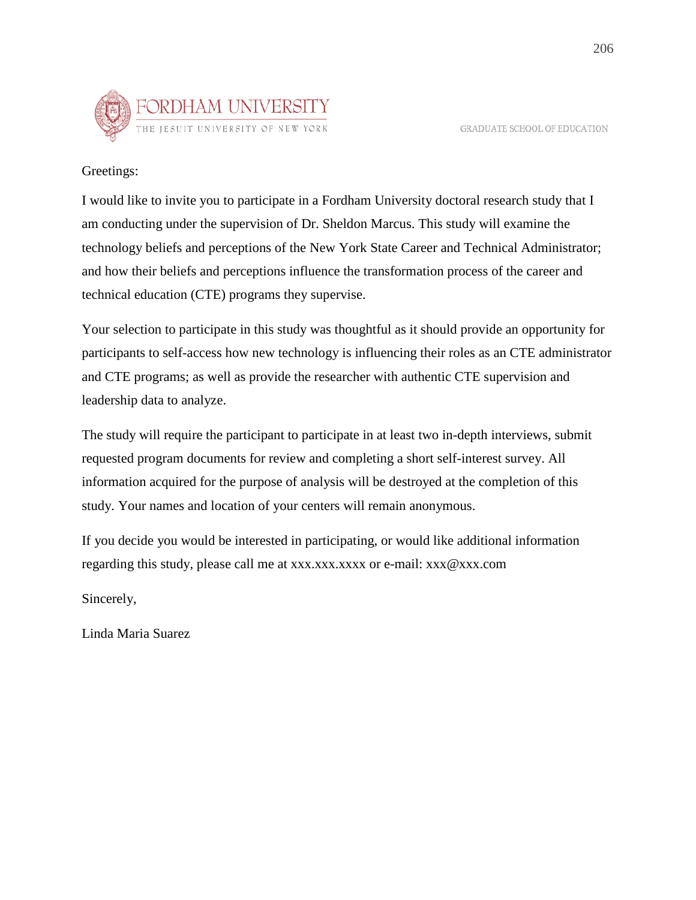FORDHAM UNIVERSITY
THE JESUIT UNIVERSITY OF NEW YORK

GRADUATE SCHOOL OF EDUCATION

Greetings:

I would like to invite you to participate in a Fordham University doctoral research study that I am conducting under the supervision of Dr. Sheldon Marcus. This study will examine the technology beliefs and perceptions of the New York State Career and Technical Administrator; and how their beliefs and perceptions influence the transformation process of the career and technical education (CTE) programs they supervise.

Your selection to participate in this study was thoughtful as it should provide an opportunity for participants to self-access how new technology is influencing their roles as an CTE administrator and CTE programs; as well as provide the researcher with authentic CTE supervision and leadership data to analyze.

The study will require the participant to participate in at least two in-depth interviews, submit requested program documents for review and completing a short self-interest survey. All information acquired for the purpose of analysis will be destroyed at the completion of this study. Your names and location of your centers will remain anonymous.

If you decide you would be interested in participating, or would like additional information regarding this study, please call me at xxx.xxx.xxxx or e-mail: xxx@xxx.com

Sincerely,

Linda Maria Suarez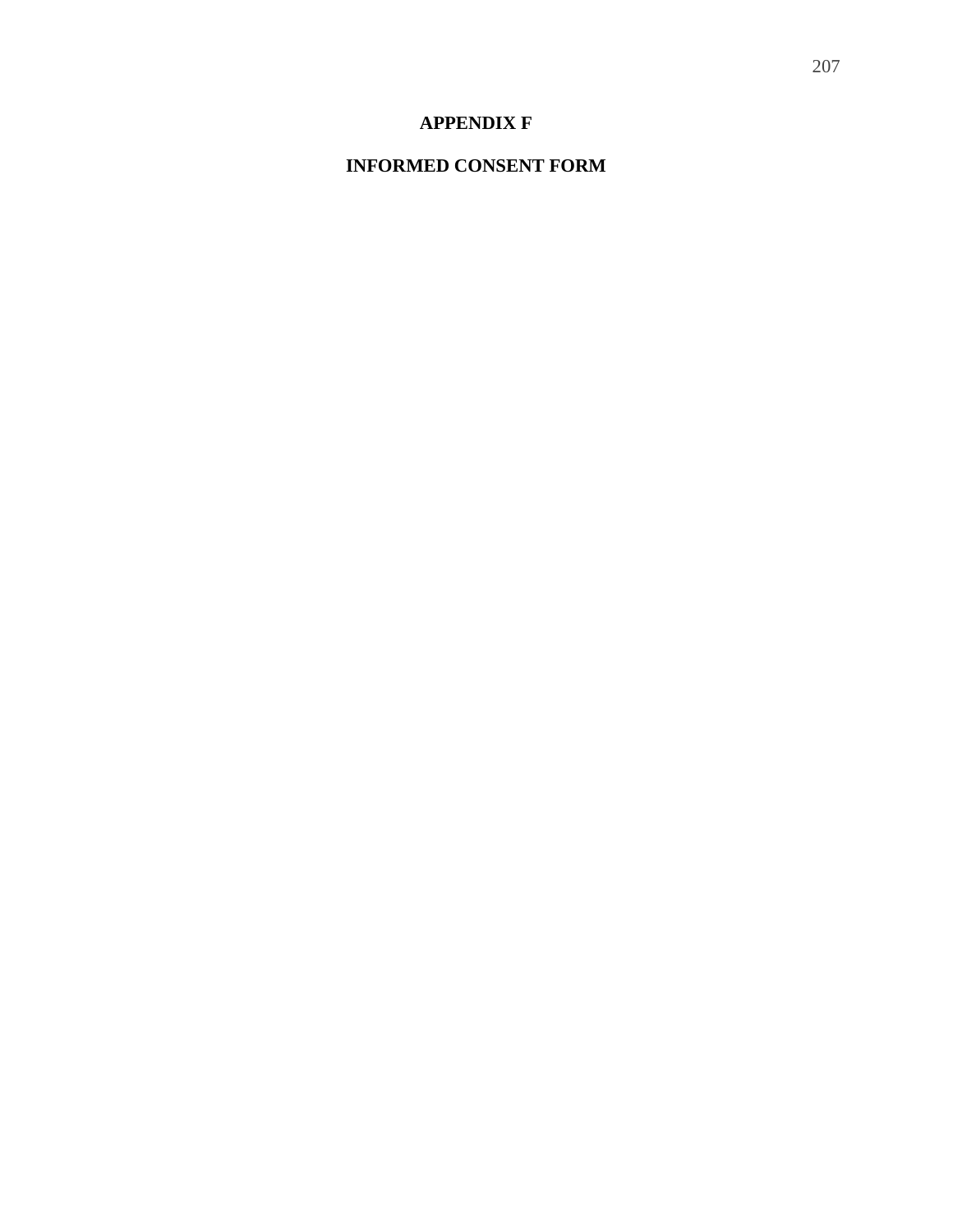# APPENDIX F

## INFORMED CONSENT FORM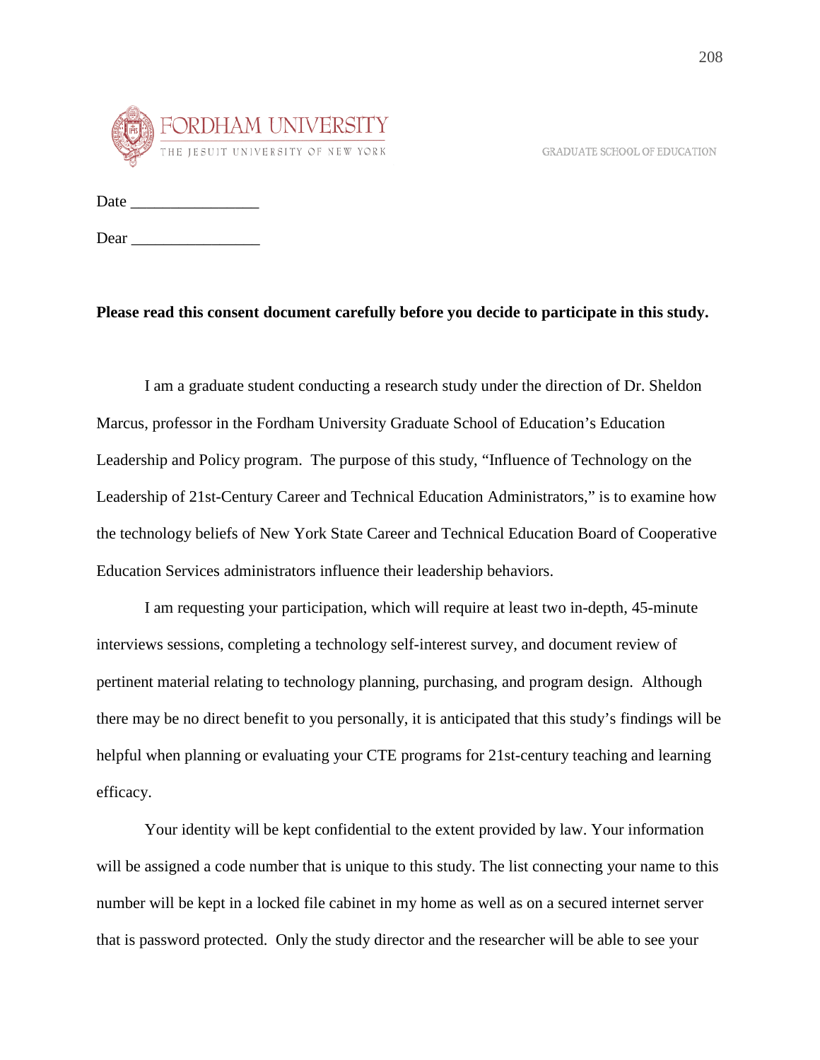FORDHAM UNIVERSITY
THE JESUIT UNIVERSITY OF NEW YORK

GRADUATE SCHOOL OF EDUCATION

Date ________________

Dear ________________

**Please read this consent document carefully before you decide to participate in this study.**

I am a graduate student conducting a research study under the direction of Dr. Sheldon Marcus, professor in the Fordham University Graduate School of Education's Education Leadership and Policy program. The purpose of this study, "Influence of Technology on the Leadership of 21st-Century Career and Technical Education Administrators," is to examine how the technology beliefs of New York State Career and Technical Education Board of Cooperative Education Services administrators influence their leadership behaviors.

I am requesting your participation, which will require at least two in-depth, 45-minute interviews sessions, completing a technology self-interest survey, and document review of pertinent material relating to technology planning, purchasing, and program design. Although there may be no direct benefit to you personally, it is anticipated that this study's findings will be helpful when planning or evaluating your CTE programs for 21st-century teaching and learning efficacy.

Your identity will be kept confidential to the extent provided by law. Your information will be assigned a code number that is unique to this study. The list connecting your name to this number will be kept in a locked file cabinet in my home as well as on a secured internet server that is password protected. Only the study director and the researcher will be able to see your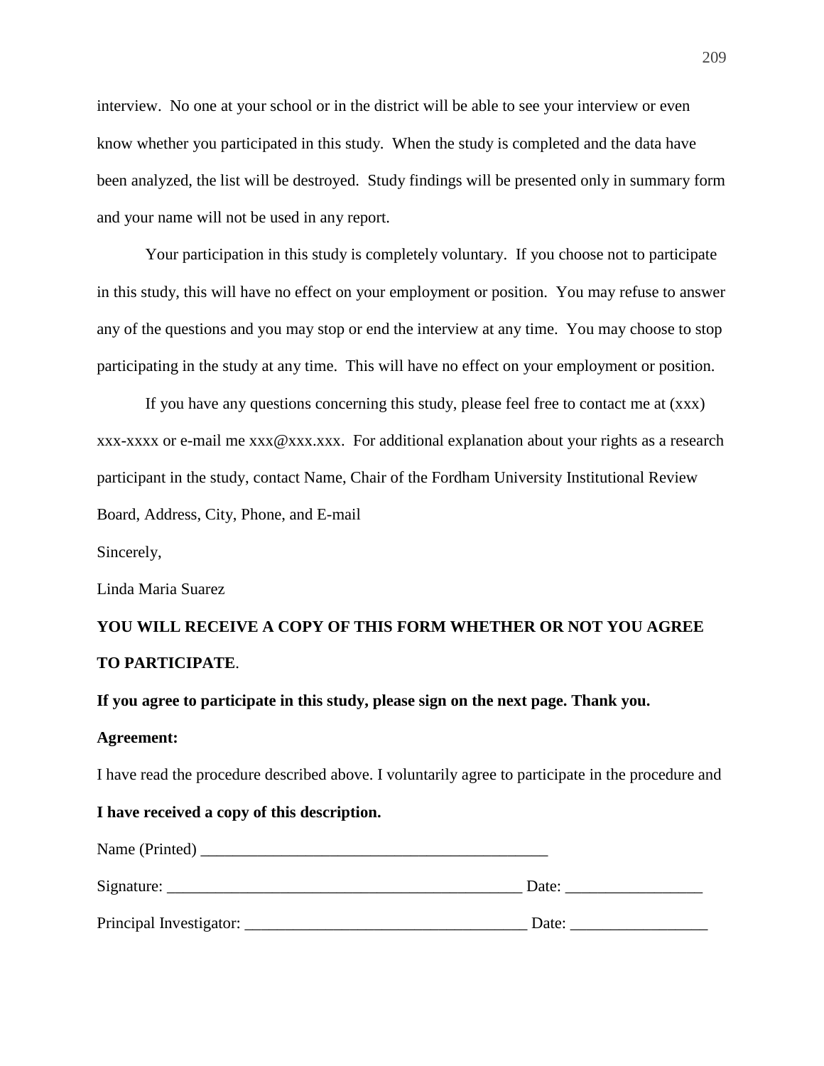interview. No one at your school or in the district will be able to see your interview or even know whether you participated in this study. When the study is completed and the data have been analyzed, the list will be destroyed. Study findings will be presented only in summary form and your name will not be used in any report.

Your participation in this study is completely voluntary. If you choose not to participate in this study, this will have no effect on your employment or position. You may refuse to answer any of the questions and you may stop or end the interview at any time. You may choose to stop participating in the study at any time. This will have no effect on your employment or position.

If you have any questions concerning this study, please feel free to contact me at (xxx) xxx-xxxx or e-mail me xxx@xxx.xxx. For additional explanation about your rights as a research participant in the study, contact Name, Chair of the Fordham University Institutional Review Board, Address, City, Phone, and E-mail

Sincerely,

Linda Maria Suarez

**YOU WILL RECEIVE A COPY OF THIS FORM WHETHER OR NOT YOU AGREE TO PARTICIPATE**.

**If you agree to participate in this study, please sign on the next page. Thank you.**

**Agreement:**

I have read the procedure described above. I voluntarily agree to participate in the procedure and **I have received a copy of this description.**

Name (Printed) ____________________________________________

Signature: _____________________________________________ Date: _________________

Principal Investigator: ___________________________________ Date: _________________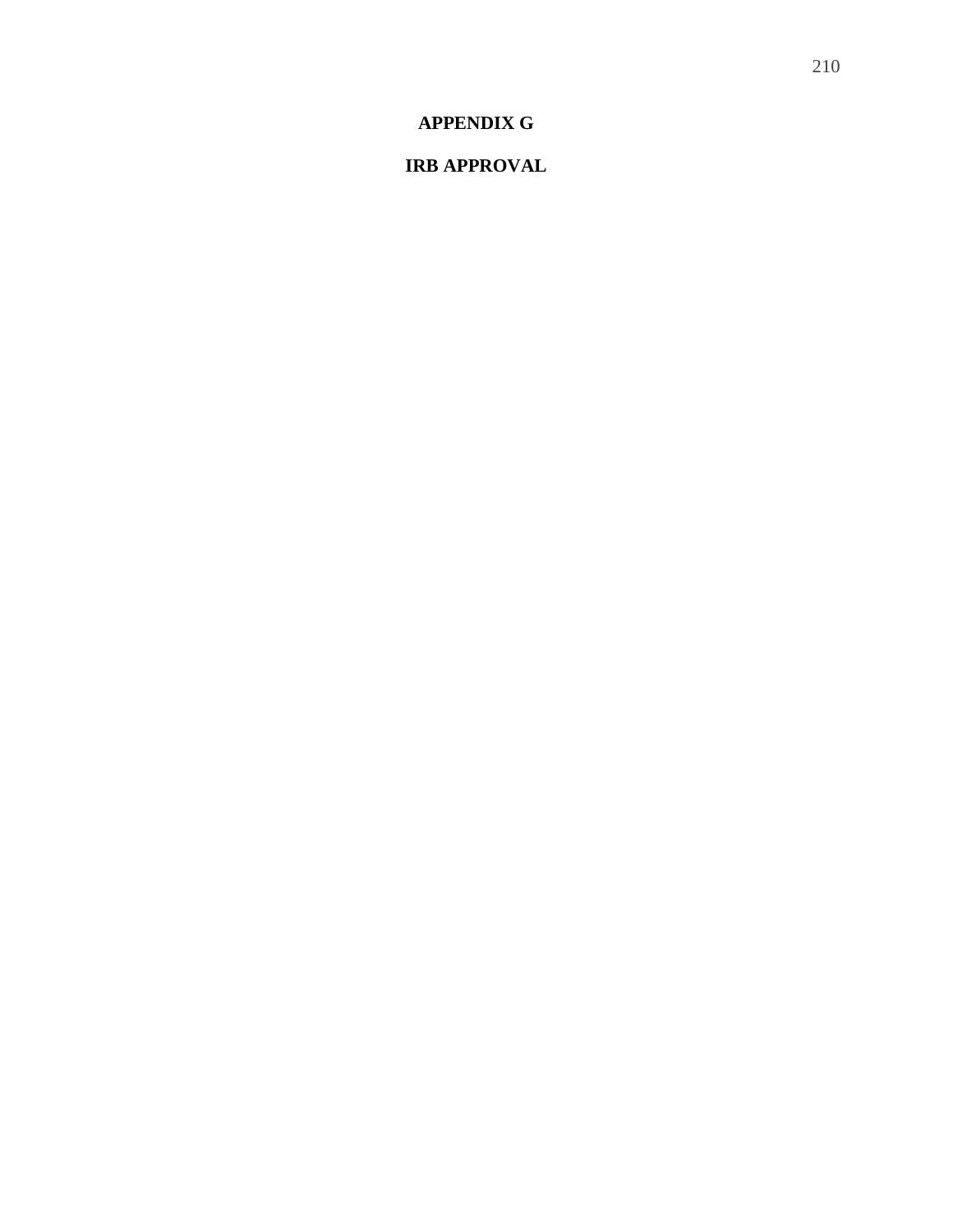# APPENDIX G

## IRB APPROVAL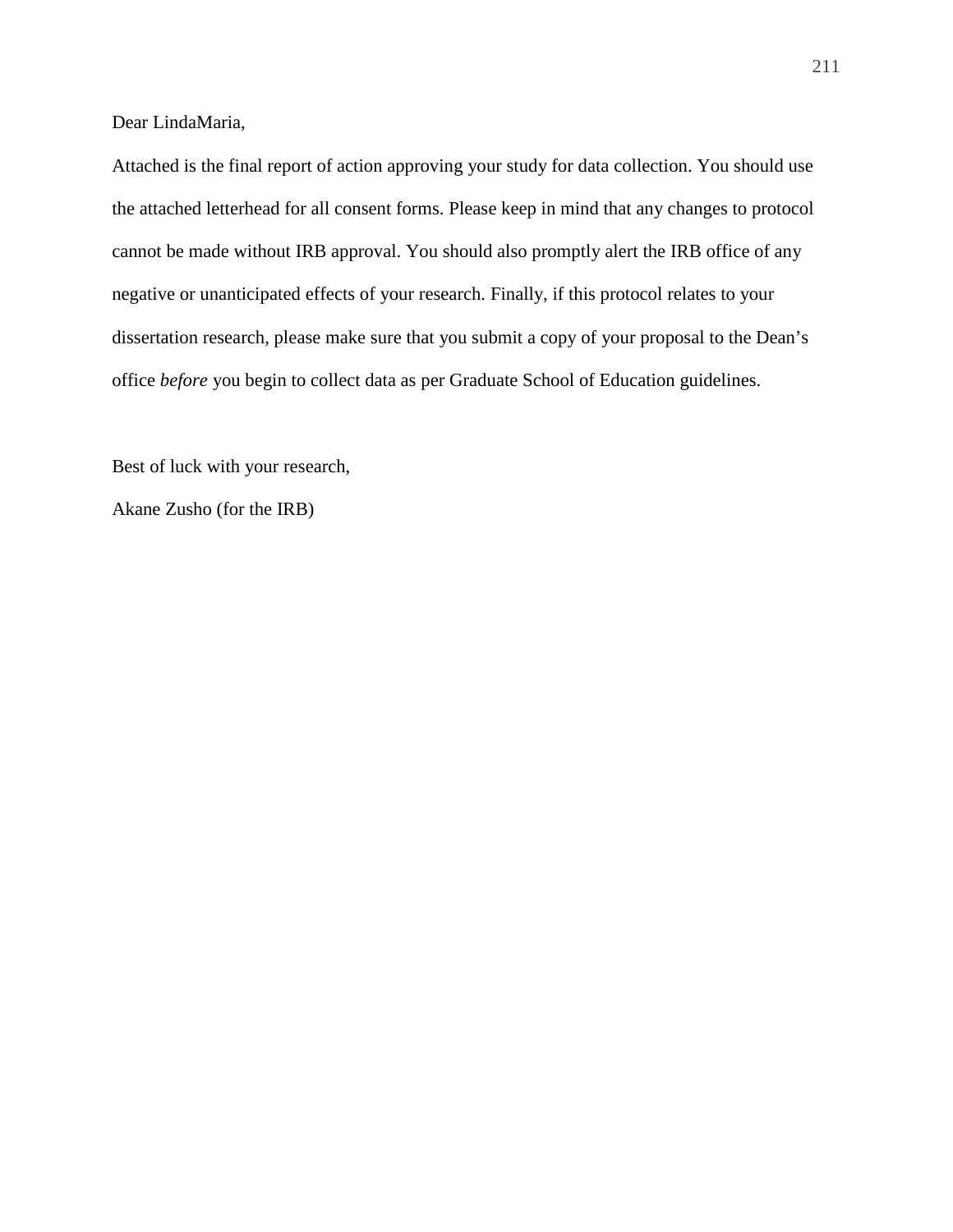Dear LindaMaria,

Attached is the final report of action approving your study for data collection. You should use the attached letterhead for all consent forms. Please keep in mind that any changes to protocol cannot be made without IRB approval. You should also promptly alert the IRB office of any negative or unanticipated effects of your research. Finally, if this protocol relates to your dissertation research, please make sure that you submit a copy of your proposal to the Dean's office *before* you begin to collect data as per Graduate School of Education guidelines.

Best of luck with your research,

Akane Zusho (for the IRB)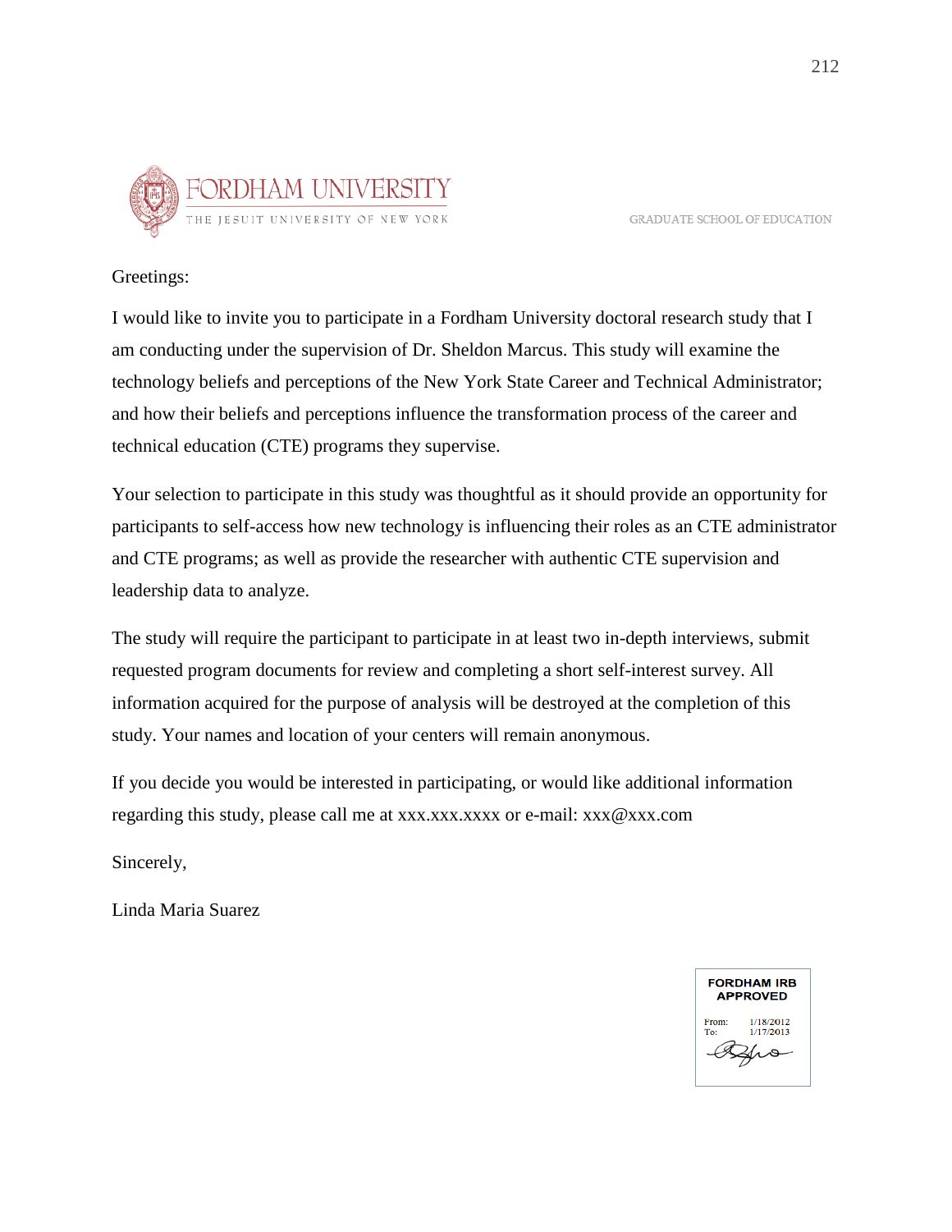FORDHAM UNIVERSITY

THE JESUIT UNIVERSITY OF NEW YORK

GRADUATE SCHOOL OF EDUCATION

Greetings:

I would like to invite you to participate in a Fordham University doctoral research study that I am conducting under the supervision of Dr. Sheldon Marcus. This study will examine the technology beliefs and perceptions of the New York State Career and Technical Administrator; and how their beliefs and perceptions influence the transformation process of the career and technical education (CTE) programs they supervise.

Your selection to participate in this study was thoughtful as it should provide an opportunity for participants to self-access how new technology is influencing their roles as an CTE administrator and CTE programs; as well as provide the researcher with authentic CTE supervision and leadership data to analyze.

The study will require the participant to participate in at least two in-depth interviews, submit requested program documents for review and completing a short self-interest survey. All information acquired for the purpose of analysis will be destroyed at the completion of this study. Your names and location of your centers will remain anonymous.

If you decide you would be interested in participating, or would like additional information regarding this study, please call me at xxx.xxx.xxxx or e-mail: xxx@xxx.com

Sincerely,

Linda Maria Suarez

FORDHAM IRB APPROVED

From: 1/18/2012
To: 1/17/2013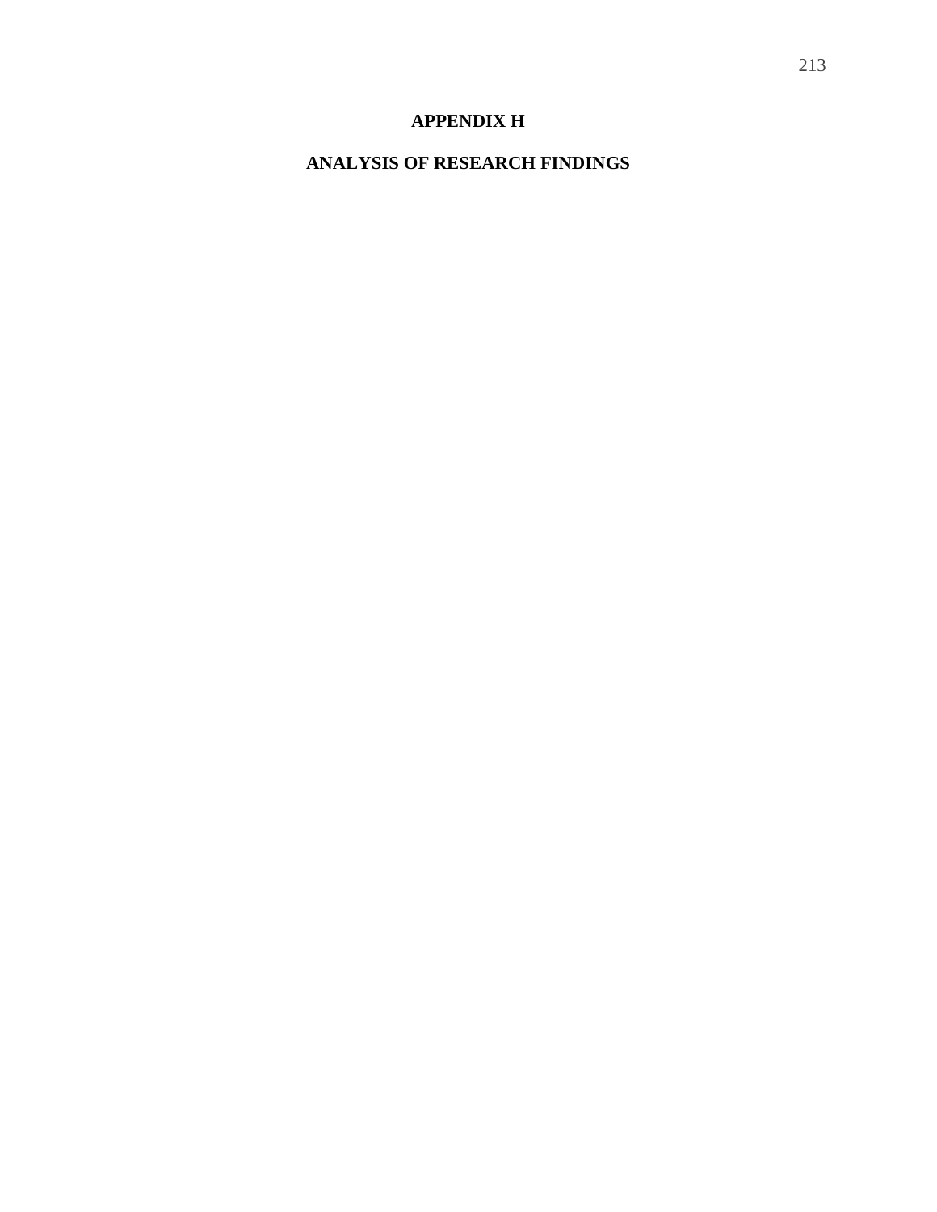# APPENDIX H

# ANALYSIS OF RESEARCH FINDINGS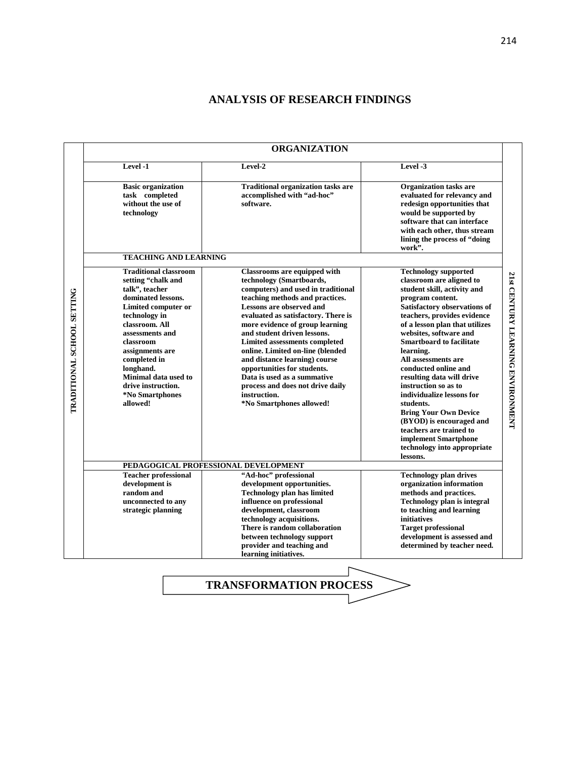# ANALYSIS OF RESEARCH FINDINGS

| | Level -1 | Level-2 | Level -3 | |
|---|---|---|---|---|
| **TRADITIONAL SCHOOL SETTING** | **ORGANIZATION** | | | **21st CENTURY LEARNING ENVIRONMENT** |
| | **Basic organization task completed without the use of technology** | **Traditional organization tasks are accomplished with "ad-hoc" software.** | **Organization tasks are evaluated for relevancy and redesign opportunities that would be supported by software that can interface with each other, thus stream lining the process of "doing work".** | |
| | **TEACHING AND LEARNING** | | | |
| | **Traditional classroom setting "chalk and talk", teacher dominated lessons. Limited computer or technology in classroom. All assessments and classroom assignments are completed in longhand. Minimal data used to drive instruction. *No Smartphones allowed!** | **Classrooms are equipped with technology (Smartboards, computers) and used in traditional teaching methods and practices. Lessons are observed and evaluated as satisfactory. There is more evidence of group learning and student driven lessons. Limited assessments completed online. Limited on-line (blended and distance learning) course opportunities for students. Data is used as a summative process and does not drive daily instruction. *No Smartphones allowed!** | **Technology supported classroom are aligned to student skill, activity and program content. Satisfactory observations of teachers, provides evidence of a lesson plan that utilizes websites, software and Smartboard to facilitate learning. All assessments are conducted online and resulting data will drive instruction so as to individualize lessons for students. Bring Your Own Device (BYOD) is encouraged and teachers are trained to implement Smartphone technology into appropriate lessons.** | |
| | **PEDAGOGICAL PROFESSIONAL DEVELOPMENT** | | | |
| | **Teacher professional development is random and unconnected to any strategic planning** | **"Ad-hoc" professional development opportunities. Technology plan has limited influence on professional development, classroom technology acquisitions. There is random collaboration between technology support provider and teaching and learning initiatives.** | **Technology plan drives organization information methods and practices. Technology plan is integral to teaching and learning initiatives Target professional development is assessed and determined by teacher need.** | |

**TRANSFORMATION PROCESS** →